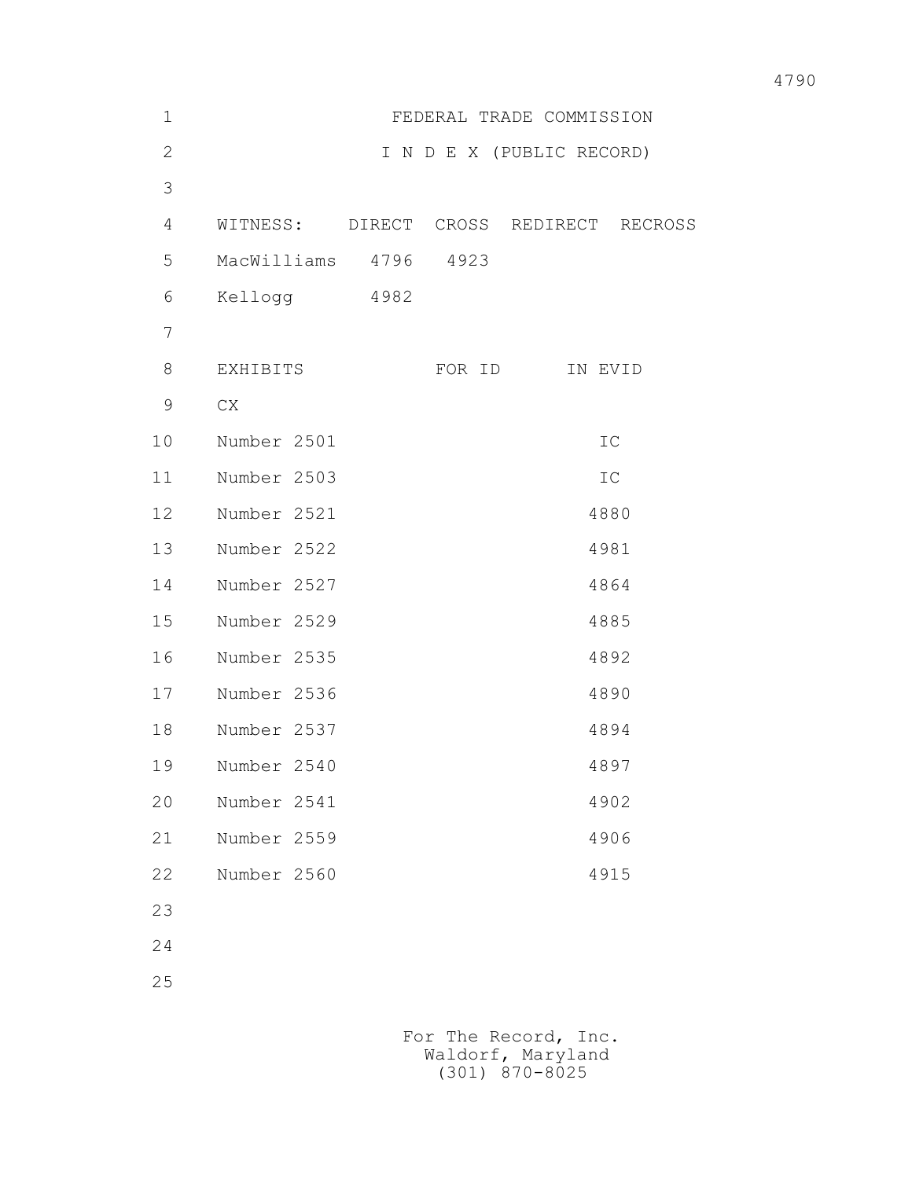# FEDERAL TRADE COMMISSION

## I N D E X (PUBLIC RECORD)

| WITNESS: | DIRECT | CROSS | REDIRECT | RECROSS |
|---|---|---|---|---|
| MacWilliams | 4796 | 4923 | | |
| Kellogg | 4982 | | | |

| EXHIBITS | FOR ID | IN EVID |
|---|---|---|
| CX | | |
| Number 2501 | | IC |
| Number 2503 | | IC |
| Number 2521 | | 4880 |
| Number 2522 | | 4981 |
| Number 2527 | | 4864 |
| Number 2529 | | 4885 |
| Number 2535 | | 4892 |
| Number 2536 | | 4890 |
| Number 2537 | | 4894 |
| Number 2540 | | 4897 |
| Number 2541 | | 4902 |
| Number 2559 | | 4906 |
| Number 2560 | | 4915 |

For The Record, Inc.
Waldorf, Maryland
(301) 870-8025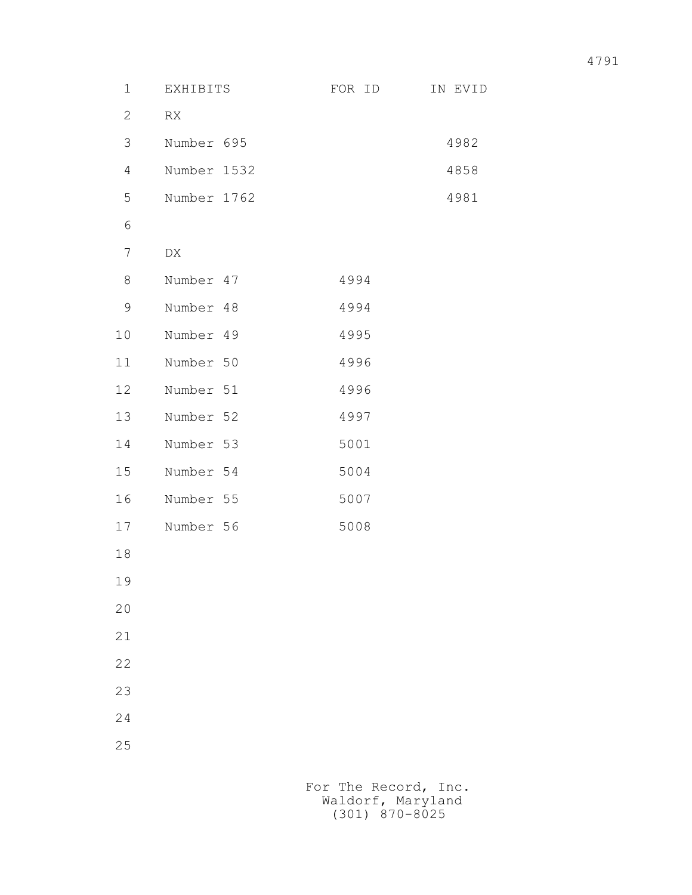| EXHIBITS | FOR ID | IN EVID |
|---|---|---|
| RX | | |
| Number 695 | | 4982 |
| Number 1532 | | 4858 |
| Number 1762 | | 4981 |
| | | |
| DX | | |
| Number 47 | 4994 | |
| Number 48 | 4994 | |
| Number 49 | 4995 | |
| Number 50 | 4996 | |
| Number 51 | 4996 | |
| Number 52 | 4997 | |
| Number 53 | 5001 | |
| Number 54 | 5004 | |
| Number 55 | 5007 | |
| Number 56 | 5008 | |

For The Record, Inc.
Waldorf, Maryland
(301) 870-8025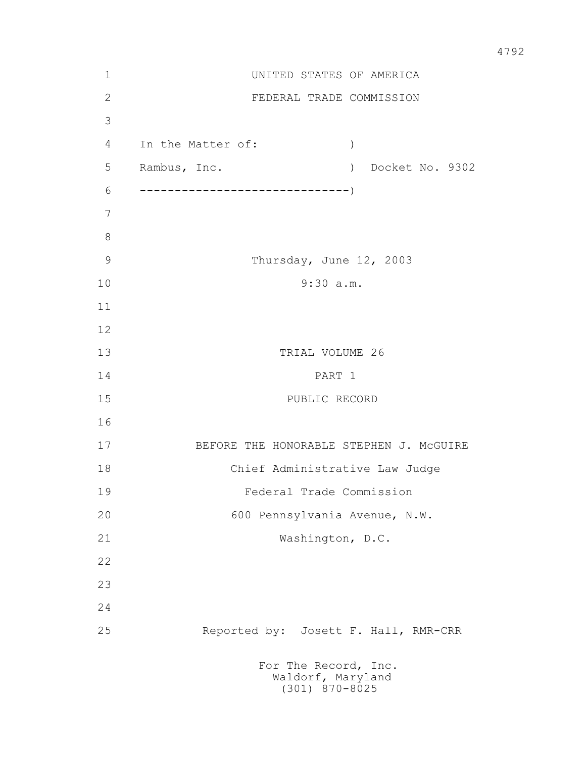UNITED STATES OF AMERICA

FEDERAL TRADE COMMISSION

In the Matter of: )

Rambus, Inc. ) Docket No. 9302

------------------------------)

Thursday, June 12, 2003

9:30 a.m.

TRIAL VOLUME 26

PART 1

PUBLIC RECORD

BEFORE THE HONORABLE STEPHEN J. McGUIRE

Chief Administrative Law Judge

Federal Trade Commission

600 Pennsylvania Avenue, N.W.

Washington, D.C.

Reported by: Josett F. Hall, RMR-CRR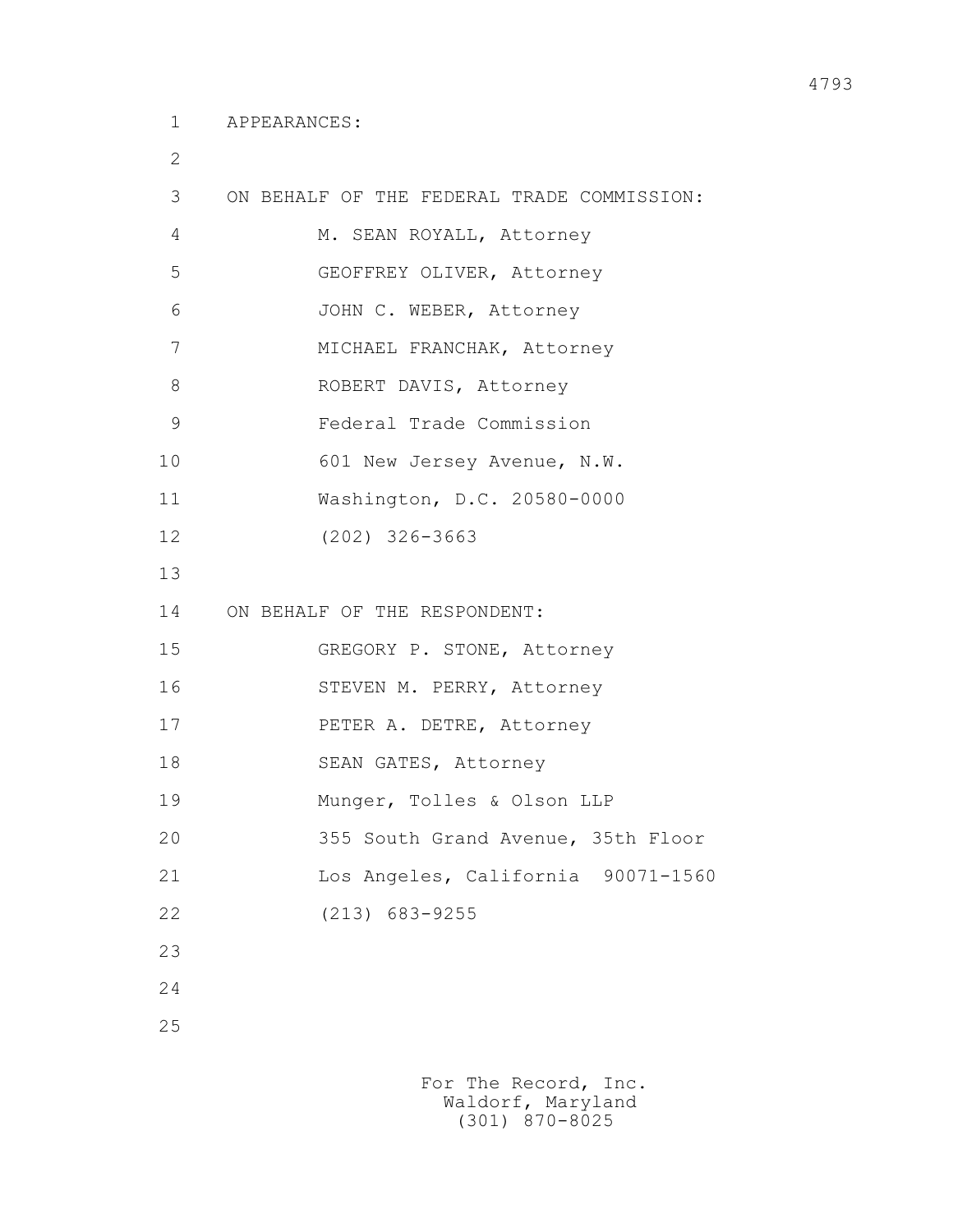APPEARANCES:

ON BEHALF OF THE FEDERAL TRADE COMMISSION:

M. SEAN ROYALL, Attorney
GEOFFREY OLIVER, Attorney
JOHN C. WEBER, Attorney
MICHAEL FRANCHAK, Attorney
ROBERT DAVIS, Attorney
Federal Trade Commission
601 New Jersey Avenue, N.W.
Washington, D.C. 20580-0000
(202) 326-3663

ON BEHALF OF THE RESPONDENT:

GREGORY P. STONE, Attorney
STEVEN M. PERRY, Attorney
PETER A. DETRE, Attorney
SEAN GATES, Attorney
Munger, Tolles & Olson LLP
355 South Grand Avenue, 35th Floor
Los Angeles, California 90071-1560
(213) 683-9255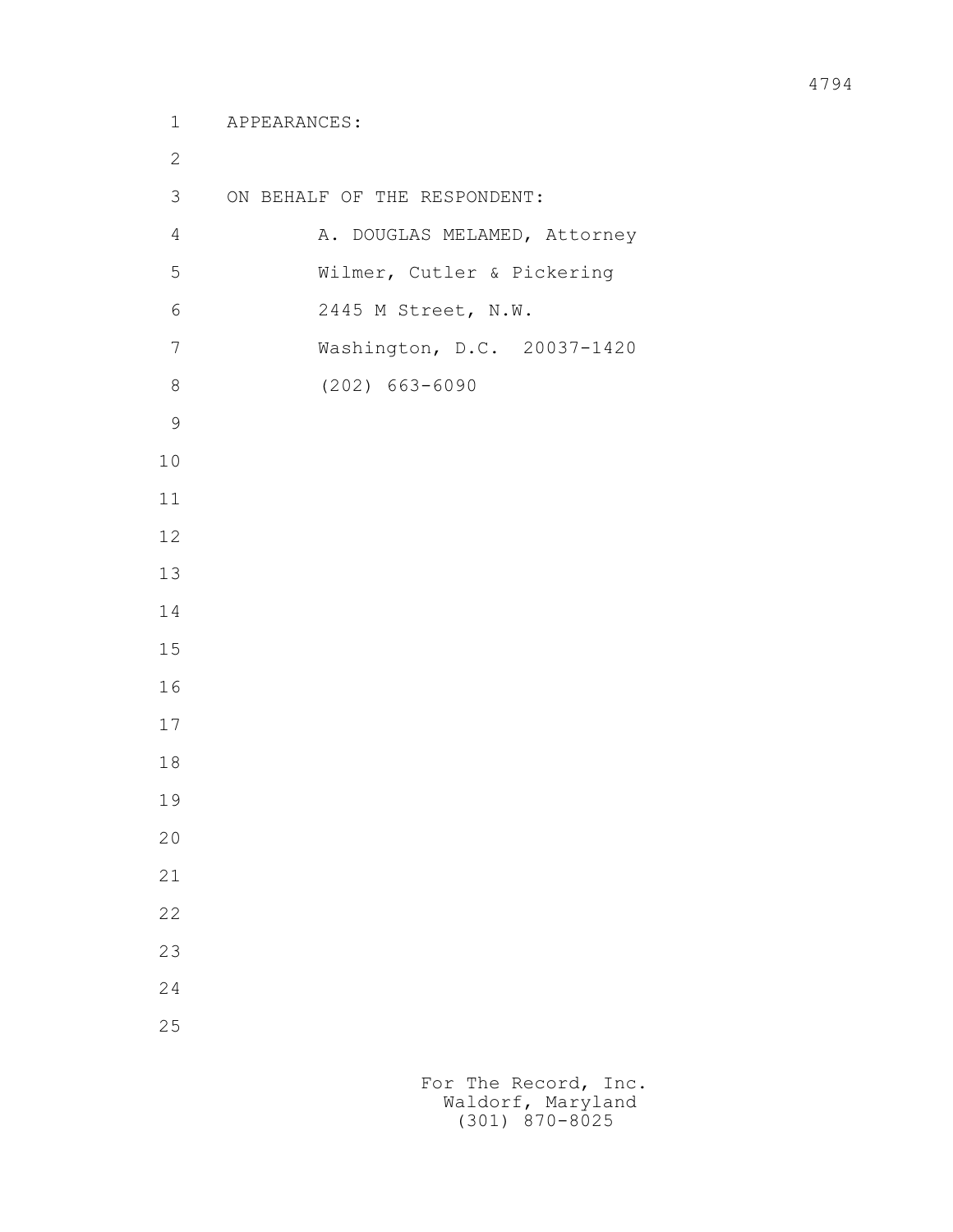APPEARANCES:

ON BEHALF OF THE RESPONDENT:

A. DOUGLAS MELAMED, Attorney
Wilmer, Cutler & Pickering
2445 M Street, N.W.
Washington, D.C. 20037-1420
(202) 663-6090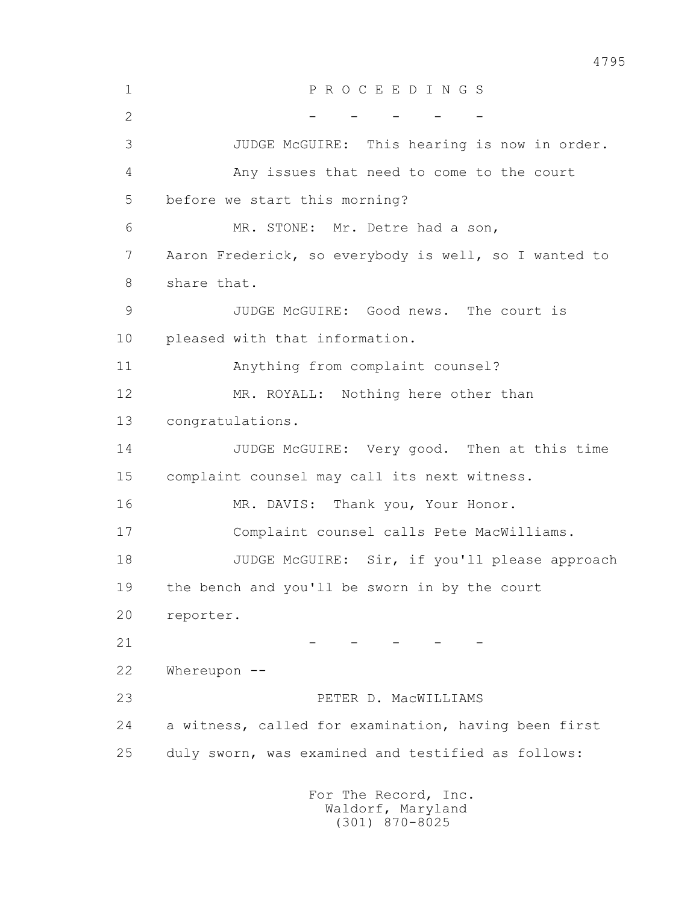P R O C E E D I N G S

\- - - - -

JUDGE McGUIRE: This hearing is now in order.

Any issues that need to come to the court before we start this morning?

MR. STONE: Mr. Detre had a son, Aaron Frederick, so everybody is well, so I wanted to share that.

JUDGE McGUIRE: Good news. The court is pleased with that information.

Anything from complaint counsel?

MR. ROYALL: Nothing here other than congratulations.

JUDGE McGUIRE: Very good. Then at this time complaint counsel may call its next witness.

MR. DAVIS: Thank you, Your Honor.

Complaint counsel calls Pete MacWilliams.

JUDGE McGUIRE: Sir, if you'll please approach the bench and you'll be sworn in by the court reporter.

\- - - - -

Whereupon --

PETER D. MacWILLIAMS

a witness, called for examination, having been first duly sworn, was examined and testified as follows: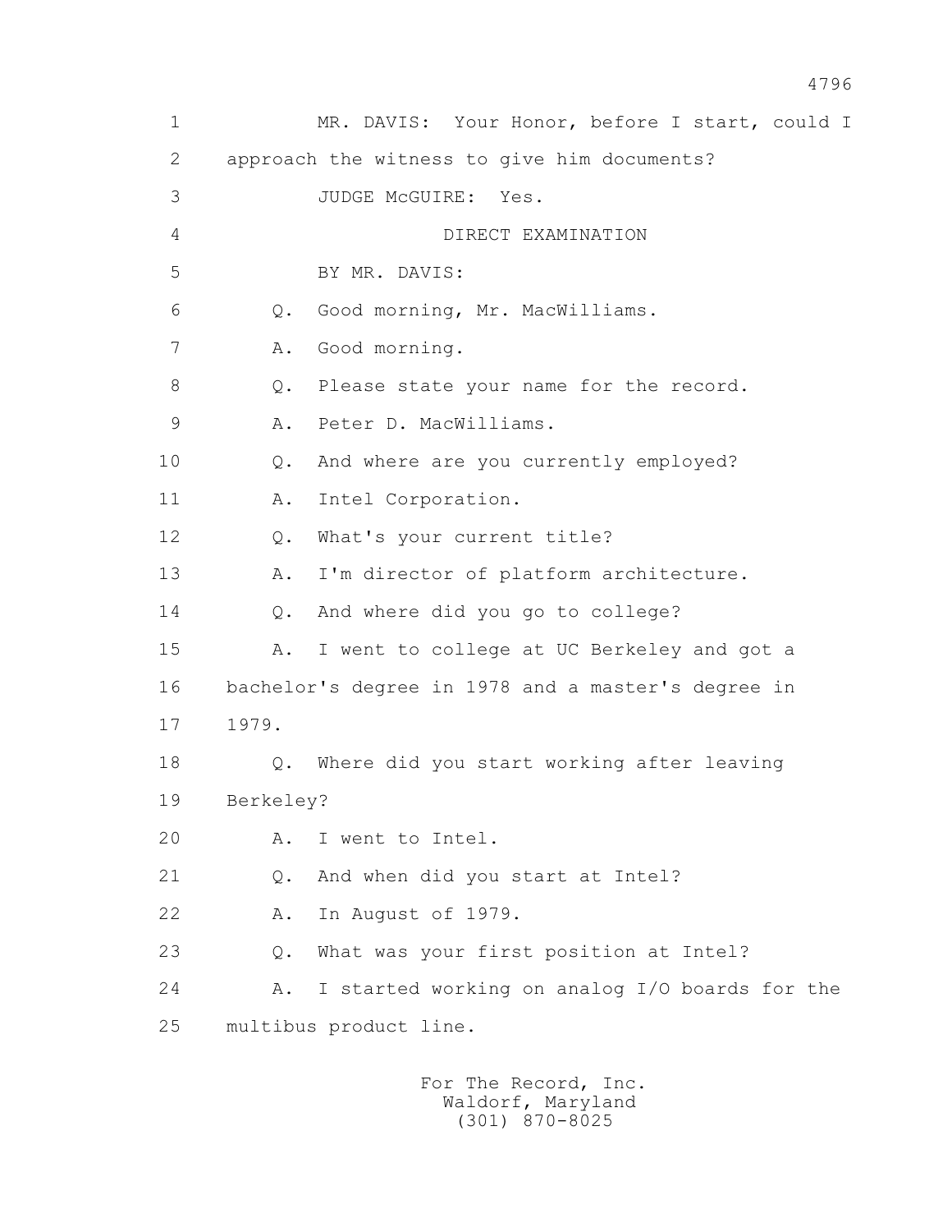MR. DAVIS: Your Honor, before I start, could I approach the witness to give him documents?

JUDGE McGUIRE: Yes.

DIRECT EXAMINATION

BY MR. DAVIS:

Q. Good morning, Mr. MacWilliams.

A. Good morning.

Q. Please state your name for the record.

A. Peter D. MacWilliams.

Q. And where are you currently employed?

A. Intel Corporation.

Q. What's your current title?

A. I'm director of platform architecture.

Q. And where did you go to college?

A. I went to college at UC Berkeley and got a bachelor's degree in 1978 and a master's degree in 1979.

Q. Where did you start working after leaving Berkeley?

A. I went to Intel.

Q. And when did you start at Intel?

A. In August of 1979.

Q. What was your first position at Intel?

A. I started working on analog I/O boards for the multibus product line.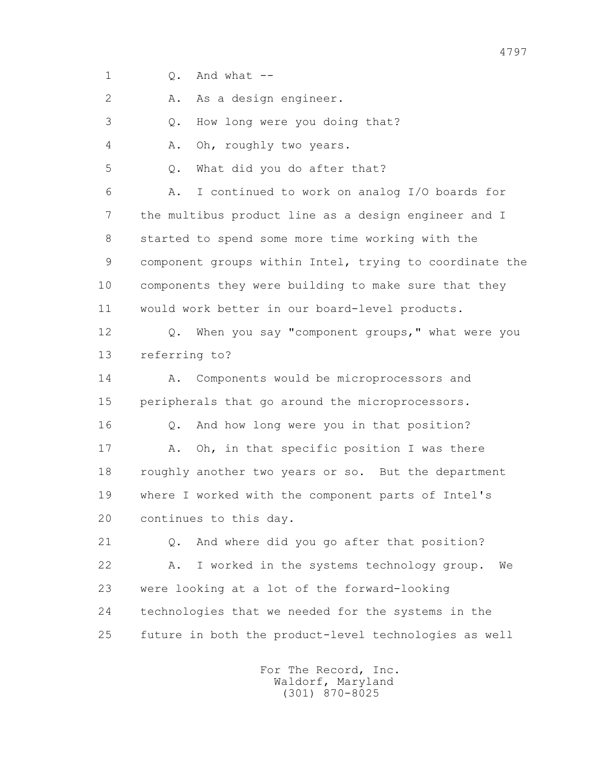1 Q. And what --

2 A. As a design engineer.

3 Q. How long were you doing that?

4 A. Oh, roughly two years.

5 Q. What did you do after that?

6 A. I continued to work on analog I/O boards for

7 the multibus product line as a design engineer and I

8 started to spend some more time working with the

9 component groups within Intel, trying to coordinate the

10 components they were building to make sure that they

11 would work better in our board-level products.

12 Q. When you say "component groups," what were you

13 referring to?

14 A. Components would be microprocessors and

15 peripherals that go around the microprocessors.

16 Q. And how long were you in that position?

17 A. Oh, in that specific position I was there

18 roughly another two years or so. But the department

19 where I worked with the component parts of Intel's

20 continues to this day.

21 Q. And where did you go after that position?

22 A. I worked in the systems technology group. We

23 were looking at a lot of the forward-looking

24 technologies that we needed for the systems in the

25 future in both the product-level technologies as well

For The Record, Inc.
Waldorf, Maryland
(301) 870-8025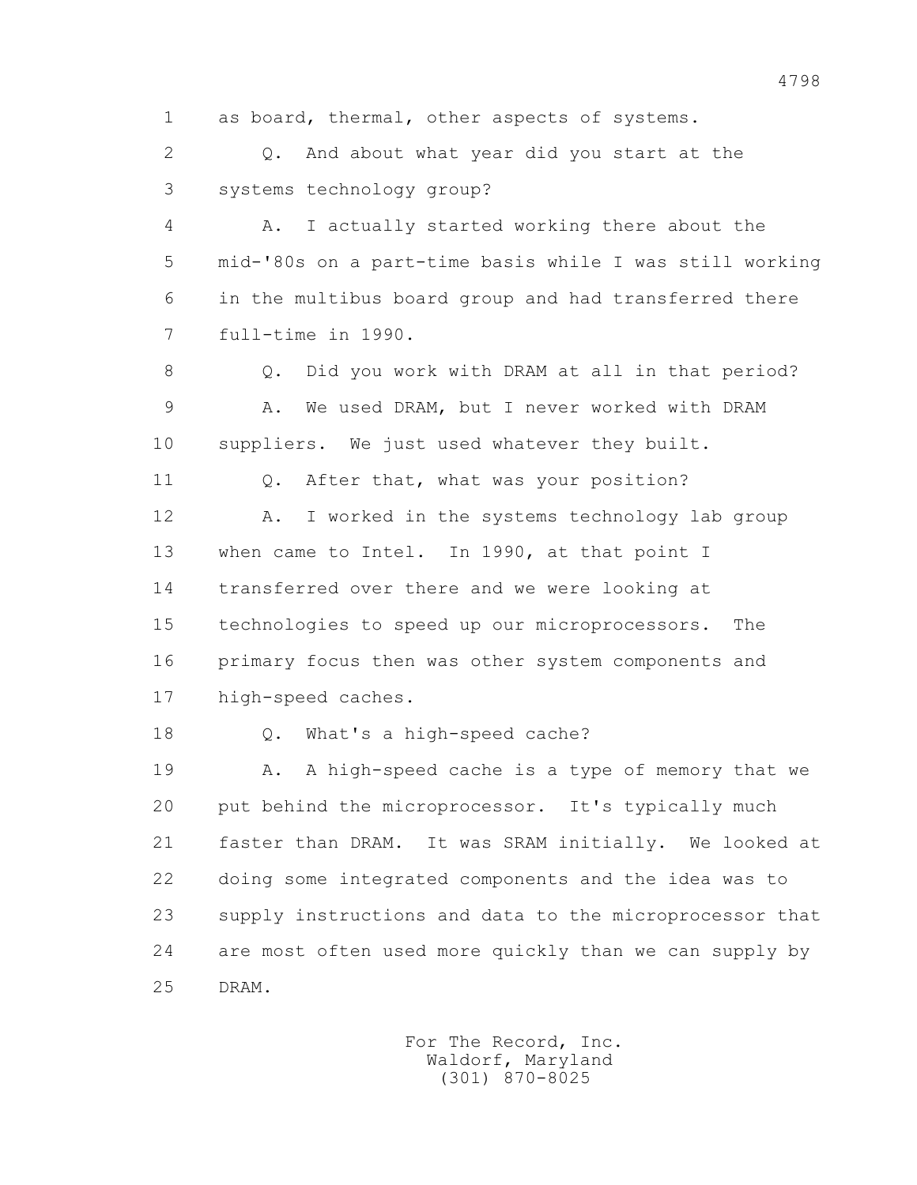as board, thermal, other aspects of systems.

Q. And about what year did you start at the systems technology group?

A. I actually started working there about the mid-'80s on a part-time basis while I was still working in the multibus board group and had transferred there full-time in 1990.

Q. Did you work with DRAM at all in that period?

A. We used DRAM, but I never worked with DRAM suppliers. We just used whatever they built.

Q. After that, what was your position?

A. I worked in the systems technology lab group when came to Intel. In 1990, at that point I transferred over there and we were looking at technologies to speed up our microprocessors. The primary focus then was other system components and high-speed caches.

Q. What's a high-speed cache?

A. A high-speed cache is a type of memory that we put behind the microprocessor. It's typically much faster than DRAM. It was SRAM initially. We looked at doing some integrated components and the idea was to supply instructions and data to the microprocessor that are most often used more quickly than we can supply by DRAM.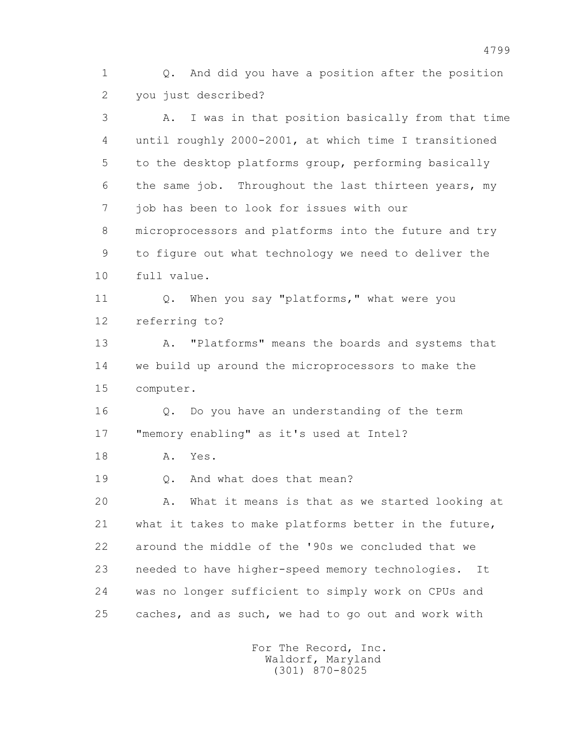1 Q. And did you have a position after the position
2 you just described?
3 A. I was in that position basically from that time
4 until roughly 2000-2001, at which time I transitioned
5 to the desktop platforms group, performing basically
6 the same job. Throughout the last thirteen years, my
7 job has been to look for issues with our
8 microprocessors and platforms into the future and try
9 to figure out what technology we need to deliver the
10 full value.
11 Q. When you say "platforms," what were you
12 referring to?
13 A. "Platforms" means the boards and systems that
14 we build up around the microprocessors to make the
15 computer.
16 Q. Do you have an understanding of the term
17 "memory enabling" as it's used at Intel?
18 A. Yes.
19 Q. And what does that mean?
20 A. What it means is that as we started looking at
21 what it takes to make platforms better in the future,
22 around the middle of the '90s we concluded that we
23 needed to have higher-speed memory technologies. It
24 was no longer sufficient to simply work on CPUs and
25 caches, and as such, we had to go out and work with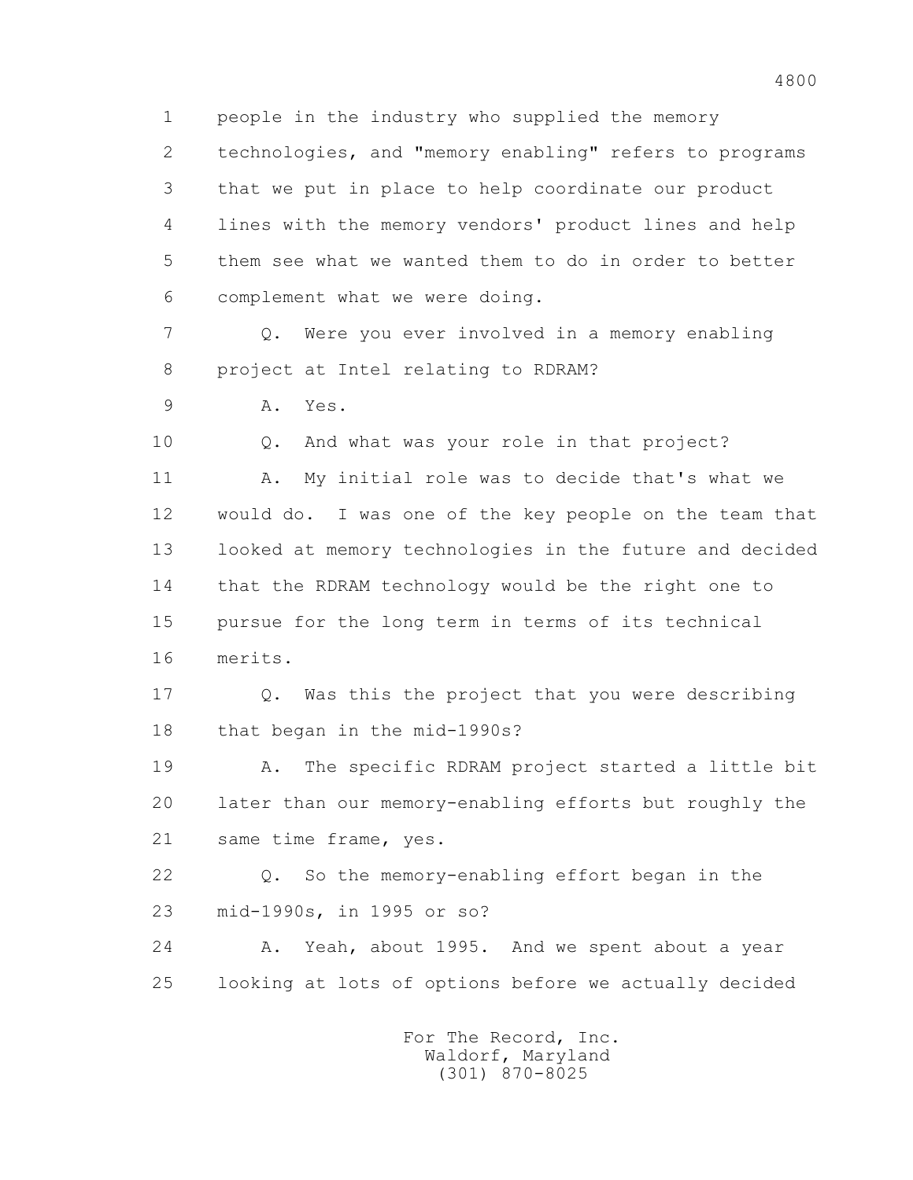people in the industry who supplied the memory technologies, and "memory enabling" refers to programs that we put in place to help coordinate our product lines with the memory vendors' product lines and help them see what we wanted them to do in order to better complement what we were doing.

Q. Were you ever involved in a memory enabling project at Intel relating to RDRAM?

A. Yes.

Q. And what was your role in that project?

A. My initial role was to decide that's what we would do. I was one of the key people on the team that looked at memory technologies in the future and decided that the RDRAM technology would be the right one to pursue for the long term in terms of its technical merits.

Q. Was this the project that you were describing that began in the mid-1990s?

A. The specific RDRAM project started a little bit later than our memory-enabling efforts but roughly the same time frame, yes.

Q. So the memory-enabling effort began in the mid-1990s, in 1995 or so?

A. Yeah, about 1995. And we spent about a year looking at lots of options before we actually decided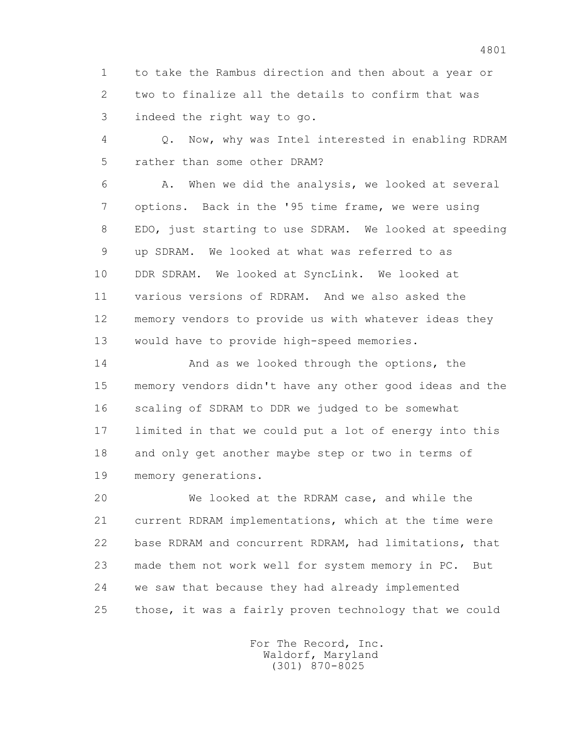1 to take the Rambus direction and then about a year or
2 two to finalize all the details to confirm that was
3 indeed the right way to go.

4 Q. Now, why was Intel interested in enabling RDRAM
5 rather than some other DRAM?

6 A. When we did the analysis, we looked at several
7 options. Back in the '95 time frame, we were using
8 EDO, just starting to use SDRAM. We looked at speeding
9 up SDRAM. We looked at what was referred to as
10 DDR SDRAM. We looked at SyncLink. We looked at
11 various versions of RDRAM. And we also asked the
12 memory vendors to provide us with whatever ideas they
13 would have to provide high-speed memories.

14 And as we looked through the options, the
15 memory vendors didn't have any other good ideas and the
16 scaling of SDRAM to DDR we judged to be somewhat
17 limited in that we could put a lot of energy into this
18 and only get another maybe step or two in terms of
19 memory generations.

20 We looked at the RDRAM case, and while the
21 current RDRAM implementations, which at the time were
22 base RDRAM and concurrent RDRAM, had limitations, that
23 made them not work well for system memory in PC. But
24 we saw that because they had already implemented
25 those, it was a fairly proven technology that we could

For The Record, Inc.
Waldorf, Maryland
(301) 870-8025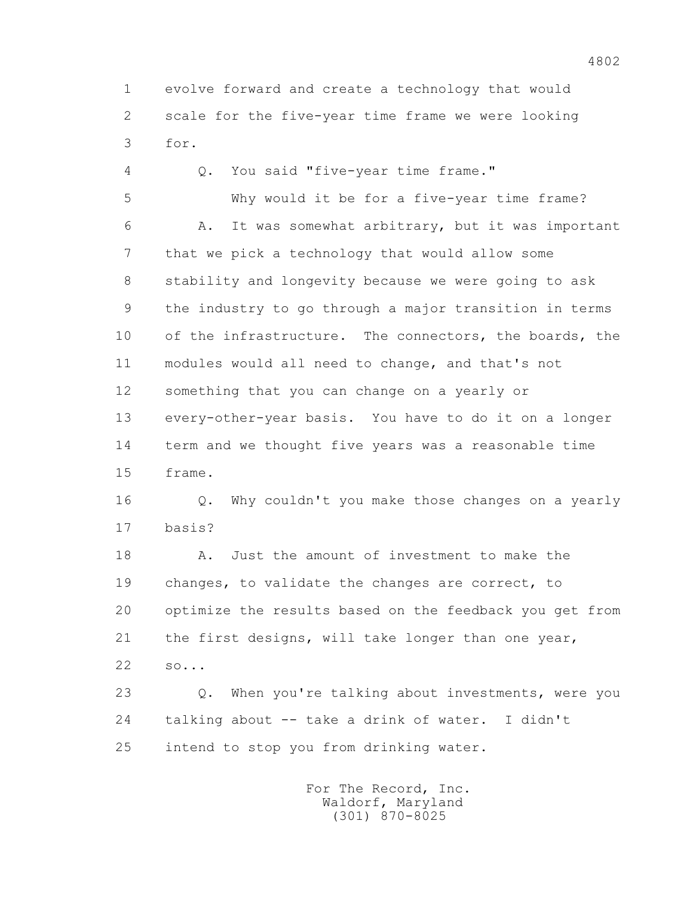1 evolve forward and create a technology that would
2 scale for the five-year time frame we were looking
3 for.

4 Q. You said "five-year time frame."

5 Why would it be for a five-year time frame?

6 A. It was somewhat arbitrary, but it was important
7 that we pick a technology that would allow some
8 stability and longevity because we were going to ask
9 the industry to go through a major transition in terms
10 of the infrastructure. The connectors, the boards, the
11 modules would all need to change, and that's not
12 something that you can change on a yearly or
13 every-other-year basis. You have to do it on a longer
14 term and we thought five years was a reasonable time
15 frame.

16 Q. Why couldn't you make those changes on a yearly
17 basis?

18 A. Just the amount of investment to make the
19 changes, to validate the changes are correct, to
20 optimize the results based on the feedback you get from
21 the first designs, will take longer than one year,
22 so...

23 Q. When you're talking about investments, were you
24 talking about -- take a drink of water. I didn't
25 intend to stop you from drinking water.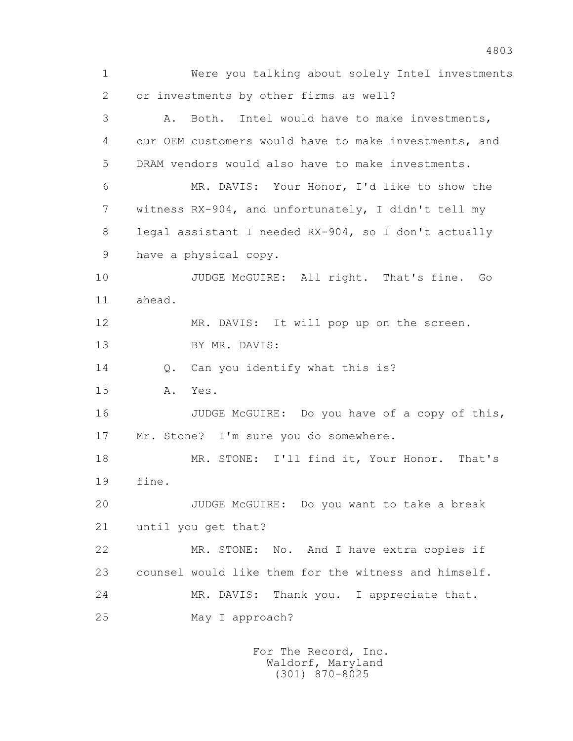1 Were you talking about solely Intel investments
2 or investments by other firms as well?
3 A. Both. Intel would have to make investments,
4 our OEM customers would have to make investments, and
5 DRAM vendors would also have to make investments.
6 MR. DAVIS: Your Honor, I'd like to show the
7 witness RX-904, and unfortunately, I didn't tell my
8 legal assistant I needed RX-904, so I don't actually
9 have a physical copy.
10 JUDGE McGUIRE: All right. That's fine. Go
11 ahead.
12 MR. DAVIS: It will pop up on the screen.
13 BY MR. DAVIS:
14 Q. Can you identify what this is?
15 A. Yes.
16 JUDGE McGUIRE: Do you have of a copy of this,
17 Mr. Stone? I'm sure you do somewhere.
18 MR. STONE: I'll find it, Your Honor. That's
19 fine.
20 JUDGE McGUIRE: Do you want to take a break
21 until you get that?
22 MR. STONE: No. And I have extra copies if
23 counsel would like them for the witness and himself.
24 MR. DAVIS: Thank you. I appreciate that.
25 May I approach?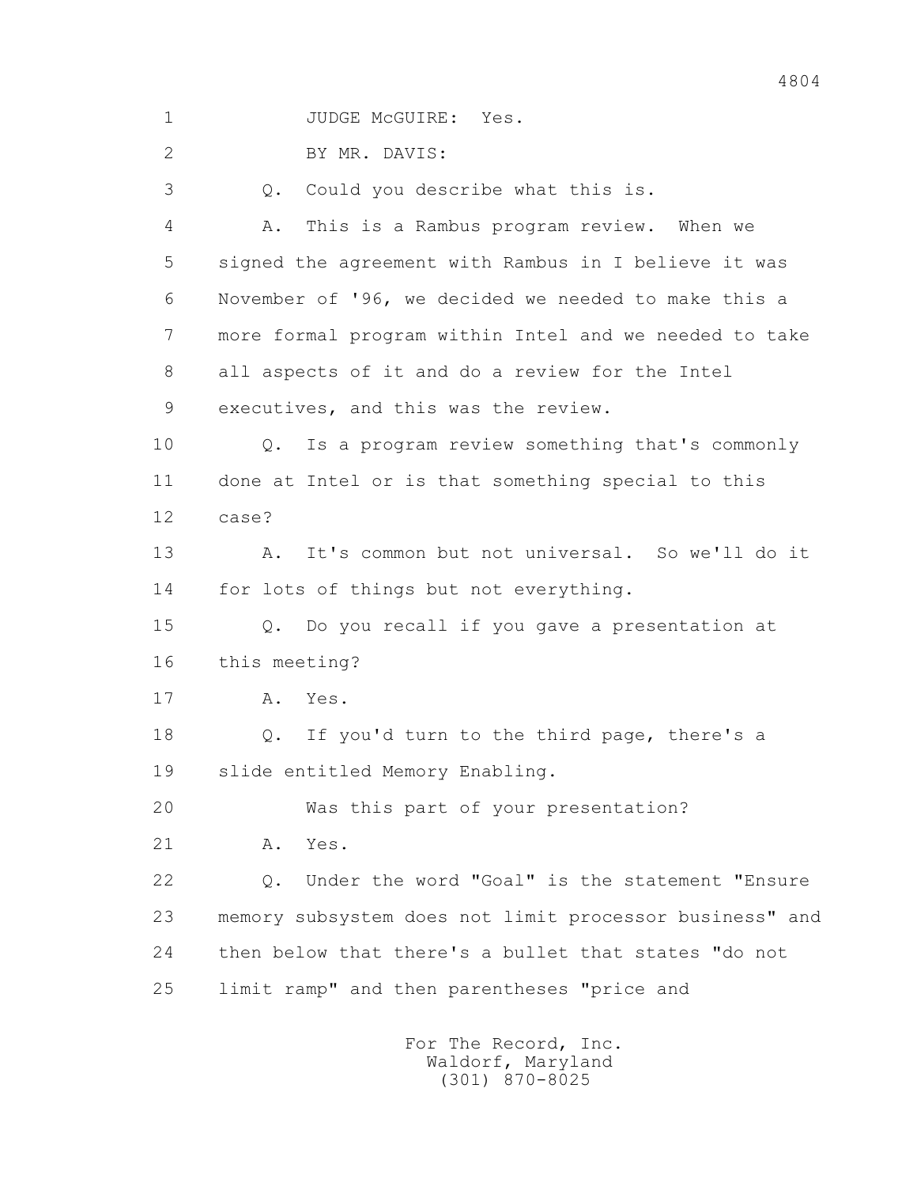1 JUDGE McGUIRE: Yes.

2 BY MR. DAVIS:

3 Q. Could you describe what this is.

4 A. This is a Rambus program review. When we

5 signed the agreement with Rambus in I believe it was

6 November of '96, we decided we needed to make this a

7 more formal program within Intel and we needed to take

8 all aspects of it and do a review for the Intel

9 executives, and this was the review.

10 Q. Is a program review something that's commonly

11 done at Intel or is that something special to this

12 case?

13 A. It's common but not universal. So we'll do it

14 for lots of things but not everything.

15 Q. Do you recall if you gave a presentation at

16 this meeting?

17 A. Yes.

18 Q. If you'd turn to the third page, there's a

19 slide entitled Memory Enabling.

20 Was this part of your presentation?

21 A. Yes.

22 Q. Under the word "Goal" is the statement "Ensure

23 memory subsystem does not limit processor business" and

24 then below that there's a bullet that states "do not

25 limit ramp" and then parentheses "price and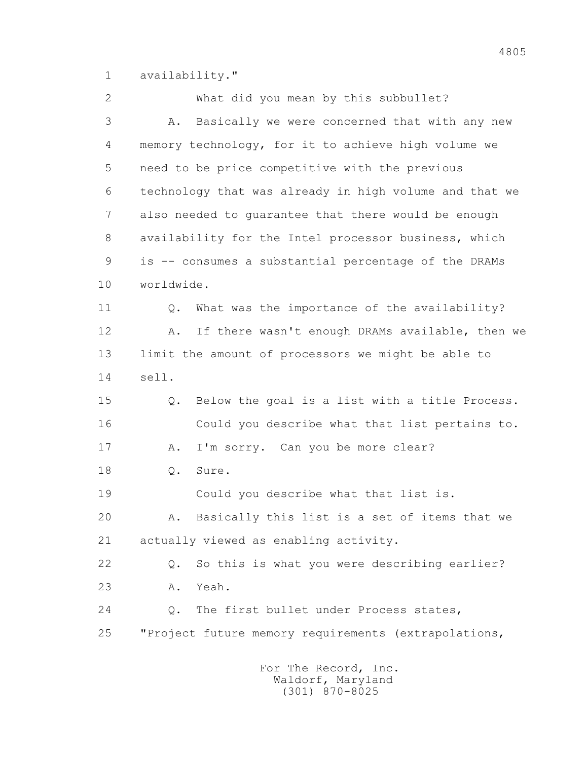availability."

What did you mean by this subbullet?

A. Basically we were concerned that with any new memory technology, for it to achieve high volume we need to be price competitive with the previous technology that was already in high volume and that we also needed to guarantee that there would be enough availability for the Intel processor business, which is -- consumes a substantial percentage of the DRAMs worldwide.

Q. What was the importance of the availability?

A. If there wasn't enough DRAMs available, then we limit the amount of processors we might be able to sell.

Q. Below the goal is a list with a title Process.

Could you describe what that list pertains to.

A. I'm sorry. Can you be more clear?

Q. Sure.

Could you describe what that list is.

A. Basically this list is a set of items that we actually viewed as enabling activity.

Q. So this is what you were describing earlier?

A. Yeah.

Q. The first bullet under Process states, "Project future memory requirements (extrapolations,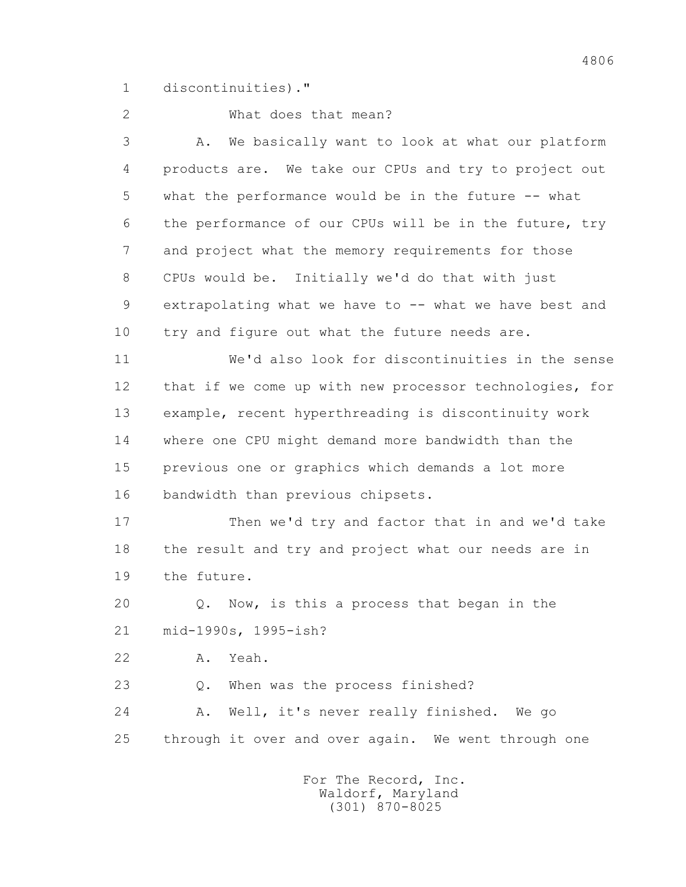discontinuities)."

What does that mean?

A. We basically want to look at what our platform products are. We take our CPUs and try to project out what the performance would be in the future -- what the performance of our CPUs will be in the future, try and project what the memory requirements for those CPUs would be. Initially we'd do that with just extrapolating what we have to -- what we have best and try and figure out what the future needs are.

We'd also look for discontinuities in the sense that if we come up with new processor technologies, for example, recent hyperthreading is discontinuity work where one CPU might demand more bandwidth than the previous one or graphics which demands a lot more bandwidth than previous chipsets.

Then we'd try and factor that in and we'd take the result and try and project what our needs are in the future.

Q. Now, is this a process that began in the mid-1990s, 1995-ish?

A. Yeah.

Q. When was the process finished?

A. Well, it's never really finished. We go through it over and over again. We went through one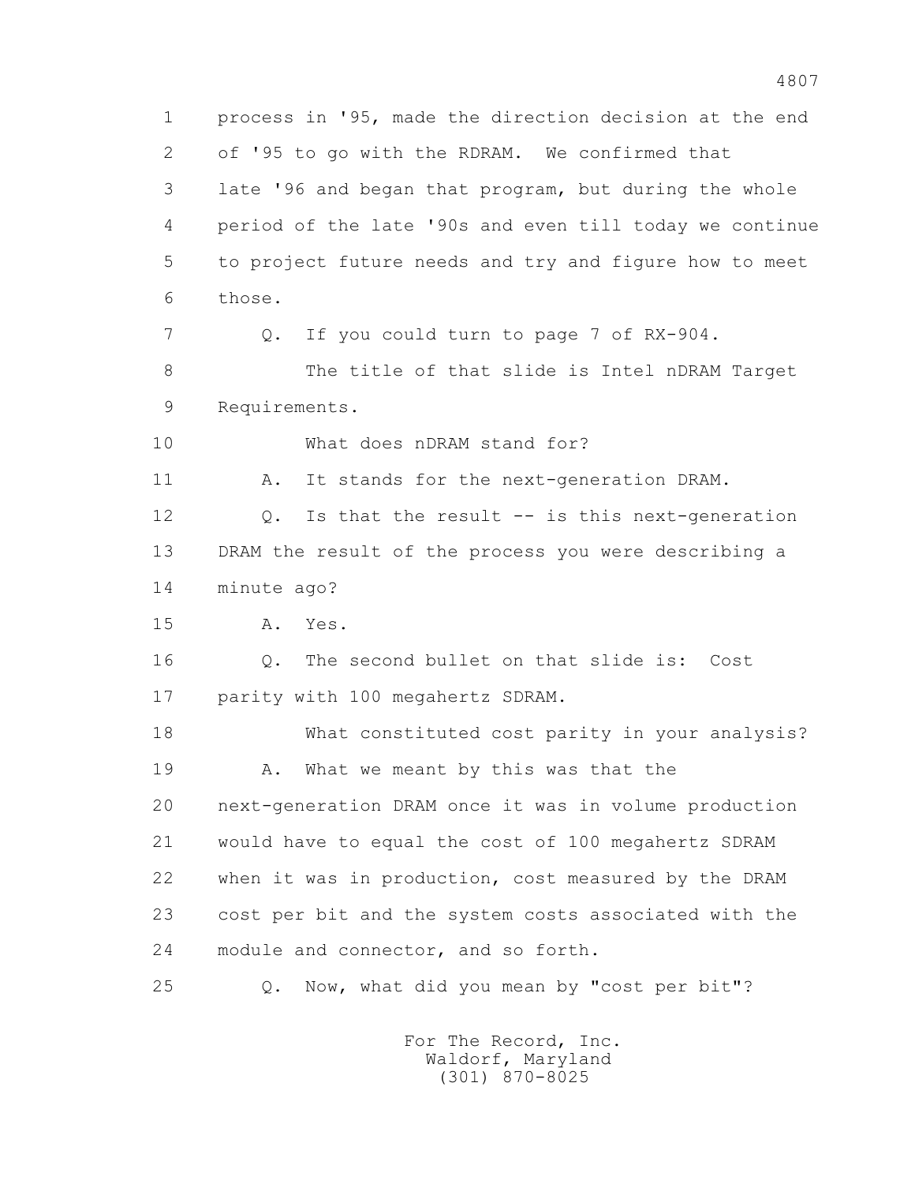1 process in '95, made the direction decision at the end
2 of '95 to go with the RDRAM. We confirmed that
3 late '96 and began that program, but during the whole
4 period of the late '90s and even till today we continue
5 to project future needs and try and figure how to meet
6 those.

7 Q. If you could turn to page 7 of RX-904.

8 The title of that slide is Intel nDRAM Target
9 Requirements.

10 What does nDRAM stand for?

11 A. It stands for the next-generation DRAM.

12 Q. Is that the result -- is this next-generation
13 DRAM the result of the process you were describing a
14 minute ago?

15 A. Yes.

16 Q. The second bullet on that slide is: Cost
17 parity with 100 megahertz SDRAM.

18 What constituted cost parity in your analysis?

19 A. What we meant by this was that the
20 next-generation DRAM once it was in volume production
21 would have to equal the cost of 100 megahertz SDRAM
22 when it was in production, cost measured by the DRAM
23 cost per bit and the system costs associated with the
24 module and connector, and so forth.

25 Q. Now, what did you mean by "cost per bit"?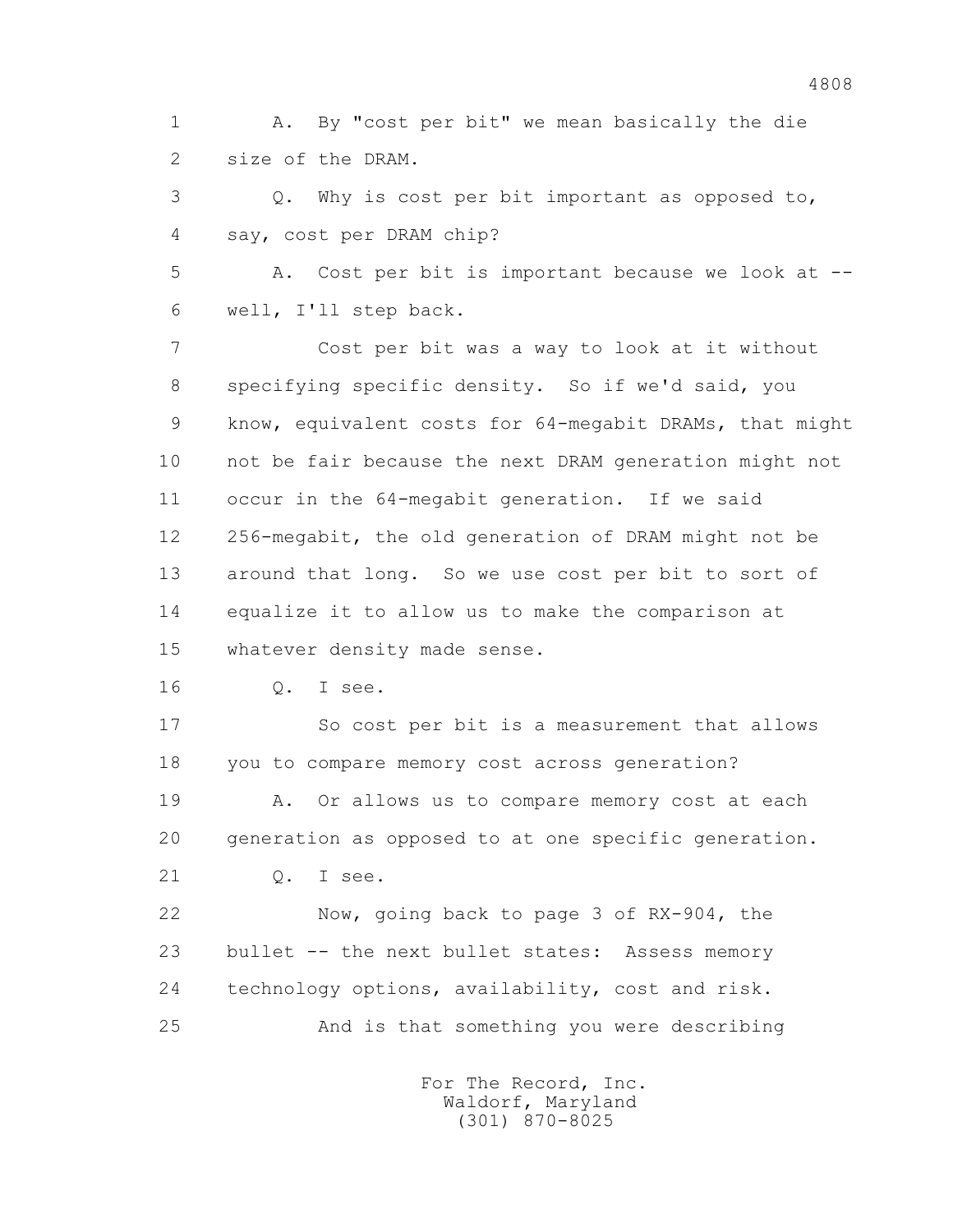1 A. By "cost per bit" we mean basically the die
2 size of the DRAM.

3 Q. Why is cost per bit important as opposed to,
4 say, cost per DRAM chip?

5 A. Cost per bit is important because we look at --
6 well, I'll step back.

7 Cost per bit was a way to look at it without
8 specifying specific density. So if we'd said, you
9 know, equivalent costs for 64-megabit DRAMs, that might
10 not be fair because the next DRAM generation might not
11 occur in the 64-megabit generation. If we said
12 256-megabit, the old generation of DRAM might not be
13 around that long. So we use cost per bit to sort of
14 equalize it to allow us to make the comparison at
15 whatever density made sense.

16 Q. I see.

17 So cost per bit is a measurement that allows
18 you to compare memory cost across generation?

19 A. Or allows us to compare memory cost at each
20 generation as opposed to at one specific generation.

21 Q. I see.

22 Now, going back to page 3 of RX-904, the
23 bullet -- the next bullet states: Assess memory
24 technology options, availability, cost and risk.

25 And is that something you were describing

For The Record, Inc.
Waldorf, Maryland
(301) 870-8025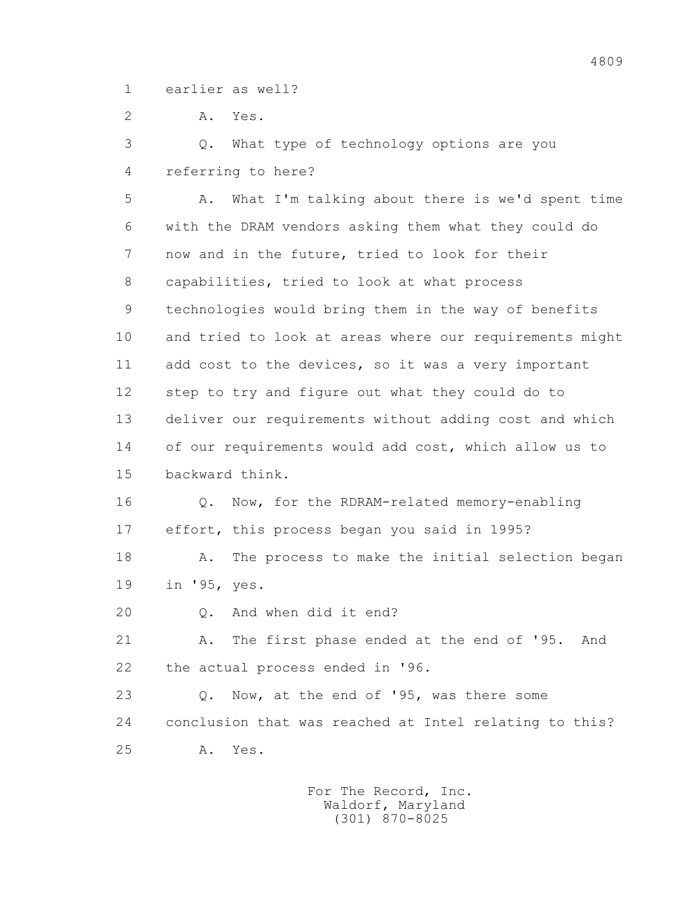1 earlier as well?

2 A. Yes.

3 Q. What type of technology options are you

4 referring to here?

5 A. What I'm talking about there is we'd spent time

6 with the DRAM vendors asking them what they could do

7 now and in the future, tried to look for their

8 capabilities, tried to look at what process

9 technologies would bring them in the way of benefits

10 and tried to look at areas where our requirements might

11 add cost to the devices, so it was a very important

12 step to try and figure out what they could do to

13 deliver our requirements without adding cost and which

14 of our requirements would add cost, which allow us to

15 backward think.

16 Q. Now, for the RDRAM-related memory-enabling

17 effort, this process began you said in 1995?

18 A. The process to make the initial selection began

19 in '95, yes.

20 Q. And when did it end?

21 A. The first phase ended at the end of '95. And

22 the actual process ended in '96.

23 Q. Now, at the end of '95, was there some

24 conclusion that was reached at Intel relating to this?

25 A. Yes.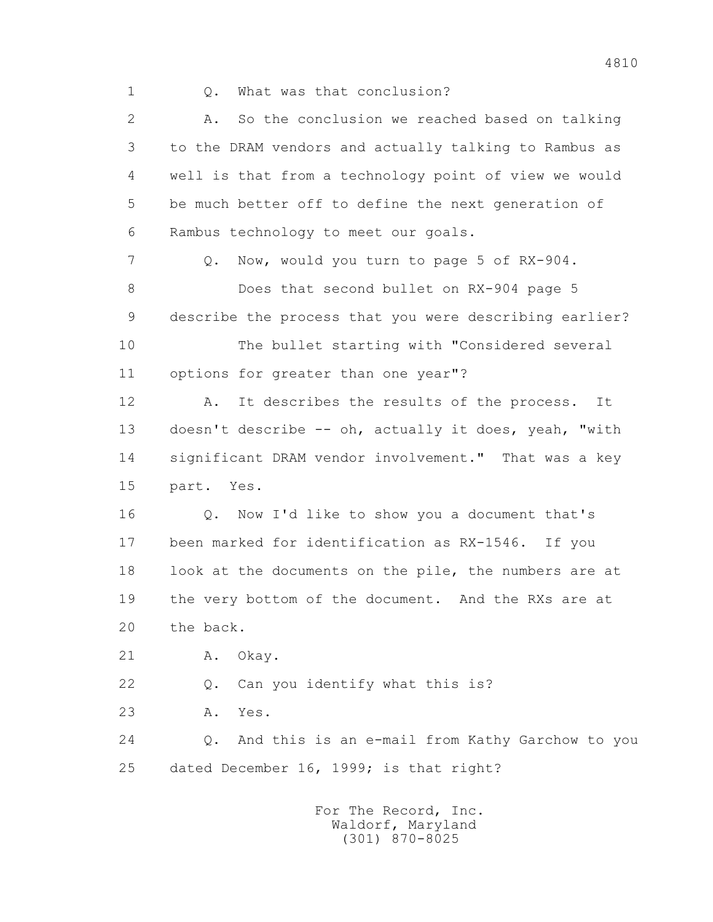1 Q. What was that conclusion?

2 A. So the conclusion we reached based on talking

3 to the DRAM vendors and actually talking to Rambus as

4 well is that from a technology point of view we would

5 be much better off to define the next generation of

6 Rambus technology to meet our goals.

7 Q. Now, would you turn to page 5 of RX-904.

8 Does that second bullet on RX-904 page 5

9 describe the process that you were describing earlier?

10 The bullet starting with "Considered several

11 options for greater than one year"?

12 A. It describes the results of the process. It

13 doesn't describe -- oh, actually it does, yeah, "with

14 significant DRAM vendor involvement." That was a key

15 part. Yes.

16 Q. Now I'd like to show you a document that's

17 been marked for identification as RX-1546. If you

18 look at the documents on the pile, the numbers are at

19 the very bottom of the document. And the RXs are at

20 the back.

21 A. Okay.

22 Q. Can you identify what this is?

23 A. Yes.

24 Q. And this is an e-mail from Kathy Garchow to you

25 dated December 16, 1999; is that right?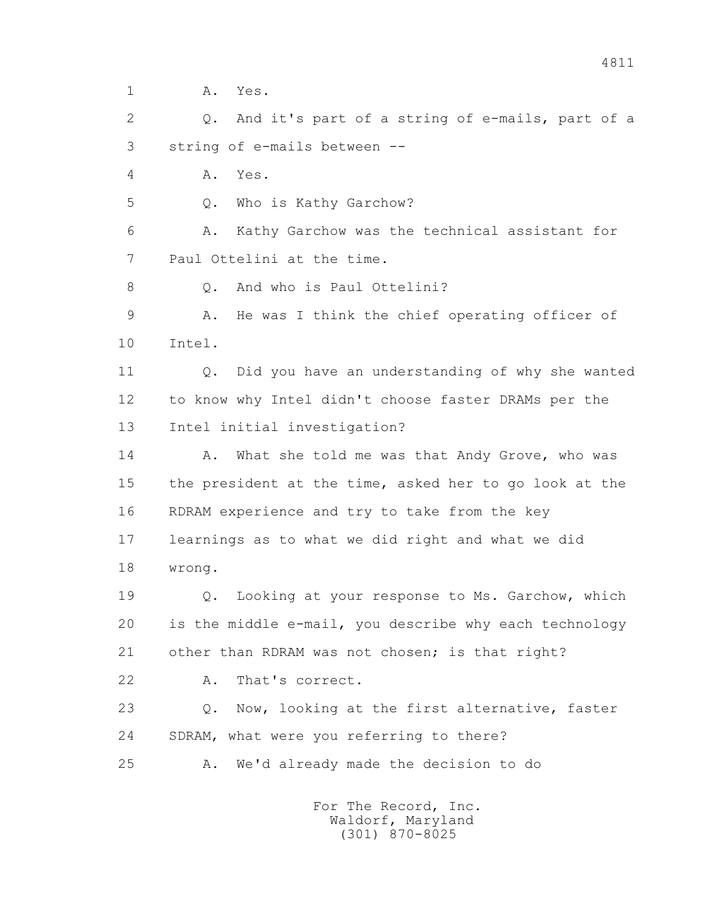1 A. Yes.

2 Q. And it's part of a string of e-mails, part of a

3 string of e-mails between --

4 A. Yes.

5 Q. Who is Kathy Garchow?

6 A. Kathy Garchow was the technical assistant for

7 Paul Ottelini at the time.

8 Q. And who is Paul Ottelini?

9 A. He was I think the chief operating officer of

10 Intel.

11 Q. Did you have an understanding of why she wanted

12 to know why Intel didn't choose faster DRAMs per the

13 Intel initial investigation?

14 A. What she told me was that Andy Grove, who was

15 the president at the time, asked her to go look at the

16 RDRAM experience and try to take from the key

17 learnings as to what we did right and what we did

18 wrong.

19 Q. Looking at your response to Ms. Garchow, which

20 is the middle e-mail, you describe why each technology

21 other than RDRAM was not chosen; is that right?

22 A. That's correct.

23 Q. Now, looking at the first alternative, faster

24 SDRAM, what were you referring to there?

25 A. We'd already made the decision to do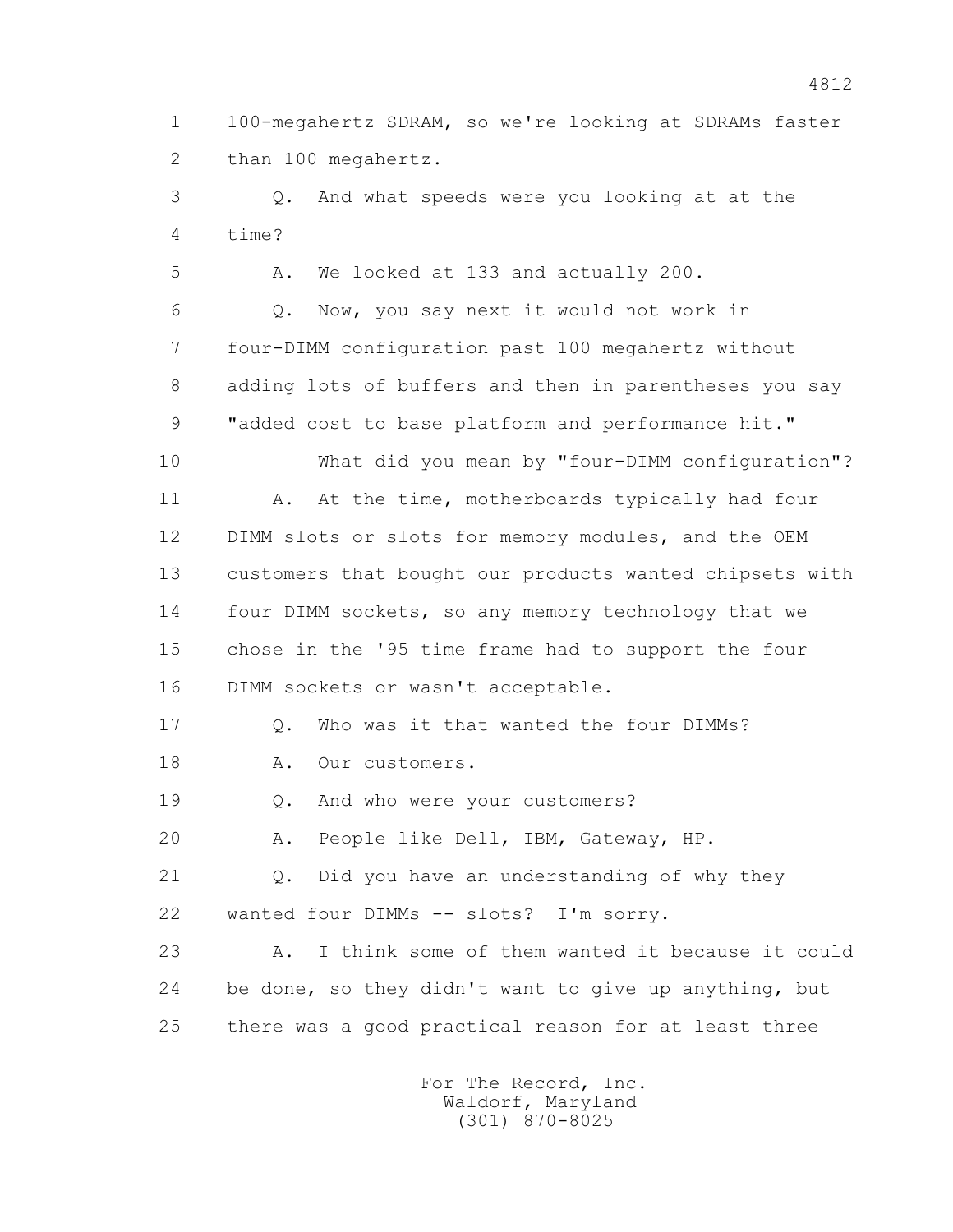1 100-megahertz SDRAM, so we're looking at SDRAMs faster
2 than 100 megahertz.

3 Q. And what speeds were you looking at at the
4 time?

5 A. We looked at 133 and actually 200.

6 Q. Now, you say next it would not work in
7 four-DIMM configuration past 100 megahertz without
8 adding lots of buffers and then in parentheses you say
9 "added cost to base platform and performance hit."

10 What did you mean by "four-DIMM configuration"?

11 A. At the time, motherboards typically had four
12 DIMM slots or slots for memory modules, and the OEM
13 customers that bought our products wanted chipsets with
14 four DIMM sockets, so any memory technology that we
15 chose in the '95 time frame had to support the four
16 DIMM sockets or wasn't acceptable.

17 Q. Who was it that wanted the four DIMMs?

18 A. Our customers.

19 Q. And who were your customers?

20 A. People like Dell, IBM, Gateway, HP.

21 Q. Did you have an understanding of why they
22 wanted four DIMMs -- slots? I'm sorry.

23 A. I think some of them wanted it because it could
24 be done, so they didn't want to give up anything, but
25 there was a good practical reason for at least three

For The Record, Inc.
Waldorf, Maryland
(301) 870-8025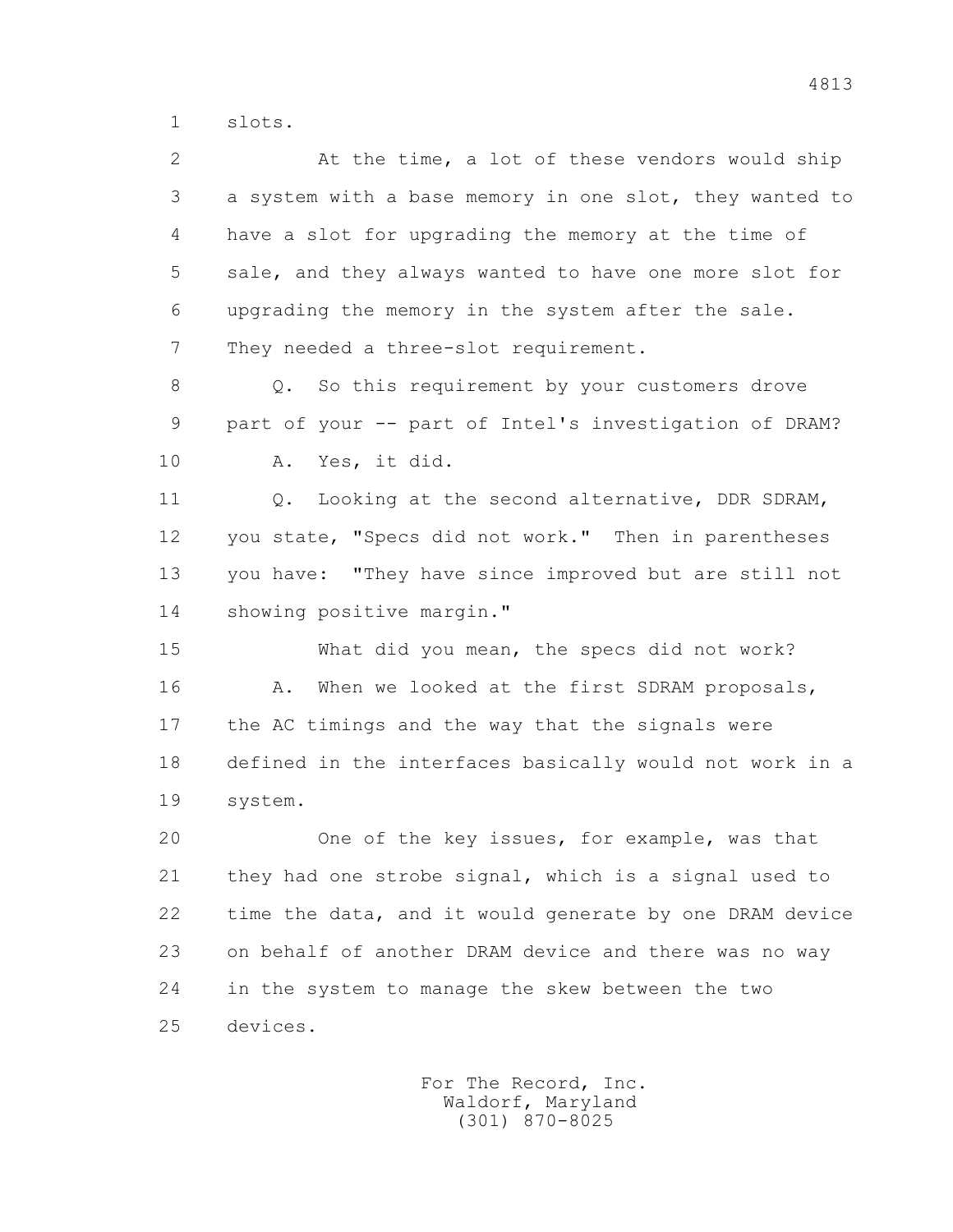slots.

At the time, a lot of these vendors would ship a system with a base memory in one slot, they wanted to have a slot for upgrading the memory at the time of sale, and they always wanted to have one more slot for upgrading the memory in the system after the sale. They needed a three-slot requirement.

Q. So this requirement by your customers drove part of your -- part of Intel's investigation of DRAM?

A. Yes, it did.

Q. Looking at the second alternative, DDR SDRAM, you state, "Specs did not work." Then in parentheses you have: "They have since improved but are still not showing positive margin."

What did you mean, the specs did not work?

A. When we looked at the first SDRAM proposals, the AC timings and the way that the signals were defined in the interfaces basically would not work in a system.

One of the key issues, for example, was that they had one strobe signal, which is a signal used to time the data, and it would generate by one DRAM device on behalf of another DRAM device and there was no way in the system to manage the skew between the two devices.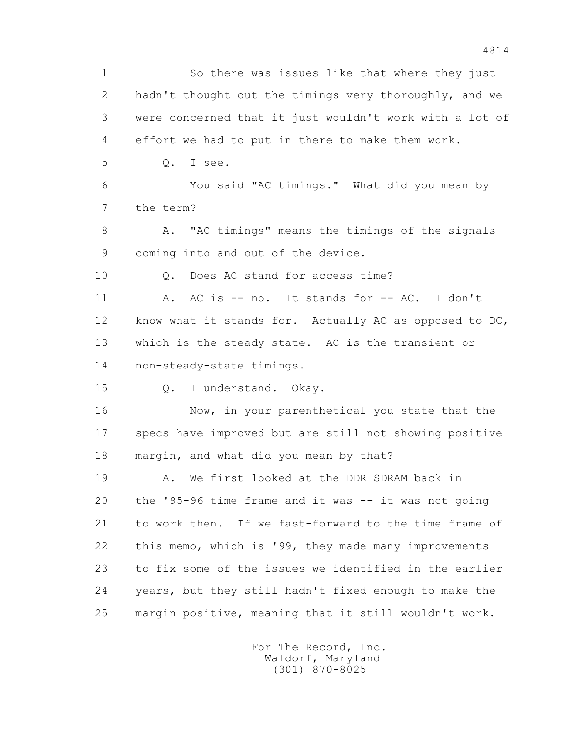1 So there was issues like that where they just
2 hadn't thought out the timings very thoroughly, and we
3 were concerned that it just wouldn't work with a lot of
4 effort we had to put in there to make them work.

5 Q. I see.

6 You said "AC timings." What did you mean by
7 the term?

8 A. "AC timings" means the timings of the signals
9 coming into and out of the device.

10 Q. Does AC stand for access time?

11 A. AC is -- no. It stands for -- AC. I don't
12 know what it stands for. Actually AC as opposed to DC,
13 which is the steady state. AC is the transient or
14 non-steady-state timings.

15 Q. I understand. Okay.

16 Now, in your parenthetical you state that the
17 specs have improved but are still not showing positive
18 margin, and what did you mean by that?

19 A. We first looked at the DDR SDRAM back in
20 the '95-96 time frame and it was -- it was not going
21 to work then. If we fast-forward to the time frame of
22 this memo, which is '99, they made many improvements
23 to fix some of the issues we identified in the earlier
24 years, but they still hadn't fixed enough to make the
25 margin positive, meaning that it still wouldn't work.

For The Record, Inc.
Waldorf, Maryland
(301) 870-8025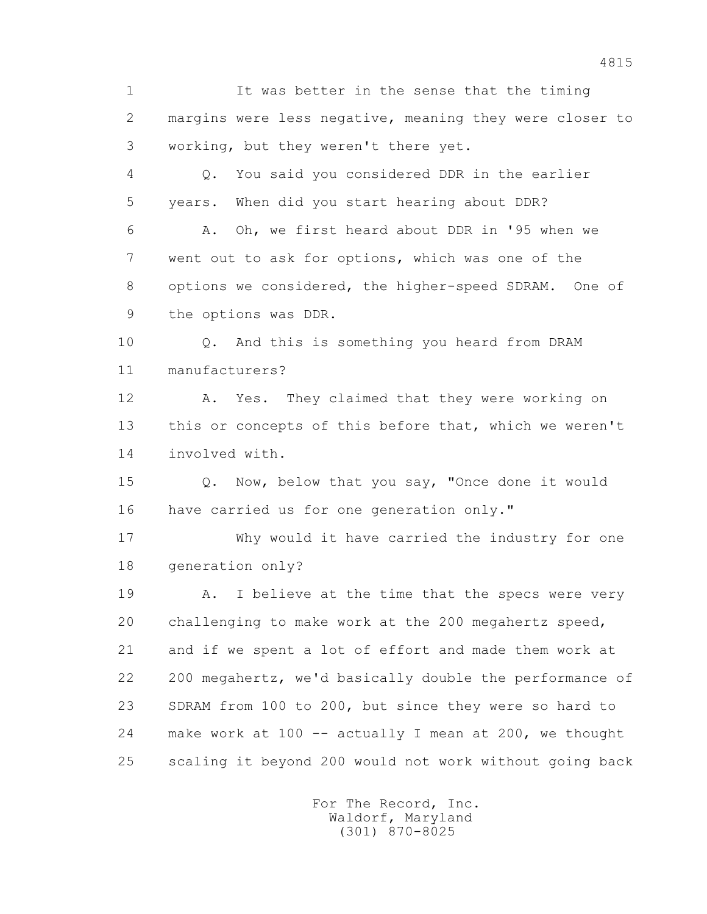1 It was better in the sense that the timing
2 margins were less negative, meaning they were closer to
3 working, but they weren't there yet.
4 Q. You said you considered DDR in the earlier
5 years. When did you start hearing about DDR?
6 A. Oh, we first heard about DDR in '95 when we
7 went out to ask for options, which was one of the
8 options we considered, the higher-speed SDRAM. One of
9 the options was DDR.
10 Q. And this is something you heard from DRAM
11 manufacturers?
12 A. Yes. They claimed that they were working on
13 this or concepts of this before that, which we weren't
14 involved with.
15 Q. Now, below that you say, "Once done it would
16 have carried us for one generation only."
17 Why would it have carried the industry for one
18 generation only?
19 A. I believe at the time that the specs were very
20 challenging to make work at the 200 megahertz speed,
21 and if we spent a lot of effort and made them work at
22 200 megahertz, we'd basically double the performance of
23 SDRAM from 100 to 200, but since they were so hard to
24 make work at 100 -- actually I mean at 200, we thought
25 scaling it beyond 200 would not work without going back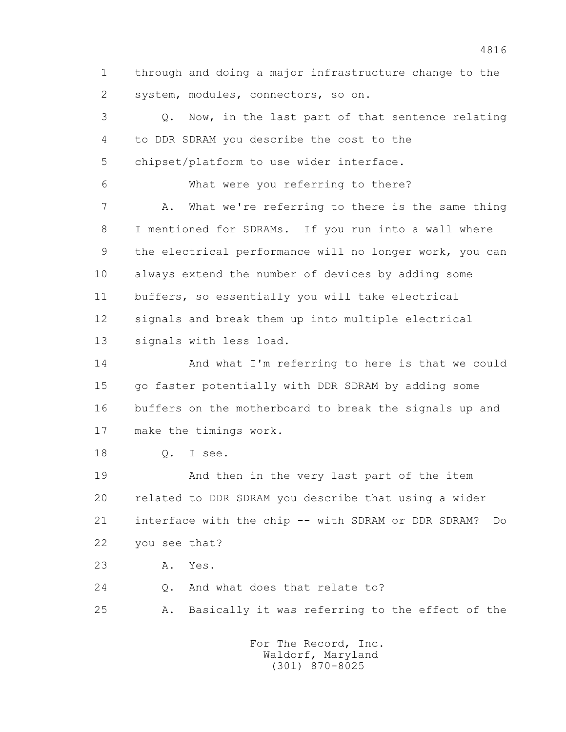1 through and doing a major infrastructure change to the
2 system, modules, connectors, so on.

3 Q. Now, in the last part of that sentence relating
4 to DDR SDRAM you describe the cost to the
5 chipset/platform to use wider interface.

6 What were you referring to there?

7 A. What we're referring to there is the same thing
8 I mentioned for SDRAMs. If you run into a wall where
9 the electrical performance will no longer work, you can
10 always extend the number of devices by adding some
11 buffers, so essentially you will take electrical
12 signals and break them up into multiple electrical
13 signals with less load.

14 And what I'm referring to here is that we could
15 go faster potentially with DDR SDRAM by adding some
16 buffers on the motherboard to break the signals up and
17 make the timings work.

18 Q. I see.

19 And then in the very last part of the item
20 related to DDR SDRAM you describe that using a wider
21 interface with the chip -- with SDRAM or DDR SDRAM? Do
22 you see that?

23 A. Yes.

24 Q. And what does that relate to?

25 A. Basically it was referring to the effect of the

For The Record, Inc.
Waldorf, Maryland
(301) 870-8025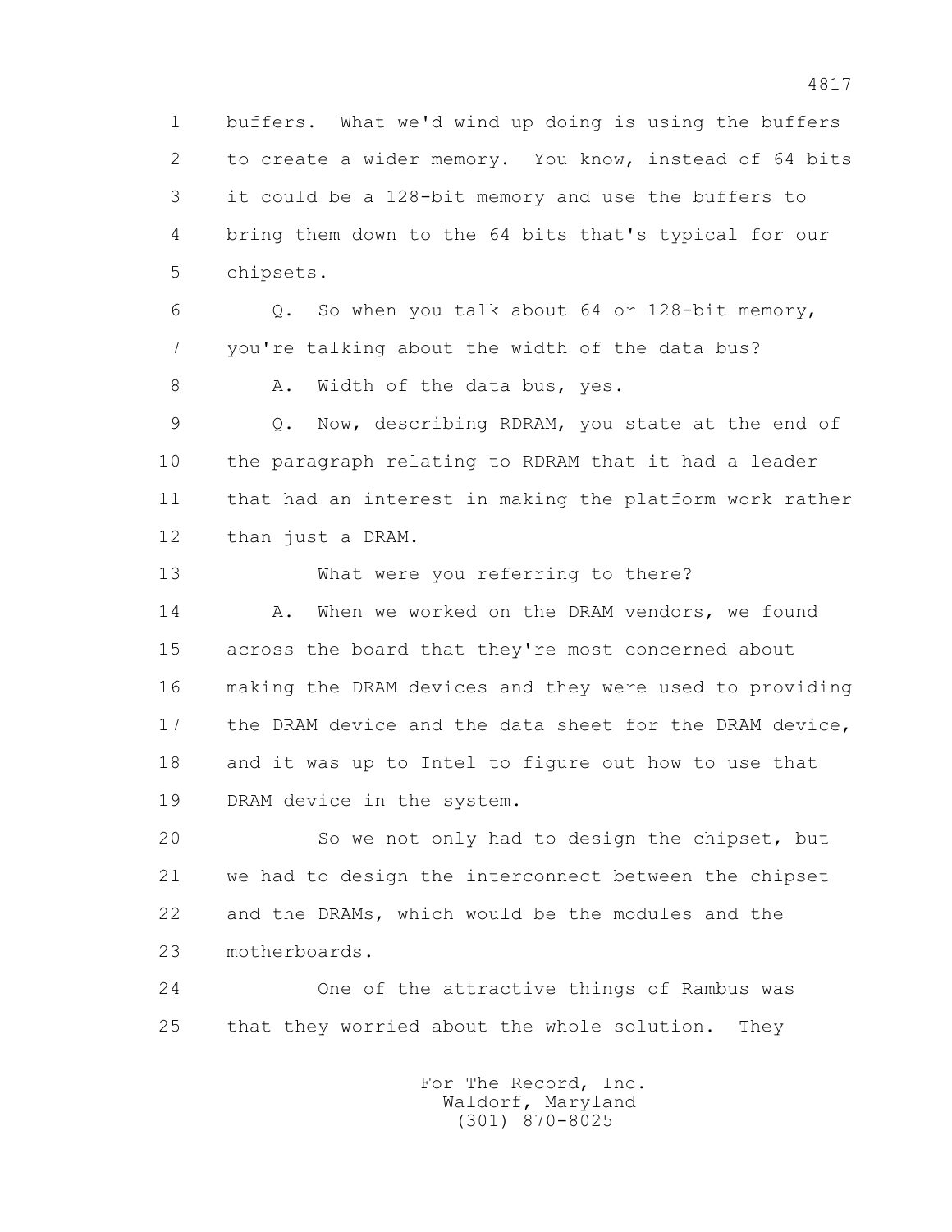1 buffers. What we'd wind up doing is using the buffers
2 to create a wider memory. You know, instead of 64 bits
3 it could be a 128-bit memory and use the buffers to
4 bring them down to the 64 bits that's typical for our
5 chipsets.

6 Q. So when you talk about 64 or 128-bit memory,
7 you're talking about the width of the data bus?

8 A. Width of the data bus, yes.

9 Q. Now, describing RDRAM, you state at the end of
10 the paragraph relating to RDRAM that it had a leader
11 that had an interest in making the platform work rather
12 than just a DRAM.

13 What were you referring to there?

14 A. When we worked on the DRAM vendors, we found
15 across the board that they're most concerned about
16 making the DRAM devices and they were used to providing
17 the DRAM device and the data sheet for the DRAM device,
18 and it was up to Intel to figure out how to use that
19 DRAM device in the system.

20 So we not only had to design the chipset, but
21 we had to design the interconnect between the chipset
22 and the DRAMs, which would be the modules and the
23 motherboards.

24 One of the attractive things of Rambus was
25 that they worried about the whole solution. They

For The Record, Inc.
Waldorf, Maryland
(301) 870-8025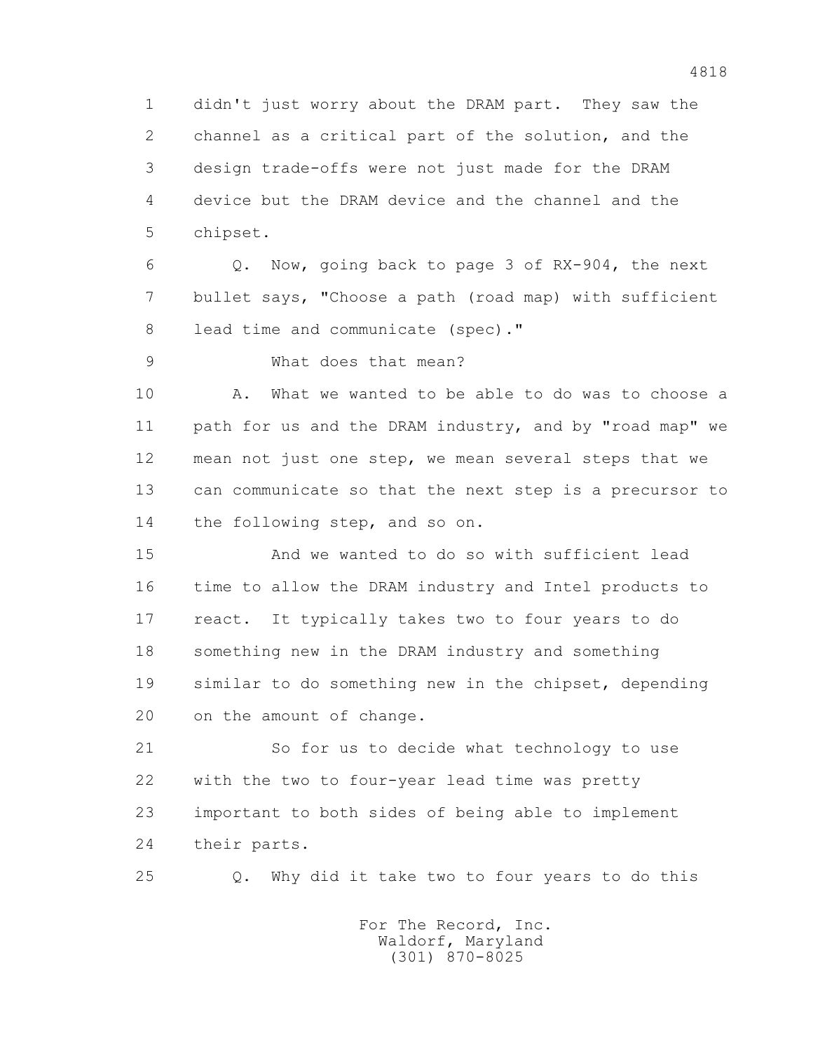didn't just worry about the DRAM part. They saw the channel as a critical part of the solution, and the design trade-offs were not just made for the DRAM device but the DRAM device and the channel and the chipset.

Q. Now, going back to page 3 of RX-904, the next bullet says, "Choose a path (road map) with sufficient lead time and communicate (spec)."

What does that mean?

A. What we wanted to be able to do was to choose a path for us and the DRAM industry, and by "road map" we mean not just one step, we mean several steps that we can communicate so that the next step is a precursor to the following step, and so on.

And we wanted to do so with sufficient lead time to allow the DRAM industry and Intel products to react. It typically takes two to four years to do something new in the DRAM industry and something similar to do something new in the chipset, depending on the amount of change.

So for us to decide what technology to use with the two to four-year lead time was pretty important to both sides of being able to implement their parts.

Q. Why did it take two to four years to do this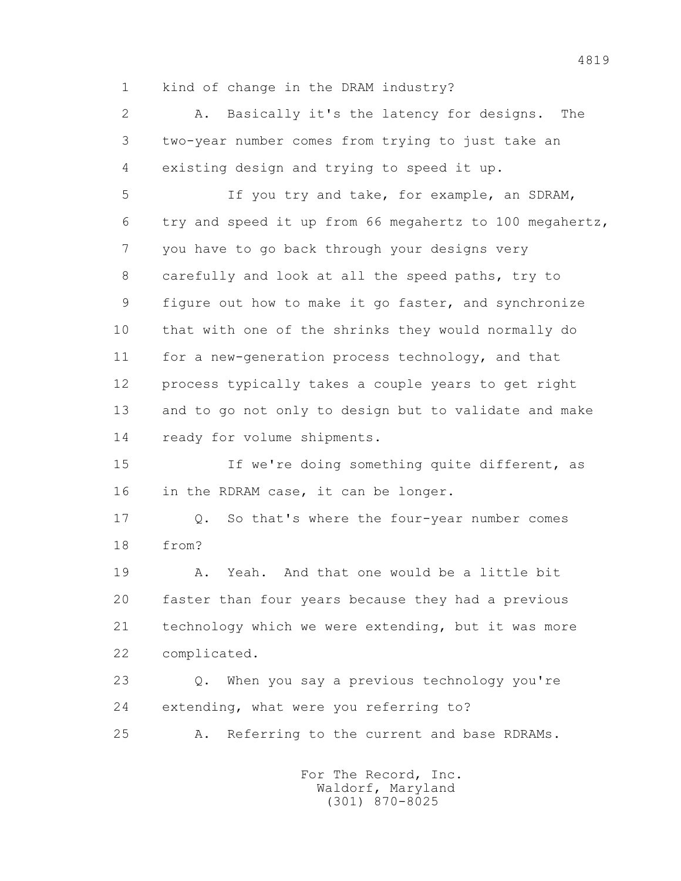1 kind of change in the DRAM industry?

2 A. Basically it's the latency for designs. The

3 two-year number comes from trying to just take an

4 existing design and trying to speed it up.

5 If you try and take, for example, an SDRAM,

6 try and speed it up from 66 megahertz to 100 megahertz,

7 you have to go back through your designs very

8 carefully and look at all the speed paths, try to

9 figure out how to make it go faster, and synchronize

10 that with one of the shrinks they would normally do

11 for a new-generation process technology, and that

12 process typically takes a couple years to get right

13 and to go not only to design but to validate and make

14 ready for volume shipments.

15 If we're doing something quite different, as

16 in the RDRAM case, it can be longer.

17 Q. So that's where the four-year number comes

18 from?

19 A. Yeah. And that one would be a little bit

20 faster than four years because they had a previous

21 technology which we were extending, but it was more

22 complicated.

23 Q. When you say a previous technology you're

24 extending, what were you referring to?

25 A. Referring to the current and base RDRAMs.

For The Record, Inc.
Waldorf, Maryland
(301) 870-8025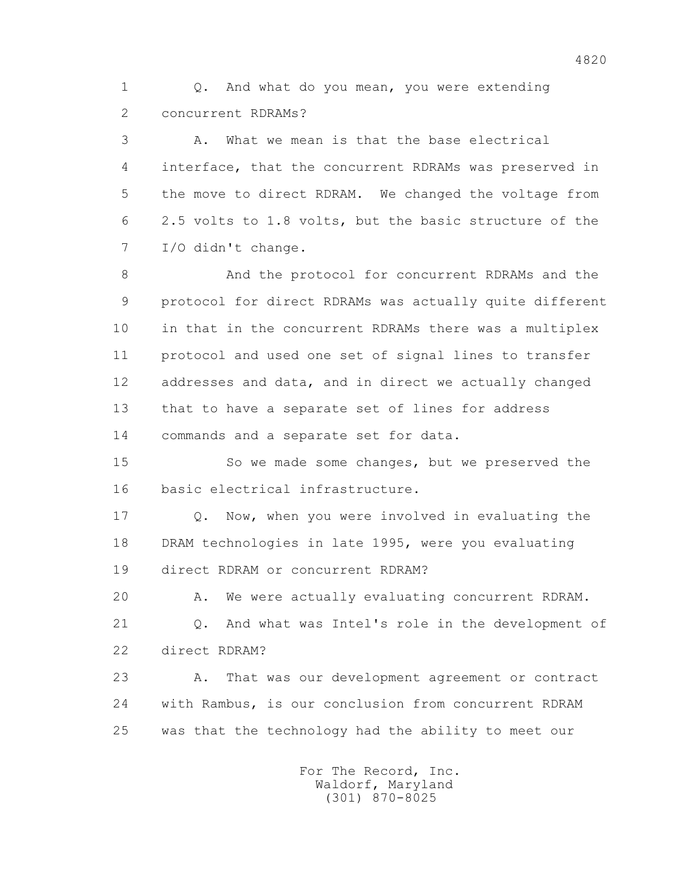Q. And what do you mean, you were extending concurrent RDRAMs?

A. What we mean is that the base electrical interface, that the concurrent RDRAMs was preserved in the move to direct RDRAM. We changed the voltage from 2.5 volts to 1.8 volts, but the basic structure of the I/O didn't change.

And the protocol for concurrent RDRAMs and the protocol for direct RDRAMs was actually quite different in that in the concurrent RDRAMs there was a multiplex protocol and used one set of signal lines to transfer addresses and data, and in direct we actually changed that to have a separate set of lines for address commands and a separate set for data.

So we made some changes, but we preserved the basic electrical infrastructure.

Q. Now, when you were involved in evaluating the DRAM technologies in late 1995, were you evaluating direct RDRAM or concurrent RDRAM?

A. We were actually evaluating concurrent RDRAM.

Q. And what was Intel's role in the development of direct RDRAM?

A. That was our development agreement or contract with Rambus, is our conclusion from concurrent RDRAM was that the technology had the ability to meet our

For The Record, Inc.
Waldorf, Maryland
(301) 870-8025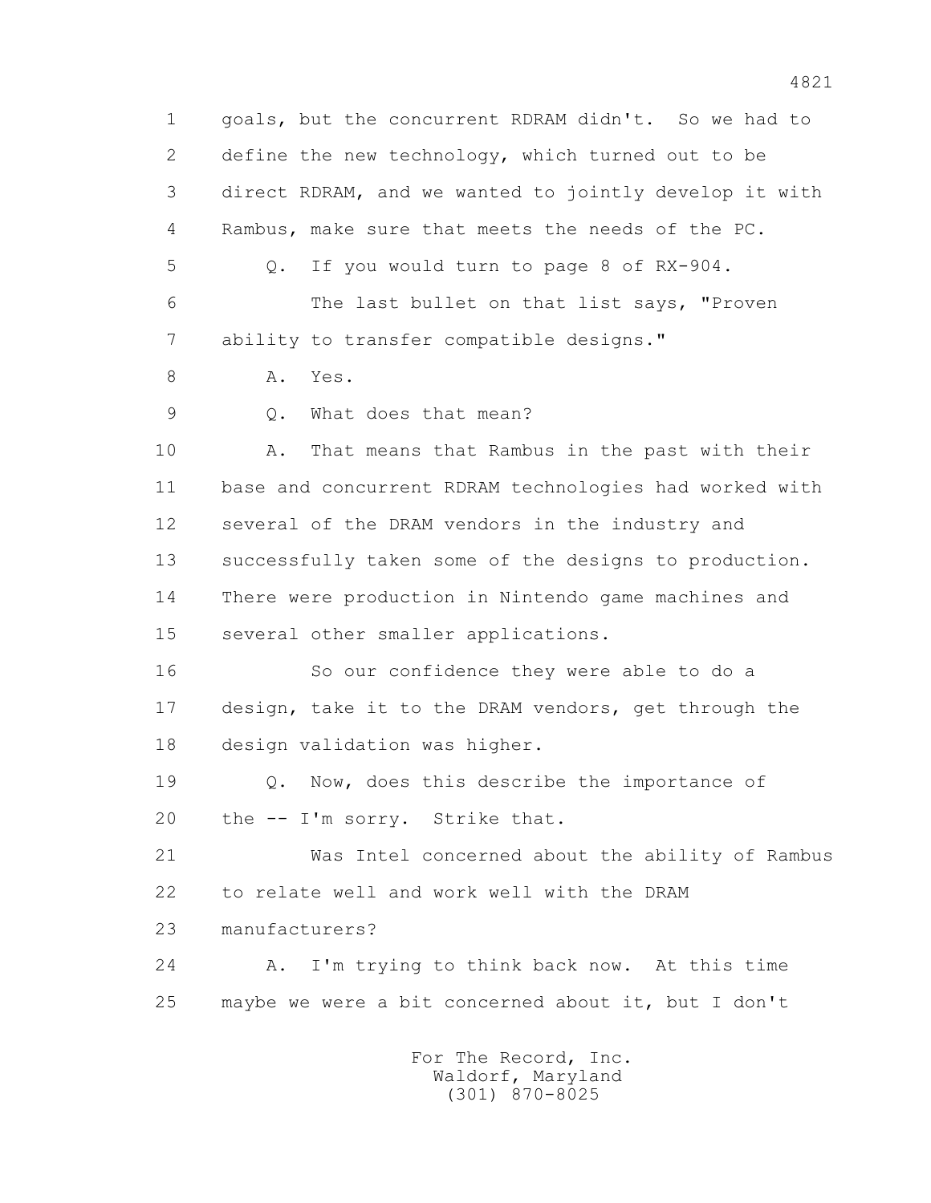1 goals, but the concurrent RDRAM didn't. So we had to
2 define the new technology, which turned out to be
3 direct RDRAM, and we wanted to jointly develop it with
4 Rambus, make sure that meets the needs of the PC.
5 Q. If you would turn to page 8 of RX-904.
6 The last bullet on that list says, "Proven
7 ability to transfer compatible designs."
8 A. Yes.
9 Q. What does that mean?
10 A. That means that Rambus in the past with their
11 base and concurrent RDRAM technologies had worked with
12 several of the DRAM vendors in the industry and
13 successfully taken some of the designs to production.
14 There were production in Nintendo game machines and
15 several other smaller applications.
16 So our confidence they were able to do a
17 design, take it to the DRAM vendors, get through the
18 design validation was higher.
19 Q. Now, does this describe the importance of
20 the -- I'm sorry. Strike that.
21 Was Intel concerned about the ability of Rambus
22 to relate well and work well with the DRAM
23 manufacturers?
24 A. I'm trying to think back now. At this time
25 maybe we were a bit concerned about it, but I don't

For The Record, Inc.
Waldorf, Maryland
(301) 870-8025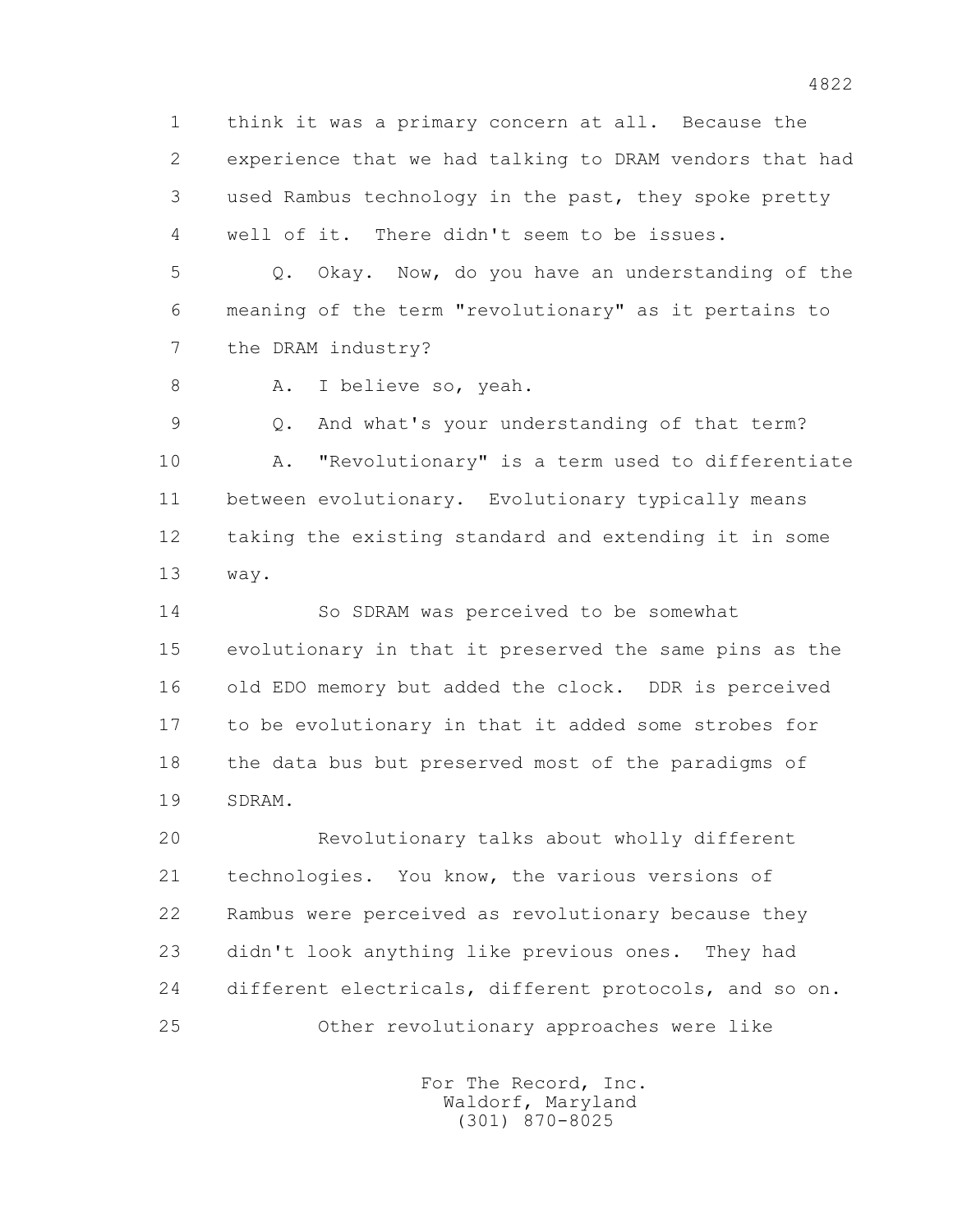1 think it was a primary concern at all. Because the
2 experience that we had talking to DRAM vendors that had
3 used Rambus technology in the past, they spoke pretty
4 well of it. There didn't seem to be issues.

5 Q. Okay. Now, do you have an understanding of the
6 meaning of the term "revolutionary" as it pertains to
7 the DRAM industry?

8 A. I believe so, yeah.

9 Q. And what's your understanding of that term?

10 A. "Revolutionary" is a term used to differentiate
11 between evolutionary. Evolutionary typically means
12 taking the existing standard and extending it in some
13 way.

14 So SDRAM was perceived to be somewhat
15 evolutionary in that it preserved the same pins as the
16 old EDO memory but added the clock. DDR is perceived
17 to be evolutionary in that it added some strobes for
18 the data bus but preserved most of the paradigms of
19 SDRAM.

20 Revolutionary talks about wholly different
21 technologies. You know, the various versions of
22 Rambus were perceived as revolutionary because they
23 didn't look anything like previous ones. They had
24 different electricals, different protocols, and so on.

25 Other revolutionary approaches were like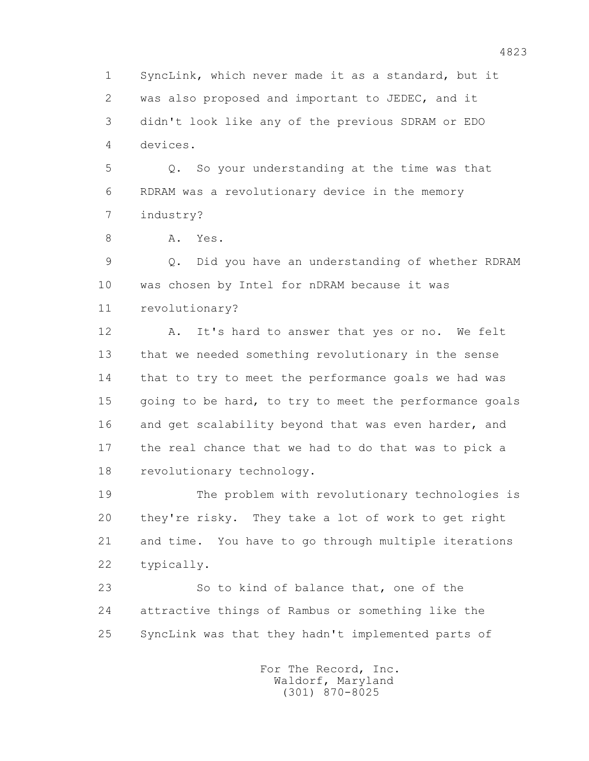1 SyncLink, which never made it as a standard, but it
2 was also proposed and important to JEDEC, and it
3 didn't look like any of the previous SDRAM or EDO
4 devices.

5 Q. So your understanding at the time was that
6 RDRAM was a revolutionary device in the memory
7 industry?

8 A. Yes.

9 Q. Did you have an understanding of whether RDRAM
10 was chosen by Intel for nDRAM because it was
11 revolutionary?

12 A. It's hard to answer that yes or no. We felt
13 that we needed something revolutionary in the sense
14 that to try to meet the performance goals we had was
15 going to be hard, to try to meet the performance goals
16 and get scalability beyond that was even harder, and
17 the real chance that we had to do that was to pick a
18 revolutionary technology.

19 The problem with revolutionary technologies is
20 they're risky. They take a lot of work to get right
21 and time. You have to go through multiple iterations
22 typically.

23 So to kind of balance that, one of the
24 attractive things of Rambus or something like the
25 SyncLink was that they hadn't implemented parts of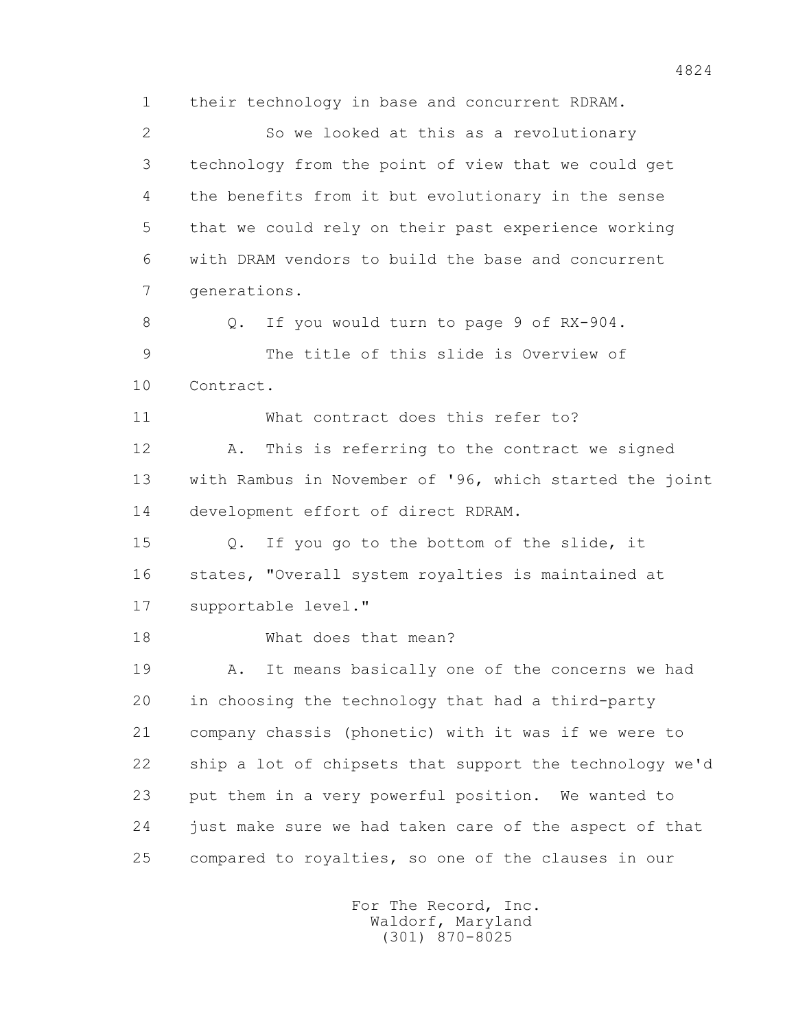their technology in base and concurrent RDRAM.

So we looked at this as a revolutionary technology from the point of view that we could get the benefits from it but evolutionary in the sense that we could rely on their past experience working with DRAM vendors to build the base and concurrent generations.

Q. If you would turn to page 9 of RX-904.

The title of this slide is Overview of Contract.

What contract does this refer to?

A. This is referring to the contract we signed with Rambus in November of '96, which started the joint development effort of direct RDRAM.

Q. If you go to the bottom of the slide, it states, "Overall system royalties is maintained at supportable level."

What does that mean?

A. It means basically one of the concerns we had in choosing the technology that had a third-party company chassis (phonetic) with it was if we were to ship a lot of chipsets that support the technology we'd put them in a very powerful position. We wanted to just make sure we had taken care of the aspect of that compared to royalties, so one of the clauses in our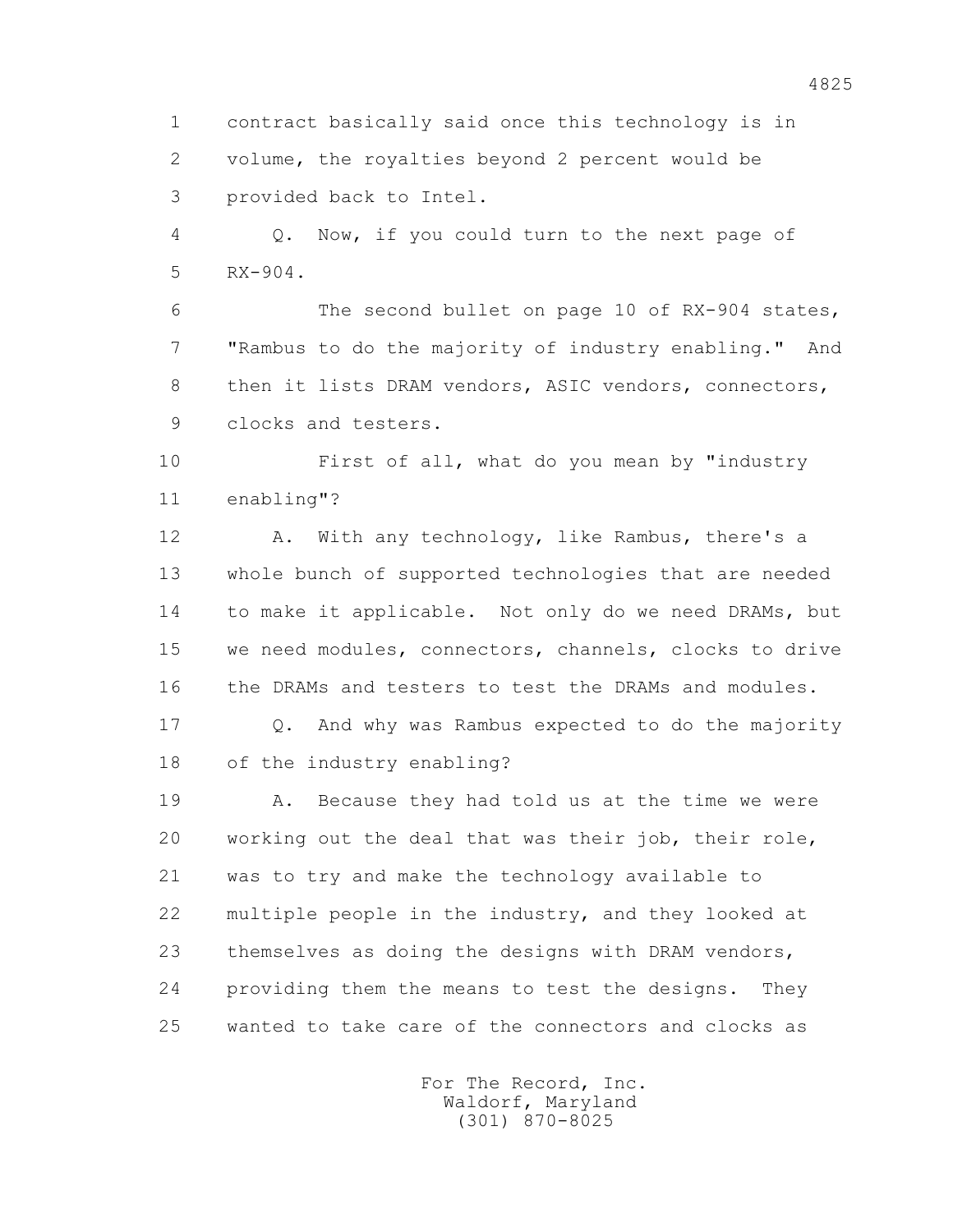contract basically said once this technology is in volume, the royalties beyond 2 percent would be provided back to Intel.

Q. Now, if you could turn to the next page of RX-904.

The second bullet on page 10 of RX-904 states, "Rambus to do the majority of industry enabling." And then it lists DRAM vendors, ASIC vendors, connectors, clocks and testers.

First of all, what do you mean by "industry enabling"?

A. With any technology, like Rambus, there's a whole bunch of supported technologies that are needed to make it applicable. Not only do we need DRAMs, but we need modules, connectors, channels, clocks to drive the DRAMs and testers to test the DRAMs and modules.

Q. And why was Rambus expected to do the majority of the industry enabling?

A. Because they had told us at the time we were working out the deal that was their job, their role, was to try and make the technology available to multiple people in the industry, and they looked at themselves as doing the designs with DRAM vendors, providing them the means to test the designs. They wanted to take care of the connectors and clocks as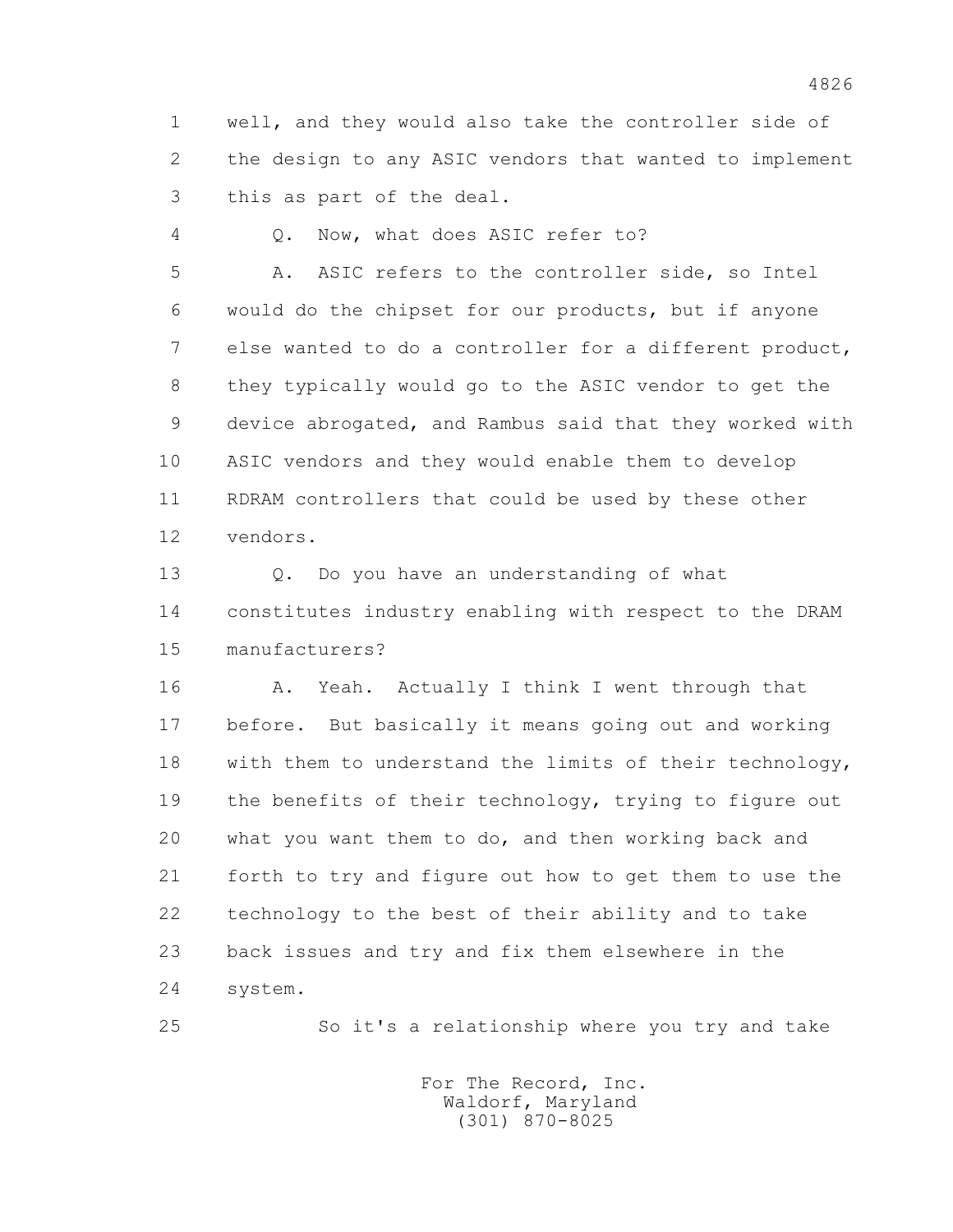well, and they would also take the controller side of the design to any ASIC vendors that wanted to implement this as part of the deal.

Q. Now, what does ASIC refer to?

A. ASIC refers to the controller side, so Intel would do the chipset for our products, but if anyone else wanted to do a controller for a different product, they typically would go to the ASIC vendor to get the device abrogated, and Rambus said that they worked with ASIC vendors and they would enable them to develop RDRAM controllers that could be used by these other vendors.

Q. Do you have an understanding of what constitutes industry enabling with respect to the DRAM manufacturers?

A. Yeah. Actually I think I went through that before. But basically it means going out and working with them to understand the limits of their technology, the benefits of their technology, trying to figure out what you want them to do, and then working back and forth to try and figure out how to get them to use the technology to the best of their ability and to take back issues and try and fix them elsewhere in the system.

So it's a relationship where you try and take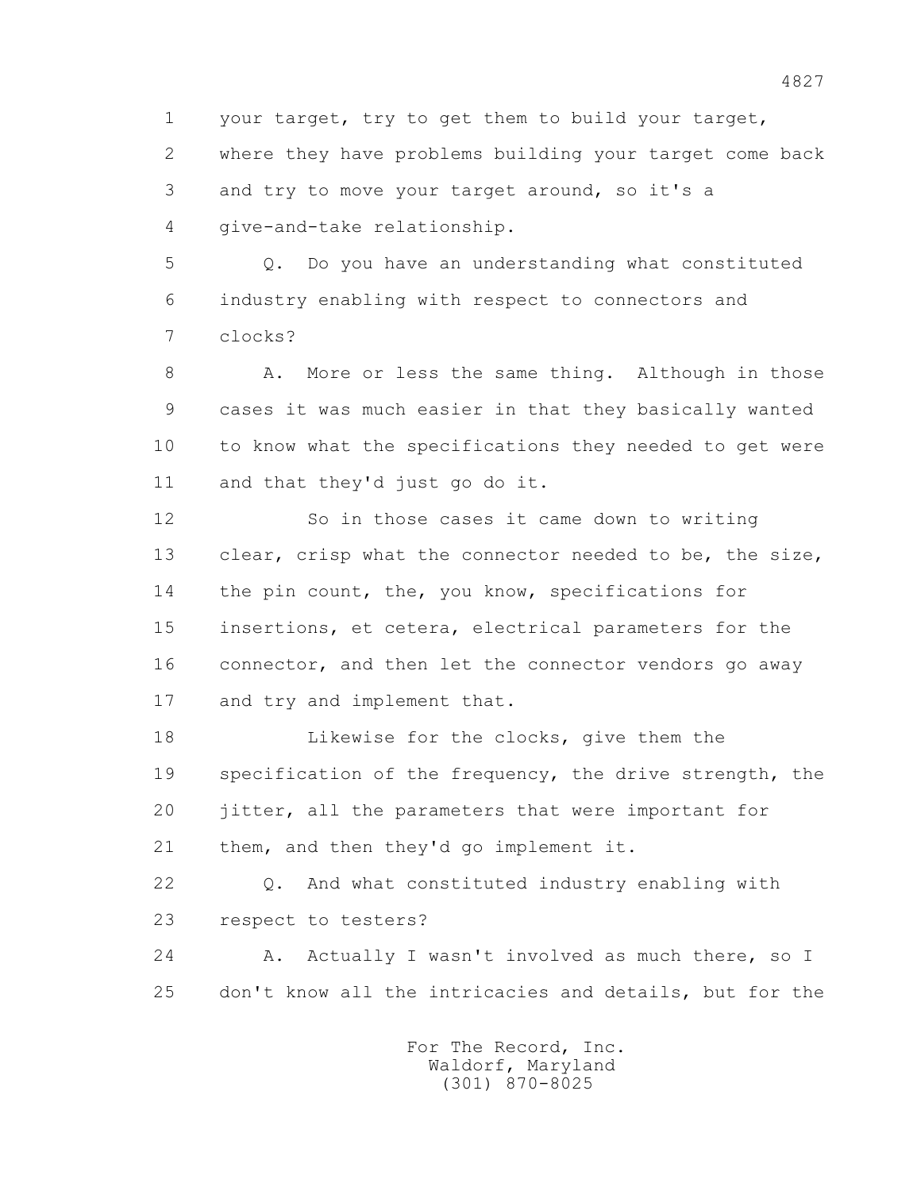1 your target, try to get them to build your target,
2 where they have problems building your target come back
3 and try to move your target around, so it's a
4 give-and-take relationship.

5 Q. Do you have an understanding what constituted
6 industry enabling with respect to connectors and
7 clocks?

8 A. More or less the same thing. Although in those
9 cases it was much easier in that they basically wanted
10 to know what the specifications they needed to get were
11 and that they'd just go do it.

12 So in those cases it came down to writing
13 clear, crisp what the connector needed to be, the size,
14 the pin count, the, you know, specifications for
15 insertions, et cetera, electrical parameters for the
16 connector, and then let the connector vendors go away
17 and try and implement that.

18 Likewise for the clocks, give them the
19 specification of the frequency, the drive strength, the
20 jitter, all the parameters that were important for
21 them, and then they'd go implement it.

22 Q. And what constituted industry enabling with
23 respect to testers?

24 A. Actually I wasn't involved as much there, so I
25 don't know all the intricacies and details, but for the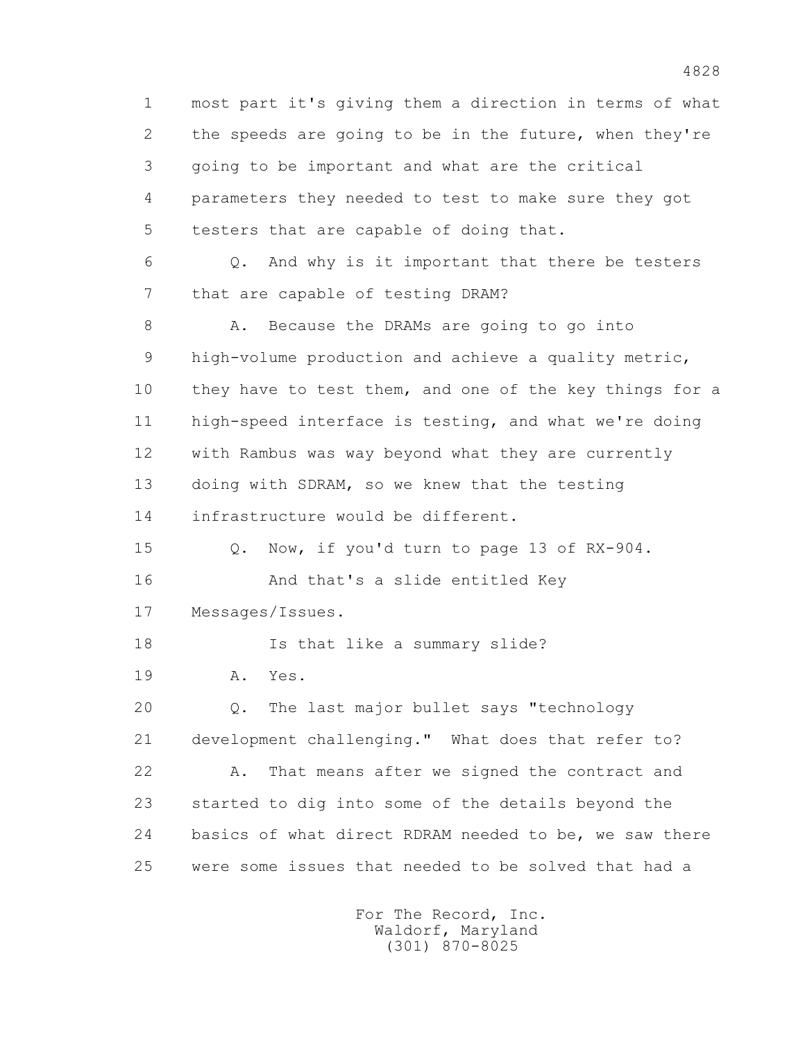most part it's giving them a direction in terms of what the speeds are going to be in the future, when they're going to be important and what are the critical parameters they needed to test to make sure they got testers that are capable of doing that.

Q. And why is it important that there be testers that are capable of testing DRAM?

A. Because the DRAMs are going to go into high-volume production and achieve a quality metric, they have to test them, and one of the key things for a high-speed interface is testing, and what we're doing with Rambus was way beyond what they are currently doing with SDRAM, so we knew that the testing infrastructure would be different.

Q. Now, if you'd turn to page 13 of RX-904.

And that's a slide entitled Key Messages/Issues.

Is that like a summary slide?

A. Yes.

Q. The last major bullet says "technology development challenging." What does that refer to?

A. That means after we signed the contract and started to dig into some of the details beyond the basics of what direct RDRAM needed to be, we saw there were some issues that needed to be solved that had a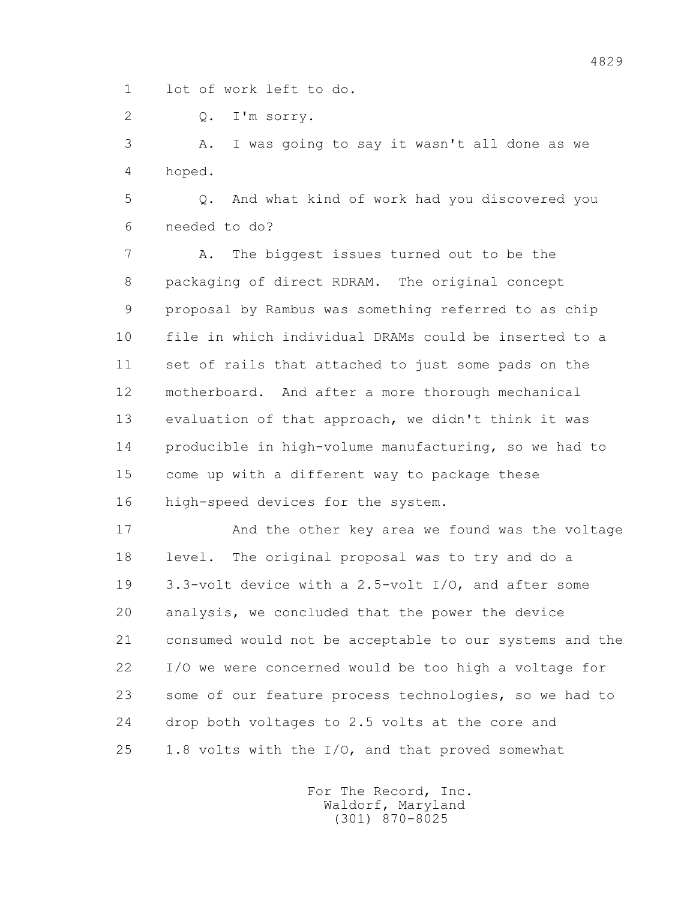lot of work left to do.

Q. I'm sorry.

A. I was going to say it wasn't all done as we hoped.

Q. And what kind of work had you discovered you needed to do?

A. The biggest issues turned out to be the packaging of direct RDRAM. The original concept proposal by Rambus was something referred to as chip file in which individual DRAMs could be inserted to a set of rails that attached to just some pads on the motherboard. And after a more thorough mechanical evaluation of that approach, we didn't think it was producible in high-volume manufacturing, so we had to come up with a different way to package these high-speed devices for the system.

And the other key area we found was the voltage level. The original proposal was to try and do a 3.3-volt device with a 2.5-volt I/O, and after some analysis, we concluded that the power the device consumed would not be acceptable to our systems and the I/O we were concerned would be too high a voltage for some of our feature process technologies, so we had to drop both voltages to 2.5 volts at the core and 1.8 volts with the I/O, and that proved somewhat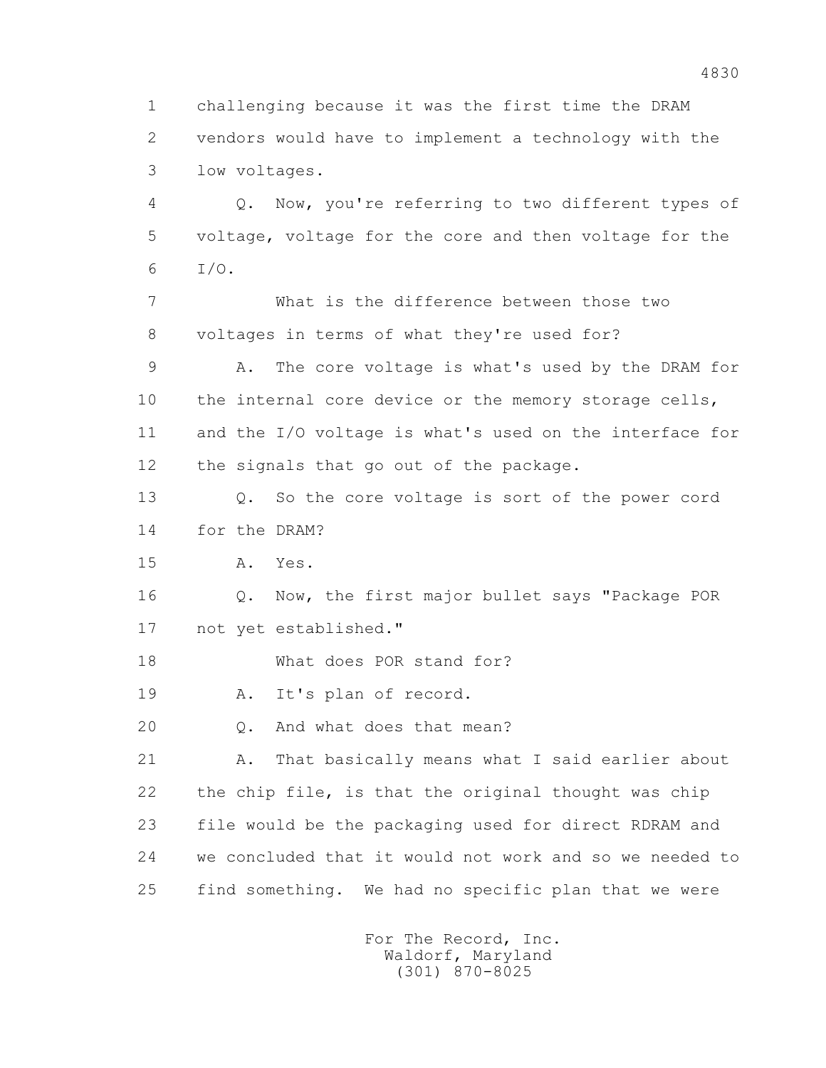1 challenging because it was the first time the DRAM
2 vendors would have to implement a technology with the
3 low voltages.

4 Q. Now, you're referring to two different types of
5 voltage, voltage for the core and then voltage for the
6 I/O.

7 What is the difference between those two
8 voltages in terms of what they're used for?

9 A. The core voltage is what's used by the DRAM for
10 the internal core device or the memory storage cells,
11 and the I/O voltage is what's used on the interface for
12 the signals that go out of the package.

13 Q. So the core voltage is sort of the power cord
14 for the DRAM?

15 A. Yes.

16 Q. Now, the first major bullet says "Package POR
17 not yet established."

18 What does POR stand for?

19 A. It's plan of record.

20 Q. And what does that mean?

21 A. That basically means what I said earlier about
22 the chip file, is that the original thought was chip
23 file would be the packaging used for direct RDRAM and
24 we concluded that it would not work and so we needed to
25 find something. We had no specific plan that we were

For The Record, Inc.
Waldorf, Maryland
(301) 870-8025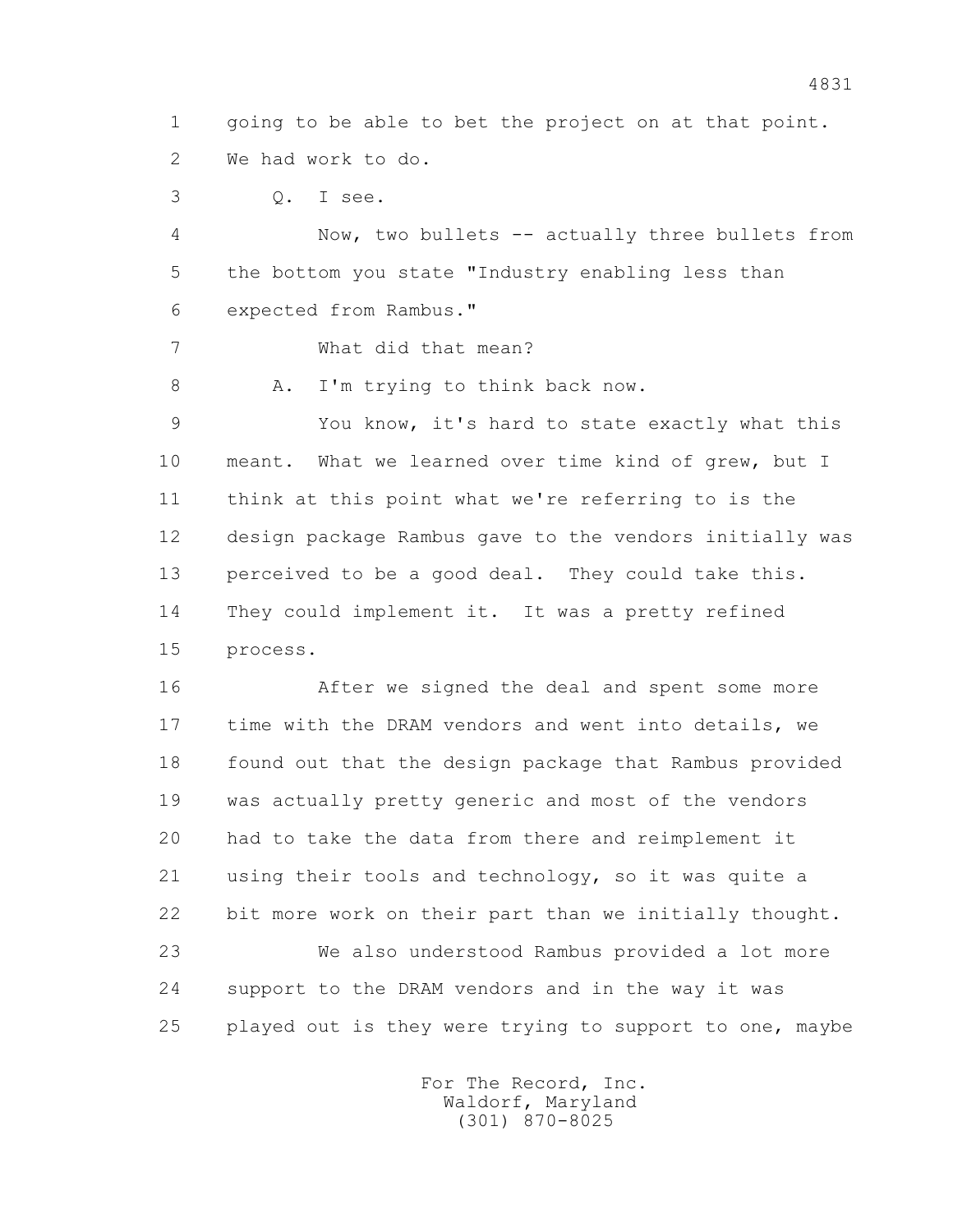1 going to be able to bet the project on at that point.
2 We had work to do.

3 Q. I see.

4 Now, two bullets -- actually three bullets from
5 the bottom you state "Industry enabling less than
6 expected from Rambus."

7 What did that mean?

8 A. I'm trying to think back now.

9 You know, it's hard to state exactly what this
10 meant. What we learned over time kind of grew, but I
11 think at this point what we're referring to is the
12 design package Rambus gave to the vendors initially was
13 perceived to be a good deal. They could take this.
14 They could implement it. It was a pretty refined
15 process.

16 After we signed the deal and spent some more
17 time with the DRAM vendors and went into details, we
18 found out that the design package that Rambus provided
19 was actually pretty generic and most of the vendors
20 had to take the data from there and reimplement it
21 using their tools and technology, so it was quite a
22 bit more work on their part than we initially thought.

23 We also understood Rambus provided a lot more
24 support to the DRAM vendors and in the way it was
25 played out is they were trying to support to one, maybe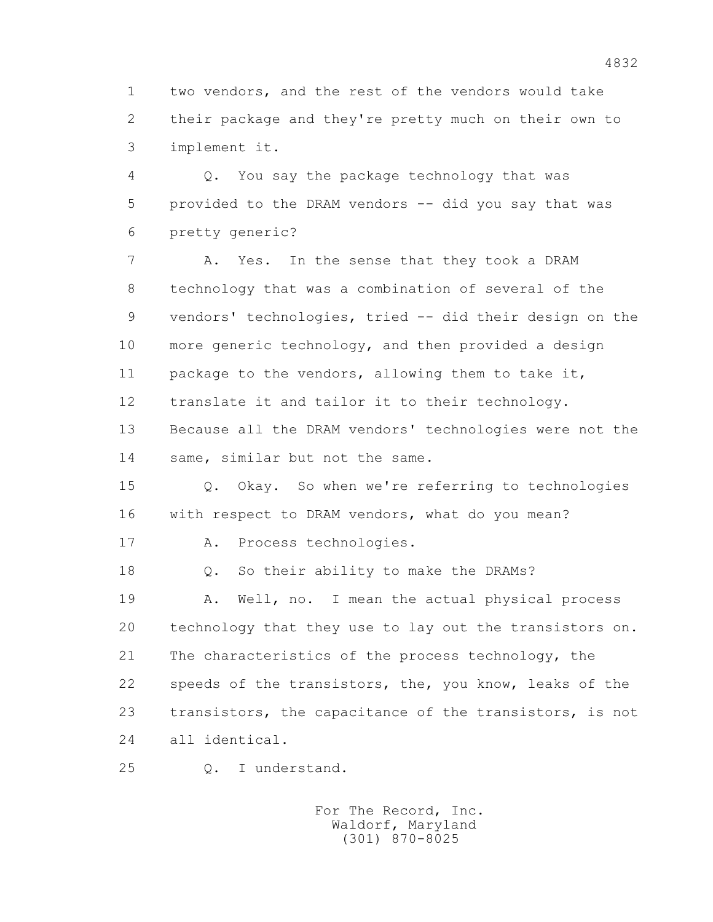two vendors, and the rest of the vendors would take their package and they're pretty much on their own to implement it.

Q. You say the package technology that was provided to the DRAM vendors -- did you say that was pretty generic?

A. Yes. In the sense that they took a DRAM technology that was a combination of several of the vendors' technologies, tried -- did their design on the more generic technology, and then provided a design package to the vendors, allowing them to take it, translate it and tailor it to their technology. Because all the DRAM vendors' technologies were not the same, similar but not the same.

Q. Okay. So when we're referring to technologies with respect to DRAM vendors, what do you mean?

A. Process technologies.

Q. So their ability to make the DRAMs?

A. Well, no. I mean the actual physical process technology that they use to lay out the transistors on. The characteristics of the process technology, the speeds of the transistors, the, you know, leaks of the transistors, the capacitance of the transistors, is not all identical.

Q. I understand.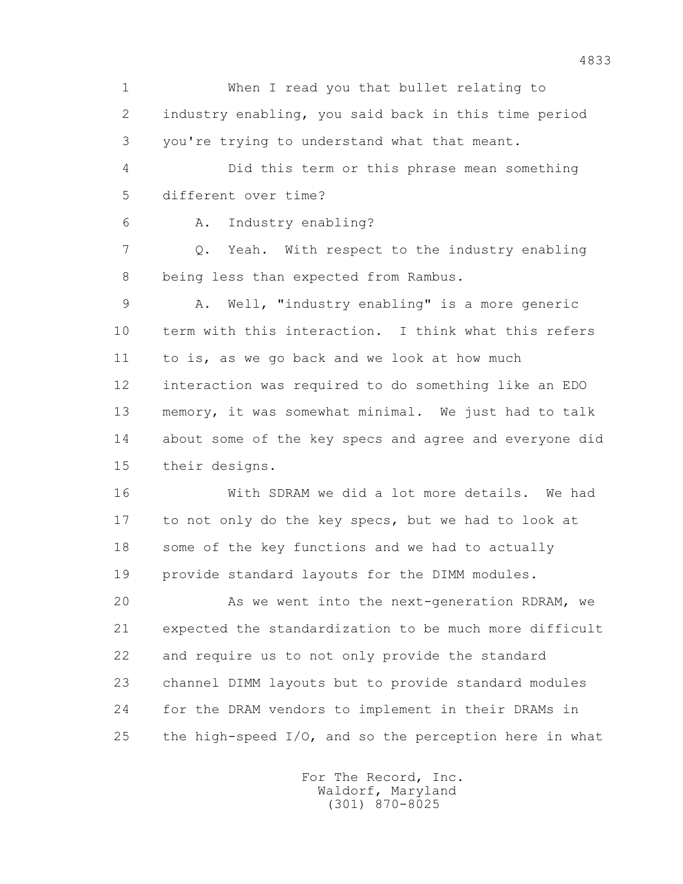When I read you that bullet relating to industry enabling, you said back in this time period you're trying to understand what that meant.

Did this term or this phrase mean something different over time?

A. Industry enabling?

Q. Yeah. With respect to the industry enabling being less than expected from Rambus.

A. Well, "industry enabling" is a more generic term with this interaction. I think what this refers to is, as we go back and we look at how much interaction was required to do something like an EDO memory, it was somewhat minimal. We just had to talk about some of the key specs and agree and everyone did their designs.

With SDRAM we did a lot more details. We had to not only do the key specs, but we had to look at some of the key functions and we had to actually provide standard layouts for the DIMM modules.

As we went into the next-generation RDRAM, we expected the standardization to be much more difficult and require us to not only provide the standard channel DIMM layouts but to provide standard modules for the DRAM vendors to implement in their DRAMs in the high-speed I/O, and so the perception here in what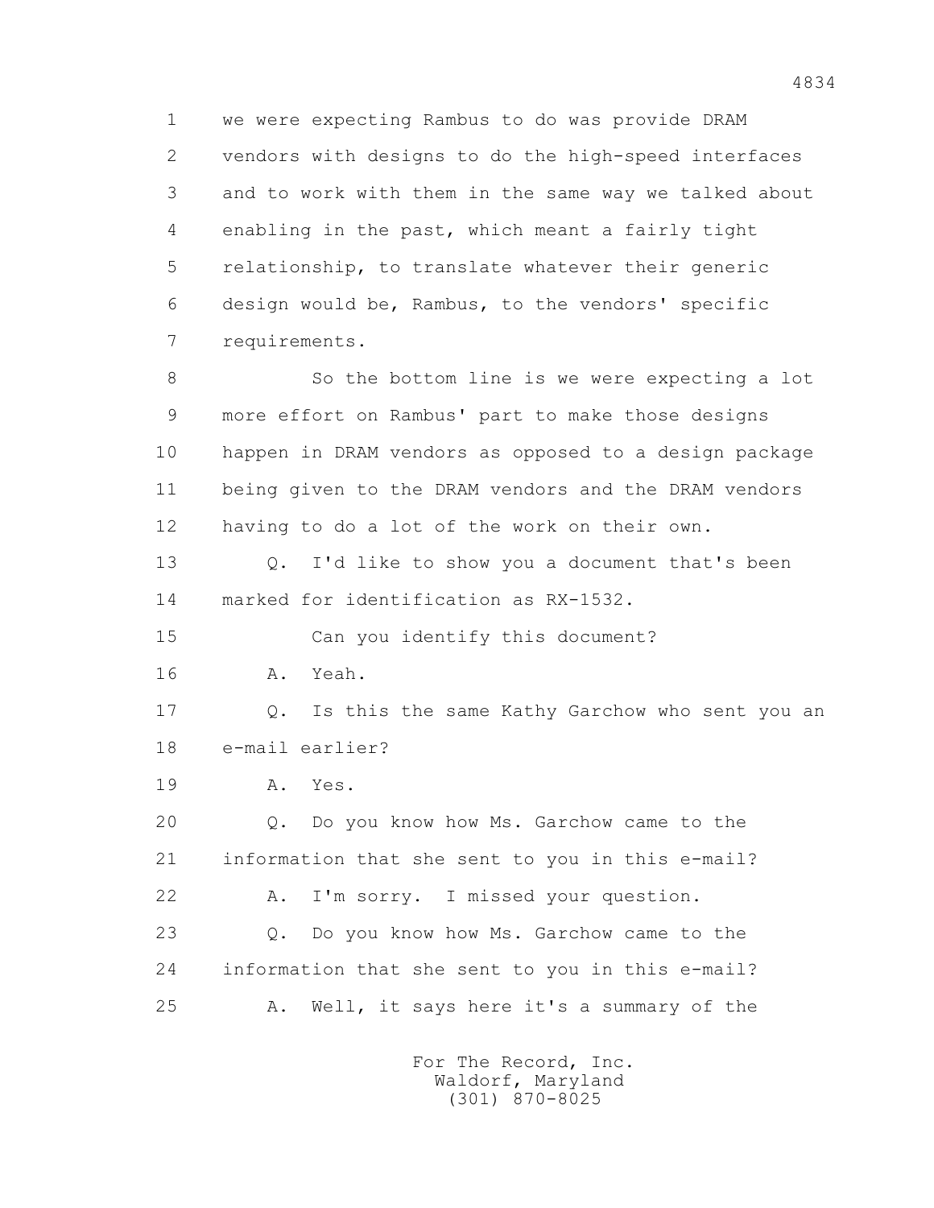1 we were expecting Rambus to do was provide DRAM
2 vendors with designs to do the high-speed interfaces
3 and to work with them in the same way we talked about
4 enabling in the past, which meant a fairly tight
5 relationship, to translate whatever their generic
6 design would be, Rambus, to the vendors' specific
7 requirements.

8 So the bottom line is we were expecting a lot
9 more effort on Rambus' part to make those designs
10 happen in DRAM vendors as opposed to a design package
11 being given to the DRAM vendors and the DRAM vendors
12 having to do a lot of the work on their own.

13 Q. I'd like to show you a document that's been
14 marked for identification as RX-1532.

15 Can you identify this document?

16 A. Yeah.

17 Q. Is this the same Kathy Garchow who sent you an
18 e-mail earlier?

19 A. Yes.

20 Q. Do you know how Ms. Garchow came to the
21 information that she sent to you in this e-mail?

22 A. I'm sorry. I missed your question.

23 Q. Do you know how Ms. Garchow came to the
24 information that she sent to you in this e-mail?

25 A. Well, it says here it's a summary of the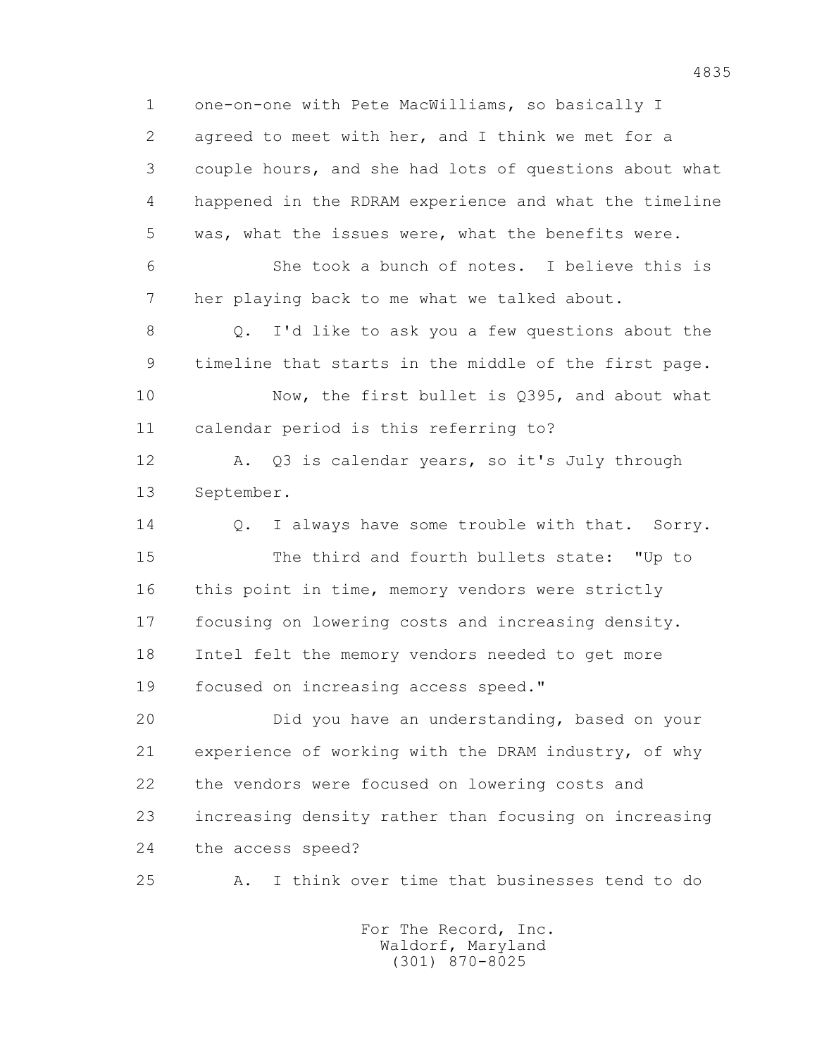one-on-one with Pete MacWilliams, so basically I agreed to meet with her, and I think we met for a couple hours, and she had lots of questions about what happened in the RDRAM experience and what the timeline was, what the issues were, what the benefits were.

She took a bunch of notes. I believe this is her playing back to me what we talked about.

Q. I'd like to ask you a few questions about the timeline that starts in the middle of the first page.

Now, the first bullet is Q395, and about what calendar period is this referring to?

A. Q3 is calendar years, so it's July through September.

Q. I always have some trouble with that. Sorry.

The third and fourth bullets state: "Up to this point in time, memory vendors were strictly focusing on lowering costs and increasing density. Intel felt the memory vendors needed to get more focused on increasing access speed."

Did you have an understanding, based on your experience of working with the DRAM industry, of why the vendors were focused on lowering costs and increasing density rather than focusing on increasing the access speed?

A. I think over time that businesses tend to do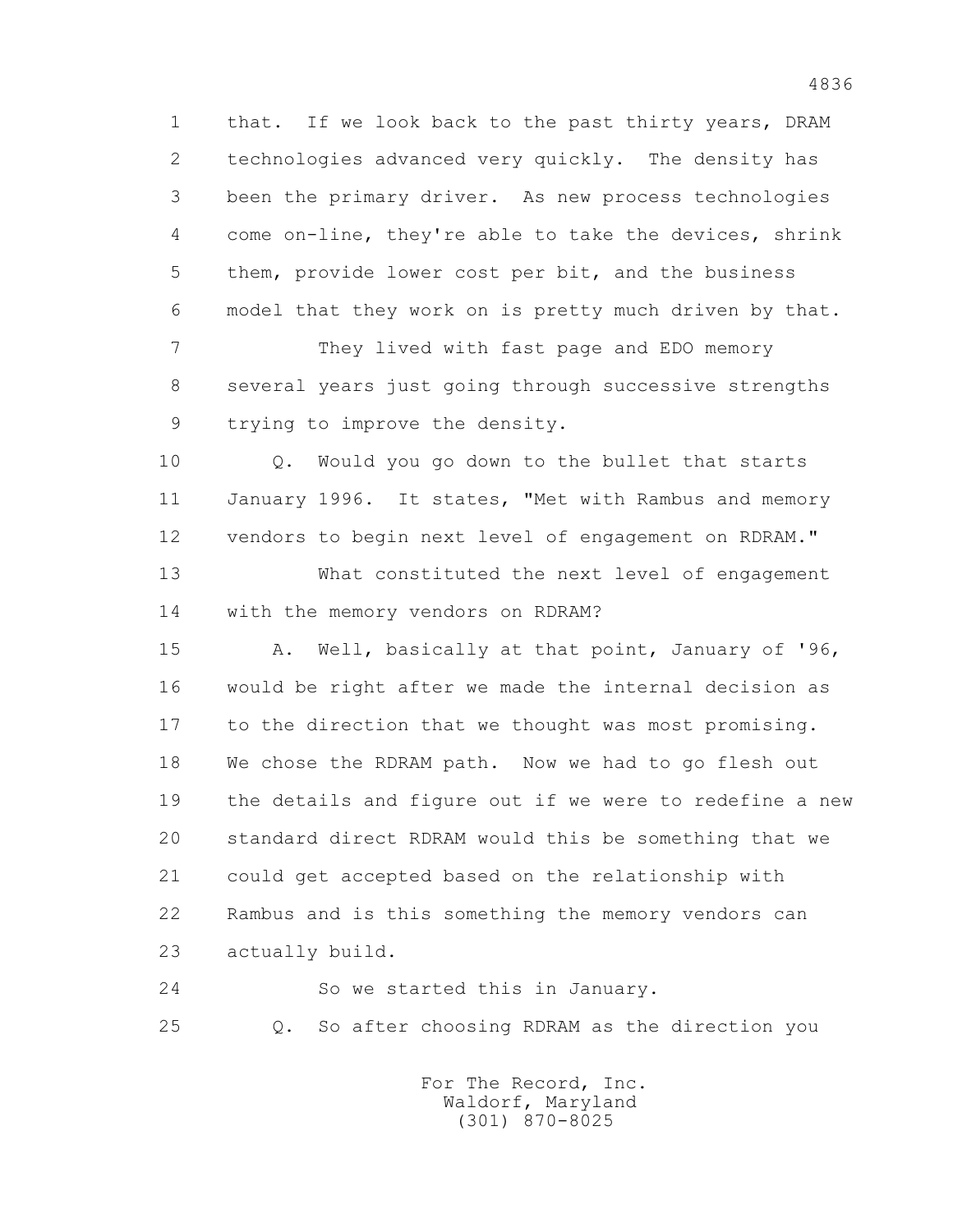that. If we look back to the past thirty years, DRAM technologies advanced very quickly. The density has been the primary driver. As new process technologies come on-line, they're able to take the devices, shrink them, provide lower cost per bit, and the business model that they work on is pretty much driven by that.

They lived with fast page and EDO memory several years just going through successive strengths trying to improve the density.

Q. Would you go down to the bullet that starts January 1996. It states, "Met with Rambus and memory vendors to begin next level of engagement on RDRAM."

What constituted the next level of engagement with the memory vendors on RDRAM?

A. Well, basically at that point, January of '96, would be right after we made the internal decision as to the direction that we thought was most promising. We chose the RDRAM path. Now we had to go flesh out the details and figure out if we were to redefine a new standard direct RDRAM would this be something that we could get accepted based on the relationship with Rambus and is this something the memory vendors can actually build.

So we started this in January.

Q. So after choosing RDRAM as the direction you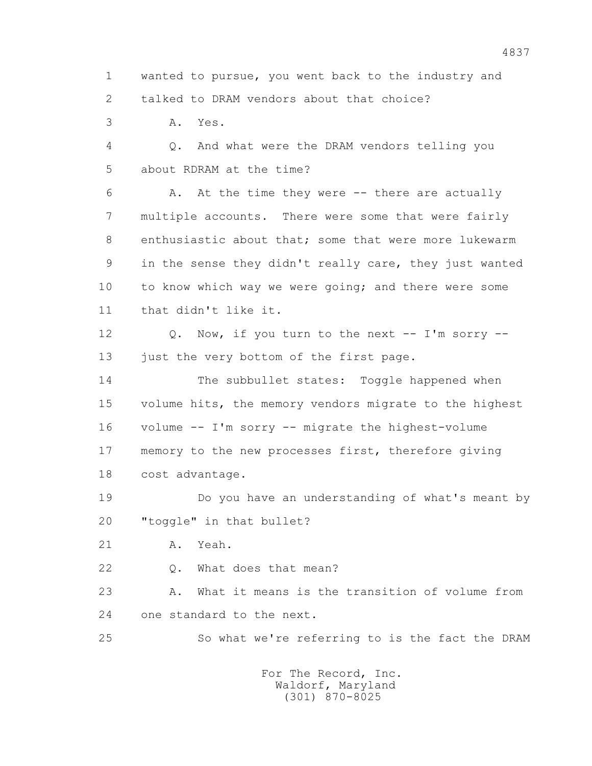1 wanted to pursue, you went back to the industry and
2 talked to DRAM vendors about that choice?
3 A. Yes.
4 Q. And what were the DRAM vendors telling you
5 about RDRAM at the time?
6 A. At the time they were -- there are actually
7 multiple accounts. There were some that were fairly
8 enthusiastic about that; some that were more lukewarm
9 in the sense they didn't really care, they just wanted
10 to know which way we were going; and there were some
11 that didn't like it.
12 Q. Now, if you turn to the next -- I'm sorry --
13 just the very bottom of the first page.
14 The subbullet states: Toggle happened when
15 volume hits, the memory vendors migrate to the highest
16 volume -- I'm sorry -- migrate the highest-volume
17 memory to the new processes first, therefore giving
18 cost advantage.
19 Do you have an understanding of what's meant by
20 "toggle" in that bullet?
21 A. Yeah.
22 Q. What does that mean?
23 A. What it means is the transition of volume from
24 one standard to the next.
25 So what we're referring to is the fact the DRAM

For The Record, Inc.
Waldorf, Maryland
(301) 870-8025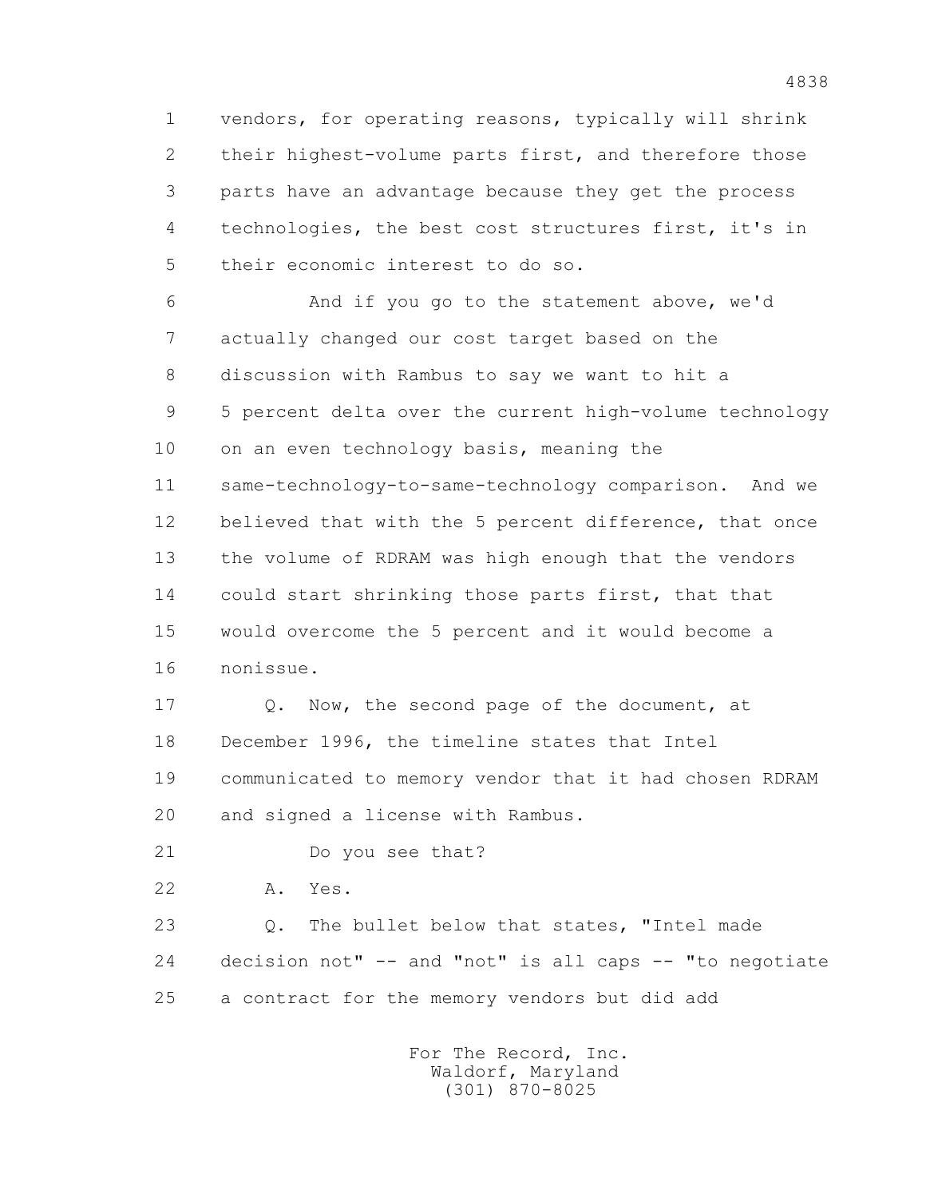1 vendors, for operating reasons, typically will shrink
2 their highest-volume parts first, and therefore those
3 parts have an advantage because they get the process
4 technologies, the best cost structures first, it's in
5 their economic interest to do so.

6 And if you go to the statement above, we'd
7 actually changed our cost target based on the
8 discussion with Rambus to say we want to hit a
9 5 percent delta over the current high-volume technology
10 on an even technology basis, meaning the
11 same-technology-to-same-technology comparison. And we
12 believed that with the 5 percent difference, that once
13 the volume of RDRAM was high enough that the vendors
14 could start shrinking those parts first, that that
15 would overcome the 5 percent and it would become a
16 nonissue.

17 Q. Now, the second page of the document, at
18 December 1996, the timeline states that Intel
19 communicated to memory vendor that it had chosen RDRAM
20 and signed a license with Rambus.

21 Do you see that?

22 A. Yes.

23 Q. The bullet below that states, "Intel made
24 decision not" -- and "not" is all caps -- "to negotiate
25 a contract for the memory vendors but did add

For The Record, Inc.
Waldorf, Maryland
(301) 870-8025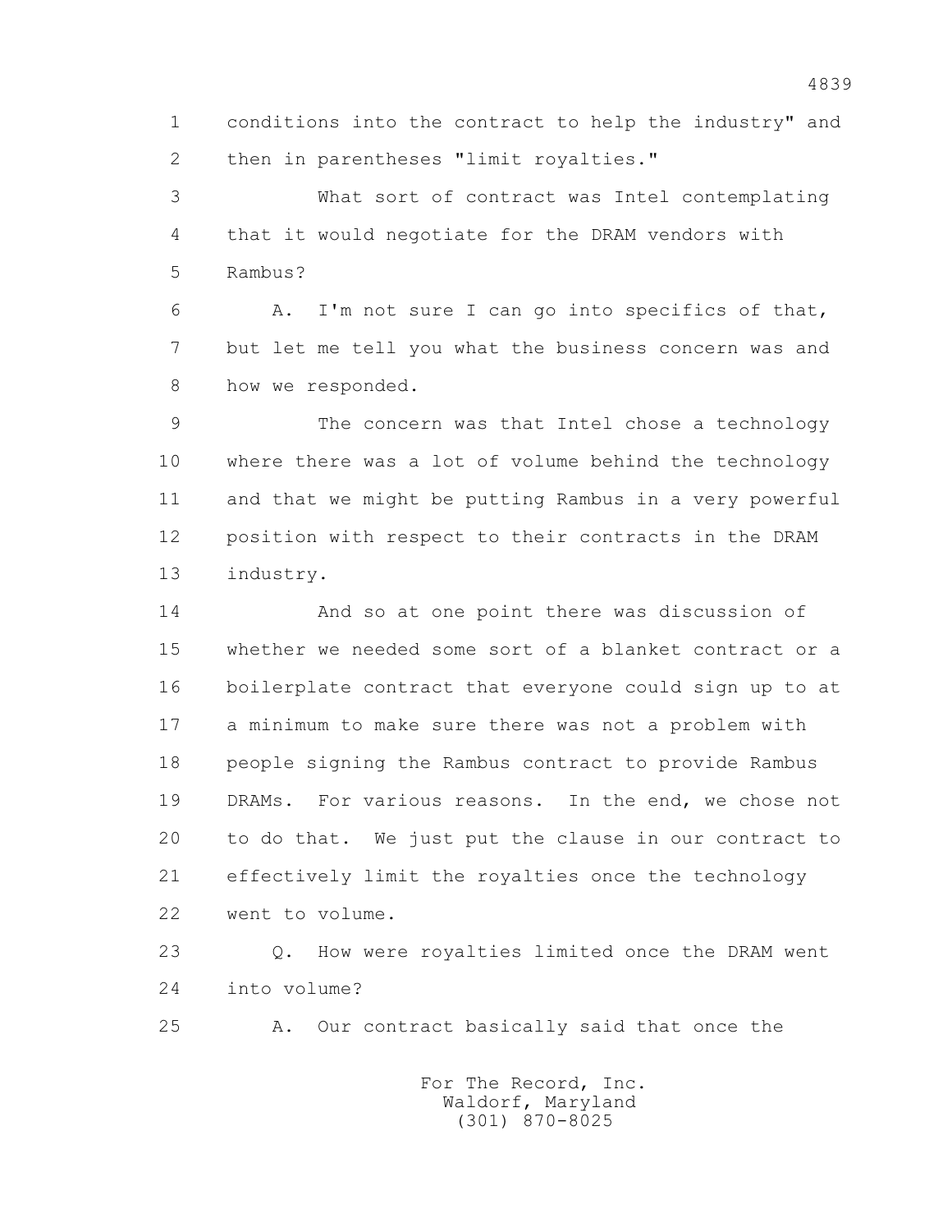conditions into the contract to help the industry" and then in parentheses "limit royalties."

What sort of contract was Intel contemplating that it would negotiate for the DRAM vendors with Rambus?

A. I'm not sure I can go into specifics of that, but let me tell you what the business concern was and how we responded.

The concern was that Intel chose a technology where there was a lot of volume behind the technology and that we might be putting Rambus in a very powerful position with respect to their contracts in the DRAM industry.

And so at one point there was discussion of whether we needed some sort of a blanket contract or a boilerplate contract that everyone could sign up to at a minimum to make sure there was not a problem with people signing the Rambus contract to provide Rambus DRAMs. For various reasons. In the end, we chose not to do that. We just put the clause in our contract to effectively limit the royalties once the technology went to volume.

Q. How were royalties limited once the DRAM went into volume?

A. Our contract basically said that once the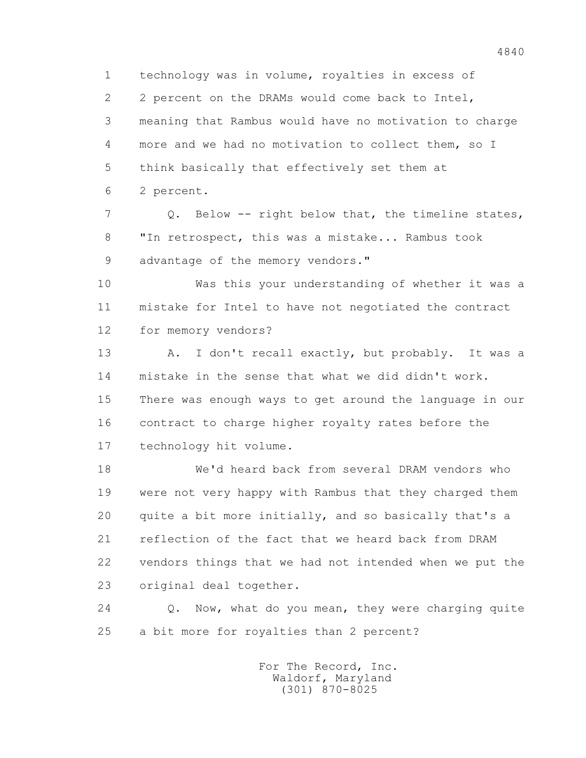1 technology was in volume, royalties in excess of
2 2 percent on the DRAMs would come back to Intel,
3 meaning that Rambus would have no motivation to charge
4 more and we had no motivation to collect them, so I
5 think basically that effectively set them at
6 2 percent.

7 Q. Below -- right below that, the timeline states,
8 "In retrospect, this was a mistake... Rambus took
9 advantage of the memory vendors."

10 Was this your understanding of whether it was a
11 mistake for Intel to have not negotiated the contract
12 for memory vendors?

13 A. I don't recall exactly, but probably. It was a
14 mistake in the sense that what we did didn't work.
15 There was enough ways to get around the language in our
16 contract to charge higher royalty rates before the
17 technology hit volume.

18 We'd heard back from several DRAM vendors who
19 were not very happy with Rambus that they charged them
20 quite a bit more initially, and so basically that's a
21 reflection of the fact that we heard back from DRAM
22 vendors things that we had not intended when we put the
23 original deal together.

24 Q. Now, what do you mean, they were charging quite
25 a bit more for royalties than 2 percent?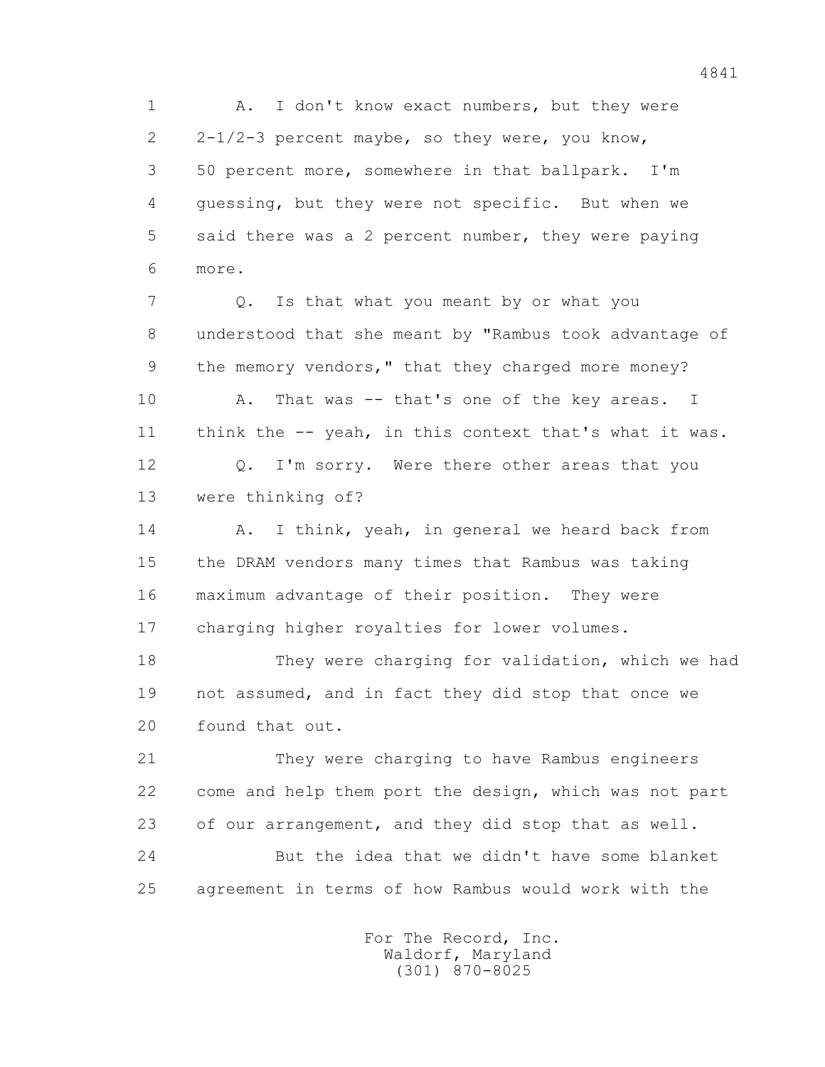1 A. I don't know exact numbers, but they were
2 2-1/2-3 percent maybe, so they were, you know,
3 50 percent more, somewhere in that ballpark. I'm
4 guessing, but they were not specific. But when we
5 said there was a 2 percent number, they were paying
6 more.

7 Q. Is that what you meant by or what you
8 understood that she meant by "Rambus took advantage of
9 the memory vendors," that they charged more money?

10 A. That was -- that's one of the key areas. I
11 think the -- yeah, in this context that's what it was.

12 Q. I'm sorry. Were there other areas that you
13 were thinking of?

14 A. I think, yeah, in general we heard back from
15 the DRAM vendors many times that Rambus was taking
16 maximum advantage of their position. They were
17 charging higher royalties for lower volumes.

18 They were charging for validation, which we had
19 not assumed, and in fact they did stop that once we
20 found that out.

21 They were charging to have Rambus engineers
22 come and help them port the design, which was not part
23 of our arrangement, and they did stop that as well.

24 But the idea that we didn't have some blanket
25 agreement in terms of how Rambus would work with the

For The Record, Inc.
Waldorf, Maryland
(301) 870-8025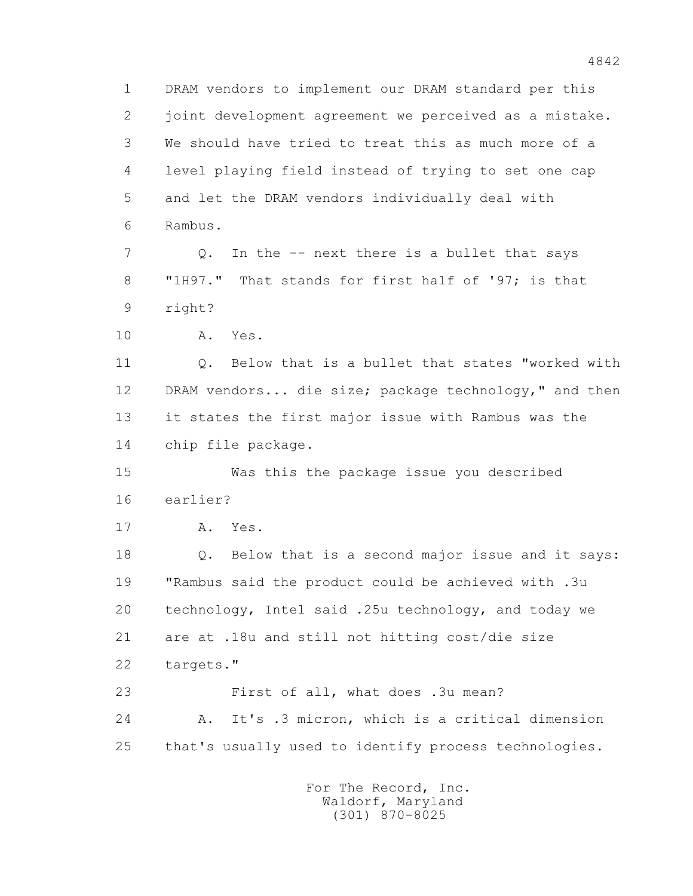1 DRAM vendors to implement our DRAM standard per this
2 joint development agreement we perceived as a mistake.
3 We should have tried to treat this as much more of a
4 level playing field instead of trying to set one cap
5 and let the DRAM vendors individually deal with
6 Rambus.

7 Q. In the -- next there is a bullet that says
8 "1H97." That stands for first half of '97; is that
9 right?

10 A. Yes.

11 Q. Below that is a bullet that states "worked with
12 DRAM vendors... die size; package technology," and then
13 it states the first major issue with Rambus was the
14 chip file package.

15 Was this the package issue you described
16 earlier?

17 A. Yes.

18 Q. Below that is a second major issue and it says:
19 "Rambus said the product could be achieved with .3u
20 technology, Intel said .25u technology, and today we
21 are at .18u and still not hitting cost/die size
22 targets."

23 First of all, what does .3u mean?

24 A. It's .3 micron, which is a critical dimension
25 that's usually used to identify process technologies.

For The Record, Inc.
Waldorf, Maryland
(301) 870-8025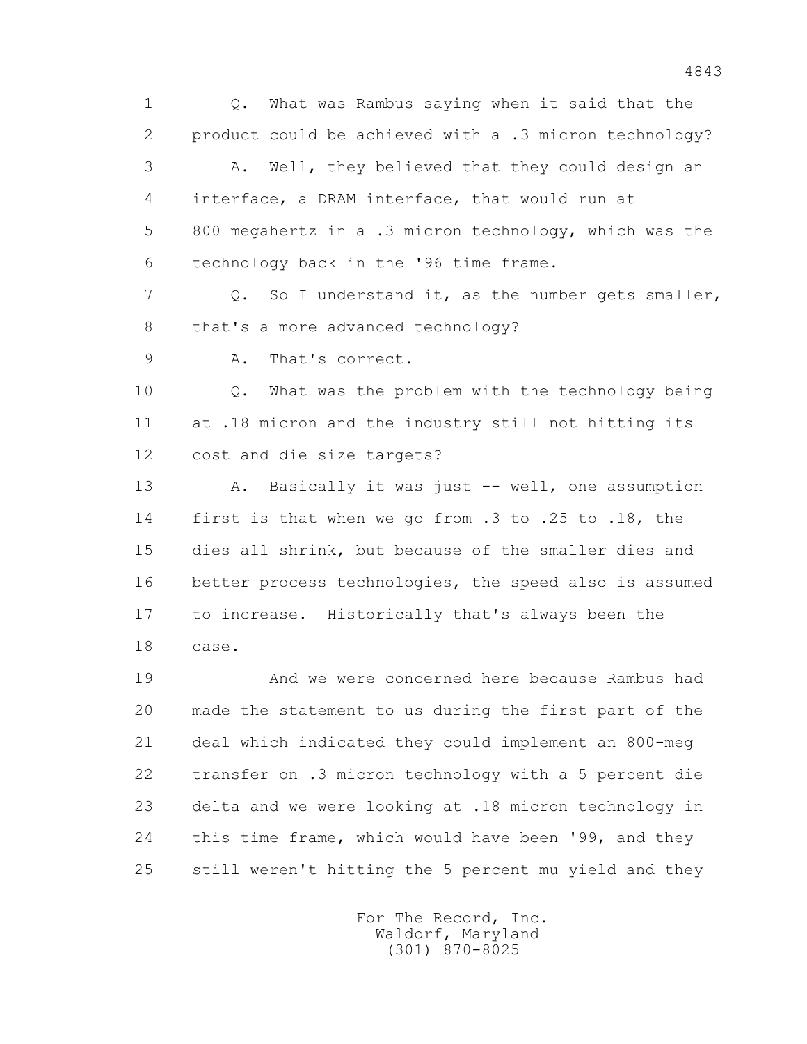1 Q. What was Rambus saying when it said that the
2 product could be achieved with a .3 micron technology?
3 A. Well, they believed that they could design an
4 interface, a DRAM interface, that would run at
5 800 megahertz in a .3 micron technology, which was the
6 technology back in the '96 time frame.
7 Q. So I understand it, as the number gets smaller,
8 that's a more advanced technology?
9 A. That's correct.
10 Q. What was the problem with the technology being
11 at .18 micron and the industry still not hitting its
12 cost and die size targets?
13 A. Basically it was just -- well, one assumption
14 first is that when we go from .3 to .25 to .18, the
15 dies all shrink, but because of the smaller dies and
16 better process technologies, the speed also is assumed
17 to increase. Historically that's always been the
18 case.
19 And we were concerned here because Rambus had
20 made the statement to us during the first part of the
21 deal which indicated they could implement an 800-meg
22 transfer on .3 micron technology with a 5 percent die
23 delta and we were looking at .18 micron technology in
24 this time frame, which would have been '99, and they
25 still weren't hitting the 5 percent mu yield and they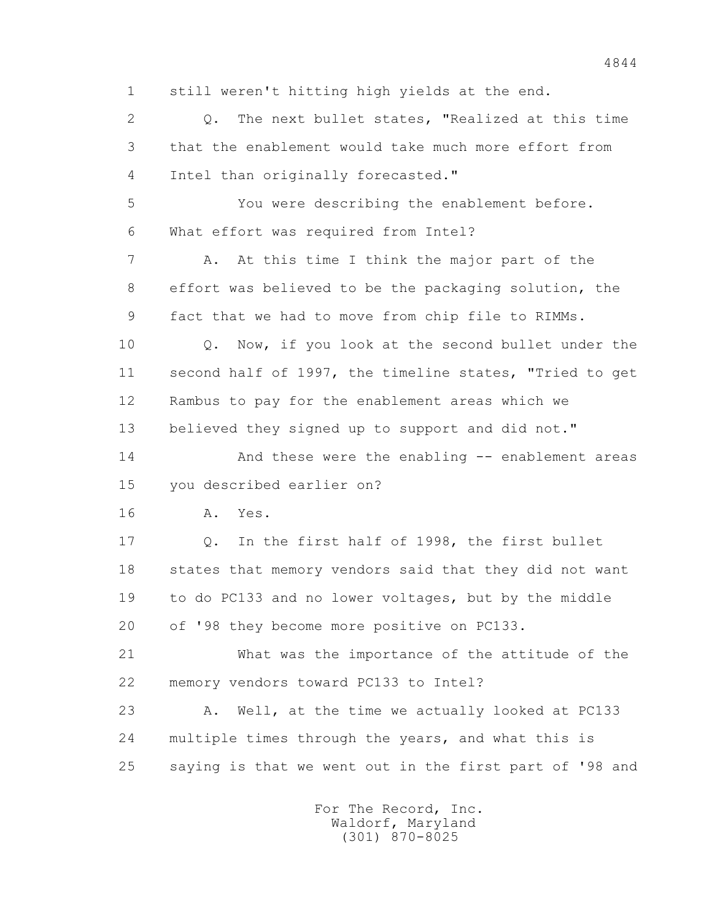1 still weren't hitting high yields at the end.

2 Q. The next bullet states, "Realized at this time

3 that the enablement would take much more effort from

4 Intel than originally forecasted."

5 You were describing the enablement before.

6 What effort was required from Intel?

7 A. At this time I think the major part of the

8 effort was believed to be the packaging solution, the

9 fact that we had to move from chip file to RIMMs.

10 Q. Now, if you look at the second bullet under the

11 second half of 1997, the timeline states, "Tried to get

12 Rambus to pay for the enablement areas which we

13 believed they signed up to support and did not."

14 And these were the enabling -- enablement areas

15 you described earlier on?

16 A. Yes.

17 Q. In the first half of 1998, the first bullet

18 states that memory vendors said that they did not want

19 to do PC133 and no lower voltages, but by the middle

20 of '98 they become more positive on PC133.

21 What was the importance of the attitude of the

22 memory vendors toward PC133 to Intel?

23 A. Well, at the time we actually looked at PC133

24 multiple times through the years, and what this is

25 saying is that we went out in the first part of '98 and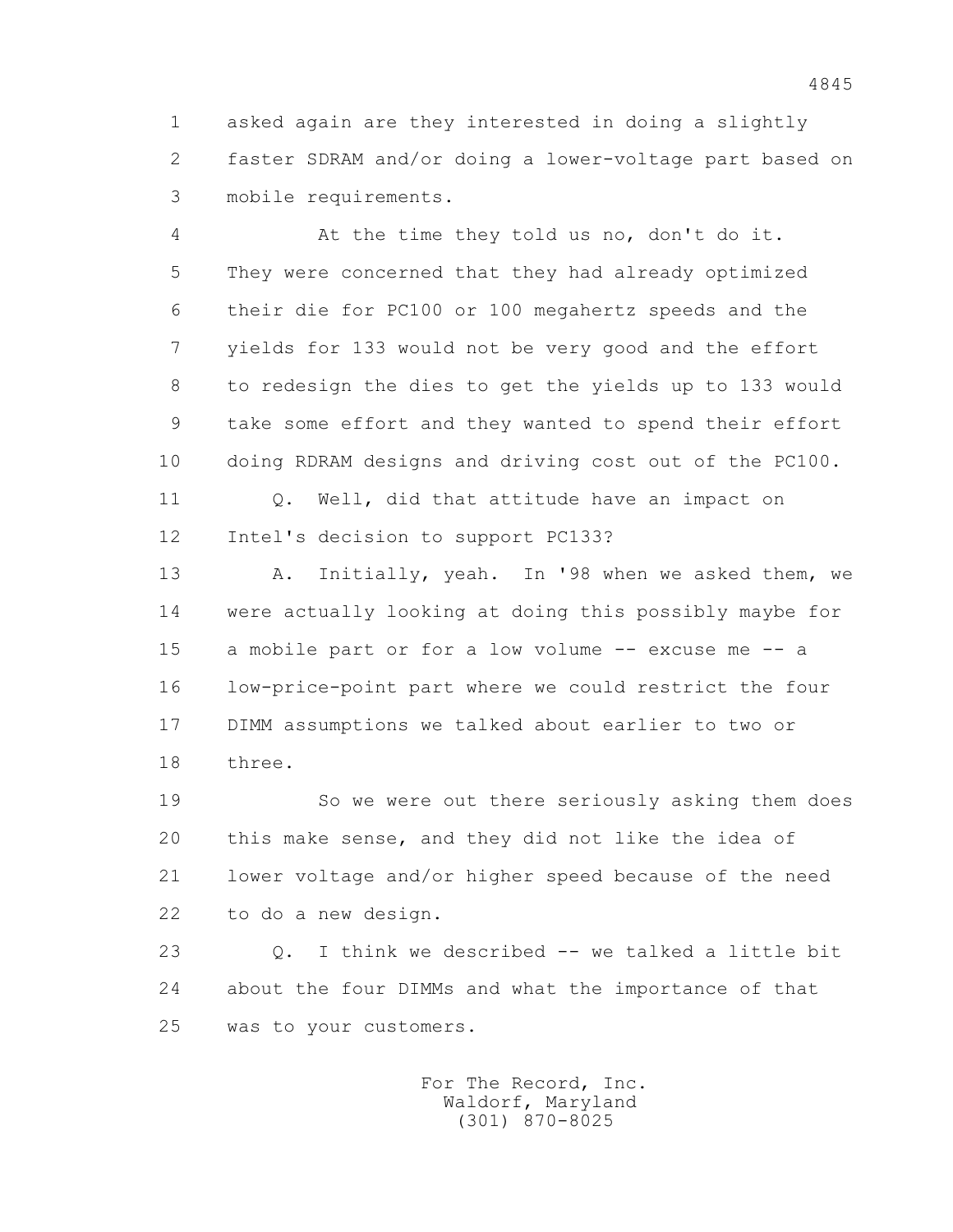1 asked again are they interested in doing a slightly
2 faster SDRAM and/or doing a lower-voltage part based on
3 mobile requirements.

4 At the time they told us no, don't do it.
5 They were concerned that they had already optimized
6 their die for PC100 or 100 megahertz speeds and the
7 yields for 133 would not be very good and the effort
8 to redesign the dies to get the yields up to 133 would
9 take some effort and they wanted to spend their effort
10 doing RDRAM designs and driving cost out of the PC100.

11 Q. Well, did that attitude have an impact on
12 Intel's decision to support PC133?

13 A. Initially, yeah. In '98 when we asked them, we
14 were actually looking at doing this possibly maybe for
15 a mobile part or for a low volume -- excuse me -- a
16 low-price-point part where we could restrict the four
17 DIMM assumptions we talked about earlier to two or
18 three.

19 So we were out there seriously asking them does
20 this make sense, and they did not like the idea of
21 lower voltage and/or higher speed because of the need
22 to do a new design.

23 Q. I think we described -- we talked a little bit
24 about the four DIMMs and what the importance of that
25 was to your customers.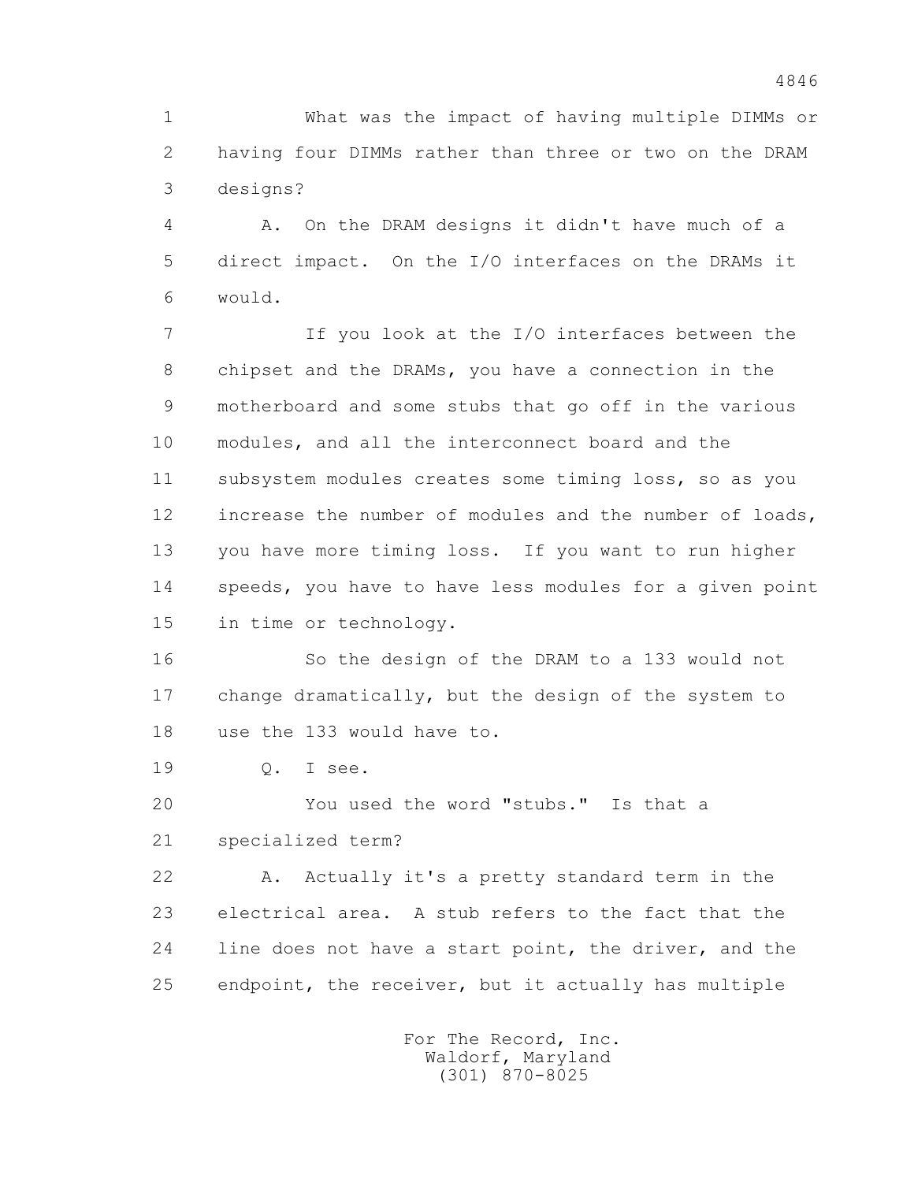1 What was the impact of having multiple DIMMs or
2 having four DIMMs rather than three or two on the DRAM
3 designs?

4 A. On the DRAM designs it didn't have much of a
5 direct impact. On the I/O interfaces on the DRAMs it
6 would.

7 If you look at the I/O interfaces between the
8 chipset and the DRAMs, you have a connection in the
9 motherboard and some stubs that go off in the various
10 modules, and all the interconnect board and the
11 subsystem modules creates some timing loss, so as you
12 increase the number of modules and the number of loads,
13 you have more timing loss. If you want to run higher
14 speeds, you have to have less modules for a given point
15 in time or technology.

16 So the design of the DRAM to a 133 would not
17 change dramatically, but the design of the system to
18 use the 133 would have to.

19 Q. I see.

20 You used the word "stubs." Is that a
21 specialized term?

22 A. Actually it's a pretty standard term in the
23 electrical area. A stub refers to the fact that the
24 line does not have a start point, the driver, and the
25 endpoint, the receiver, but it actually has multiple

For The Record, Inc.
Waldorf, Maryland
(301) 870-8025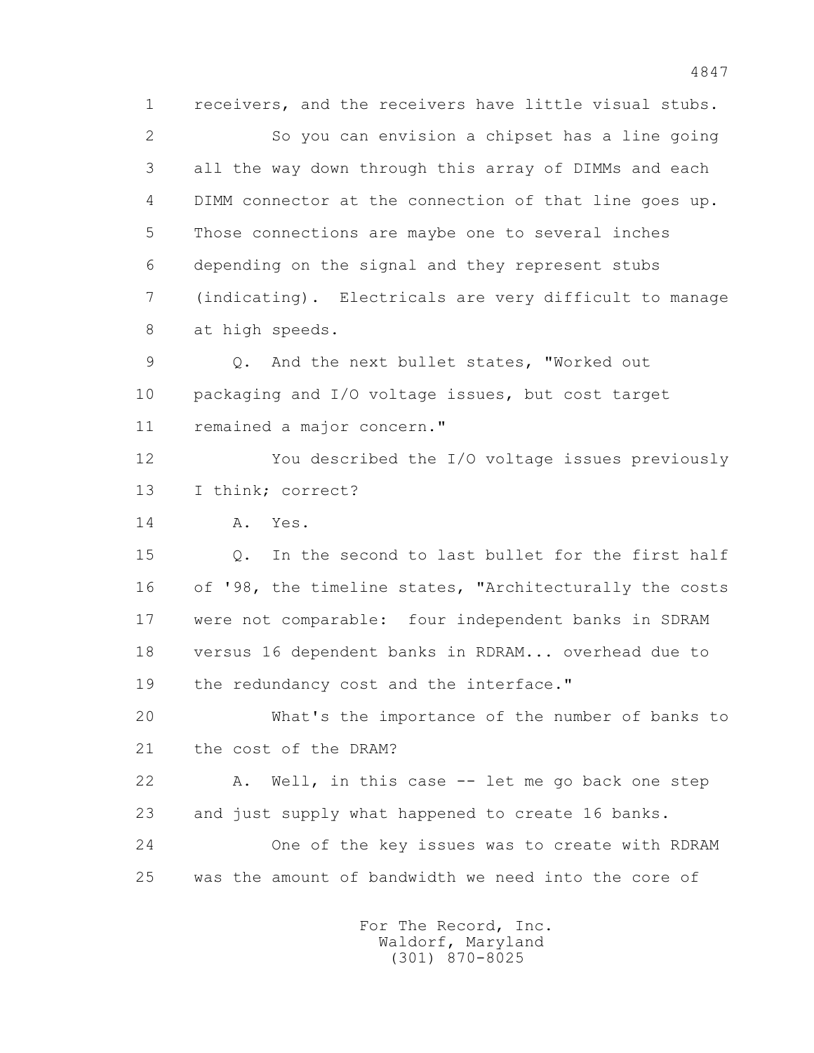1 receivers, and the receivers have little visual stubs.

2 So you can envision a chipset has a line going

3 all the way down through this array of DIMMs and each

4 DIMM connector at the connection of that line goes up.

5 Those connections are maybe one to several inches

6 depending on the signal and they represent stubs

7 (indicating). Electricals are very difficult to manage

8 at high speeds.

9 Q. And the next bullet states, "Worked out

10 packaging and I/O voltage issues, but cost target

11 remained a major concern."

12 You described the I/O voltage issues previously

13 I think; correct?

14 A. Yes.

15 Q. In the second to last bullet for the first half

16 of '98, the timeline states, "Architecturally the costs

17 were not comparable: four independent banks in SDRAM

18 versus 16 dependent banks in RDRAM... overhead due to

19 the redundancy cost and the interface."

20 What's the importance of the number of banks to

21 the cost of the DRAM?

22 A. Well, in this case -- let me go back one step

23 and just supply what happened to create 16 banks.

24 One of the key issues was to create with RDRAM

25 was the amount of bandwidth we need into the core of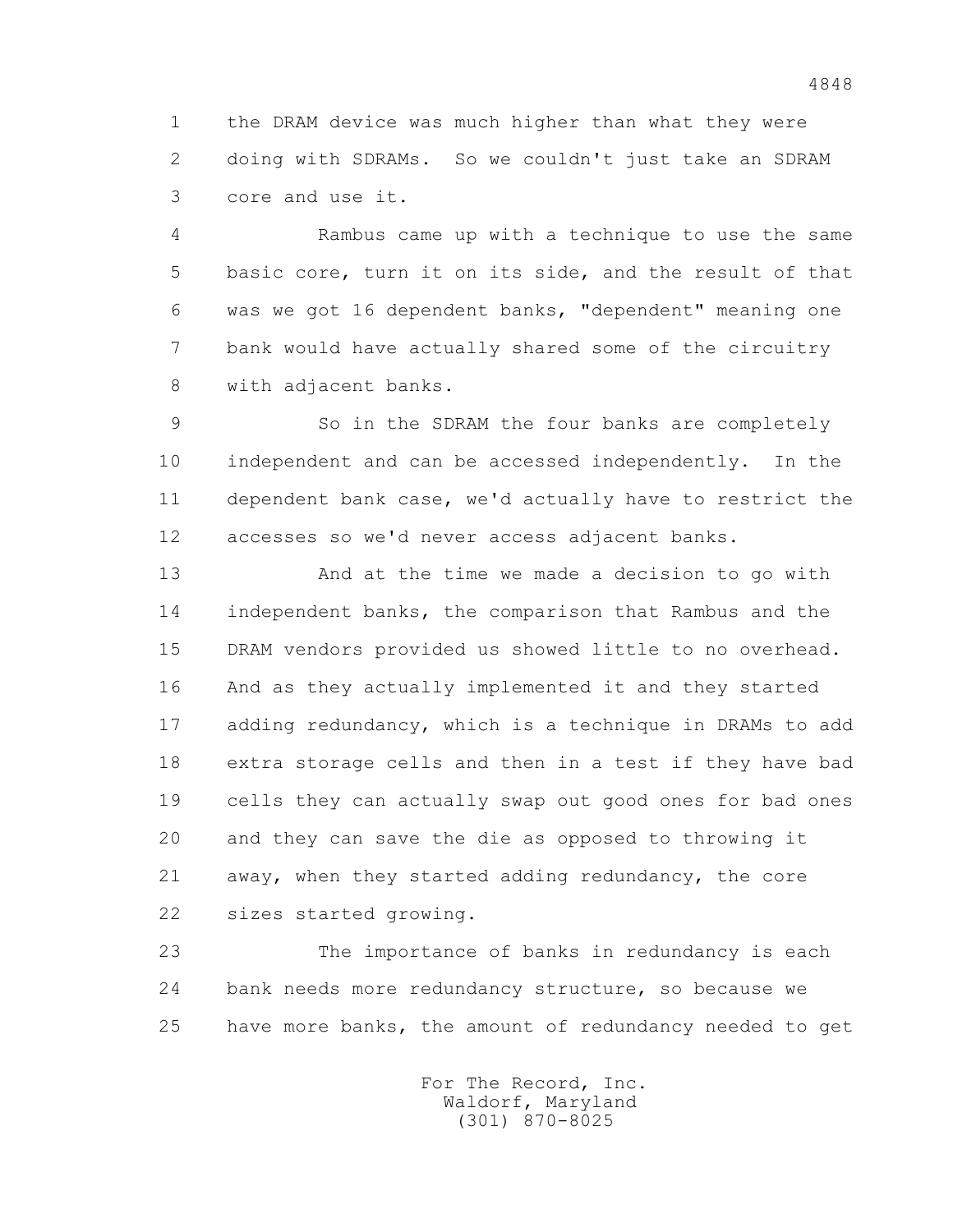the DRAM device was much higher than what they were doing with SDRAMs. So we couldn't just take an SDRAM core and use it.

Rambus came up with a technique to use the same basic core, turn it on its side, and the result of that was we got 16 dependent banks, "dependent" meaning one bank would have actually shared some of the circuitry with adjacent banks.

So in the SDRAM the four banks are completely independent and can be accessed independently. In the dependent bank case, we'd actually have to restrict the accesses so we'd never access adjacent banks.

And at the time we made a decision to go with independent banks, the comparison that Rambus and the DRAM vendors provided us showed little to no overhead. And as they actually implemented it and they started adding redundancy, which is a technique in DRAMs to add extra storage cells and then in a test if they have bad cells they can actually swap out good ones for bad ones and they can save the die as opposed to throwing it away, when they started adding redundancy, the core sizes started growing.

The importance of banks in redundancy is each bank needs more redundancy structure, so because we have more banks, the amount of redundancy needed to get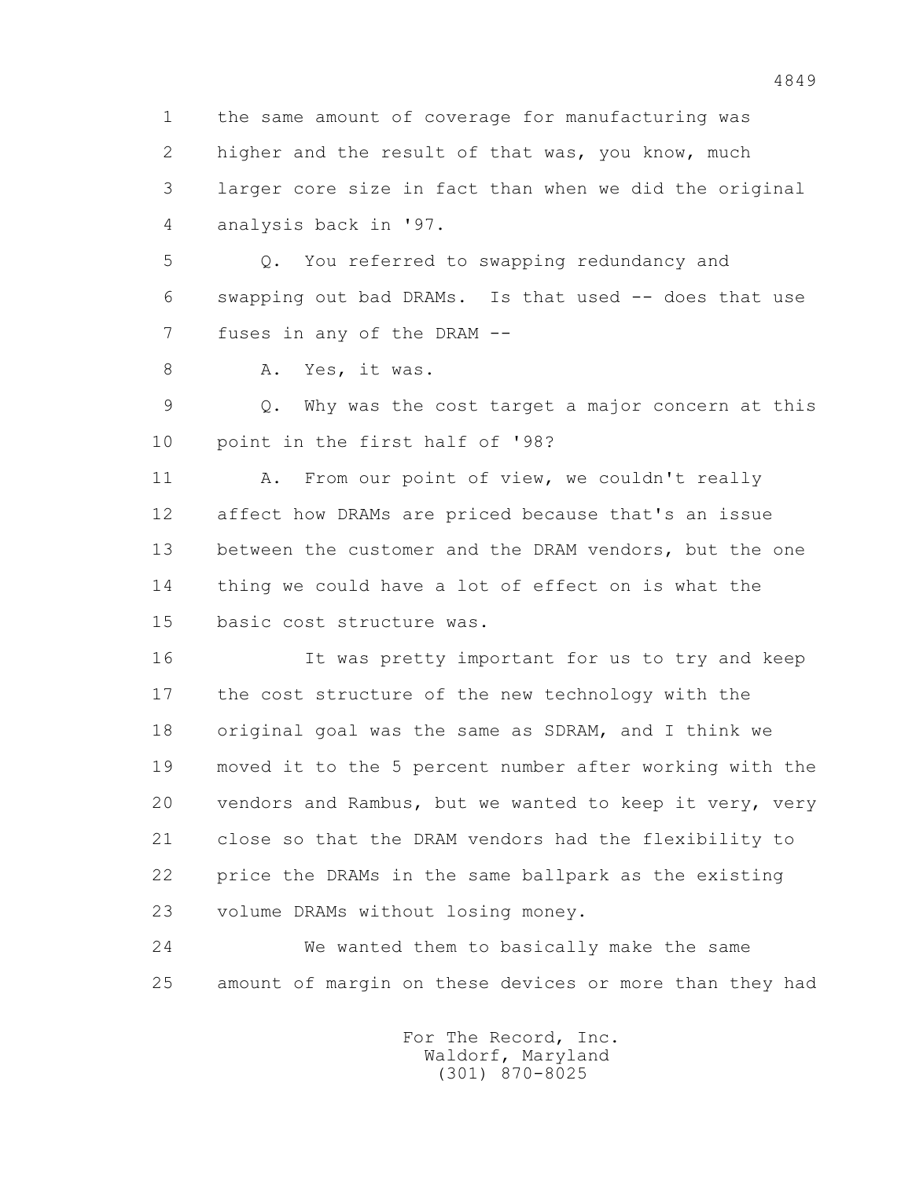the same amount of coverage for manufacturing was higher and the result of that was, you know, much larger core size in fact than when we did the original analysis back in '97.

Q. You referred to swapping redundancy and swapping out bad DRAMs. Is that used -- does that use fuses in any of the DRAM --

A. Yes, it was.

Q. Why was the cost target a major concern at this point in the first half of '98?

A. From our point of view, we couldn't really affect how DRAMs are priced because that's an issue between the customer and the DRAM vendors, but the one thing we could have a lot of effect on is what the basic cost structure was.

It was pretty important for us to try and keep the cost structure of the new technology with the original goal was the same as SDRAM, and I think we moved it to the 5 percent number after working with the vendors and Rambus, but we wanted to keep it very, very close so that the DRAM vendors had the flexibility to price the DRAMs in the same ballpark as the existing volume DRAMs without losing money.

We wanted them to basically make the same amount of margin on these devices or more than they had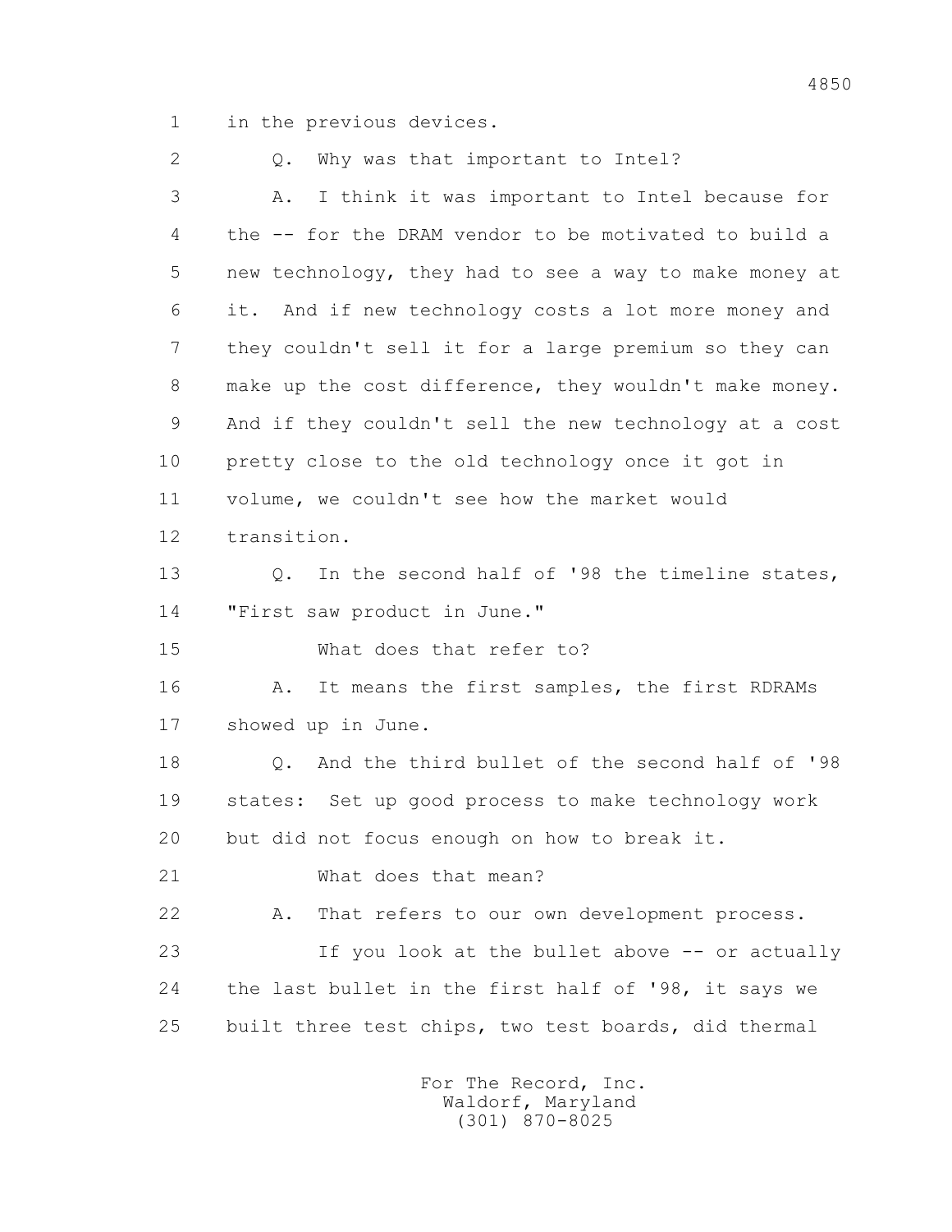in the previous devices.

Q. Why was that important to Intel?

A. I think it was important to Intel because for the -- for the DRAM vendor to be motivated to build a new technology, they had to see a way to make money at it. And if new technology costs a lot more money and they couldn't sell it for a large premium so they can make up the cost difference, they wouldn't make money. And if they couldn't sell the new technology at a cost pretty close to the old technology once it got in volume, we couldn't see how the market would transition.

Q. In the second half of '98 the timeline states, "First saw product in June."

What does that refer to?

A. It means the first samples, the first RDRAMs showed up in June.

Q. And the third bullet of the second half of '98 states: Set up good process to make technology work but did not focus enough on how to break it.

What does that mean?

A. That refers to our own development process.

If you look at the bullet above -- or actually the last bullet in the first half of '98, it says we built three test chips, two test boards, did thermal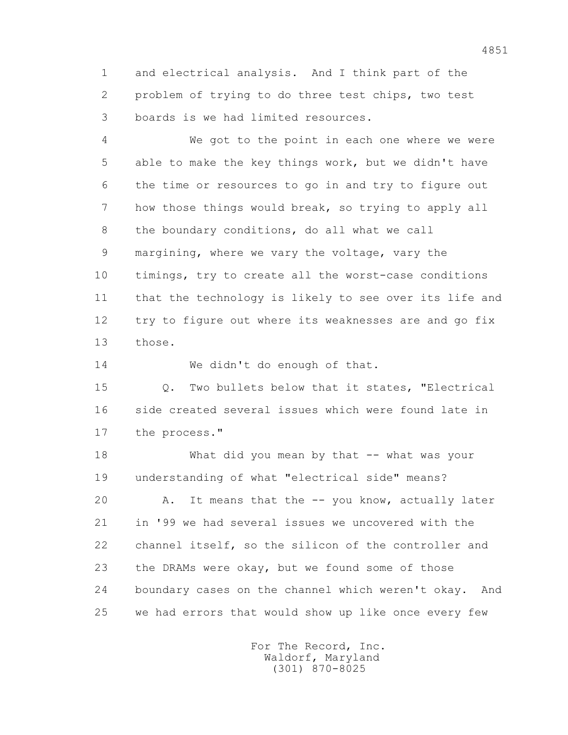1 and electrical analysis. And I think part of the
2 problem of trying to do three test chips, two test
3 boards is we had limited resources.

4 We got to the point in each one where we were
5 able to make the key things work, but we didn't have
6 the time or resources to go in and try to figure out
7 how those things would break, so trying to apply all
8 the boundary conditions, do all what we call
9 margining, where we vary the voltage, vary the
10 timings, try to create all the worst-case conditions
11 that the technology is likely to see over its life and
12 try to figure out where its weaknesses are and go fix
13 those.

14 We didn't do enough of that.

15 Q. Two bullets below that it states, "Electrical
16 side created several issues which were found late in
17 the process."

18 What did you mean by that -- what was your
19 understanding of what "electrical side" means?

20 A. It means that the -- you know, actually later
21 in '99 we had several issues we uncovered with the
22 channel itself, so the silicon of the controller and
23 the DRAMs were okay, but we found some of those
24 boundary cases on the channel which weren't okay. And
25 we had errors that would show up like once every few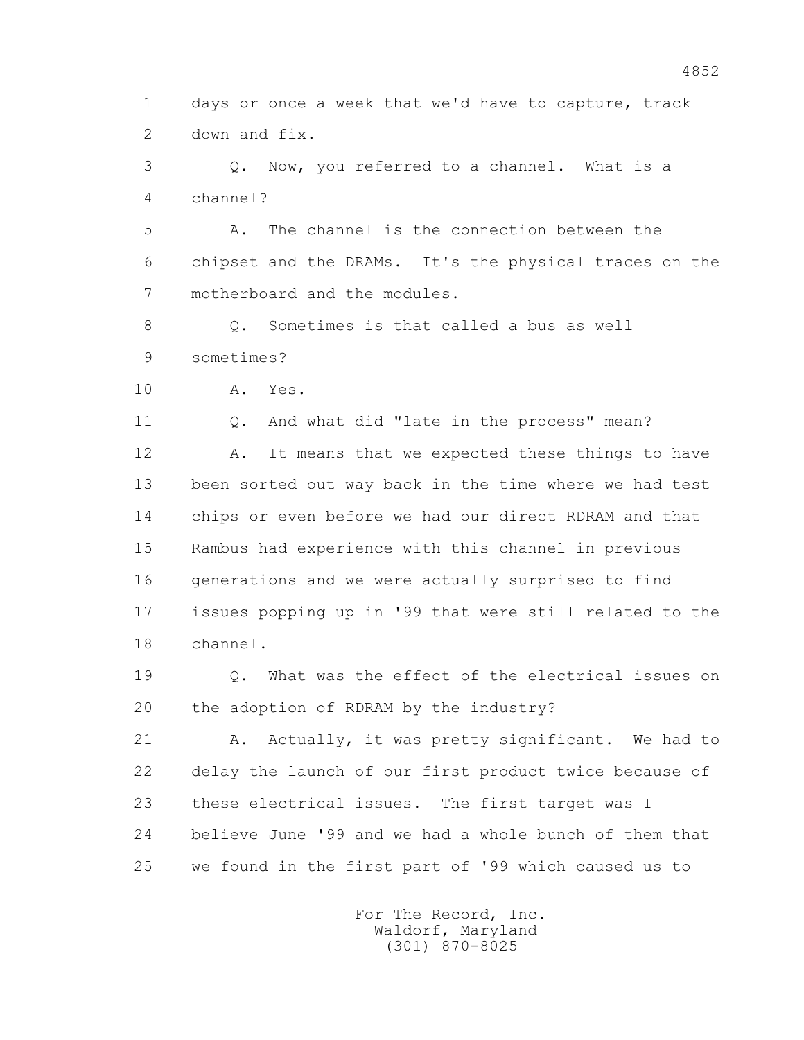1 days or once a week that we'd have to capture, track
2 down and fix.

3 Q. Now, you referred to a channel. What is a
4 channel?

5 A. The channel is the connection between the
6 chipset and the DRAMs. It's the physical traces on the
7 motherboard and the modules.

8 Q. Sometimes is that called a bus as well
9 sometimes?

10 A. Yes.

11 Q. And what did "late in the process" mean?

12 A. It means that we expected these things to have
13 been sorted out way back in the time where we had test
14 chips or even before we had our direct RDRAM and that
15 Rambus had experience with this channel in previous
16 generations and we were actually surprised to find
17 issues popping up in '99 that were still related to the
18 channel.

19 Q. What was the effect of the electrical issues on
20 the adoption of RDRAM by the industry?

21 A. Actually, it was pretty significant. We had to
22 delay the launch of our first product twice because of
23 these electrical issues. The first target was I
24 believe June '99 and we had a whole bunch of them that
25 we found in the first part of '99 which caused us to

For The Record, Inc.
Waldorf, Maryland
(301) 870-8025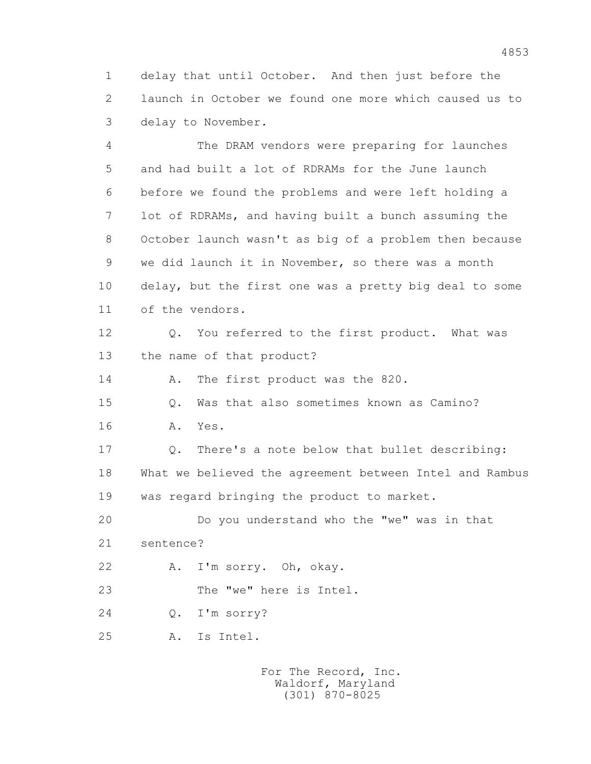1 delay that until October. And then just before the
2 launch in October we found one more which caused us to
3 delay to November.

4 The DRAM vendors were preparing for launches
5 and had built a lot of RDRAMs for the June launch
6 before we found the problems and were left holding a
7 lot of RDRAMs, and having built a bunch assuming the
8 October launch wasn't as big of a problem then because
9 we did launch it in November, so there was a month
10 delay, but the first one was a pretty big deal to some
11 of the vendors.

12 Q. You referred to the first product. What was
13 the name of that product?

14 A. The first product was the 820.

15 Q. Was that also sometimes known as Camino?

16 A. Yes.

17 Q. There's a note below that bullet describing:
18 What we believed the agreement between Intel and Rambus
19 was regard bringing the product to market.

20 Do you understand who the "we" was in that
21 sentence?

22 A. I'm sorry. Oh, okay.

23 The "we" here is Intel.

24 Q. I'm sorry?

25 A. Is Intel.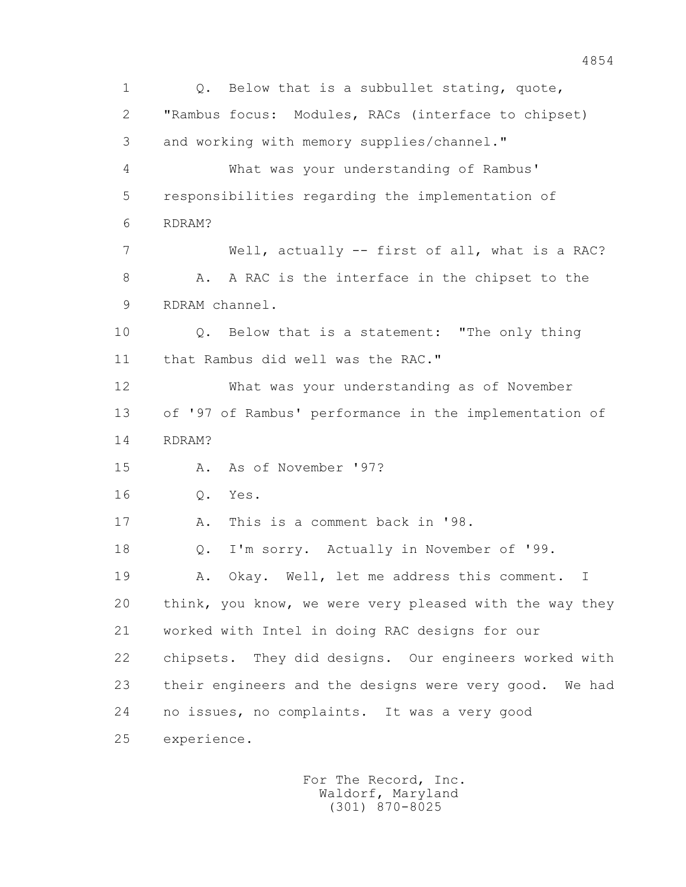Q. Below that is a subbullet stating, quote, "Rambus focus: Modules, RACs (interface to chipset) and working with memory supplies/channel."

What was your understanding of Rambus' responsibilities regarding the implementation of RDRAM?

Well, actually -- first of all, what is a RAC?

A. A RAC is the interface in the chipset to the RDRAM channel.

Q. Below that is a statement: "The only thing that Rambus did well was the RAC."

What was your understanding as of November of '97 of Rambus' performance in the implementation of RDRAM?

A. As of November '97?

Q. Yes.

A. This is a comment back in '98.

Q. I'm sorry. Actually in November of '99.

A. Okay. Well, let me address this comment. I think, you know, we were very pleased with the way they worked with Intel in doing RAC designs for our chipsets. They did designs. Our engineers worked with their engineers and the designs were very good. We had no issues, no complaints. It was a very good experience.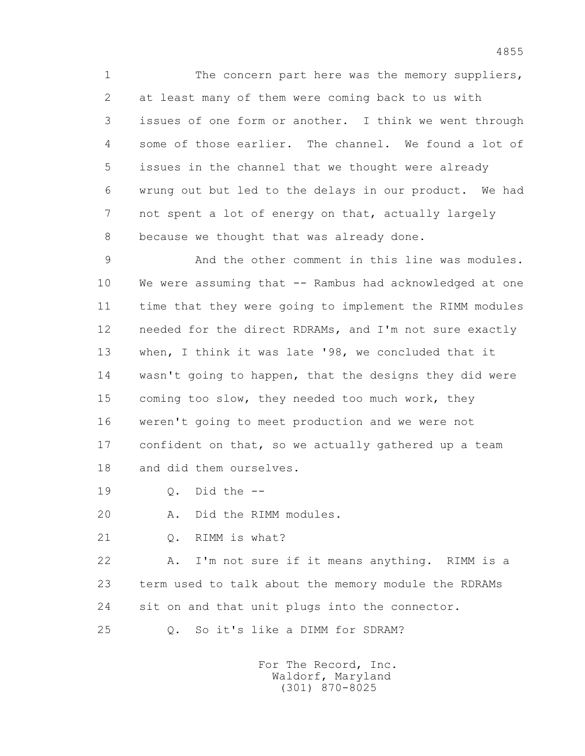1 The concern part here was the memory suppliers,
2 at least many of them were coming back to us with
3 issues of one form or another. I think we went through
4 some of those earlier. The channel. We found a lot of
5 issues in the channel that we thought were already
6 wrung out but led to the delays in our product. We had
7 not spent a lot of energy on that, actually largely
8 because we thought that was already done.

9 And the other comment in this line was modules.
10 We were assuming that -- Rambus had acknowledged at one
11 time that they were going to implement the RIMM modules
12 needed for the direct RDRAMs, and I'm not sure exactly
13 when, I think it was late '98, we concluded that it
14 wasn't going to happen, that the designs they did were
15 coming too slow, they needed too much work, they
16 weren't going to meet production and we were not
17 confident on that, so we actually gathered up a team
18 and did them ourselves.

19 Q. Did the --

20 A. Did the RIMM modules.

21 Q. RIMM is what?

22 A. I'm not sure if it means anything. RIMM is a
23 term used to talk about the memory module the RDRAMs
24 sit on and that unit plugs into the connector.

25 Q. So it's like a DIMM for SDRAM?

For The Record, Inc.
Waldorf, Maryland
(301) 870-8025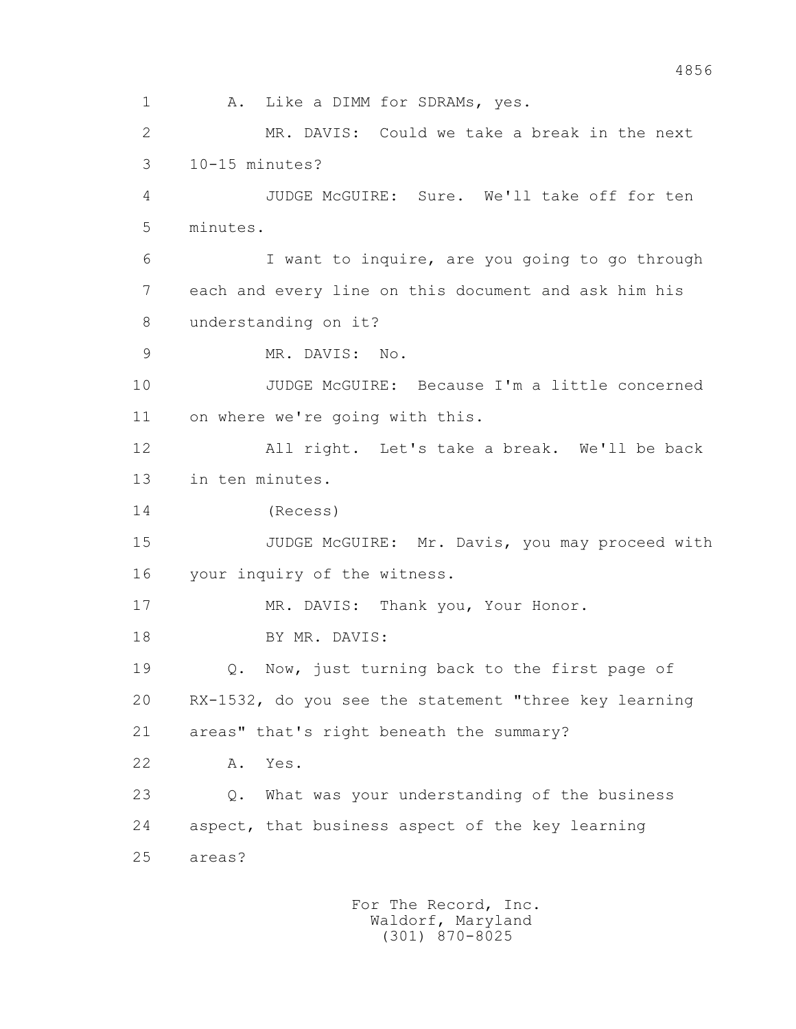1 A. Like a DIMM for SDRAMs, yes.

2 MR. DAVIS: Could we take a break in the next

3 10-15 minutes?

4 JUDGE McGUIRE: Sure. We'll take off for ten

5 minutes.

6 I want to inquire, are you going to go through

7 each and every line on this document and ask him his

8 understanding on it?

9 MR. DAVIS: No.

10 JUDGE McGUIRE: Because I'm a little concerned

11 on where we're going with this.

12 All right. Let's take a break. We'll be back

13 in ten minutes.

14 (Recess)

15 JUDGE McGUIRE: Mr. Davis, you may proceed with

16 your inquiry of the witness.

17 MR. DAVIS: Thank you, Your Honor.

18 BY MR. DAVIS:

19 Q. Now, just turning back to the first page of

20 RX-1532, do you see the statement "three key learning

21 areas" that's right beneath the summary?

22 A. Yes.

23 Q. What was your understanding of the business

24 aspect, that business aspect of the key learning

25 areas?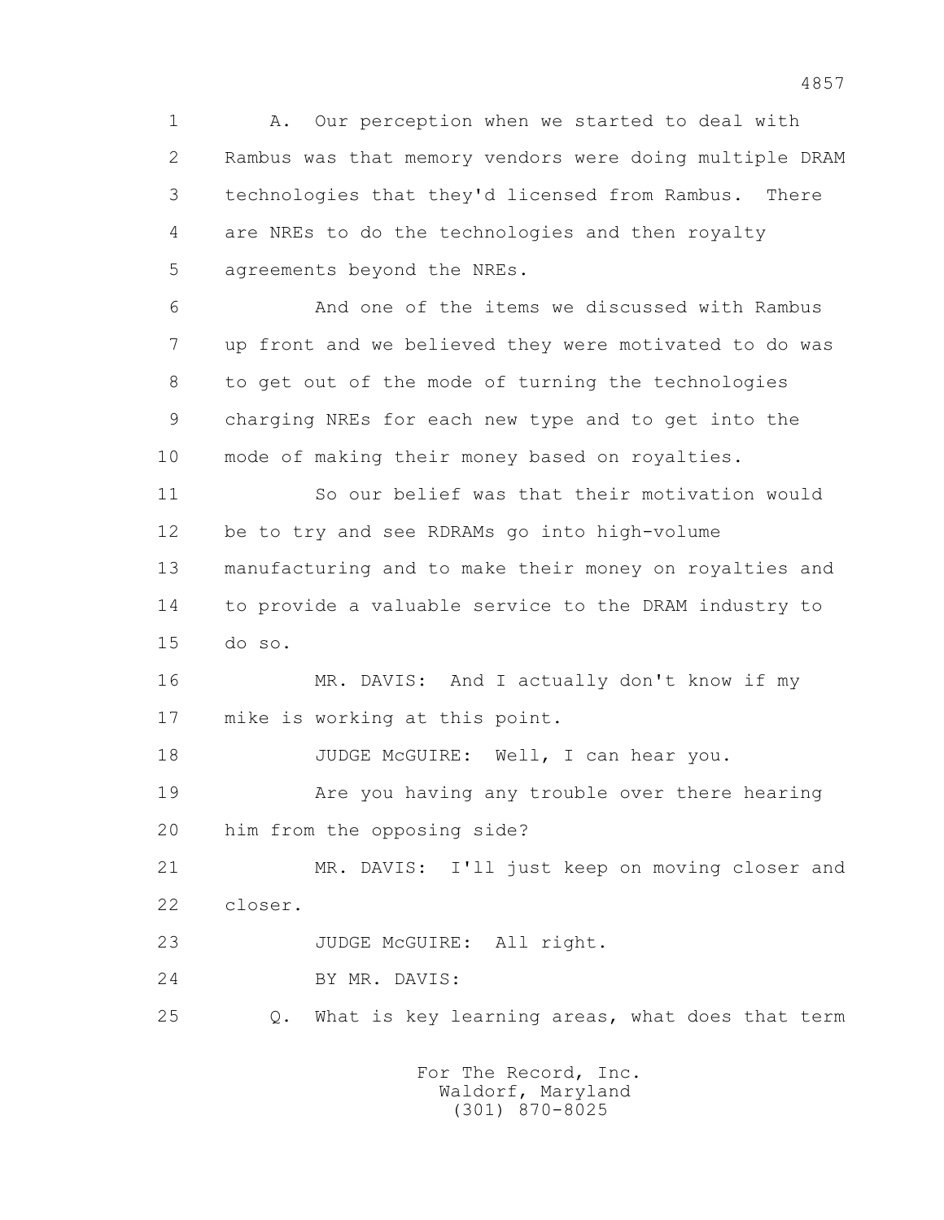A. Our perception when we started to deal with Rambus was that memory vendors were doing multiple DRAM technologies that they'd licensed from Rambus. There are NREs to do the technologies and then royalty agreements beyond the NREs.

And one of the items we discussed with Rambus up front and we believed they were motivated to do was to get out of the mode of turning the technologies charging NREs for each new type and to get into the mode of making their money based on royalties.

So our belief was that their motivation would be to try and see RDRAMs go into high-volume manufacturing and to make their money on royalties and to provide a valuable service to the DRAM industry to do so.

MR. DAVIS: And I actually don't know if my mike is working at this point.

JUDGE McGUIRE: Well, I can hear you.

Are you having any trouble over there hearing him from the opposing side?

MR. DAVIS: I'll just keep on moving closer and closer.

JUDGE McGUIRE: All right.

BY MR. DAVIS:

Q. What is key learning areas, what does that term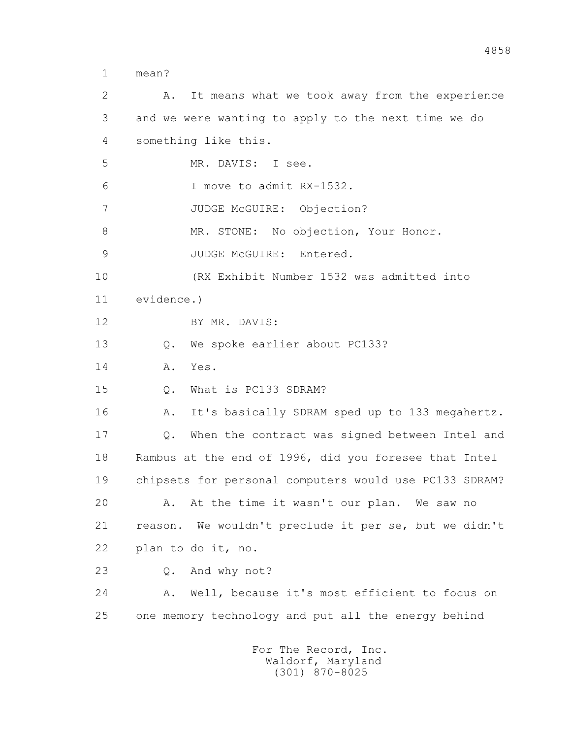1 mean?

2 A. It means what we took away from the experience

3 and we were wanting to apply to the next time we do

4 something like this.

5 MR. DAVIS: I see.

6 I move to admit RX-1532.

7 JUDGE McGUIRE: Objection?

8 MR. STONE: No objection, Your Honor.

9 JUDGE McGUIRE: Entered.

10 (RX Exhibit Number 1532 was admitted into

11 evidence.)

12 BY MR. DAVIS:

13 Q. We spoke earlier about PC133?

14 A. Yes.

15 Q. What is PC133 SDRAM?

16 A. It's basically SDRAM sped up to 133 megahertz.

17 Q. When the contract was signed between Intel and

18 Rambus at the end of 1996, did you foresee that Intel

19 chipsets for personal computers would use PC133 SDRAM?

20 A. At the time it wasn't our plan. We saw no

21 reason. We wouldn't preclude it per se, but we didn't

22 plan to do it, no.

23 Q. And why not?

24 A. Well, because it's most efficient to focus on

25 one memory technology and put all the energy behind

For The Record, Inc.
Waldorf, Maryland
(301) 870-8025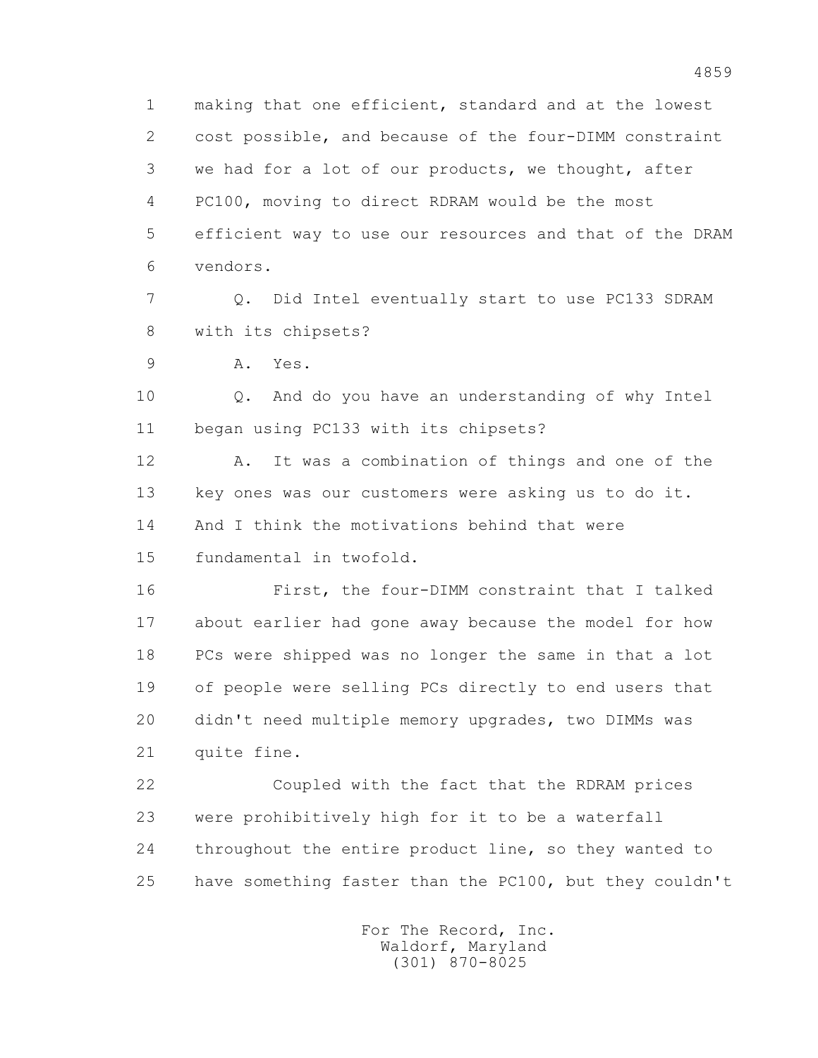1 making that one efficient, standard and at the lowest
2 cost possible, and because of the four-DIMM constraint
3 we had for a lot of our products, we thought, after
4 PC100, moving to direct RDRAM would be the most
5 efficient way to use our resources and that of the DRAM
6 vendors.

7 Q. Did Intel eventually start to use PC133 SDRAM
8 with its chipsets?

9 A. Yes.

10 Q. And do you have an understanding of why Intel
11 began using PC133 with its chipsets?

12 A. It was a combination of things and one of the
13 key ones was our customers were asking us to do it.
14 And I think the motivations behind that were
15 fundamental in twofold.

16 First, the four-DIMM constraint that I talked
17 about earlier had gone away because the model for how
18 PCs were shipped was no longer the same in that a lot
19 of people were selling PCs directly to end users that
20 didn't need multiple memory upgrades, two DIMMs was
21 quite fine.

22 Coupled with the fact that the RDRAM prices
23 were prohibitively high for it to be a waterfall
24 throughout the entire product line, so they wanted to
25 have something faster than the PC100, but they couldn't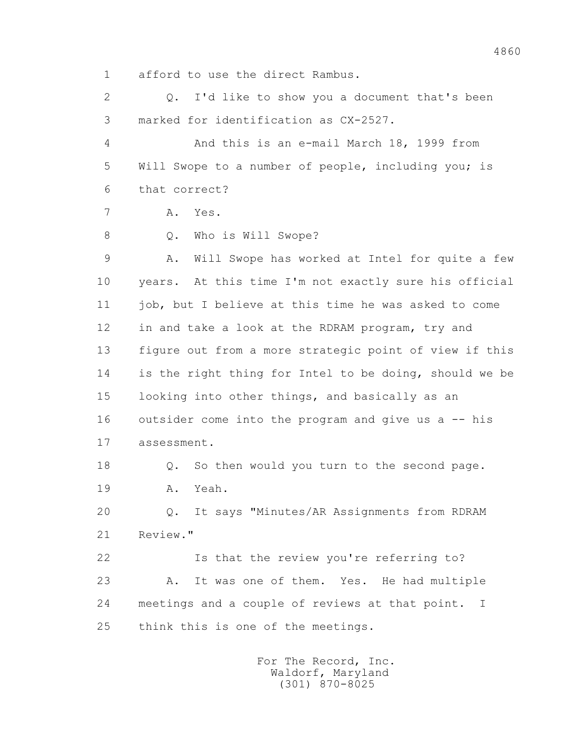1 afford to use the direct Rambus.

2 Q. I'd like to show you a document that's been

3 marked for identification as CX-2527.

4 And this is an e-mail March 18, 1999 from

5 Will Swope to a number of people, including you; is

6 that correct?

7 A. Yes.

8 Q. Who is Will Swope?

9 A. Will Swope has worked at Intel for quite a few

10 years. At this time I'm not exactly sure his official

11 job, but I believe at this time he was asked to come

12 in and take a look at the RDRAM program, try and

13 figure out from a more strategic point of view if this

14 is the right thing for Intel to be doing, should we be

15 looking into other things, and basically as an

16 outsider come into the program and give us a -- his

17 assessment.

18 Q. So then would you turn to the second page.

19 A. Yeah.

20 Q. It says "Minutes/AR Assignments from RDRAM

21 Review."

22 Is that the review you're referring to?

23 A. It was one of them. Yes. He had multiple

24 meetings and a couple of reviews at that point. I

25 think this is one of the meetings.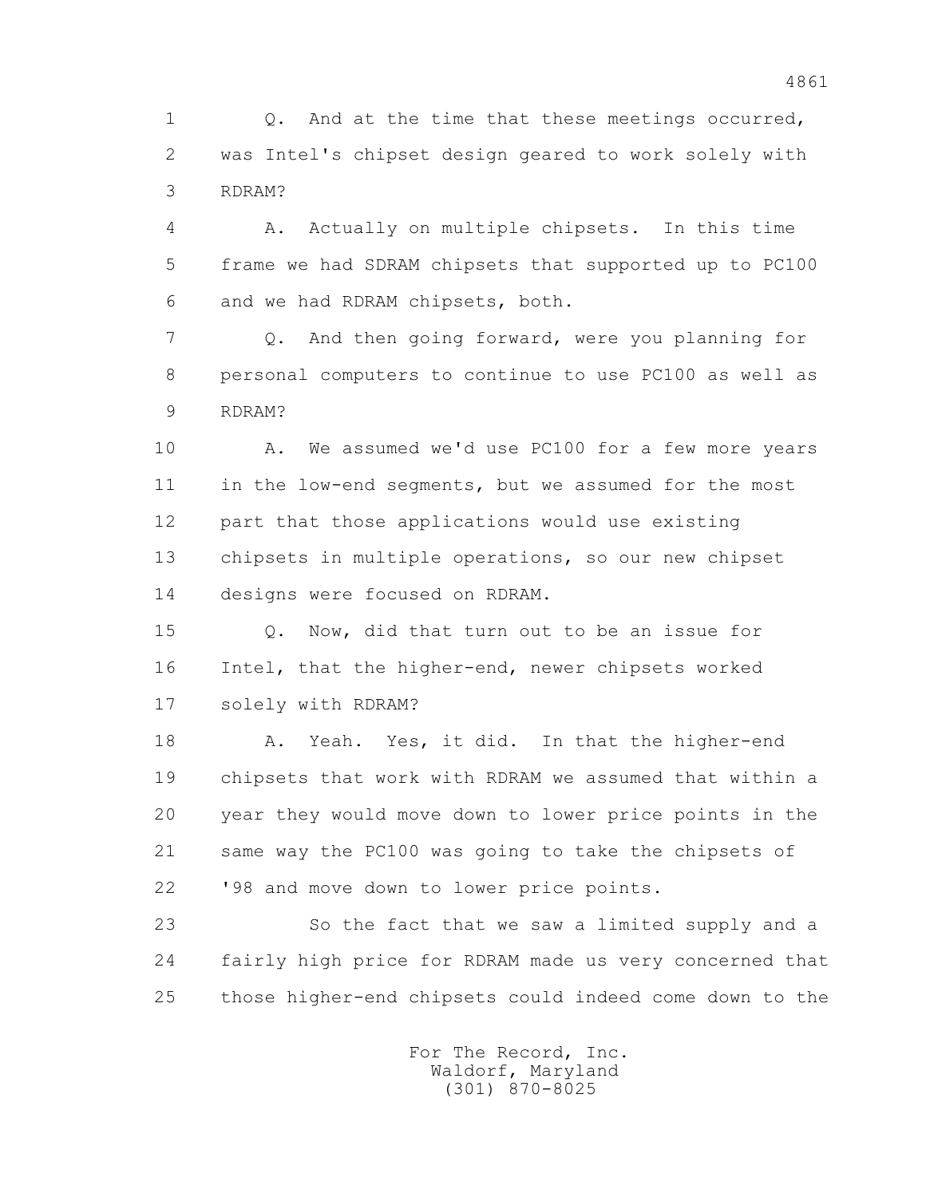Q. And at the time that these meetings occurred, was Intel's chipset design geared to work solely with RDRAM?

A. Actually on multiple chipsets. In this time frame we had SDRAM chipsets that supported up to PC100 and we had RDRAM chipsets, both.

Q. And then going forward, were you planning for personal computers to continue to use PC100 as well as RDRAM?

A. We assumed we'd use PC100 for a few more years in the low-end segments, but we assumed for the most part that those applications would use existing chipsets in multiple operations, so our new chipset designs were focused on RDRAM.

Q. Now, did that turn out to be an issue for Intel, that the higher-end, newer chipsets worked solely with RDRAM?

A. Yeah. Yes, it did. In that the higher-end chipsets that work with RDRAM we assumed that within a year they would move down to lower price points in the same way the PC100 was going to take the chipsets of '98 and move down to lower price points.

So the fact that we saw a limited supply and a fairly high price for RDRAM made us very concerned that those higher-end chipsets could indeed come down to the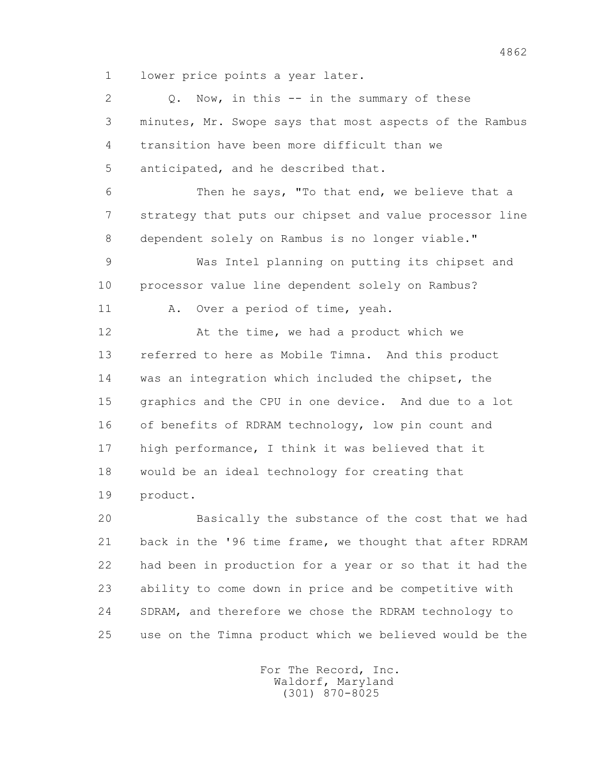lower price points a year later.

Q. Now, in this -- in the summary of these minutes, Mr. Swope says that most aspects of the Rambus transition have been more difficult than we anticipated, and he described that.

Then he says, "To that end, we believe that a strategy that puts our chipset and value processor line dependent solely on Rambus is no longer viable."

Was Intel planning on putting its chipset and processor value line dependent solely on Rambus?

A. Over a period of time, yeah.

At the time, we had a product which we referred to here as Mobile Timna. And this product was an integration which included the chipset, the graphics and the CPU in one device. And due to a lot of benefits of RDRAM technology, low pin count and high performance, I think it was believed that it would be an ideal technology for creating that product.

Basically the substance of the cost that we had back in the '96 time frame, we thought that after RDRAM had been in production for a year or so that it had the ability to come down in price and be competitive with SDRAM, and therefore we chose the RDRAM technology to use on the Timna product which we believed would be the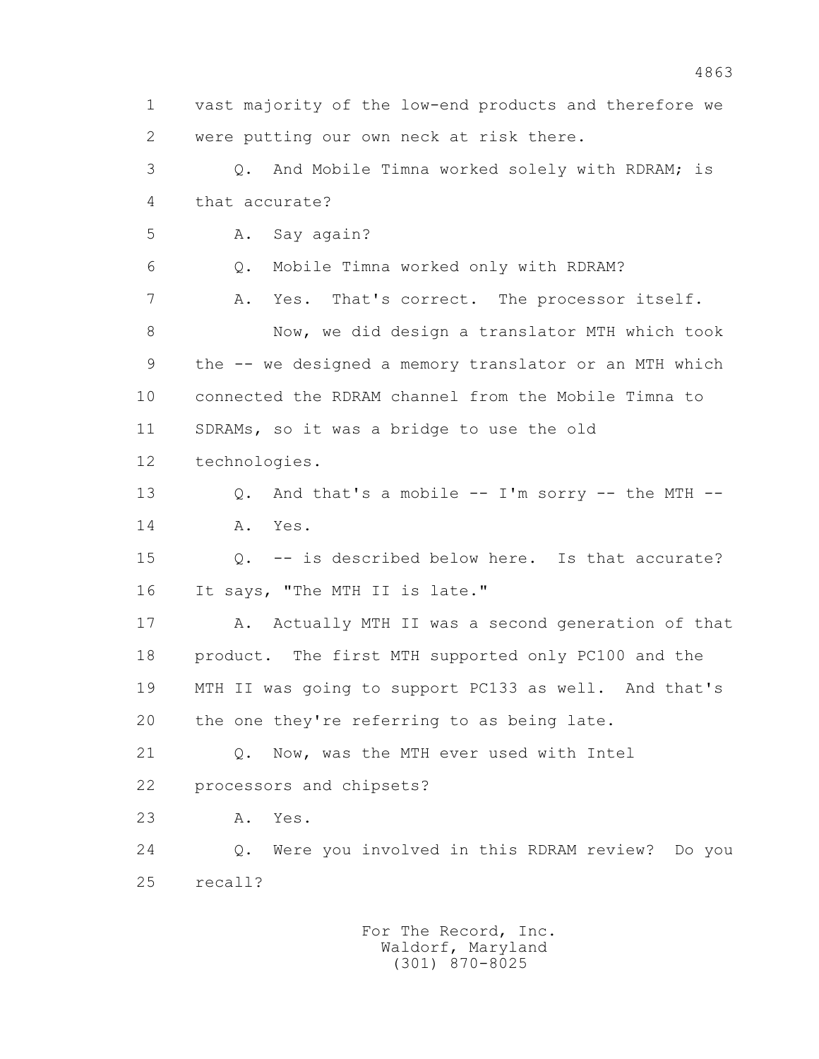1 vast majority of the low-end products and therefore we
2 were putting our own neck at risk there.

3 Q. And Mobile Timna worked solely with RDRAM; is
4 that accurate?

5 A. Say again?

6 Q. Mobile Timna worked only with RDRAM?

7 A. Yes. That's correct. The processor itself.

8 Now, we did design a translator MTH which took
9 the -- we designed a memory translator or an MTH which
10 connected the RDRAM channel from the Mobile Timna to
11 SDRAMs, so it was a bridge to use the old
12 technologies.

13 Q. And that's a mobile -- I'm sorry -- the MTH --

14 A. Yes.

15 Q. -- is described below here. Is that accurate?
16 It says, "The MTH II is late."

17 A. Actually MTH II was a second generation of that
18 product. The first MTH supported only PC100 and the
19 MTH II was going to support PC133 as well. And that's
20 the one they're referring to as being late.

21 Q. Now, was the MTH ever used with Intel
22 processors and chipsets?

23 A. Yes.

24 Q. Were you involved in this RDRAM review? Do you
25 recall?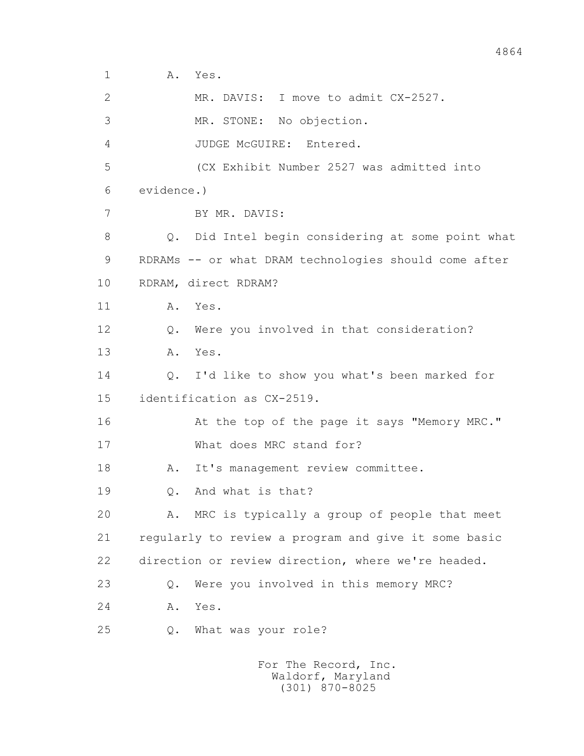1 A. Yes.

2 MR. DAVIS: I move to admit CX-2527.

3 MR. STONE: No objection.

4 JUDGE McGUIRE: Entered.

5 (CX Exhibit Number 2527 was admitted into

6 evidence.)

7 BY MR. DAVIS:

8 Q. Did Intel begin considering at some point what

9 RDRAMs -- or what DRAM technologies should come after

10 RDRAM, direct RDRAM?

11 A. Yes.

12 Q. Were you involved in that consideration?

13 A. Yes.

14 Q. I'd like to show you what's been marked for

15 identification as CX-2519.

16 At the top of the page it says "Memory MRC."

17 What does MRC stand for?

18 A. It's management review committee.

19 Q. And what is that?

20 A. MRC is typically a group of people that meet

21 regularly to review a program and give it some basic

22 direction or review direction, where we're headed.

23 Q. Were you involved in this memory MRC?

24 A. Yes.

25 Q. What was your role?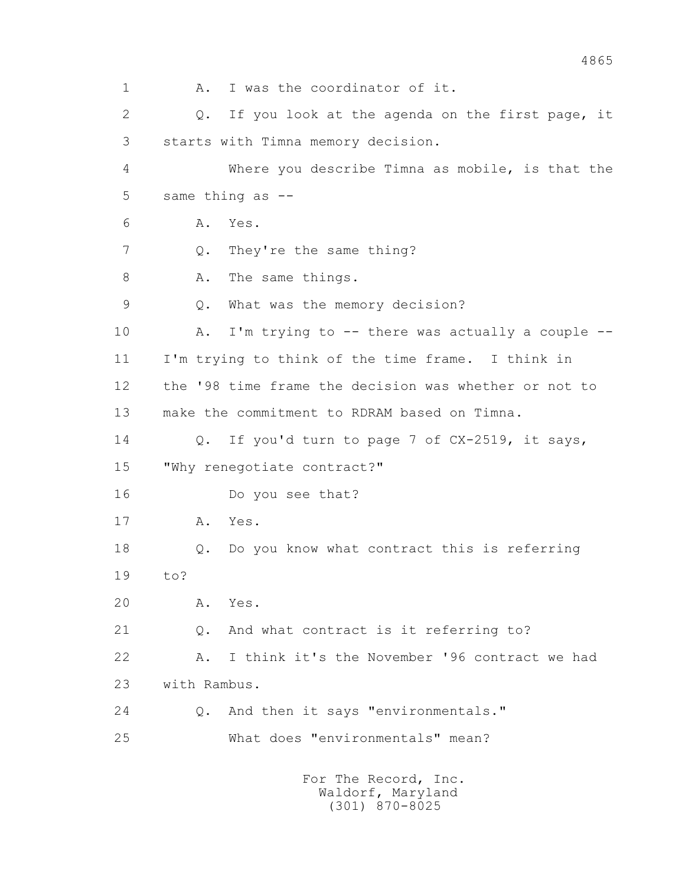1 A. I was the coordinator of it.

2 Q. If you look at the agenda on the first page, it

3 starts with Timna memory decision.

4 Where you describe Timna as mobile, is that the

5 same thing as --

6 A. Yes.

7 Q. They're the same thing?

8 A. The same things.

9 Q. What was the memory decision?

10 A. I'm trying to -- there was actually a couple --

11 I'm trying to think of the time frame. I think in

12 the '98 time frame the decision was whether or not to

13 make the commitment to RDRAM based on Timna.

14 Q. If you'd turn to page 7 of CX-2519, it says,

15 "Why renegotiate contract?"

16 Do you see that?

17 A. Yes.

18 Q. Do you know what contract this is referring

19 to?

20 A. Yes.

21 Q. And what contract is it referring to?

22 A. I think it's the November '96 contract we had

23 with Rambus.

24 Q. And then it says "environmentals."

25 What does "environmentals" mean?

For The Record, Inc.
Waldorf, Maryland
(301) 870-8025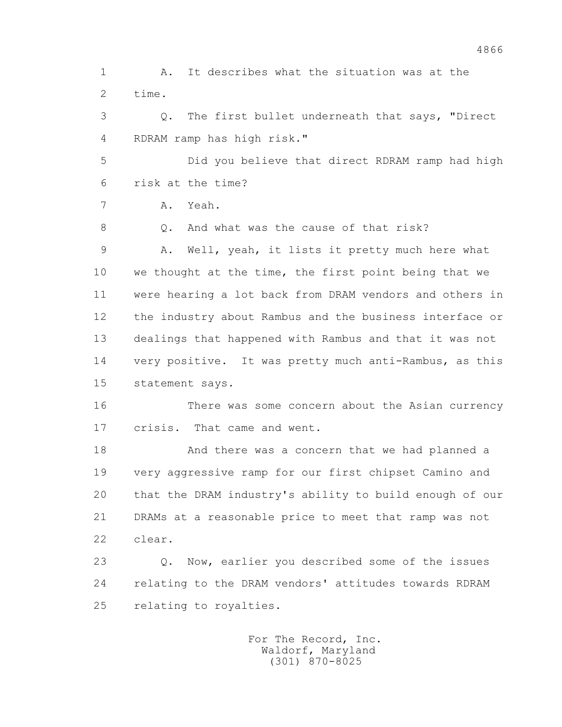1 A. It describes what the situation was at the
2 time.

3 Q. The first bullet underneath that says, "Direct
4 RDRAM ramp has high risk."

5 Did you believe that direct RDRAM ramp had high
6 risk at the time?

7 A. Yeah.

8 Q. And what was the cause of that risk?

9 A. Well, yeah, it lists it pretty much here what
10 we thought at the time, the first point being that we
11 were hearing a lot back from DRAM vendors and others in
12 the industry about Rambus and the business interface or
13 dealings that happened with Rambus and that it was not
14 very positive. It was pretty much anti-Rambus, as this
15 statement says.

16 There was some concern about the Asian currency
17 crisis. That came and went.

18 And there was a concern that we had planned a
19 very aggressive ramp for our first chipset Camino and
20 that the DRAM industry's ability to build enough of our
21 DRAMs at a reasonable price to meet that ramp was not
22 clear.

23 Q. Now, earlier you described some of the issues
24 relating to the DRAM vendors' attitudes towards RDRAM
25 relating to royalties.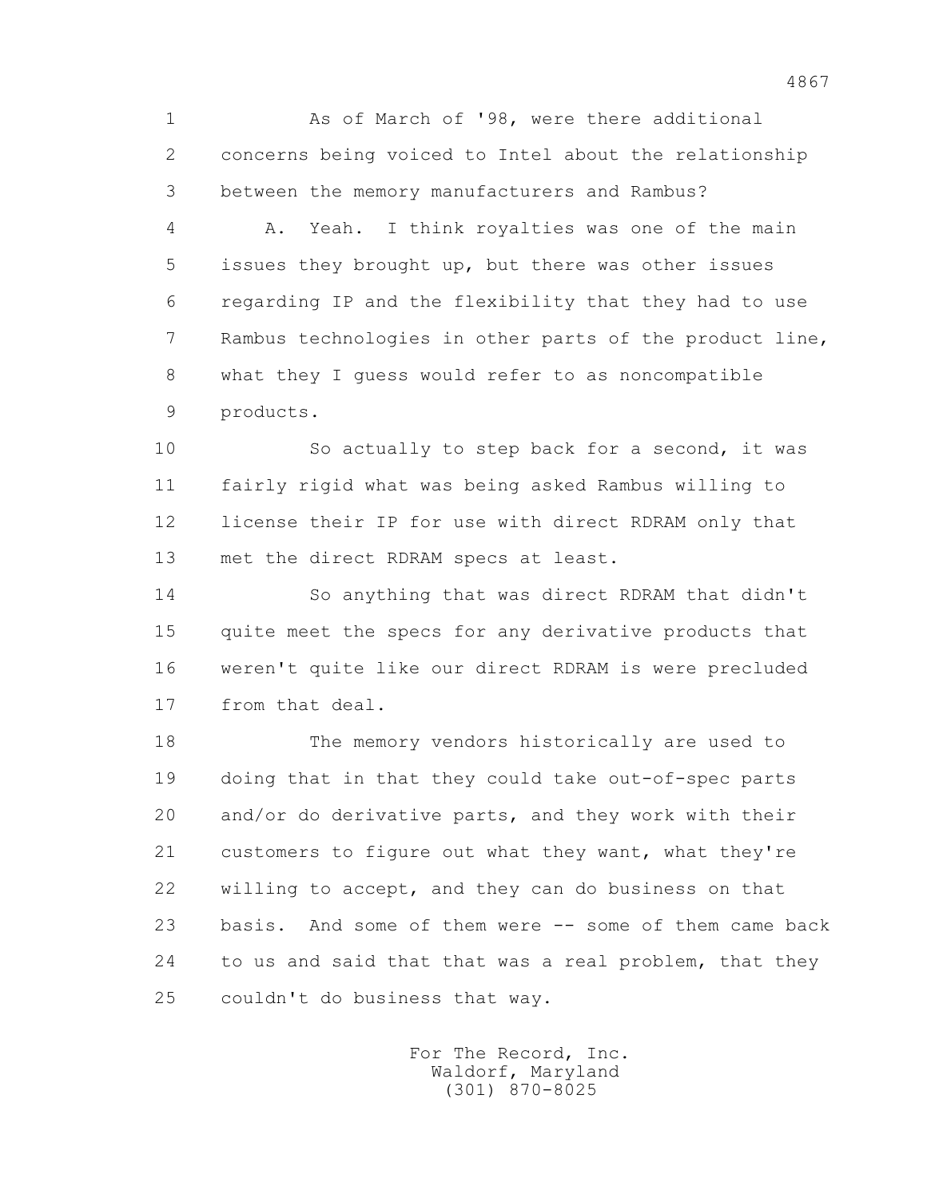As of March of '98, were there additional concerns being voiced to Intel about the relationship between the memory manufacturers and Rambus?

A. Yeah. I think royalties was one of the main issues they brought up, but there was other issues regarding IP and the flexibility that they had to use Rambus technologies in other parts of the product line, what they I guess would refer to as noncompatible products.

So actually to step back for a second, it was fairly rigid what was being asked Rambus willing to license their IP for use with direct RDRAM only that met the direct RDRAM specs at least.

So anything that was direct RDRAM that didn't quite meet the specs for any derivative products that weren't quite like our direct RDRAM is were precluded from that deal.

The memory vendors historically are used to doing that in that they could take out-of-spec parts and/or do derivative parts, and they work with their customers to figure out what they want, what they're willing to accept, and they can do business on that basis. And some of them were -- some of them came back to us and said that that was a real problem, that they couldn't do business that way.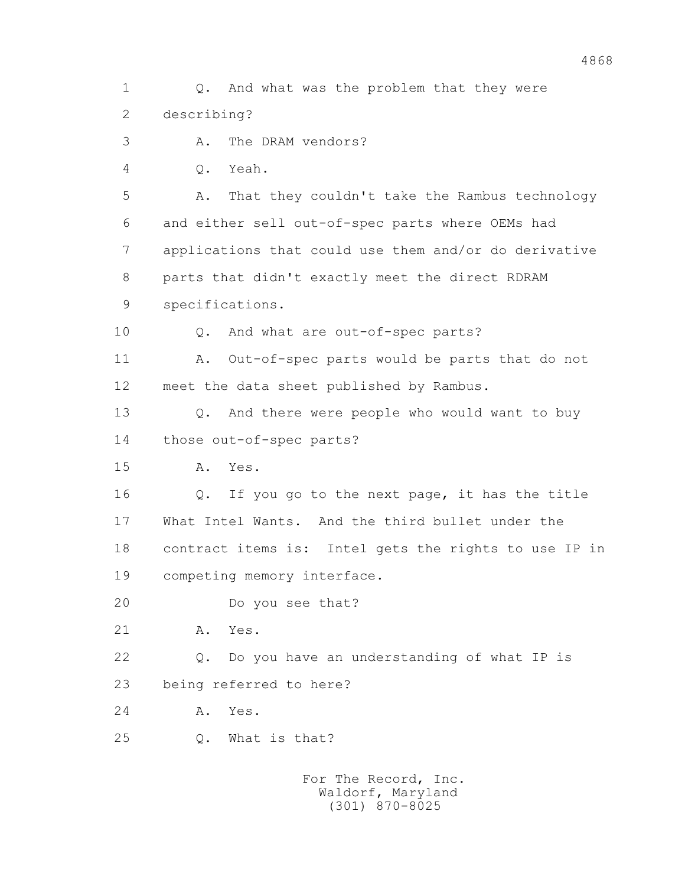Q. And what was the problem that they were describing?

A. The DRAM vendors?

Q. Yeah.

A. That they couldn't take the Rambus technology and either sell out-of-spec parts where OEMs had applications that could use them and/or do derivative parts that didn't exactly meet the direct RDRAM specifications.

Q. And what are out-of-spec parts?

A. Out-of-spec parts would be parts that do not meet the data sheet published by Rambus.

Q. And there were people who would want to buy those out-of-spec parts?

A. Yes.

Q. If you go to the next page, it has the title What Intel Wants. And the third bullet under the contract items is: Intel gets the rights to use IP in competing memory interface.

Do you see that?

A. Yes.

Q. Do you have an understanding of what IP is being referred to here?

A. Yes.

Q. What is that?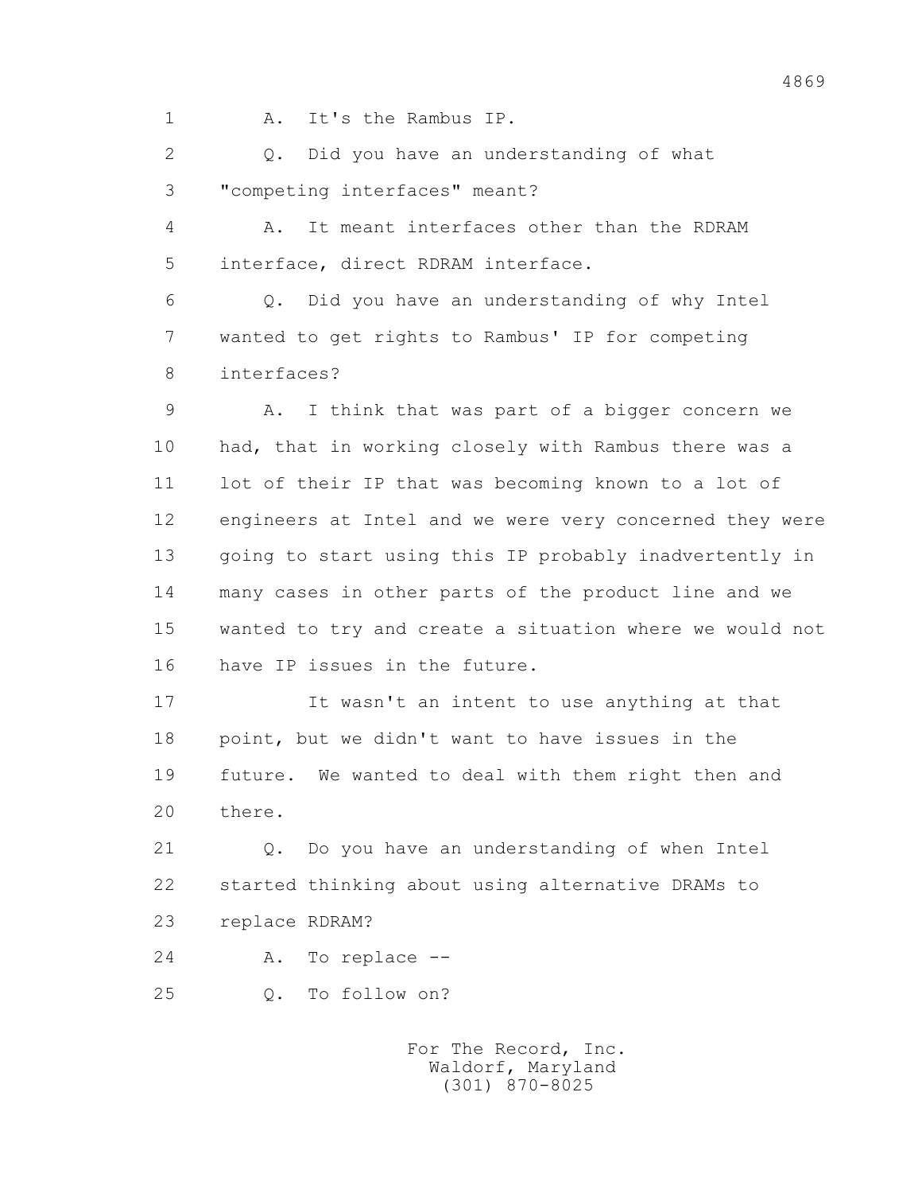1 A. It's the Rambus IP.

2 Q. Did you have an understanding of what

3 "competing interfaces" meant?

4 A. It meant interfaces other than the RDRAM

5 interface, direct RDRAM interface.

6 Q. Did you have an understanding of why Intel

7 wanted to get rights to Rambus' IP for competing

8 interfaces?

9 A. I think that was part of a bigger concern we

10 had, that in working closely with Rambus there was a

11 lot of their IP that was becoming known to a lot of

12 engineers at Intel and we were very concerned they were

13 going to start using this IP probably inadvertently in

14 many cases in other parts of the product line and we

15 wanted to try and create a situation where we would not

16 have IP issues in the future.

17 It wasn't an intent to use anything at that

18 point, but we didn't want to have issues in the

19 future. We wanted to deal with them right then and

20 there.

21 Q. Do you have an understanding of when Intel

22 started thinking about using alternative DRAMs to

23 replace RDRAM?

24 A. To replace --

25 Q. To follow on?

For The Record, Inc.
Waldorf, Maryland
(301) 870-8025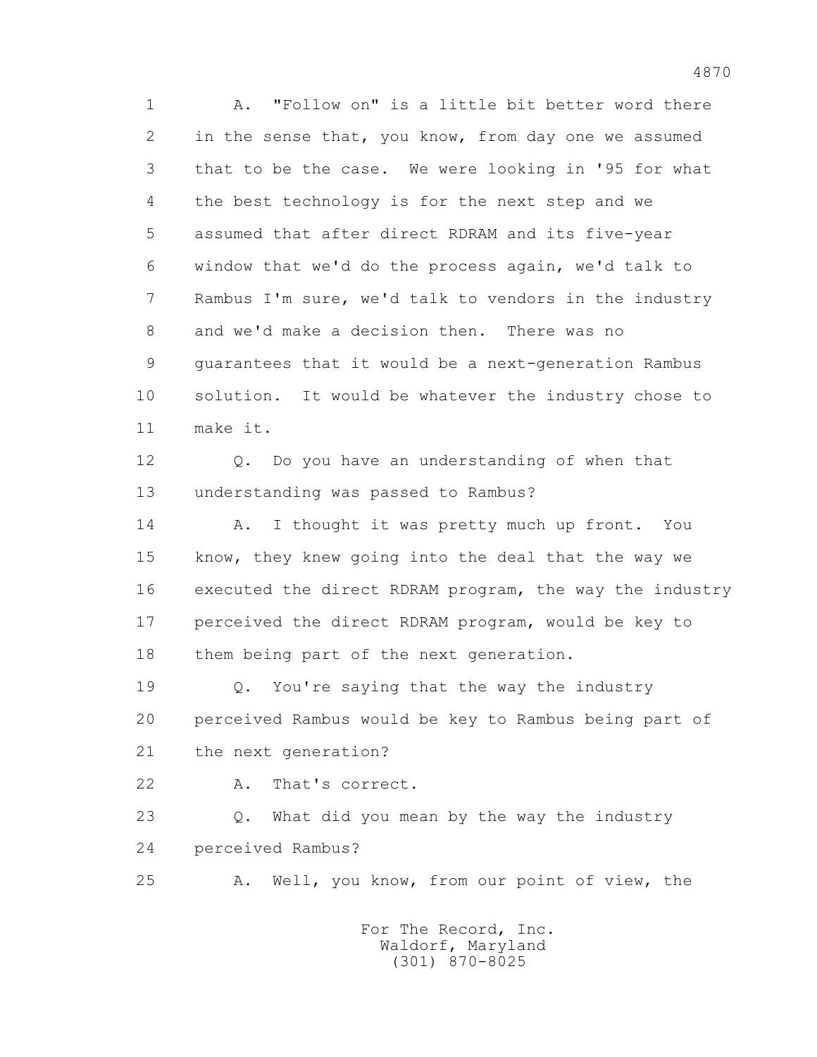1 A. "Follow on" is a little bit better word there
2 in the sense that, you know, from day one we assumed
3 that to be the case. We were looking in '95 for what
4 the best technology is for the next step and we
5 assumed that after direct RDRAM and its five-year
6 window that we'd do the process again, we'd talk to
7 Rambus I'm sure, we'd talk to vendors in the industry
8 and we'd make a decision then. There was no
9 guarantees that it would be a next-generation Rambus
10 solution. It would be whatever the industry chose to
11 make it.
12 Q. Do you have an understanding of when that
13 understanding was passed to Rambus?
14 A. I thought it was pretty much up front. You
15 know, they knew going into the deal that the way we
16 executed the direct RDRAM program, the way the industry
17 perceived the direct RDRAM program, would be key to
18 them being part of the next generation.
19 Q. You're saying that the way the industry
20 perceived Rambus would be key to Rambus being part of
21 the next generation?
22 A. That's correct.
23 Q. What did you mean by the way the industry
24 perceived Rambus?
25 A. Well, you know, from our point of view, the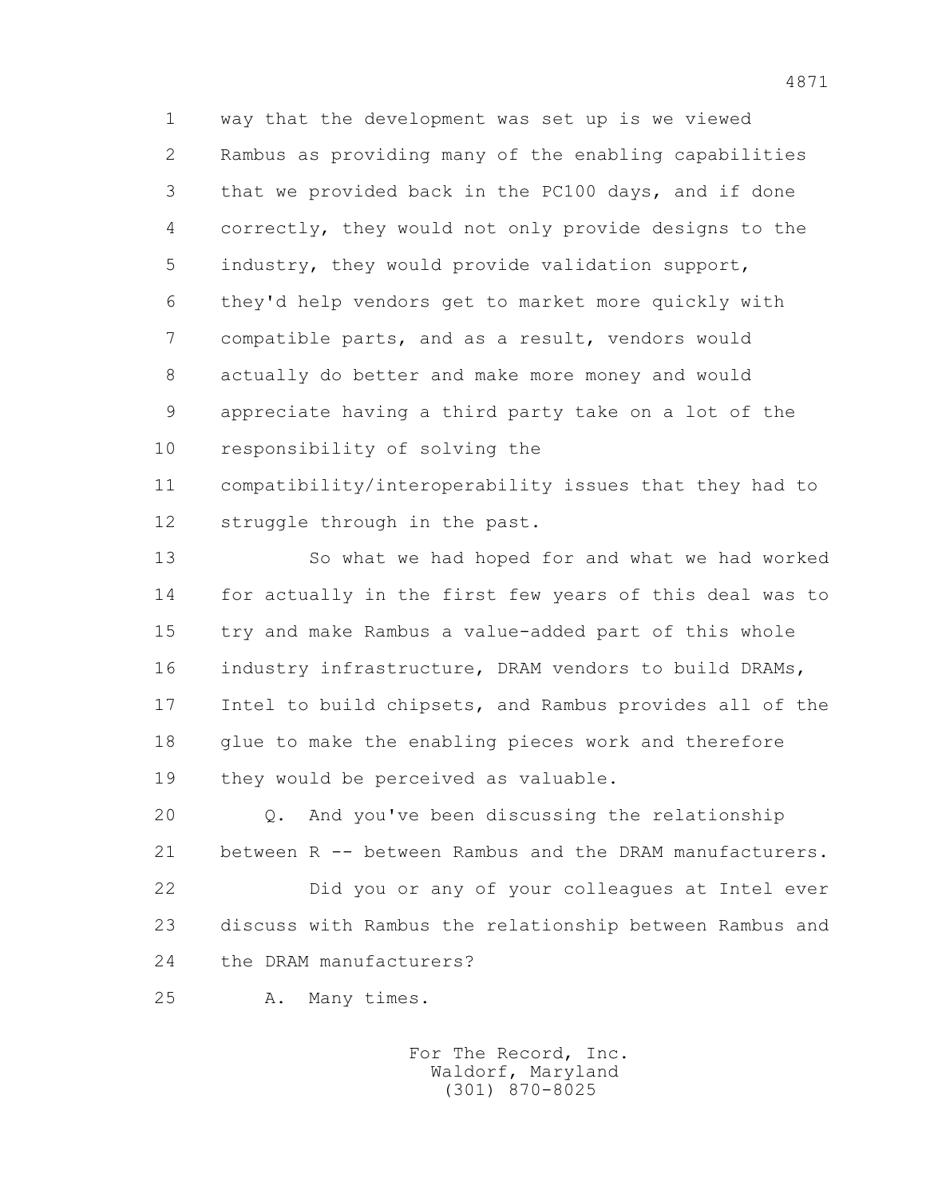way that the development was set up is we viewed Rambus as providing many of the enabling capabilities that we provided back in the PC100 days, and if done correctly, they would not only provide designs to the industry, they would provide validation support, they'd help vendors get to market more quickly with compatible parts, and as a result, vendors would actually do better and make more money and would appreciate having a third party take on a lot of the responsibility of solving the compatibility/interoperability issues that they had to struggle through in the past.

So what we had hoped for and what we had worked for actually in the first few years of this deal was to try and make Rambus a value-added part of this whole industry infrastructure, DRAM vendors to build DRAMs, Intel to build chipsets, and Rambus provides all of the glue to make the enabling pieces work and therefore they would be perceived as valuable.

Q. And you've been discussing the relationship between R -- between Rambus and the DRAM manufacturers.

Did you or any of your colleagues at Intel ever discuss with Rambus the relationship between Rambus and the DRAM manufacturers?

A. Many times.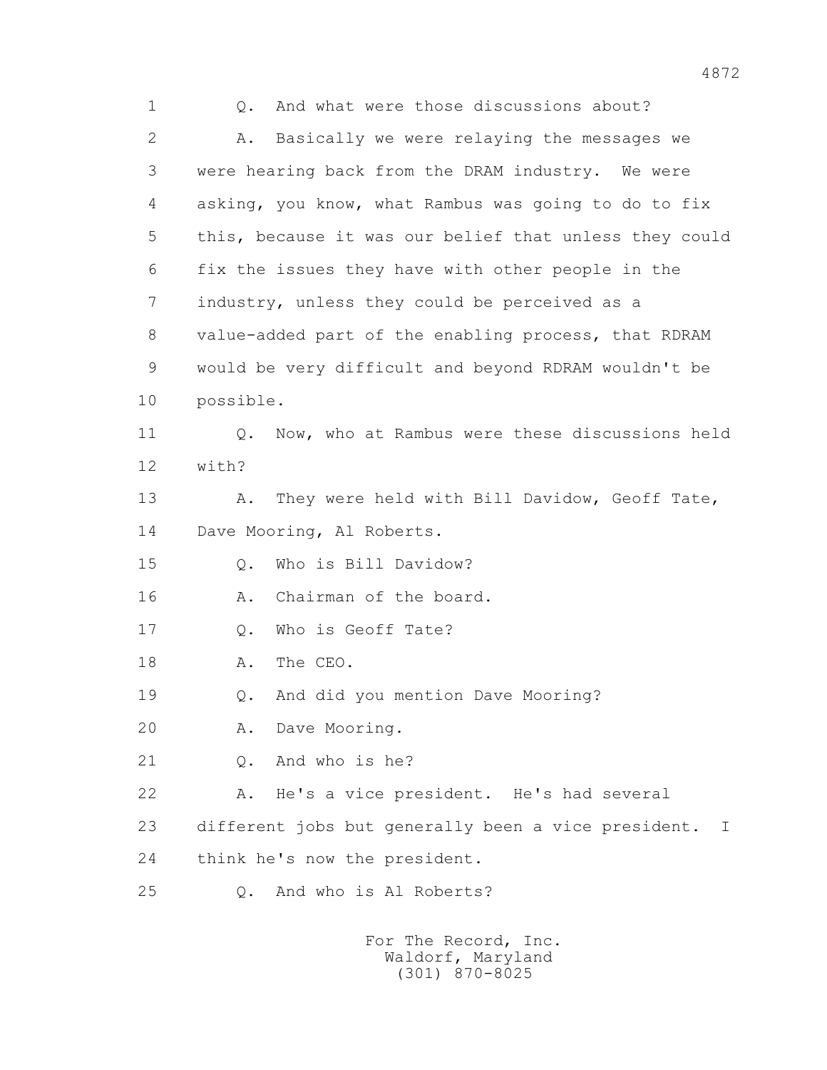1 Q. And what were those discussions about?

2 A. Basically we were relaying the messages we

3 were hearing back from the DRAM industry. We were

4 asking, you know, what Rambus was going to do to fix

5 this, because it was our belief that unless they could

6 fix the issues they have with other people in the

7 industry, unless they could be perceived as a

8 value-added part of the enabling process, that RDRAM

9 would be very difficult and beyond RDRAM wouldn't be

10 possible.

11 Q. Now, who at Rambus were these discussions held

12 with?

13 A. They were held with Bill Davidow, Geoff Tate,

14 Dave Mooring, Al Roberts.

15 Q. Who is Bill Davidow?

16 A. Chairman of the board.

17 Q. Who is Geoff Tate?

18 A. The CEO.

19 Q. And did you mention Dave Mooring?

20 A. Dave Mooring.

21 Q. And who is he?

22 A. He's a vice president. He's had several

23 different jobs but generally been a vice president. I

24 think he's now the president.

25 Q. And who is Al Roberts?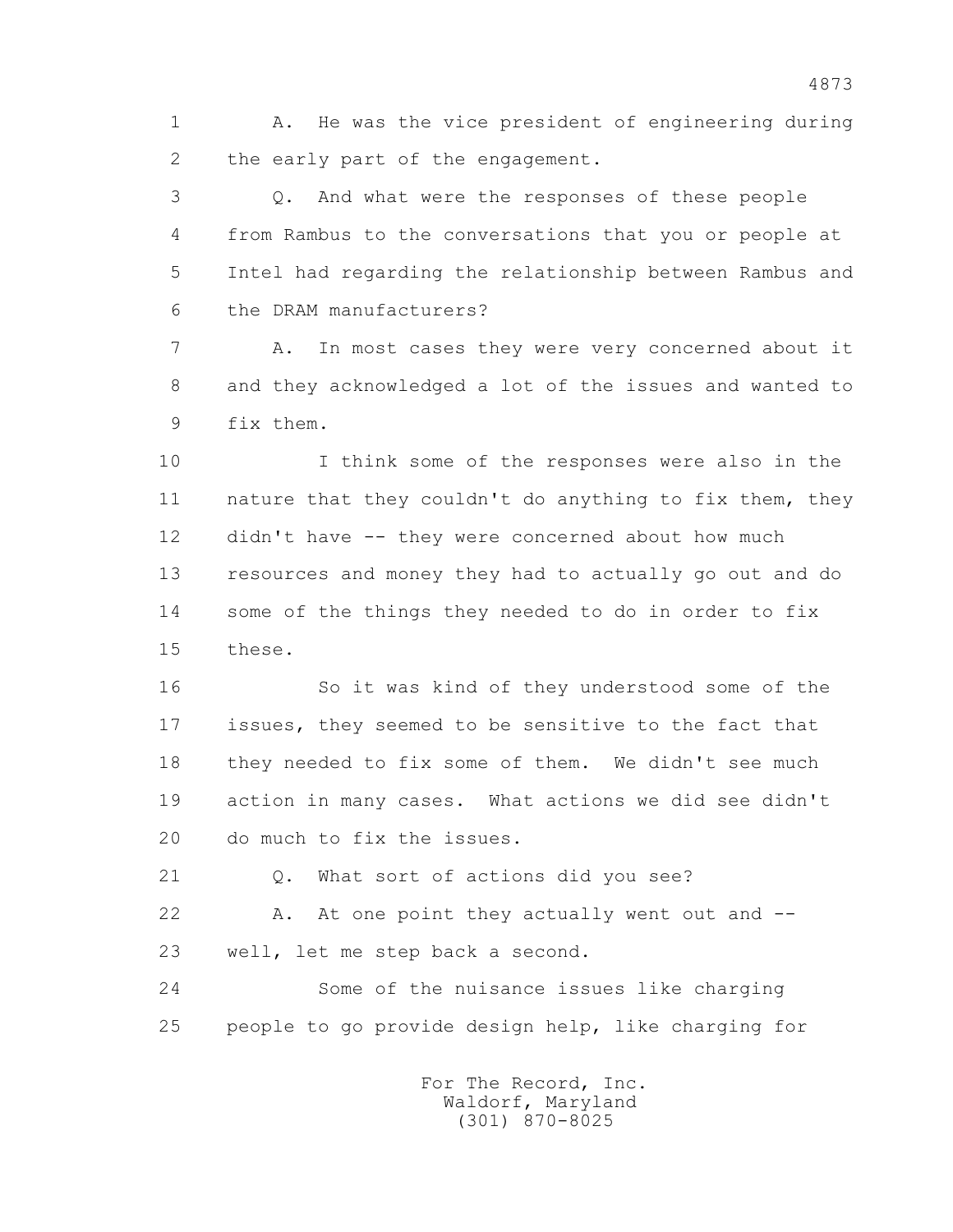1 A. He was the vice president of engineering during
2 the early part of the engagement.

3 Q. And what were the responses of these people
4 from Rambus to the conversations that you or people at
5 Intel had regarding the relationship between Rambus and
6 the DRAM manufacturers?

7 A. In most cases they were very concerned about it
8 and they acknowledged a lot of the issues and wanted to
9 fix them.

10 I think some of the responses were also in the
11 nature that they couldn't do anything to fix them, they
12 didn't have -- they were concerned about how much
13 resources and money they had to actually go out and do
14 some of the things they needed to do in order to fix
15 these.

16 So it was kind of they understood some of the
17 issues, they seemed to be sensitive to the fact that
18 they needed to fix some of them. We didn't see much
19 action in many cases. What actions we did see didn't
20 do much to fix the issues.

21 Q. What sort of actions did you see?

22 A. At one point they actually went out and --
23 well, let me step back a second.

24 Some of the nuisance issues like charging
25 people to go provide design help, like charging for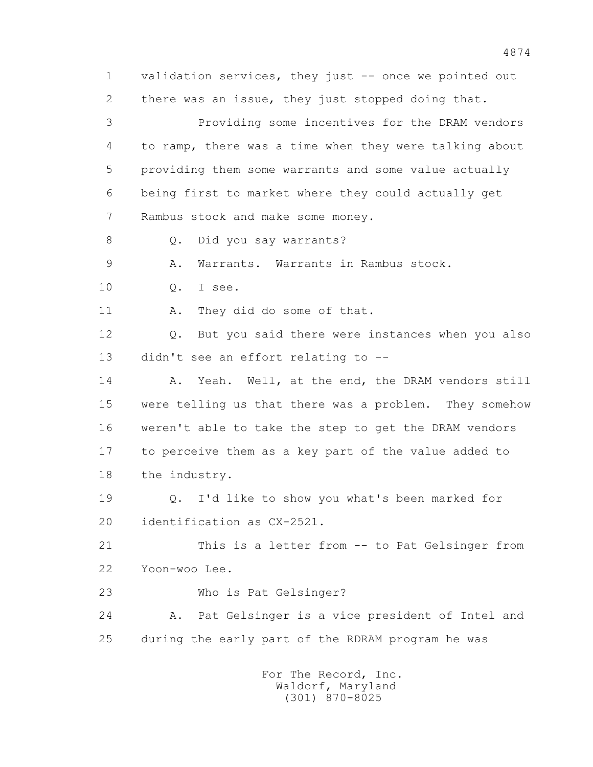1 validation services, they just -- once we pointed out
2 there was an issue, they just stopped doing that.
3 Providing some incentives for the DRAM vendors
4 to ramp, there was a time when they were talking about
5 providing them some warrants and some value actually
6 being first to market where they could actually get
7 Rambus stock and make some money.
8 Q. Did you say warrants?
9 A. Warrants. Warrants in Rambus stock.
10 Q. I see.
11 A. They did do some of that.
12 Q. But you said there were instances when you also
13 didn't see an effort relating to --
14 A. Yeah. Well, at the end, the DRAM vendors still
15 were telling us that there was a problem. They somehow
16 weren't able to take the step to get the DRAM vendors
17 to perceive them as a key part of the value added to
18 the industry.
19 Q. I'd like to show you what's been marked for
20 identification as CX-2521.
21 This is a letter from -- to Pat Gelsinger from
22 Yoon-woo Lee.
23 Who is Pat Gelsinger?
24 A. Pat Gelsinger is a vice president of Intel and
25 during the early part of the RDRAM program he was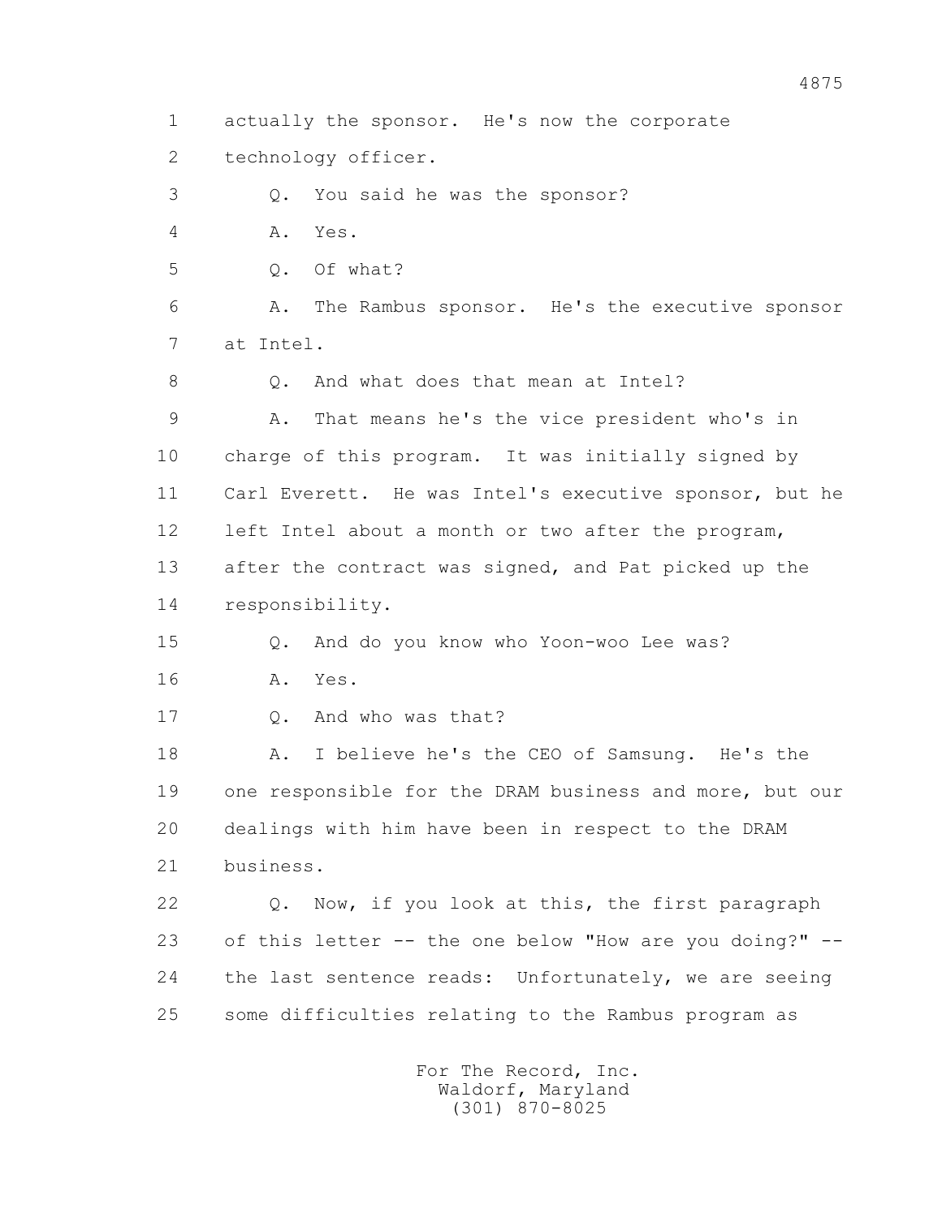1 actually the sponsor. He's now the corporate

2 technology officer.

3 Q. You said he was the sponsor?

4 A. Yes.

5 Q. Of what?

6 A. The Rambus sponsor. He's the executive sponsor

7 at Intel.

8 Q. And what does that mean at Intel?

9 A. That means he's the vice president who's in

10 charge of this program. It was initially signed by

11 Carl Everett. He was Intel's executive sponsor, but he

12 left Intel about a month or two after the program,

13 after the contract was signed, and Pat picked up the

14 responsibility.

15 Q. And do you know who Yoon-woo Lee was?

16 A. Yes.

17 Q. And who was that?

18 A. I believe he's the CEO of Samsung. He's the

19 one responsible for the DRAM business and more, but our

20 dealings with him have been in respect to the DRAM

21 business.

22 Q. Now, if you look at this, the first paragraph

23 of this letter -- the one below "How are you doing?" --

24 the last sentence reads: Unfortunately, we are seeing

25 some difficulties relating to the Rambus program as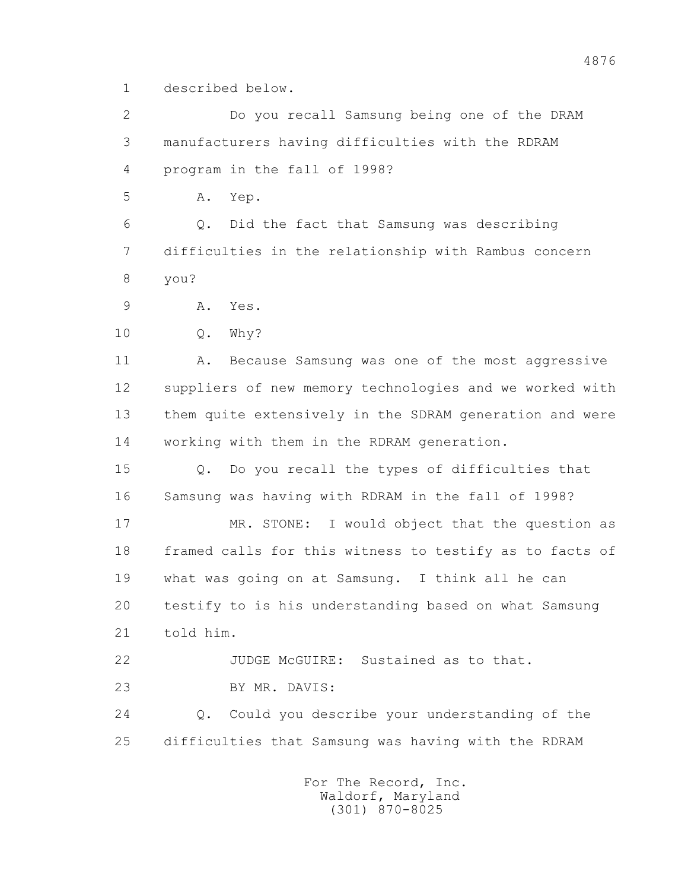1 described below.

2 Do you recall Samsung being one of the DRAM

3 manufacturers having difficulties with the RDRAM

4 program in the fall of 1998?

5 A. Yep.

6 Q. Did the fact that Samsung was describing

7 difficulties in the relationship with Rambus concern

8 you?

9 A. Yes.

10 Q. Why?

11 A. Because Samsung was one of the most aggressive

12 suppliers of new memory technologies and we worked with

13 them quite extensively in the SDRAM generation and were

14 working with them in the RDRAM generation.

15 Q. Do you recall the types of difficulties that

16 Samsung was having with RDRAM in the fall of 1998?

17 MR. STONE: I would object that the question as

18 framed calls for this witness to testify as to facts of

19 what was going on at Samsung. I think all he can

20 testify to is his understanding based on what Samsung

21 told him.

22 JUDGE McGUIRE: Sustained as to that.

23 BY MR. DAVIS:

24 Q. Could you describe your understanding of the

25 difficulties that Samsung was having with the RDRAM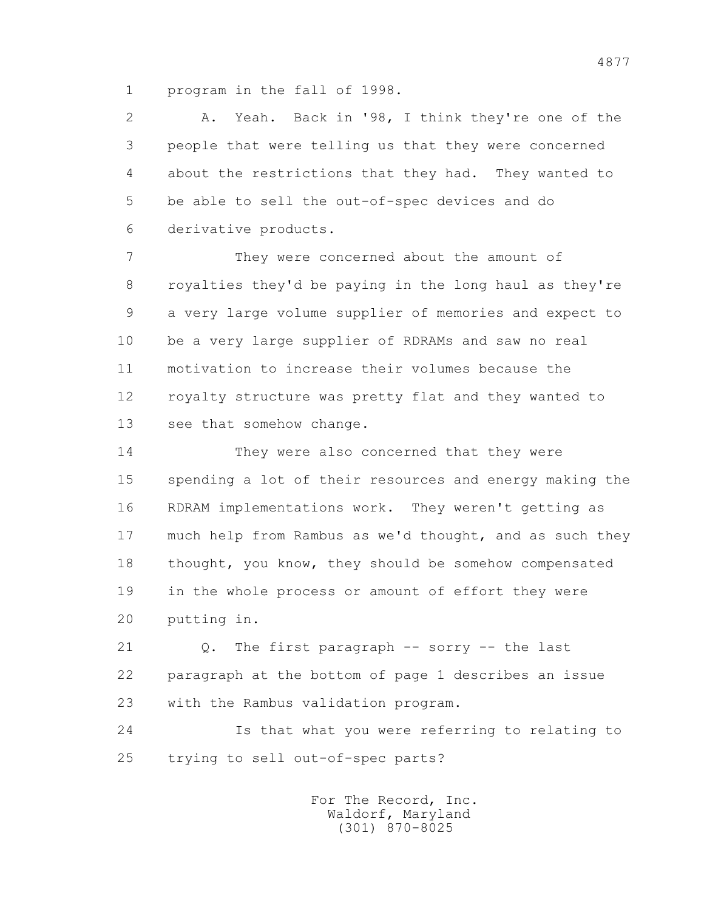program in the fall of 1998.

A. Yeah. Back in '98, I think they're one of the people that were telling us that they were concerned about the restrictions that they had. They wanted to be able to sell the out-of-spec devices and do derivative products.

They were concerned about the amount of royalties they'd be paying in the long haul as they're a very large volume supplier of memories and expect to be a very large supplier of RDRAMs and saw no real motivation to increase their volumes because the royalty structure was pretty flat and they wanted to see that somehow change.

They were also concerned that they were spending a lot of their resources and energy making the RDRAM implementations work. They weren't getting as much help from Rambus as we'd thought, and as such they thought, you know, they should be somehow compensated in the whole process or amount of effort they were putting in.

Q. The first paragraph -- sorry -- the last paragraph at the bottom of page 1 describes an issue with the Rambus validation program.

Is that what you were referring to relating to trying to sell out-of-spec parts?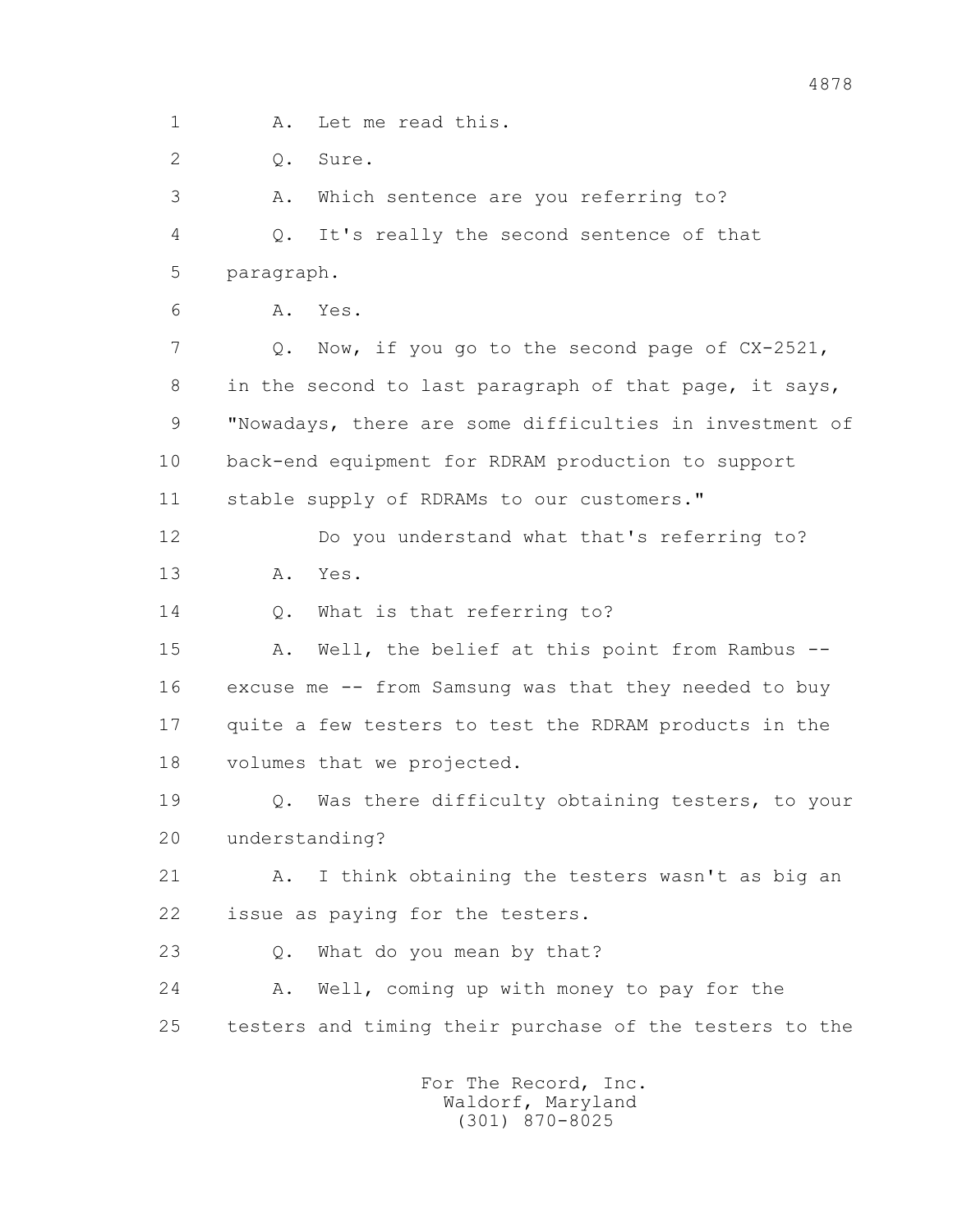1 A. Let me read this.

2 Q. Sure.

3 A. Which sentence are you referring to?

4 Q. It's really the second sentence of that

5 paragraph.

6 A. Yes.

7 Q. Now, if you go to the second page of CX-2521,

8 in the second to last paragraph of that page, it says,

9 "Nowadays, there are some difficulties in investment of

10 back-end equipment for RDRAM production to support

11 stable supply of RDRAMs to our customers."

12 Do you understand what that's referring to?

13 A. Yes.

14 Q. What is that referring to?

15 A. Well, the belief at this point from Rambus --

16 excuse me -- from Samsung was that they needed to buy

17 quite a few testers to test the RDRAM products in the

18 volumes that we projected.

19 Q. Was there difficulty obtaining testers, to your

20 understanding?

21 A. I think obtaining the testers wasn't as big an

22 issue as paying for the testers.

23 Q. What do you mean by that?

24 A. Well, coming up with money to pay for the

25 testers and timing their purchase of the testers to the

For The Record, Inc.
Waldorf, Maryland
(301) 870-8025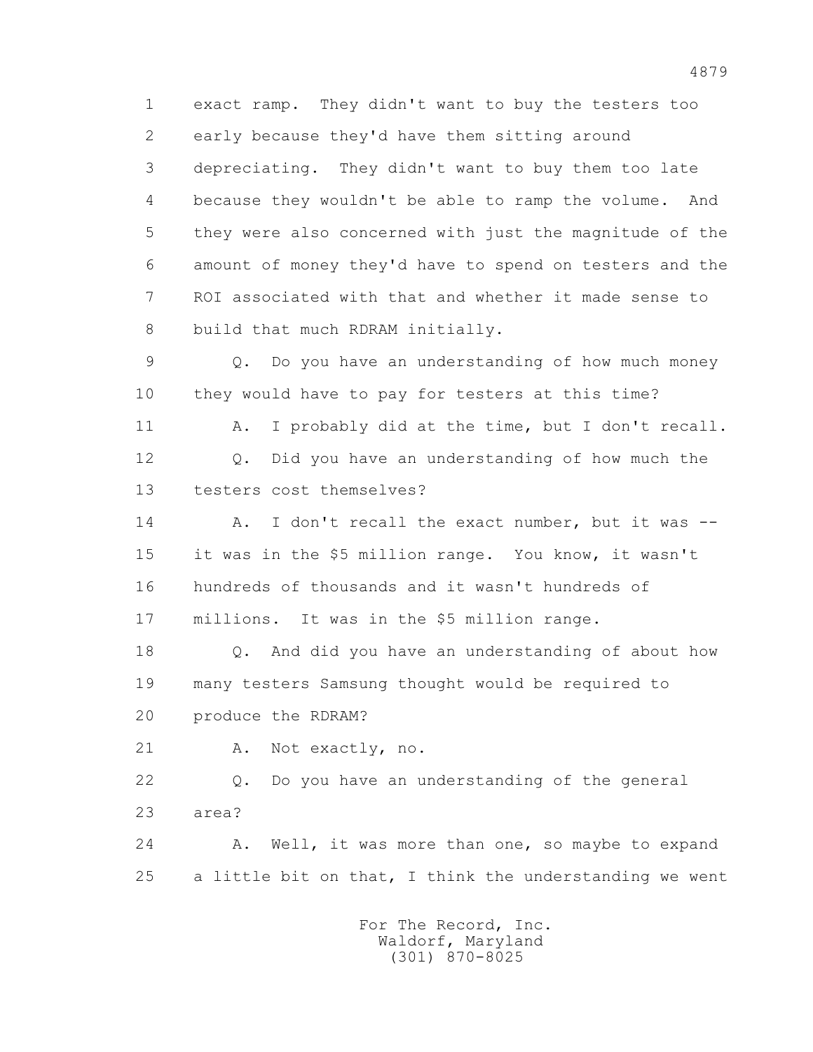1 exact ramp. They didn't want to buy the testers too
2 early because they'd have them sitting around
3 depreciating. They didn't want to buy them too late
4 because they wouldn't be able to ramp the volume. And
5 they were also concerned with just the magnitude of the
6 amount of money they'd have to spend on testers and the
7 ROI associated with that and whether it made sense to
8 build that much RDRAM initially.

9 Q. Do you have an understanding of how much money
10 they would have to pay for testers at this time?

11 A. I probably did at the time, but I don't recall.

12 Q. Did you have an understanding of how much the
13 testers cost themselves?

14 A. I don't recall the exact number, but it was --
15 it was in the $5 million range. You know, it wasn't
16 hundreds of thousands and it wasn't hundreds of
17 millions. It was in the $5 million range.

18 Q. And did you have an understanding of about how
19 many testers Samsung thought would be required to
20 produce the RDRAM?

21 A. Not exactly, no.

22 Q. Do you have an understanding of the general
23 area?

24 A. Well, it was more than one, so maybe to expand
25 a little bit on that, I think the understanding we went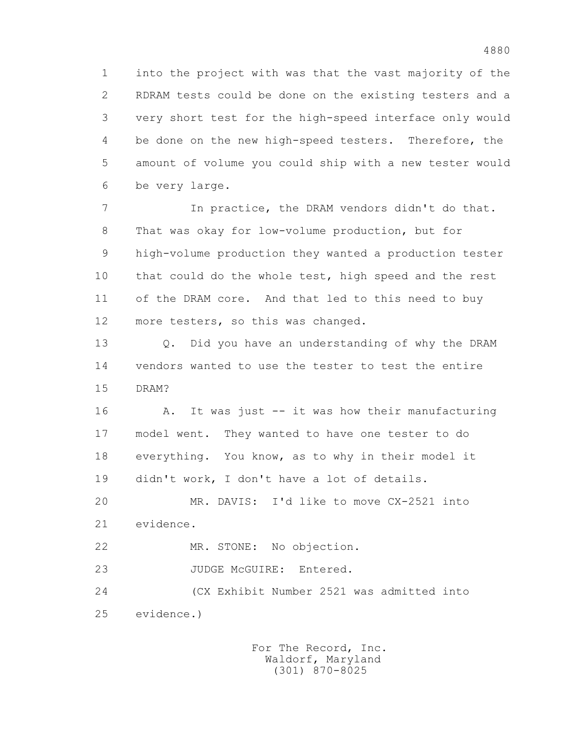into the project with was that the vast majority of the RDRAM tests could be done on the existing testers and a very short test for the high-speed interface only would be done on the new high-speed testers. Therefore, the amount of volume you could ship with a new tester would be very large.

In practice, the DRAM vendors didn't do that. That was okay for low-volume production, but for high-volume production they wanted a production tester that could do the whole test, high speed and the rest of the DRAM core. And that led to this need to buy more testers, so this was changed.

Q. Did you have an understanding of why the DRAM vendors wanted to use the tester to test the entire DRAM?

A. It was just -- it was how their manufacturing model went. They wanted to have one tester to do everything. You know, as to why in their model it didn't work, I don't have a lot of details.

MR. DAVIS: I'd like to move CX-2521 into evidence.

MR. STONE: No objection.

JUDGE McGUIRE: Entered.

(CX Exhibit Number 2521 was admitted into evidence.)

For The Record, Inc.
Waldorf, Maryland
(301) 870-8025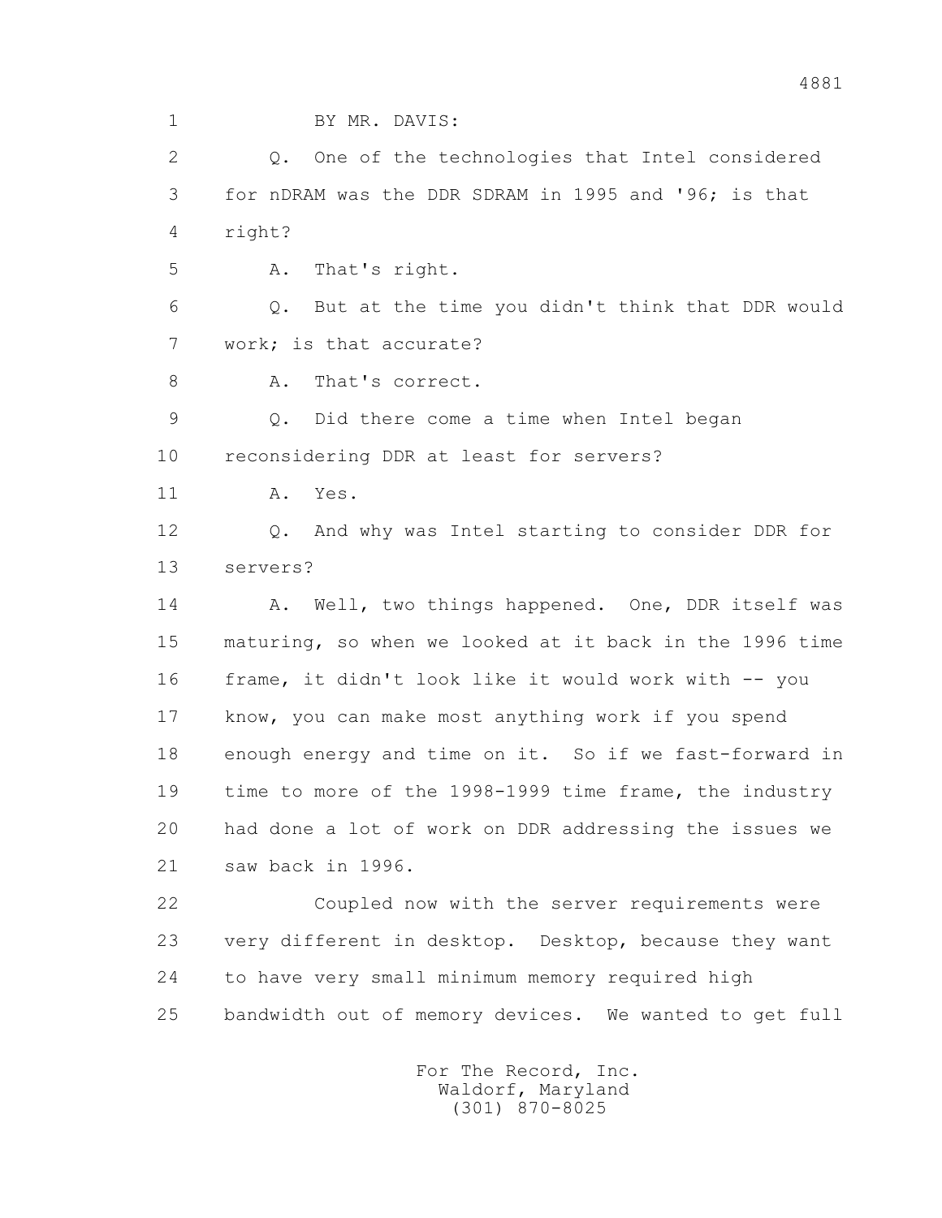BY MR. DAVIS:

Q. One of the technologies that Intel considered for nDRAM was the DDR SDRAM in 1995 and '96; is that right?

A. That's right.

Q. But at the time you didn't think that DDR would work; is that accurate?

A. That's correct.

Q. Did there come a time when Intel began reconsidering DDR at least for servers?

A. Yes.

Q. And why was Intel starting to consider DDR for servers?

A. Well, two things happened. One, DDR itself was maturing, so when we looked at it back in the 1996 time frame, it didn't look like it would work with -- you know, you can make most anything work if you spend enough energy and time on it. So if we fast-forward in time to more of the 1998-1999 time frame, the industry had done a lot of work on DDR addressing the issues we saw back in 1996.

Coupled now with the server requirements were very different in desktop. Desktop, because they want to have very small minimum memory required high bandwidth out of memory devices. We wanted to get full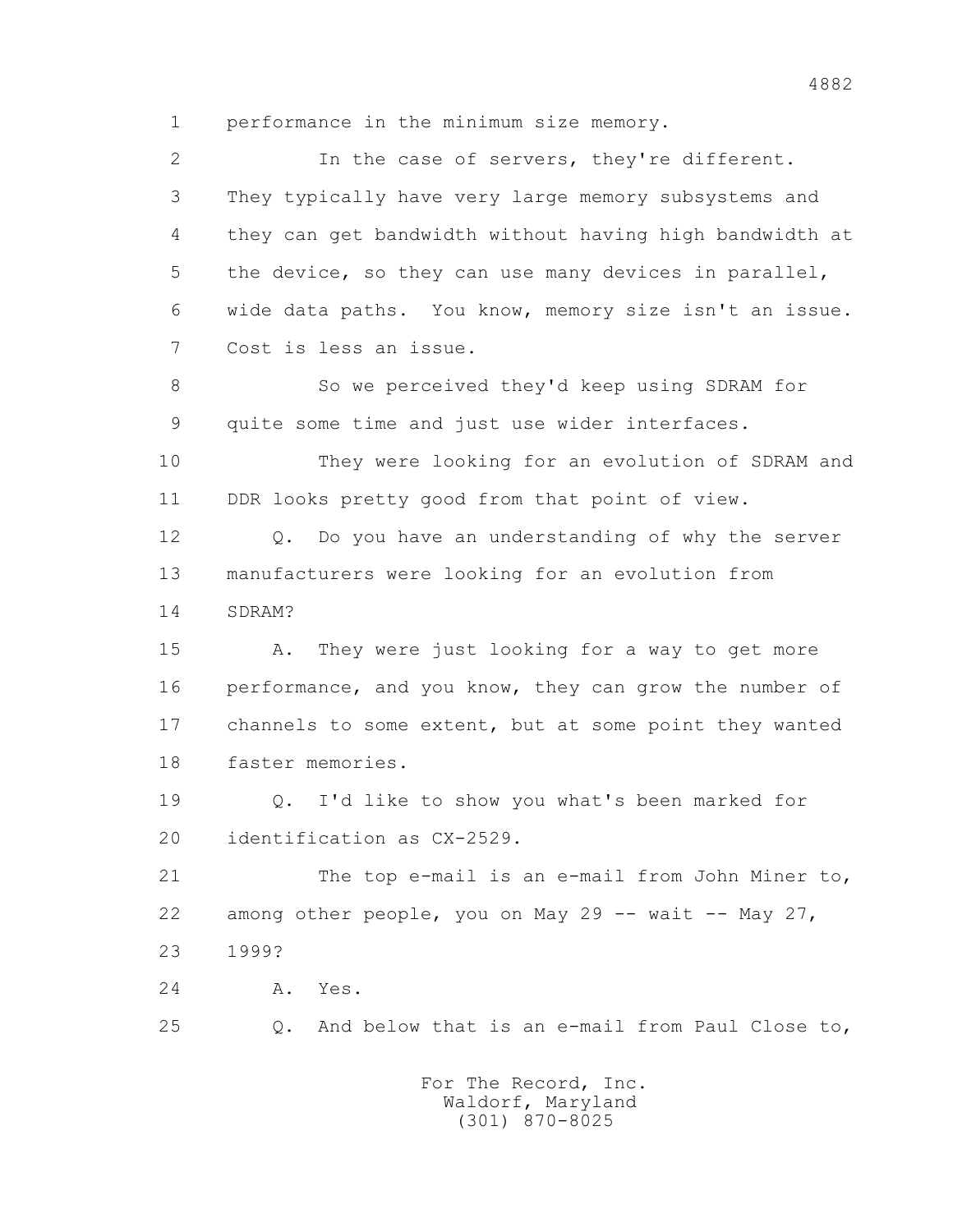1 performance in the minimum size memory.

2 In the case of servers, they're different.

3 They typically have very large memory subsystems and

4 they can get bandwidth without having high bandwidth at

5 the device, so they can use many devices in parallel,

6 wide data paths. You know, memory size isn't an issue.

7 Cost is less an issue.

8 So we perceived they'd keep using SDRAM for

9 quite some time and just use wider interfaces.

10 They were looking for an evolution of SDRAM and

11 DDR looks pretty good from that point of view.

12 Q. Do you have an understanding of why the server

13 manufacturers were looking for an evolution from

14 SDRAM?

15 A. They were just looking for a way to get more

16 performance, and you know, they can grow the number of

17 channels to some extent, but at some point they wanted

18 faster memories.

19 Q. I'd like to show you what's been marked for

20 identification as CX-2529.

21 The top e-mail is an e-mail from John Miner to,

22 among other people, you on May 29 -- wait -- May 27,

23 1999?

24 A. Yes.

25 Q. And below that is an e-mail from Paul Close to,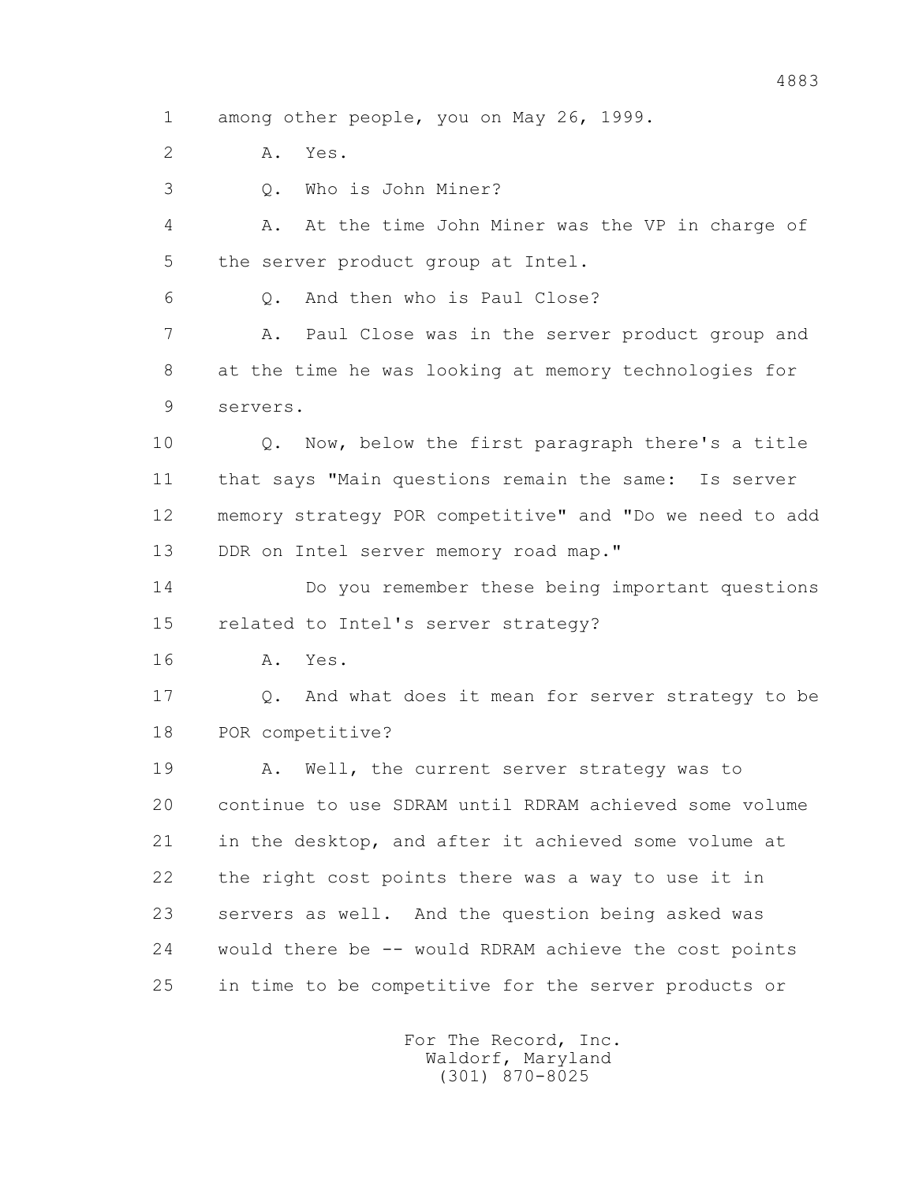1 among other people, you on May 26, 1999.

2 A. Yes.

3 Q. Who is John Miner?

4 A. At the time John Miner was the VP in charge of

5 the server product group at Intel.

6 Q. And then who is Paul Close?

7 A. Paul Close was in the server product group and

8 at the time he was looking at memory technologies for

9 servers.

10 Q. Now, below the first paragraph there's a title

11 that says "Main questions remain the same: Is server

12 memory strategy POR competitive" and "Do we need to add

13 DDR on Intel server memory road map."

14 Do you remember these being important questions

15 related to Intel's server strategy?

16 A. Yes.

17 Q. And what does it mean for server strategy to be

18 POR competitive?

19 A. Well, the current server strategy was to

20 continue to use SDRAM until RDRAM achieved some volume

21 in the desktop, and after it achieved some volume at

22 the right cost points there was a way to use it in

23 servers as well. And the question being asked was

24 would there be -- would RDRAM achieve the cost points

25 in time to be competitive for the server products or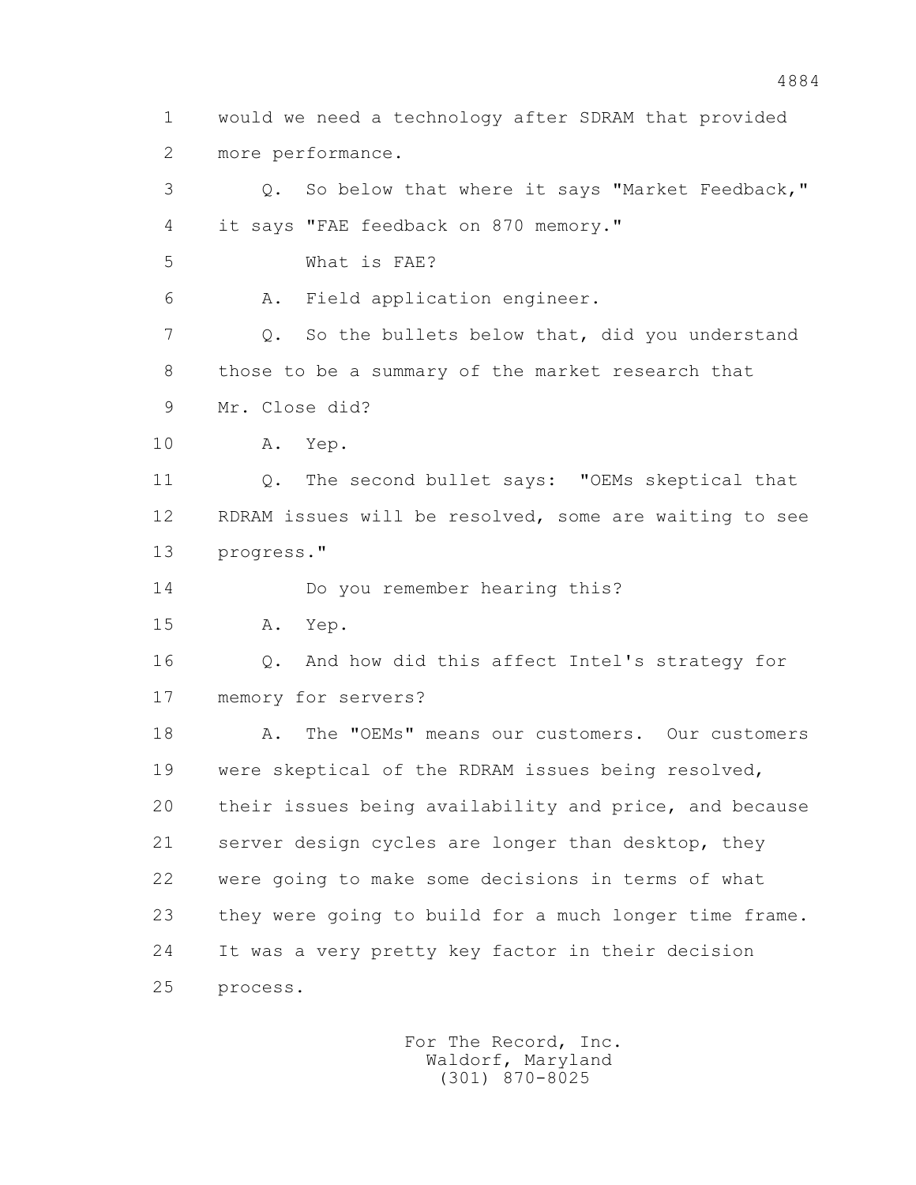1 would we need a technology after SDRAM that provided
2 more performance.

3 Q. So below that where it says "Market Feedback,"
4 it says "FAE feedback on 870 memory."

5 What is FAE?

6 A. Field application engineer.

7 Q. So the bullets below that, did you understand
8 those to be a summary of the market research that
9 Mr. Close did?

10 A. Yep.

11 Q. The second bullet says: "OEMs skeptical that
12 RDRAM issues will be resolved, some are waiting to see
13 progress."

14 Do you remember hearing this?

15 A. Yep.

16 Q. And how did this affect Intel's strategy for
17 memory for servers?

18 A. The "OEMs" means our customers. Our customers
19 were skeptical of the RDRAM issues being resolved,
20 their issues being availability and price, and because
21 server design cycles are longer than desktop, they
22 were going to make some decisions in terms of what
23 they were going to build for a much longer time frame.
24 It was a very pretty key factor in their decision
25 process.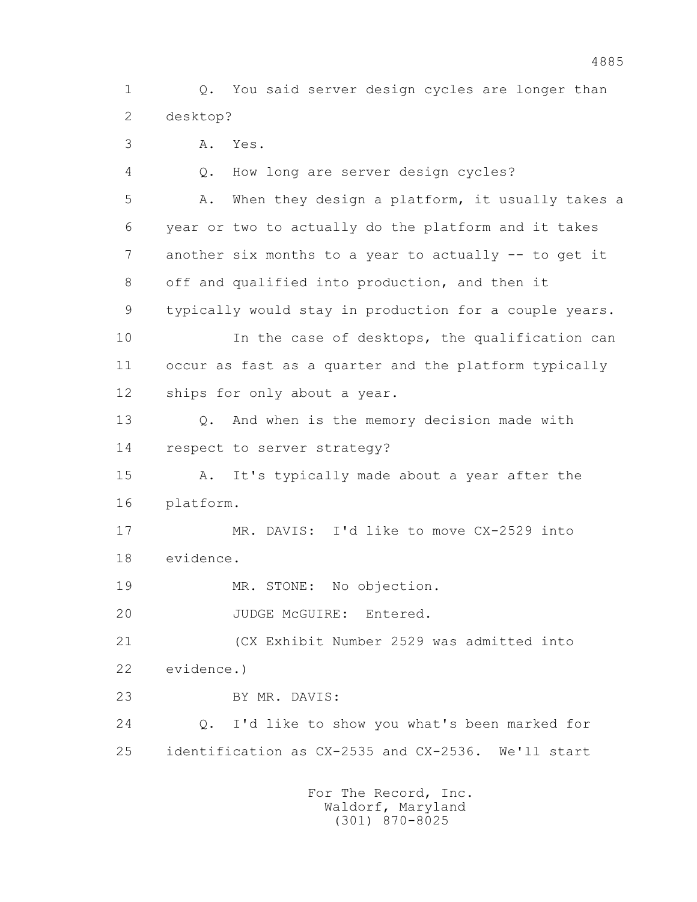1 Q. You said server design cycles are longer than
2 desktop?
3 A. Yes.
4 Q. How long are server design cycles?
5 A. When they design a platform, it usually takes a
6 year or two to actually do the platform and it takes
7 another six months to a year to actually -- to get it
8 off and qualified into production, and then it
9 typically would stay in production for a couple years.
10 In the case of desktops, the qualification can
11 occur as fast as a quarter and the platform typically
12 ships for only about a year.
13 Q. And when is the memory decision made with
14 respect to server strategy?
15 A. It's typically made about a year after the
16 platform.
17 MR. DAVIS: I'd like to move CX-2529 into
18 evidence.
19 MR. STONE: No objection.
20 JUDGE McGUIRE: Entered.
21 (CX Exhibit Number 2529 was admitted into
22 evidence.)
23 BY MR. DAVIS:
24 Q. I'd like to show you what's been marked for
25 identification as CX-2535 and CX-2536. We'll start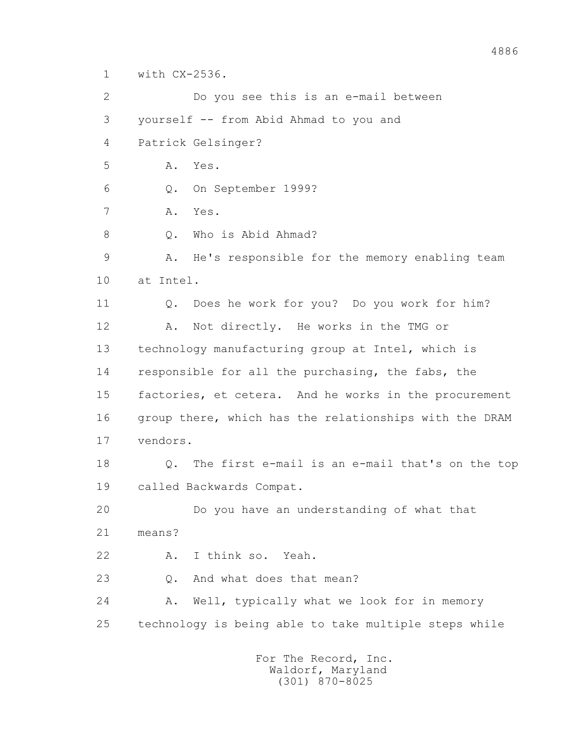1 with CX-2536.

2 Do you see this is an e-mail between

3 yourself -- from Abid Ahmad to you and

4 Patrick Gelsinger?

5 A. Yes.

6 Q. On September 1999?

7 A. Yes.

8 Q. Who is Abid Ahmad?

9 A. He's responsible for the memory enabling team

10 at Intel.

11 Q. Does he work for you? Do you work for him?

12 A. Not directly. He works in the TMG or

13 technology manufacturing group at Intel, which is

14 responsible for all the purchasing, the fabs, the

15 factories, et cetera. And he works in the procurement

16 group there, which has the relationships with the DRAM

17 vendors.

18 Q. The first e-mail is an e-mail that's on the top

19 called Backwards Compat.

20 Do you have an understanding of what that

21 means?

22 A. I think so. Yeah.

23 Q. And what does that mean?

24 A. Well, typically what we look for in memory

25 technology is being able to take multiple steps while

For The Record, Inc.
Waldorf, Maryland
(301) 870-8025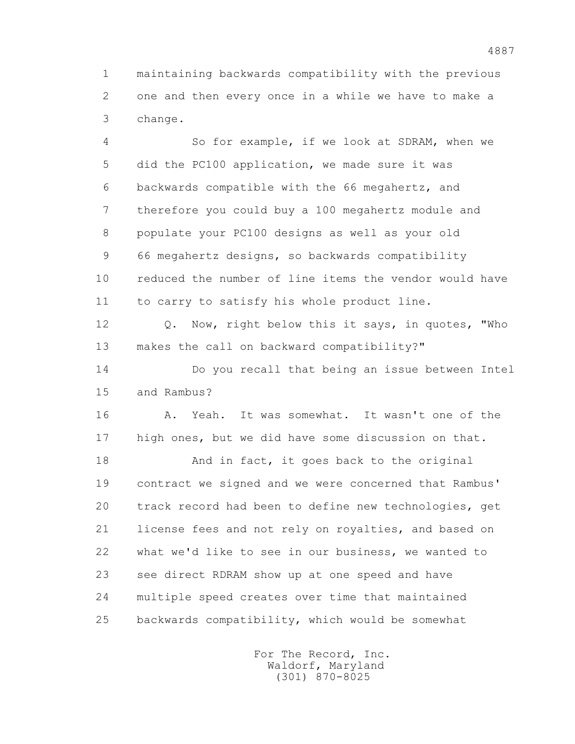1 maintaining backwards compatibility with the previous
2 one and then every once in a while we have to make a
3 change.

4 So for example, if we look at SDRAM, when we
5 did the PC100 application, we made sure it was
6 backwards compatible with the 66 megahertz, and
7 therefore you could buy a 100 megahertz module and
8 populate your PC100 designs as well as your old
9 66 megahertz designs, so backwards compatibility
10 reduced the number of line items the vendor would have
11 to carry to satisfy his whole product line.

12 Q. Now, right below this it says, in quotes, "Who
13 makes the call on backward compatibility?"

14 Do you recall that being an issue between Intel
15 and Rambus?

16 A. Yeah. It was somewhat. It wasn't one of the
17 high ones, but we did have some discussion on that.

18 And in fact, it goes back to the original
19 contract we signed and we were concerned that Rambus'
20 track record had been to define new technologies, get
21 license fees and not rely on royalties, and based on
22 what we'd like to see in our business, we wanted to
23 see direct RDRAM show up at one speed and have
24 multiple speed creates over time that maintained
25 backwards compatibility, which would be somewhat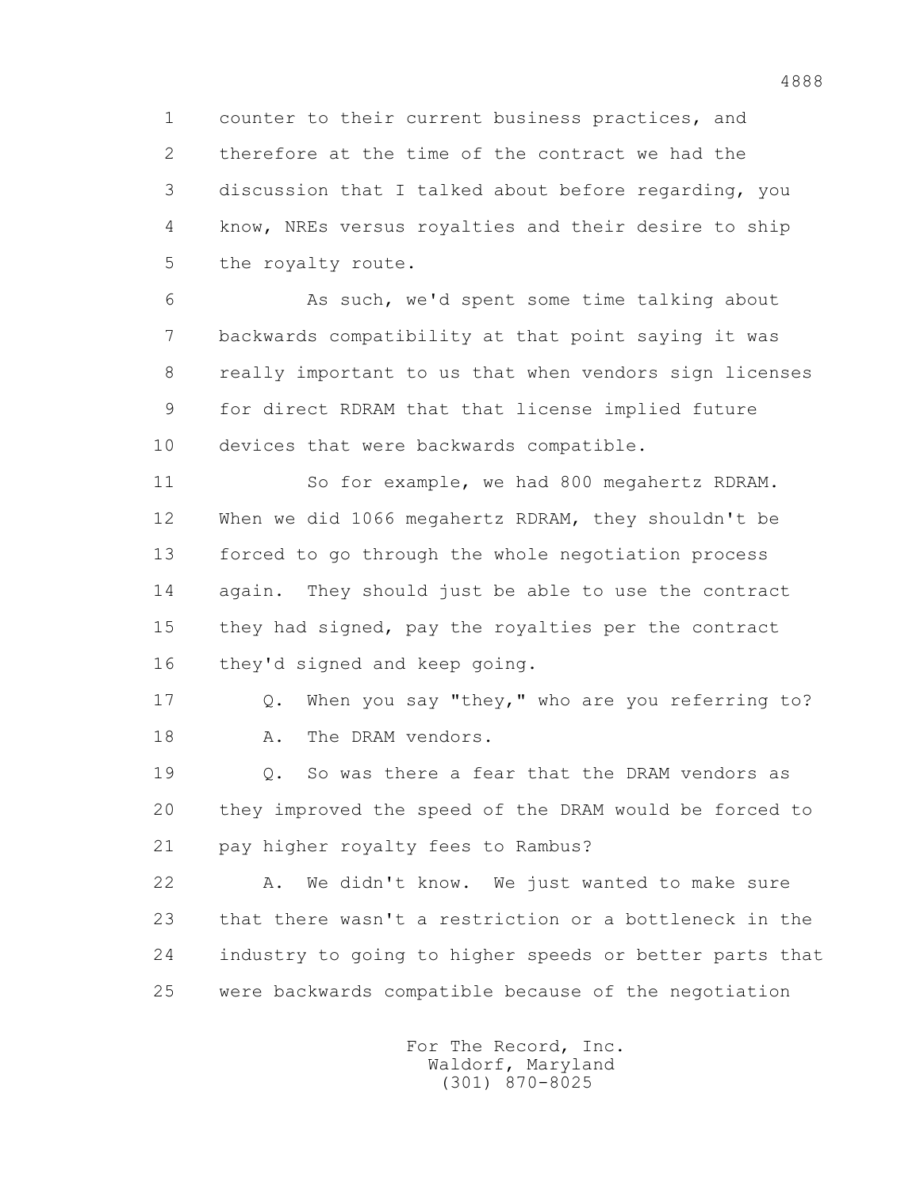counter to their current business practices, and therefore at the time of the contract we had the discussion that I talked about before regarding, you know, NREs versus royalties and their desire to ship the royalty route.

As such, we'd spent some time talking about backwards compatibility at that point saying it was really important to us that when vendors sign licenses for direct RDRAM that that license implied future devices that were backwards compatible.

So for example, we had 800 megahertz RDRAM. When we did 1066 megahertz RDRAM, they shouldn't be forced to go through the whole negotiation process again. They should just be able to use the contract they had signed, pay the royalties per the contract they'd signed and keep going.

Q. When you say "they," who are you referring to?

A. The DRAM vendors.

Q. So was there a fear that the DRAM vendors as they improved the speed of the DRAM would be forced to pay higher royalty fees to Rambus?

A. We didn't know. We just wanted to make sure that there wasn't a restriction or a bottleneck in the industry to going to higher speeds or better parts that were backwards compatible because of the negotiation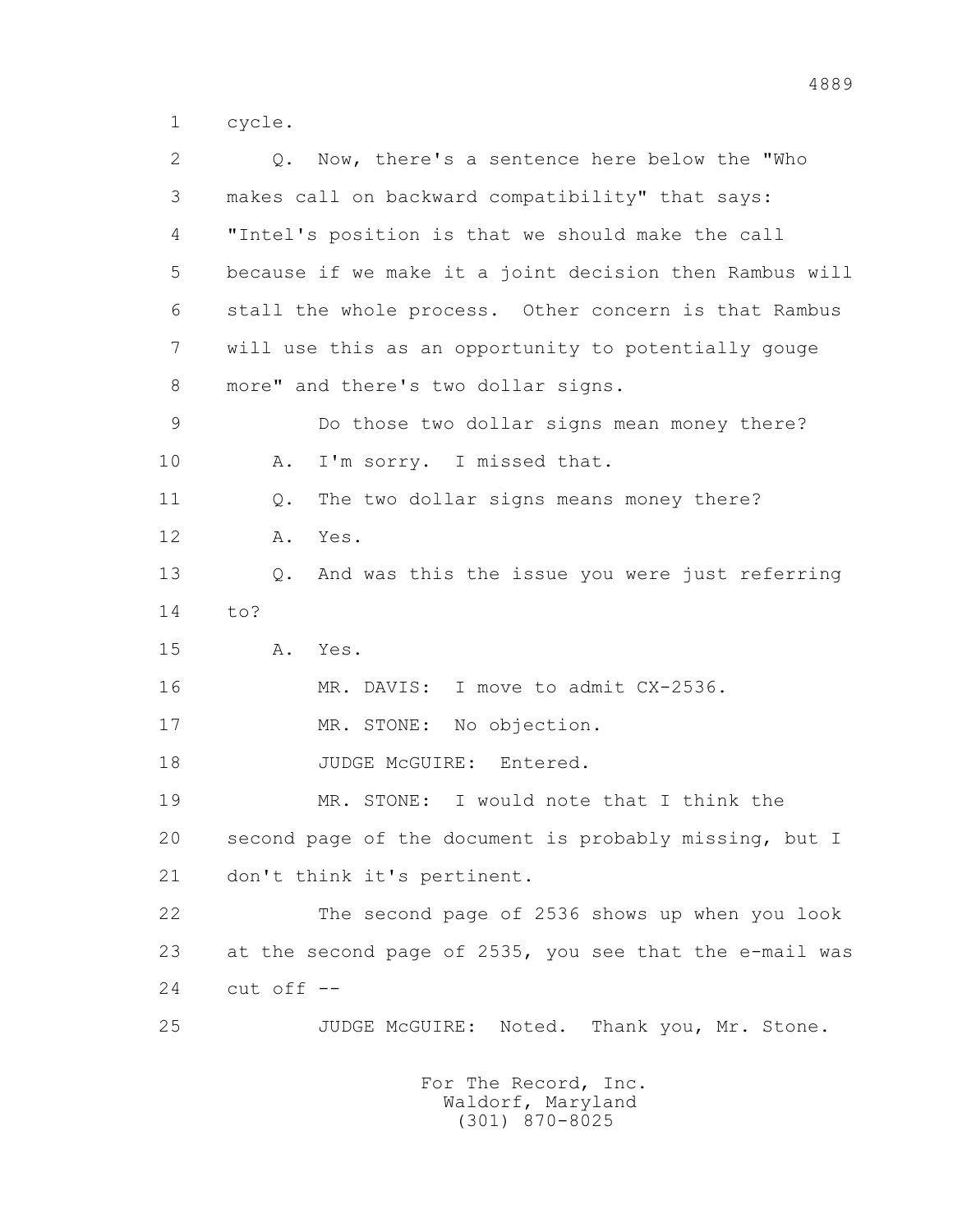1 cycle.

2 Q. Now, there's a sentence here below the "Who

3 makes call on backward compatibility" that says:

4 "Intel's position is that we should make the call

5 because if we make it a joint decision then Rambus will

6 stall the whole process. Other concern is that Rambus

7 will use this as an opportunity to potentially gouge

8 more" and there's two dollar signs.

9 Do those two dollar signs mean money there?

10 A. I'm sorry. I missed that.

11 Q. The two dollar signs means money there?

12 A. Yes.

13 Q. And was this the issue you were just referring

14 to?

15 A. Yes.

16 MR. DAVIS: I move to admit CX-2536.

17 MR. STONE: No objection.

18 JUDGE McGUIRE: Entered.

19 MR. STONE: I would note that I think the

20 second page of the document is probably missing, but I

21 don't think it's pertinent.

22 The second page of 2536 shows up when you look

23 at the second page of 2535, you see that the e-mail was

24 cut off --

25 JUDGE McGUIRE: Noted. Thank you, Mr. Stone.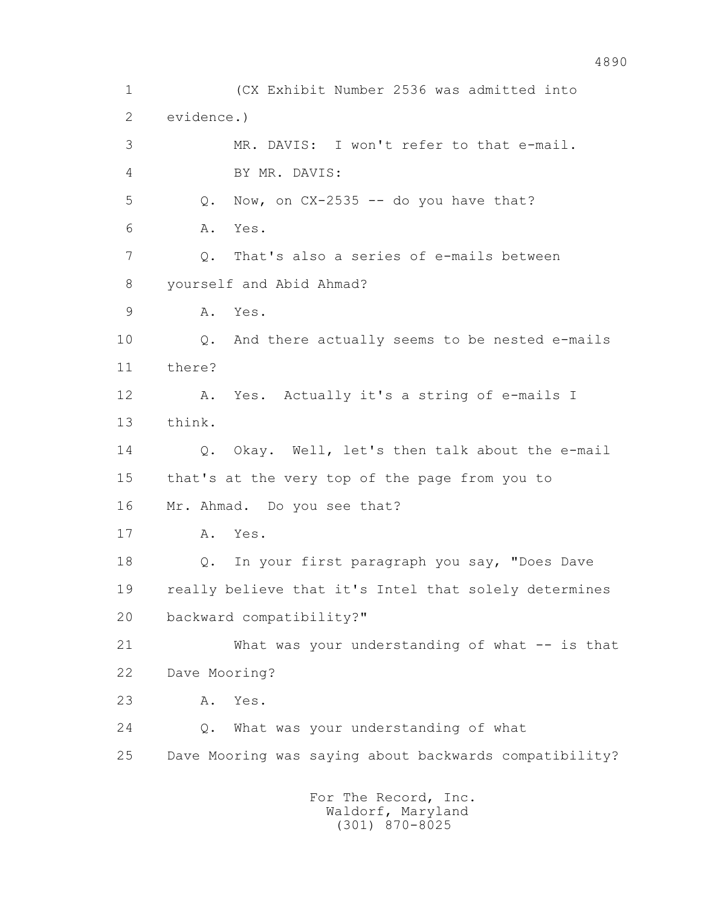(CX Exhibit Number 2536 was admitted into evidence.)

MR. DAVIS: I won't refer to that e-mail.

BY MR. DAVIS:

Q. Now, on CX-2535 -- do you have that?

A. Yes.

Q. That's also a series of e-mails between yourself and Abid Ahmad?

A. Yes.

Q. And there actually seems to be nested e-mails there?

A. Yes. Actually it's a string of e-mails I think.

Q. Okay. Well, let's then talk about the e-mail that's at the very top of the page from you to Mr. Ahmad. Do you see that?

A. Yes.

Q. In your first paragraph you say, "Does Dave really believe that it's Intel that solely determines backward compatibility?"

What was your understanding of what -- is that Dave Mooring?

A. Yes.

Q. What was your understanding of what Dave Mooring was saying about backwards compatibility?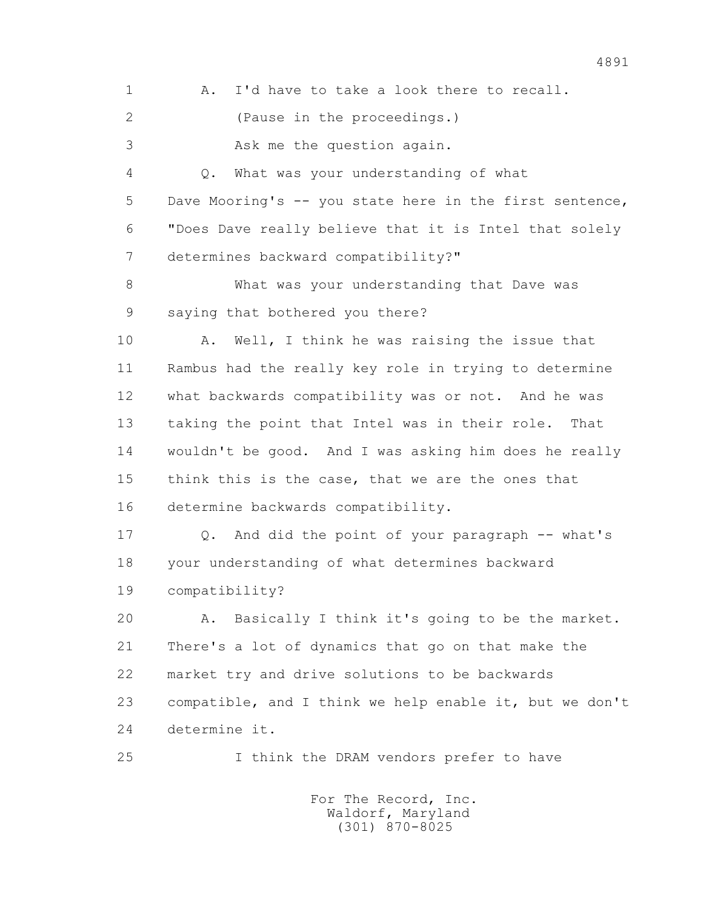1 A. I'd have to take a look there to recall.

2 (Pause in the proceedings.)

3 Ask me the question again.

4 Q. What was your understanding of what

5 Dave Mooring's -- you state here in the first sentence,

6 "Does Dave really believe that it is Intel that solely

7 determines backward compatibility?"

8 What was your understanding that Dave was

9 saying that bothered you there?

10 A. Well, I think he was raising the issue that

11 Rambus had the really key role in trying to determine

12 what backwards compatibility was or not. And he was

13 taking the point that Intel was in their role. That

14 wouldn't be good. And I was asking him does he really

15 think this is the case, that we are the ones that

16 determine backwards compatibility.

17 Q. And did the point of your paragraph -- what's

18 your understanding of what determines backward

19 compatibility?

20 A. Basically I think it's going to be the market.

21 There's a lot of dynamics that go on that make the

22 market try and drive solutions to be backwards

23 compatible, and I think we help enable it, but we don't

24 determine it.

25 I think the DRAM vendors prefer to have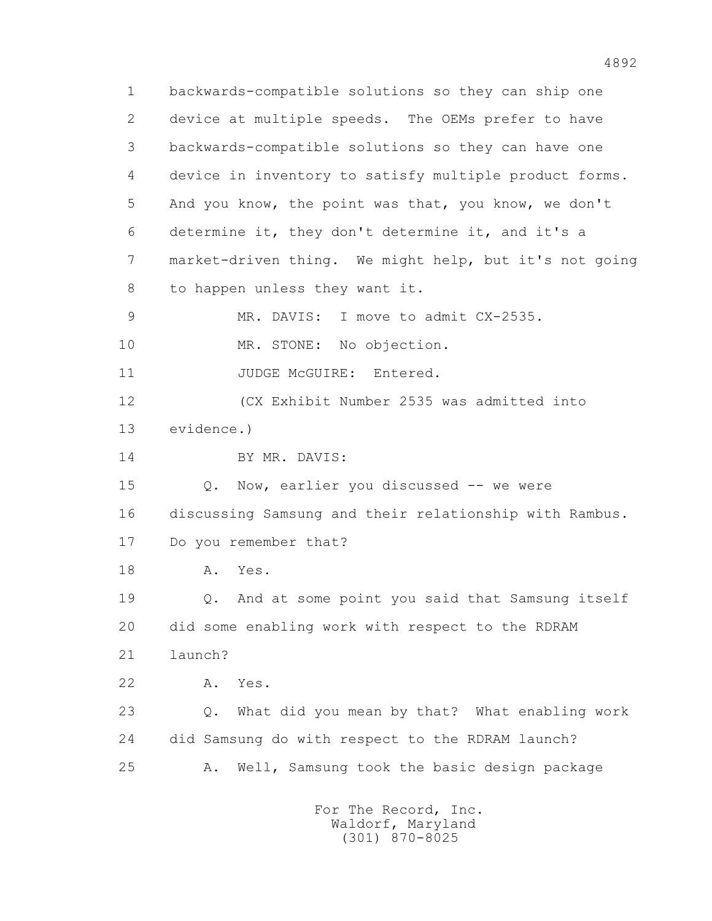1 backwards-compatible solutions so they can ship one
2 device at multiple speeds. The OEMs prefer to have
3 backwards-compatible solutions so they can have one
4 device in inventory to satisfy multiple product forms.
5 And you know, the point was that, you know, we don't
6 determine it, they don't determine it, and it's a
7 market-driven thing. We might help, but it's not going
8 to happen unless they want it.

9 MR. DAVIS: I move to admit CX-2535.

10 MR. STONE: No objection.

11 JUDGE McGUIRE: Entered.

12 (CX Exhibit Number 2535 was admitted into
13 evidence.)

14 BY MR. DAVIS:

15 Q. Now, earlier you discussed -- we were
16 discussing Samsung and their relationship with Rambus.
17 Do you remember that?

18 A. Yes.

19 Q. And at some point you said that Samsung itself
20 did some enabling work with respect to the RDRAM
21 launch?

22 A. Yes.

23 Q. What did you mean by that? What enabling work
24 did Samsung do with respect to the RDRAM launch?

25 A. Well, Samsung took the basic design package

For The Record, Inc.
Waldorf, Maryland
(301) 870-8025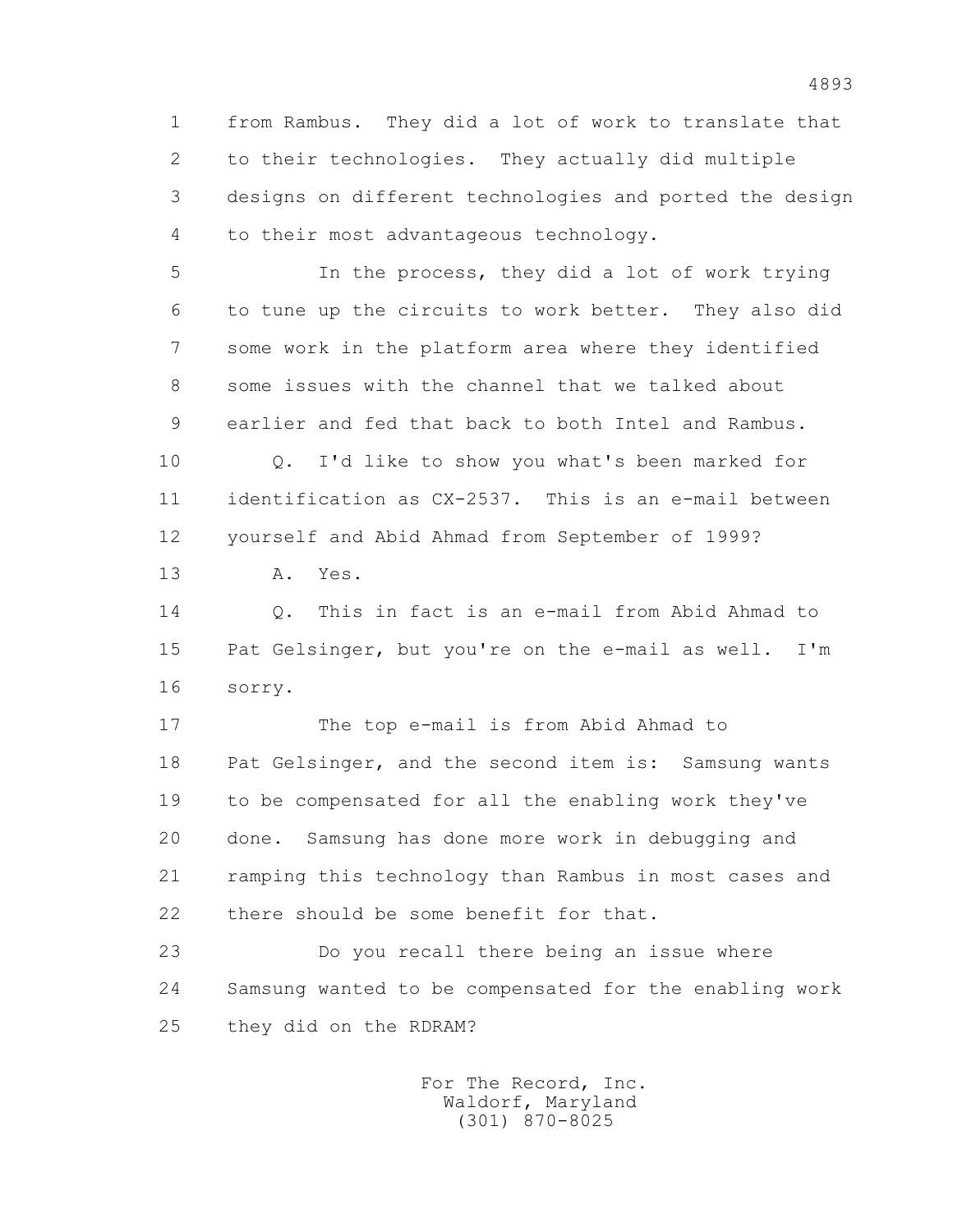1 from Rambus. They did a lot of work to translate that
2 to their technologies. They actually did multiple
3 designs on different technologies and ported the design
4 to their most advantageous technology.

5 In the process, they did a lot of work trying
6 to tune up the circuits to work better. They also did
7 some work in the platform area where they identified
8 some issues with the channel that we talked about
9 earlier and fed that back to both Intel and Rambus.

10 Q. I'd like to show you what's been marked for
11 identification as CX-2537. This is an e-mail between
12 yourself and Abid Ahmad from September of 1999?

13 A. Yes.

14 Q. This in fact is an e-mail from Abid Ahmad to
15 Pat Gelsinger, but you're on the e-mail as well. I'm
16 sorry.

17 The top e-mail is from Abid Ahmad to
18 Pat Gelsinger, and the second item is: Samsung wants
19 to be compensated for all the enabling work they've
20 done. Samsung has done more work in debugging and
21 ramping this technology than Rambus in most cases and
22 there should be some benefit for that.

23 Do you recall there being an issue where
24 Samsung wanted to be compensated for the enabling work
25 they did on the RDRAM?

For The Record, Inc.
Waldorf, Maryland
(301) 870-8025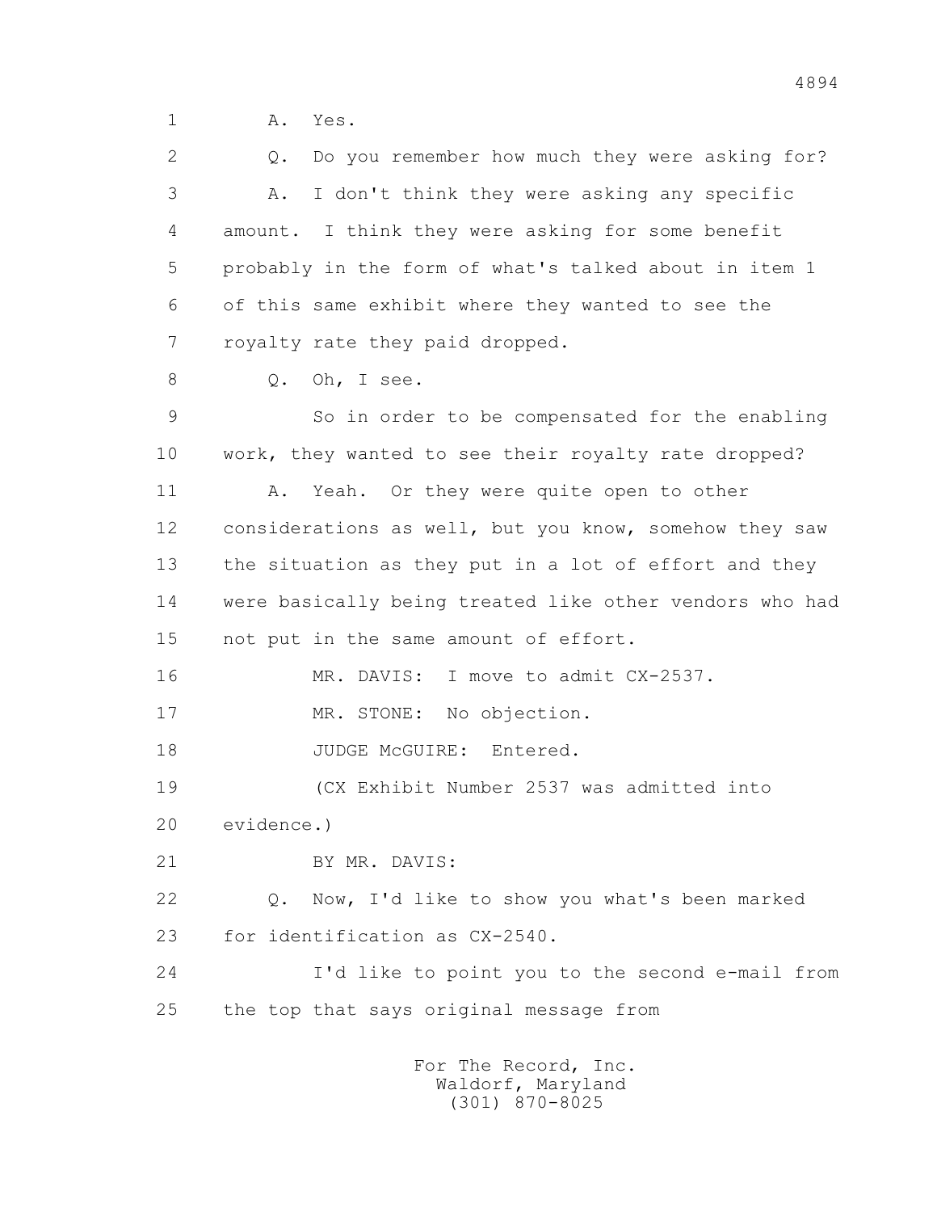A. Yes.

Q. Do you remember how much they were asking for?

A. I don't think they were asking any specific amount. I think they were asking for some benefit probably in the form of what's talked about in item 1 of this same exhibit where they wanted to see the royalty rate they paid dropped.

Q. Oh, I see.

So in order to be compensated for the enabling work, they wanted to see their royalty rate dropped?

A. Yeah. Or they were quite open to other considerations as well, but you know, somehow they saw the situation as they put in a lot of effort and they were basically being treated like other vendors who had not put in the same amount of effort.

MR. DAVIS: I move to admit CX-2537.

MR. STONE: No objection.

JUDGE McGUIRE: Entered.

(CX Exhibit Number 2537 was admitted into evidence.)

BY MR. DAVIS:

Q. Now, I'd like to show you what's been marked for identification as CX-2540.

I'd like to point you to the second e-mail from the top that says original message from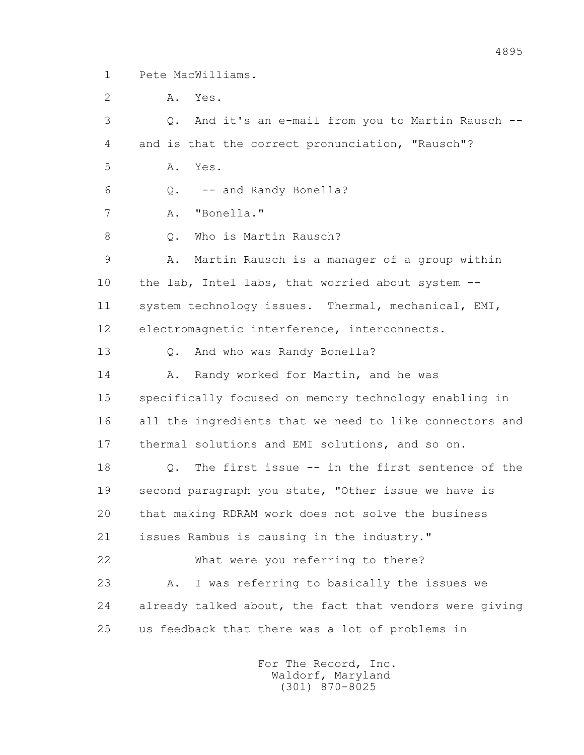1 Pete MacWilliams.

2 A. Yes.

3 Q. And it's an e-mail from you to Martin Rausch --

4 and is that the correct pronunciation, "Rausch"?

5 A. Yes.

6 Q. -- and Randy Bonella?

7 A. "Bonella."

8 Q. Who is Martin Rausch?

9 A. Martin Rausch is a manager of a group within

10 the lab, Intel labs, that worried about system --

11 system technology issues. Thermal, mechanical, EMI,

12 electromagnetic interference, interconnects.

13 Q. And who was Randy Bonella?

14 A. Randy worked for Martin, and he was

15 specifically focused on memory technology enabling in

16 all the ingredients that we need to like connectors and

17 thermal solutions and EMI solutions, and so on.

18 Q. The first issue -- in the first sentence of the

19 second paragraph you state, "Other issue we have is

20 that making RDRAM work does not solve the business

21 issues Rambus is causing in the industry."

22 What were you referring to there?

23 A. I was referring to basically the issues we

24 already talked about, the fact that vendors were giving

25 us feedback that there was a lot of problems in

For The Record, Inc.
Waldorf, Maryland
(301) 870-8025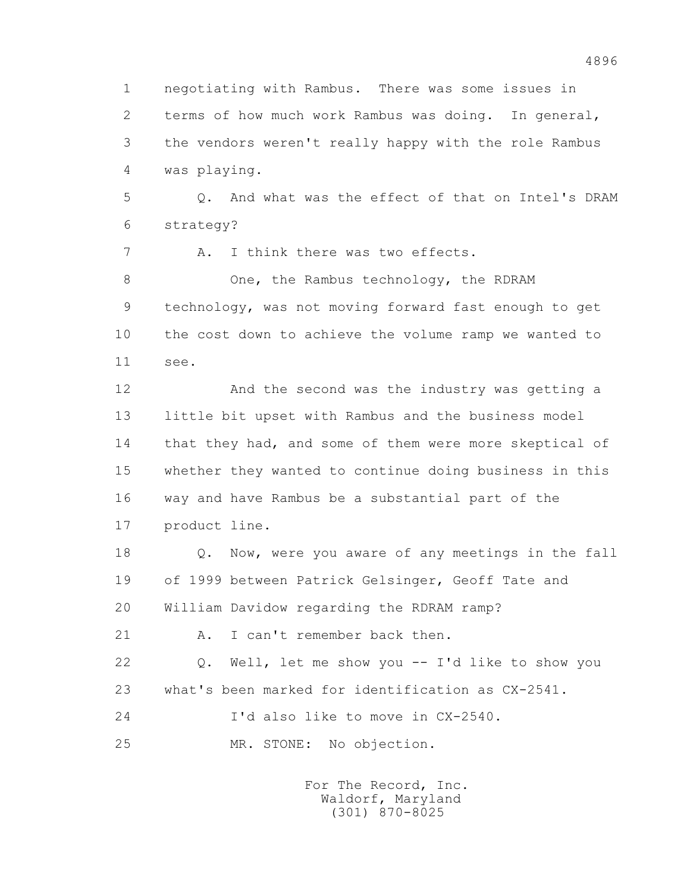1 negotiating with Rambus. There was some issues in
2 terms of how much work Rambus was doing. In general,
3 the vendors weren't really happy with the role Rambus
4 was playing.

5 Q. And what was the effect of that on Intel's DRAM
6 strategy?

7 A. I think there was two effects.

8 One, the Rambus technology, the RDRAM
9 technology, was not moving forward fast enough to get
10 the cost down to achieve the volume ramp we wanted to
11 see.

12 And the second was the industry was getting a
13 little bit upset with Rambus and the business model
14 that they had, and some of them were more skeptical of
15 whether they wanted to continue doing business in this
16 way and have Rambus be a substantial part of the
17 product line.

18 Q. Now, were you aware of any meetings in the fall
19 of 1999 between Patrick Gelsinger, Geoff Tate and
20 William Davidow regarding the RDRAM ramp?

21 A. I can't remember back then.

22 Q. Well, let me show you -- I'd like to show you
23 what's been marked for identification as CX-2541.

24 I'd also like to move in CX-2540.

25 MR. STONE: No objection.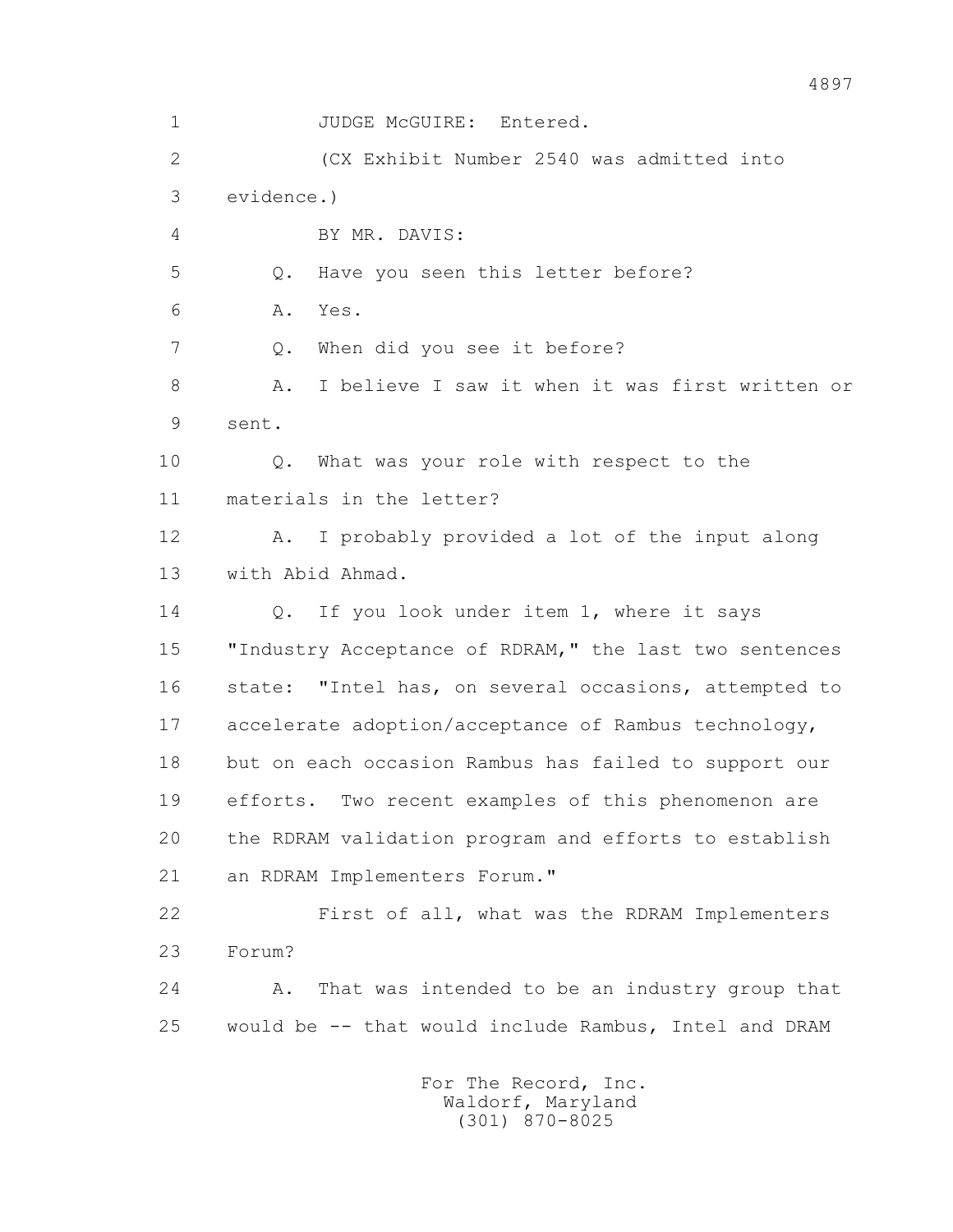JUDGE McGUIRE: Entered.

(CX Exhibit Number 2540 was admitted into evidence.)

BY MR. DAVIS:

Q. Have you seen this letter before?

A. Yes.

Q. When did you see it before?

A. I believe I saw it when it was first written or sent.

Q. What was your role with respect to the materials in the letter?

A. I probably provided a lot of the input along with Abid Ahmad.

Q. If you look under item 1, where it says "Industry Acceptance of RDRAM," the last two sentences state: "Intel has, on several occasions, attempted to accelerate adoption/acceptance of Rambus technology, but on each occasion Rambus has failed to support our efforts. Two recent examples of this phenomenon are the RDRAM validation program and efforts to establish an RDRAM Implementers Forum."

First of all, what was the RDRAM Implementers Forum?

A. That was intended to be an industry group that would be -- that would include Rambus, Intel and DRAM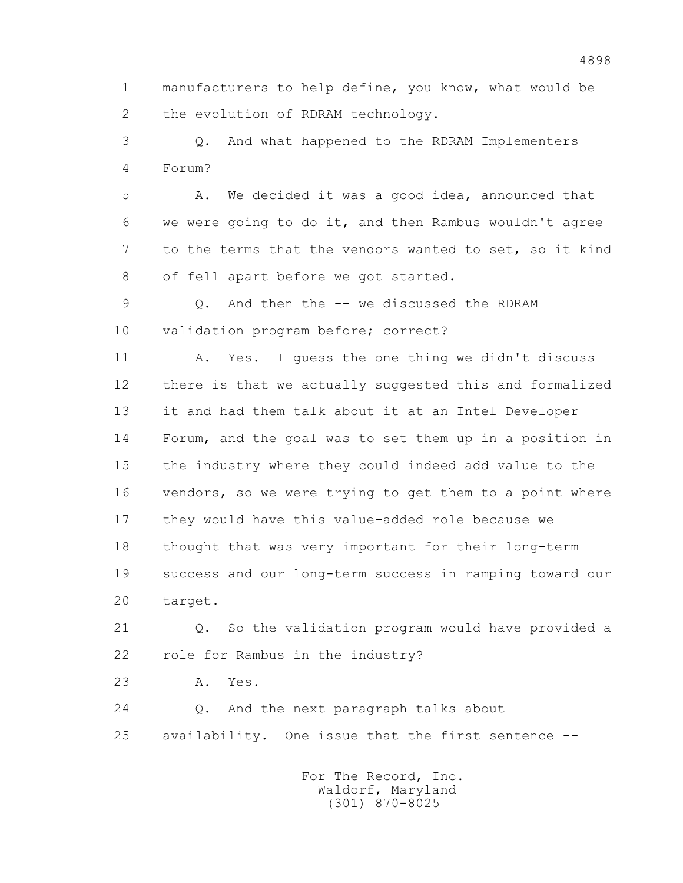1 manufacturers to help define, you know, what would be
2 the evolution of RDRAM technology.

3 Q. And what happened to the RDRAM Implementers
4 Forum?

5 A. We decided it was a good idea, announced that
6 we were going to do it, and then Rambus wouldn't agree
7 to the terms that the vendors wanted to set, so it kind
8 of fell apart before we got started.

9 Q. And then the -- we discussed the RDRAM
10 validation program before; correct?

11 A. Yes. I guess the one thing we didn't discuss
12 there is that we actually suggested this and formalized
13 it and had them talk about it at an Intel Developer
14 Forum, and the goal was to set them up in a position in
15 the industry where they could indeed add value to the
16 vendors, so we were trying to get them to a point where
17 they would have this value-added role because we
18 thought that was very important for their long-term
19 success and our long-term success in ramping toward our
20 target.

21 Q. So the validation program would have provided a
22 role for Rambus in the industry?

23 A. Yes.

24 Q. And the next paragraph talks about
25 availability. One issue that the first sentence --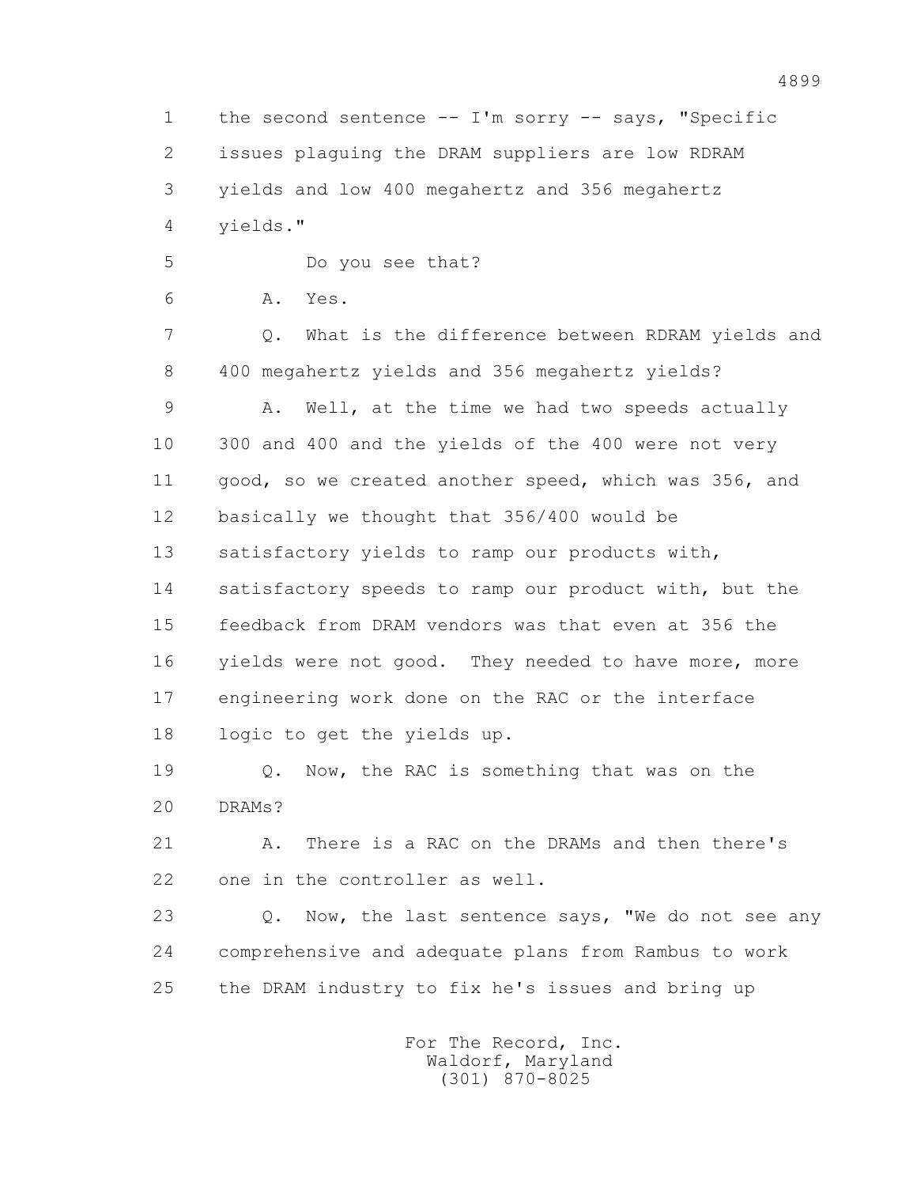1 the second sentence -- I'm sorry -- says, "Specific
2 issues plaguing the DRAM suppliers are low RDRAM
3 yields and low 400 megahertz and 356 megahertz
4 yields."

5 Do you see that?

6 A. Yes.

7 Q. What is the difference between RDRAM yields and
8 400 megahertz yields and 356 megahertz yields?

9 A. Well, at the time we had two speeds actually
10 300 and 400 and the yields of the 400 were not very
11 good, so we created another speed, which was 356, and
12 basically we thought that 356/400 would be
13 satisfactory yields to ramp our products with,
14 satisfactory speeds to ramp our product with, but the
15 feedback from DRAM vendors was that even at 356 the
16 yields were not good. They needed to have more, more
17 engineering work done on the RAC or the interface
18 logic to get the yields up.

19 Q. Now, the RAC is something that was on the
20 DRAMs?

21 A. There is a RAC on the DRAMs and then there's
22 one in the controller as well.

23 Q. Now, the last sentence says, "We do not see any
24 comprehensive and adequate plans from Rambus to work
25 the DRAM industry to fix he's issues and bring up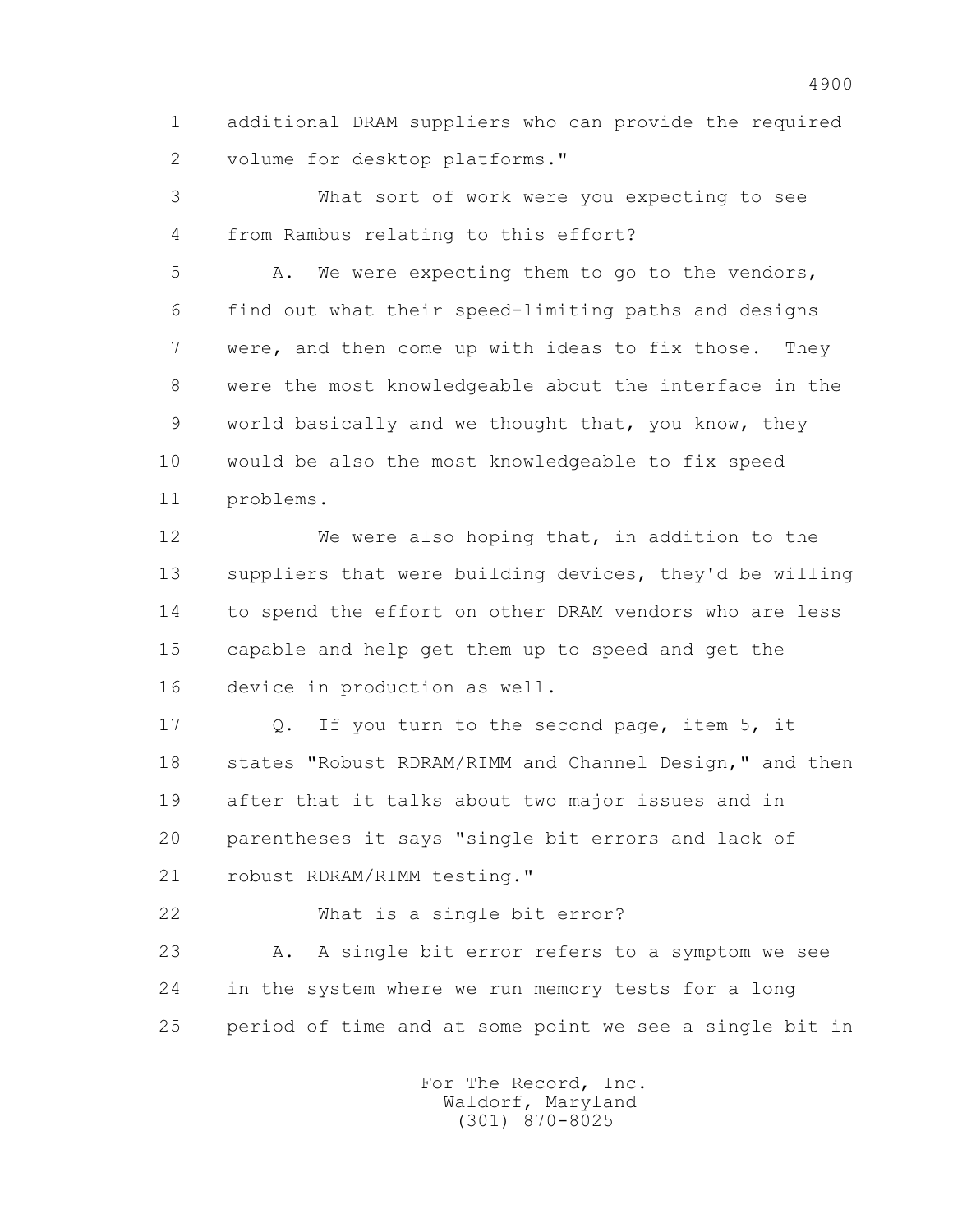additional DRAM suppliers who can provide the required volume for desktop platforms."

What sort of work were you expecting to see from Rambus relating to this effort?

A. We were expecting them to go to the vendors, find out what their speed-limiting paths and designs were, and then come up with ideas to fix those. They were the most knowledgeable about the interface in the world basically and we thought that, you know, they would be also the most knowledgeable to fix speed problems.

We were also hoping that, in addition to the suppliers that were building devices, they'd be willing to spend the effort on other DRAM vendors who are less capable and help get them up to speed and get the device in production as well.

Q. If you turn to the second page, item 5, it states "Robust RDRAM/RIMM and Channel Design," and then after that it talks about two major issues and in parentheses it says "single bit errors and lack of robust RDRAM/RIMM testing."

What is a single bit error?

A. A single bit error refers to a symptom we see in the system where we run memory tests for a long period of time and at some point we see a single bit in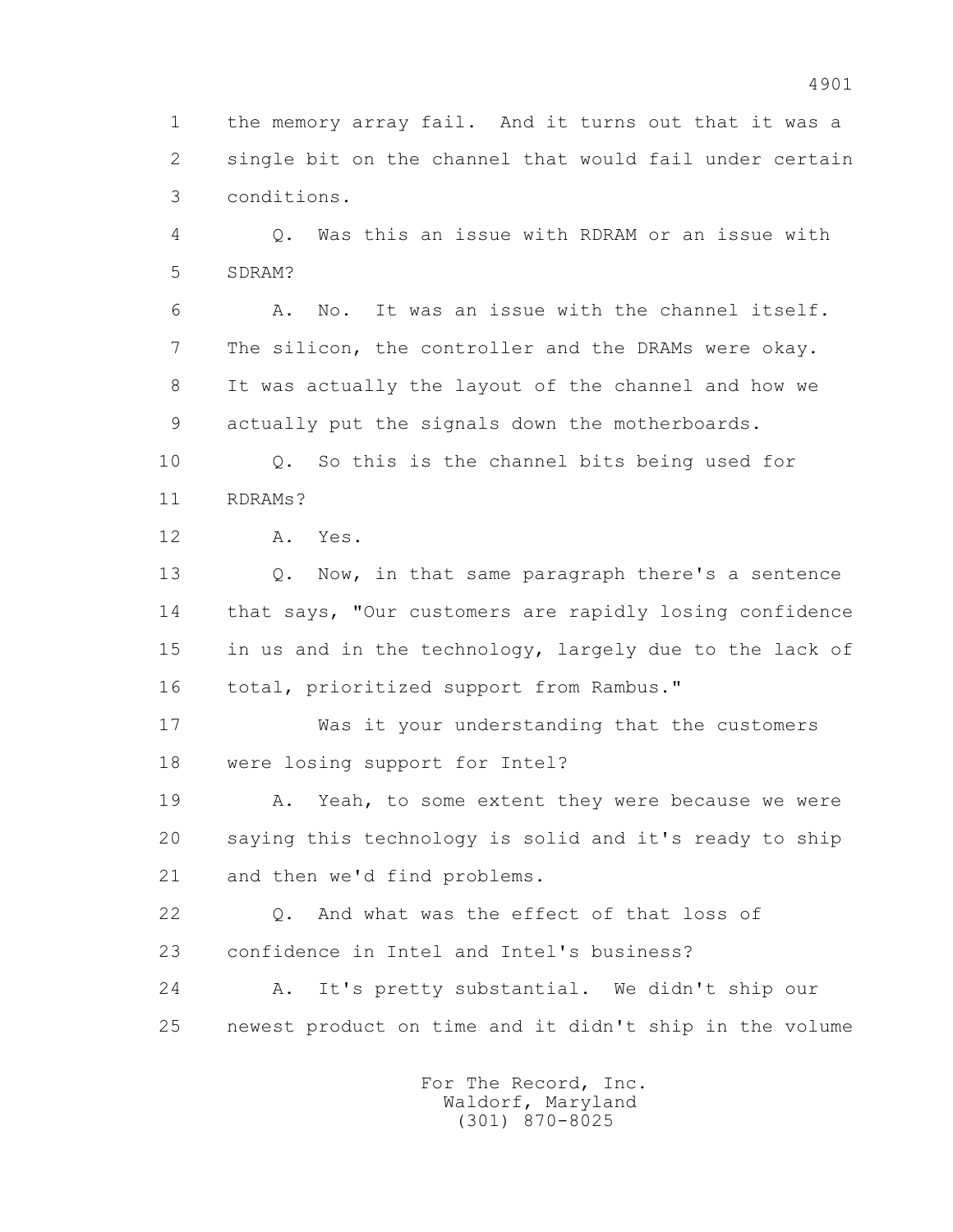1 the memory array fail. And it turns out that it was a
2 single bit on the channel that would fail under certain
3 conditions.

4 Q. Was this an issue with RDRAM or an issue with
5 SDRAM?

6 A. No. It was an issue with the channel itself.
7 The silicon, the controller and the DRAMs were okay.
8 It was actually the layout of the channel and how we
9 actually put the signals down the motherboards.

10 Q. So this is the channel bits being used for
11 RDRAMs?

12 A. Yes.

13 Q. Now, in that same paragraph there's a sentence
14 that says, "Our customers are rapidly losing confidence
15 in us and in the technology, largely due to the lack of
16 total, prioritized support from Rambus."

17 Was it your understanding that the customers
18 were losing support for Intel?

19 A. Yeah, to some extent they were because we were
20 saying this technology is solid and it's ready to ship
21 and then we'd find problems.

22 Q. And what was the effect of that loss of
23 confidence in Intel and Intel's business?

24 A. It's pretty substantial. We didn't ship our
25 newest product on time and it didn't ship in the volume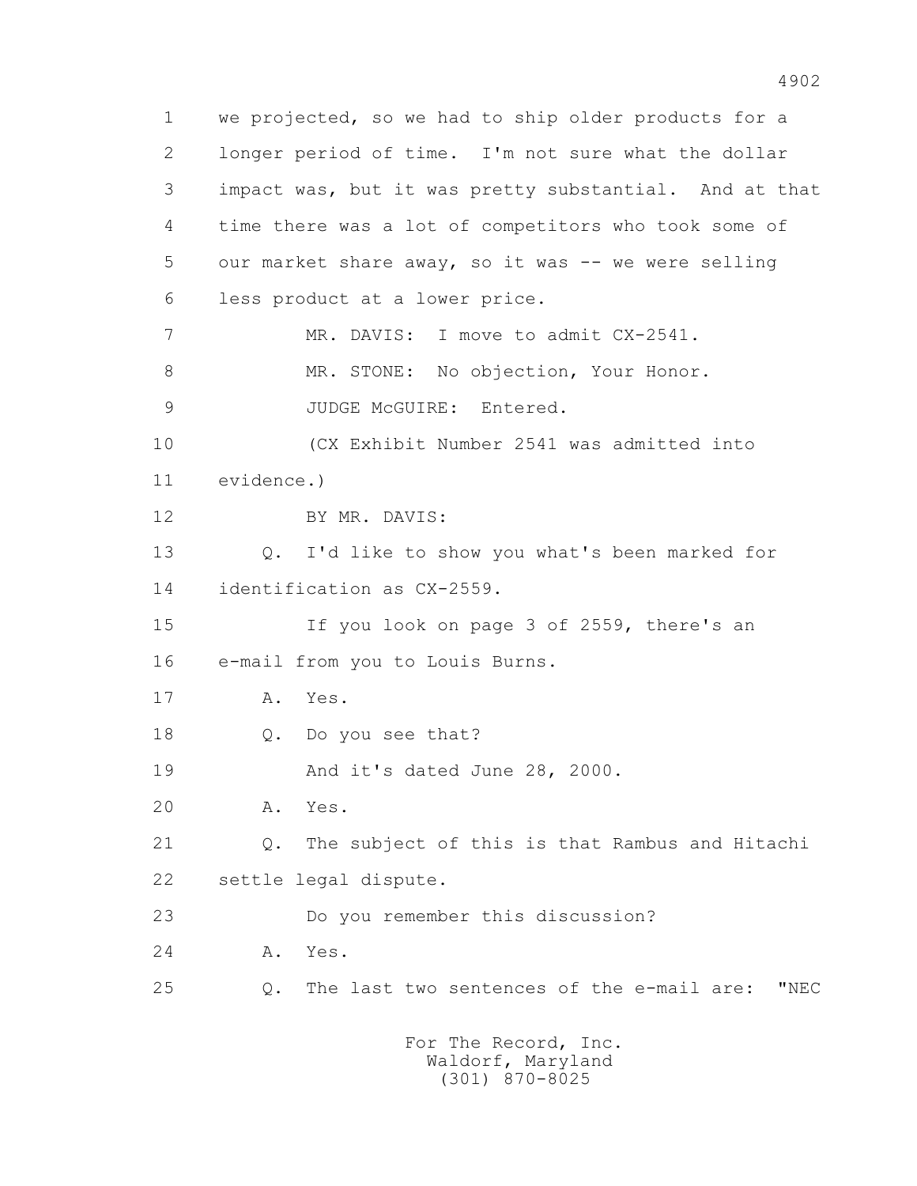1 we projected, so we had to ship older products for a
2 longer period of time. I'm not sure what the dollar
3 impact was, but it was pretty substantial. And at that
4 time there was a lot of competitors who took some of
5 our market share away, so it was -- we were selling
6 less product at a lower price.

7 MR. DAVIS: I move to admit CX-2541.

8 MR. STONE: No objection, Your Honor.

9 JUDGE McGUIRE: Entered.

10 (CX Exhibit Number 2541 was admitted into
11 evidence.)

12 BY MR. DAVIS:

13 Q. I'd like to show you what's been marked for
14 identification as CX-2559.

15 If you look on page 3 of 2559, there's an
16 e-mail from you to Louis Burns.

17 A. Yes.

18 Q. Do you see that?

19 And it's dated June 28, 2000.

20 A. Yes.

21 Q. The subject of this is that Rambus and Hitachi
22 settle legal dispute.

23 Do you remember this discussion?

24 A. Yes.

25 Q. The last two sentences of the e-mail are: "NEC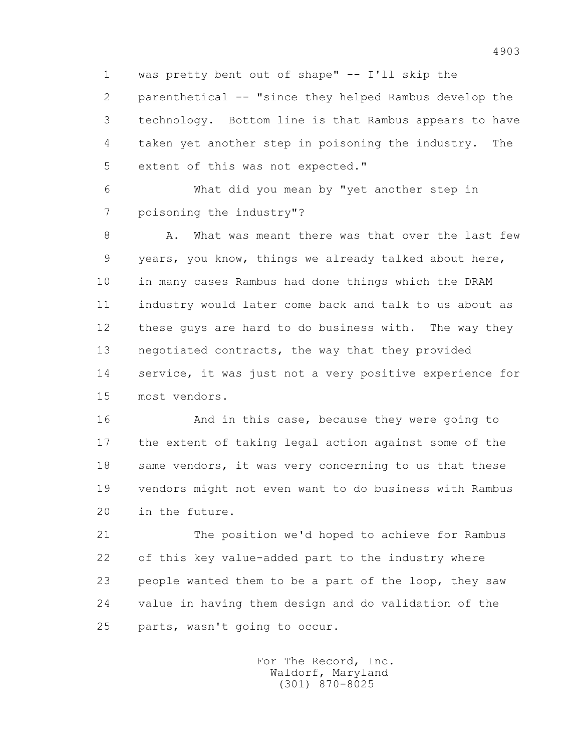1 was pretty bent out of shape" -- I'll skip the
2 parenthetical -- "since they helped Rambus develop the
3 technology. Bottom line is that Rambus appears to have
4 taken yet another step in poisoning the industry. The
5 extent of this was not expected."

6 What did you mean by "yet another step in
7 poisoning the industry"?

8 A. What was meant there was that over the last few
9 years, you know, things we already talked about here,
10 in many cases Rambus had done things which the DRAM
11 industry would later come back and talk to us about as
12 these guys are hard to do business with. The way they
13 negotiated contracts, the way that they provided
14 service, it was just not a very positive experience for
15 most vendors.

16 And in this case, because they were going to
17 the extent of taking legal action against some of the
18 same vendors, it was very concerning to us that these
19 vendors might not even want to do business with Rambus
20 in the future.

21 The position we'd hoped to achieve for Rambus
22 of this key value-added part to the industry where
23 people wanted them to be a part of the loop, they saw
24 value in having them design and do validation of the
25 parts, wasn't going to occur.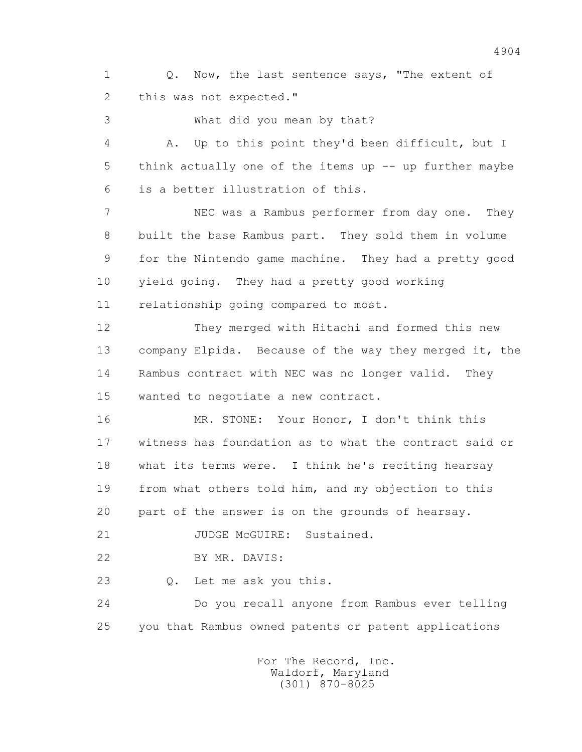1 Q. Now, the last sentence says, "The extent of
2 this was not expected."

3 What did you mean by that?

4 A. Up to this point they'd been difficult, but I
5 think actually one of the items up -- up further maybe
6 is a better illustration of this.

7 NEC was a Rambus performer from day one. They
8 built the base Rambus part. They sold them in volume
9 for the Nintendo game machine. They had a pretty good
10 yield going. They had a pretty good working
11 relationship going compared to most.

12 They merged with Hitachi and formed this new
13 company Elpida. Because of the way they merged it, the
14 Rambus contract with NEC was no longer valid. They
15 wanted to negotiate a new contract.

16 MR. STONE: Your Honor, I don't think this
17 witness has foundation as to what the contract said or
18 what its terms were. I think he's reciting hearsay
19 from what others told him, and my objection to this
20 part of the answer is on the grounds of hearsay.

21 JUDGE McGUIRE: Sustained.

22 BY MR. DAVIS:

23 Q. Let me ask you this.

24 Do you recall anyone from Rambus ever telling
25 you that Rambus owned patents or patent applications

For The Record, Inc.
Waldorf, Maryland
(301) 870-8025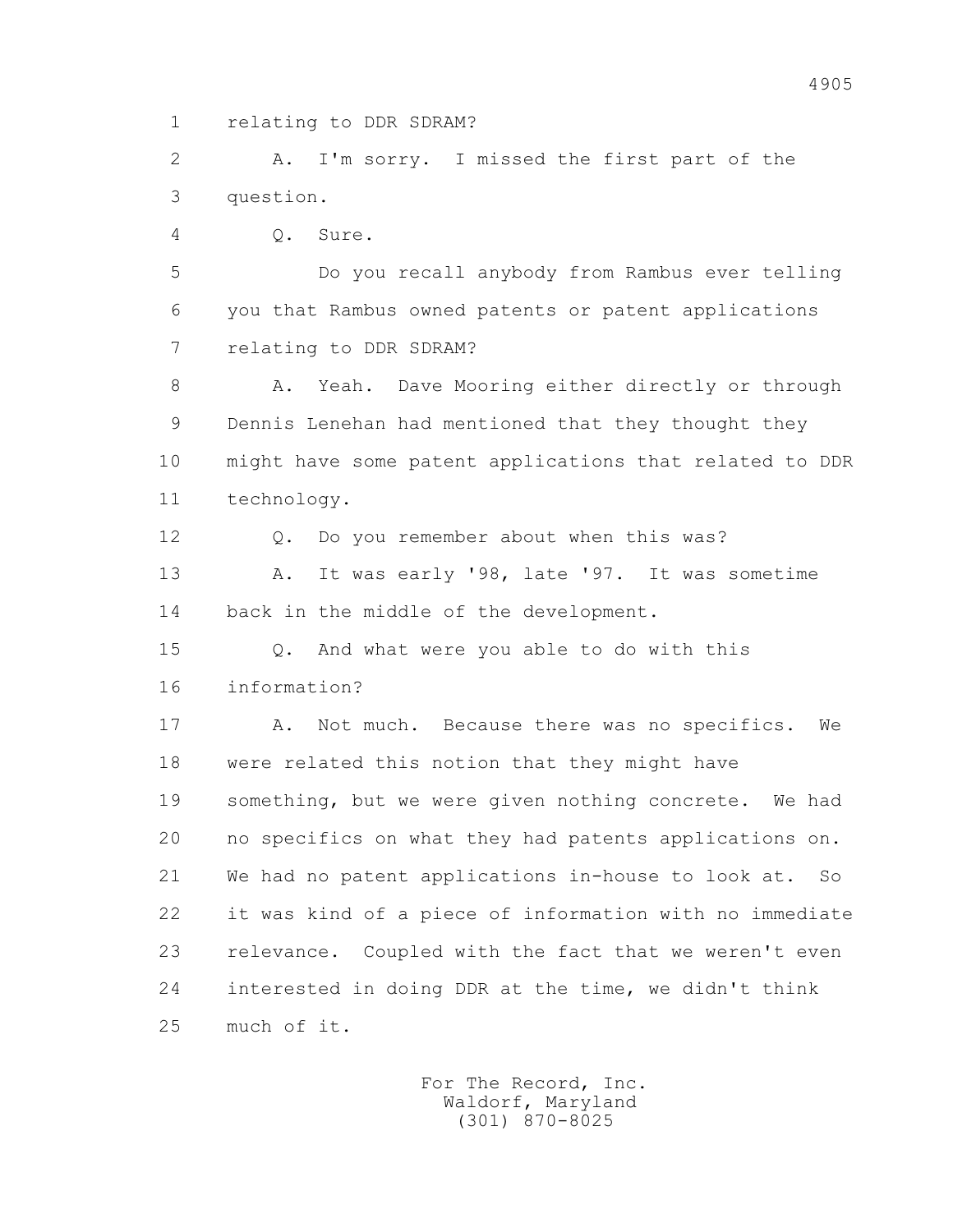1 relating to DDR SDRAM?

2 A. I'm sorry. I missed the first part of the

3 question.

4 Q. Sure.

5 Do you recall anybody from Rambus ever telling

6 you that Rambus owned patents or patent applications

7 relating to DDR SDRAM?

8 A. Yeah. Dave Mooring either directly or through

9 Dennis Lenehan had mentioned that they thought they

10 might have some patent applications that related to DDR

11 technology.

12 Q. Do you remember about when this was?

13 A. It was early '98, late '97. It was sometime

14 back in the middle of the development.

15 Q. And what were you able to do with this

16 information?

17 A. Not much. Because there was no specifics. We

18 were related this notion that they might have

19 something, but we were given nothing concrete. We had

20 no specifics on what they had patents applications on.

21 We had no patent applications in-house to look at. So

22 it was kind of a piece of information with no immediate

23 relevance. Coupled with the fact that we weren't even

24 interested in doing DDR at the time, we didn't think

25 much of it.

For The Record, Inc.
Waldorf, Maryland
(301) 870-8025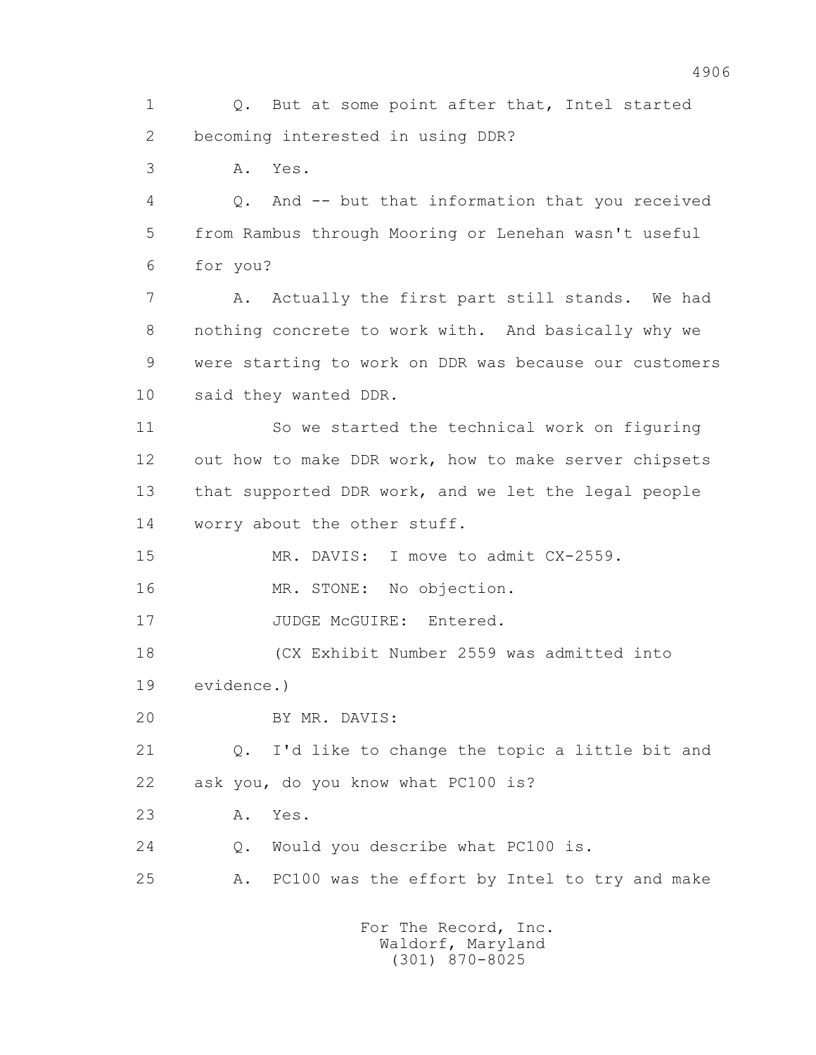1 Q. But at some point after that, Intel started
2 becoming interested in using DDR?
3 A. Yes.
4 Q. And -- but that information that you received
5 from Rambus through Mooring or Lenehan wasn't useful
6 for you?
7 A. Actually the first part still stands. We had
8 nothing concrete to work with. And basically why we
9 were starting to work on DDR was because our customers
10 said they wanted DDR.
11 So we started the technical work on figuring
12 out how to make DDR work, how to make server chipsets
13 that supported DDR work, and we let the legal people
14 worry about the other stuff.
15 MR. DAVIS: I move to admit CX-2559.
16 MR. STONE: No objection.
17 JUDGE McGUIRE: Entered.
18 (CX Exhibit Number 2559 was admitted into
19 evidence.)
20 BY MR. DAVIS:
21 Q. I'd like to change the topic a little bit and
22 ask you, do you know what PC100 is?
23 A. Yes.
24 Q. Would you describe what PC100 is.
25 A. PC100 was the effort by Intel to try and make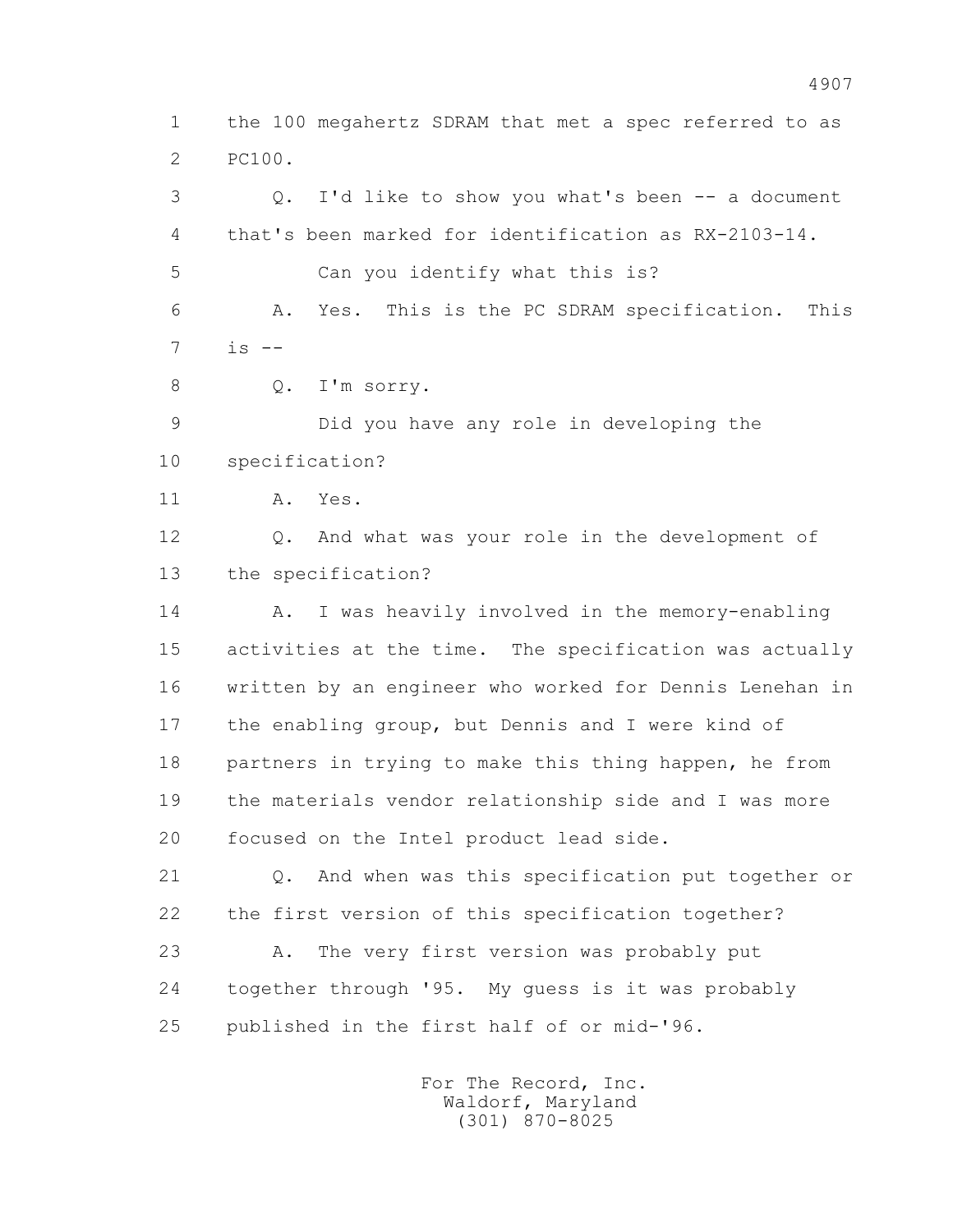1 the 100 megahertz SDRAM that met a spec referred to as
2 PC100.

3 Q. I'd like to show you what's been -- a document
4 that's been marked for identification as RX-2103-14.

5 Can you identify what this is?

6 A. Yes. This is the PC SDRAM specification. This
7 is --

8 Q. I'm sorry.

9 Did you have any role in developing the
10 specification?

11 A. Yes.

12 Q. And what was your role in the development of
13 the specification?

14 A. I was heavily involved in the memory-enabling
15 activities at the time. The specification was actually
16 written by an engineer who worked for Dennis Lenehan in
17 the enabling group, but Dennis and I were kind of
18 partners in trying to make this thing happen, he from
19 the materials vendor relationship side and I was more
20 focused on the Intel product lead side.

21 Q. And when was this specification put together or
22 the first version of this specification together?

23 A. The very first version was probably put
24 together through '95. My guess is it was probably
25 published in the first half of or mid-'96.

For The Record, Inc.
Waldorf, Maryland
(301) 870-8025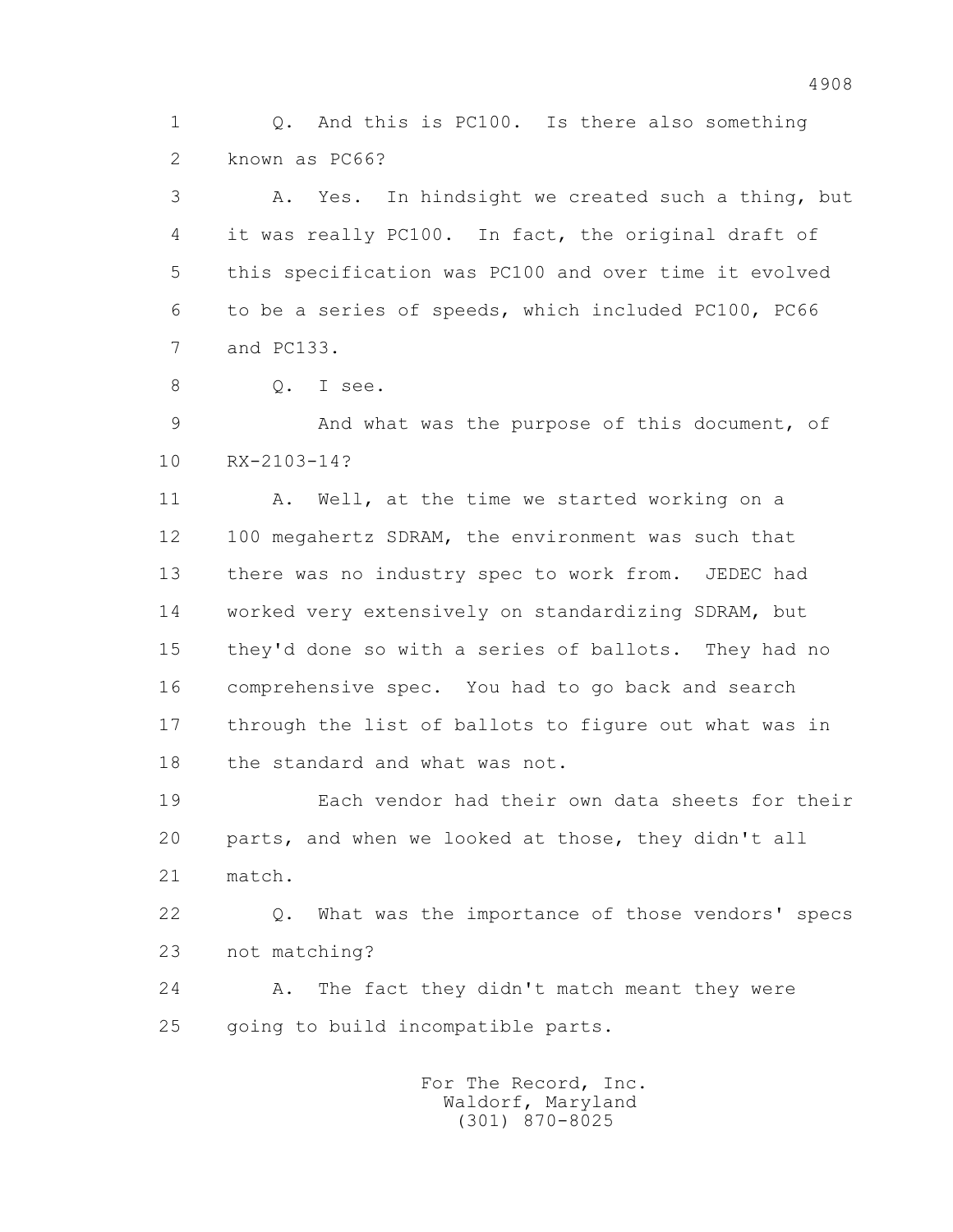1 Q. And this is PC100. Is there also something
2 known as PC66?

3 A. Yes. In hindsight we created such a thing, but
4 it was really PC100. In fact, the original draft of
5 this specification was PC100 and over time it evolved
6 to be a series of speeds, which included PC100, PC66
7 and PC133.

8 Q. I see.

9 And what was the purpose of this document, of
10 RX-2103-14?

11 A. Well, at the time we started working on a
12 100 megahertz SDRAM, the environment was such that
13 there was no industry spec to work from. JEDEC had
14 worked very extensively on standardizing SDRAM, but
15 they'd done so with a series of ballots. They had no
16 comprehensive spec. You had to go back and search
17 through the list of ballots to figure out what was in
18 the standard and what was not.

19 Each vendor had their own data sheets for their
20 parts, and when we looked at those, they didn't all
21 match.

22 Q. What was the importance of those vendors' specs
23 not matching?

24 A. The fact they didn't match meant they were
25 going to build incompatible parts.

For The Record, Inc.
Waldorf, Maryland
(301) 870-8025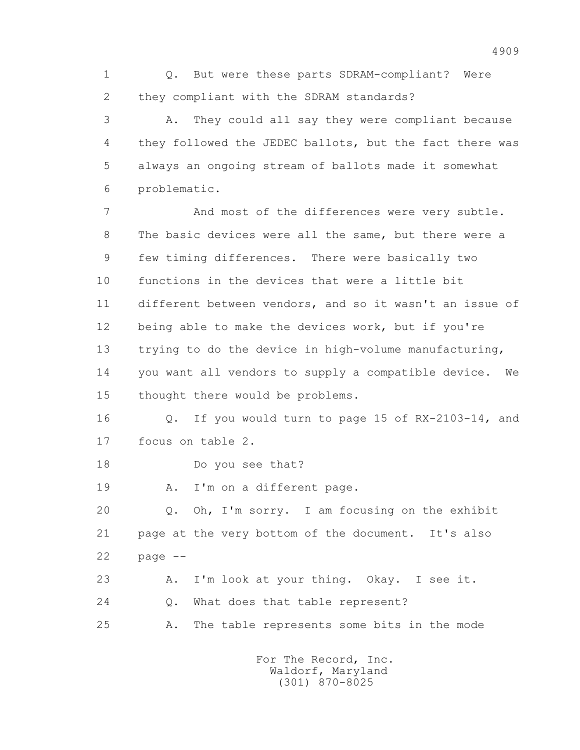1 Q. But were these parts SDRAM-compliant? Were
2 they compliant with the SDRAM standards?
3 A. They could all say they were compliant because
4 they followed the JEDEC ballots, but the fact there was
5 always an ongoing stream of ballots made it somewhat
6 problematic.
7 And most of the differences were very subtle.
8 The basic devices were all the same, but there were a
9 few timing differences. There were basically two
10 functions in the devices that were a little bit
11 different between vendors, and so it wasn't an issue of
12 being able to make the devices work, but if you're
13 trying to do the device in high-volume manufacturing,
14 you want all vendors to supply a compatible device. We
15 thought there would be problems.
16 Q. If you would turn to page 15 of RX-2103-14, and
17 focus on table 2.
18 Do you see that?
19 A. I'm on a different page.
20 Q. Oh, I'm sorry. I am focusing on the exhibit
21 page at the very bottom of the document. It's also
22 page --
23 A. I'm look at your thing. Okay. I see it.
24 Q. What does that table represent?
25 A. The table represents some bits in the mode

For The Record, Inc.
Waldorf, Maryland
(301) 870-8025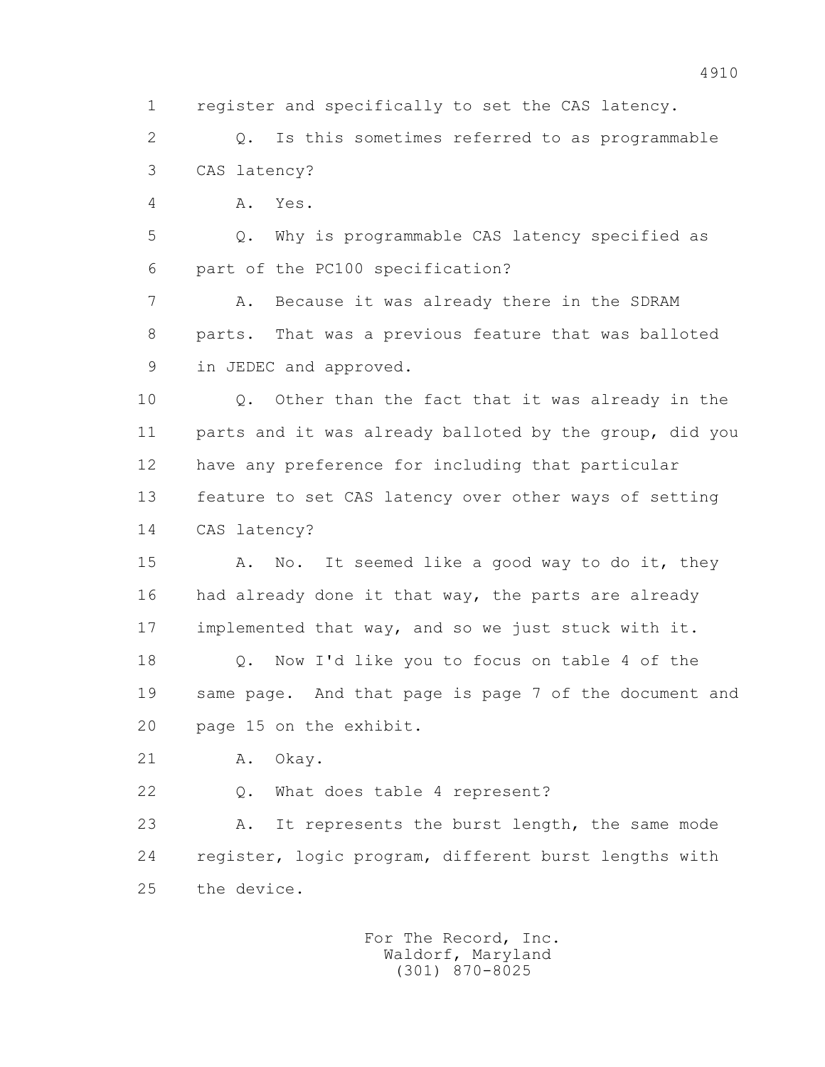1 register and specifically to set the CAS latency.

2 Q. Is this sometimes referred to as programmable

3 CAS latency?

4 A. Yes.

5 Q. Why is programmable CAS latency specified as

6 part of the PC100 specification?

7 A. Because it was already there in the SDRAM

8 parts. That was a previous feature that was balloted

9 in JEDEC and approved.

10 Q. Other than the fact that it was already in the

11 parts and it was already balloted by the group, did you

12 have any preference for including that particular

13 feature to set CAS latency over other ways of setting

14 CAS latency?

15 A. No. It seemed like a good way to do it, they

16 had already done it that way, the parts are already

17 implemented that way, and so we just stuck with it.

18 Q. Now I'd like you to focus on table 4 of the

19 same page. And that page is page 7 of the document and

20 page 15 on the exhibit.

21 A. Okay.

22 Q. What does table 4 represent?

23 A. It represents the burst length, the same mode

24 register, logic program, different burst lengths with

25 the device.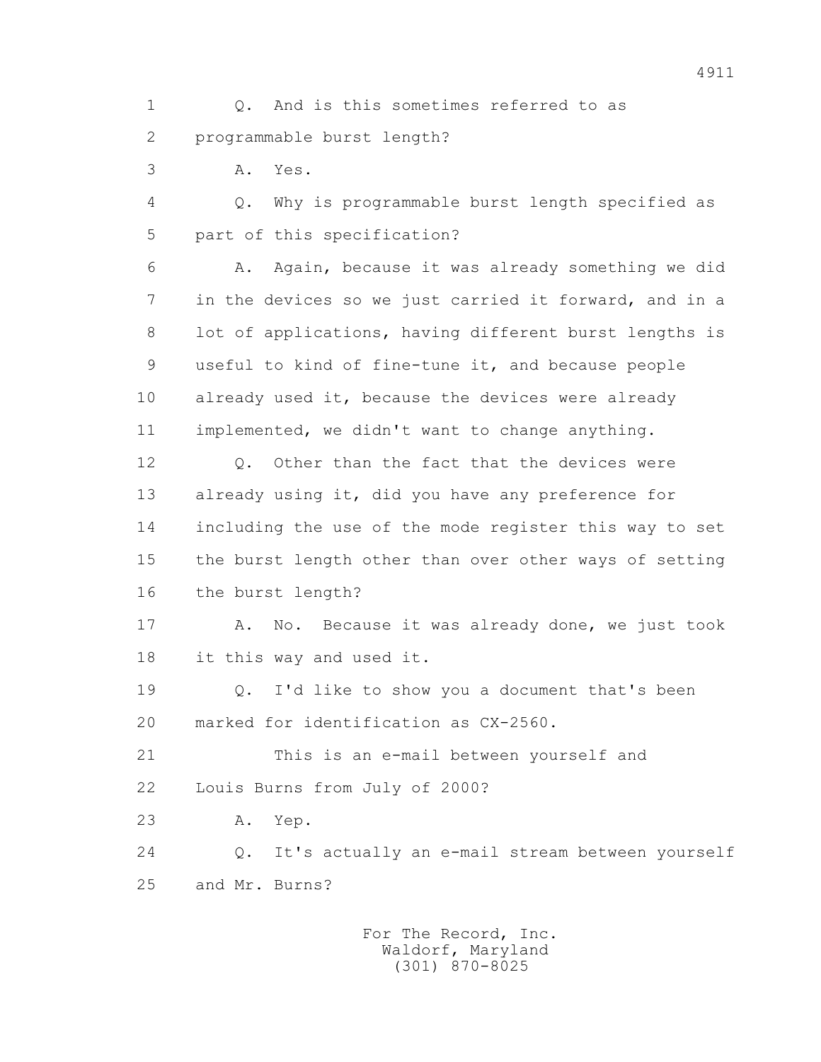1 Q. And is this sometimes referred to as
2 programmable burst length?
3 A. Yes.
4 Q. Why is programmable burst length specified as
5 part of this specification?
6 A. Again, because it was already something we did
7 in the devices so we just carried it forward, and in a
8 lot of applications, having different burst lengths is
9 useful to kind of fine-tune it, and because people
10 already used it, because the devices were already
11 implemented, we didn't want to change anything.
12 Q. Other than the fact that the devices were
13 already using it, did you have any preference for
14 including the use of the mode register this way to set
15 the burst length other than over other ways of setting
16 the burst length?
17 A. No. Because it was already done, we just took
18 it this way and used it.
19 Q. I'd like to show you a document that's been
20 marked for identification as CX-2560.
21 This is an e-mail between yourself and
22 Louis Burns from July of 2000?
23 A. Yep.
24 Q. It's actually an e-mail stream between yourself
25 and Mr. Burns?

For The Record, Inc.
Waldorf, Maryland
(301) 870-8025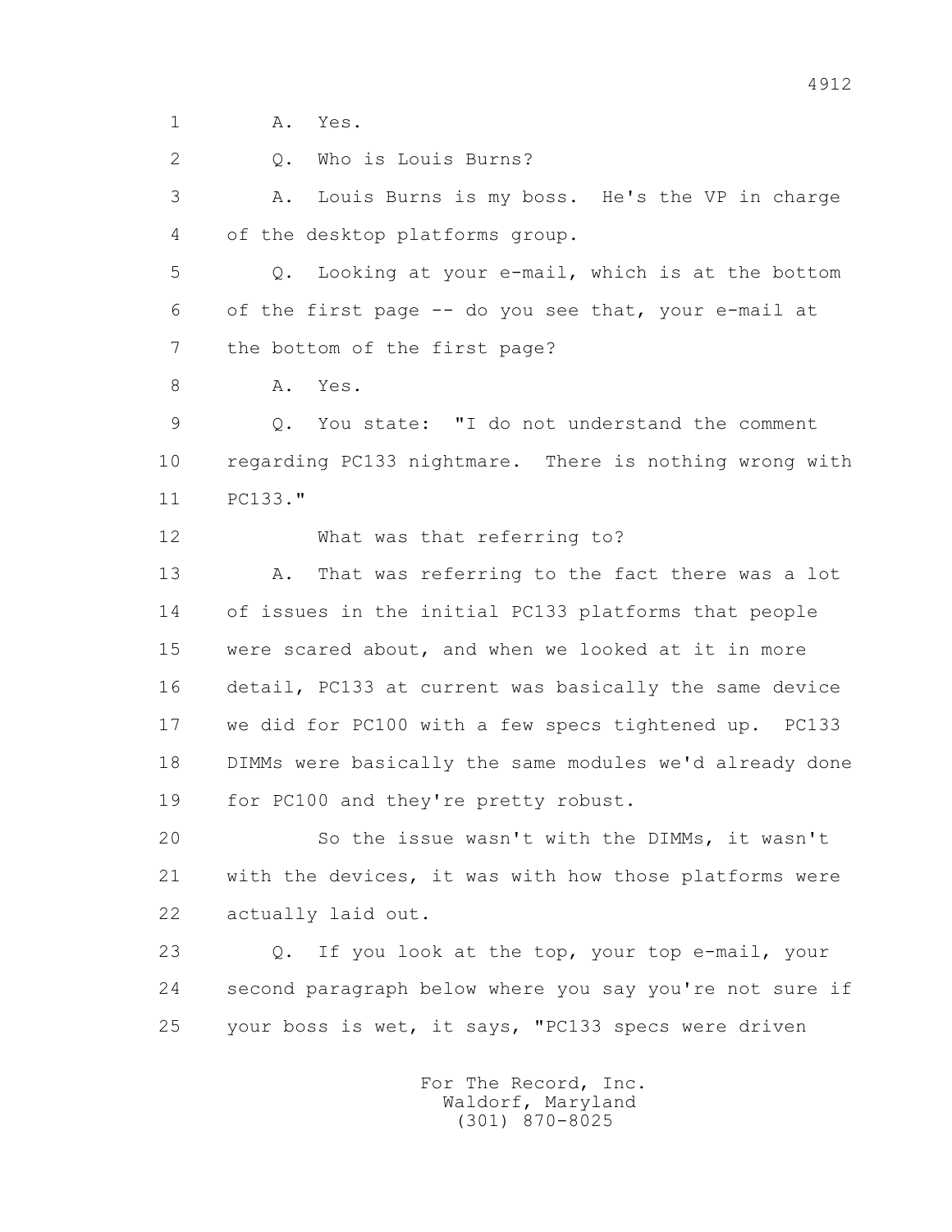1 A. Yes.

2 Q. Who is Louis Burns?

3 A. Louis Burns is my boss. He's the VP in charge

4 of the desktop platforms group.

5 Q. Looking at your e-mail, which is at the bottom

6 of the first page -- do you see that, your e-mail at

7 the bottom of the first page?

8 A. Yes.

9 Q. You state: "I do not understand the comment

10 regarding PC133 nightmare. There is nothing wrong with

11 PC133."

12 What was that referring to?

13 A. That was referring to the fact there was a lot

14 of issues in the initial PC133 platforms that people

15 were scared about, and when we looked at it in more

16 detail, PC133 at current was basically the same device

17 we did for PC100 with a few specs tightened up. PC133

18 DIMMs were basically the same modules we'd already done

19 for PC100 and they're pretty robust.

20 So the issue wasn't with the DIMMs, it wasn't

21 with the devices, it was with how those platforms were

22 actually laid out.

23 Q. If you look at the top, your top e-mail, your

24 second paragraph below where you say you're not sure if

25 your boss is wet, it says, "PC133 specs were driven

For The Record, Inc.
Waldorf, Maryland
(301) 870-8025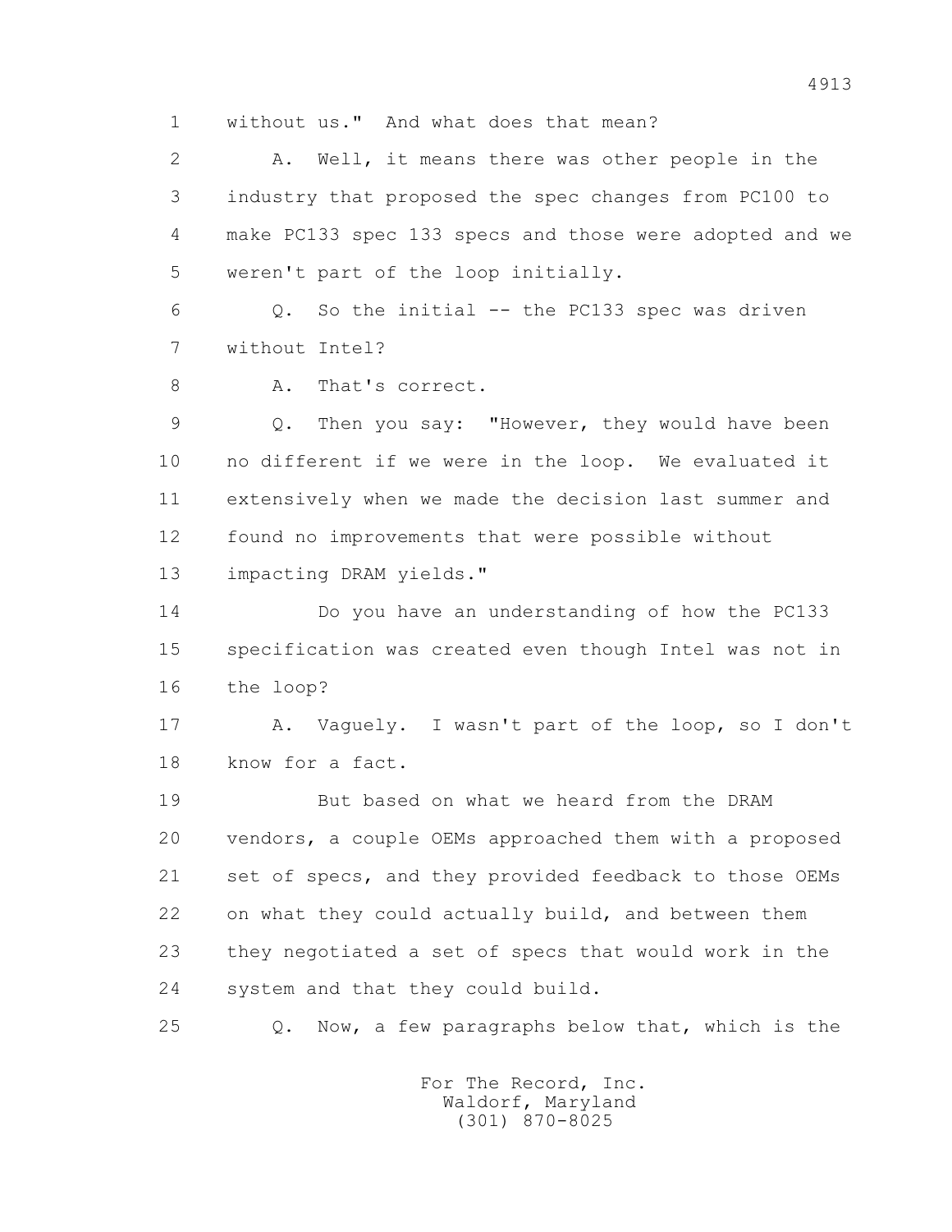without us." And what does that mean?

A. Well, it means there was other people in the industry that proposed the spec changes from PC100 to make PC133 spec 133 specs and those were adopted and we weren't part of the loop initially.

Q. So the initial -- the PC133 spec was driven without Intel?

A. That's correct.

Q. Then you say: "However, they would have been no different if we were in the loop. We evaluated it extensively when we made the decision last summer and found no improvements that were possible without impacting DRAM yields."

Do you have an understanding of how the PC133 specification was created even though Intel was not in the loop?

A. Vaguely. I wasn't part of the loop, so I don't know for a fact.

But based on what we heard from the DRAM vendors, a couple OEMs approached them with a proposed set of specs, and they provided feedback to those OEMs on what they could actually build, and between them they negotiated a set of specs that would work in the system and that they could build.

Q. Now, a few paragraphs below that, which is the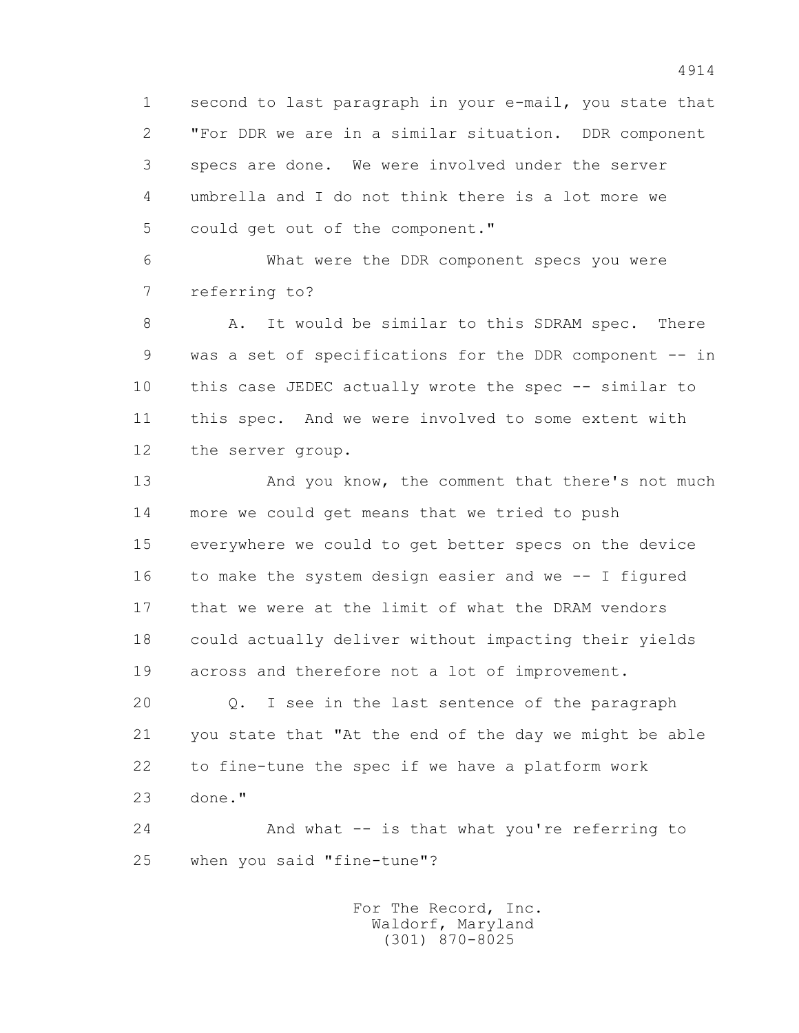second to last paragraph in your e-mail, you state that "For DDR we are in a similar situation. DDR component specs are done. We were involved under the server umbrella and I do not think there is a lot more we could get out of the component."

What were the DDR component specs you were referring to?

A. It would be similar to this SDRAM spec. There was a set of specifications for the DDR component -- in this case JEDEC actually wrote the spec -- similar to this spec. And we were involved to some extent with the server group.

And you know, the comment that there's not much more we could get means that we tried to push everywhere we could to get better specs on the device to make the system design easier and we -- I figured that we were at the limit of what the DRAM vendors could actually deliver without impacting their yields across and therefore not a lot of improvement.

Q. I see in the last sentence of the paragraph you state that "At the end of the day we might be able to fine-tune the spec if we have a platform work done."

And what -- is that what you're referring to when you said "fine-tune"?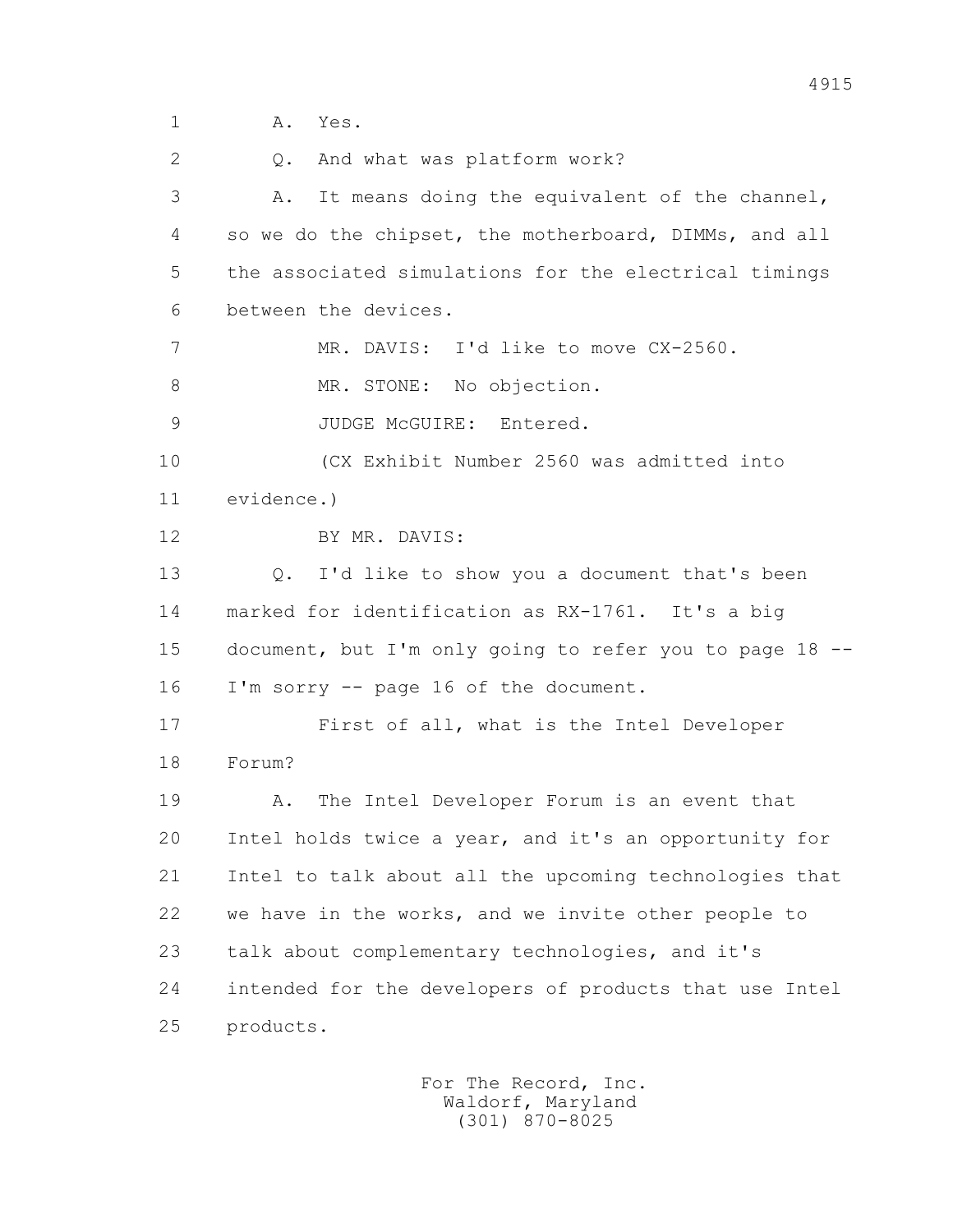A. Yes.

Q. And what was platform work?

A. It means doing the equivalent of the channel, so we do the chipset, the motherboard, DIMMs, and all the associated simulations for the electrical timings between the devices.

MR. DAVIS: I'd like to move CX-2560.

MR. STONE: No objection.

JUDGE McGUIRE: Entered.

(CX Exhibit Number 2560 was admitted into evidence.)

BY MR. DAVIS:

Q. I'd like to show you a document that's been marked for identification as RX-1761. It's a big document, but I'm only going to refer you to page 18 -- I'm sorry -- page 16 of the document.

First of all, what is the Intel Developer Forum?

A. The Intel Developer Forum is an event that Intel holds twice a year, and it's an opportunity for Intel to talk about all the upcoming technologies that we have in the works, and we invite other people to talk about complementary technologies, and it's intended for the developers of products that use Intel products.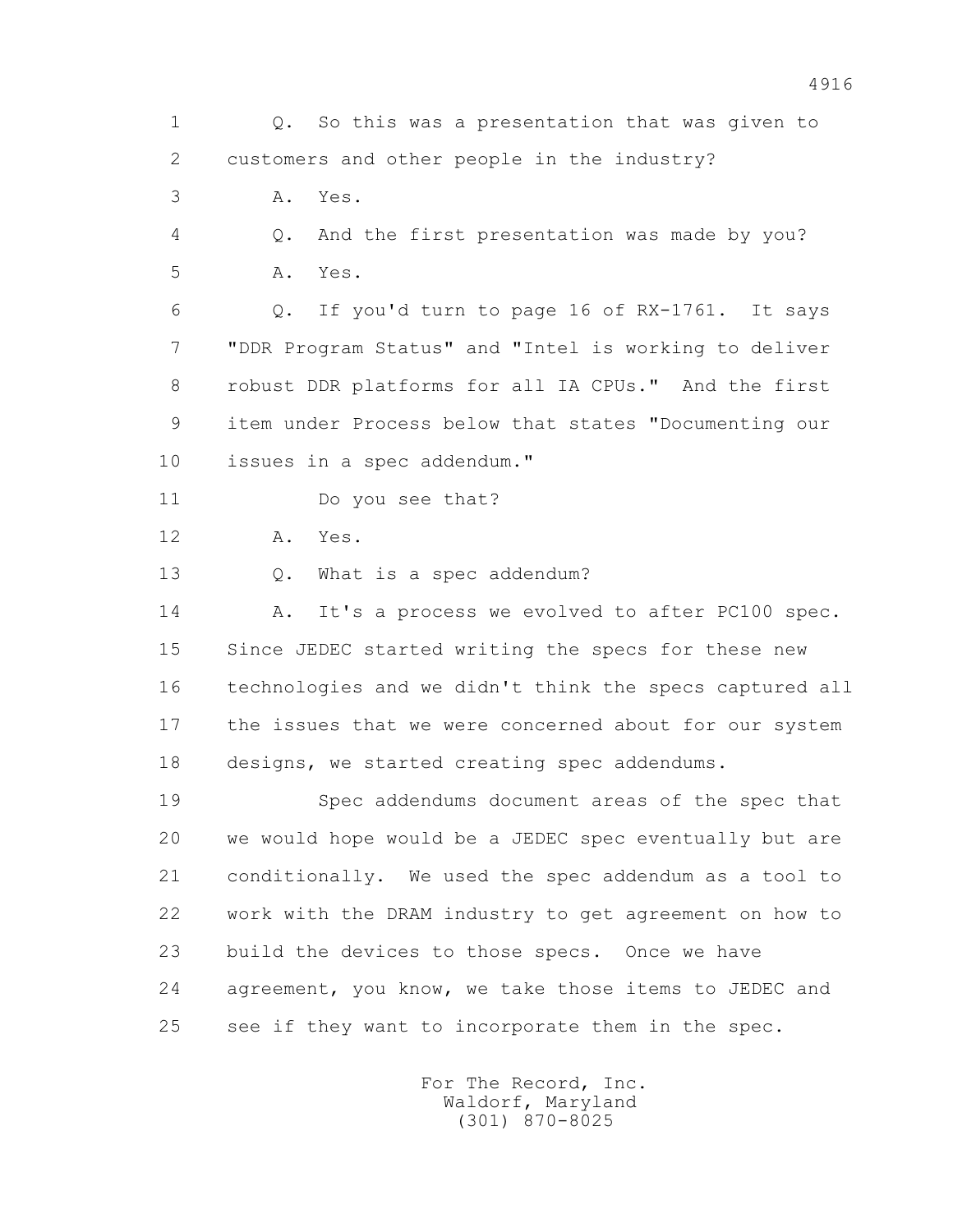Q. So this was a presentation that was given to customers and other people in the industry?

A. Yes.

Q. And the first presentation was made by you?

A. Yes.

Q. If you'd turn to page 16 of RX-1761. It says "DDR Program Status" and "Intel is working to deliver robust DDR platforms for all IA CPUs." And the first item under Process below that states "Documenting our issues in a spec addendum."

Do you see that?

A. Yes.

Q. What is a spec addendum?

A. It's a process we evolved to after PC100 spec. Since JEDEC started writing the specs for these new technologies and we didn't think the specs captured all the issues that we were concerned about for our system designs, we started creating spec addendums.

Spec addendums document areas of the spec that we would hope would be a JEDEC spec eventually but are conditionally. We used the spec addendum as a tool to work with the DRAM industry to get agreement on how to build the devices to those specs. Once we have agreement, you know, we take those items to JEDEC and see if they want to incorporate them in the spec.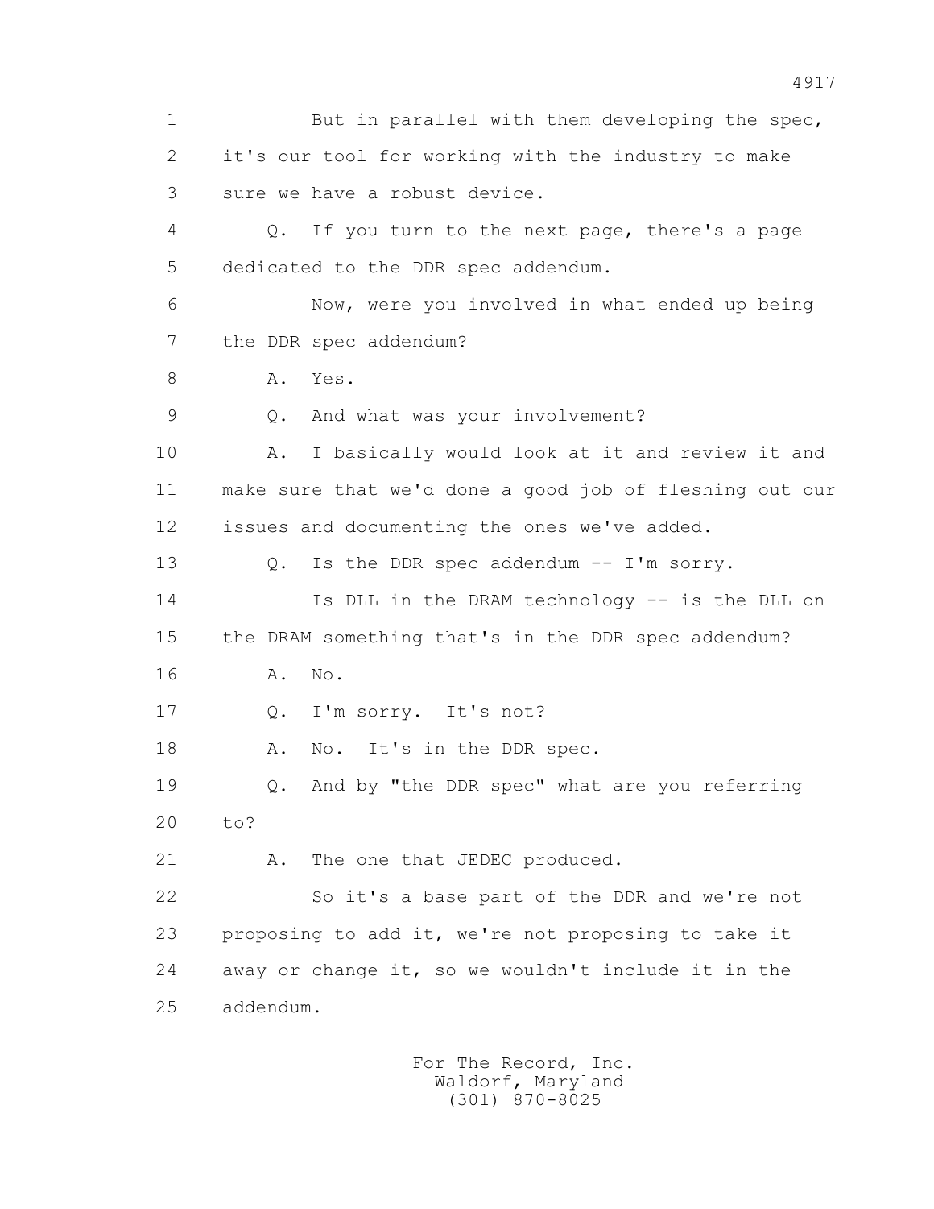But in parallel with them developing the spec, it's our tool for working with the industry to make sure we have a robust device.

Q. If you turn to the next page, there's a page dedicated to the DDR spec addendum.

Now, were you involved in what ended up being the DDR spec addendum?

A. Yes.

Q. And what was your involvement?

A. I basically would look at it and review it and make sure that we'd done a good job of fleshing out our issues and documenting the ones we've added.

Q. Is the DDR spec addendum -- I'm sorry.

Is DLL in the DRAM technology -- is the DLL on the DRAM something that's in the DDR spec addendum?

A. No.

Q. I'm sorry. It's not?

A. No. It's in the DDR spec.

Q. And by "the DDR spec" what are you referring to?

A. The one that JEDEC produced.

So it's a base part of the DDR and we're not proposing to add it, we're not proposing to take it away or change it, so we wouldn't include it in the addendum.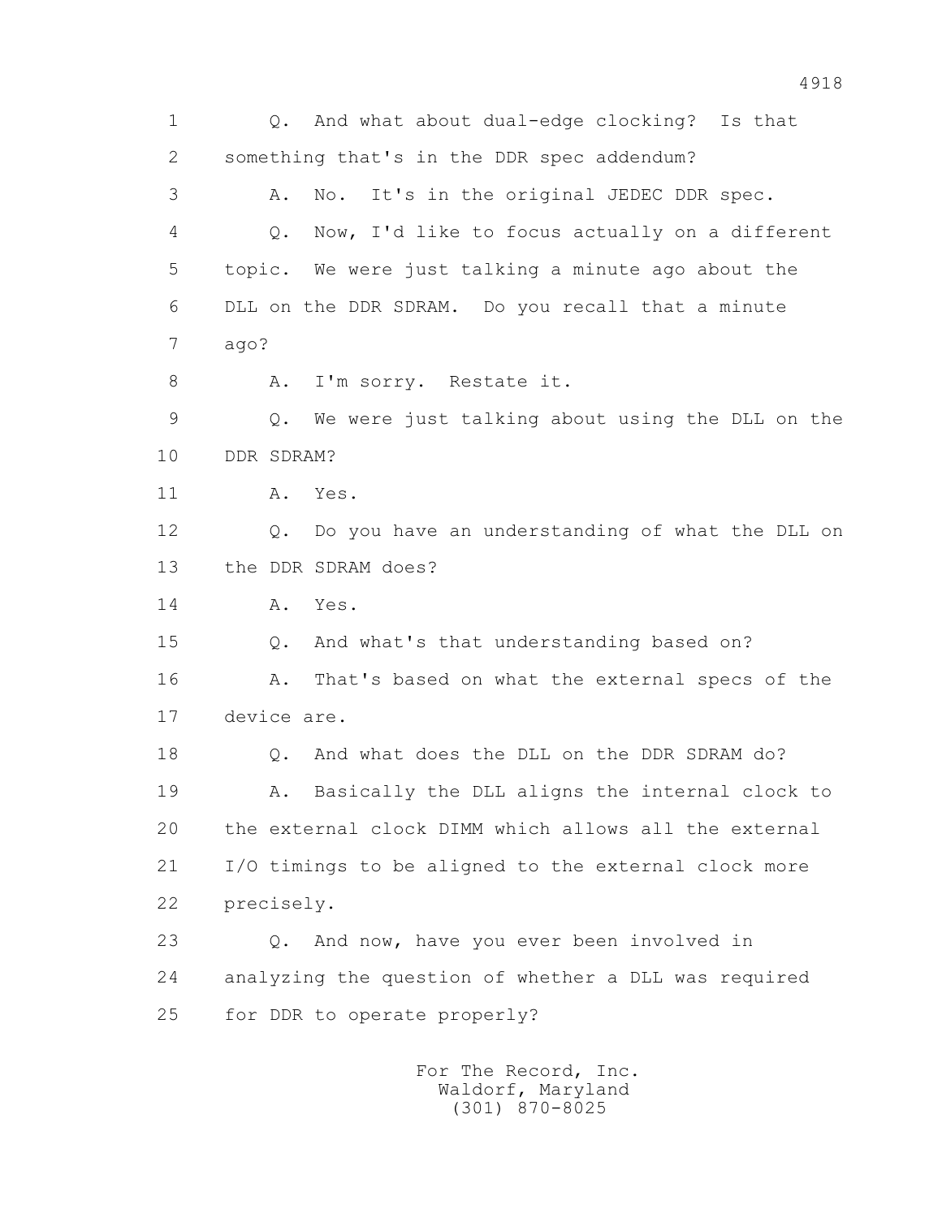1 Q. And what about dual-edge clocking? Is that
2 something that's in the DDR spec addendum?
3 A. No. It's in the original JEDEC DDR spec.
4 Q. Now, I'd like to focus actually on a different
5 topic. We were just talking a minute ago about the
6 DLL on the DDR SDRAM. Do you recall that a minute
7 ago?
8 A. I'm sorry. Restate it.
9 Q. We were just talking about using the DLL on the
10 DDR SDRAM?
11 A. Yes.
12 Q. Do you have an understanding of what the DLL on
13 the DDR SDRAM does?
14 A. Yes.
15 Q. And what's that understanding based on?
16 A. That's based on what the external specs of the
17 device are.
18 Q. And what does the DLL on the DDR SDRAM do?
19 A. Basically the DLL aligns the internal clock to
20 the external clock DIMM which allows all the external
21 I/O timings to be aligned to the external clock more
22 precisely.
23 Q. And now, have you ever been involved in
24 analyzing the question of whether a DLL was required
25 for DDR to operate properly?

For The Record, Inc.
Waldorf, Maryland
(301) 870-8025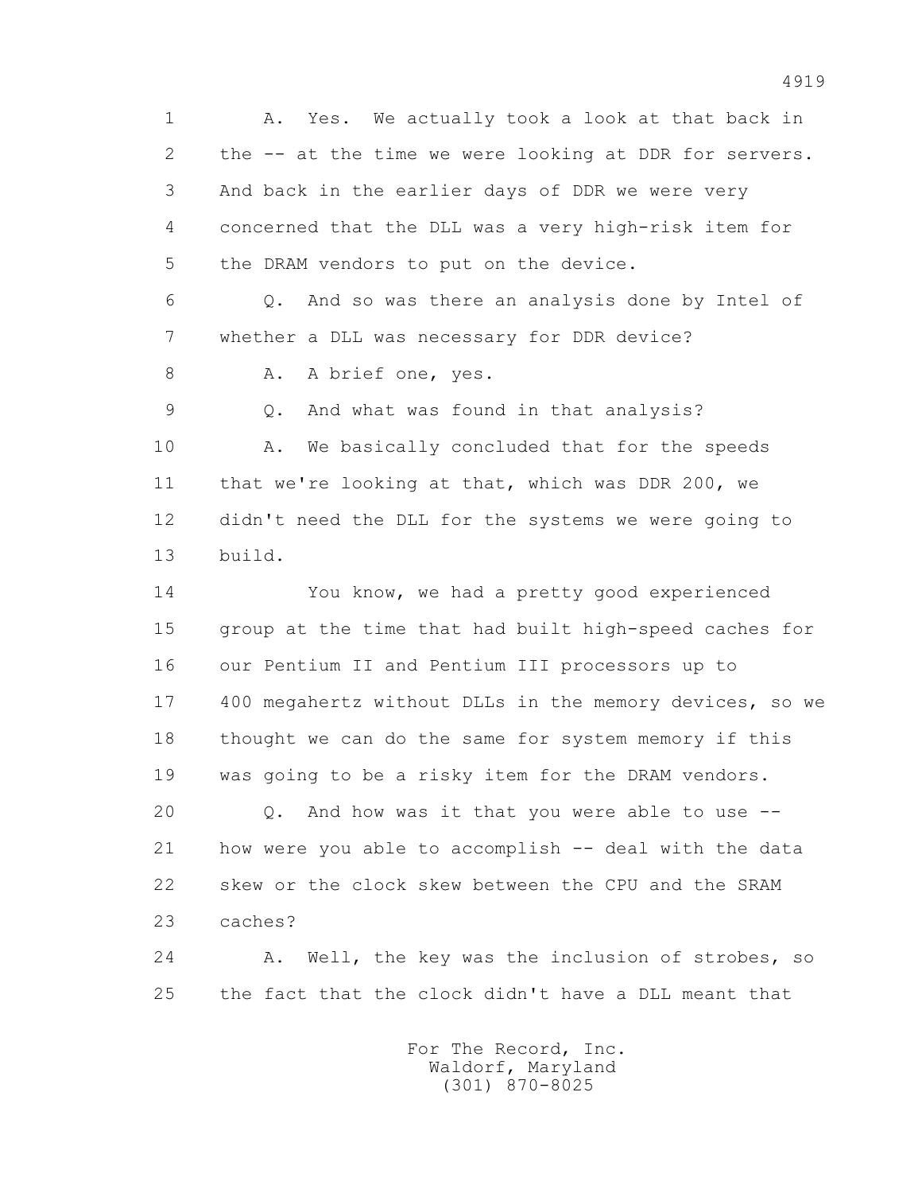1 A. Yes. We actually took a look at that back in
2 the -- at the time we were looking at DDR for servers.
3 And back in the earlier days of DDR we were very
4 concerned that the DLL was a very high-risk item for
5 the DRAM vendors to put on the device.
6 Q. And so was there an analysis done by Intel of
7 whether a DLL was necessary for DDR device?
8 A. A brief one, yes.
9 Q. And what was found in that analysis?
10 A. We basically concluded that for the speeds
11 that we're looking at that, which was DDR 200, we
12 didn't need the DLL for the systems we were going to
13 build.
14 You know, we had a pretty good experienced
15 group at the time that had built high-speed caches for
16 our Pentium II and Pentium III processors up to
17 400 megahertz without DLLs in the memory devices, so we
18 thought we can do the same for system memory if this
19 was going to be a risky item for the DRAM vendors.
20 Q. And how was it that you were able to use --
21 how were you able to accomplish -- deal with the data
22 skew or the clock skew between the CPU and the SRAM
23 caches?
24 A. Well, the key was the inclusion of strobes, so
25 the fact that the clock didn't have a DLL meant that

For The Record, Inc.
Waldorf, Maryland
(301) 870-8025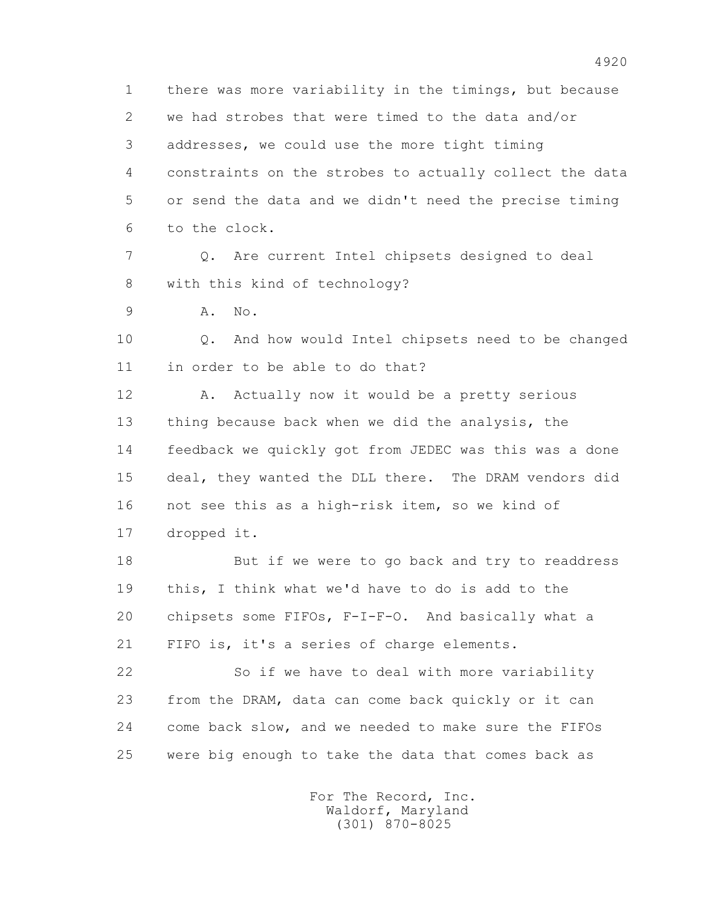there was more variability in the timings, but because we had strobes that were timed to the data and/or addresses, we could use the more tight timing constraints on the strobes to actually collect the data or send the data and we didn't need the precise timing to the clock.

Q. Are current Intel chipsets designed to deal with this kind of technology?

A. No.

Q. And how would Intel chipsets need to be changed in order to be able to do that?

A. Actually now it would be a pretty serious thing because back when we did the analysis, the feedback we quickly got from JEDEC was this was a done deal, they wanted the DLL there. The DRAM vendors did not see this as a high-risk item, so we kind of dropped it.

But if we were to go back and try to readdress this, I think what we'd have to do is add to the chipsets some FIFOs, F-I-F-O. And basically what a FIFO is, it's a series of charge elements.

So if we have to deal with more variability from the DRAM, data can come back quickly or it can come back slow, and we needed to make sure the FIFOs were big enough to take the data that comes back as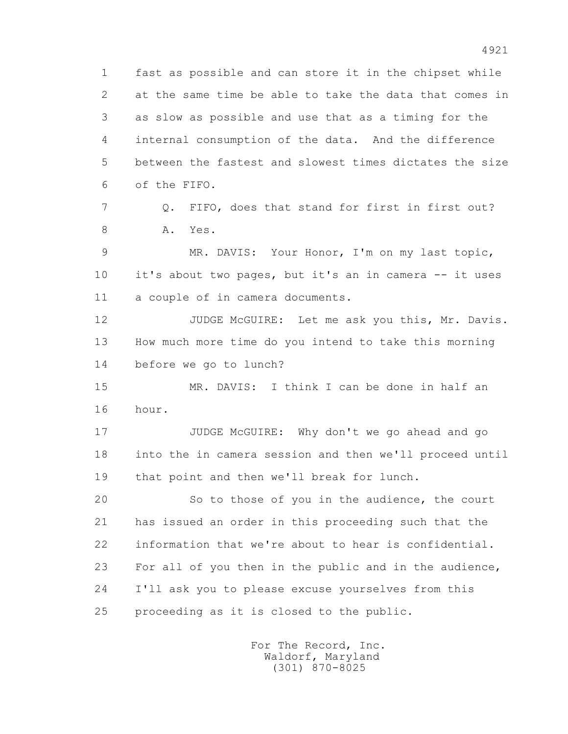fast as possible and can store it in the chipset while at the same time be able to take the data that comes in as slow as possible and use that as a timing for the internal consumption of the data. And the difference between the fastest and slowest times dictates the size of the FIFO.

Q. FIFO, does that stand for first in first out?

A. Yes.

MR. DAVIS: Your Honor, I'm on my last topic, it's about two pages, but it's an in camera -- it uses a couple of in camera documents.

JUDGE McGUIRE: Let me ask you this, Mr. Davis. How much more time do you intend to take this morning before we go to lunch?

MR. DAVIS: I think I can be done in half an hour.

JUDGE McGUIRE: Why don't we go ahead and go into the in camera session and then we'll proceed until that point and then we'll break for lunch.

So to those of you in the audience, the court has issued an order in this proceeding such that the information that we're about to hear is confidential. For all of you then in the public and in the audience, I'll ask you to please excuse yourselves from this proceeding as it is closed to the public.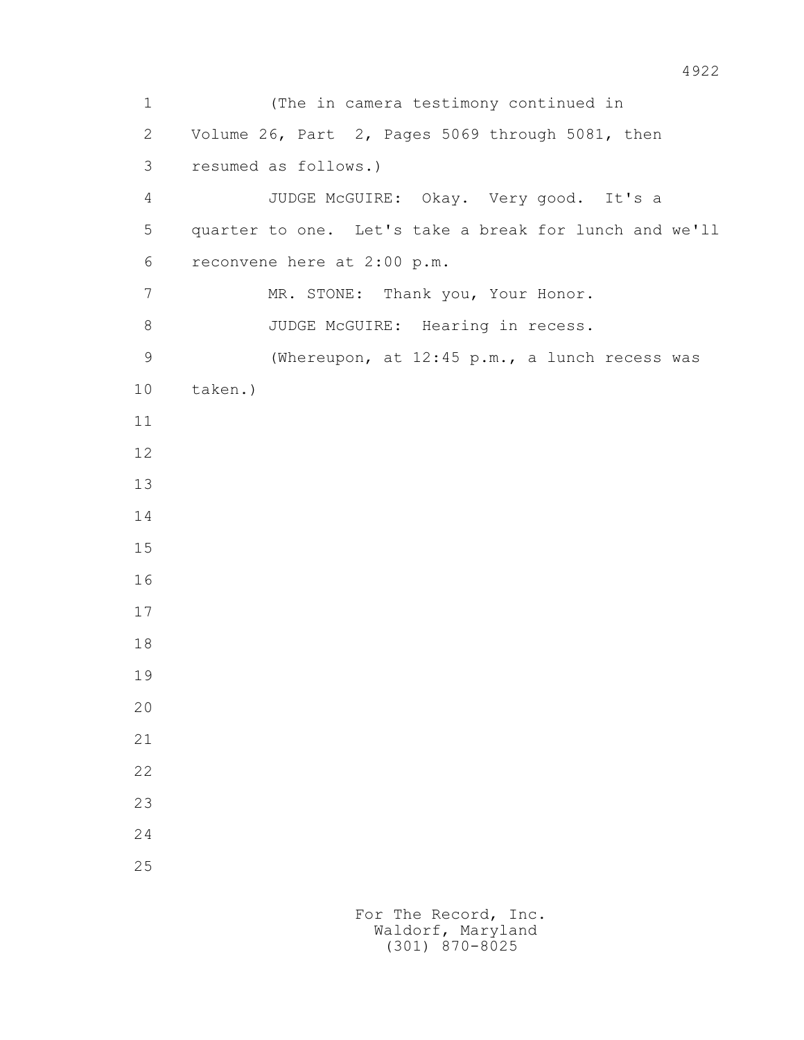(The in camera testimony continued in Volume 26, Part 2, Pages 5069 through 5081, then resumed as follows.)

JUDGE McGUIRE: Okay. Very good. It's a quarter to one. Let's take a break for lunch and we'll reconvene here at 2:00 p.m.

MR. STONE: Thank you, Your Honor.

JUDGE McGUIRE: Hearing in recess.

(Whereupon, at 12:45 p.m., a lunch recess was taken.)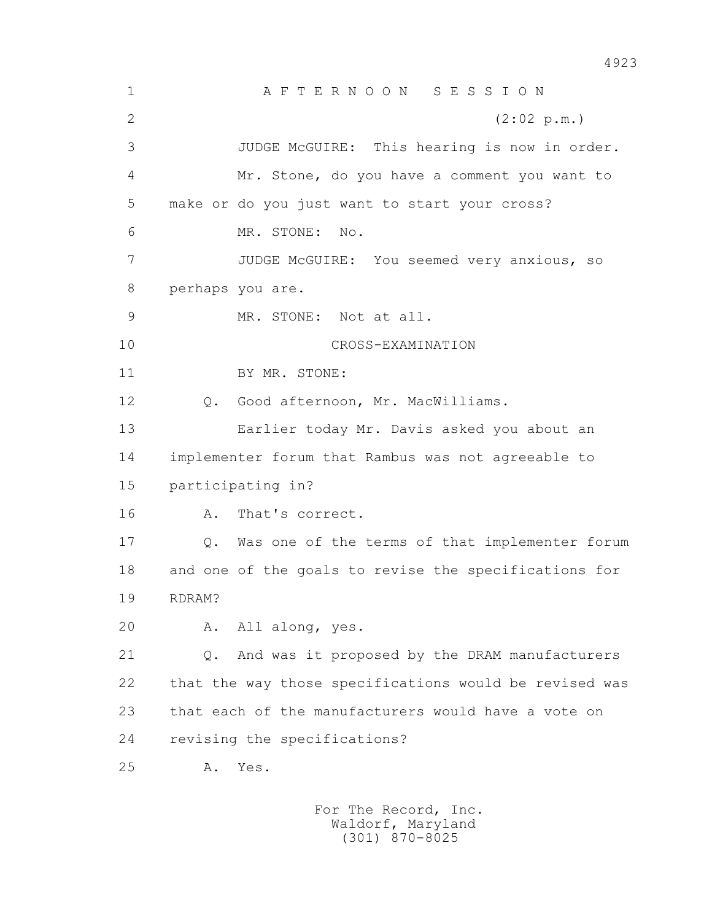A F T E R N O O N   S E S S I O N

(2:02 p.m.)

JUDGE McGUIRE: This hearing is now in order.

Mr. Stone, do you have a comment you want to make or do you just want to start your cross?

MR. STONE: No.

JUDGE McGUIRE: You seemed very anxious, so perhaps you are.

MR. STONE: Not at all.

CROSS-EXAMINATION

BY MR. STONE:

Q. Good afternoon, Mr. MacWilliams.

Earlier today Mr. Davis asked you about an implementer forum that Rambus was not agreeable to participating in?

A. That's correct.

Q. Was one of the terms of that implementer forum and one of the goals to revise the specifications for RDRAM?

A. All along, yes.

Q. And was it proposed by the DRAM manufacturers that the way those specifications would be revised was that each of the manufacturers would have a vote on revising the specifications?

A. Yes.

For The Record, Inc.
Waldorf, Maryland
(301) 870-8025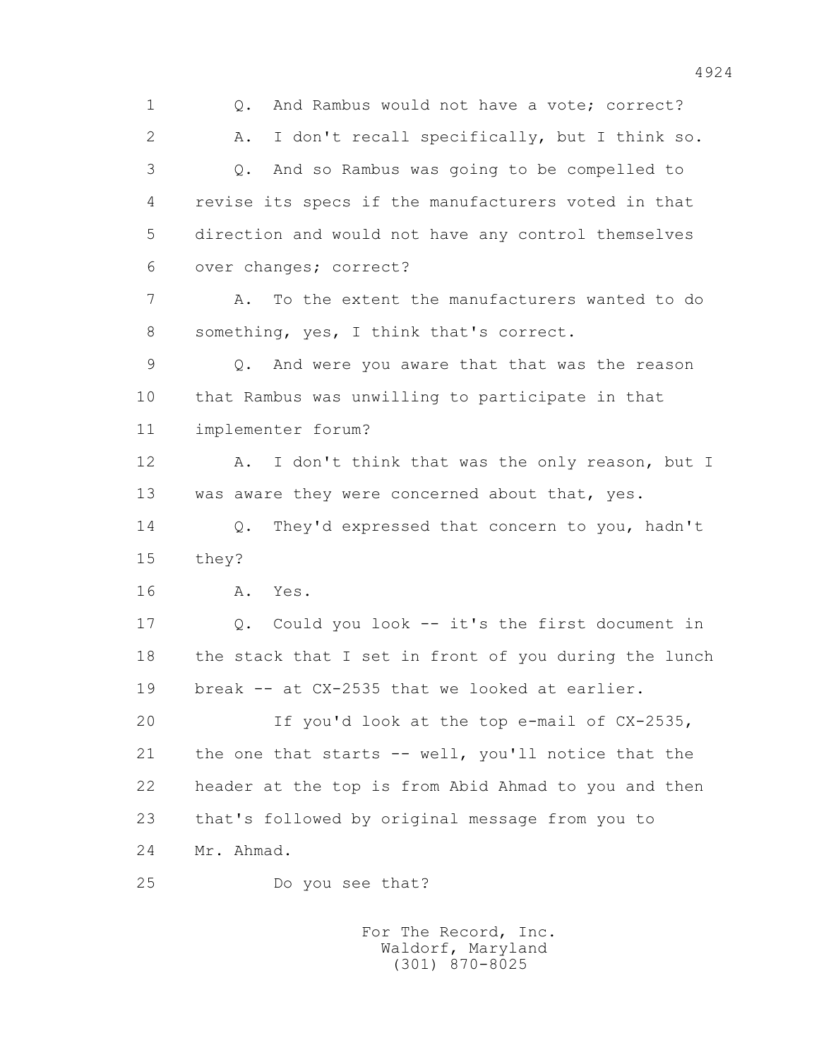1 Q. And Rambus would not have a vote; correct?

2 A. I don't recall specifically, but I think so.

3 Q. And so Rambus was going to be compelled to

4 revise its specs if the manufacturers voted in that

5 direction and would not have any control themselves

6 over changes; correct?

7 A. To the extent the manufacturers wanted to do

8 something, yes, I think that's correct.

9 Q. And were you aware that that was the reason

10 that Rambus was unwilling to participate in that

11 implementer forum?

12 A. I don't think that was the only reason, but I

13 was aware they were concerned about that, yes.

14 Q. They'd expressed that concern to you, hadn't

15 they?

16 A. Yes.

17 Q. Could you look -- it's the first document in

18 the stack that I set in front of you during the lunch

19 break -- at CX-2535 that we looked at earlier.

20 If you'd look at the top e-mail of CX-2535,

21 the one that starts -- well, you'll notice that the

22 header at the top is from Abid Ahmad to you and then

23 that's followed by original message from you to

24 Mr. Ahmad.

25 Do you see that?

For The Record, Inc.
Waldorf, Maryland
(301) 870-8025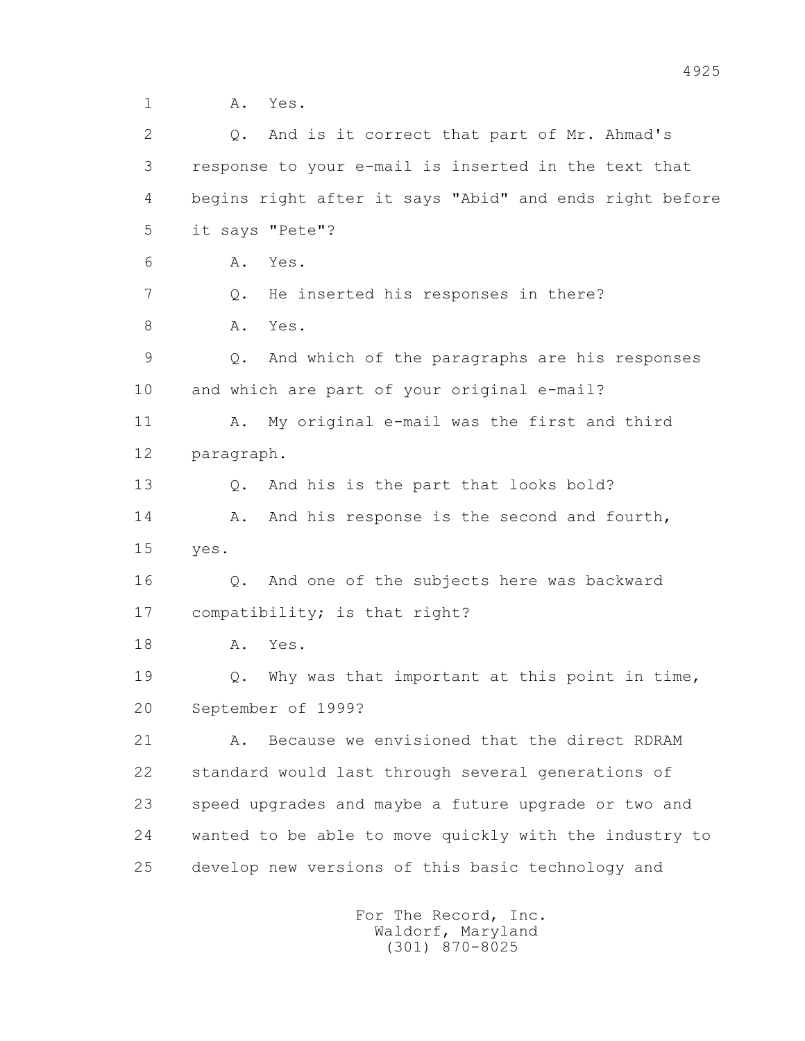1 A. Yes.

2 Q. And is it correct that part of Mr. Ahmad's

3 response to your e-mail is inserted in the text that

4 begins right after it says "Abid" and ends right before

5 it says "Pete"?

6 A. Yes.

7 Q. He inserted his responses in there?

8 A. Yes.

9 Q. And which of the paragraphs are his responses

10 and which are part of your original e-mail?

11 A. My original e-mail was the first and third

12 paragraph.

13 Q. And his is the part that looks bold?

14 A. And his response is the second and fourth,

15 yes.

16 Q. And one of the subjects here was backward

17 compatibility; is that right?

18 A. Yes.

19 Q. Why was that important at this point in time,

20 September of 1999?

21 A. Because we envisioned that the direct RDRAM

22 standard would last through several generations of

23 speed upgrades and maybe a future upgrade or two and

24 wanted to be able to move quickly with the industry to

25 develop new versions of this basic technology and

For The Record, Inc.
Waldorf, Maryland
(301) 870-8025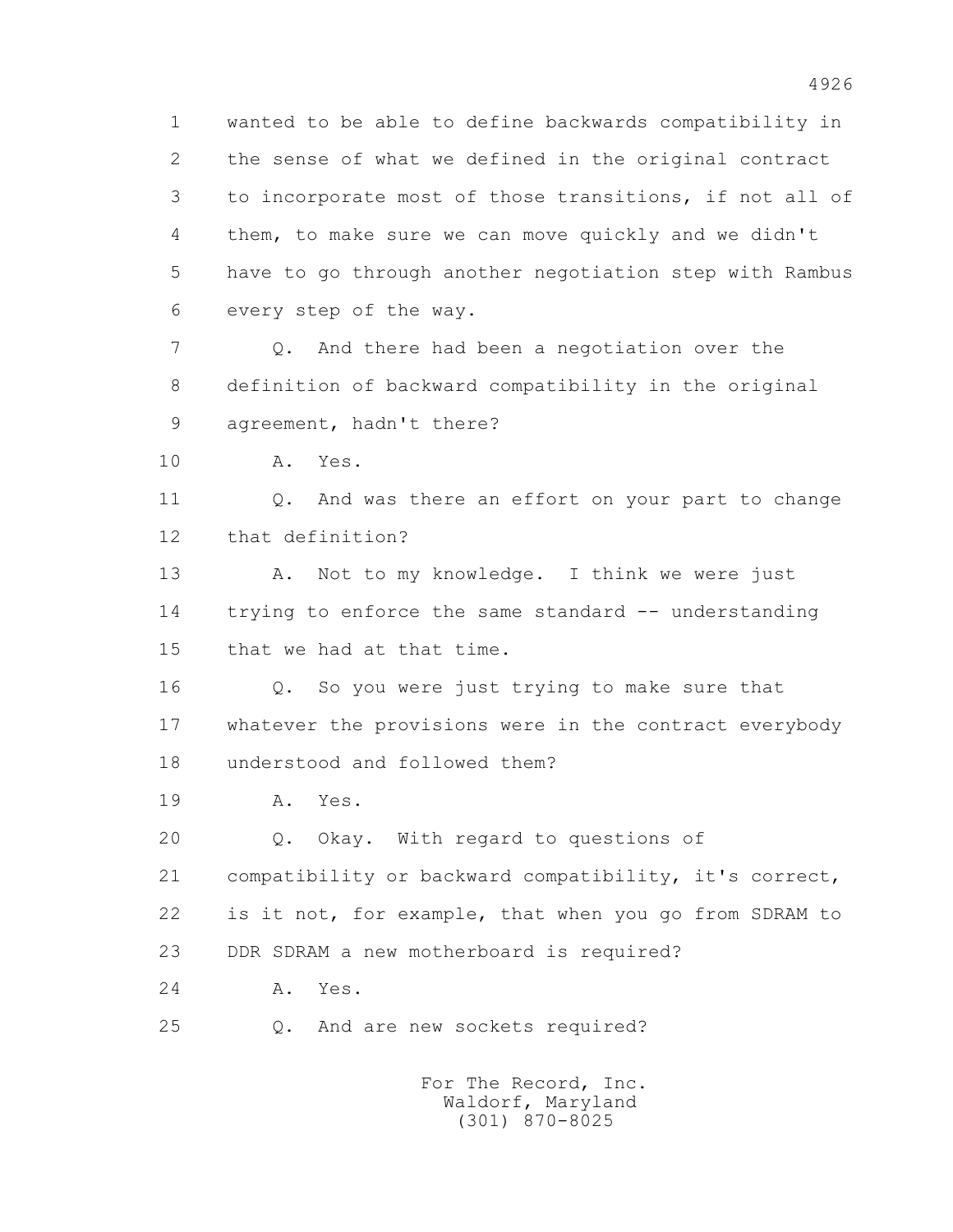1 wanted to be able to define backwards compatibility in
2 the sense of what we defined in the original contract
3 to incorporate most of those transitions, if not all of
4 them, to make sure we can move quickly and we didn't
5 have to go through another negotiation step with Rambus
6 every step of the way.

7 Q. And there had been a negotiation over the
8 definition of backward compatibility in the original
9 agreement, hadn't there?

10 A. Yes.

11 Q. And was there an effort on your part to change
12 that definition?

13 A. Not to my knowledge. I think we were just
14 trying to enforce the same standard -- understanding
15 that we had at that time.

16 Q. So you were just trying to make sure that
17 whatever the provisions were in the contract everybody
18 understood and followed them?

19 A. Yes.

20 Q. Okay. With regard to questions of
21 compatibility or backward compatibility, it's correct,
22 is it not, for example, that when you go from SDRAM to
23 DDR SDRAM a new motherboard is required?

24 A. Yes.

25 Q. And are new sockets required?

For The Record, Inc.
Waldorf, Maryland
(301) 870-8025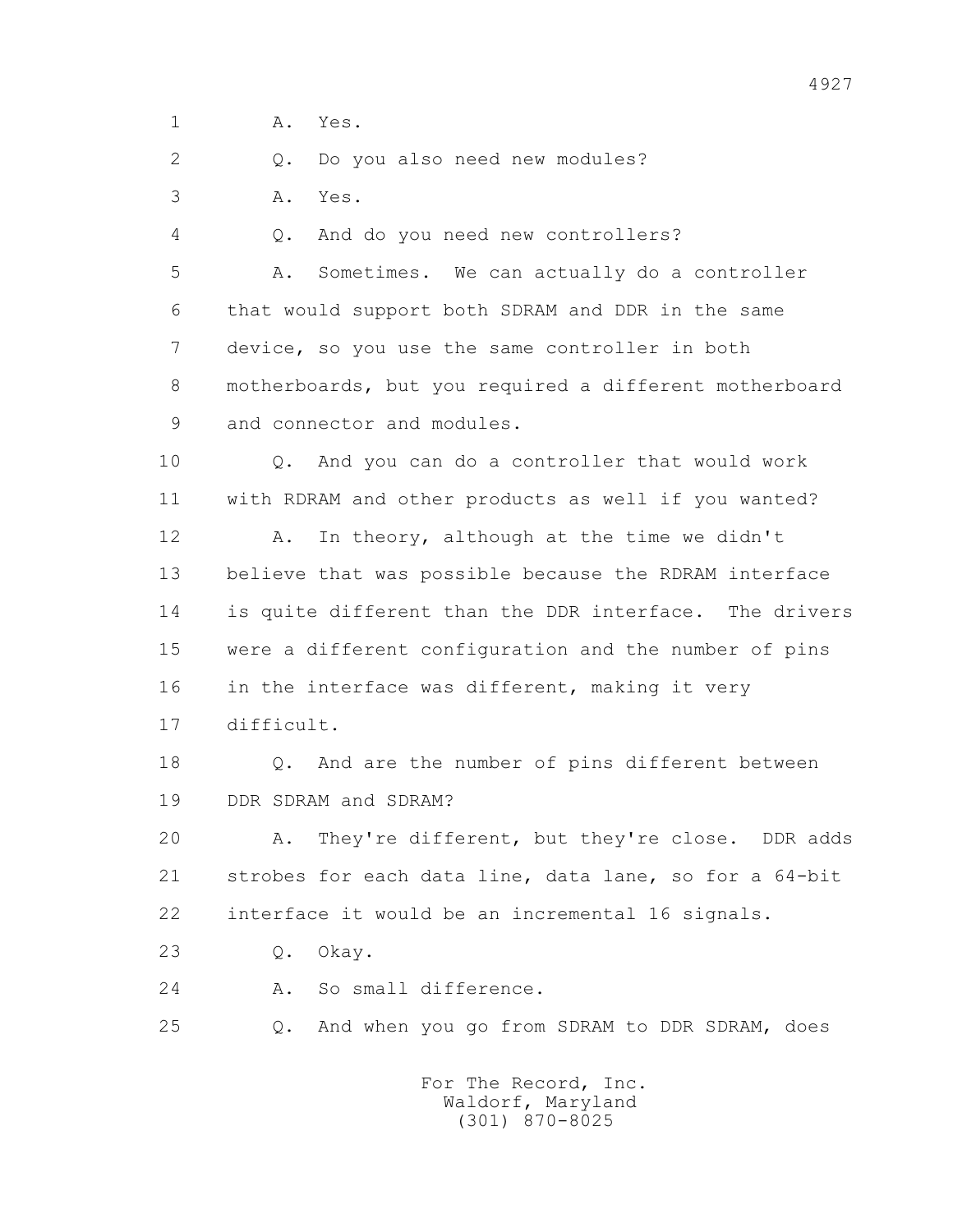1 A. Yes.

2 Q. Do you also need new modules?

3 A. Yes.

4 Q. And do you need new controllers?

5 A. Sometimes. We can actually do a controller

6 that would support both SDRAM and DDR in the same

7 device, so you use the same controller in both

8 motherboards, but you required a different motherboard

9 and connector and modules.

10 Q. And you can do a controller that would work

11 with RDRAM and other products as well if you wanted?

12 A. In theory, although at the time we didn't

13 believe that was possible because the RDRAM interface

14 is quite different than the DDR interface. The drivers

15 were a different configuration and the number of pins

16 in the interface was different, making it very

17 difficult.

18 Q. And are the number of pins different between

19 DDR SDRAM and SDRAM?

20 A. They're different, but they're close. DDR adds

21 strobes for each data line, data lane, so for a 64-bit

22 interface it would be an incremental 16 signals.

23 Q. Okay.

24 A. So small difference.

25 Q. And when you go from SDRAM to DDR SDRAM, does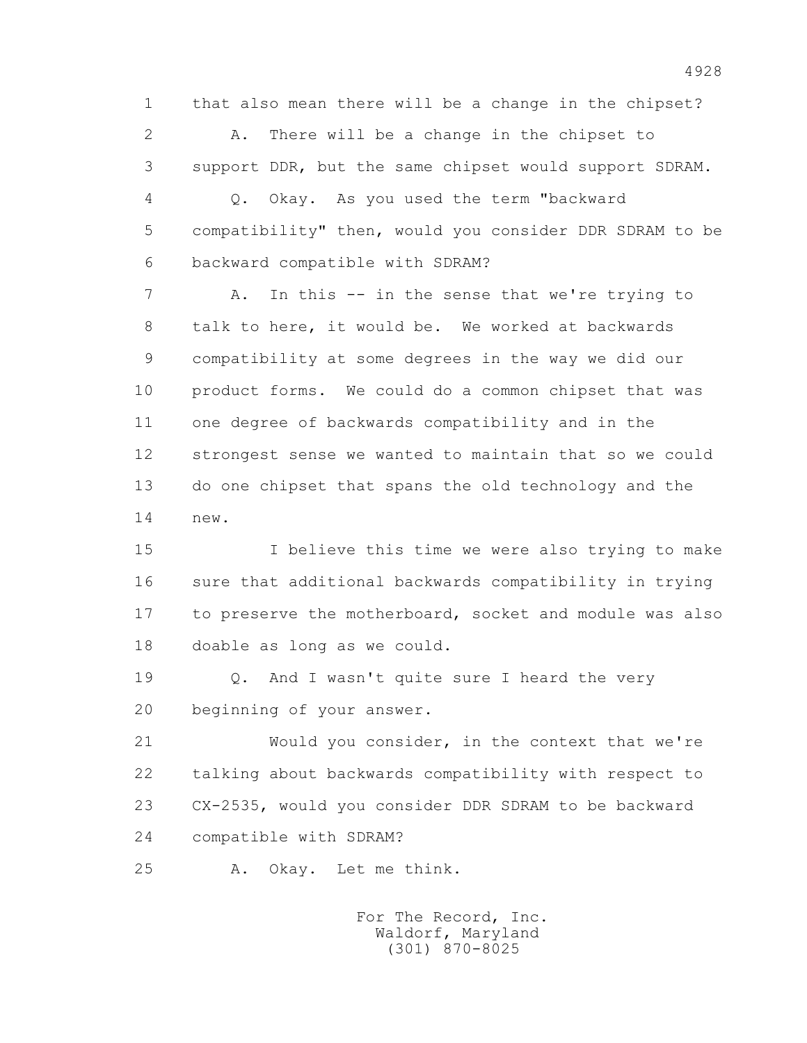1 that also mean there will be a change in the chipset?

2 A. There will be a change in the chipset to

3 support DDR, but the same chipset would support SDRAM.

4 Q. Okay. As you used the term "backward

5 compatibility" then, would you consider DDR SDRAM to be

6 backward compatible with SDRAM?

7 A. In this -- in the sense that we're trying to

8 talk to here, it would be. We worked at backwards

9 compatibility at some degrees in the way we did our

10 product forms. We could do a common chipset that was

11 one degree of backwards compatibility and in the

12 strongest sense we wanted to maintain that so we could

13 do one chipset that spans the old technology and the

14 new.

15 I believe this time we were also trying to make

16 sure that additional backwards compatibility in trying

17 to preserve the motherboard, socket and module was also

18 doable as long as we could.

19 Q. And I wasn't quite sure I heard the very

20 beginning of your answer.

21 Would you consider, in the context that we're

22 talking about backwards compatibility with respect to

23 CX-2535, would you consider DDR SDRAM to be backward

24 compatible with SDRAM?

25 A. Okay. Let me think.

For The Record, Inc.
Waldorf, Maryland
(301) 870-8025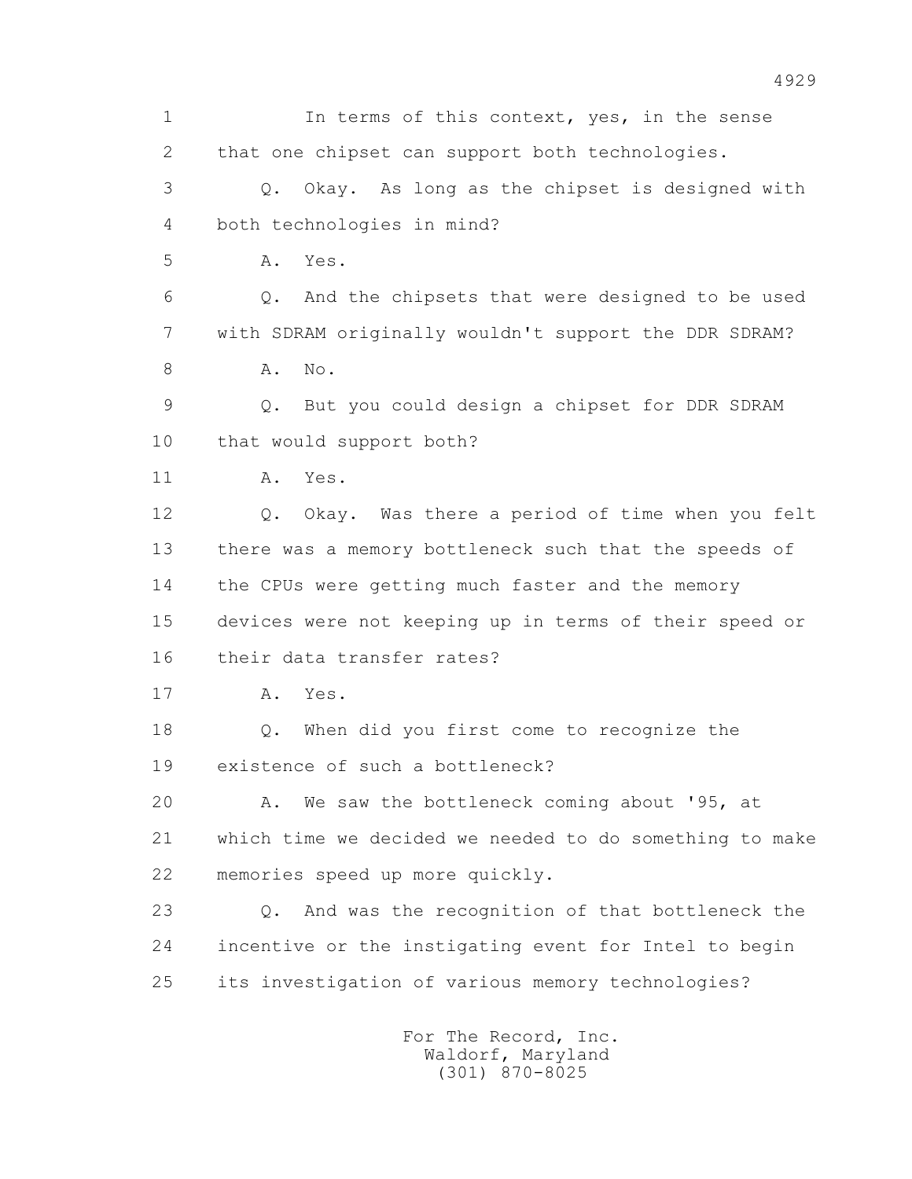1 In terms of this context, yes, in the sense
2 that one chipset can support both technologies.
3 Q. Okay. As long as the chipset is designed with
4 both technologies in mind?
5 A. Yes.
6 Q. And the chipsets that were designed to be used
7 with SDRAM originally wouldn't support the DDR SDRAM?
8 A. No.
9 Q. But you could design a chipset for DDR SDRAM
10 that would support both?
11 A. Yes.
12 Q. Okay. Was there a period of time when you felt
13 there was a memory bottleneck such that the speeds of
14 the CPUs were getting much faster and the memory
15 devices were not keeping up in terms of their speed or
16 their data transfer rates?
17 A. Yes.
18 Q. When did you first come to recognize the
19 existence of such a bottleneck?
20 A. We saw the bottleneck coming about '95, at
21 which time we decided we needed to do something to make
22 memories speed up more quickly.
23 Q. And was the recognition of that bottleneck the
24 incentive or the instigating event for Intel to begin
25 its investigation of various memory technologies?

For The Record, Inc.
Waldorf, Maryland
(301) 870-8025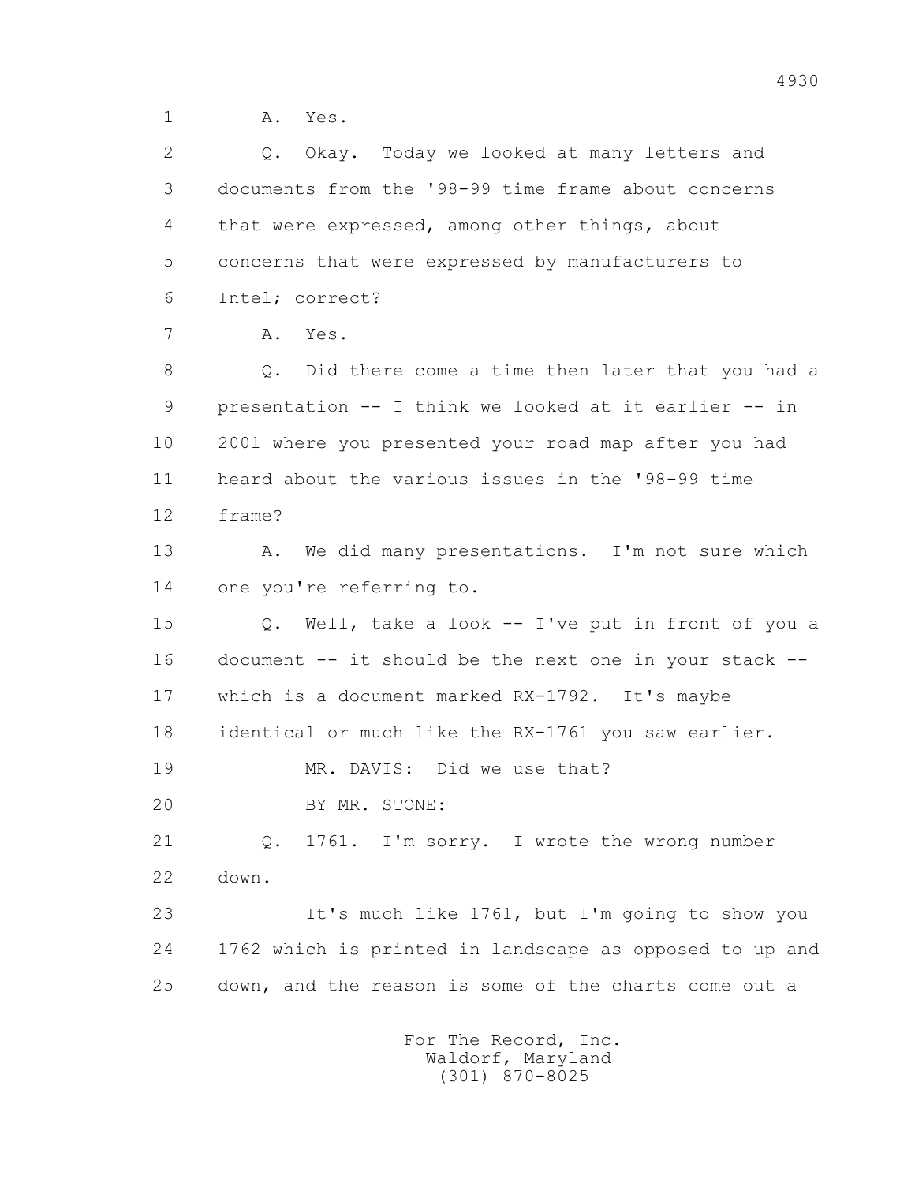1 A. Yes.

2 Q. Okay. Today we looked at many letters and

3 documents from the '98-99 time frame about concerns

4 that were expressed, among other things, about

5 concerns that were expressed by manufacturers to

6 Intel; correct?

7 A. Yes.

8 Q. Did there come a time then later that you had a

9 presentation -- I think we looked at it earlier -- in

10 2001 where you presented your road map after you had

11 heard about the various issues in the '98-99 time

12 frame?

13 A. We did many presentations. I'm not sure which

14 one you're referring to.

15 Q. Well, take a look -- I've put in front of you a

16 document -- it should be the next one in your stack --

17 which is a document marked RX-1792. It's maybe

18 identical or much like the RX-1761 you saw earlier.

19 MR. DAVIS: Did we use that?

20 BY MR. STONE:

21 Q. 1761. I'm sorry. I wrote the wrong number

22 down.

23 It's much like 1761, but I'm going to show you

24 1762 which is printed in landscape as opposed to up and

25 down, and the reason is some of the charts come out a

For The Record, Inc.
Waldorf, Maryland
(301) 870-8025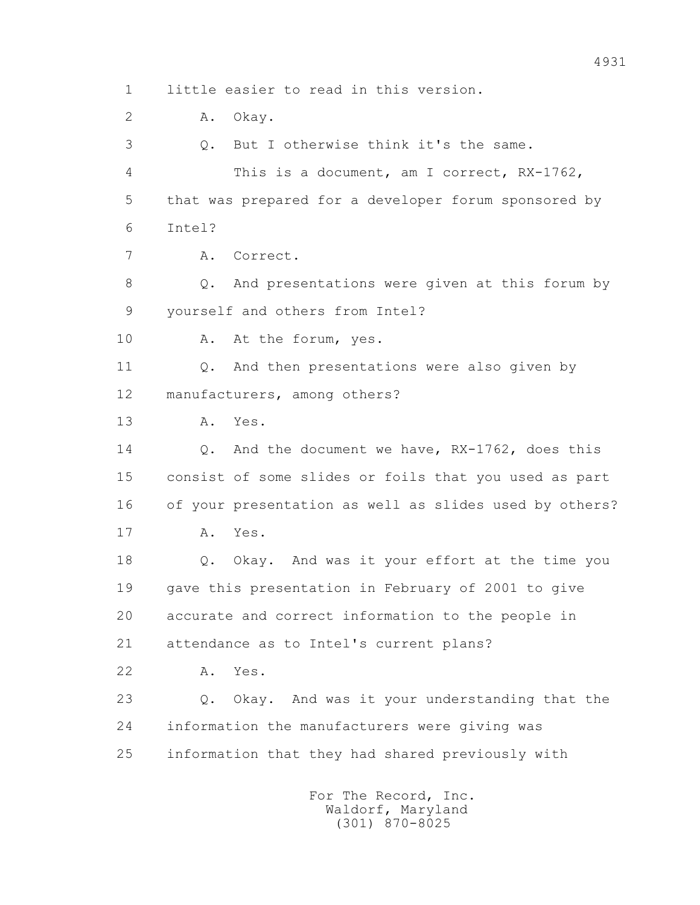1 little easier to read in this version.

2 A. Okay.

3 Q. But I otherwise think it's the same.

4 This is a document, am I correct, RX-1762,

5 that was prepared for a developer forum sponsored by

6 Intel?

7 A. Correct.

8 Q. And presentations were given at this forum by

9 yourself and others from Intel?

10 A. At the forum, yes.

11 Q. And then presentations were also given by

12 manufacturers, among others?

13 A. Yes.

14 Q. And the document we have, RX-1762, does this

15 consist of some slides or foils that you used as part

16 of your presentation as well as slides used by others?

17 A. Yes.

18 Q. Okay. And was it your effort at the time you

19 gave this presentation in February of 2001 to give

20 accurate and correct information to the people in

21 attendance as to Intel's current plans?

22 A. Yes.

23 Q. Okay. And was it your understanding that the

24 information the manufacturers were giving was

25 information that they had shared previously with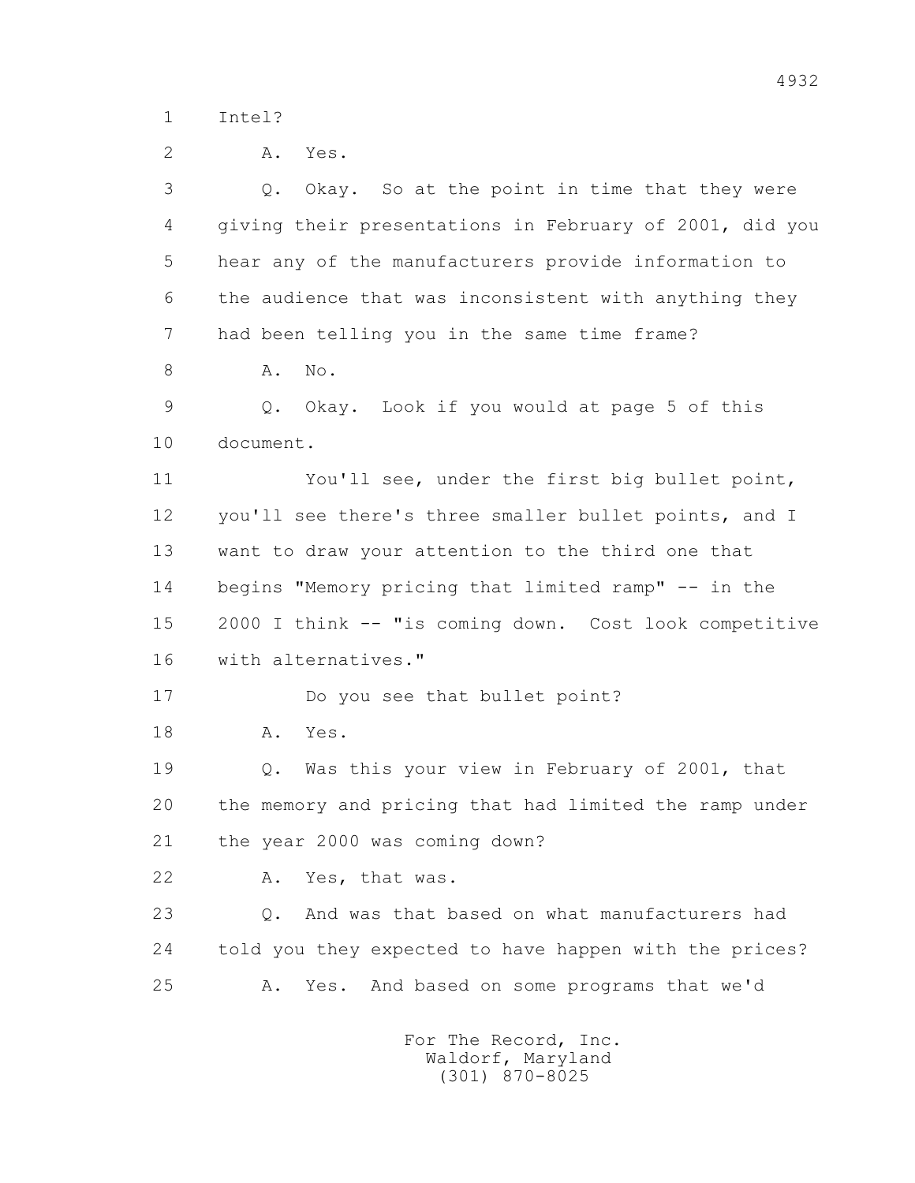1 Intel?

2 A. Yes.

3 Q. Okay. So at the point in time that they were

4 giving their presentations in February of 2001, did you

5 hear any of the manufacturers provide information to

6 the audience that was inconsistent with anything they

7 had been telling you in the same time frame?

8 A. No.

9 Q. Okay. Look if you would at page 5 of this

10 document.

11 You'll see, under the first big bullet point,

12 you'll see there's three smaller bullet points, and I

13 want to draw your attention to the third one that

14 begins "Memory pricing that limited ramp" -- in the

15 2000 I think -- "is coming down. Cost look competitive

16 with alternatives."

17 Do you see that bullet point?

18 A. Yes.

19 Q. Was this your view in February of 2001, that

20 the memory and pricing that had limited the ramp under

21 the year 2000 was coming down?

22 A. Yes, that was.

23 Q. And was that based on what manufacturers had

24 told you they expected to have happen with the prices?

25 A. Yes. And based on some programs that we'd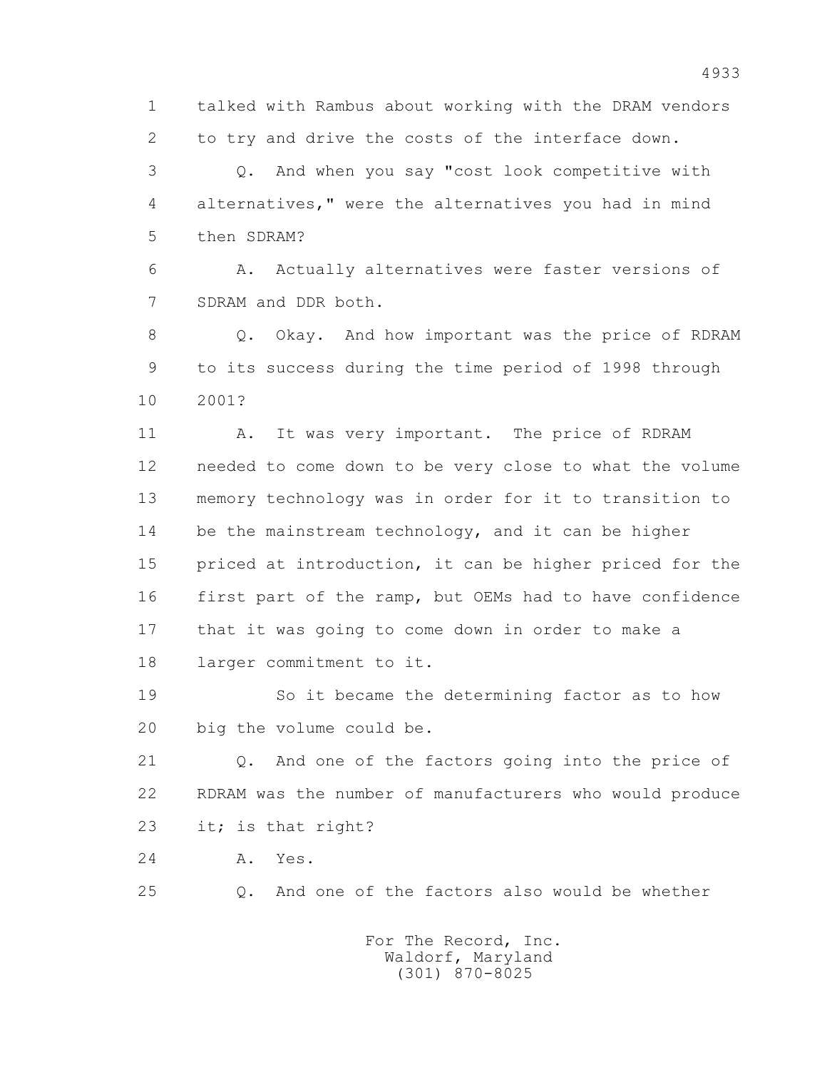talked with Rambus about working with the DRAM vendors to try and drive the costs of the interface down.

Q. And when you say "cost look competitive with alternatives," were the alternatives you had in mind then SDRAM?

A. Actually alternatives were faster versions of SDRAM and DDR both.

Q. Okay. And how important was the price of RDRAM to its success during the time period of 1998 through 2001?

A. It was very important. The price of RDRAM needed to come down to be very close to what the volume memory technology was in order for it to transition to be the mainstream technology, and it can be higher priced at introduction, it can be higher priced for the first part of the ramp, but OEMs had to have confidence that it was going to come down in order to make a larger commitment to it.

So it became the determining factor as to how big the volume could be.

Q. And one of the factors going into the price of RDRAM was the number of manufacturers who would produce it; is that right?

A. Yes.

Q. And one of the factors also would be whether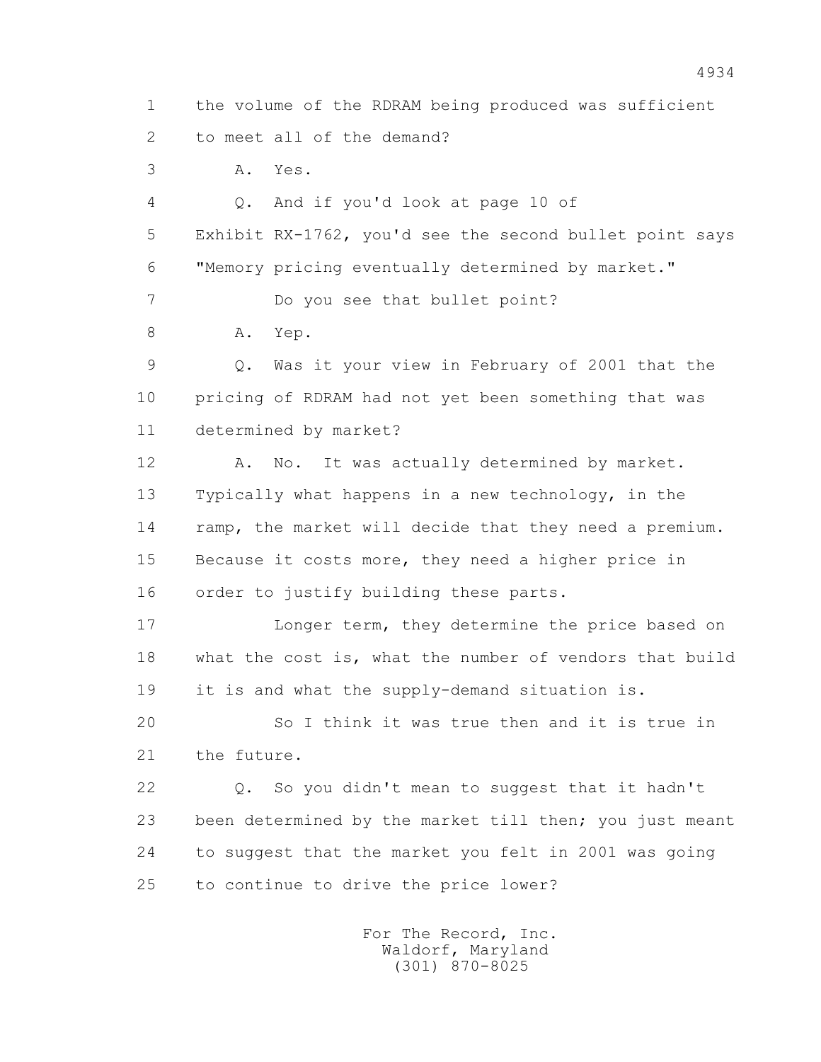1 the volume of the RDRAM being produced was sufficient
2 to meet all of the demand?

3 A. Yes.

4 Q. And if you'd look at page 10 of
5 Exhibit RX-1762, you'd see the second bullet point says
6 "Memory pricing eventually determined by market."

7 Do you see that bullet point?

8 A. Yep.

9 Q. Was it your view in February of 2001 that the
10 pricing of RDRAM had not yet been something that was
11 determined by market?

12 A. No. It was actually determined by market.
13 Typically what happens in a new technology, in the
14 ramp, the market will decide that they need a premium.
15 Because it costs more, they need a higher price in
16 order to justify building these parts.

17 Longer term, they determine the price based on
18 what the cost is, what the number of vendors that build
19 it is and what the supply-demand situation is.

20 So I think it was true then and it is true in
21 the future.

22 Q. So you didn't mean to suggest that it hadn't
23 been determined by the market till then; you just meant
24 to suggest that the market you felt in 2001 was going
25 to continue to drive the price lower?

For The Record, Inc.
Waldorf, Maryland
(301) 870-8025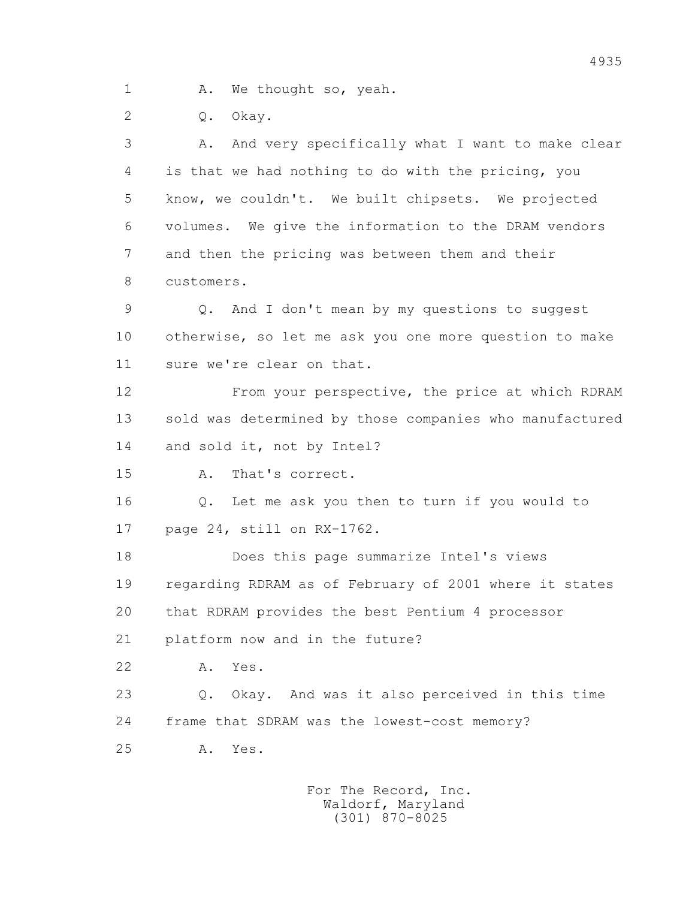1 A. We thought so, yeah.

2 Q. Okay.

3 A. And very specifically what I want to make clear
4 is that we had nothing to do with the pricing, you
5 know, we couldn't. We built chipsets. We projected
6 volumes. We give the information to the DRAM vendors
7 and then the pricing was between them and their
8 customers.

9 Q. And I don't mean by my questions to suggest
10 otherwise, so let me ask you one more question to make
11 sure we're clear on that.

12 From your perspective, the price at which RDRAM
13 sold was determined by those companies who manufactured
14 and sold it, not by Intel?

15 A. That's correct.

16 Q. Let me ask you then to turn if you would to
17 page 24, still on RX-1762.

18 Does this page summarize Intel's views
19 regarding RDRAM as of February of 2001 where it states
20 that RDRAM provides the best Pentium 4 processor
21 platform now and in the future?

22 A. Yes.

23 Q. Okay. And was it also perceived in this time
24 frame that SDRAM was the lowest-cost memory?

25 A. Yes.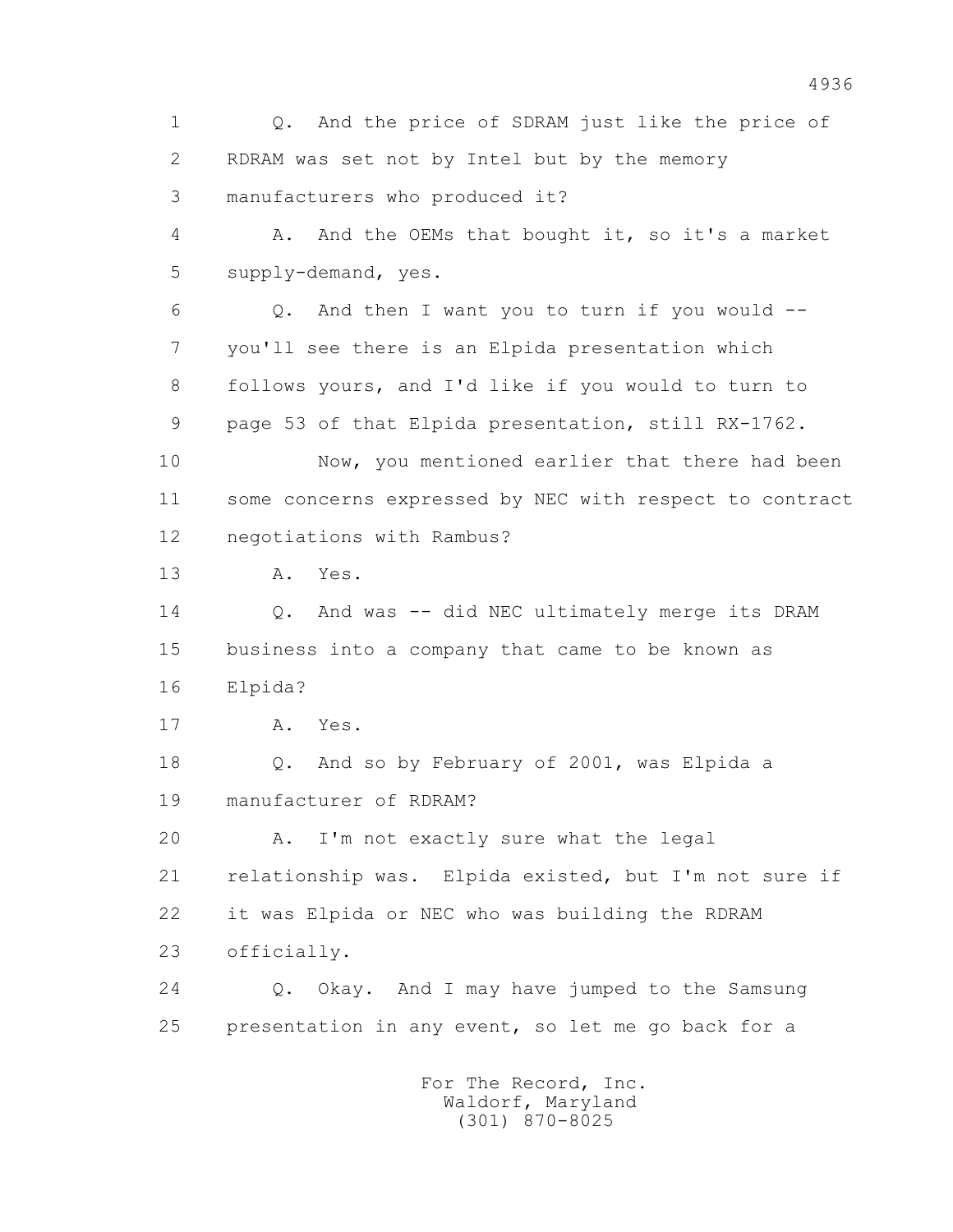1 Q. And the price of SDRAM just like the price of
2 RDRAM was set not by Intel but by the memory
3 manufacturers who produced it?

4 A. And the OEMs that bought it, so it's a market
5 supply-demand, yes.

6 Q. And then I want you to turn if you would --
7 you'll see there is an Elpida presentation which
8 follows yours, and I'd like if you would to turn to
9 page 53 of that Elpida presentation, still RX-1762.

10 Now, you mentioned earlier that there had been
11 some concerns expressed by NEC with respect to contract
12 negotiations with Rambus?

13 A. Yes.

14 Q. And was -- did NEC ultimately merge its DRAM
15 business into a company that came to be known as
16 Elpida?

17 A. Yes.

18 Q. And so by February of 2001, was Elpida a
19 manufacturer of RDRAM?

20 A. I'm not exactly sure what the legal
21 relationship was. Elpida existed, but I'm not sure if
22 it was Elpida or NEC who was building the RDRAM
23 officially.

24 Q. Okay. And I may have jumped to the Samsung
25 presentation in any event, so let me go back for a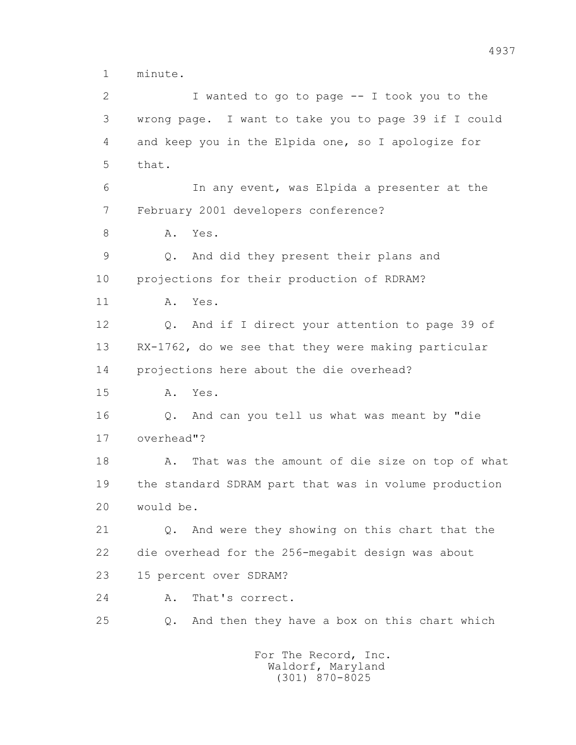1 minute.

2 I wanted to go to page -- I took you to the

3 wrong page. I want to take you to page 39 if I could

4 and keep you in the Elpida one, so I apologize for

5 that.

6 In any event, was Elpida a presenter at the

7 February 2001 developers conference?

8 A. Yes.

9 Q. And did they present their plans and

10 projections for their production of RDRAM?

11 A. Yes.

12 Q. And if I direct your attention to page 39 of

13 RX-1762, do we see that they were making particular

14 projections here about the die overhead?

15 A. Yes.

16 Q. And can you tell us what was meant by "die

17 overhead"?

18 A. That was the amount of die size on top of what

19 the standard SDRAM part that was in volume production

20 would be.

21 Q. And were they showing on this chart that the

22 die overhead for the 256-megabit design was about

23 15 percent over SDRAM?

24 A. That's correct.

25 Q. And then they have a box on this chart which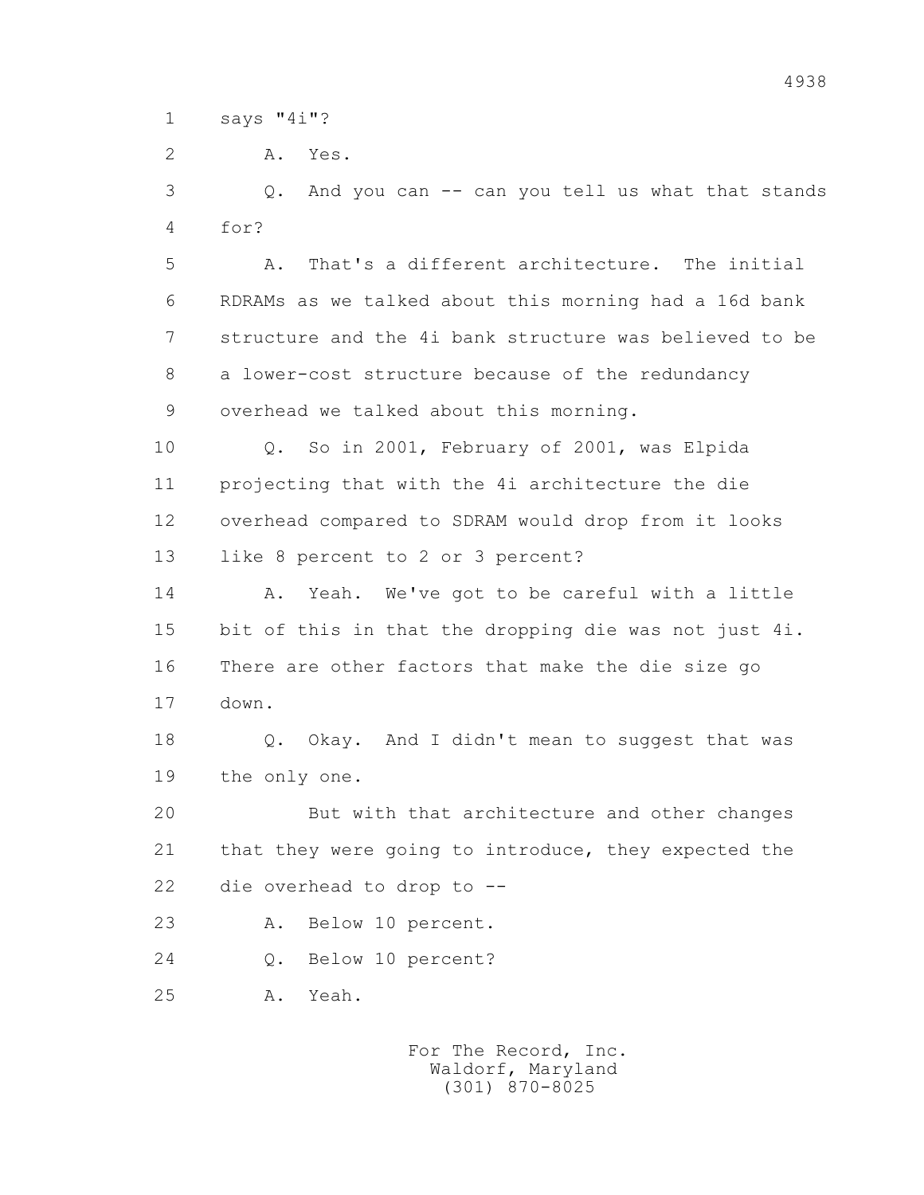1 says "4i"?

2 A. Yes.

3 Q. And you can -- can you tell us what that stands

4 for?

5 A. That's a different architecture. The initial

6 RDRAMs as we talked about this morning had a 16d bank

7 structure and the 4i bank structure was believed to be

8 a lower-cost structure because of the redundancy

9 overhead we talked about this morning.

10 Q. So in 2001, February of 2001, was Elpida

11 projecting that with the 4i architecture the die

12 overhead compared to SDRAM would drop from it looks

13 like 8 percent to 2 or 3 percent?

14 A. Yeah. We've got to be careful with a little

15 bit of this in that the dropping die was not just 4i.

16 There are other factors that make the die size go

17 down.

18 Q. Okay. And I didn't mean to suggest that was

19 the only one.

20 But with that architecture and other changes

21 that they were going to introduce, they expected the

22 die overhead to drop to --

23 A. Below 10 percent.

24 Q. Below 10 percent?

25 A. Yeah.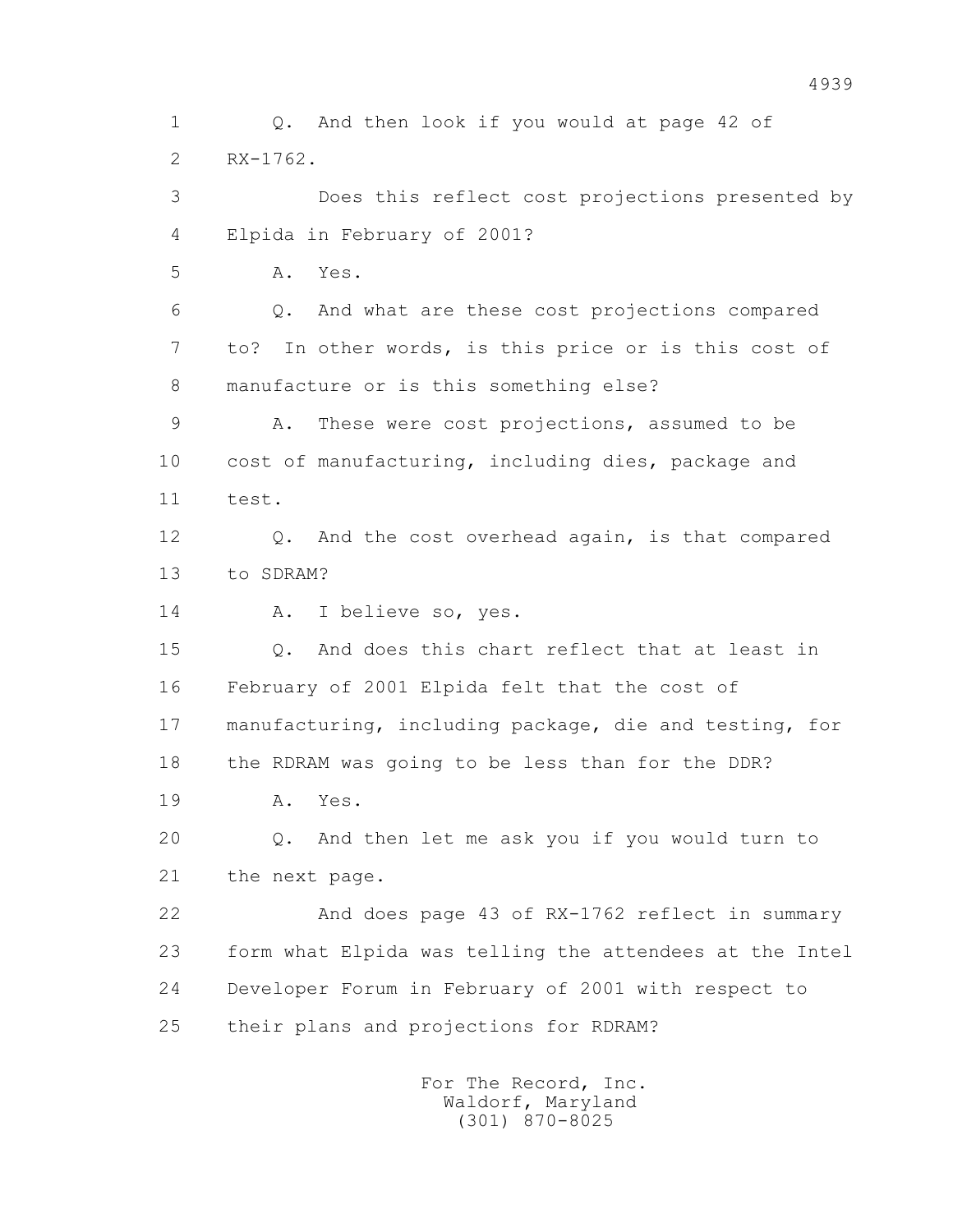Q. And then look if you would at page 42 of RX-1762.

Does this reflect cost projections presented by Elpida in February of 2001?

A. Yes.

Q. And what are these cost projections compared to? In other words, is this price or is this cost of manufacture or is this something else?

A. These were cost projections, assumed to be cost of manufacturing, including dies, package and test.

Q. And the cost overhead again, is that compared to SDRAM?

A. I believe so, yes.

Q. And does this chart reflect that at least in February of 2001 Elpida felt that the cost of manufacturing, including package, die and testing, for the RDRAM was going to be less than for the DDR?

A. Yes.

Q. And then let me ask you if you would turn to the next page.

And does page 43 of RX-1762 reflect in summary form what Elpida was telling the attendees at the Intel Developer Forum in February of 2001 with respect to their plans and projections for RDRAM?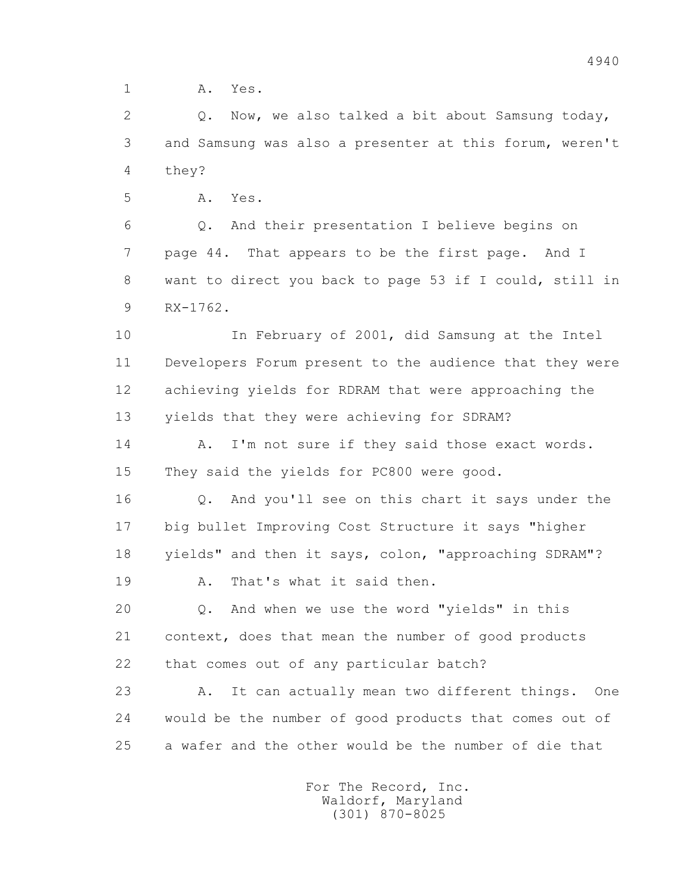1 A. Yes.

2 Q. Now, we also talked a bit about Samsung today,

3 and Samsung was also a presenter at this forum, weren't

4 they?

5 A. Yes.

6 Q. And their presentation I believe begins on

7 page 44. That appears to be the first page. And I

8 want to direct you back to page 53 if I could, still in

9 RX-1762.

10 In February of 2001, did Samsung at the Intel

11 Developers Forum present to the audience that they were

12 achieving yields for RDRAM that were approaching the

13 yields that they were achieving for SDRAM?

14 A. I'm not sure if they said those exact words.

15 They said the yields for PC800 were good.

16 Q. And you'll see on this chart it says under the

17 big bullet Improving Cost Structure it says "higher

18 yields" and then it says, colon, "approaching SDRAM"?

19 A. That's what it said then.

20 Q. And when we use the word "yields" in this

21 context, does that mean the number of good products

22 that comes out of any particular batch?

23 A. It can actually mean two different things. One

24 would be the number of good products that comes out of

25 a wafer and the other would be the number of die that

For The Record, Inc.
Waldorf, Maryland
(301) 870-8025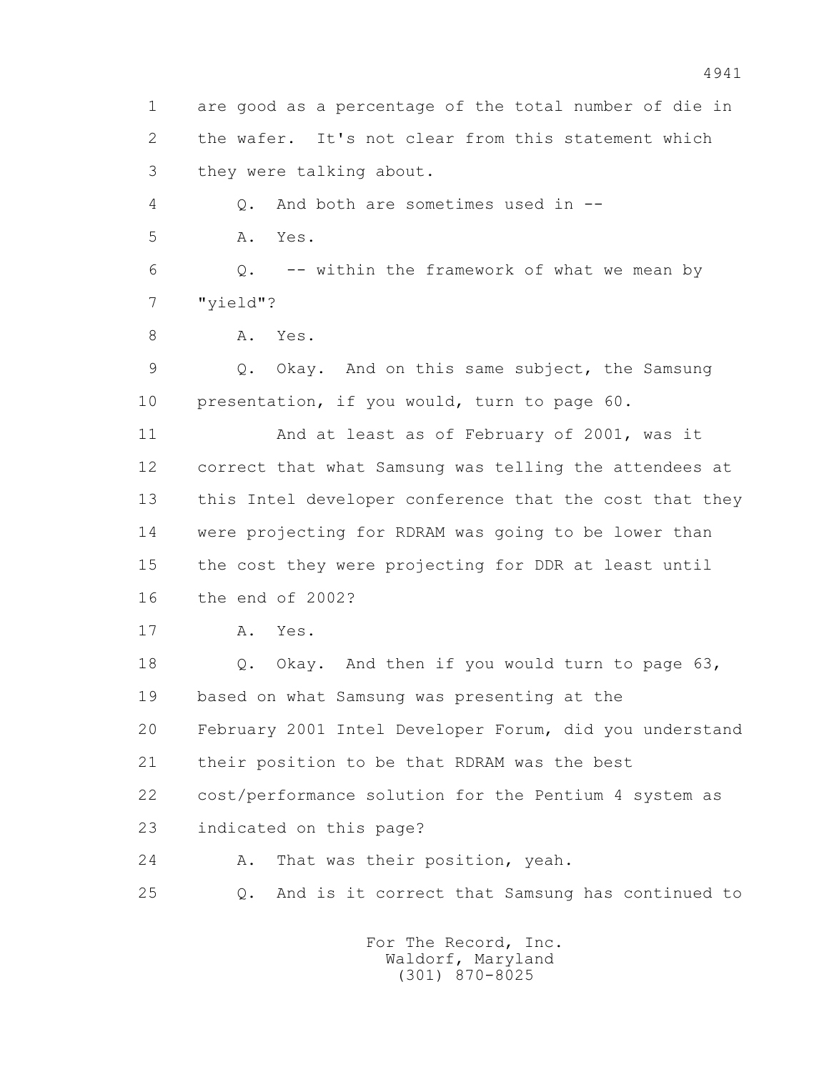1 are good as a percentage of the total number of die in
2 the wafer. It's not clear from this statement which
3 they were talking about.
4 Q. And both are sometimes used in --
5 A. Yes.
6 Q. -- within the framework of what we mean by
7 "yield"?
8 A. Yes.
9 Q. Okay. And on this same subject, the Samsung
10 presentation, if you would, turn to page 60.
11 And at least as of February of 2001, was it
12 correct that what Samsung was telling the attendees at
13 this Intel developer conference that the cost that they
14 were projecting for RDRAM was going to be lower than
15 the cost they were projecting for DDR at least until
16 the end of 2002?
17 A. Yes.
18 Q. Okay. And then if you would turn to page 63,
19 based on what Samsung was presenting at the
20 February 2001 Intel Developer Forum, did you understand
21 their position to be that RDRAM was the best
22 cost/performance solution for the Pentium 4 system as
23 indicated on this page?
24 A. That was their position, yeah.
25 Q. And is it correct that Samsung has continued to

For The Record, Inc.
Waldorf, Maryland
(301) 870-8025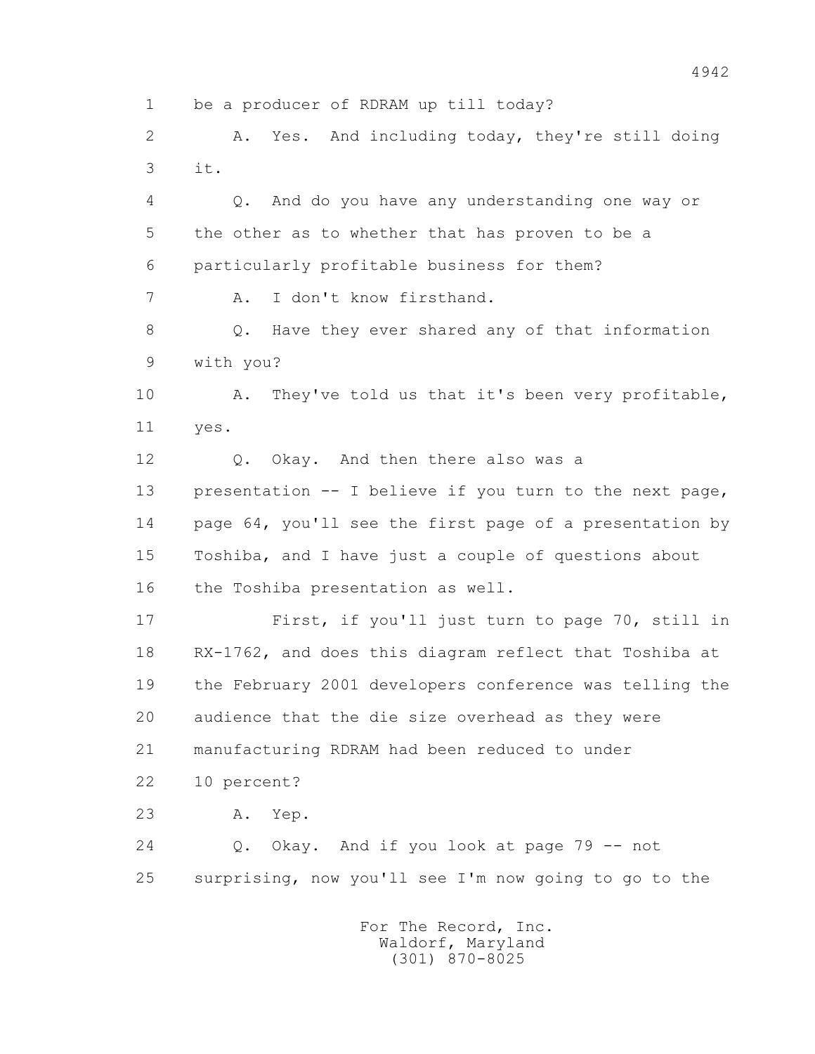1 be a producer of RDRAM up till today?

2 A. Yes. And including today, they're still doing

3 it.

4 Q. And do you have any understanding one way or

5 the other as to whether that has proven to be a

6 particularly profitable business for them?

7 A. I don't know firsthand.

8 Q. Have they ever shared any of that information

9 with you?

10 A. They've told us that it's been very profitable,

11 yes.

12 Q. Okay. And then there also was a

13 presentation -- I believe if you turn to the next page,

14 page 64, you'll see the first page of a presentation by

15 Toshiba, and I have just a couple of questions about

16 the Toshiba presentation as well.

17 First, if you'll just turn to page 70, still in

18 RX-1762, and does this diagram reflect that Toshiba at

19 the February 2001 developers conference was telling the

20 audience that the die size overhead as they were

21 manufacturing RDRAM had been reduced to under

22 10 percent?

23 A. Yep.

24 Q. Okay. And if you look at page 79 -- not

25 surprising, now you'll see I'm now going to go to the

For The Record, Inc.
Waldorf, Maryland
(301) 870-8025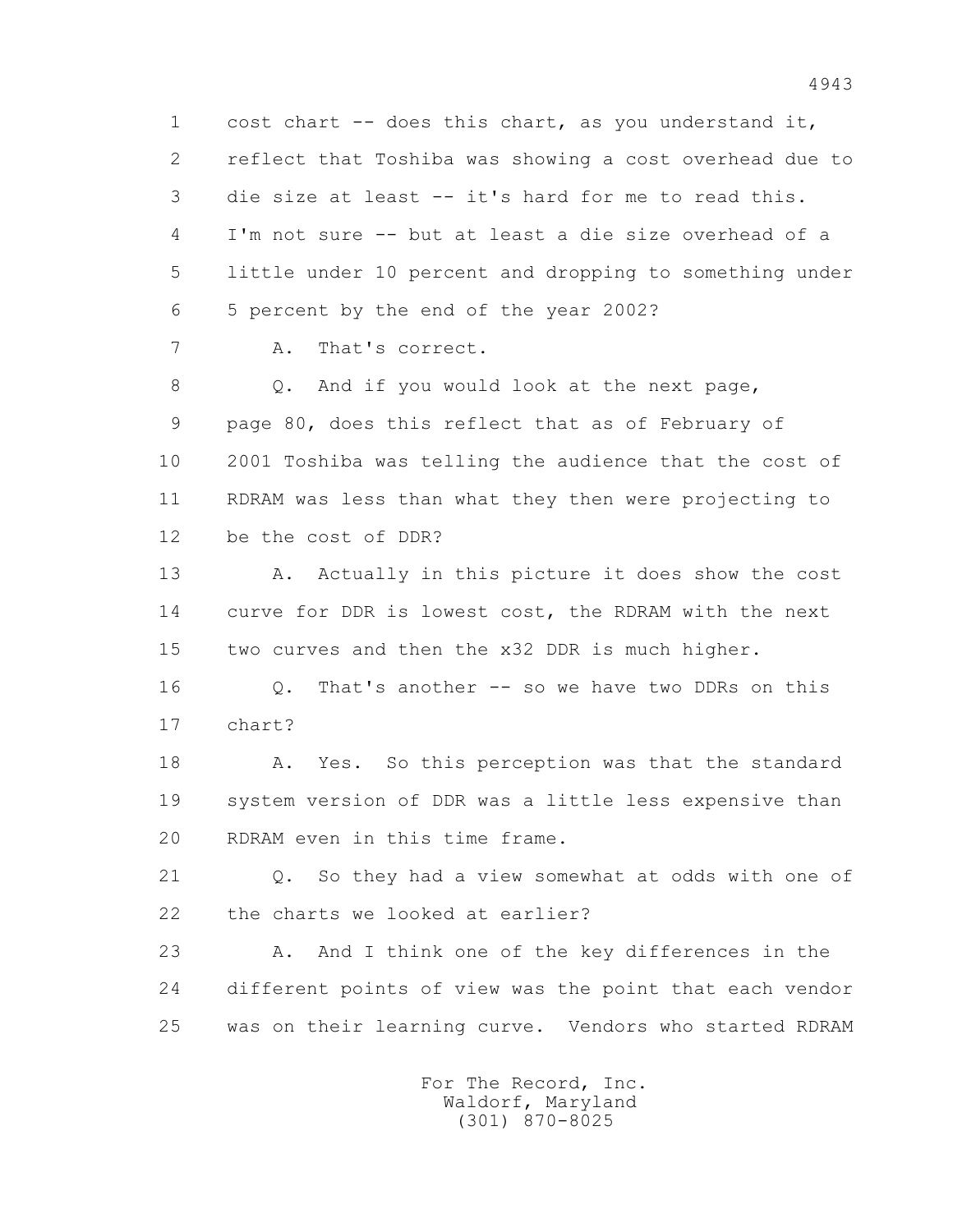1 cost chart -- does this chart, as you understand it,
2 reflect that Toshiba was showing a cost overhead due to
3 die size at least -- it's hard for me to read this.
4 I'm not sure -- but at least a die size overhead of a
5 little under 10 percent and dropping to something under
6 5 percent by the end of the year 2002?

7 A. That's correct.

8 Q. And if you would look at the next page,
9 page 80, does this reflect that as of February of
10 2001 Toshiba was telling the audience that the cost of
11 RDRAM was less than what they then were projecting to
12 be the cost of DDR?

13 A. Actually in this picture it does show the cost
14 curve for DDR is lowest cost, the RDRAM with the next
15 two curves and then the x32 DDR is much higher.

16 Q. That's another -- so we have two DDRs on this
17 chart?

18 A. Yes. So this perception was that the standard
19 system version of DDR was a little less expensive than
20 RDRAM even in this time frame.

21 Q. So they had a view somewhat at odds with one of
22 the charts we looked at earlier?

23 A. And I think one of the key differences in the
24 different points of view was the point that each vendor
25 was on their learning curve. Vendors who started RDRAM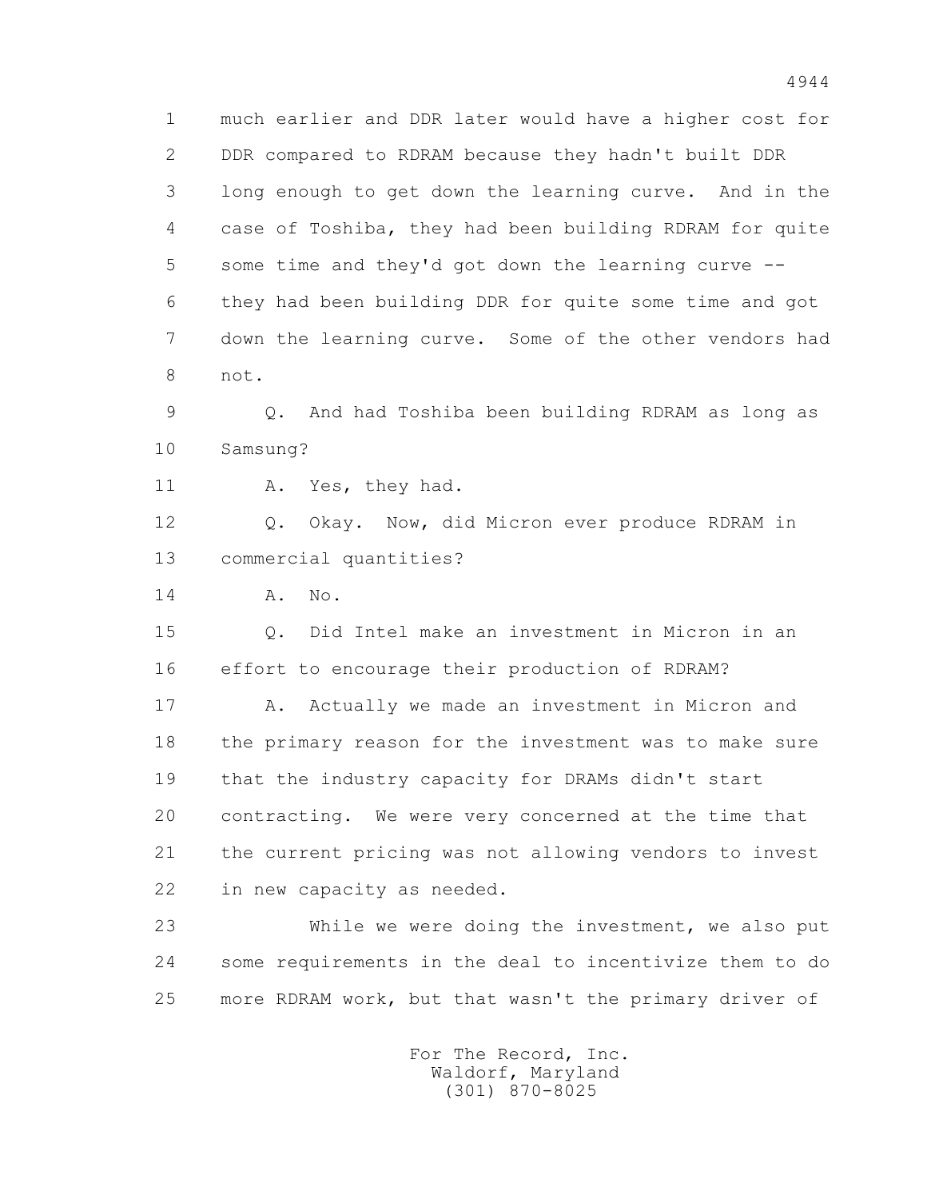1 much earlier and DDR later would have a higher cost for
2 DDR compared to RDRAM because they hadn't built DDR
3 long enough to get down the learning curve. And in the
4 case of Toshiba, they had been building RDRAM for quite
5 some time and they'd got down the learning curve --
6 they had been building DDR for quite some time and got
7 down the learning curve. Some of the other vendors had
8 not.

9 Q. And had Toshiba been building RDRAM as long as
10 Samsung?

11 A. Yes, they had.

12 Q. Okay. Now, did Micron ever produce RDRAM in
13 commercial quantities?

14 A. No.

15 Q. Did Intel make an investment in Micron in an
16 effort to encourage their production of RDRAM?

17 A. Actually we made an investment in Micron and
18 the primary reason for the investment was to make sure
19 that the industry capacity for DRAMs didn't start
20 contracting. We were very concerned at the time that
21 the current pricing was not allowing vendors to invest
22 in new capacity as needed.

23 While we were doing the investment, we also put
24 some requirements in the deal to incentivize them to do
25 more RDRAM work, but that wasn't the primary driver of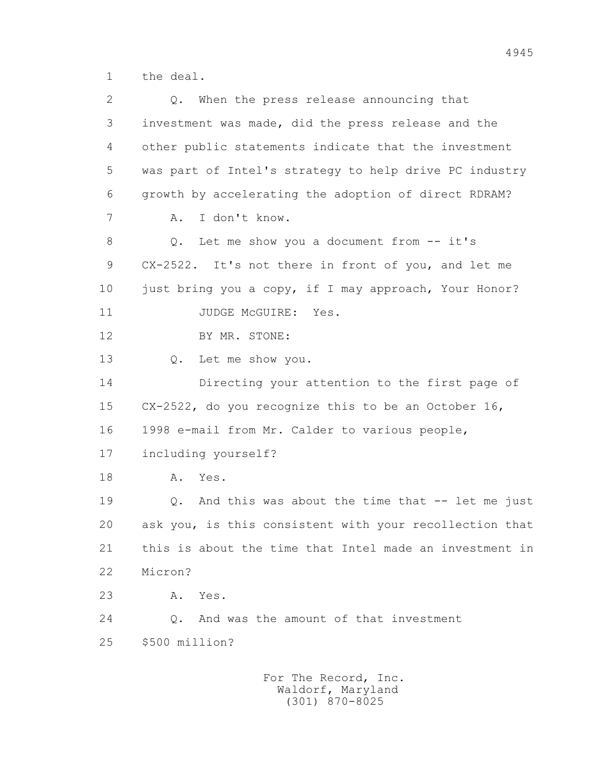1 the deal.

2 Q. When the press release announcing that

3 investment was made, did the press release and the

4 other public statements indicate that the investment

5 was part of Intel's strategy to help drive PC industry

6 growth by accelerating the adoption of direct RDRAM?

7 A. I don't know.

8 Q. Let me show you a document from -- it's

9 CX-2522. It's not there in front of you, and let me

10 just bring you a copy, if I may approach, Your Honor?

11 JUDGE McGUIRE: Yes.

12 BY MR. STONE:

13 Q. Let me show you.

14 Directing your attention to the first page of

15 CX-2522, do you recognize this to be an October 16,

16 1998 e-mail from Mr. Calder to various people,

17 including yourself?

18 A. Yes.

19 Q. And this was about the time that -- let me just

20 ask you, is this consistent with your recollection that

21 this is about the time that Intel made an investment in

22 Micron?

23 A. Yes.

24 Q. And was the amount of that investment

25 $500 million?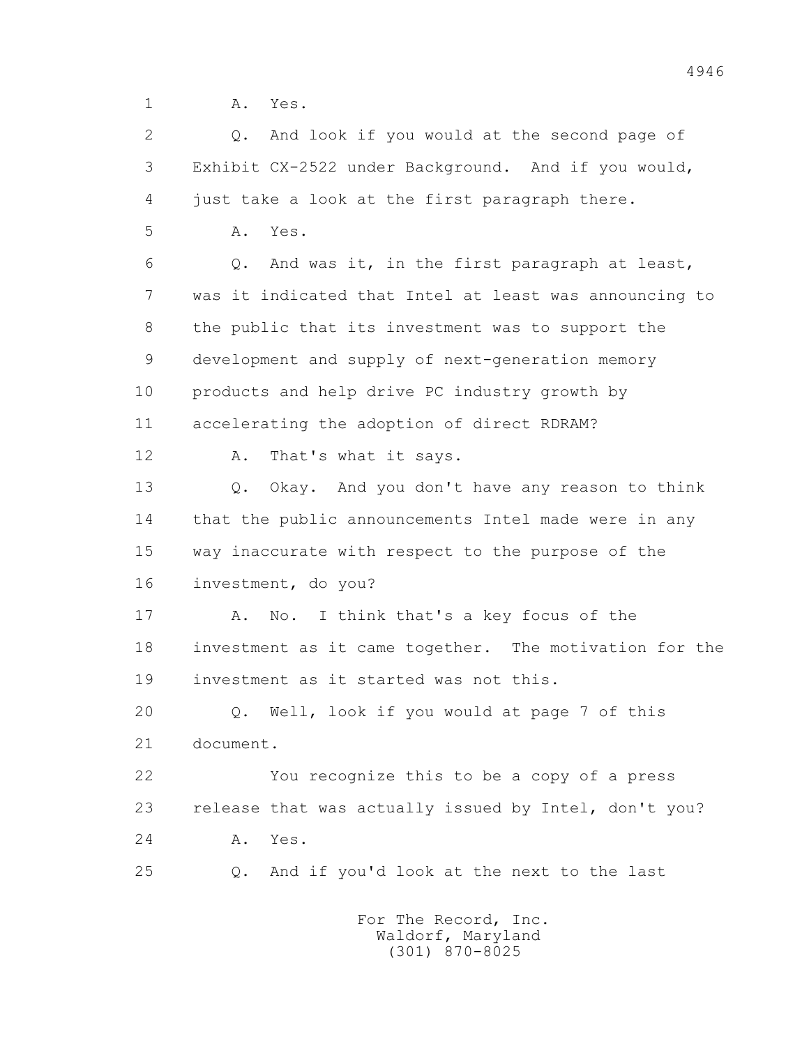1 A. Yes.

2 Q. And look if you would at the second page of

3 Exhibit CX-2522 under Background. And if you would,

4 just take a look at the first paragraph there.

5 A. Yes.

6 Q. And was it, in the first paragraph at least,

7 was it indicated that Intel at least was announcing to

8 the public that its investment was to support the

9 development and supply of next-generation memory

10 products and help drive PC industry growth by

11 accelerating the adoption of direct RDRAM?

12 A. That's what it says.

13 Q. Okay. And you don't have any reason to think

14 that the public announcements Intel made were in any

15 way inaccurate with respect to the purpose of the

16 investment, do you?

17 A. No. I think that's a key focus of the

18 investment as it came together. The motivation for the

19 investment as it started was not this.

20 Q. Well, look if you would at page 7 of this

21 document.

22 You recognize this to be a copy of a press

23 release that was actually issued by Intel, don't you?

24 A. Yes.

25 Q. And if you'd look at the next to the last

For The Record, Inc.
Waldorf, Maryland
(301) 870-8025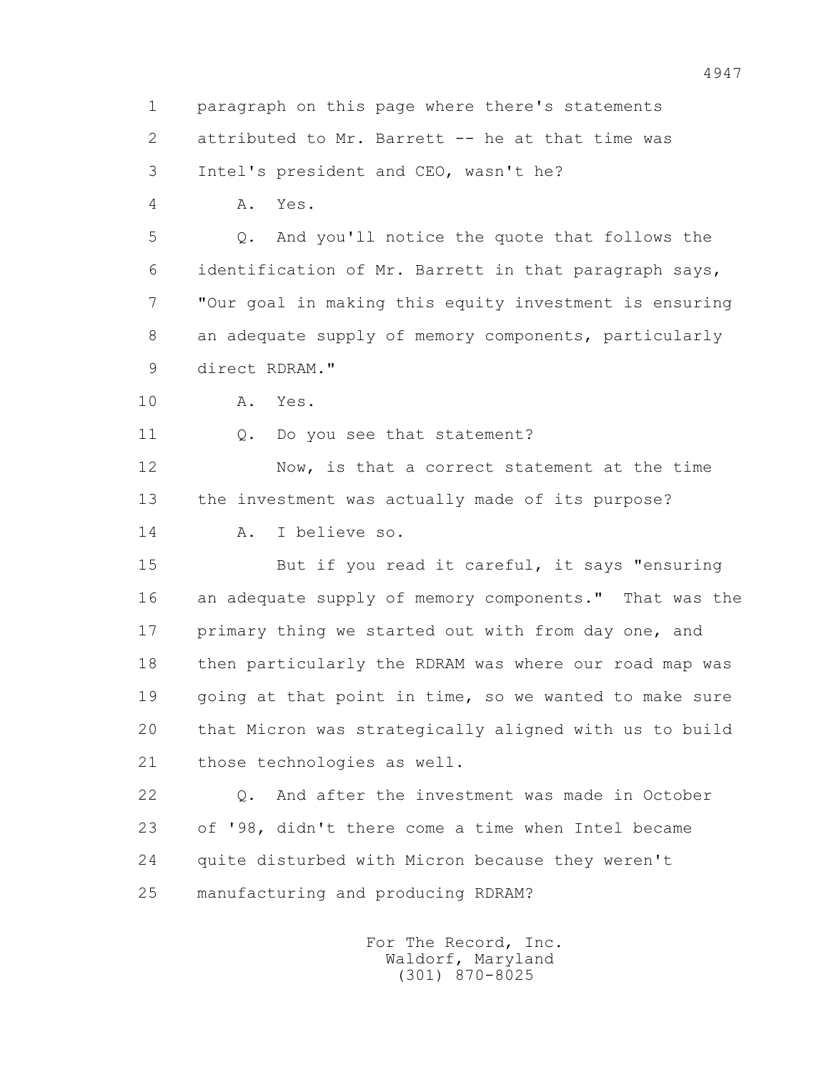1 paragraph on this page where there's statements

2 attributed to Mr. Barrett -- he at that time was

3 Intel's president and CEO, wasn't he?

4 A. Yes.

5 Q. And you'll notice the quote that follows the

6 identification of Mr. Barrett in that paragraph says,

7 "Our goal in making this equity investment is ensuring

8 an adequate supply of memory components, particularly

9 direct RDRAM."

10 A. Yes.

11 Q. Do you see that statement?

12 Now, is that a correct statement at the time

13 the investment was actually made of its purpose?

14 A. I believe so.

15 But if you read it careful, it says "ensuring

16 an adequate supply of memory components." That was the

17 primary thing we started out with from day one, and

18 then particularly the RDRAM was where our road map was

19 going at that point in time, so we wanted to make sure

20 that Micron was strategically aligned with us to build

21 those technologies as well.

22 Q. And after the investment was made in October

23 of '98, didn't there come a time when Intel became

24 quite disturbed with Micron because they weren't

25 manufacturing and producing RDRAM?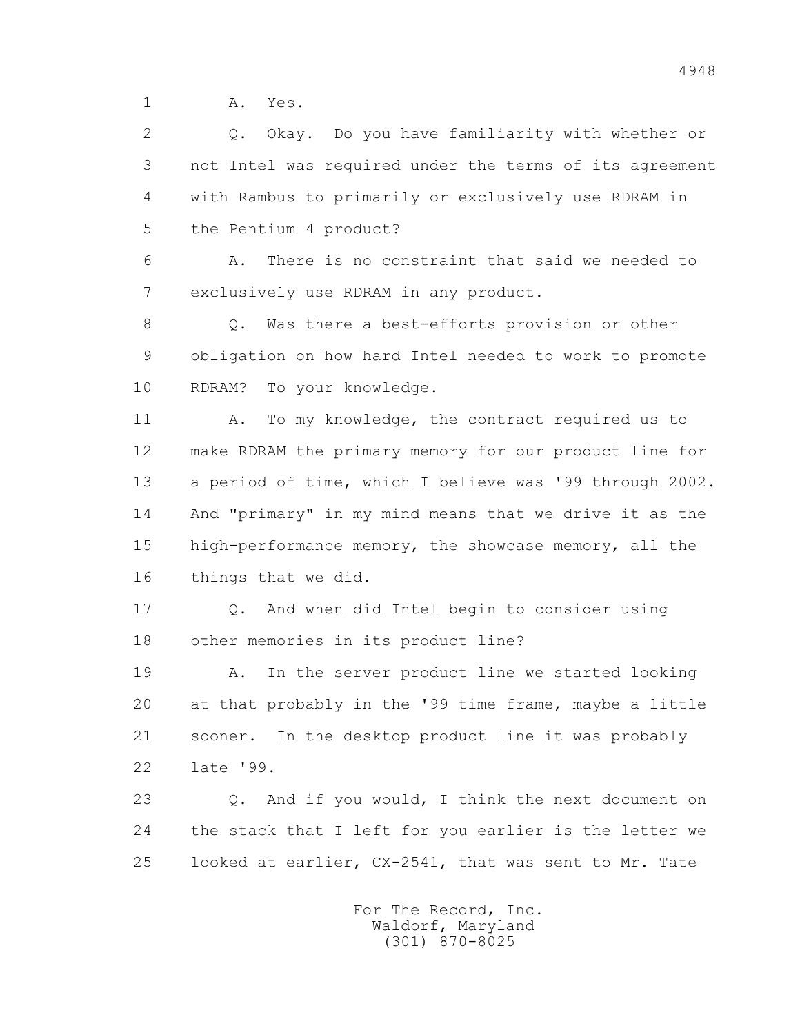1 A. Yes.

2 Q. Okay. Do you have familiarity with whether or

3 not Intel was required under the terms of its agreement

4 with Rambus to primarily or exclusively use RDRAM in

5 the Pentium 4 product?

6 A. There is no constraint that said we needed to

7 exclusively use RDRAM in any product.

8 Q. Was there a best-efforts provision or other

9 obligation on how hard Intel needed to work to promote

10 RDRAM? To your knowledge.

11 A. To my knowledge, the contract required us to

12 make RDRAM the primary memory for our product line for

13 a period of time, which I believe was '99 through 2002.

14 And "primary" in my mind means that we drive it as the

15 high-performance memory, the showcase memory, all the

16 things that we did.

17 Q. And when did Intel begin to consider using

18 other memories in its product line?

19 A. In the server product line we started looking

20 at that probably in the '99 time frame, maybe a little

21 sooner. In the desktop product line it was probably

22 late '99.

23 Q. And if you would, I think the next document on

24 the stack that I left for you earlier is the letter we

25 looked at earlier, CX-2541, that was sent to Mr. Tate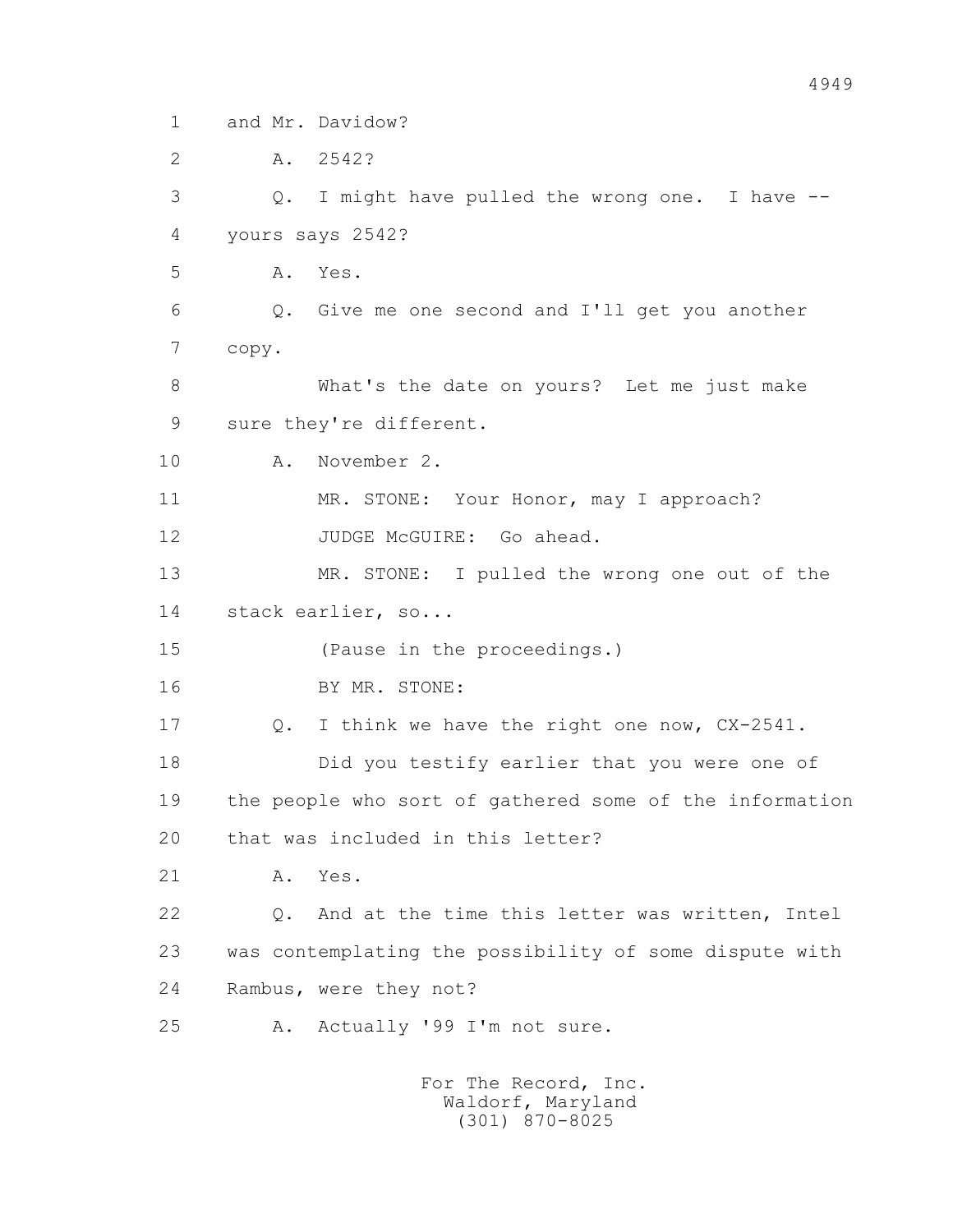1 and Mr. Davidow?

2 A. 2542?

3 Q. I might have pulled the wrong one. I have --

4 yours says 2542?

5 A. Yes.

6 Q. Give me one second and I'll get you another

7 copy.

8 What's the date on yours? Let me just make

9 sure they're different.

10 A. November 2.

11 MR. STONE: Your Honor, may I approach?

12 JUDGE McGUIRE: Go ahead.

13 MR. STONE: I pulled the wrong one out of the

14 stack earlier, so...

15 (Pause in the proceedings.)

16 BY MR. STONE:

17 Q. I think we have the right one now, CX-2541.

18 Did you testify earlier that you were one of

19 the people who sort of gathered some of the information

20 that was included in this letter?

21 A. Yes.

22 Q. And at the time this letter was written, Intel

23 was contemplating the possibility of some dispute with

24 Rambus, were they not?

25 A. Actually '99 I'm not sure.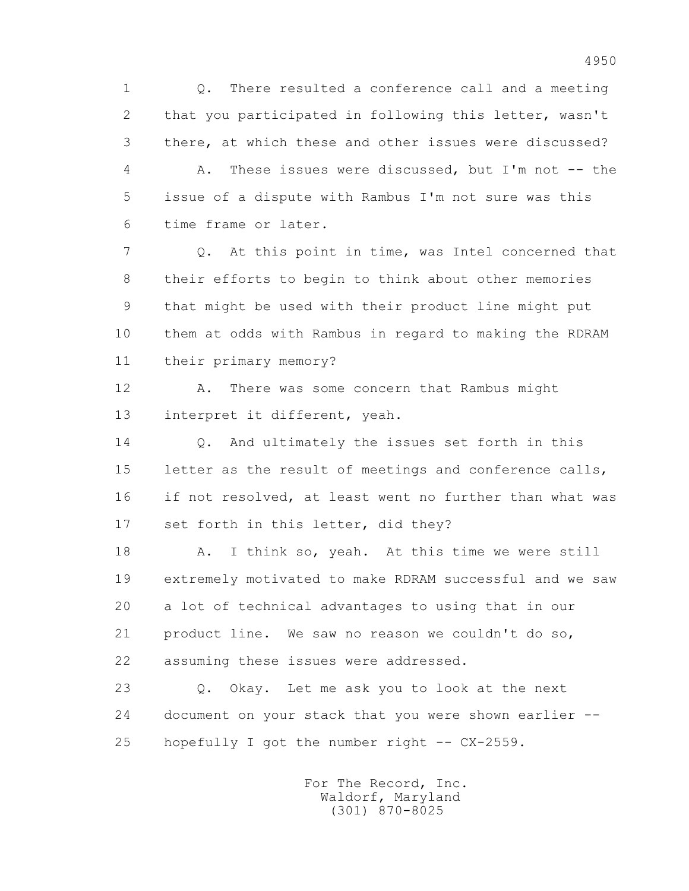1 Q. There resulted a conference call and a meeting
2 that you participated in following this letter, wasn't
3 there, at which these and other issues were discussed?
4 A. These issues were discussed, but I'm not -- the
5 issue of a dispute with Rambus I'm not sure was this
6 time frame or later.
7 Q. At this point in time, was Intel concerned that
8 their efforts to begin to think about other memories
9 that might be used with their product line might put
10 them at odds with Rambus in regard to making the RDRAM
11 their primary memory?
12 A. There was some concern that Rambus might
13 interpret it different, yeah.
14 Q. And ultimately the issues set forth in this
15 letter as the result of meetings and conference calls,
16 if not resolved, at least went no further than what was
17 set forth in this letter, did they?
18 A. I think so, yeah. At this time we were still
19 extremely motivated to make RDRAM successful and we saw
20 a lot of technical advantages to using that in our
21 product line. We saw no reason we couldn't do so,
22 assuming these issues were addressed.
23 Q. Okay. Let me ask you to look at the next
24 document on your stack that you were shown earlier --
25 hopefully I got the number right -- CX-2559.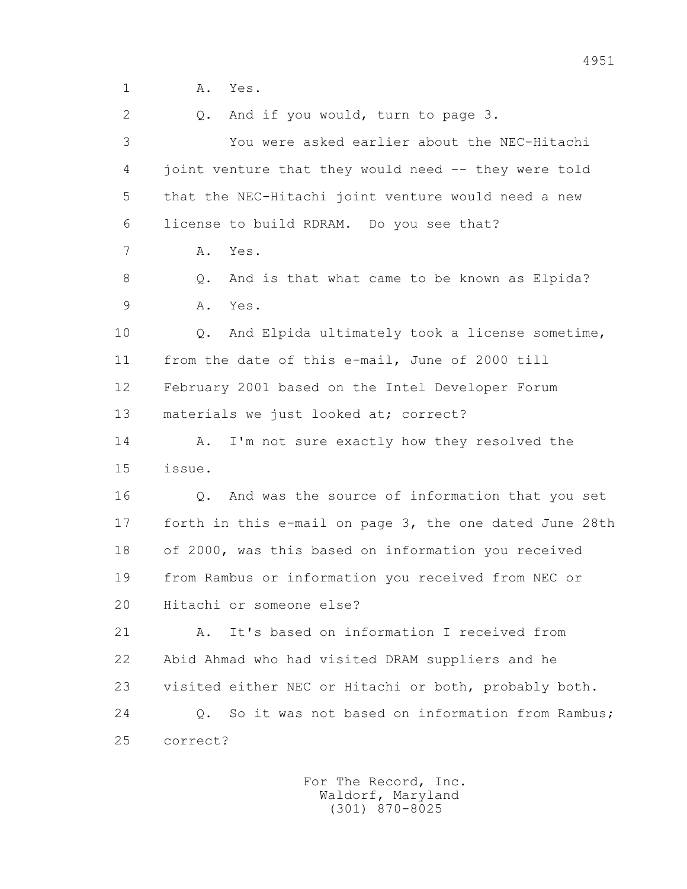1 A. Yes.

2 Q. And if you would, turn to page 3.

3 You were asked earlier about the NEC-Hitachi

4 joint venture that they would need -- they were told

5 that the NEC-Hitachi joint venture would need a new

6 license to build RDRAM. Do you see that?

7 A. Yes.

8 Q. And is that what came to be known as Elpida?

9 A. Yes.

10 Q. And Elpida ultimately took a license sometime,

11 from the date of this e-mail, June of 2000 till

12 February 2001 based on the Intel Developer Forum

13 materials we just looked at; correct?

14 A. I'm not sure exactly how they resolved the

15 issue.

16 Q. And was the source of information that you set

17 forth in this e-mail on page 3, the one dated June 28th

18 of 2000, was this based on information you received

19 from Rambus or information you received from NEC or

20 Hitachi or someone else?

21 A. It's based on information I received from

22 Abid Ahmad who had visited DRAM suppliers and he

23 visited either NEC or Hitachi or both, probably both.

24 Q. So it was not based on information from Rambus;

25 correct?

For The Record, Inc.
Waldorf, Maryland
(301) 870-8025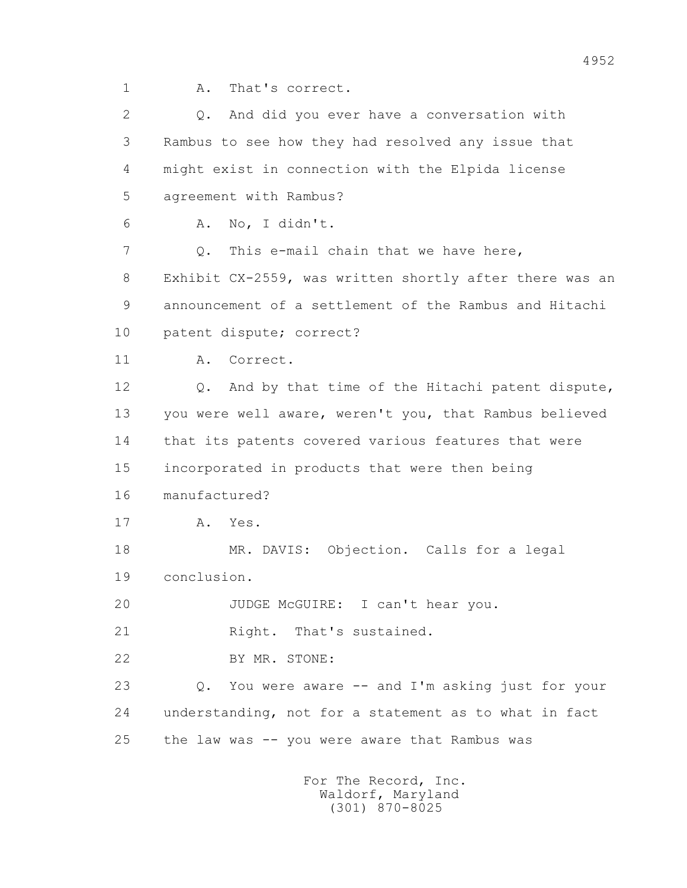1 A. That's correct.

2 Q. And did you ever have a conversation with

3 Rambus to see how they had resolved any issue that

4 might exist in connection with the Elpida license

5 agreement with Rambus?

6 A. No, I didn't.

7 Q. This e-mail chain that we have here,

8 Exhibit CX-2559, was written shortly after there was an

9 announcement of a settlement of the Rambus and Hitachi

10 patent dispute; correct?

11 A. Correct.

12 Q. And by that time of the Hitachi patent dispute,

13 you were well aware, weren't you, that Rambus believed

14 that its patents covered various features that were

15 incorporated in products that were then being

16 manufactured?

17 A. Yes.

18 MR. DAVIS: Objection. Calls for a legal

19 conclusion.

20 JUDGE McGUIRE: I can't hear you.

21 Right. That's sustained.

22 BY MR. STONE:

23 Q. You were aware -- and I'm asking just for your

24 understanding, not for a statement as to what in fact

25 the law was -- you were aware that Rambus was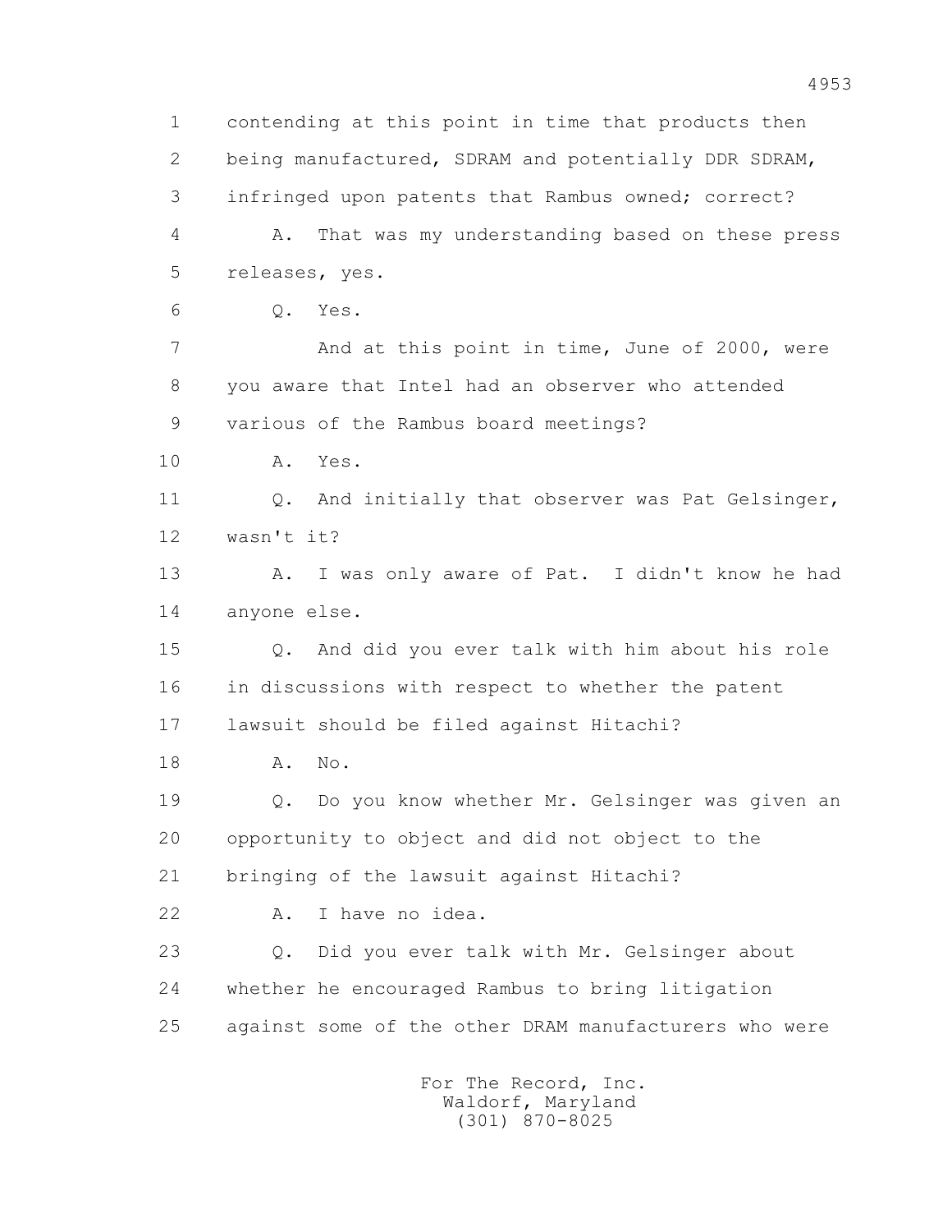1 contending at this point in time that products then
2 being manufactured, SDRAM and potentially DDR SDRAM,
3 infringed upon patents that Rambus owned; correct?
4 A. That was my understanding based on these press
5 releases, yes.
6 Q. Yes.
7 And at this point in time, June of 2000, were
8 you aware that Intel had an observer who attended
9 various of the Rambus board meetings?
10 A. Yes.
11 Q. And initially that observer was Pat Gelsinger,
12 wasn't it?
13 A. I was only aware of Pat. I didn't know he had
14 anyone else.
15 Q. And did you ever talk with him about his role
16 in discussions with respect to whether the patent
17 lawsuit should be filed against Hitachi?
18 A. No.
19 Q. Do you know whether Mr. Gelsinger was given an
20 opportunity to object and did not object to the
21 bringing of the lawsuit against Hitachi?
22 A. I have no idea.
23 Q. Did you ever talk with Mr. Gelsinger about
24 whether he encouraged Rambus to bring litigation
25 against some of the other DRAM manufacturers who were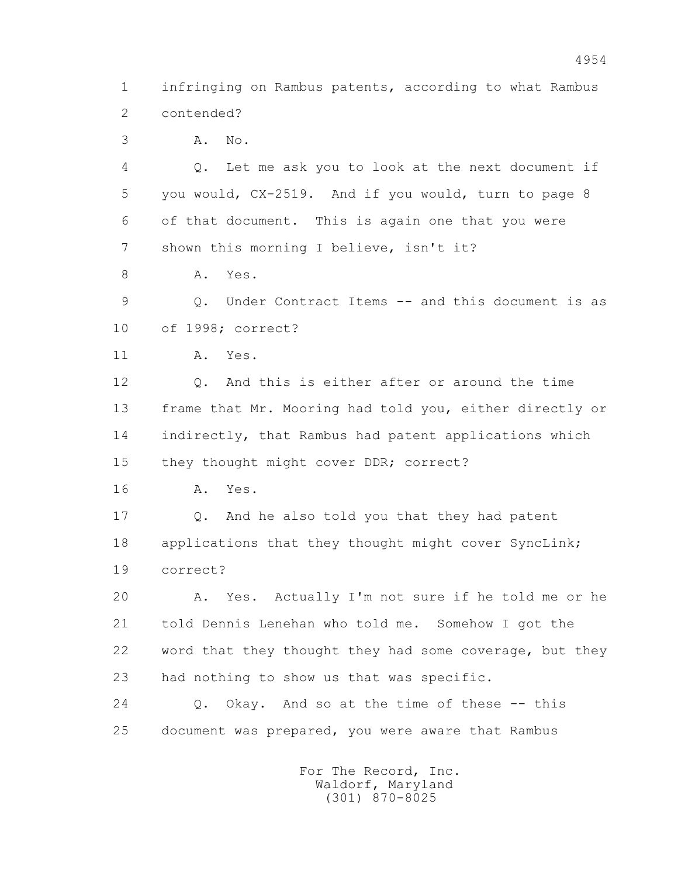1 infringing on Rambus patents, according to what Rambus
2 contended?
3 A. No.
4 Q. Let me ask you to look at the next document if
5 you would, CX-2519. And if you would, turn to page 8
6 of that document. This is again one that you were
7 shown this morning I believe, isn't it?
8 A. Yes.
9 Q. Under Contract Items -- and this document is as
10 of 1998; correct?
11 A. Yes.
12 Q. And this is either after or around the time
13 frame that Mr. Mooring had told you, either directly or
14 indirectly, that Rambus had patent applications which
15 they thought might cover DDR; correct?
16 A. Yes.
17 Q. And he also told you that they had patent
18 applications that they thought might cover SyncLink;
19 correct?
20 A. Yes. Actually I'm not sure if he told me or he
21 told Dennis Lenehan who told me. Somehow I got the
22 word that they thought they had some coverage, but they
23 had nothing to show us that was specific.
24 Q. Okay. And so at the time of these -- this
25 document was prepared, you were aware that Rambus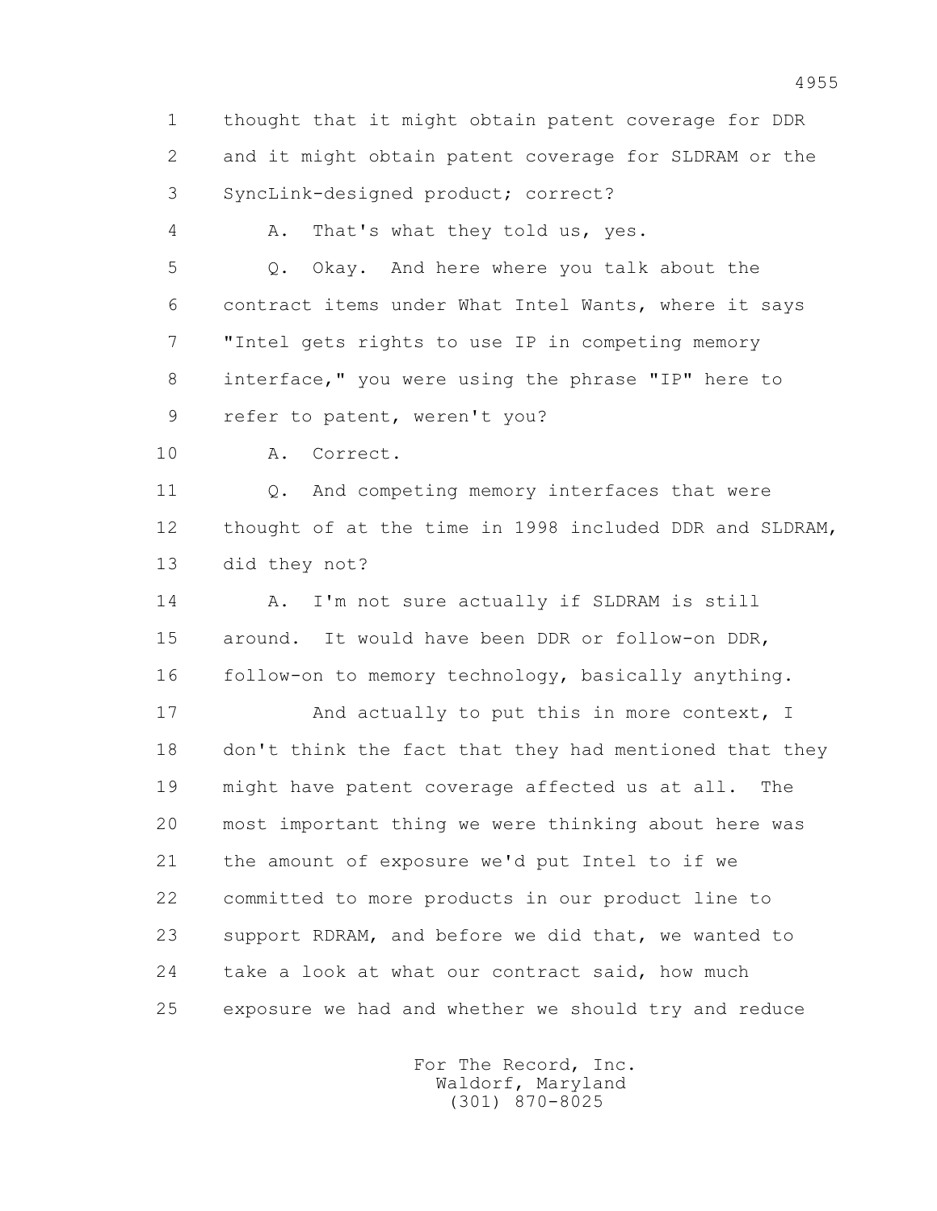1 thought that it might obtain patent coverage for DDR
2 and it might obtain patent coverage for SLDRAM or the
3 SyncLink-designed product; correct?

4 A. That's what they told us, yes.

5 Q. Okay. And here where you talk about the
6 contract items under What Intel Wants, where it says
7 "Intel gets rights to use IP in competing memory
8 interface," you were using the phrase "IP" here to
9 refer to patent, weren't you?

10 A. Correct.

11 Q. And competing memory interfaces that were
12 thought of at the time in 1998 included DDR and SLDRAM,
13 did they not?

14 A. I'm not sure actually if SLDRAM is still
15 around. It would have been DDR or follow-on DDR,
16 follow-on to memory technology, basically anything.

17 And actually to put this in more context, I
18 don't think the fact that they had mentioned that they
19 might have patent coverage affected us at all. The
20 most important thing we were thinking about here was
21 the amount of exposure we'd put Intel to if we
22 committed to more products in our product line to
23 support RDRAM, and before we did that, we wanted to
24 take a look at what our contract said, how much
25 exposure we had and whether we should try and reduce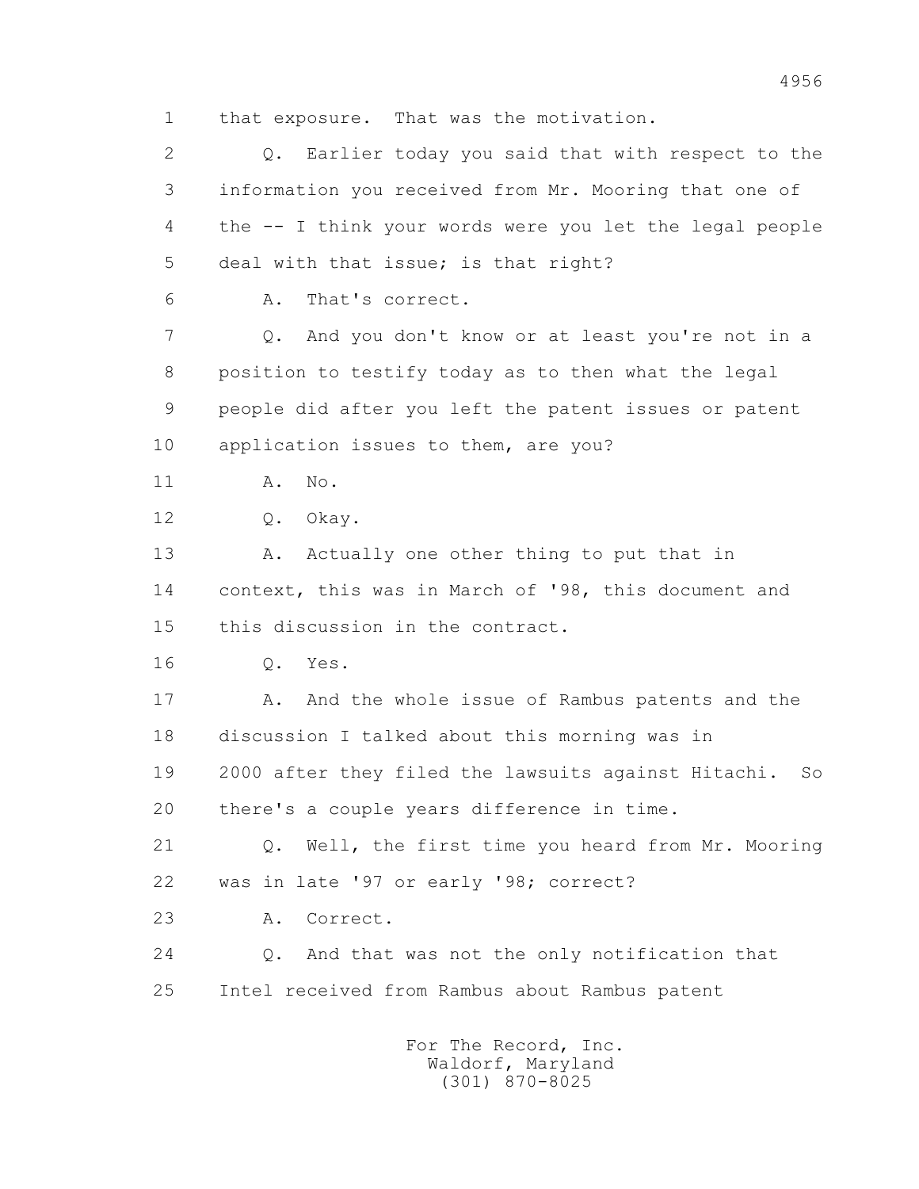1 that exposure. That was the motivation.

2 Q. Earlier today you said that with respect to the

3 information you received from Mr. Mooring that one of

4 the -- I think your words were you let the legal people

5 deal with that issue; is that right?

6 A. That's correct.

7 Q. And you don't know or at least you're not in a

8 position to testify today as to then what the legal

9 people did after you left the patent issues or patent

10 application issues to them, are you?

11 A. No.

12 Q. Okay.

13 A. Actually one other thing to put that in

14 context, this was in March of '98, this document and

15 this discussion in the contract.

16 Q. Yes.

17 A. And the whole issue of Rambus patents and the

18 discussion I talked about this morning was in

19 2000 after they filed the lawsuits against Hitachi. So

20 there's a couple years difference in time.

21 Q. Well, the first time you heard from Mr. Mooring

22 was in late '97 or early '98; correct?

23 A. Correct.

24 Q. And that was not the only notification that

25 Intel received from Rambus about Rambus patent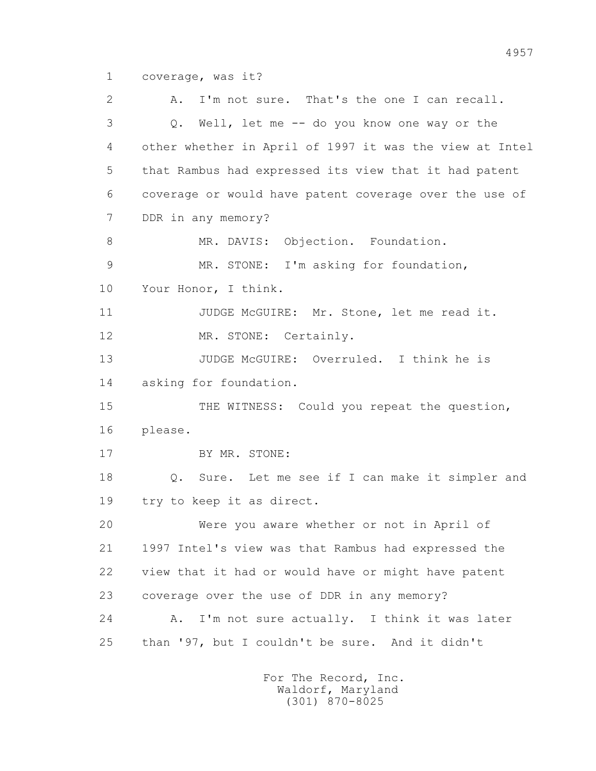1 coverage, was it?

2 A. I'm not sure. That's the one I can recall.

3 Q. Well, let me -- do you know one way or the

4 other whether in April of 1997 it was the view at Intel

5 that Rambus had expressed its view that it had patent

6 coverage or would have patent coverage over the use of

7 DDR in any memory?

8 MR. DAVIS: Objection. Foundation.

9 MR. STONE: I'm asking for foundation,

10 Your Honor, I think.

11 JUDGE McGUIRE: Mr. Stone, let me read it.

12 MR. STONE: Certainly.

13 JUDGE McGUIRE: Overruled. I think he is

14 asking for foundation.

15 THE WITNESS: Could you repeat the question,

16 please.

17 BY MR. STONE:

18 Q. Sure. Let me see if I can make it simpler and

19 try to keep it as direct.

20 Were you aware whether or not in April of

21 1997 Intel's view was that Rambus had expressed the

22 view that it had or would have or might have patent

23 coverage over the use of DDR in any memory?

24 A. I'm not sure actually. I think it was later

25 than '97, but I couldn't be sure. And it didn't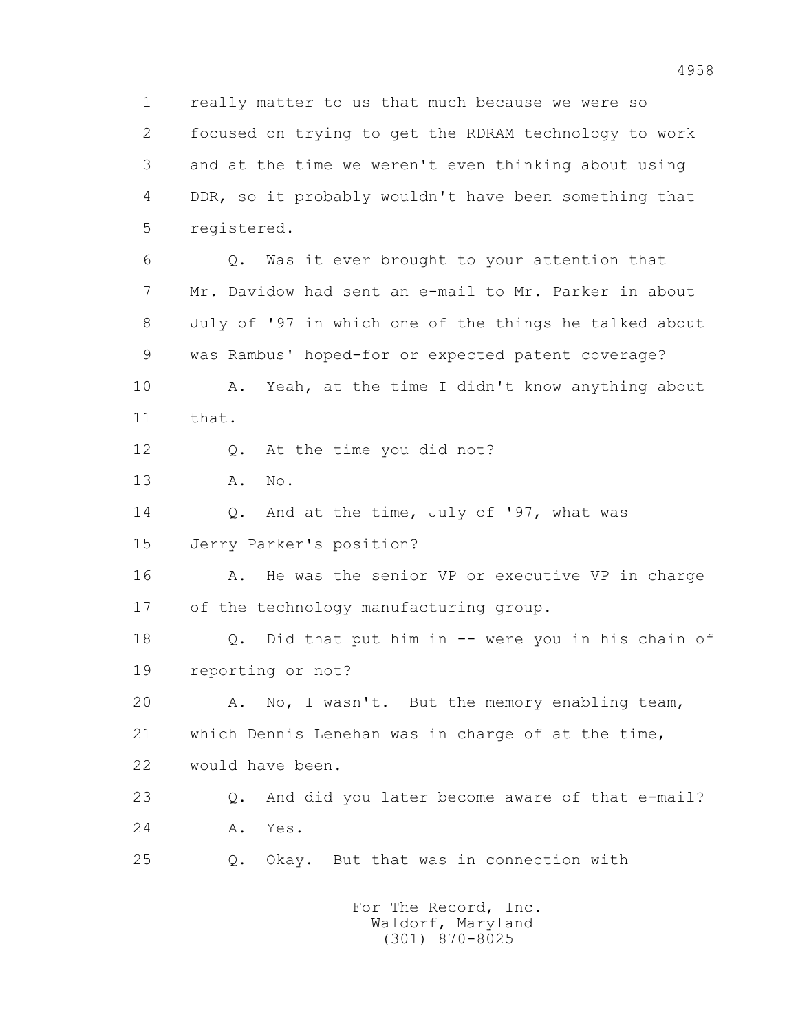really matter to us that much because we were so focused on trying to get the RDRAM technology to work and at the time we weren't even thinking about using DDR, so it probably wouldn't have been something that registered.

Q. Was it ever brought to your attention that Mr. Davidow had sent an e-mail to Mr. Parker in about July of '97 in which one of the things he talked about was Rambus' hoped-for or expected patent coverage?

A. Yeah, at the time I didn't know anything about that.

Q. At the time you did not?

A. No.

Q. And at the time, July of '97, what was Jerry Parker's position?

A. He was the senior VP or executive VP in charge of the technology manufacturing group.

Q. Did that put him in -- were you in his chain of reporting or not?

A. No, I wasn't. But the memory enabling team, which Dennis Lenehan was in charge of at the time, would have been.

Q. And did you later become aware of that e-mail?

A. Yes.

Q. Okay. But that was in connection with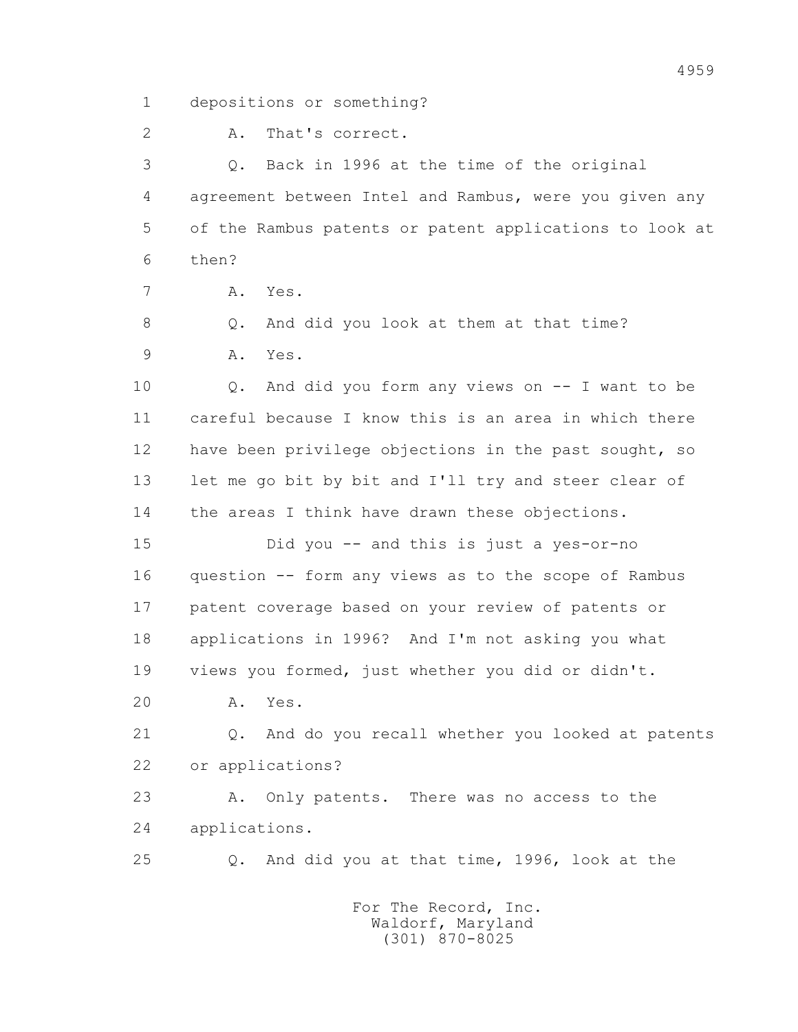1 depositions or something?

2 A. That's correct.

3 Q. Back in 1996 at the time of the original

4 agreement between Intel and Rambus, were you given any

5 of the Rambus patents or patent applications to look at

6 then?

7 A. Yes.

8 Q. And did you look at them at that time?

9 A. Yes.

10 Q. And did you form any views on -- I want to be

11 careful because I know this is an area in which there

12 have been privilege objections in the past sought, so

13 let me go bit by bit and I'll try and steer clear of

14 the areas I think have drawn these objections.

15 Did you -- and this is just a yes-or-no

16 question -- form any views as to the scope of Rambus

17 patent coverage based on your review of patents or

18 applications in 1996? And I'm not asking you what

19 views you formed, just whether you did or didn't.

20 A. Yes.

21 Q. And do you recall whether you looked at patents

22 or applications?

23 A. Only patents. There was no access to the

24 applications.

25 Q. And did you at that time, 1996, look at the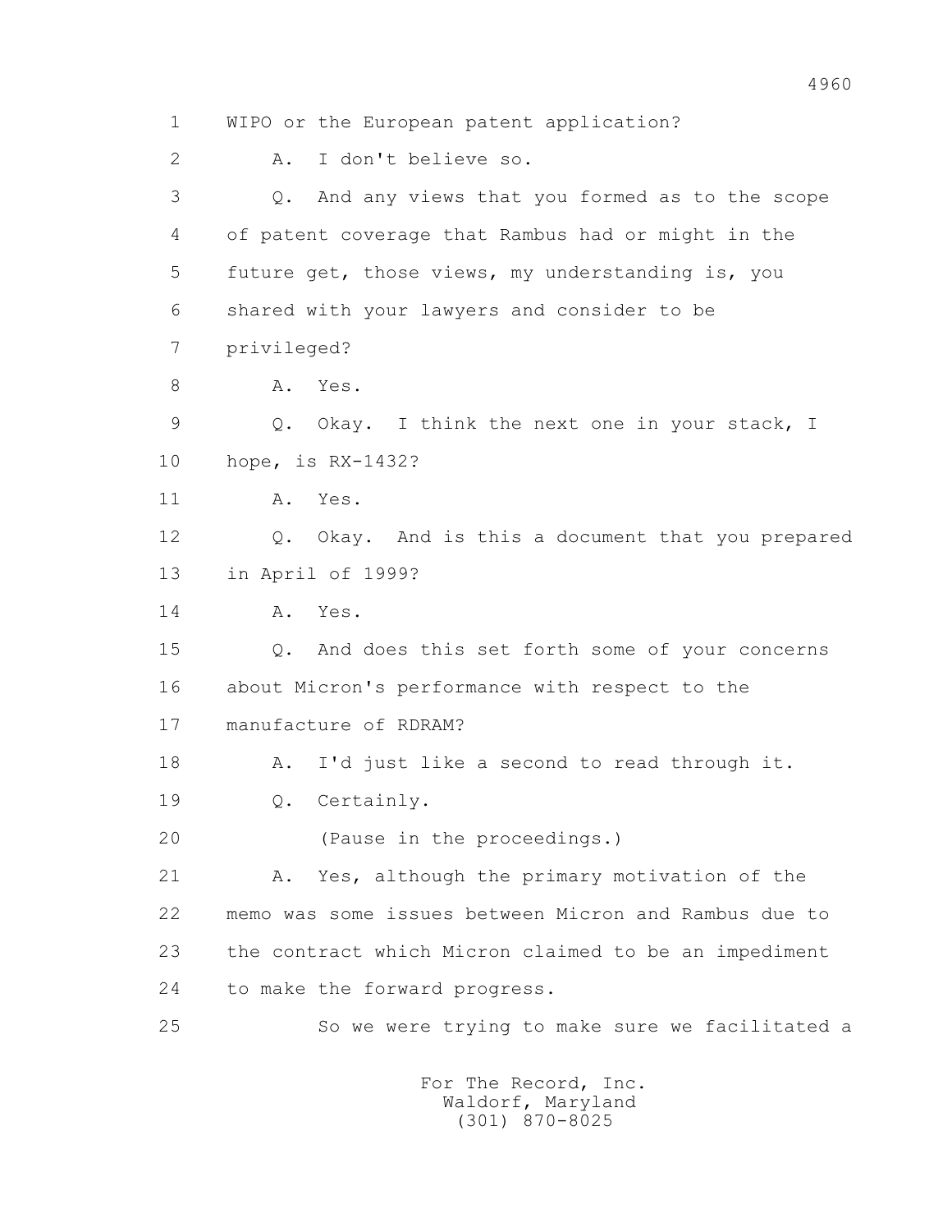1 WIPO or the European patent application?

2 A. I don't believe so.

3 Q. And any views that you formed as to the scope

4 of patent coverage that Rambus had or might in the

5 future get, those views, my understanding is, you

6 shared with your lawyers and consider to be

7 privileged?

8 A. Yes.

9 Q. Okay. I think the next one in your stack, I

10 hope, is RX-1432?

11 A. Yes.

12 Q. Okay. And is this a document that you prepared

13 in April of 1999?

14 A. Yes.

15 Q. And does this set forth some of your concerns

16 about Micron's performance with respect to the

17 manufacture of RDRAM?

18 A. I'd just like a second to read through it.

19 Q. Certainly.

20 (Pause in the proceedings.)

21 A. Yes, although the primary motivation of the

22 memo was some issues between Micron and Rambus due to

23 the contract which Micron claimed to be an impediment

24 to make the forward progress.

25 So we were trying to make sure we facilitated a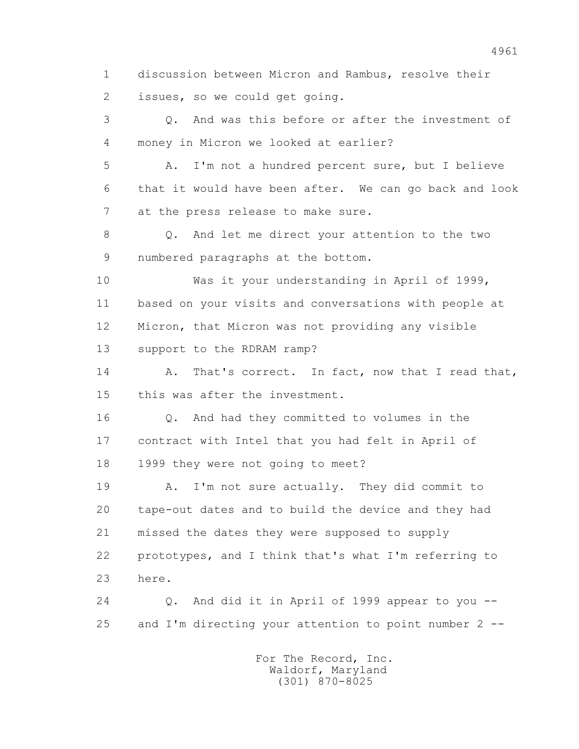1 discussion between Micron and Rambus, resolve their
2 issues, so we could get going.

3 Q. And was this before or after the investment of
4 money in Micron we looked at earlier?

5 A. I'm not a hundred percent sure, but I believe
6 that it would have been after. We can go back and look
7 at the press release to make sure.

8 Q. And let me direct your attention to the two
9 numbered paragraphs at the bottom.

10 Was it your understanding in April of 1999,
11 based on your visits and conversations with people at
12 Micron, that Micron was not providing any visible
13 support to the RDRAM ramp?

14 A. That's correct. In fact, now that I read that,
15 this was after the investment.

16 Q. And had they committed to volumes in the
17 contract with Intel that you had felt in April of
18 1999 they were not going to meet?

19 A. I'm not sure actually. They did commit to
20 tape-out dates and to build the device and they had
21 missed the dates they were supposed to supply
22 prototypes, and I think that's what I'm referring to
23 here.

24 Q. And did it in April of 1999 appear to you --
25 and I'm directing your attention to point number 2 --

For The Record, Inc.
Waldorf, Maryland
(301) 870-8025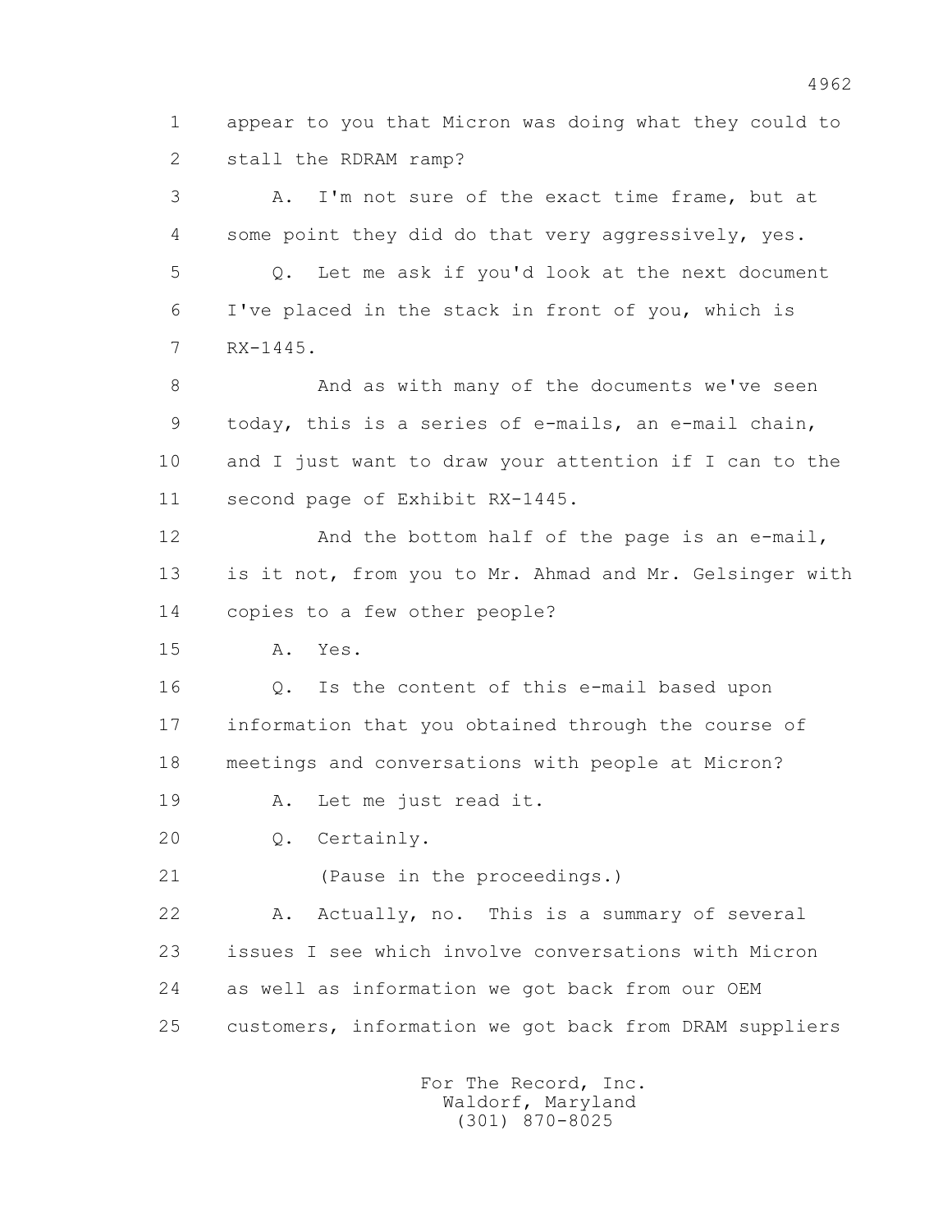1 appear to you that Micron was doing what they could to
2 stall the RDRAM ramp?

3 A. I'm not sure of the exact time frame, but at
4 some point they did do that very aggressively, yes.

5 Q. Let me ask if you'd look at the next document
6 I've placed in the stack in front of you, which is
7 RX-1445.

8 And as with many of the documents we've seen
9 today, this is a series of e-mails, an e-mail chain,
10 and I just want to draw your attention if I can to the
11 second page of Exhibit RX-1445.

12 And the bottom half of the page is an e-mail,
13 is it not, from you to Mr. Ahmad and Mr. Gelsinger with
14 copies to a few other people?

15 A. Yes.

16 Q. Is the content of this e-mail based upon
17 information that you obtained through the course of
18 meetings and conversations with people at Micron?

19 A. Let me just read it.

20 Q. Certainly.

21 (Pause in the proceedings.)

22 A. Actually, no. This is a summary of several
23 issues I see which involve conversations with Micron
24 as well as information we got back from our OEM
25 customers, information we got back from DRAM suppliers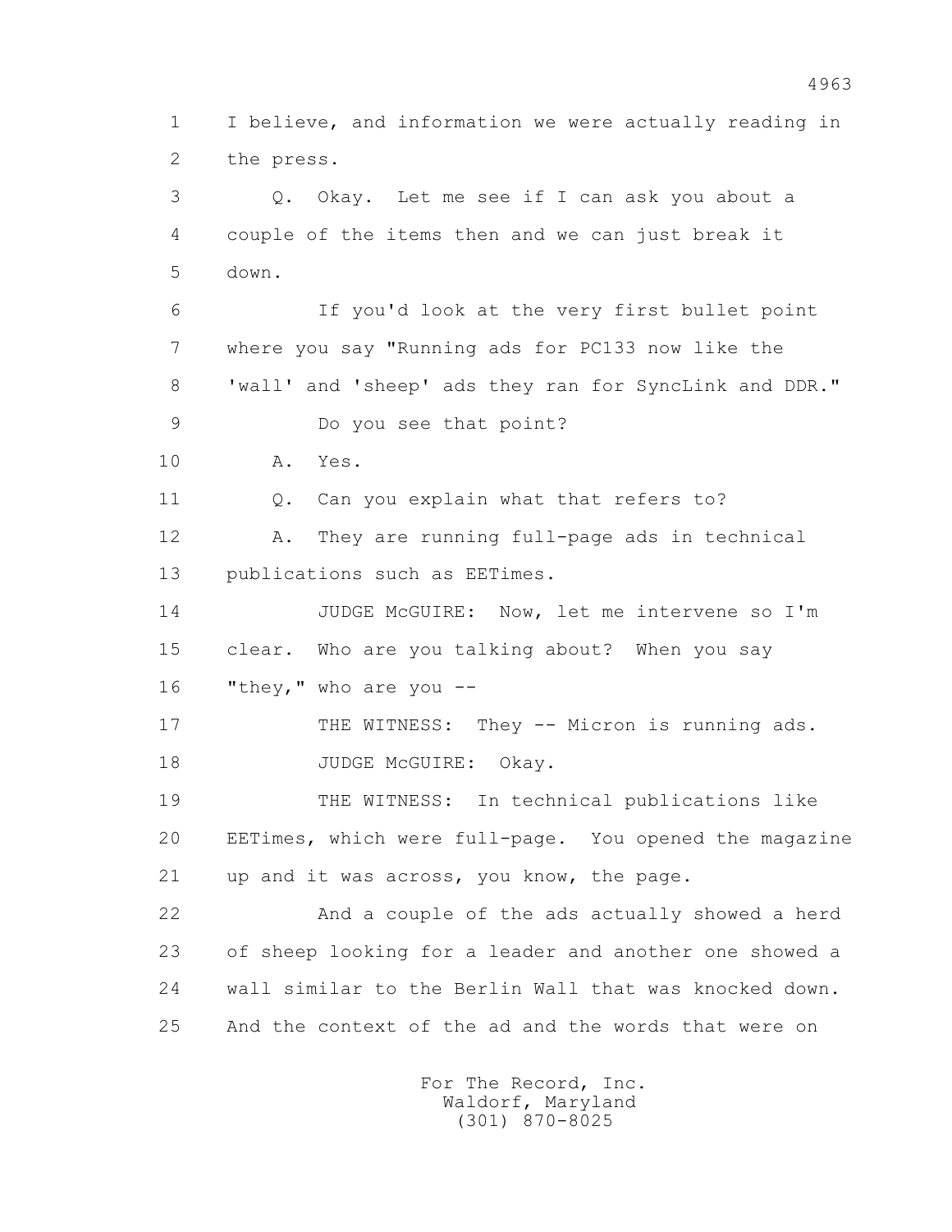1 I believe, and information we were actually reading in
2 the press.

3 Q. Okay. Let me see if I can ask you about a
4 couple of the items then and we can just break it
5 down.

6 If you'd look at the very first bullet point
7 where you say "Running ads for PC133 now like the
8 'wall' and 'sheep' ads they ran for SyncLink and DDR."

9 Do you see that point?

10 A. Yes.

11 Q. Can you explain what that refers to?

12 A. They are running full-page ads in technical
13 publications such as EETimes.

14 JUDGE McGUIRE: Now, let me intervene so I'm
15 clear. Who are you talking about? When you say
16 "they," who are you --

17 THE WITNESS: They -- Micron is running ads.

18 JUDGE McGUIRE: Okay.

19 THE WITNESS: In technical publications like
20 EETimes, which were full-page. You opened the magazine
21 up and it was across, you know, the page.

22 And a couple of the ads actually showed a herd
23 of sheep looking for a leader and another one showed a
24 wall similar to the Berlin Wall that was knocked down.
25 And the context of the ad and the words that were on

For The Record, Inc.
Waldorf, Maryland
(301) 870-8025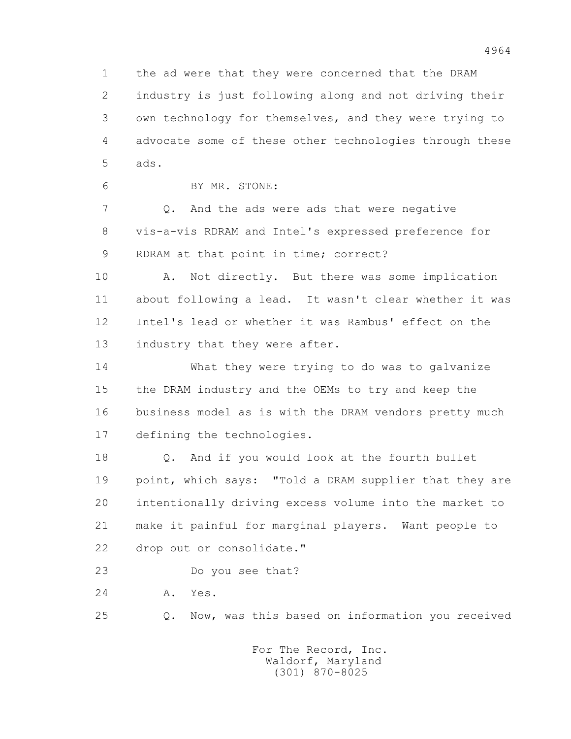1 the ad were that they were concerned that the DRAM
2 industry is just following along and not driving their
3 own technology for themselves, and they were trying to
4 advocate some of these other technologies through these
5 ads.

6 BY MR. STONE:

7 Q. And the ads were ads that were negative
8 vis-a-vis RDRAM and Intel's expressed preference for
9 RDRAM at that point in time; correct?

10 A. Not directly. But there was some implication
11 about following a lead. It wasn't clear whether it was
12 Intel's lead or whether it was Rambus' effect on the
13 industry that they were after.

14 What they were trying to do was to galvanize
15 the DRAM industry and the OEMs to try and keep the
16 business model as is with the DRAM vendors pretty much
17 defining the technologies.

18 Q. And if you would look at the fourth bullet
19 point, which says: "Told a DRAM supplier that they are
20 intentionally driving excess volume into the market to
21 make it painful for marginal players. Want people to
22 drop out or consolidate."

23 Do you see that?

24 A. Yes.

25 Q. Now, was this based on information you received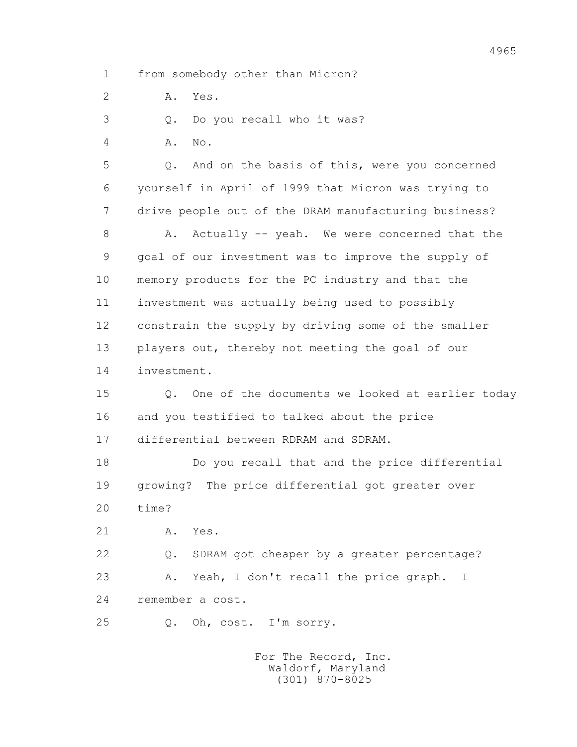1 from somebody other than Micron?

2 A. Yes.

3 Q. Do you recall who it was?

4 A. No.

5 Q. And on the basis of this, were you concerned

6 yourself in April of 1999 that Micron was trying to

7 drive people out of the DRAM manufacturing business?

8 A. Actually -- yeah. We were concerned that the

9 goal of our investment was to improve the supply of

10 memory products for the PC industry and that the

11 investment was actually being used to possibly

12 constrain the supply by driving some of the smaller

13 players out, thereby not meeting the goal of our

14 investment.

15 Q. One of the documents we looked at earlier today

16 and you testified to talked about the price

17 differential between RDRAM and SDRAM.

18 Do you recall that and the price differential

19 growing? The price differential got greater over

20 time?

21 A. Yes.

22 Q. SDRAM got cheaper by a greater percentage?

23 A. Yeah, I don't recall the price graph. I

24 remember a cost.

25 Q. Oh, cost. I'm sorry.

For The Record, Inc.
Waldorf, Maryland
(301) 870-8025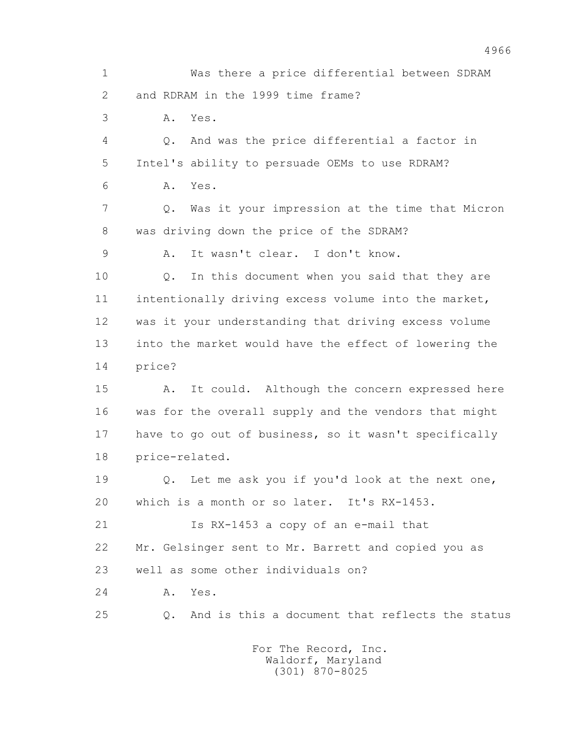1 Was there a price differential between SDRAM
2 and RDRAM in the 1999 time frame?
3 A. Yes.
4 Q. And was the price differential a factor in
5 Intel's ability to persuade OEMs to use RDRAM?
6 A. Yes.
7 Q. Was it your impression at the time that Micron
8 was driving down the price of the SDRAM?
9 A. It wasn't clear. I don't know.
10 Q. In this document when you said that they are
11 intentionally driving excess volume into the market,
12 was it your understanding that driving excess volume
13 into the market would have the effect of lowering the
14 price?
15 A. It could. Although the concern expressed here
16 was for the overall supply and the vendors that might
17 have to go out of business, so it wasn't specifically
18 price-related.
19 Q. Let me ask you if you'd look at the next one,
20 which is a month or so later. It's RX-1453.
21 Is RX-1453 a copy of an e-mail that
22 Mr. Gelsinger sent to Mr. Barrett and copied you as
23 well as some other individuals on?
24 A. Yes.
25 Q. And is this a document that reflects the status

For The Record, Inc.
Waldorf, Maryland
(301) 870-8025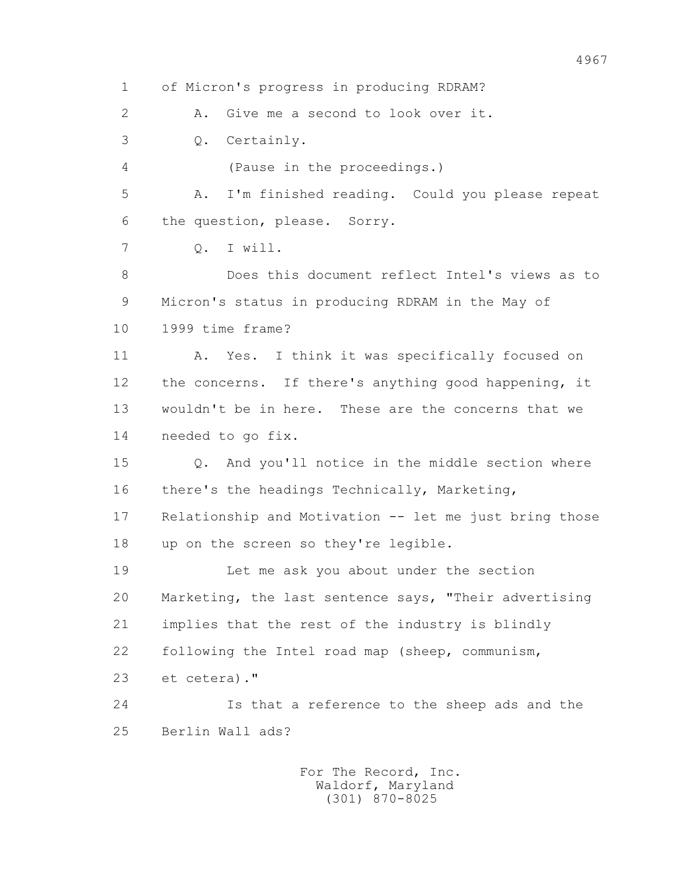1 of Micron's progress in producing RDRAM?

2 A. Give me a second to look over it.

3 Q. Certainly.

4 (Pause in the proceedings.)

5 A. I'm finished reading. Could you please repeat

6 the question, please. Sorry.

7 Q. I will.

8 Does this document reflect Intel's views as to

9 Micron's status in producing RDRAM in the May of

10 1999 time frame?

11 A. Yes. I think it was specifically focused on

12 the concerns. If there's anything good happening, it

13 wouldn't be in here. These are the concerns that we

14 needed to go fix.

15 Q. And you'll notice in the middle section where

16 there's the headings Technically, Marketing,

17 Relationship and Motivation -- let me just bring those

18 up on the screen so they're legible.

19 Let me ask you about under the section

20 Marketing, the last sentence says, "Their advertising

21 implies that the rest of the industry is blindly

22 following the Intel road map (sheep, communism,

23 et cetera)."

24 Is that a reference to the sheep ads and the

25 Berlin Wall ads?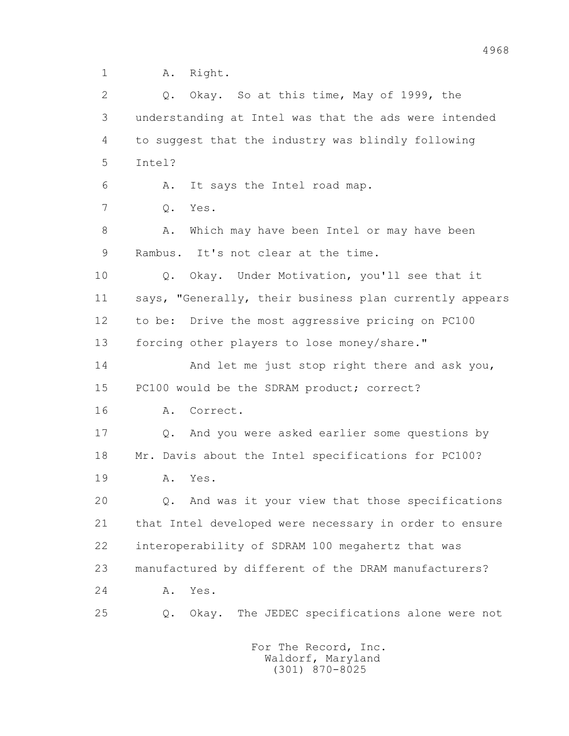1 A. Right.

2 Q. Okay. So at this time, May of 1999, the

3 understanding at Intel was that the ads were intended

4 to suggest that the industry was blindly following

5 Intel?

6 A. It says the Intel road map.

7 Q. Yes.

8 A. Which may have been Intel or may have been

9 Rambus. It's not clear at the time.

10 Q. Okay. Under Motivation, you'll see that it

11 says, "Generally, their business plan currently appears

12 to be: Drive the most aggressive pricing on PC100

13 forcing other players to lose money/share."

14 And let me just stop right there and ask you,

15 PC100 would be the SDRAM product; correct?

16 A. Correct.

17 Q. And you were asked earlier some questions by

18 Mr. Davis about the Intel specifications for PC100?

19 A. Yes.

20 Q. And was it your view that those specifications

21 that Intel developed were necessary in order to ensure

22 interoperability of SDRAM 100 megahertz that was

23 manufactured by different of the DRAM manufacturers?

24 A. Yes.

25 Q. Okay. The JEDEC specifications alone were not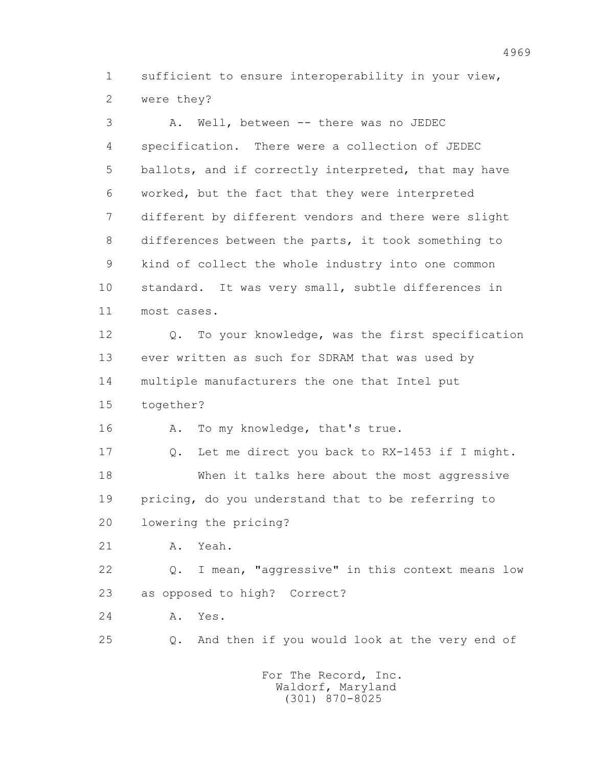1 sufficient to ensure interoperability in your view,
2 were they?

3 A. Well, between -- there was no JEDEC
4 specification. There were a collection of JEDEC
5 ballots, and if correctly interpreted, that may have
6 worked, but the fact that they were interpreted
7 different by different vendors and there were slight
8 differences between the parts, it took something to
9 kind of collect the whole industry into one common
10 standard. It was very small, subtle differences in
11 most cases.

12 Q. To your knowledge, was the first specification
13 ever written as such for SDRAM that was used by
14 multiple manufacturers the one that Intel put
15 together?

16 A. To my knowledge, that's true.

17 Q. Let me direct you back to RX-1453 if I might.

18 When it talks here about the most aggressive
19 pricing, do you understand that to be referring to
20 lowering the pricing?

21 A. Yeah.

22 Q. I mean, "aggressive" in this context means low
23 as opposed to high? Correct?

24 A. Yes.

25 Q. And then if you would look at the very end of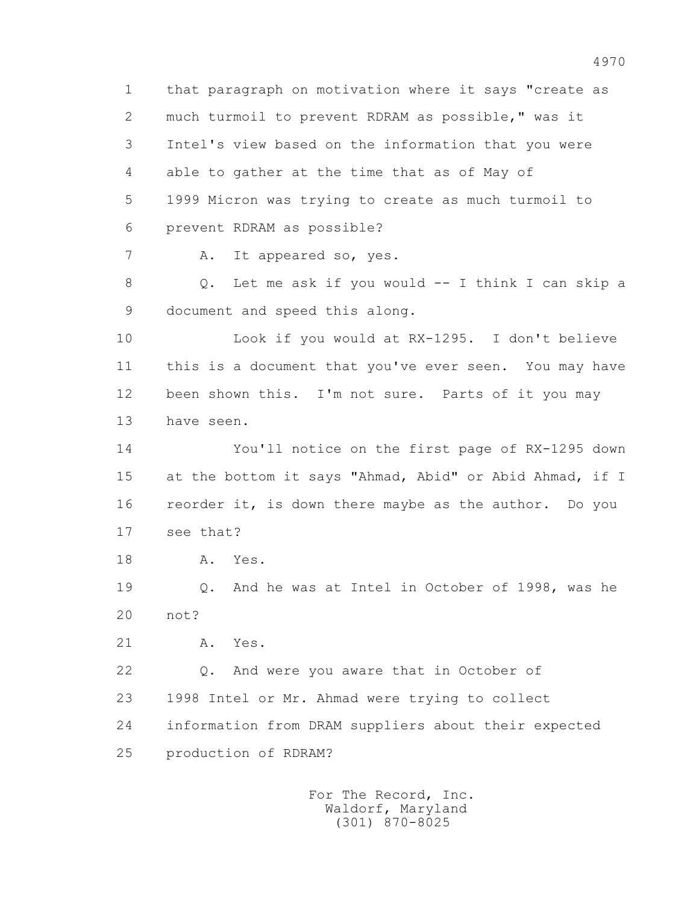1 that paragraph on motivation where it says "create as
2 much turmoil to prevent RDRAM as possible," was it
3 Intel's view based on the information that you were
4 able to gather at the time that as of May of
5 1999 Micron was trying to create as much turmoil to
6 prevent RDRAM as possible?

7 A. It appeared so, yes.

8 Q. Let me ask if you would -- I think I can skip a
9 document and speed this along.

10 Look if you would at RX-1295. I don't believe
11 this is a document that you've ever seen. You may have
12 been shown this. I'm not sure. Parts of it you may
13 have seen.

14 You'll notice on the first page of RX-1295 down
15 at the bottom it says "Ahmad, Abid" or Abid Ahmad, if I
16 reorder it, is down there maybe as the author. Do you
17 see that?

18 A. Yes.

19 Q. And he was at Intel in October of 1998, was he
20 not?

21 A. Yes.

22 Q. And were you aware that in October of
23 1998 Intel or Mr. Ahmad were trying to collect
24 information from DRAM suppliers about their expected
25 production of RDRAM?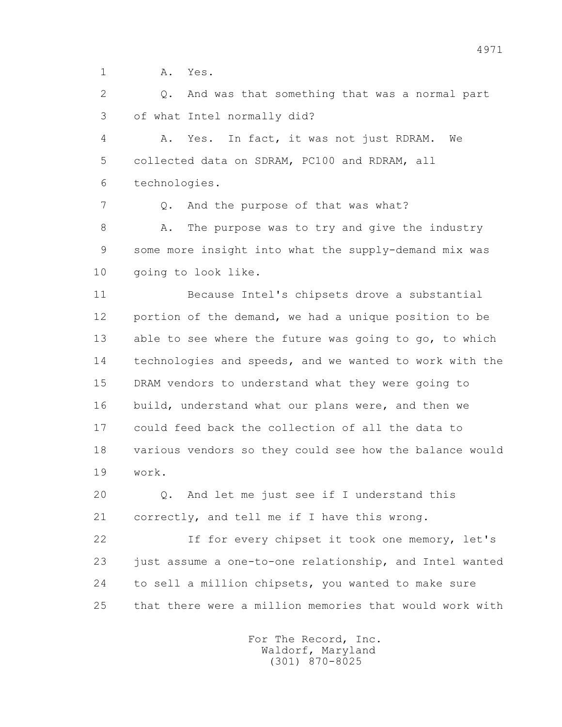1 A. Yes.

2 Q. And was that something that was a normal part
3 of what Intel normally did?

4 A. Yes. In fact, it was not just RDRAM. We
5 collected data on SDRAM, PC100 and RDRAM, all
6 technologies.

7 Q. And the purpose of that was what?

8 A. The purpose was to try and give the industry
9 some more insight into what the supply-demand mix was
10 going to look like.

11 Because Intel's chipsets drove a substantial
12 portion of the demand, we had a unique position to be
13 able to see where the future was going to go, to which
14 technologies and speeds, and we wanted to work with the
15 DRAM vendors to understand what they were going to
16 build, understand what our plans were, and then we
17 could feed back the collection of all the data to
18 various vendors so they could see how the balance would
19 work.

20 Q. And let me just see if I understand this
21 correctly, and tell me if I have this wrong.

22 If for every chipset it took one memory, let's
23 just assume a one-to-one relationship, and Intel wanted
24 to sell a million chipsets, you wanted to make sure
25 that there were a million memories that would work with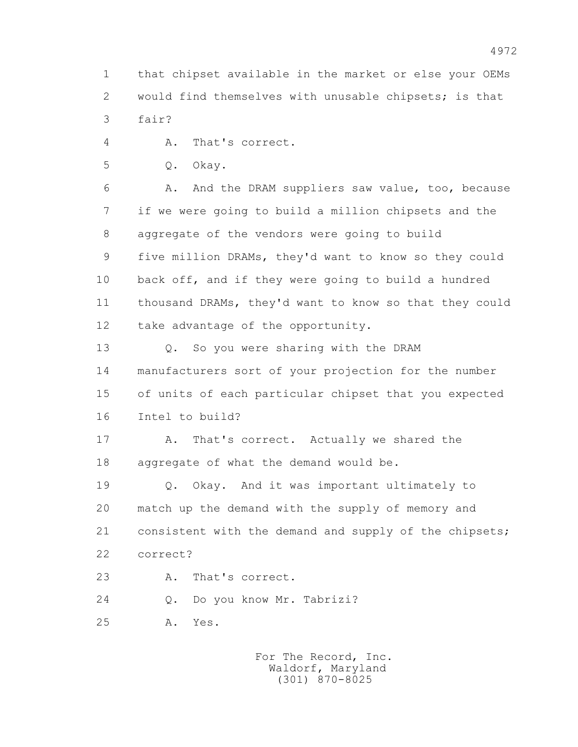1 that chipset available in the market or else your OEMs
2 would find themselves with unusable chipsets; is that
3 fair?

4 A. That's correct.

5 Q. Okay.

6 A. And the DRAM suppliers saw value, too, because
7 if we were going to build a million chipsets and the
8 aggregate of the vendors were going to build
9 five million DRAMs, they'd want to know so they could
10 back off, and if they were going to build a hundred
11 thousand DRAMs, they'd want to know so that they could
12 take advantage of the opportunity.

13 Q. So you were sharing with the DRAM
14 manufacturers sort of your projection for the number
15 of units of each particular chipset that you expected
16 Intel to build?

17 A. That's correct. Actually we shared the
18 aggregate of what the demand would be.

19 Q. Okay. And it was important ultimately to
20 match up the demand with the supply of memory and
21 consistent with the demand and supply of the chipsets;
22 correct?

23 A. That's correct.

24 Q. Do you know Mr. Tabrizi?

25 A. Yes.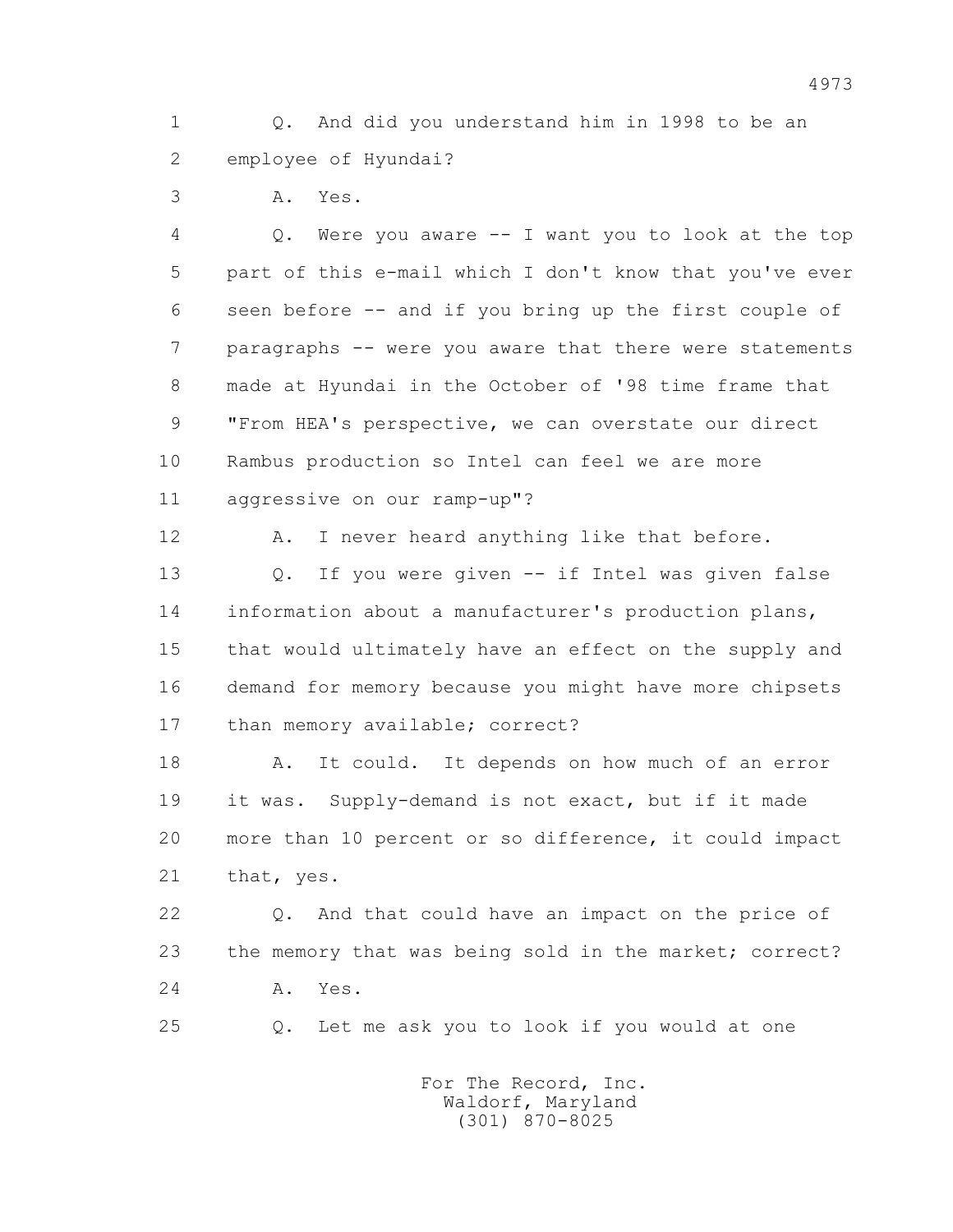1 Q. And did you understand him in 1998 to be an
2 employee of Hyundai?
3 A. Yes.
4 Q. Were you aware -- I want you to look at the top
5 part of this e-mail which I don't know that you've ever
6 seen before -- and if you bring up the first couple of
7 paragraphs -- were you aware that there were statements
8 made at Hyundai in the October of '98 time frame that
9 "From HEA's perspective, we can overstate our direct
10 Rambus production so Intel can feel we are more
11 aggressive on our ramp-up"?
12 A. I never heard anything like that before.
13 Q. If you were given -- if Intel was given false
14 information about a manufacturer's production plans,
15 that would ultimately have an effect on the supply and
16 demand for memory because you might have more chipsets
17 than memory available; correct?
18 A. It could. It depends on how much of an error
19 it was. Supply-demand is not exact, but if it made
20 more than 10 percent or so difference, it could impact
21 that, yes.
22 Q. And that could have an impact on the price of
23 the memory that was being sold in the market; correct?
24 A. Yes.
25 Q. Let me ask you to look if you would at one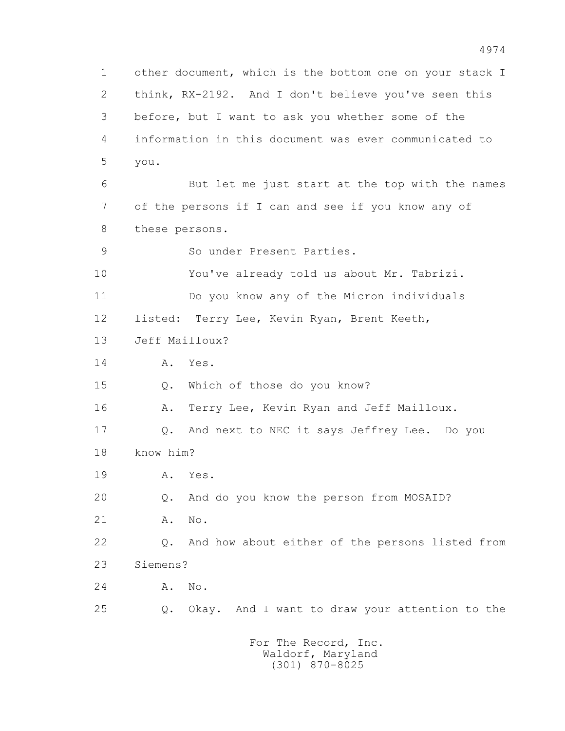1 other document, which is the bottom one on your stack I
2 think, RX-2192. And I don't believe you've seen this
3 before, but I want to ask you whether some of the
4 information in this document was ever communicated to
5 you.

6 But let me just start at the top with the names
7 of the persons if I can and see if you know any of
8 these persons.

9 So under Present Parties.

10 You've already told us about Mr. Tabrizi.

11 Do you know any of the Micron individuals
12 listed: Terry Lee, Kevin Ryan, Brent Keeth,
13 Jeff Mailloux?

14 A. Yes.

15 Q. Which of those do you know?

16 A. Terry Lee, Kevin Ryan and Jeff Mailloux.

17 Q. And next to NEC it says Jeffrey Lee. Do you
18 know him?

19 A. Yes.

20 Q. And do you know the person from MOSAID?

21 A. No.

22 Q. And how about either of the persons listed from
23 Siemens?

24 A. No.

25 Q. Okay. And I want to draw your attention to the

For The Record, Inc.
Waldorf, Maryland
(301) 870-8025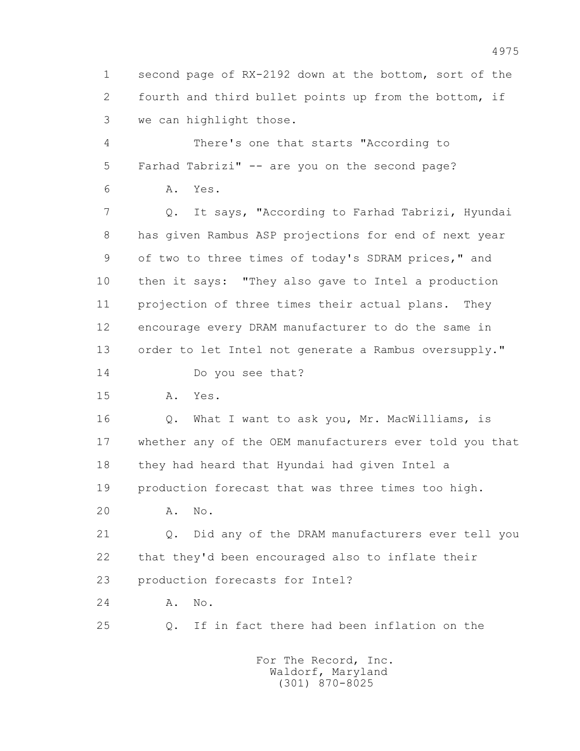1 second page of RX-2192 down at the bottom, sort of the
2 fourth and third bullet points up from the bottom, if
3 we can highlight those.

4 There's one that starts "According to
5 Farhad Tabrizi" -- are you on the second page?

6 A. Yes.

7 Q. It says, "According to Farhad Tabrizi, Hyundai
8 has given Rambus ASP projections for end of next year
9 of two to three times of today's SDRAM prices," and
10 then it says: "They also gave to Intel a production
11 projection of three times their actual plans. They
12 encourage every DRAM manufacturer to do the same in
13 order to let Intel not generate a Rambus oversupply."

14 Do you see that?

15 A. Yes.

16 Q. What I want to ask you, Mr. MacWilliams, is
17 whether any of the OEM manufacturers ever told you that
18 they had heard that Hyundai had given Intel a
19 production forecast that was three times too high.

20 A. No.

21 Q. Did any of the DRAM manufacturers ever tell you
22 that they'd been encouraged also to inflate their
23 production forecasts for Intel?

24 A. No.

25 Q. If in fact there had been inflation on the

For The Record, Inc.
Waldorf, Maryland
(301) 870-8025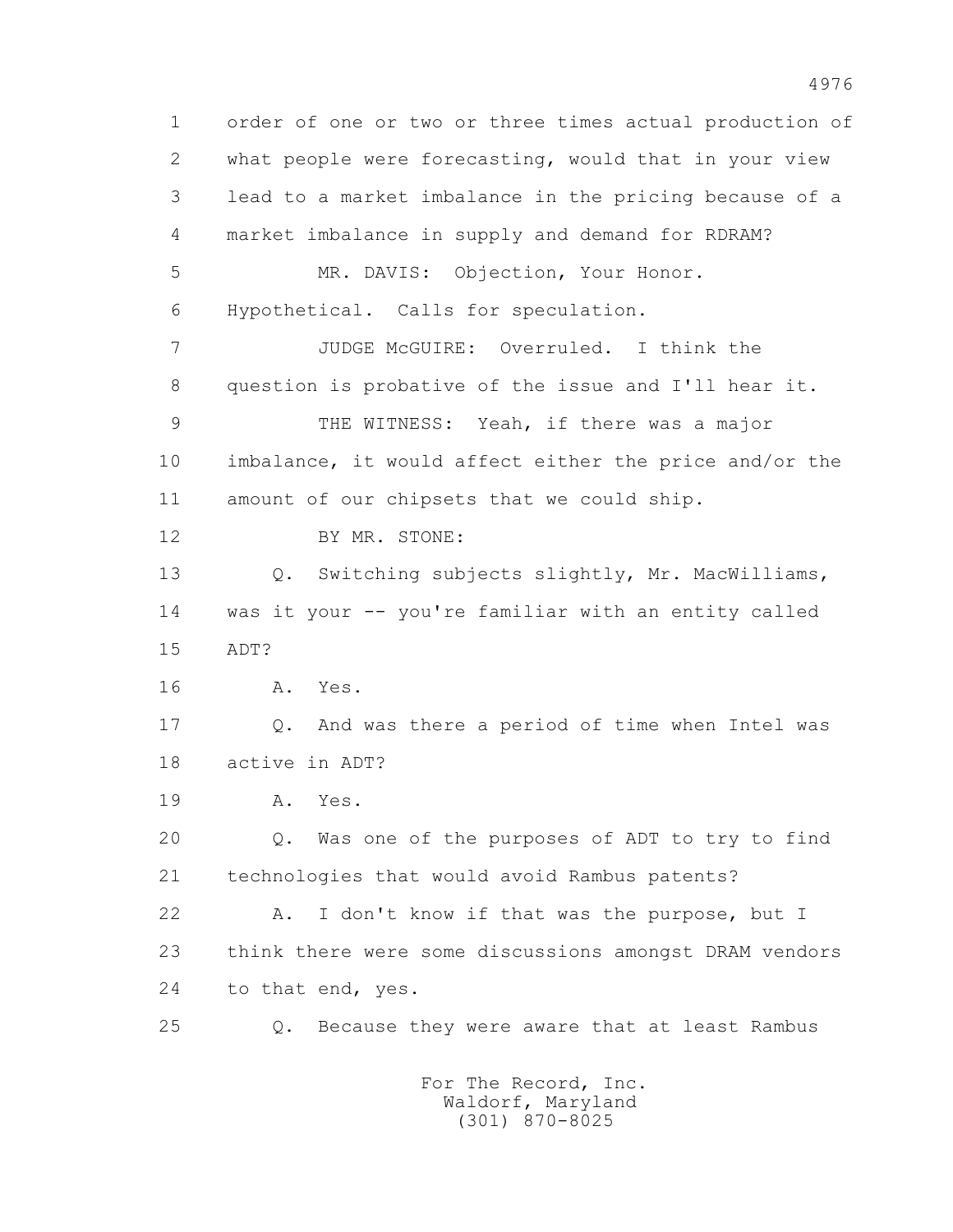order of one or two or three times actual production of what people were forecasting, would that in your view lead to a market imbalance in the pricing because of a market imbalance in supply and demand for RDRAM?

MR. DAVIS: Objection, Your Honor. Hypothetical. Calls for speculation.

JUDGE McGUIRE: Overruled. I think the question is probative of the issue and I'll hear it.

THE WITNESS: Yeah, if there was a major imbalance, it would affect either the price and/or the amount of our chipsets that we could ship.

BY MR. STONE:

Q. Switching subjects slightly, Mr. MacWilliams, was it your -- you're familiar with an entity called ADT?

A. Yes.

Q. And was there a period of time when Intel was active in ADT?

A. Yes.

Q. Was one of the purposes of ADT to try to find technologies that would avoid Rambus patents?

A. I don't know if that was the purpose, but I think there were some discussions amongst DRAM vendors to that end, yes.

Q. Because they were aware that at least Rambus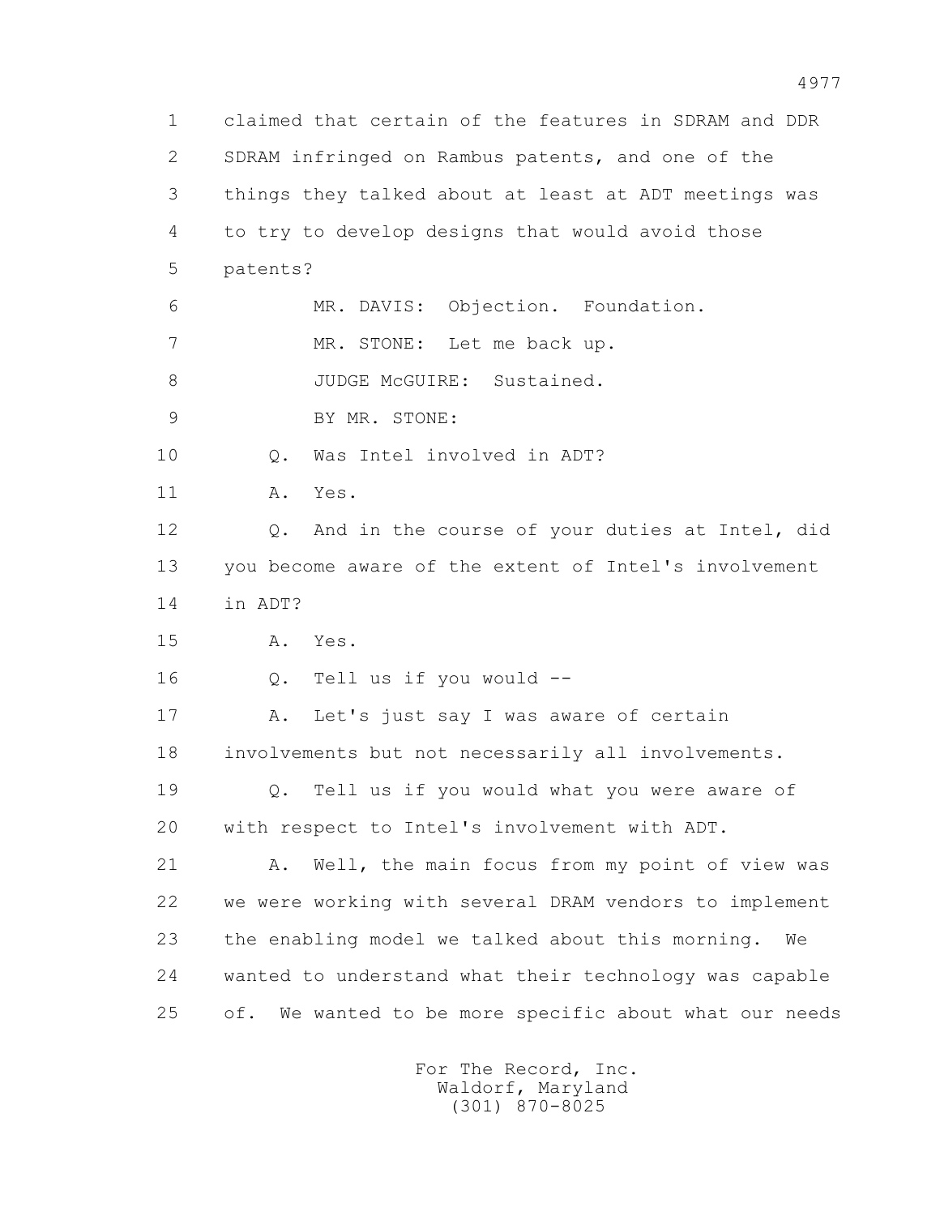1 claimed that certain of the features in SDRAM and DDR
2 SDRAM infringed on Rambus patents, and one of the
3 things they talked about at least at ADT meetings was
4 to try to develop designs that would avoid those
5 patents?

6 MR. DAVIS: Objection. Foundation.

7 MR. STONE: Let me back up.

8 JUDGE McGUIRE: Sustained.

9 BY MR. STONE:

10 Q. Was Intel involved in ADT?

11 A. Yes.

12 Q. And in the course of your duties at Intel, did
13 you become aware of the extent of Intel's involvement
14 in ADT?

15 A. Yes.

16 Q. Tell us if you would --

17 A. Let's just say I was aware of certain
18 involvements but not necessarily all involvements.

19 Q. Tell us if you would what you were aware of
20 with respect to Intel's involvement with ADT.

21 A. Well, the main focus from my point of view was
22 we were working with several DRAM vendors to implement
23 the enabling model we talked about this morning. We
24 wanted to understand what their technology was capable
25 of. We wanted to be more specific about what our needs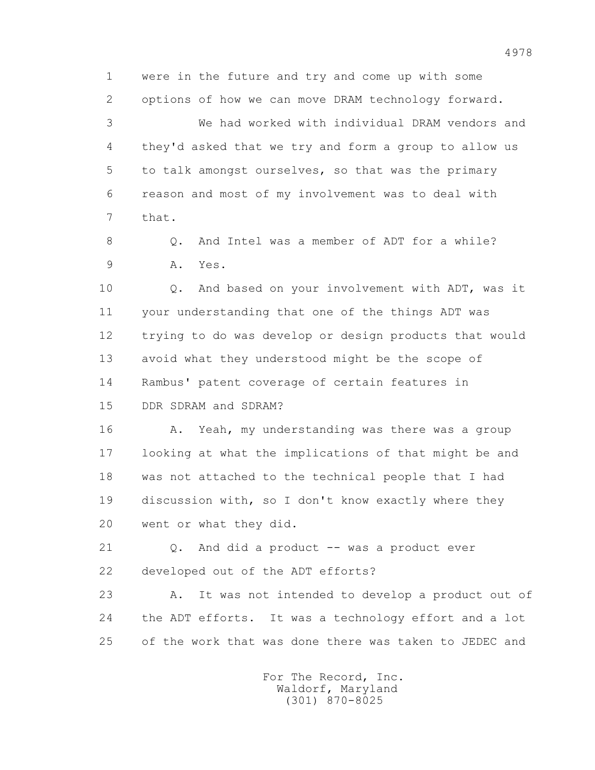were in the future and try and come up with some options of how we can move DRAM technology forward.

We had worked with individual DRAM vendors and they'd asked that we try and form a group to allow us to talk amongst ourselves, so that was the primary reason and most of my involvement was to deal with that.

Q. And Intel was a member of ADT for a while?

A. Yes.

Q. And based on your involvement with ADT, was it your understanding that one of the things ADT was trying to do was develop or design products that would avoid what they understood might be the scope of Rambus' patent coverage of certain features in DDR SDRAM and SDRAM?

A. Yeah, my understanding was there was a group looking at what the implications of that might be and was not attached to the technical people that I had discussion with, so I don't know exactly where they went or what they did.

Q. And did a product -- was a product ever developed out of the ADT efforts?

A. It was not intended to develop a product out of the ADT efforts. It was a technology effort and a lot of the work that was done there was taken to JEDEC and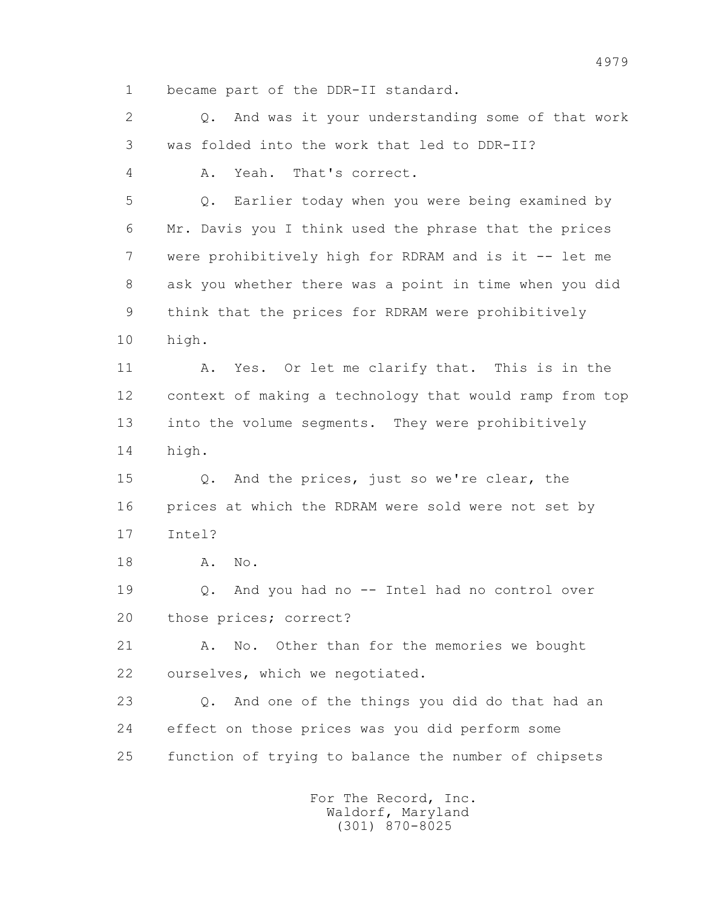1 became part of the DDR-II standard.

2 Q. And was it your understanding some of that work

3 was folded into the work that led to DDR-II?

4 A. Yeah. That's correct.

5 Q. Earlier today when you were being examined by

6 Mr. Davis you I think used the phrase that the prices

7 were prohibitively high for RDRAM and is it -- let me

8 ask you whether there was a point in time when you did

9 think that the prices for RDRAM were prohibitively

10 high.

11 A. Yes. Or let me clarify that. This is in the

12 context of making a technology that would ramp from top

13 into the volume segments. They were prohibitively

14 high.

15 Q. And the prices, just so we're clear, the

16 prices at which the RDRAM were sold were not set by

17 Intel?

18 A. No.

19 Q. And you had no -- Intel had no control over

20 those prices; correct?

21 A. No. Other than for the memories we bought

22 ourselves, which we negotiated.

23 Q. And one of the things you did do that had an

24 effect on those prices was you did perform some

25 function of trying to balance the number of chipsets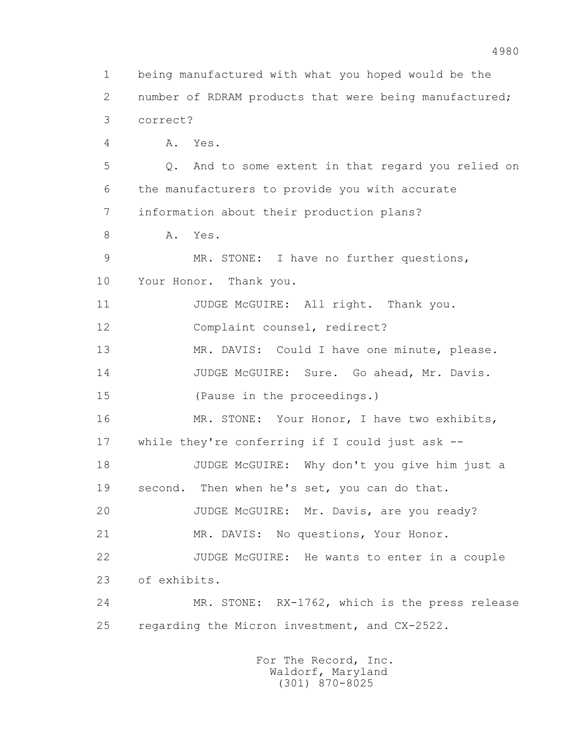1 being manufactured with what you hoped would be the
2 number of RDRAM products that were being manufactured;
3 correct?

4 A. Yes.

5 Q. And to some extent in that regard you relied on
6 the manufacturers to provide you with accurate
7 information about their production plans?

8 A. Yes.

9 MR. STONE: I have no further questions,
10 Your Honor. Thank you.

11 JUDGE McGUIRE: All right. Thank you.
12 Complaint counsel, redirect?

13 MR. DAVIS: Could I have one minute, please.

14 JUDGE McGUIRE: Sure. Go ahead, Mr. Davis.

15 (Pause in the proceedings.)

16 MR. STONE: Your Honor, I have two exhibits,
17 while they're conferring if I could just ask --

18 JUDGE McGUIRE: Why don't you give him just a
19 second. Then when he's set, you can do that.

20 JUDGE McGUIRE: Mr. Davis, are you ready?

21 MR. DAVIS: No questions, Your Honor.

22 JUDGE McGUIRE: He wants to enter in a couple
23 of exhibits.

24 MR. STONE: RX-1762, which is the press release
25 regarding the Micron investment, and CX-2522.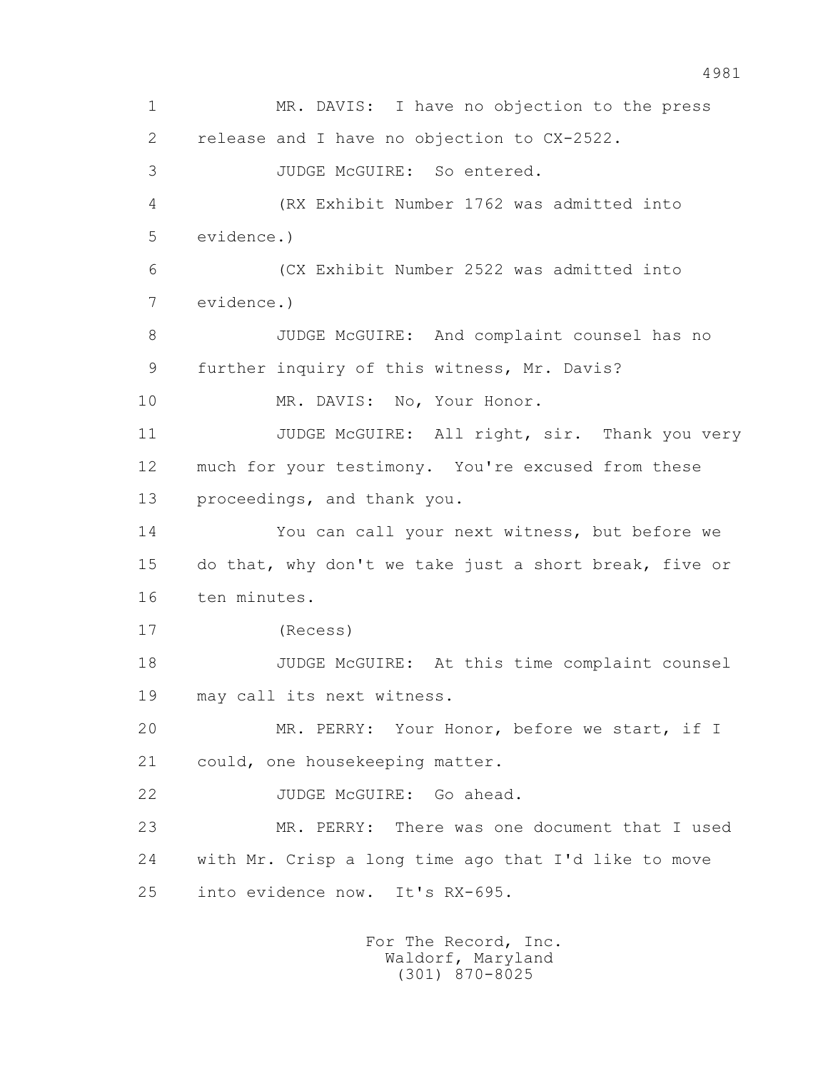MR. DAVIS: I have no objection to the press release and I have no objection to CX-2522.

JUDGE McGUIRE: So entered.

(RX Exhibit Number 1762 was admitted into evidence.)

(CX Exhibit Number 2522 was admitted into evidence.)

JUDGE McGUIRE: And complaint counsel has no further inquiry of this witness, Mr. Davis?

MR. DAVIS: No, Your Honor.

JUDGE McGUIRE: All right, sir. Thank you very much for your testimony. You're excused from these proceedings, and thank you.

You can call your next witness, but before we do that, why don't we take just a short break, five or ten minutes.

(Recess)

JUDGE McGUIRE: At this time complaint counsel may call its next witness.

MR. PERRY: Your Honor, before we start, if I could, one housekeeping matter.

JUDGE McGUIRE: Go ahead.

MR. PERRY: There was one document that I used with Mr. Crisp a long time ago that I'd like to move into evidence now. It's RX-695.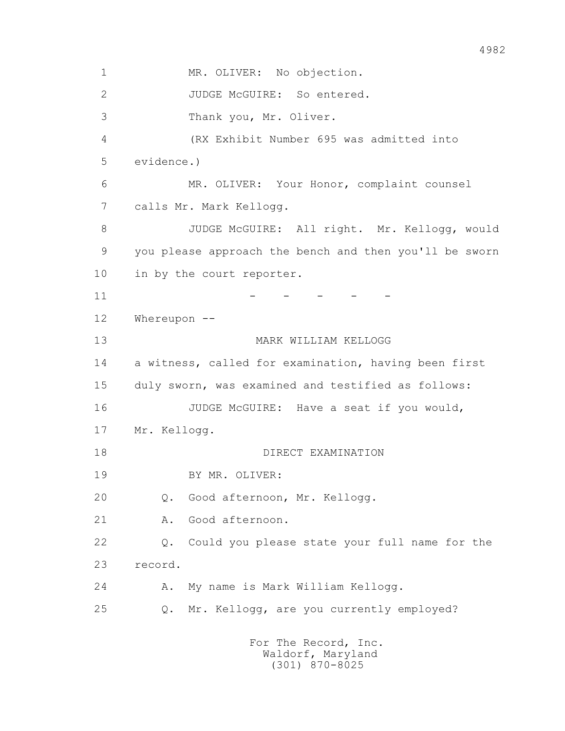1 MR. OLIVER: No objection.

2 JUDGE McGUIRE: So entered.

3 Thank you, Mr. Oliver.

4 (RX Exhibit Number 695 was admitted into

5 evidence.)

6 MR. OLIVER: Your Honor, complaint counsel

7 calls Mr. Mark Kellogg.

8 JUDGE McGUIRE: All right. Mr. Kellogg, would

9 you please approach the bench and then you'll be sworn

10 in by the court reporter.

11 - - - - -

12 Whereupon --

13 MARK WILLIAM KELLOGG

14 a witness, called for examination, having been first

15 duly sworn, was examined and testified as follows:

16 JUDGE McGUIRE: Have a seat if you would,

17 Mr. Kellogg.

18 DIRECT EXAMINATION

19 BY MR. OLIVER:

20 Q. Good afternoon, Mr. Kellogg.

21 A. Good afternoon.

22 Q. Could you please state your full name for the

23 record.

24 A. My name is Mark William Kellogg.

25 Q. Mr. Kellogg, are you currently employed?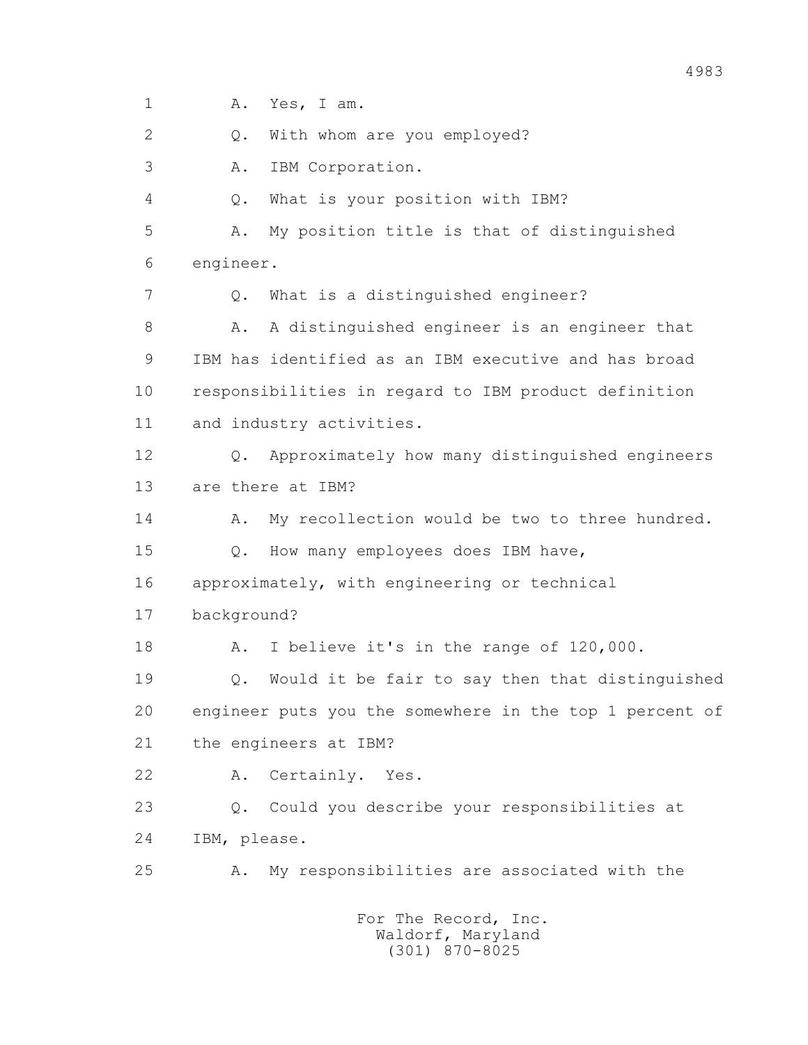1 A. Yes, I am.

2 Q. With whom are you employed?

3 A. IBM Corporation.

4 Q. What is your position with IBM?

5 A. My position title is that of distinguished

6 engineer.

7 Q. What is a distinguished engineer?

8 A. A distinguished engineer is an engineer that

9 IBM has identified as an IBM executive and has broad

10 responsibilities in regard to IBM product definition

11 and industry activities.

12 Q. Approximately how many distinguished engineers

13 are there at IBM?

14 A. My recollection would be two to three hundred.

15 Q. How many employees does IBM have,

16 approximately, with engineering or technical

17 background?

18 A. I believe it's in the range of 120,000.

19 Q. Would it be fair to say then that distinguished

20 engineer puts you the somewhere in the top 1 percent of

21 the engineers at IBM?

22 A. Certainly. Yes.

23 Q. Could you describe your responsibilities at

24 IBM, please.

25 A. My responsibilities are associated with the

For The Record, Inc.
Waldorf, Maryland
(301) 870-8025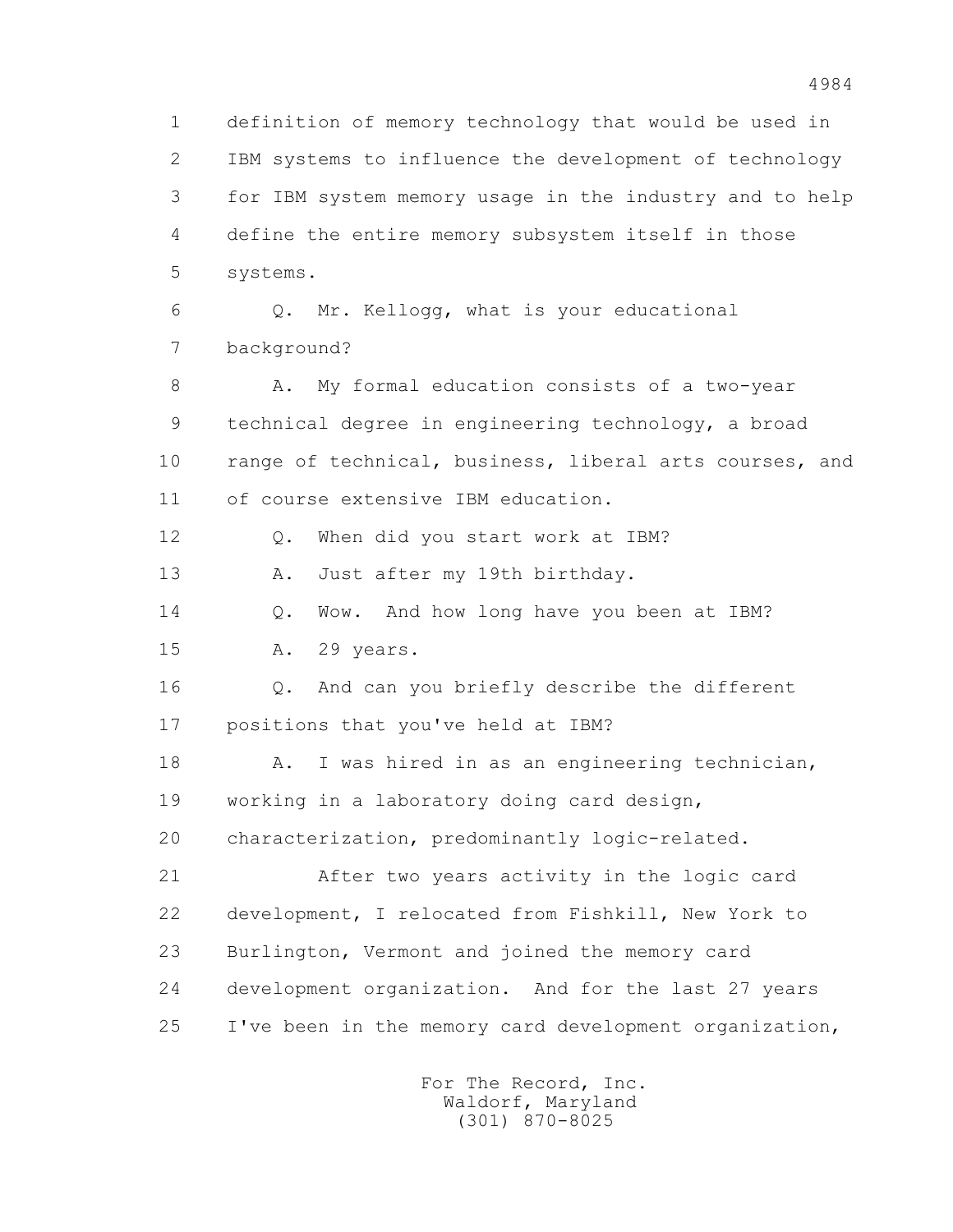1 definition of memory technology that would be used in
2 IBM systems to influence the development of technology
3 for IBM system memory usage in the industry and to help
4 define the entire memory subsystem itself in those
5 systems.

6 Q. Mr. Kellogg, what is your educational
7 background?

8 A. My formal education consists of a two-year
9 technical degree in engineering technology, a broad
10 range of technical, business, liberal arts courses, and
11 of course extensive IBM education.

12 Q. When did you start work at IBM?

13 A. Just after my 19th birthday.

14 Q. Wow. And how long have you been at IBM?

15 A. 29 years.

16 Q. And can you briefly describe the different
17 positions that you've held at IBM?

18 A. I was hired in as an engineering technician,
19 working in a laboratory doing card design,
20 characterization, predominantly logic-related.

21 After two years activity in the logic card
22 development, I relocated from Fishkill, New York to
23 Burlington, Vermont and joined the memory card
24 development organization. And for the last 27 years
25 I've been in the memory card development organization,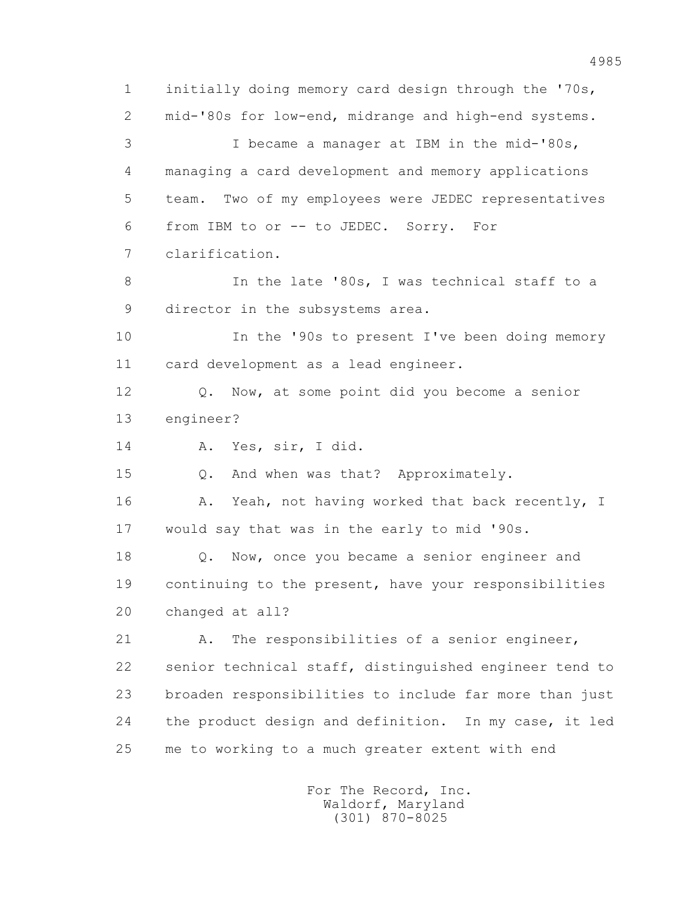1 initially doing memory card design through the '70s,
2 mid-'80s for low-end, midrange and high-end systems.
3 I became a manager at IBM in the mid-'80s,
4 managing a card development and memory applications
5 team. Two of my employees were JEDEC representatives
6 from IBM to or -- to JEDEC. Sorry. For
7 clarification.
8 In the late '80s, I was technical staff to a
9 director in the subsystems area.
10 In the '90s to present I've been doing memory
11 card development as a lead engineer.
12 Q. Now, at some point did you become a senior
13 engineer?
14 A. Yes, sir, I did.
15 Q. And when was that? Approximately.
16 A. Yeah, not having worked that back recently, I
17 would say that was in the early to mid '90s.
18 Q. Now, once you became a senior engineer and
19 continuing to the present, have your responsibilities
20 changed at all?
21 A. The responsibilities of a senior engineer,
22 senior technical staff, distinguished engineer tend to
23 broaden responsibilities to include far more than just
24 the product design and definition. In my case, it led
25 me to working to a much greater extent with end

For The Record, Inc.
Waldorf, Maryland
(301) 870-8025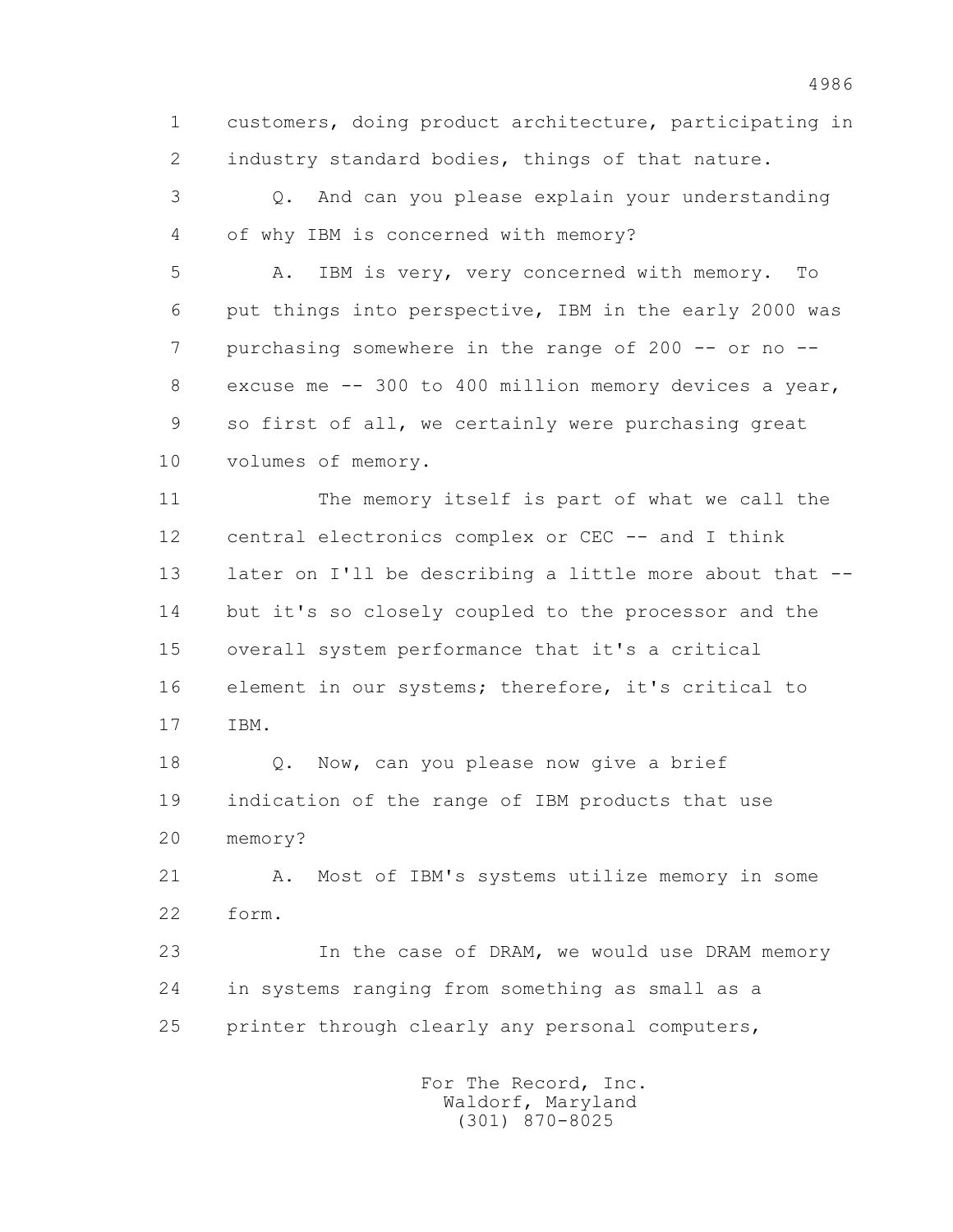1 customers, doing product architecture, participating in
2 industry standard bodies, things of that nature.

3 Q. And can you please explain your understanding
4 of why IBM is concerned with memory?

5 A. IBM is very, very concerned with memory. To
6 put things into perspective, IBM in the early 2000 was
7 purchasing somewhere in the range of 200 -- or no --
8 excuse me -- 300 to 400 million memory devices a year,
9 so first of all, we certainly were purchasing great
10 volumes of memory.

11 The memory itself is part of what we call the
12 central electronics complex or CEC -- and I think
13 later on I'll be describing a little more about that --
14 but it's so closely coupled to the processor and the
15 overall system performance that it's a critical
16 element in our systems; therefore, it's critical to
17 IBM.

18 Q. Now, can you please now give a brief
19 indication of the range of IBM products that use
20 memory?

21 A. Most of IBM's systems utilize memory in some
22 form.

23 In the case of DRAM, we would use DRAM memory
24 in systems ranging from something as small as a
25 printer through clearly any personal computers,

For The Record, Inc.
Waldorf, Maryland
(301) 870-8025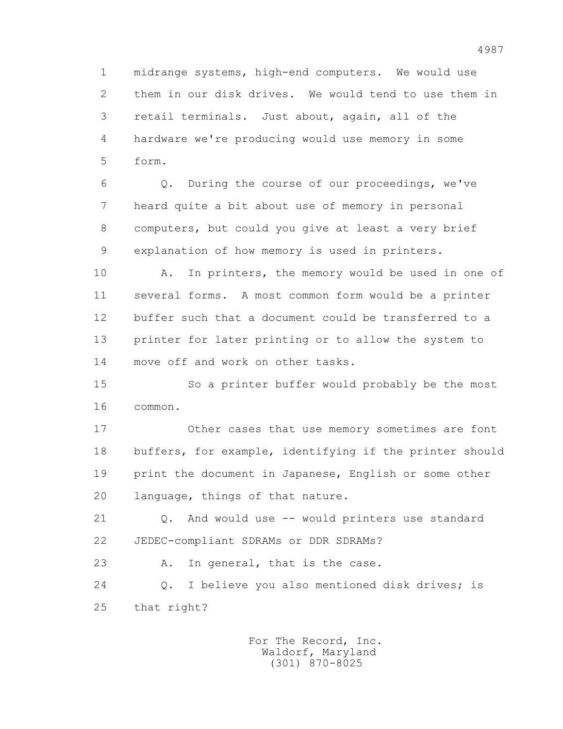midrange systems, high-end computers. We would use them in our disk drives. We would tend to use them in retail terminals. Just about, again, all of the hardware we're producing would use memory in some form.

Q. During the course of our proceedings, we've heard quite a bit about use of memory in personal computers, but could you give at least a very brief explanation of how memory is used in printers.

A. In printers, the memory would be used in one of several forms. A most common form would be a printer buffer such that a document could be transferred to a printer for later printing or to allow the system to move off and work on other tasks.

So a printer buffer would probably be the most common.

Other cases that use memory sometimes are font buffers, for example, identifying if the printer should print the document in Japanese, English or some other language, things of that nature.

Q. And would use -- would printers use standard JEDEC-compliant SDRAMs or DDR SDRAMs?

A. In general, that is the case.

Q. I believe you also mentioned disk drives; is that right?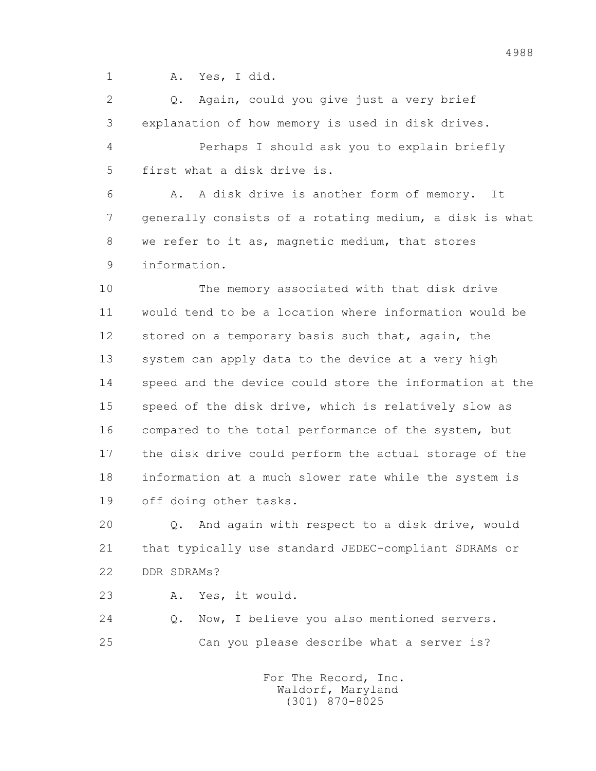1 A. Yes, I did.

2 Q. Again, could you give just a very brief

3 explanation of how memory is used in disk drives.

4 Perhaps I should ask you to explain briefly

5 first what a disk drive is.

6 A. A disk drive is another form of memory. It

7 generally consists of a rotating medium, a disk is what

8 we refer to it as, magnetic medium, that stores

9 information.

10 The memory associated with that disk drive

11 would tend to be a location where information would be

12 stored on a temporary basis such that, again, the

13 system can apply data to the device at a very high

14 speed and the device could store the information at the

15 speed of the disk drive, which is relatively slow as

16 compared to the total performance of the system, but

17 the disk drive could perform the actual storage of the

18 information at a much slower rate while the system is

19 off doing other tasks.

20 Q. And again with respect to a disk drive, would

21 that typically use standard JEDEC-compliant SDRAMs or

22 DDR SDRAMs?

23 A. Yes, it would.

24 Q. Now, I believe you also mentioned servers.

25 Can you please describe what a server is?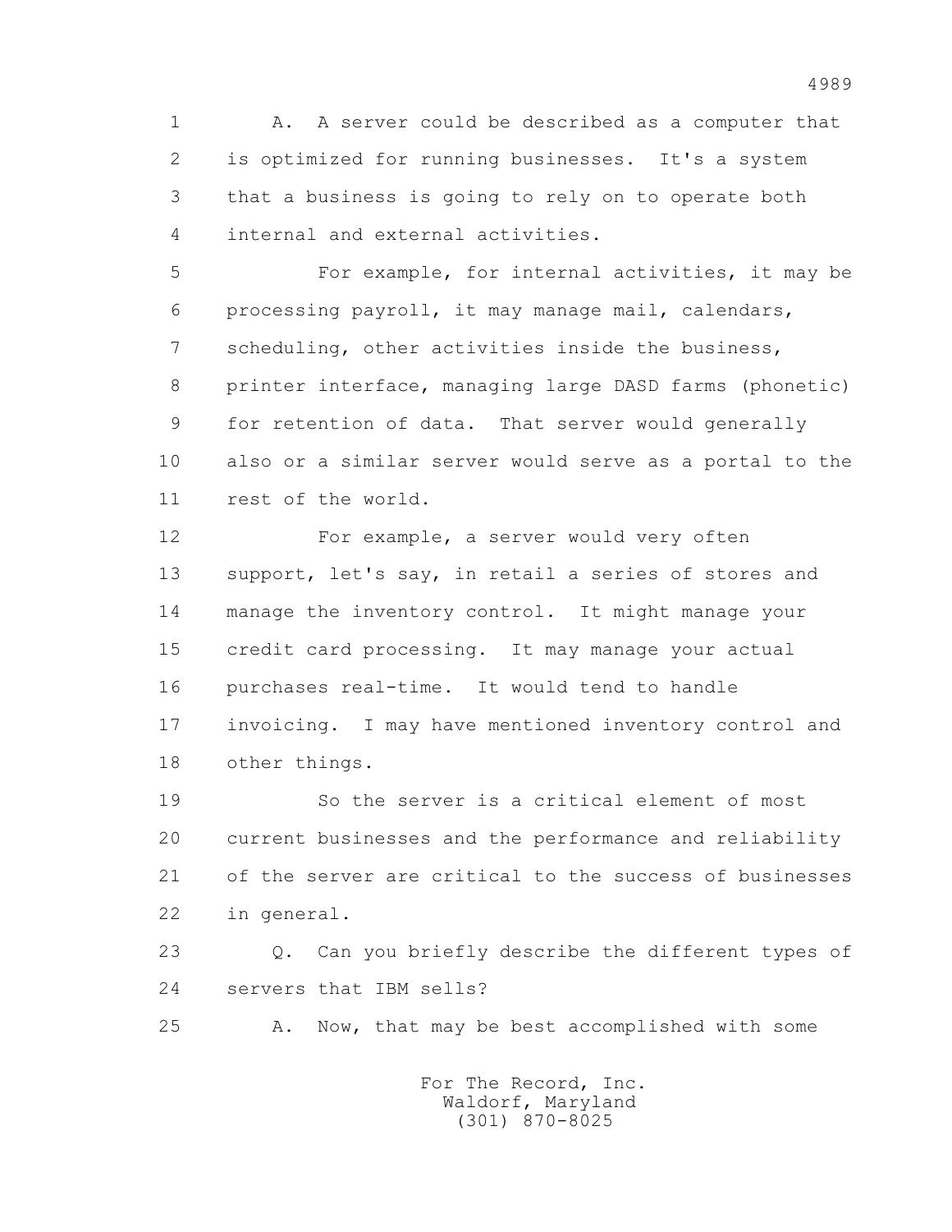A. A server could be described as a computer that is optimized for running businesses. It's a system that a business is going to rely on to operate both internal and external activities.

For example, for internal activities, it may be processing payroll, it may manage mail, calendars, scheduling, other activities inside the business, printer interface, managing large DASD farms (phonetic) for retention of data. That server would generally also or a similar server would serve as a portal to the rest of the world.

For example, a server would very often support, let's say, in retail a series of stores and manage the inventory control. It might manage your credit card processing. It may manage your actual purchases real-time. It would tend to handle invoicing. I may have mentioned inventory control and other things.

So the server is a critical element of most current businesses and the performance and reliability of the server are critical to the success of businesses in general.

Q. Can you briefly describe the different types of servers that IBM sells?

A. Now, that may be best accomplished with some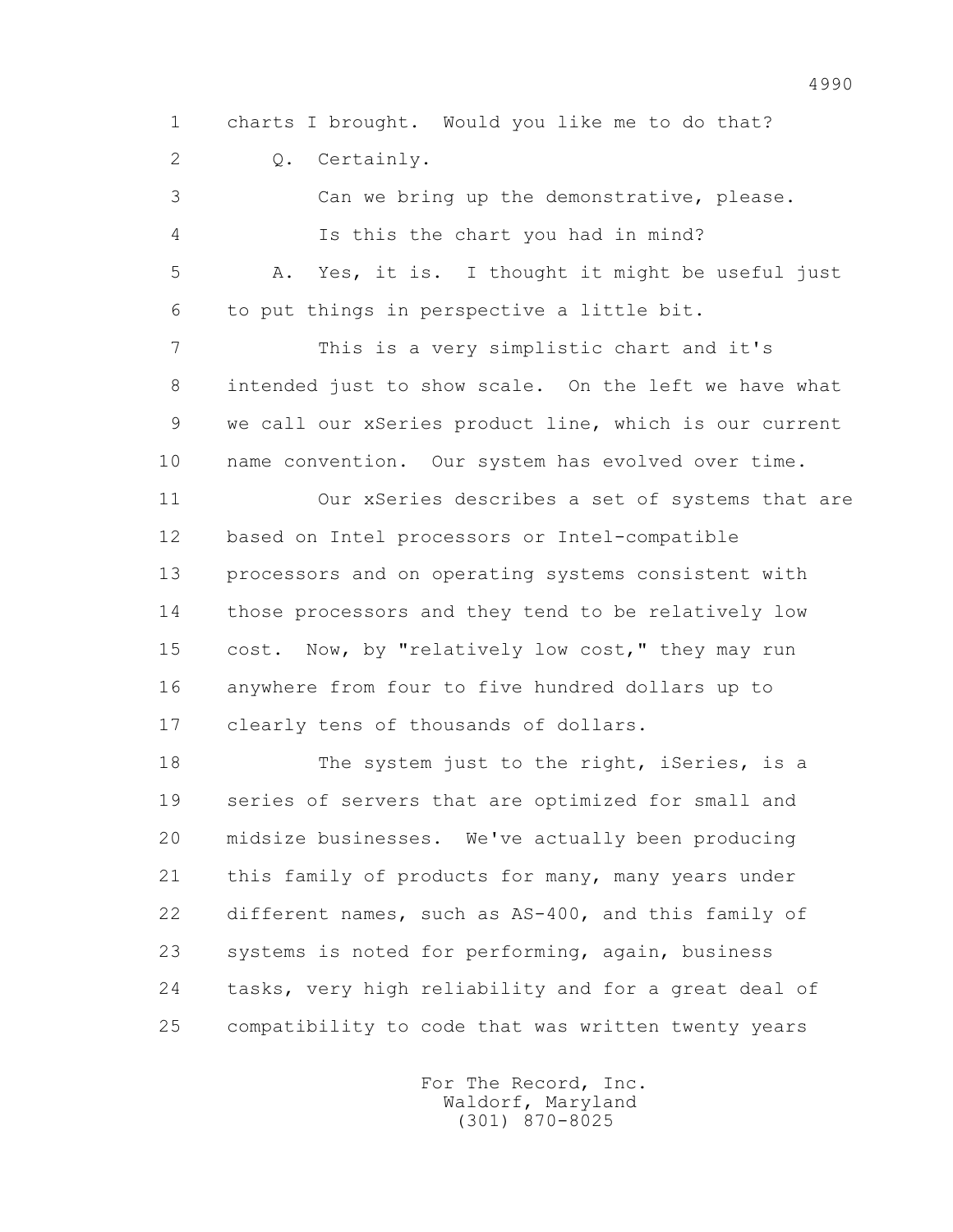1 charts I brought. Would you like me to do that?

2 Q. Certainly.

3 Can we bring up the demonstrative, please.

4 Is this the chart you had in mind?

5 A. Yes, it is. I thought it might be useful just

6 to put things in perspective a little bit.

7 This is a very simplistic chart and it's

8 intended just to show scale. On the left we have what

9 we call our xSeries product line, which is our current

10 name convention. Our system has evolved over time.

11 Our xSeries describes a set of systems that are

12 based on Intel processors or Intel-compatible

13 processors and on operating systems consistent with

14 those processors and they tend to be relatively low

15 cost. Now, by "relatively low cost," they may run

16 anywhere from four to five hundred dollars up to

17 clearly tens of thousands of dollars.

18 The system just to the right, iSeries, is a

19 series of servers that are optimized for small and

20 midsize businesses. We've actually been producing

21 this family of products for many, many years under

22 different names, such as AS-400, and this family of

23 systems is noted for performing, again, business

24 tasks, very high reliability and for a great deal of

25 compatibility to code that was written twenty years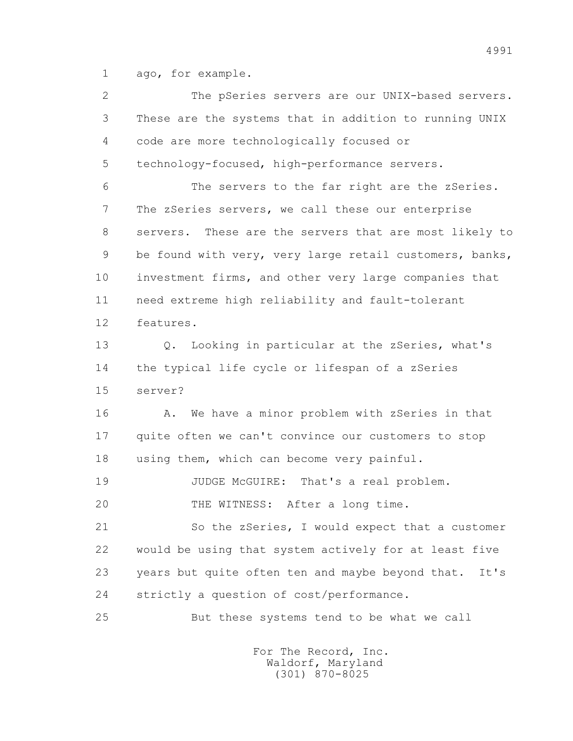ago, for example.

The pSeries servers are our UNIX-based servers. These are the systems that in addition to running UNIX code are more technologically focused or technology-focused, high-performance servers.

The servers to the far right are the zSeries. The zSeries servers, we call these our enterprise servers. These are the servers that are most likely to be found with very, very large retail customers, banks, investment firms, and other very large companies that need extreme high reliability and fault-tolerant features.

Q. Looking in particular at the zSeries, what's the typical life cycle or lifespan of a zSeries server?

A. We have a minor problem with zSeries in that quite often we can't convince our customers to stop using them, which can become very painful.

JUDGE McGUIRE: That's a real problem.

THE WITNESS: After a long time.

So the zSeries, I would expect that a customer would be using that system actively for at least five years but quite often ten and maybe beyond that. It's strictly a question of cost/performance.

But these systems tend to be what we call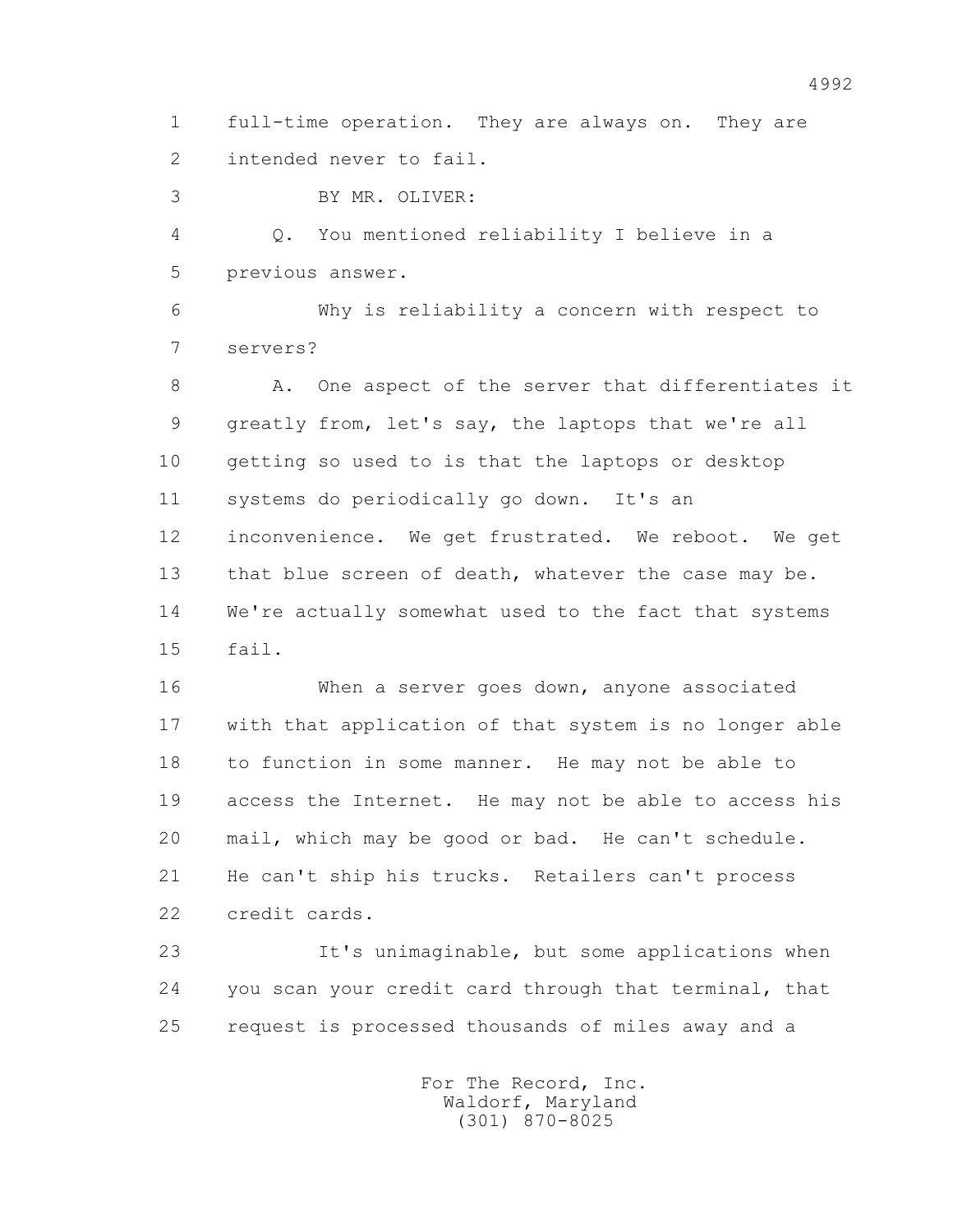full-time operation. They are always on. They are intended never to fail.

BY MR. OLIVER:

Q. You mentioned reliability I believe in a previous answer.

Why is reliability a concern with respect to servers?

A. One aspect of the server that differentiates it greatly from, let's say, the laptops that we're all getting so used to is that the laptops or desktop systems do periodically go down. It's an inconvenience. We get frustrated. We reboot. We get that blue screen of death, whatever the case may be. We're actually somewhat used to the fact that systems fail.

When a server goes down, anyone associated with that application of that system is no longer able to function in some manner. He may not be able to access the Internet. He may not be able to access his mail, which may be good or bad. He can't schedule. He can't ship his trucks. Retailers can't process credit cards.

It's unimaginable, but some applications when you scan your credit card through that terminal, that request is processed thousands of miles away and a

For The Record, Inc.
Waldorf, Maryland
(301) 870-8025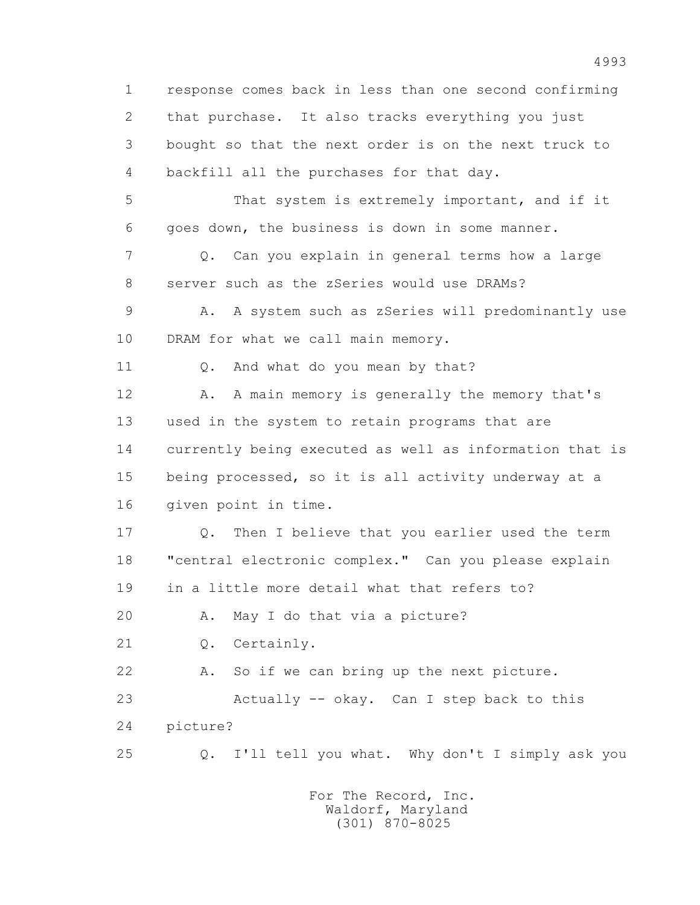1 response comes back in less than one second confirming
2 that purchase. It also tracks everything you just
3 bought so that the next order is on the next truck to
4 backfill all the purchases for that day.

5 That system is extremely important, and if it
6 goes down, the business is down in some manner.

7 Q. Can you explain in general terms how a large
8 server such as the zSeries would use DRAMs?

9 A. A system such as zSeries will predominantly use
10 DRAM for what we call main memory.

11 Q. And what do you mean by that?

12 A. A main memory is generally the memory that's
13 used in the system to retain programs that are
14 currently being executed as well as information that is
15 being processed, so it is all activity underway at a
16 given point in time.

17 Q. Then I believe that you earlier used the term
18 "central electronic complex." Can you please explain
19 in a little more detail what that refers to?

20 A. May I do that via a picture?

21 Q. Certainly.

22 A. So if we can bring up the next picture.

23 Actually -- okay. Can I step back to this
24 picture?

25 Q. I'll tell you what. Why don't I simply ask you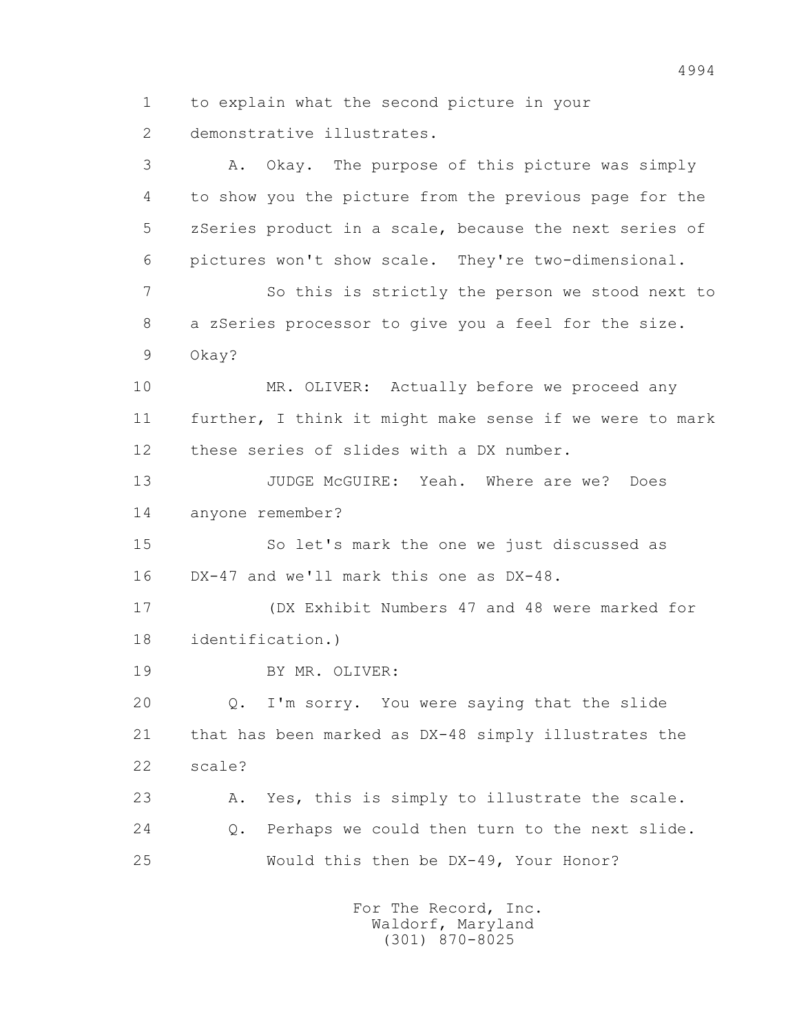1 to explain what the second picture in your
2 demonstrative illustrates.
3 A. Okay. The purpose of this picture was simply
4 to show you the picture from the previous page for the
5 zSeries product in a scale, because the next series of
6 pictures won't show scale. They're two-dimensional.
7 So this is strictly the person we stood next to
8 a zSeries processor to give you a feel for the size.
9 Okay?
10 MR. OLIVER: Actually before we proceed any
11 further, I think it might make sense if we were to mark
12 these series of slides with a DX number.
13 JUDGE McGUIRE: Yeah. Where are we? Does
14 anyone remember?
15 So let's mark the one we just discussed as
16 DX-47 and we'll mark this one as DX-48.
17 (DX Exhibit Numbers 47 and 48 were marked for
18 identification.)
19 BY MR. OLIVER:
20 Q. I'm sorry. You were saying that the slide
21 that has been marked as DX-48 simply illustrates the
22 scale?
23 A. Yes, this is simply to illustrate the scale.
24 Q. Perhaps we could then turn to the next slide.
25 Would this then be DX-49, Your Honor?

For The Record, Inc.
Waldorf, Maryland
(301) 870-8025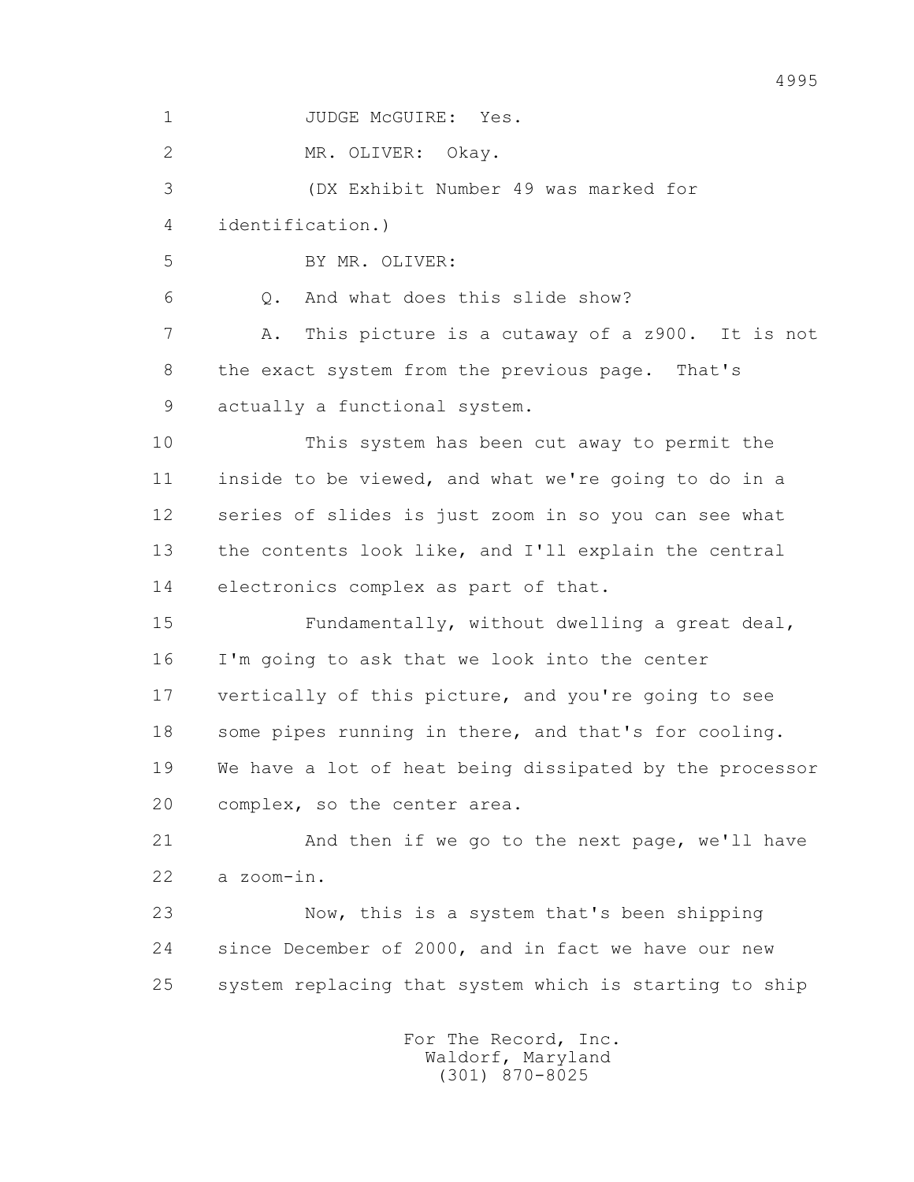JUDGE McGUIRE: Yes.

MR. OLIVER: Okay.

(DX Exhibit Number 49 was marked for identification.)

BY MR. OLIVER:

Q. And what does this slide show?

A. This picture is a cutaway of a z900. It is not the exact system from the previous page. That's actually a functional system.

This system has been cut away to permit the inside to be viewed, and what we're going to do in a series of slides is just zoom in so you can see what the contents look like, and I'll explain the central electronics complex as part of that.

Fundamentally, without dwelling a great deal, I'm going to ask that we look into the center vertically of this picture, and you're going to see some pipes running in there, and that's for cooling. We have a lot of heat being dissipated by the processor complex, so the center area.

And then if we go to the next page, we'll have a zoom-in.

Now, this is a system that's been shipping since December of 2000, and in fact we have our new system replacing that system which is starting to ship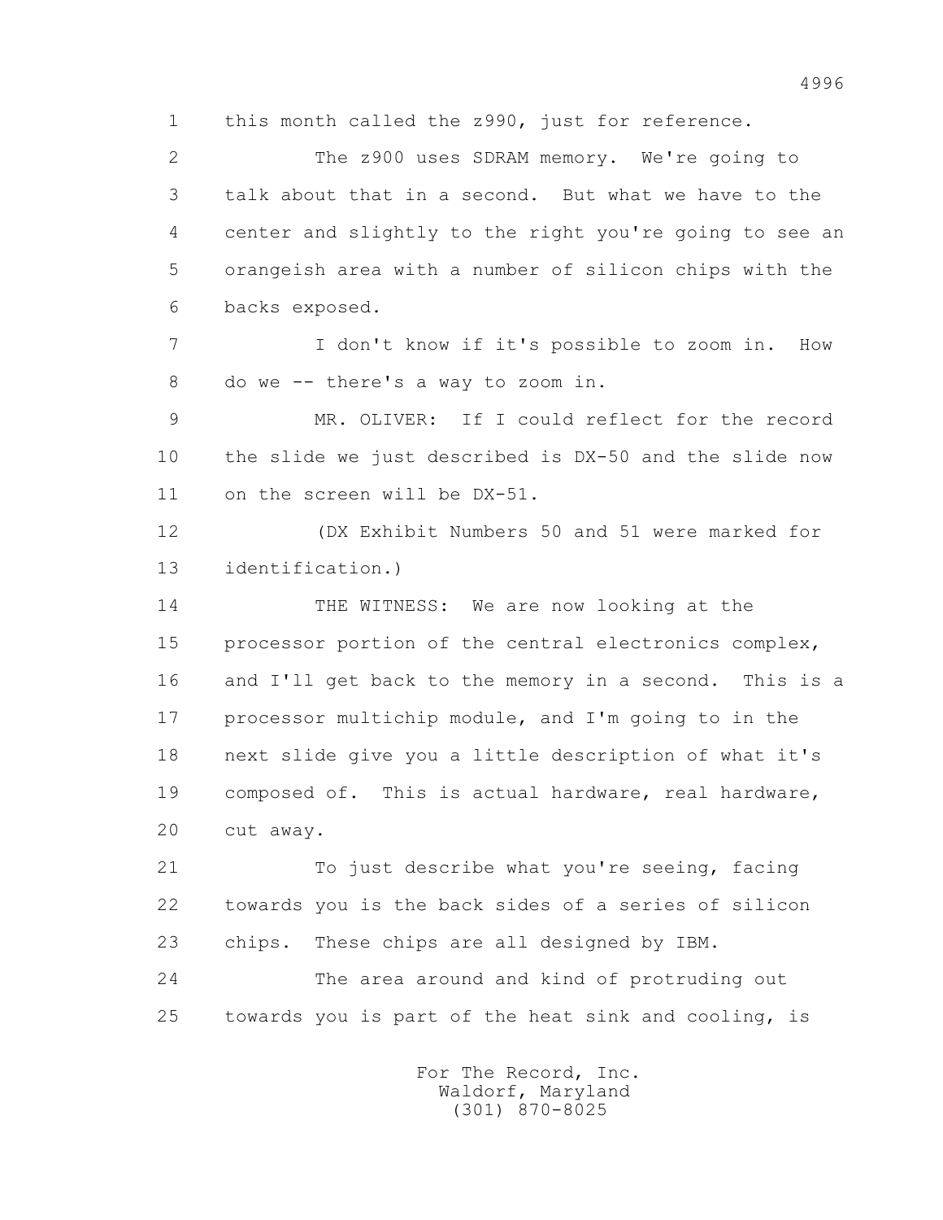1 this month called the z990, just for reference.

2 The z900 uses SDRAM memory. We're going to

3 talk about that in a second. But what we have to the

4 center and slightly to the right you're going to see an

5 orangeish area with a number of silicon chips with the

6 backs exposed.

7 I don't know if it's possible to zoom in. How

8 do we -- there's a way to zoom in.

9 MR. OLIVER: If I could reflect for the record

10 the slide we just described is DX-50 and the slide now

11 on the screen will be DX-51.

12 (DX Exhibit Numbers 50 and 51 were marked for

13 identification.)

14 THE WITNESS: We are now looking at the

15 processor portion of the central electronics complex,

16 and I'll get back to the memory in a second. This is a

17 processor multichip module, and I'm going to in the

18 next slide give you a little description of what it's

19 composed of. This is actual hardware, real hardware,

20 cut away.

21 To just describe what you're seeing, facing

22 towards you is the back sides of a series of silicon

23 chips. These chips are all designed by IBM.

24 The area around and kind of protruding out

25 towards you is part of the heat sink and cooling, is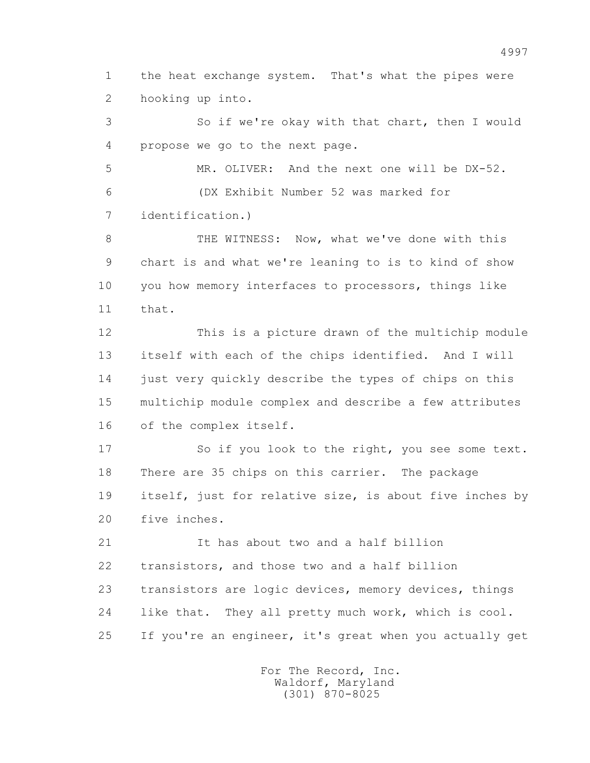1 the heat exchange system. That's what the pipes were
2 hooking up into.

3 So if we're okay with that chart, then I would
4 propose we go to the next page.

5 MR. OLIVER: And the next one will be DX-52.

6 (DX Exhibit Number 52 was marked for
7 identification.)

8 THE WITNESS: Now, what we've done with this
9 chart is and what we're leaning to is to kind of show
10 you how memory interfaces to processors, things like
11 that.

12 This is a picture drawn of the multichip module
13 itself with each of the chips identified. And I will
14 just very quickly describe the types of chips on this
15 multichip module complex and describe a few attributes
16 of the complex itself.

17 So if you look to the right, you see some text.
18 There are 35 chips on this carrier. The package
19 itself, just for relative size, is about five inches by
20 five inches.

21 It has about two and a half billion
22 transistors, and those two and a half billion
23 transistors are logic devices, memory devices, things
24 like that. They all pretty much work, which is cool.
25 If you're an engineer, it's great when you actually get

For The Record, Inc.
Waldorf, Maryland
(301) 870-8025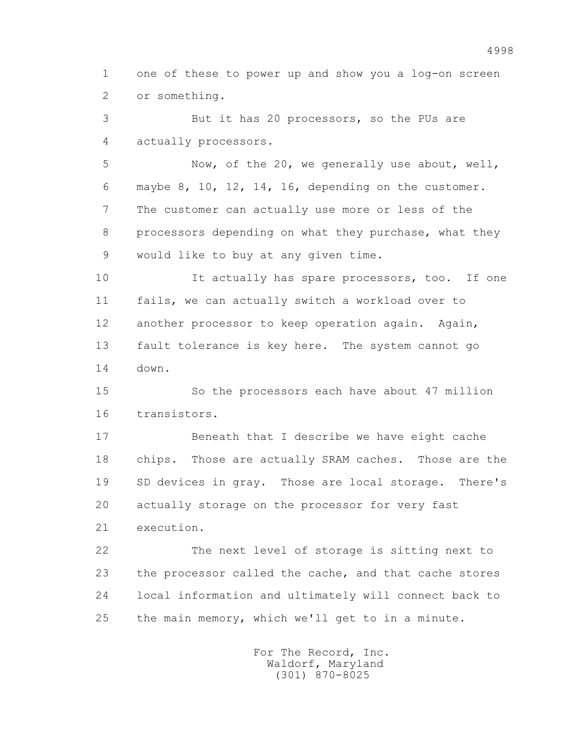1 one of these to power up and show you a log-on screen
2 or something.

3 But it has 20 processors, so the PUs are
4 actually processors.

5 Now, of the 20, we generally use about, well,
6 maybe 8, 10, 12, 14, 16, depending on the customer.
7 The customer can actually use more or less of the
8 processors depending on what they purchase, what they
9 would like to buy at any given time.

10 It actually has spare processors, too. If one
11 fails, we can actually switch a workload over to
12 another processor to keep operation again. Again,
13 fault tolerance is key here. The system cannot go
14 down.

15 So the processors each have about 47 million
16 transistors.

17 Beneath that I describe we have eight cache
18 chips. Those are actually SRAM caches. Those are the
19 SD devices in gray. Those are local storage. There's
20 actually storage on the processor for very fast
21 execution.

22 The next level of storage is sitting next to
23 the processor called the cache, and that cache stores
24 local information and ultimately will connect back to
25 the main memory, which we'll get to in a minute.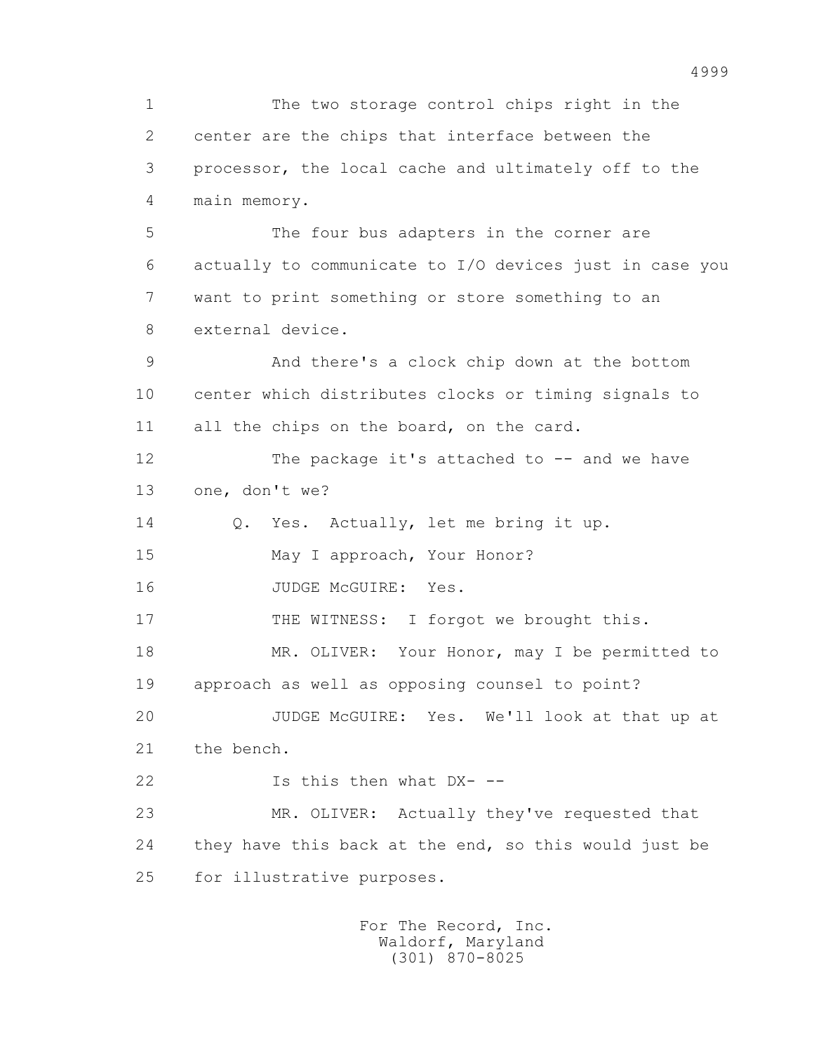1 The two storage control chips right in the
2 center are the chips that interface between the
3 processor, the local cache and ultimately off to the
4 main memory.

5 The four bus adapters in the corner are
6 actually to communicate to I/O devices just in case you
7 want to print something or store something to an
8 external device.

9 And there's a clock chip down at the bottom
10 center which distributes clocks or timing signals to
11 all the chips on the board, on the card.

12 The package it's attached to -- and we have
13 one, don't we?

14 Q. Yes. Actually, let me bring it up.

15 May I approach, Your Honor?

16 JUDGE McGUIRE: Yes.

17 THE WITNESS: I forgot we brought this.

18 MR. OLIVER: Your Honor, may I be permitted to
19 approach as well as opposing counsel to point?

20 JUDGE McGUIRE: Yes. We'll look at that up at
21 the bench.

22 Is this then what DX- --

23 MR. OLIVER: Actually they've requested that
24 they have this back at the end, so this would just be
25 for illustrative purposes.

For The Record, Inc.
Waldorf, Maryland
(301) 870-8025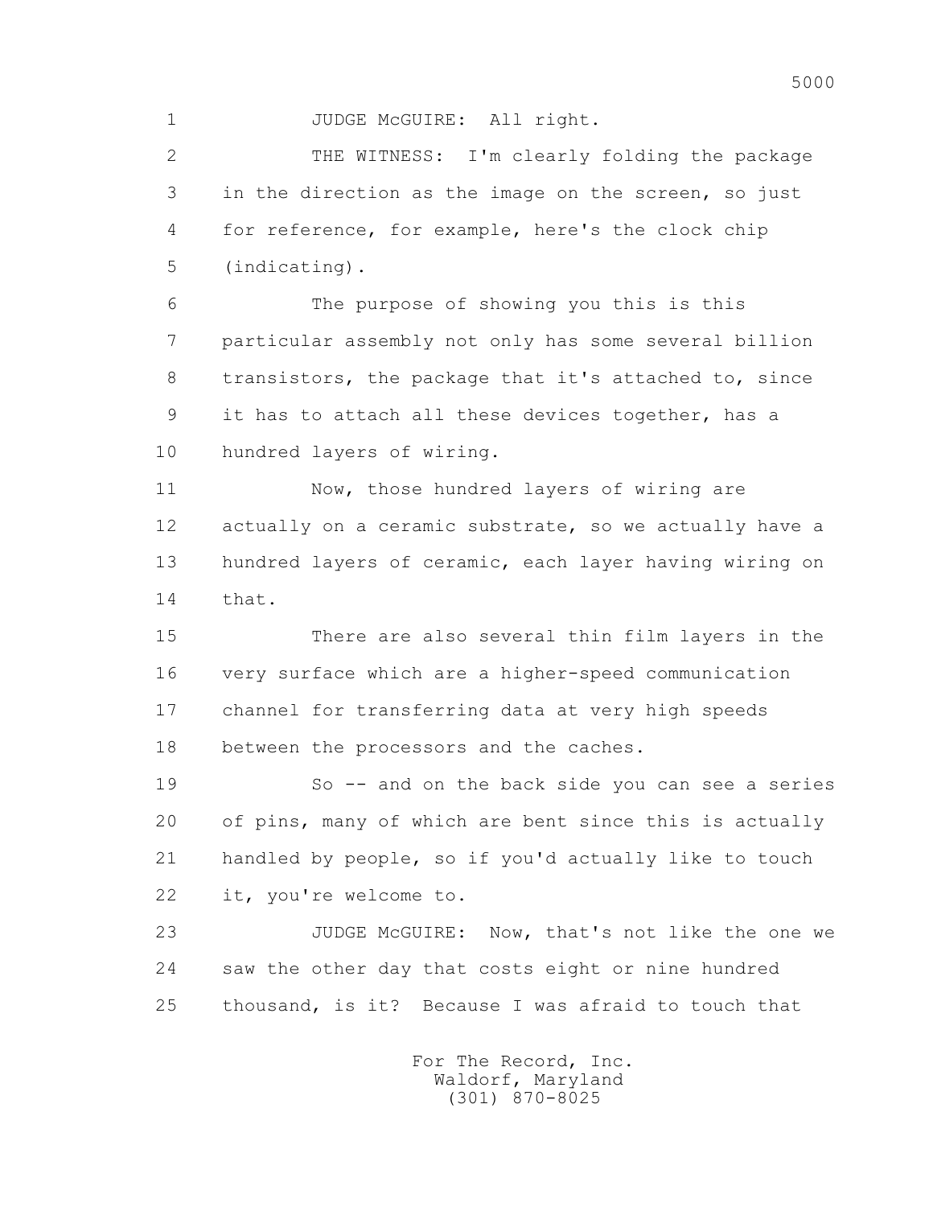JUDGE McGUIRE: All right.

THE WITNESS: I'm clearly folding the package in the direction as the image on the screen, so just for reference, for example, here's the clock chip (indicating).

The purpose of showing you this is this particular assembly not only has some several billion transistors, the package that it's attached to, since it has to attach all these devices together, has a hundred layers of wiring.

Now, those hundred layers of wiring are actually on a ceramic substrate, so we actually have a hundred layers of ceramic, each layer having wiring on that.

There are also several thin film layers in the very surface which are a higher-speed communication channel for transferring data at very high speeds between the processors and the caches.

So -- and on the back side you can see a series of pins, many of which are bent since this is actually handled by people, so if you'd actually like to touch it, you're welcome to.

JUDGE McGUIRE: Now, that's not like the one we saw the other day that costs eight or nine hundred thousand, is it? Because I was afraid to touch that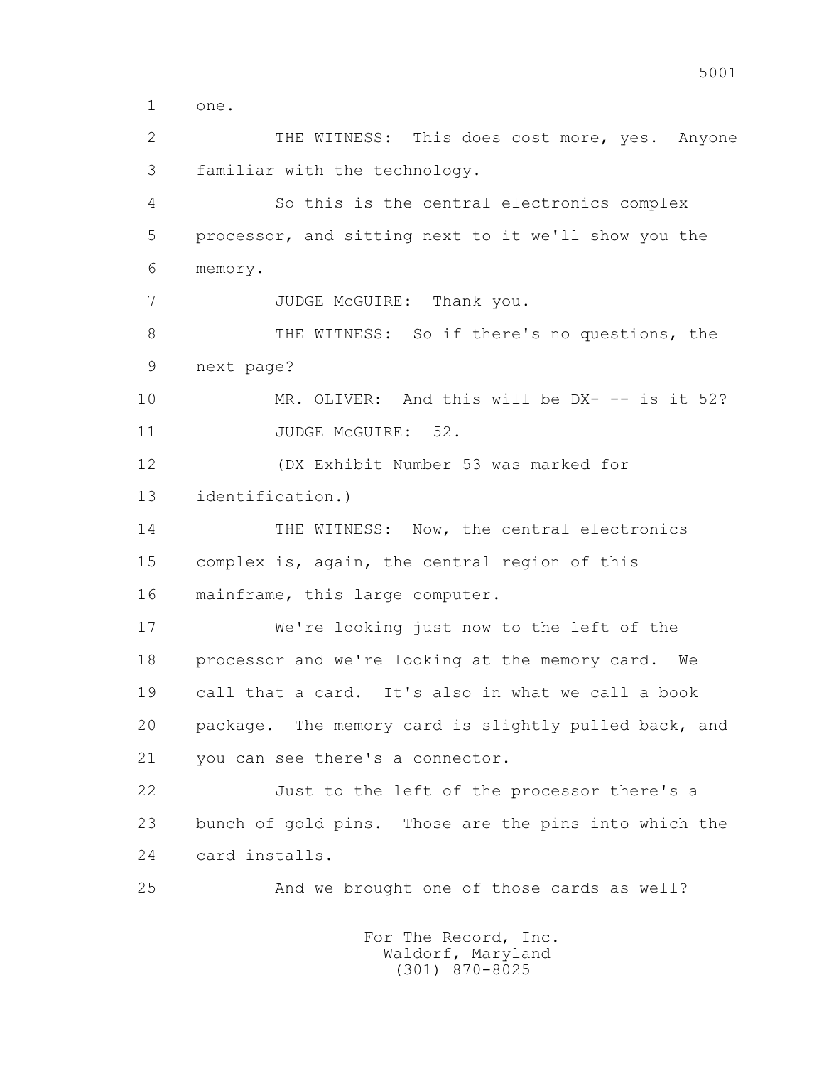1 one.

2 THE WITNESS: This does cost more, yes. Anyone

3 familiar with the technology.

4 So this is the central electronics complex

5 processor, and sitting next to it we'll show you the

6 memory.

7 JUDGE McGUIRE: Thank you.

8 THE WITNESS: So if there's no questions, the

9 next page?

10 MR. OLIVER: And this will be DX- -- is it 52?

11 JUDGE McGUIRE: 52.

12 (DX Exhibit Number 53 was marked for

13 identification.)

14 THE WITNESS: Now, the central electronics

15 complex is, again, the central region of this

16 mainframe, this large computer.

17 We're looking just now to the left of the

18 processor and we're looking at the memory card. We

19 call that a card. It's also in what we call a book

20 package. The memory card is slightly pulled back, and

21 you can see there's a connector.

22 Just to the left of the processor there's a

23 bunch of gold pins. Those are the pins into which the

24 card installs.

25 And we brought one of those cards as well?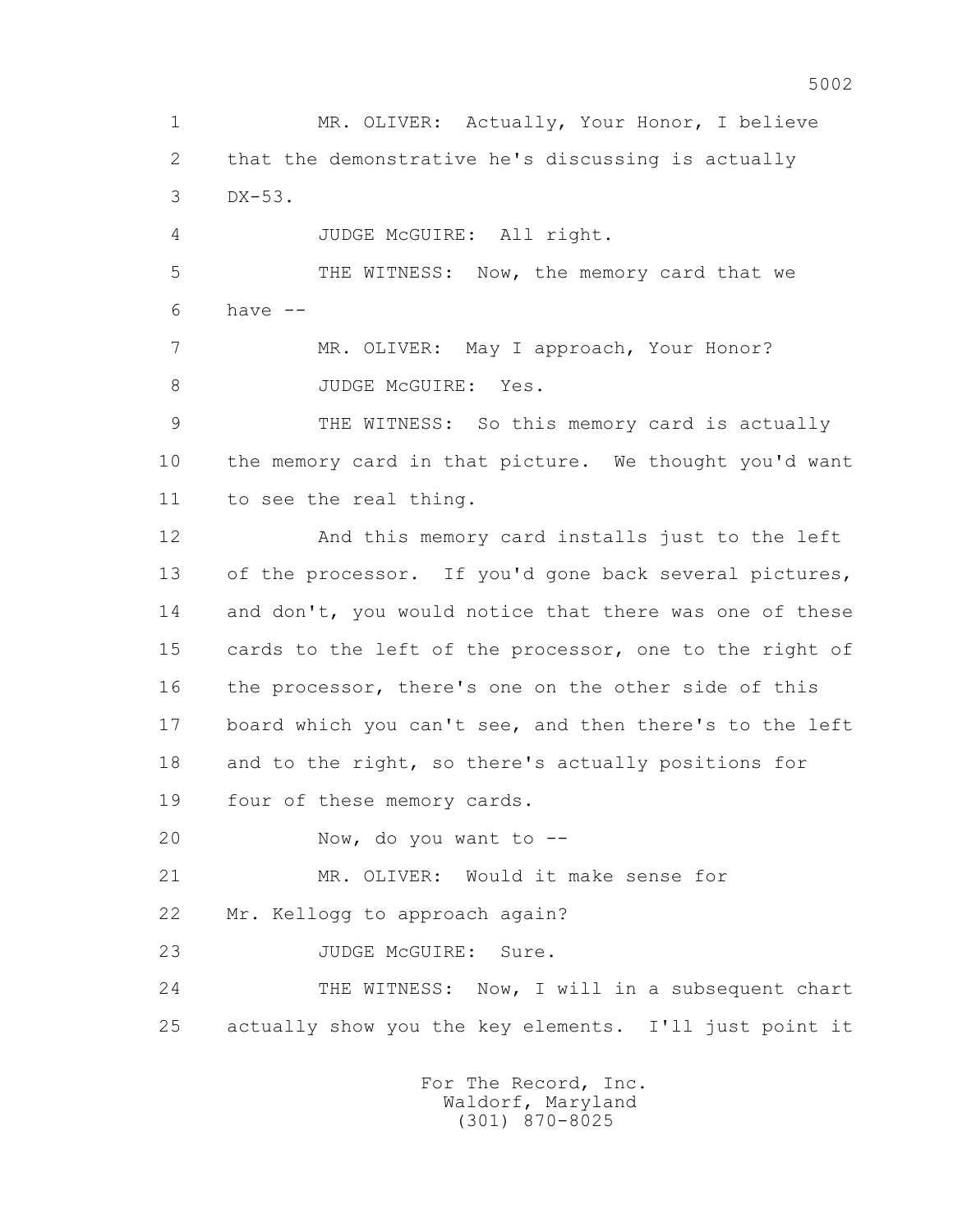1 MR. OLIVER: Actually, Your Honor, I believe
2 that the demonstrative he's discussing is actually
3 DX-53.
4 JUDGE McGUIRE: All right.
5 THE WITNESS: Now, the memory card that we
6 have --
7 MR. OLIVER: May I approach, Your Honor?
8 JUDGE McGUIRE: Yes.
9 THE WITNESS: So this memory card is actually
10 the memory card in that picture. We thought you'd want
11 to see the real thing.
12 And this memory card installs just to the left
13 of the processor. If you'd gone back several pictures,
14 and don't, you would notice that there was one of these
15 cards to the left of the processor, one to the right of
16 the processor, there's one on the other side of this
17 board which you can't see, and then there's to the left
18 and to the right, so there's actually positions for
19 four of these memory cards.
20 Now, do you want to --
21 MR. OLIVER: Would it make sense for
22 Mr. Kellogg to approach again?
23 JUDGE McGUIRE: Sure.
24 THE WITNESS: Now, I will in a subsequent chart
25 actually show you the key elements. I'll just point it

For The Record, Inc.
Waldorf, Maryland
(301) 870-8025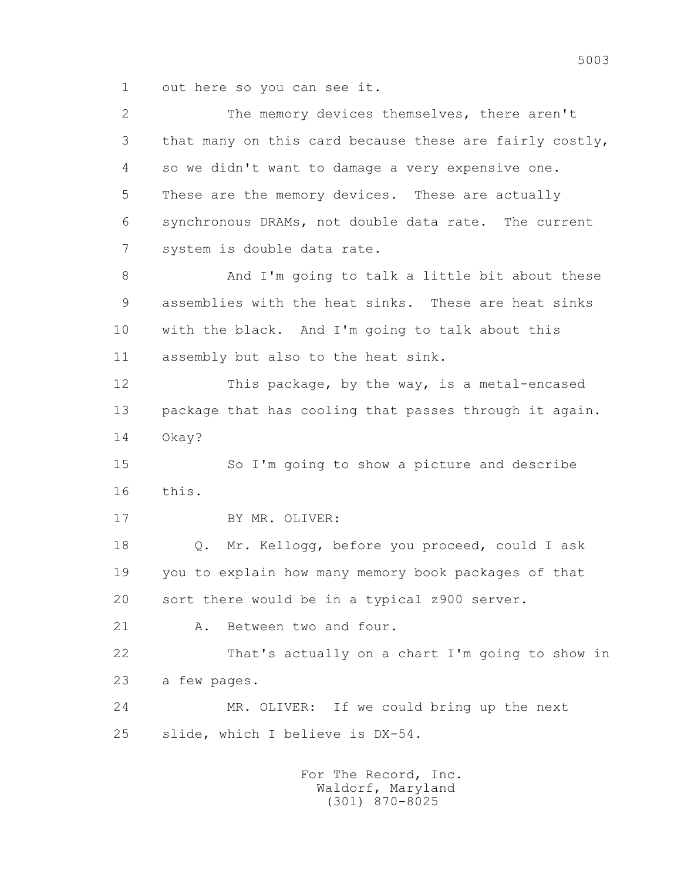1 out here so you can see it.

2 The memory devices themselves, there aren't

3 that many on this card because these are fairly costly,

4 so we didn't want to damage a very expensive one.

5 These are the memory devices. These are actually

6 synchronous DRAMs, not double data rate. The current

7 system is double data rate.

8 And I'm going to talk a little bit about these

9 assemblies with the heat sinks. These are heat sinks

10 with the black. And I'm going to talk about this

11 assembly but also to the heat sink.

12 This package, by the way, is a metal-encased

13 package that has cooling that passes through it again.

14 Okay?

15 So I'm going to show a picture and describe

16 this.

17 BY MR. OLIVER:

18 Q. Mr. Kellogg, before you proceed, could I ask

19 you to explain how many memory book packages of that

20 sort there would be in a typical z900 server.

21 A. Between two and four.

22 That's actually on a chart I'm going to show in

23 a few pages.

24 MR. OLIVER: If we could bring up the next

25 slide, which I believe is DX-54.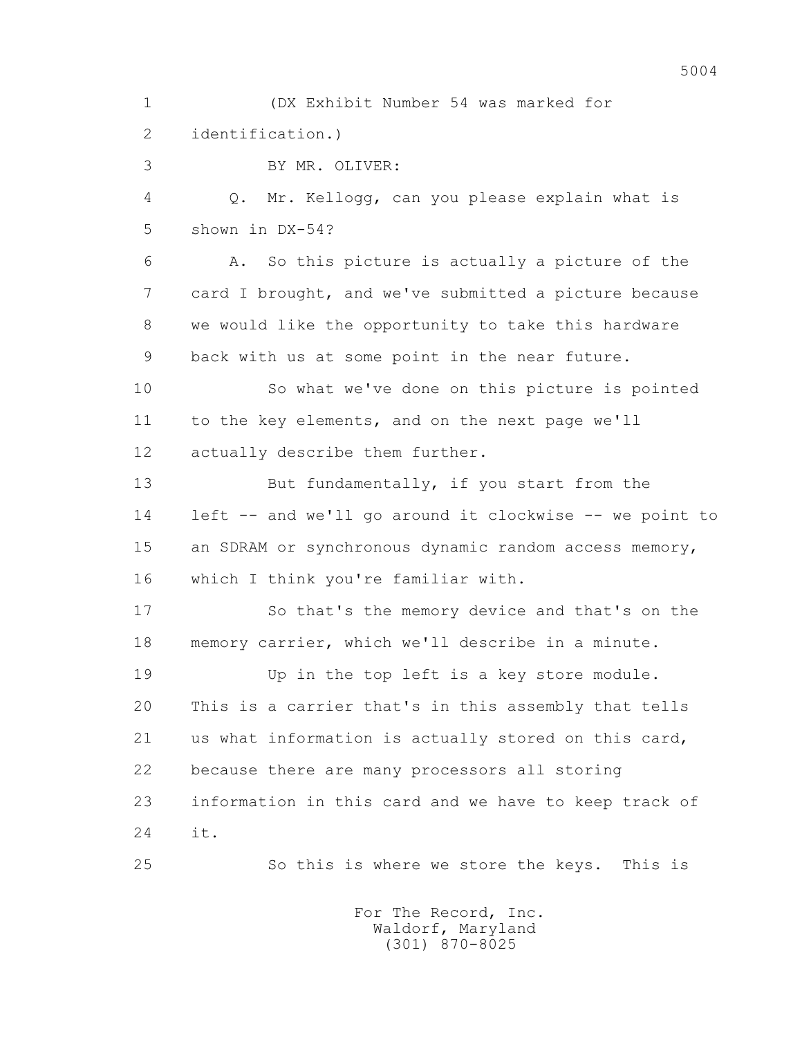(DX Exhibit Number 54 was marked for identification.)

BY MR. OLIVER:

Q. Mr. Kellogg, can you please explain what is shown in DX-54?

A. So this picture is actually a picture of the card I brought, and we've submitted a picture because we would like the opportunity to take this hardware back with us at some point in the near future.

So what we've done on this picture is pointed to the key elements, and on the next page we'll actually describe them further.

But fundamentally, if you start from the left -- and we'll go around it clockwise -- we point to an SDRAM or synchronous dynamic random access memory, which I think you're familiar with.

So that's the memory device and that's on the memory carrier, which we'll describe in a minute.

Up in the top left is a key store module. This is a carrier that's in this assembly that tells us what information is actually stored on this card, because there are many processors all storing information in this card and we have to keep track of it.

So this is where we store the keys. This is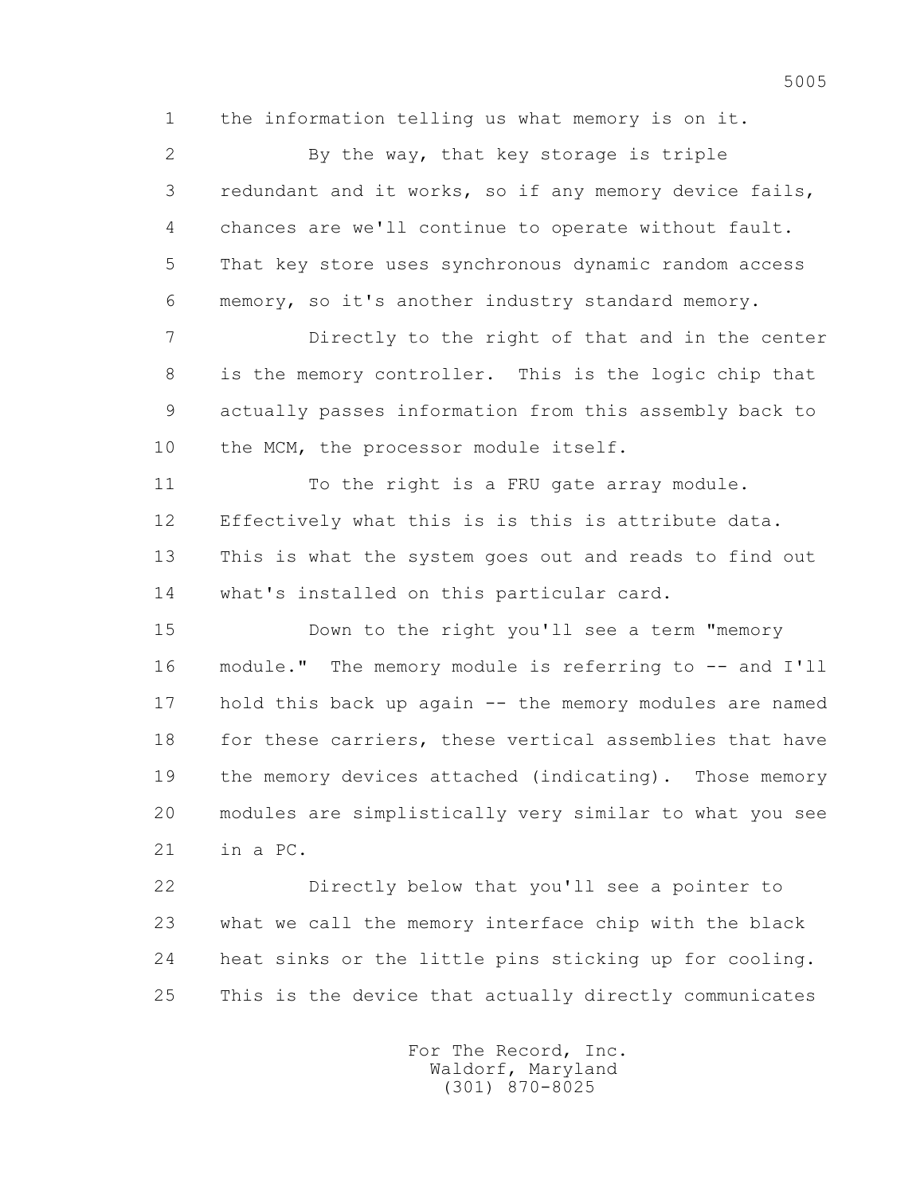1 the information telling us what memory is on it.

2 By the way, that key storage is triple

3 redundant and it works, so if any memory device fails,

4 chances are we'll continue to operate without fault.

5 That key store uses synchronous dynamic random access

6 memory, so it's another industry standard memory.

7 Directly to the right of that and in the center

8 is the memory controller. This is the logic chip that

9 actually passes information from this assembly back to

10 the MCM, the processor module itself.

11 To the right is a FRU gate array module.

12 Effectively what this is is this is attribute data.

13 This is what the system goes out and reads to find out

14 what's installed on this particular card.

15 Down to the right you'll see a term "memory

16 module." The memory module is referring to -- and I'll

17 hold this back up again -- the memory modules are named

18 for these carriers, these vertical assemblies that have

19 the memory devices attached (indicating). Those memory

20 modules are simplistically very similar to what you see

21 in a PC.

22 Directly below that you'll see a pointer to

23 what we call the memory interface chip with the black

24 heat sinks or the little pins sticking up for cooling.

25 This is the device that actually directly communicates

For The Record, Inc.
Waldorf, Maryland
(301) 870-8025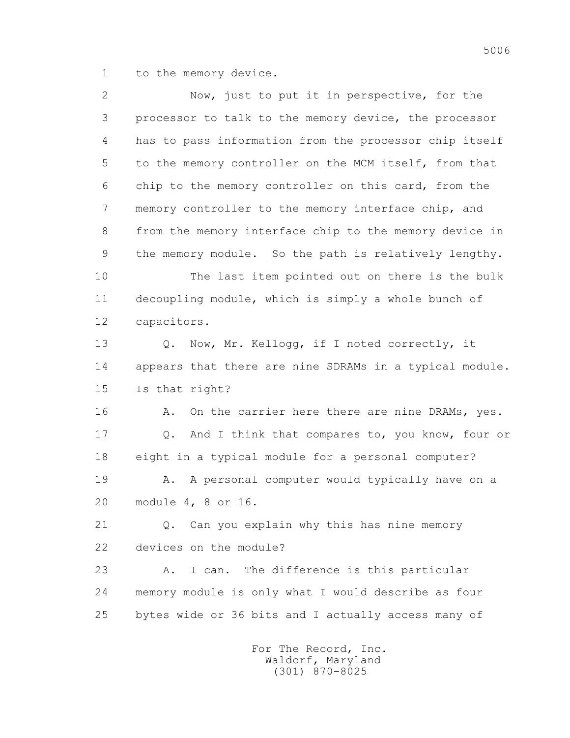1 to the memory device.

2 Now, just to put it in perspective, for the

3 processor to talk to the memory device, the processor

4 has to pass information from the processor chip itself

5 to the memory controller on the MCM itself, from that

6 chip to the memory controller on this card, from the

7 memory controller to the memory interface chip, and

8 from the memory interface chip to the memory device in

9 the memory module. So the path is relatively lengthy.

10 The last item pointed out on there is the bulk

11 decoupling module, which is simply a whole bunch of

12 capacitors.

13 Q. Now, Mr. Kellogg, if I noted correctly, it

14 appears that there are nine SDRAMs in a typical module.

15 Is that right?

16 A. On the carrier here there are nine DRAMs, yes.

17 Q. And I think that compares to, you know, four or

18 eight in a typical module for a personal computer?

19 A. A personal computer would typically have on a

20 module 4, 8 or 16.

21 Q. Can you explain why this has nine memory

22 devices on the module?

23 A. I can. The difference is this particular

24 memory module is only what I would describe as four

25 bytes wide or 36 bits and I actually access many of

For The Record, Inc.
Waldorf, Maryland
(301) 870-8025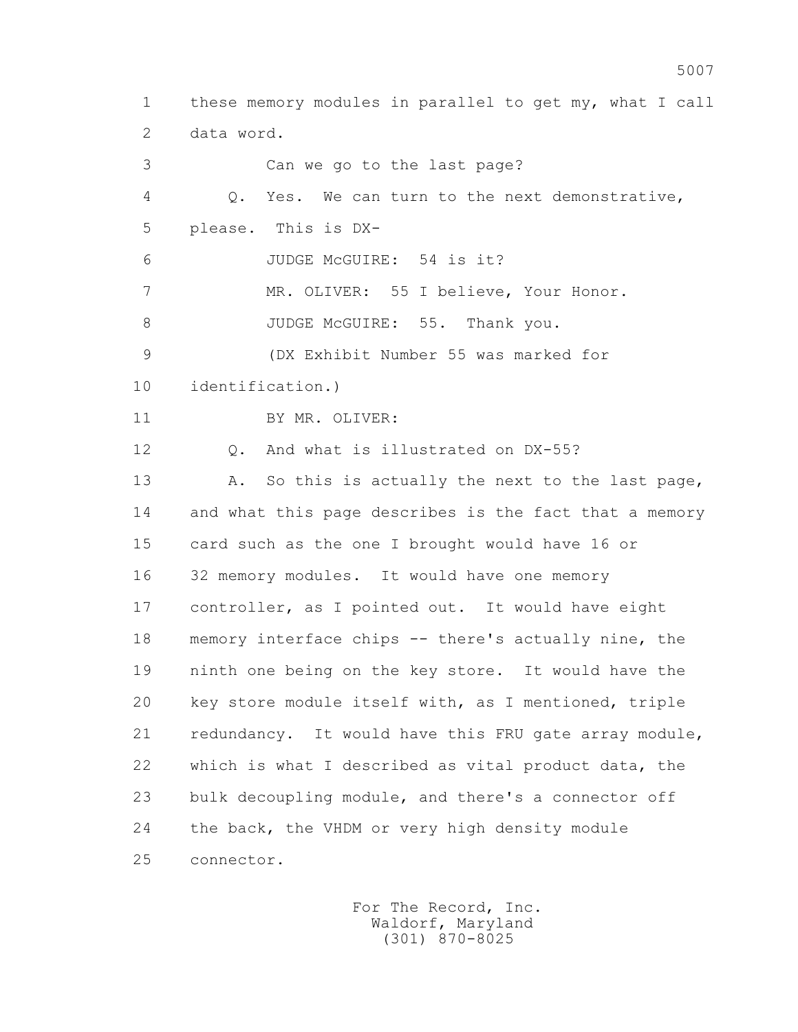1 these memory modules in parallel to get my, what I call
2 data word.
3 Can we go to the last page?
4 Q. Yes. We can turn to the next demonstrative,
5 please. This is DX-
6 JUDGE McGUIRE: 54 is it?
7 MR. OLIVER: 55 I believe, Your Honor.
8 JUDGE McGUIRE: 55. Thank you.
9 (DX Exhibit Number 55 was marked for
10 identification.)
11 BY MR. OLIVER:
12 Q. And what is illustrated on DX-55?
13 A. So this is actually the next to the last page,
14 and what this page describes is the fact that a memory
15 card such as the one I brought would have 16 or
16 32 memory modules. It would have one memory
17 controller, as I pointed out. It would have eight
18 memory interface chips -- there's actually nine, the
19 ninth one being on the key store. It would have the
20 key store module itself with, as I mentioned, triple
21 redundancy. It would have this FRU gate array module,
22 which is what I described as vital product data, the
23 bulk decoupling module, and there's a connector off
24 the back, the VHDM or very high density module
25 connector.

For The Record, Inc.
Waldorf, Maryland
(301) 870-8025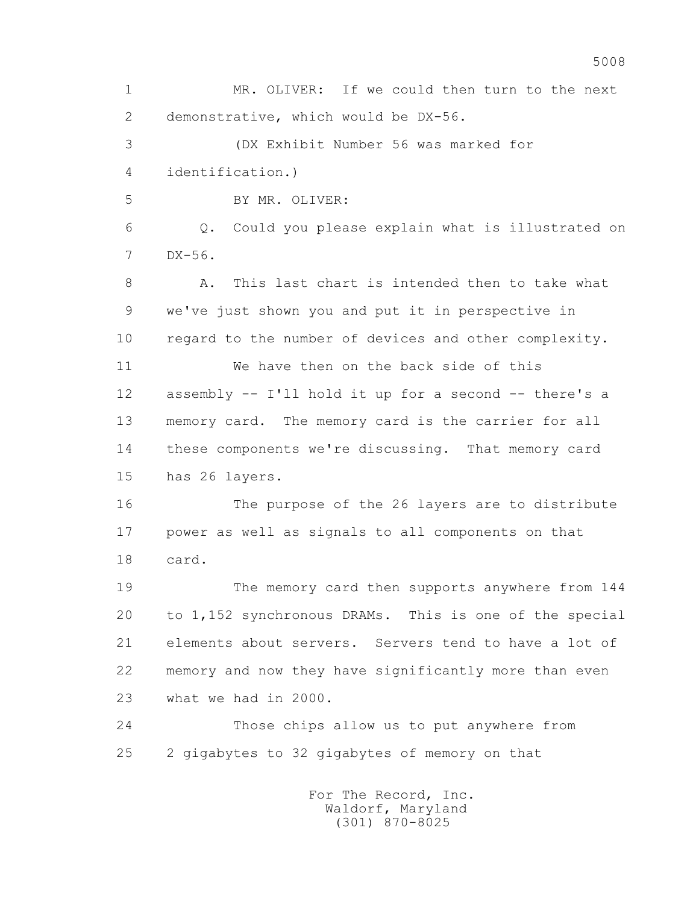1 MR. OLIVER: If we could then turn to the next
2 demonstrative, which would be DX-56.
3 (DX Exhibit Number 56 was marked for
4 identification.)
5 BY MR. OLIVER:
6 Q. Could you please explain what is illustrated on
7 DX-56.
8 A. This last chart is intended then to take what
9 we've just shown you and put it in perspective in
10 regard to the number of devices and other complexity.
11 We have then on the back side of this
12 assembly -- I'll hold it up for a second -- there's a
13 memory card. The memory card is the carrier for all
14 these components we're discussing. That memory card
15 has 26 layers.
16 The purpose of the 26 layers are to distribute
17 power as well as signals to all components on that
18 card.
19 The memory card then supports anywhere from 144
20 to 1,152 synchronous DRAMs. This is one of the special
21 elements about servers. Servers tend to have a lot of
22 memory and now they have significantly more than even
23 what we had in 2000.
24 Those chips allow us to put anywhere from
25 2 gigabytes to 32 gigabytes of memory on that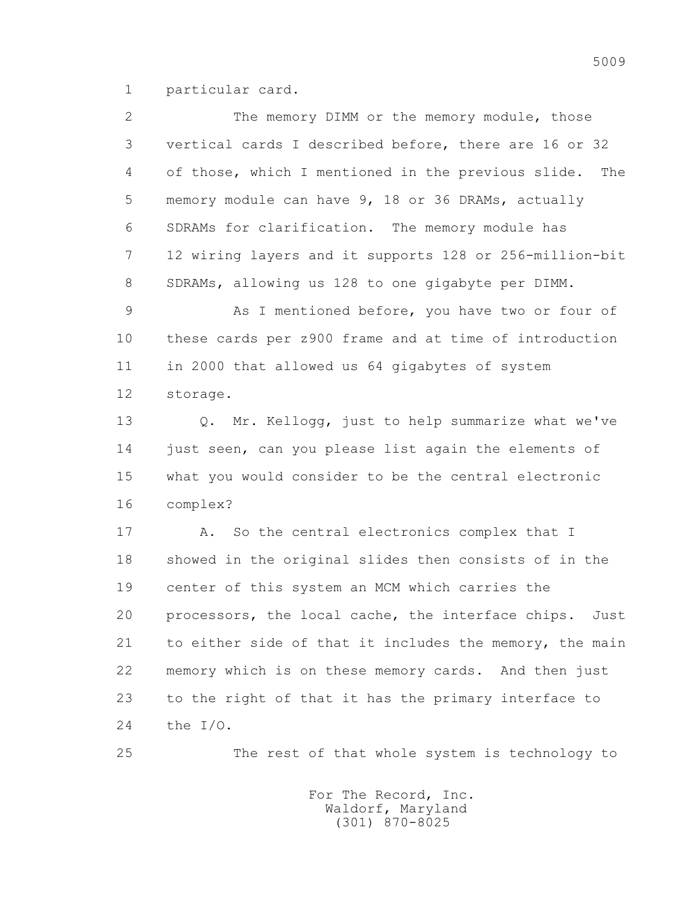1 particular card.

2 The memory DIMM or the memory module, those
3 vertical cards I described before, there are 16 or 32
4 of those, which I mentioned in the previous slide. The
5 memory module can have 9, 18 or 36 DRAMs, actually
6 SDRAMs for clarification. The memory module has
7 12 wiring layers and it supports 128 or 256-million-bit
8 SDRAMs, allowing us 128 to one gigabyte per DIMM.

9 As I mentioned before, you have two or four of
10 these cards per z900 frame and at time of introduction
11 in 2000 that allowed us 64 gigabytes of system
12 storage.

13 Q. Mr. Kellogg, just to help summarize what we've
14 just seen, can you please list again the elements of
15 what you would consider to be the central electronic
16 complex?

17 A. So the central electronics complex that I
18 showed in the original slides then consists of in the
19 center of this system an MCM which carries the
20 processors, the local cache, the interface chips. Just
21 to either side of that it includes the memory, the main
22 memory which is on these memory cards. And then just
23 to the right of that it has the primary interface to
24 the I/O.

25 The rest of that whole system is technology to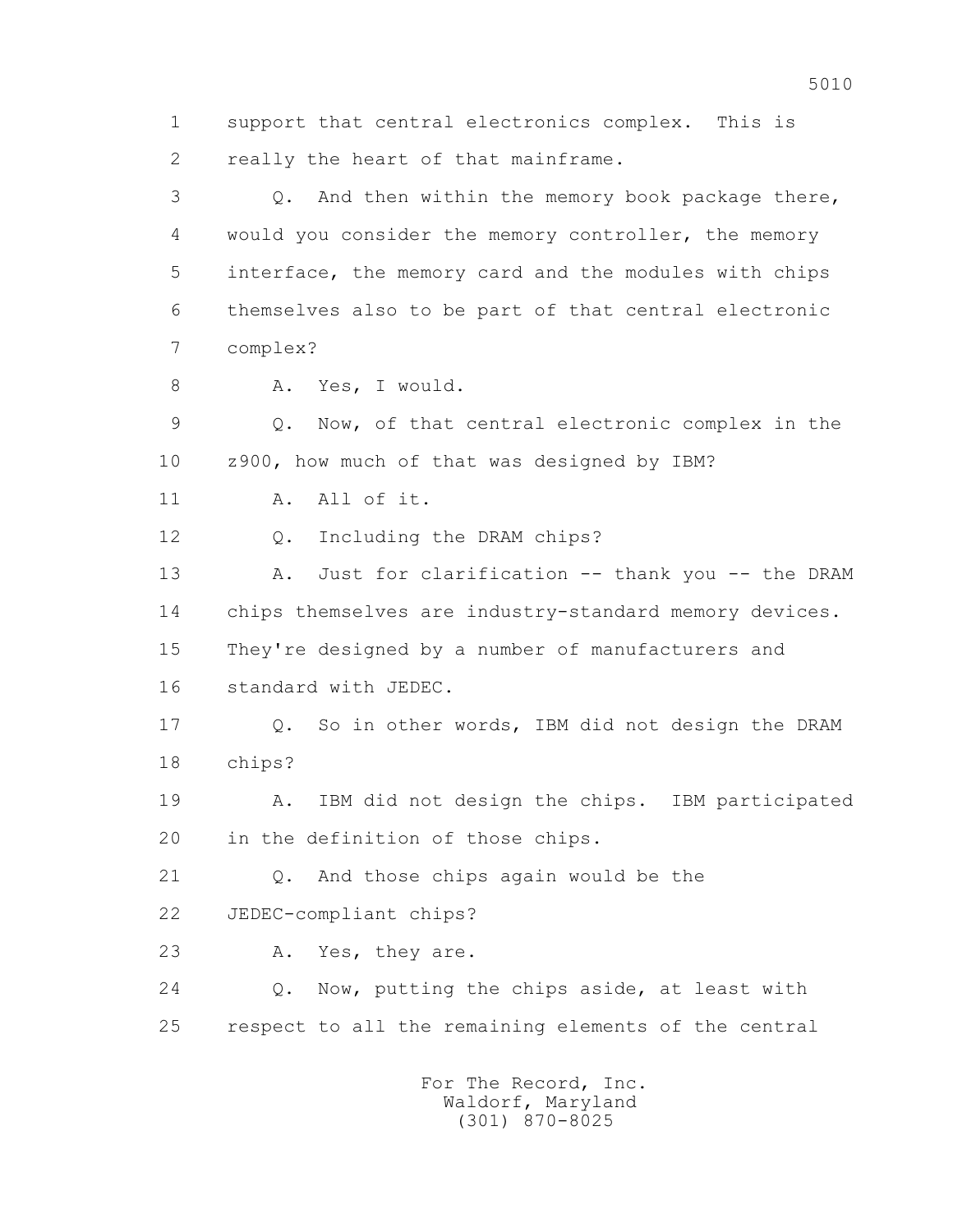1 support that central electronics complex. This is
2 really the heart of that mainframe.

3 Q. And then within the memory book package there,
4 would you consider the memory controller, the memory
5 interface, the memory card and the modules with chips
6 themselves also to be part of that central electronic
7 complex?

8 A. Yes, I would.

9 Q. Now, of that central electronic complex in the
10 z900, how much of that was designed by IBM?

11 A. All of it.

12 Q. Including the DRAM chips?

13 A. Just for clarification -- thank you -- the DRAM
14 chips themselves are industry-standard memory devices.
15 They're designed by a number of manufacturers and
16 standard with JEDEC.

17 Q. So in other words, IBM did not design the DRAM
18 chips?

19 A. IBM did not design the chips. IBM participated
20 in the definition of those chips.

21 Q. And those chips again would be the
22 JEDEC-compliant chips?

23 A. Yes, they are.

24 Q. Now, putting the chips aside, at least with
25 respect to all the remaining elements of the central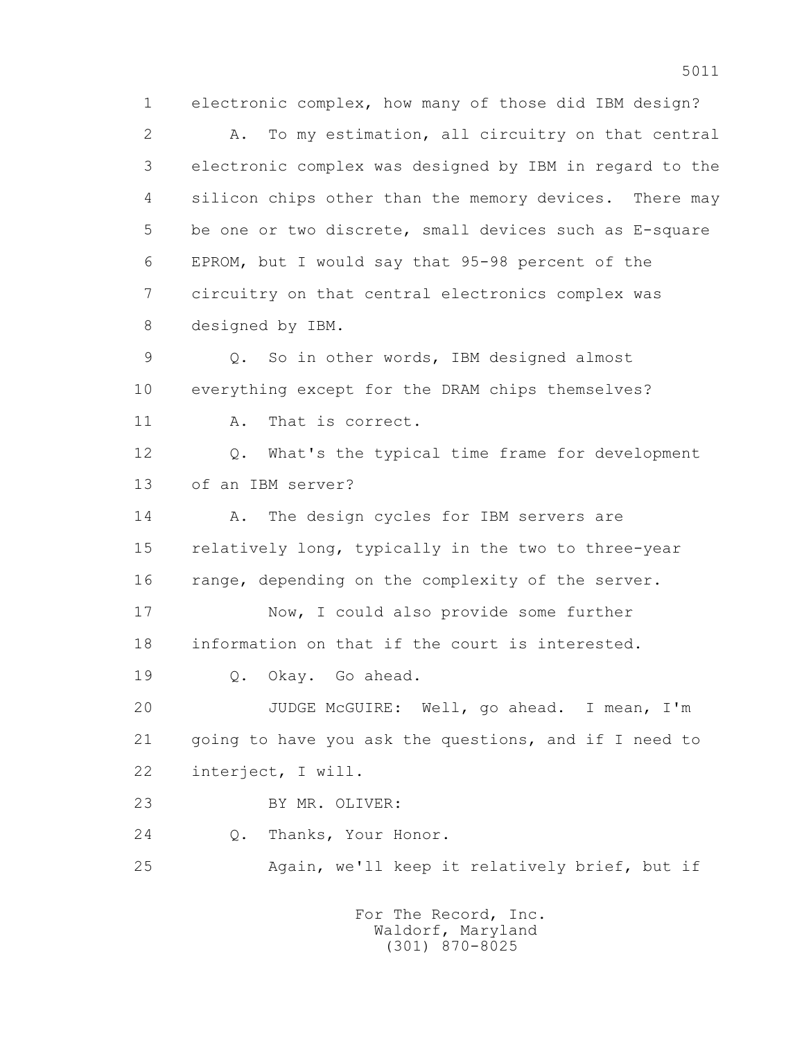1 electronic complex, how many of those did IBM design?

2 A. To my estimation, all circuitry on that central

3 electronic complex was designed by IBM in regard to the

4 silicon chips other than the memory devices. There may

5 be one or two discrete, small devices such as E-square

6 EPROM, but I would say that 95-98 percent of the

7 circuitry on that central electronics complex was

8 designed by IBM.

9 Q. So in other words, IBM designed almost

10 everything except for the DRAM chips themselves?

11 A. That is correct.

12 Q. What's the typical time frame for development

13 of an IBM server?

14 A. The design cycles for IBM servers are

15 relatively long, typically in the two to three-year

16 range, depending on the complexity of the server.

17 Now, I could also provide some further

18 information on that if the court is interested.

19 Q. Okay. Go ahead.

20 JUDGE McGUIRE: Well, go ahead. I mean, I'm

21 going to have you ask the questions, and if I need to

22 interject, I will.

23 BY MR. OLIVER:

24 Q. Thanks, Your Honor.

25 Again, we'll keep it relatively brief, but if

For The Record, Inc.
Waldorf, Maryland
(301) 870-8025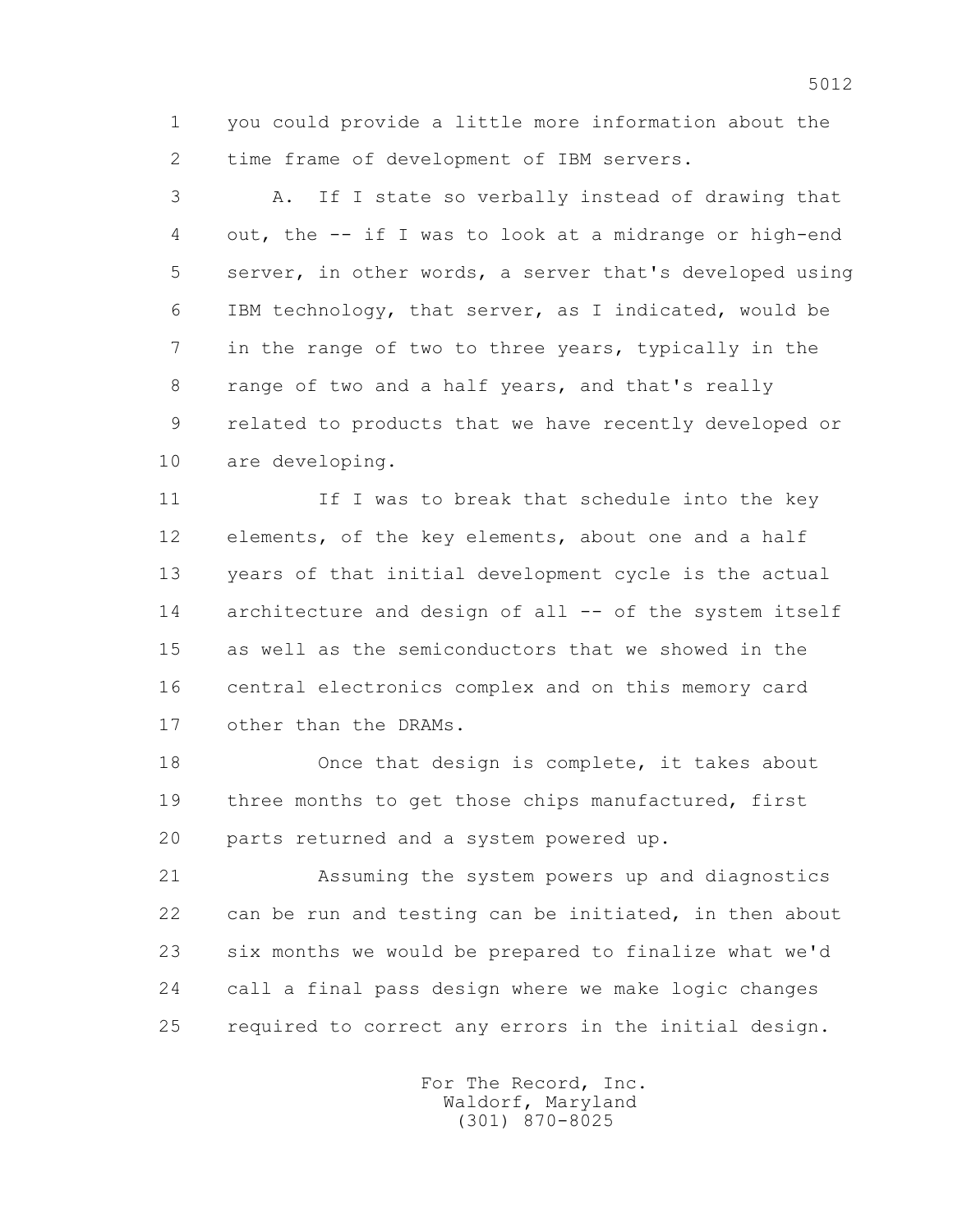1 you could provide a little more information about the
2 time frame of development of IBM servers.

3 A. If I state so verbally instead of drawing that
4 out, the -- if I was to look at a midrange or high-end
5 server, in other words, a server that's developed using
6 IBM technology, that server, as I indicated, would be
7 in the range of two to three years, typically in the
8 range of two and a half years, and that's really
9 related to products that we have recently developed or
10 are developing.

11 If I was to break that schedule into the key
12 elements, of the key elements, about one and a half
13 years of that initial development cycle is the actual
14 architecture and design of all -- of the system itself
15 as well as the semiconductors that we showed in the
16 central electronics complex and on this memory card
17 other than the DRAMs.

18 Once that design is complete, it takes about
19 three months to get those chips manufactured, first
20 parts returned and a system powered up.

21 Assuming the system powers up and diagnostics
22 can be run and testing can be initiated, in then about
23 six months we would be prepared to finalize what we'd
24 call a final pass design where we make logic changes
25 required to correct any errors in the initial design.

For The Record, Inc.
Waldorf, Maryland
(301) 870-8025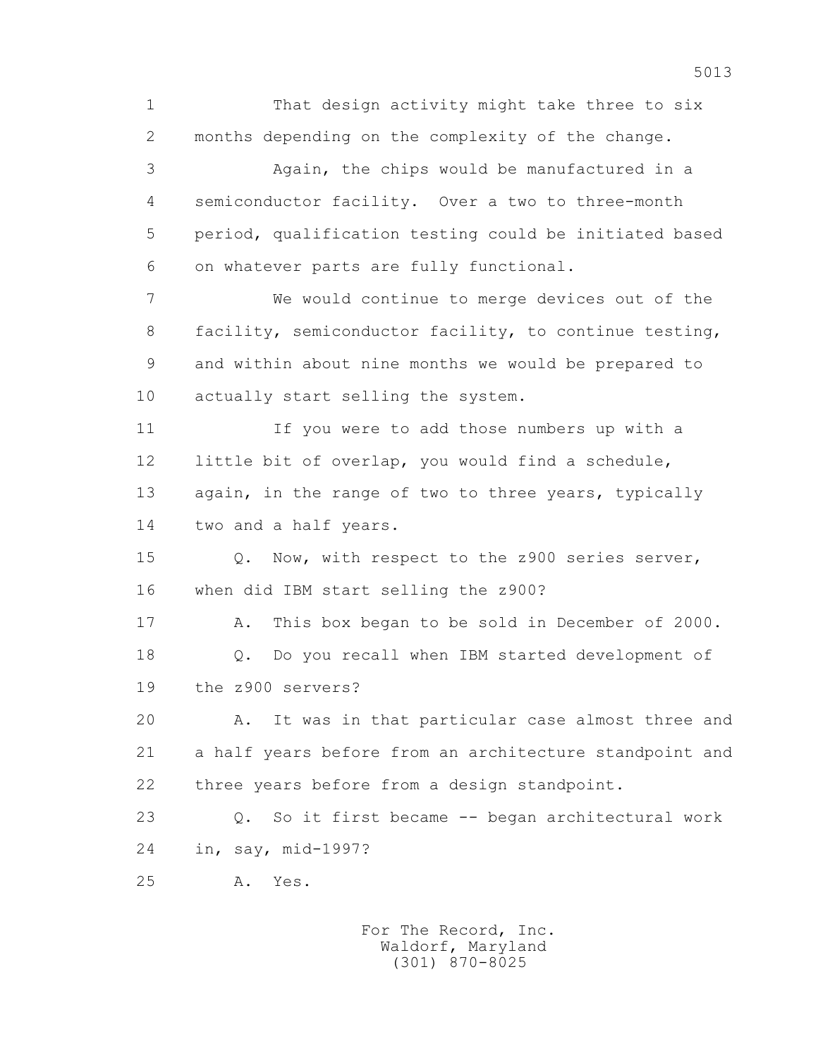1 That design activity might take three to six
2 months depending on the complexity of the change.
3 Again, the chips would be manufactured in a
4 semiconductor facility. Over a two to three-month
5 period, qualification testing could be initiated based
6 on whatever parts are fully functional.
7 We would continue to merge devices out of the
8 facility, semiconductor facility, to continue testing,
9 and within about nine months we would be prepared to
10 actually start selling the system.
11 If you were to add those numbers up with a
12 little bit of overlap, you would find a schedule,
13 again, in the range of two to three years, typically
14 two and a half years.
15 Q. Now, with respect to the z900 series server,
16 when did IBM start selling the z900?
17 A. This box began to be sold in December of 2000.
18 Q. Do you recall when IBM started development of
19 the z900 servers?
20 A. It was in that particular case almost three and
21 a half years before from an architecture standpoint and
22 three years before from a design standpoint.
23 Q. So it first became -- began architectural work
24 in, say, mid-1997?
25 A. Yes.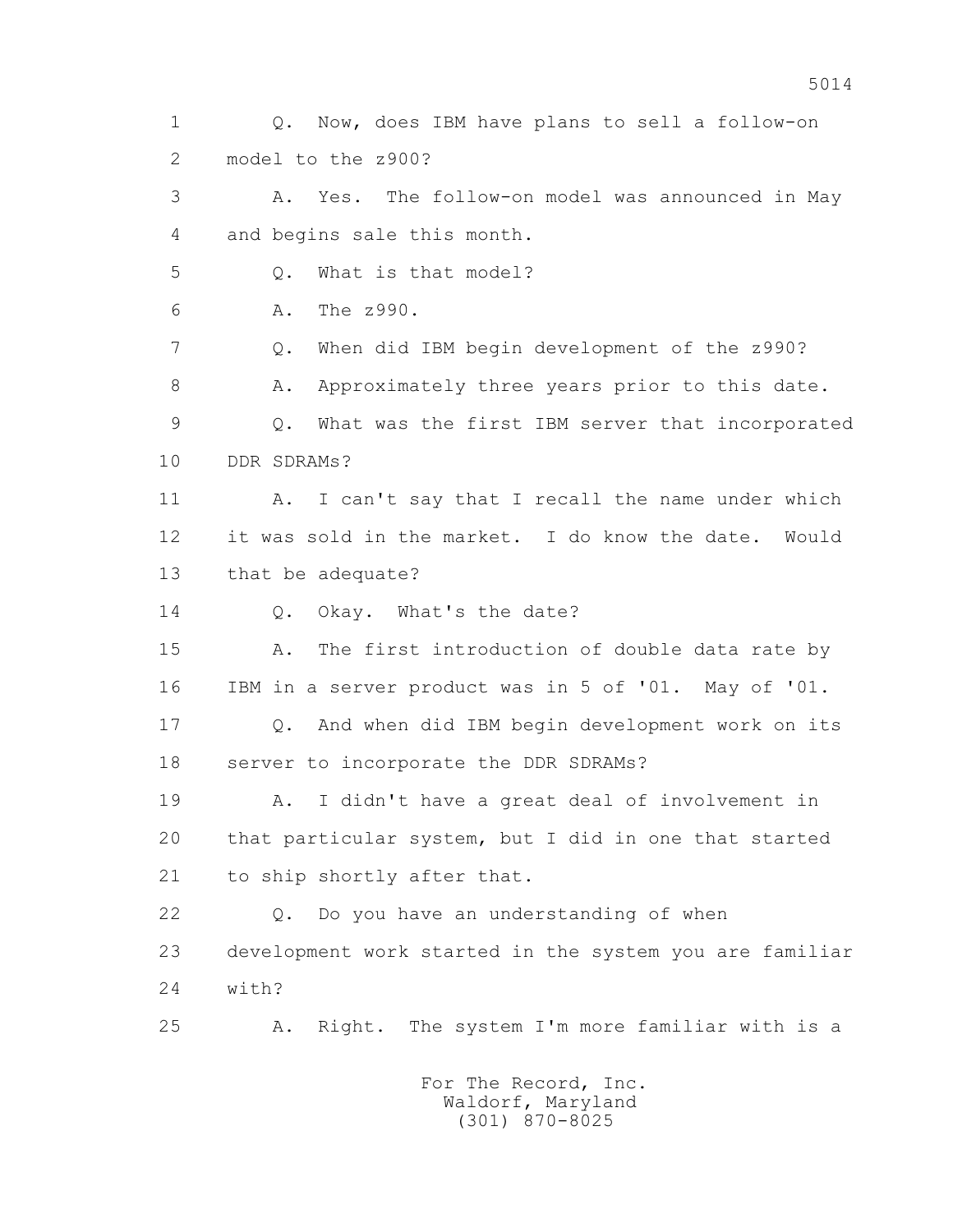1 Q. Now, does IBM have plans to sell a follow-on
2 model to the z900?
3 A. Yes. The follow-on model was announced in May
4 and begins sale this month.
5 Q. What is that model?
6 A. The z990.
7 Q. When did IBM begin development of the z990?
8 A. Approximately three years prior to this date.
9 Q. What was the first IBM server that incorporated
10 DDR SDRAMs?
11 A. I can't say that I recall the name under which
12 it was sold in the market. I do know the date. Would
13 that be adequate?
14 Q. Okay. What's the date?
15 A. The first introduction of double data rate by
16 IBM in a server product was in 5 of '01. May of '01.
17 Q. And when did IBM begin development work on its
18 server to incorporate the DDR SDRAMs?
19 A. I didn't have a great deal of involvement in
20 that particular system, but I did in one that started
21 to ship shortly after that.
22 Q. Do you have an understanding of when
23 development work started in the system you are familiar
24 with?
25 A. Right. The system I'm more familiar with is a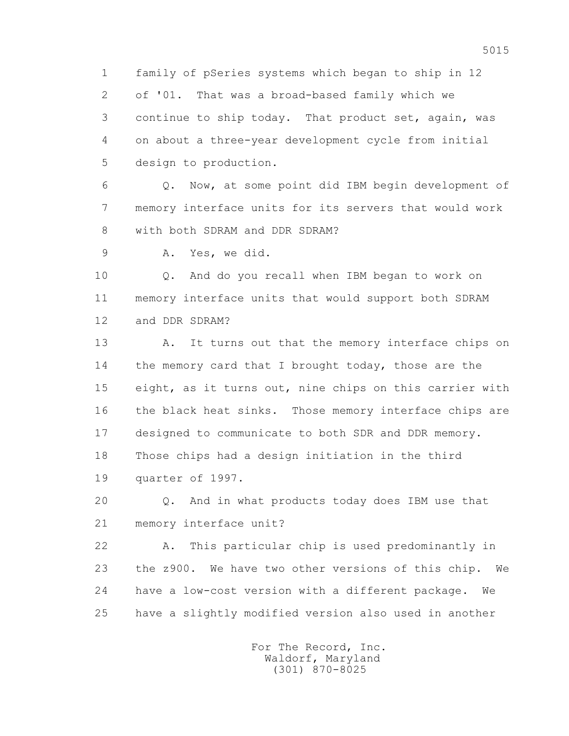1 family of pSeries systems which began to ship in 12
2 of '01. That was a broad-based family which we
3 continue to ship today. That product set, again, was
4 on about a three-year development cycle from initial
5 design to production.

6 Q. Now, at some point did IBM begin development of
7 memory interface units for its servers that would work
8 with both SDRAM and DDR SDRAM?

9 A. Yes, we did.

10 Q. And do you recall when IBM began to work on
11 memory interface units that would support both SDRAM
12 and DDR SDRAM?

13 A. It turns out that the memory interface chips on
14 the memory card that I brought today, those are the
15 eight, as it turns out, nine chips on this carrier with
16 the black heat sinks. Those memory interface chips are
17 designed to communicate to both SDR and DDR memory.
18 Those chips had a design initiation in the third
19 quarter of 1997.

20 Q. And in what products today does IBM use that
21 memory interface unit?

22 A. This particular chip is used predominantly in
23 the z900. We have two other versions of this chip. We
24 have a low-cost version with a different package. We
25 have a slightly modified version also used in another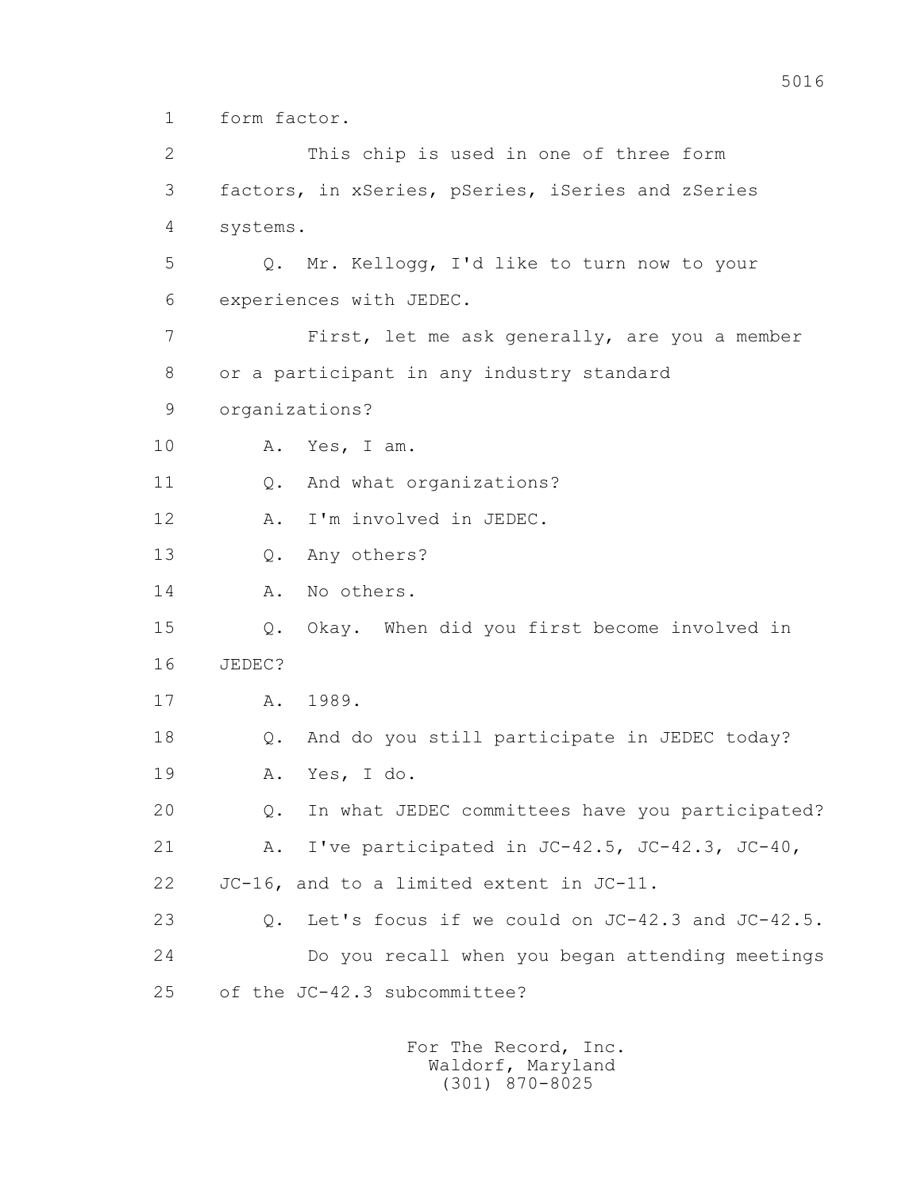form factor.

This chip is used in one of three form factors, in xSeries, pSeries, iSeries and zSeries systems.

Q. Mr. Kellogg, I'd like to turn now to your experiences with JEDEC.

First, let me ask generally, are you a member or a participant in any industry standard organizations?

A. Yes, I am.

Q. And what organizations?

A. I'm involved in JEDEC.

Q. Any others?

A. No others.

Q. Okay. When did you first become involved in JEDEC?

A. 1989.

Q. And do you still participate in JEDEC today?

A. Yes, I do.

Q. In what JEDEC committees have you participated?

A. I've participated in JC-42.5, JC-42.3, JC-40, JC-16, and to a limited extent in JC-11.

Q. Let's focus if we could on JC-42.3 and JC-42.5.

Do you recall when you began attending meetings of the JC-42.3 subcommittee?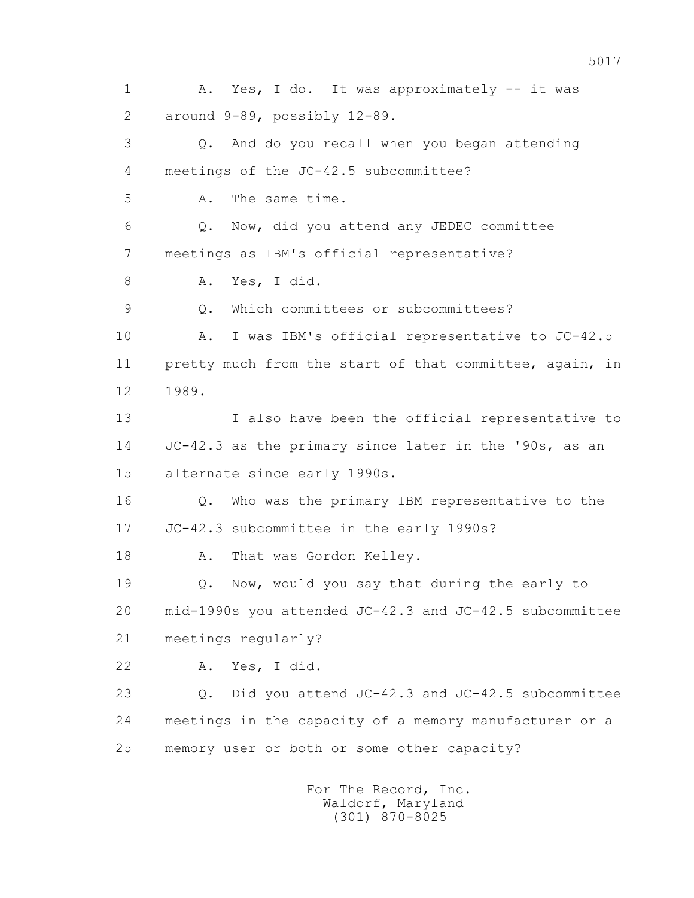A. Yes, I do. It was approximately -- it was around 9-89, possibly 12-89.

Q. And do you recall when you began attending meetings of the JC-42.5 subcommittee?

A. The same time.

Q. Now, did you attend any JEDEC committee meetings as IBM's official representative?

A. Yes, I did.

Q. Which committees or subcommittees?

A. I was IBM's official representative to JC-42.5 pretty much from the start of that committee, again, in 1989.

I also have been the official representative to JC-42.3 as the primary since later in the '90s, as an alternate since early 1990s.

Q. Who was the primary IBM representative to the JC-42.3 subcommittee in the early 1990s?

A. That was Gordon Kelley.

Q. Now, would you say that during the early to mid-1990s you attended JC-42.3 and JC-42.5 subcommittee meetings regularly?

A. Yes, I did.

Q. Did you attend JC-42.3 and JC-42.5 subcommittee meetings in the capacity of a memory manufacturer or a memory user or both or some other capacity?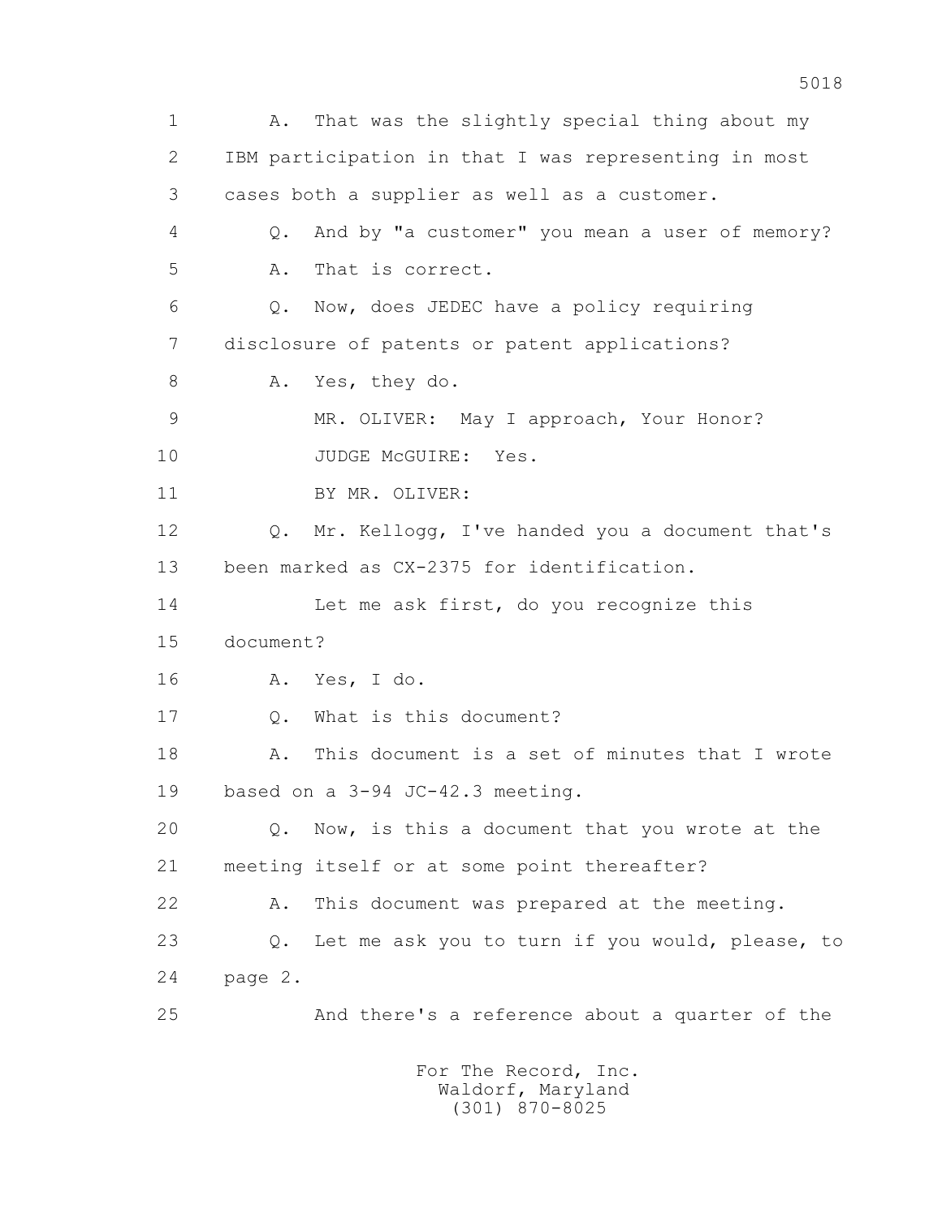1 A. That was the slightly special thing about my
2 IBM participation in that I was representing in most
3 cases both a supplier as well as a customer.
4 Q. And by "a customer" you mean a user of memory?
5 A. That is correct.
6 Q. Now, does JEDEC have a policy requiring
7 disclosure of patents or patent applications?
8 A. Yes, they do.
9 MR. OLIVER: May I approach, Your Honor?
10 JUDGE McGUIRE: Yes.
11 BY MR. OLIVER:
12 Q. Mr. Kellogg, I've handed you a document that's
13 been marked as CX-2375 for identification.
14 Let me ask first, do you recognize this
15 document?
16 A. Yes, I do.
17 Q. What is this document?
18 A. This document is a set of minutes that I wrote
19 based on a 3-94 JC-42.3 meeting.
20 Q. Now, is this a document that you wrote at the
21 meeting itself or at some point thereafter?
22 A. This document was prepared at the meeting.
23 Q. Let me ask you to turn if you would, please, to
24 page 2.
25 And there's a reference about a quarter of the

For The Record, Inc.
Waldorf, Maryland
(301) 870-8025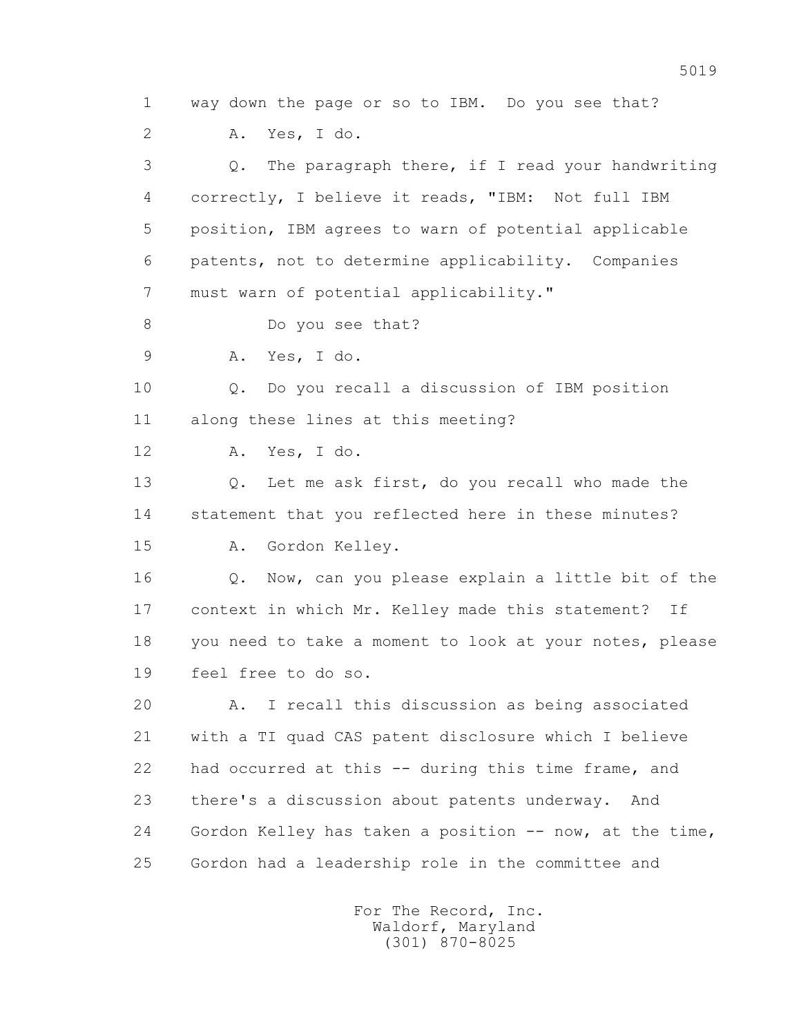1 way down the page or so to IBM. Do you see that?

2 A. Yes, I do.

3 Q. The paragraph there, if I read your handwriting

4 correctly, I believe it reads, "IBM: Not full IBM

5 position, IBM agrees to warn of potential applicable

6 patents, not to determine applicability. Companies

7 must warn of potential applicability."

8 Do you see that?

9 A. Yes, I do.

10 Q. Do you recall a discussion of IBM position

11 along these lines at this meeting?

12 A. Yes, I do.

13 Q. Let me ask first, do you recall who made the

14 statement that you reflected here in these minutes?

15 A. Gordon Kelley.

16 Q. Now, can you please explain a little bit of the

17 context in which Mr. Kelley made this statement? If

18 you need to take a moment to look at your notes, please

19 feel free to do so.

20 A. I recall this discussion as being associated

21 with a TI quad CAS patent disclosure which I believe

22 had occurred at this -- during this time frame, and

23 there's a discussion about patents underway. And

24 Gordon Kelley has taken a position -- now, at the time,

25 Gordon had a leadership role in the committee and

For The Record, Inc.
Waldorf, Maryland
(301) 870-8025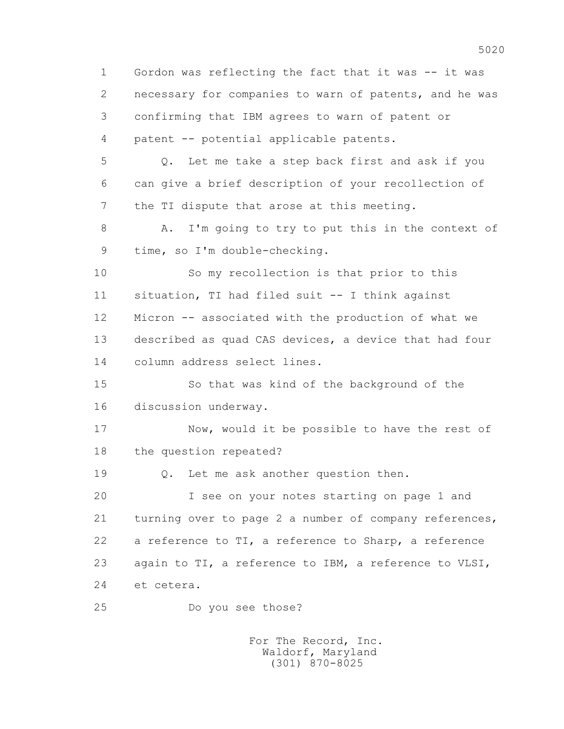1 Gordon was reflecting the fact that it was -- it was
2 necessary for companies to warn of patents, and he was
3 confirming that IBM agrees to warn of patent or
4 patent -- potential applicable patents.

5 Q. Let me take a step back first and ask if you
6 can give a brief description of your recollection of
7 the TI dispute that arose at this meeting.

8 A. I'm going to try to put this in the context of
9 time, so I'm double-checking.

10 So my recollection is that prior to this
11 situation, TI had filed suit -- I think against
12 Micron -- associated with the production of what we
13 described as quad CAS devices, a device that had four
14 column address select lines.

15 So that was kind of the background of the
16 discussion underway.

17 Now, would it be possible to have the rest of
18 the question repeated?

19 Q. Let me ask another question then.

20 I see on your notes starting on page 1 and
21 turning over to page 2 a number of company references,
22 a reference to TI, a reference to Sharp, a reference
23 again to TI, a reference to IBM, a reference to VLSI,
24 et cetera.

25 Do you see those?

For The Record, Inc.
Waldorf, Maryland
(301) 870-8025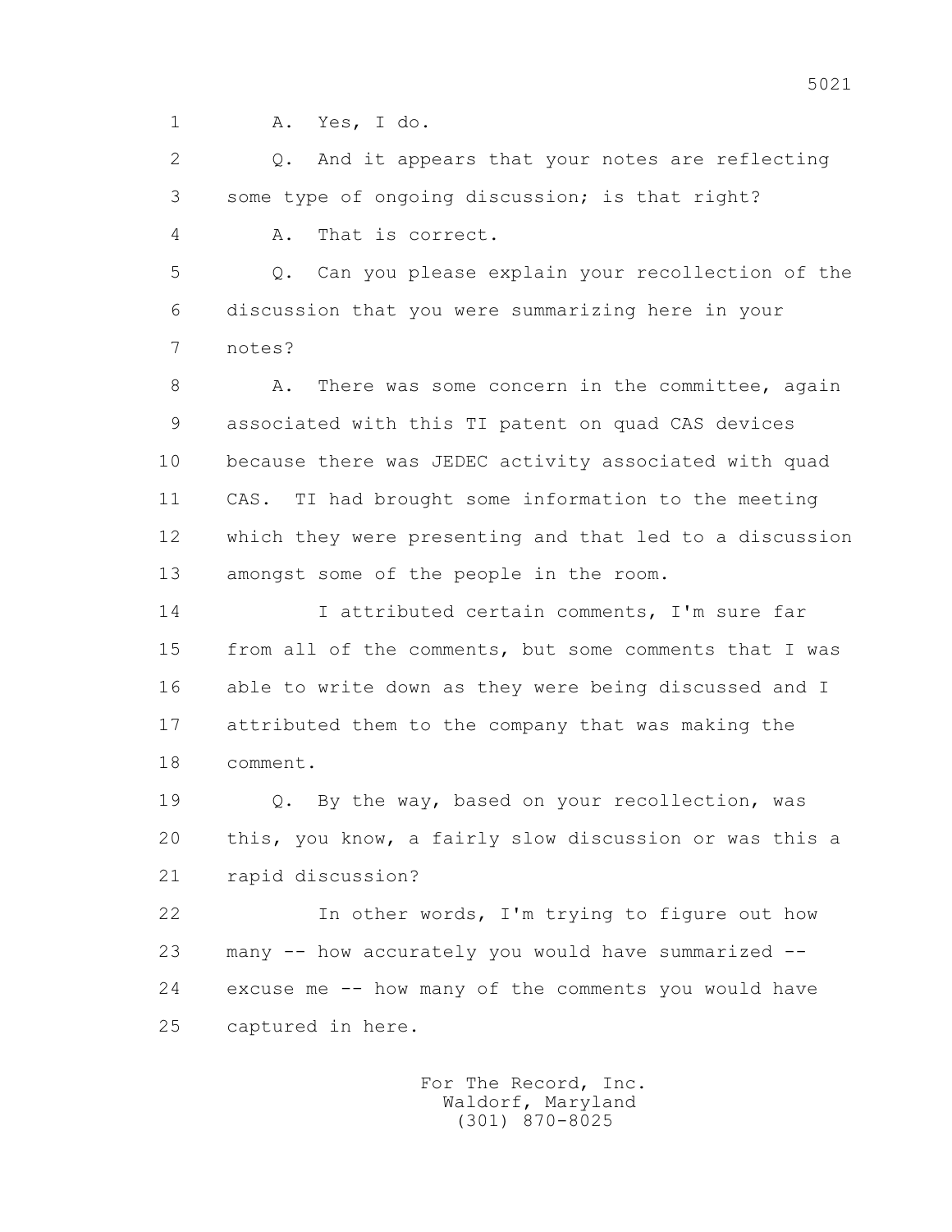1 A. Yes, I do.

2 Q. And it appears that your notes are reflecting

3 some type of ongoing discussion; is that right?

4 A. That is correct.

5 Q. Can you please explain your recollection of the

6 discussion that you were summarizing here in your

7 notes?

8 A. There was some concern in the committee, again

9 associated with this TI patent on quad CAS devices

10 because there was JEDEC activity associated with quad

11 CAS. TI had brought some information to the meeting

12 which they were presenting and that led to a discussion

13 amongst some of the people in the room.

14 I attributed certain comments, I'm sure far

15 from all of the comments, but some comments that I was

16 able to write down as they were being discussed and I

17 attributed them to the company that was making the

18 comment.

19 Q. By the way, based on your recollection, was

20 this, you know, a fairly slow discussion or was this a

21 rapid discussion?

22 In other words, I'm trying to figure out how

23 many -- how accurately you would have summarized --

24 excuse me -- how many of the comments you would have

25 captured in here.

For The Record, Inc.
Waldorf, Maryland
(301) 870-8025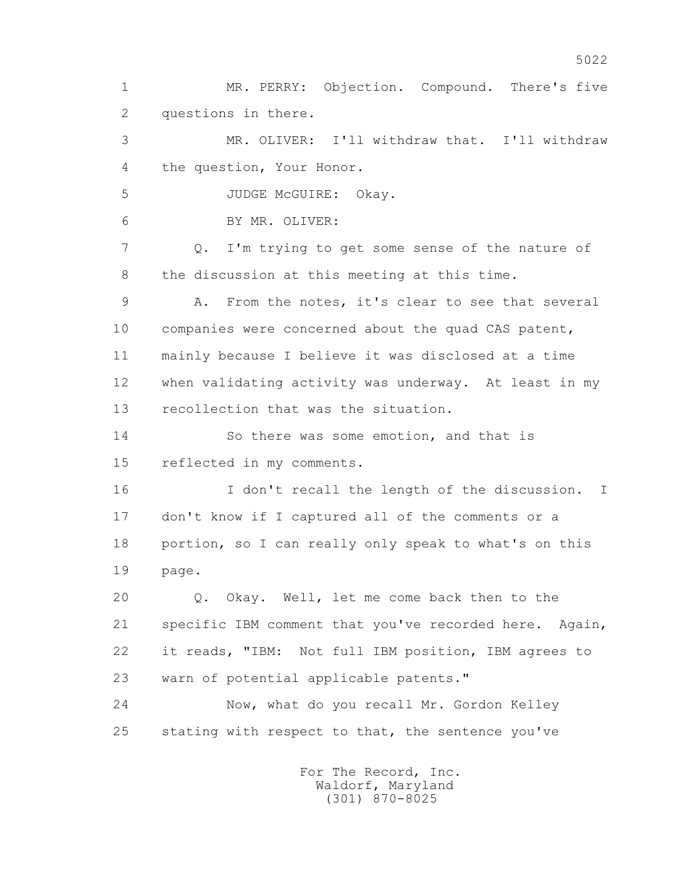MR. PERRY: Objection. Compound. There's five questions in there.

MR. OLIVER: I'll withdraw that. I'll withdraw the question, Your Honor.

JUDGE McGUIRE: Okay.

BY MR. OLIVER:

Q. I'm trying to get some sense of the nature of the discussion at this meeting at this time.

A. From the notes, it's clear to see that several companies were concerned about the quad CAS patent, mainly because I believe it was disclosed at a time when validating activity was underway. At least in my recollection that was the situation.

So there was some emotion, and that is reflected in my comments.

I don't recall the length of the discussion. I don't know if I captured all of the comments or a portion, so I can really only speak to what's on this page.

Q. Okay. Well, let me come back then to the specific IBM comment that you've recorded here. Again, it reads, "IBM: Not full IBM position, IBM agrees to warn of potential applicable patents."

Now, what do you recall Mr. Gordon Kelley stating with respect to that, the sentence you've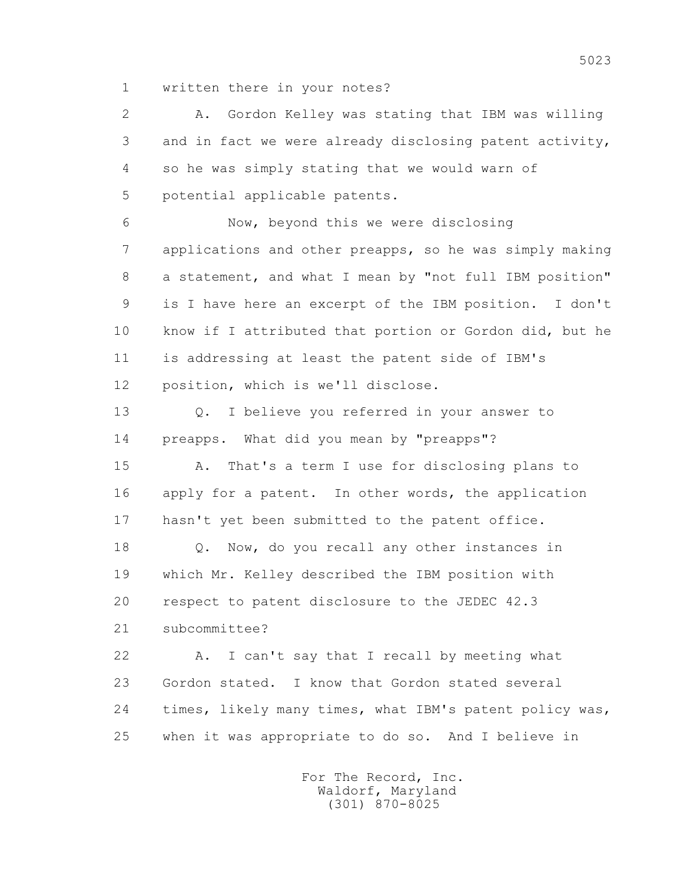1 written there in your notes?

2 A. Gordon Kelley was stating that IBM was willing

3 and in fact we were already disclosing patent activity,

4 so he was simply stating that we would warn of

5 potential applicable patents.

6 Now, beyond this we were disclosing

7 applications and other preapps, so he was simply making

8 a statement, and what I mean by "not full IBM position"

9 is I have here an excerpt of the IBM position. I don't

10 know if I attributed that portion or Gordon did, but he

11 is addressing at least the patent side of IBM's

12 position, which is we'll disclose.

13 Q. I believe you referred in your answer to

14 preapps. What did you mean by "preapps"?

15 A. That's a term I use for disclosing plans to

16 apply for a patent. In other words, the application

17 hasn't yet been submitted to the patent office.

18 Q. Now, do you recall any other instances in

19 which Mr. Kelley described the IBM position with

20 respect to patent disclosure to the JEDEC 42.3

21 subcommittee?

22 A. I can't say that I recall by meeting what

23 Gordon stated. I know that Gordon stated several

24 times, likely many times, what IBM's patent policy was,

25 when it was appropriate to do so. And I believe in

For The Record, Inc.
Waldorf, Maryland
(301) 870-8025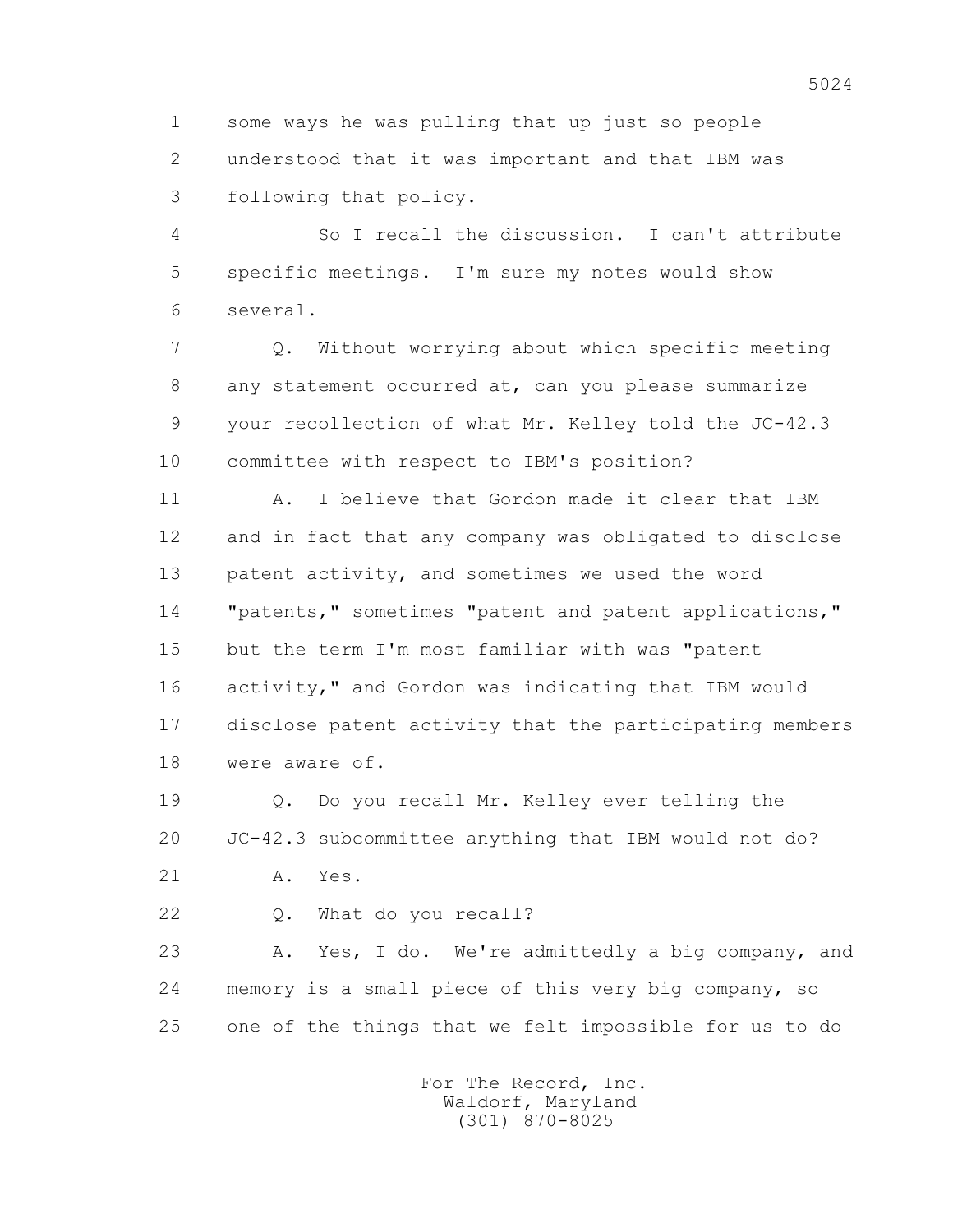some ways he was pulling that up just so people understood that it was important and that IBM was following that policy.

So I recall the discussion. I can't attribute specific meetings. I'm sure my notes would show several.

Q. Without worrying about which specific meeting any statement occurred at, can you please summarize your recollection of what Mr. Kelley told the JC-42.3 committee with respect to IBM's position?

A. I believe that Gordon made it clear that IBM and in fact that any company was obligated to disclose patent activity, and sometimes we used the word "patents," sometimes "patent and patent applications," but the term I'm most familiar with was "patent activity," and Gordon was indicating that IBM would disclose patent activity that the participating members were aware of.

Q. Do you recall Mr. Kelley ever telling the JC-42.3 subcommittee anything that IBM would not do?

A. Yes.

Q. What do you recall?

A. Yes, I do. We're admittedly a big company, and memory is a small piece of this very big company, so one of the things that we felt impossible for us to do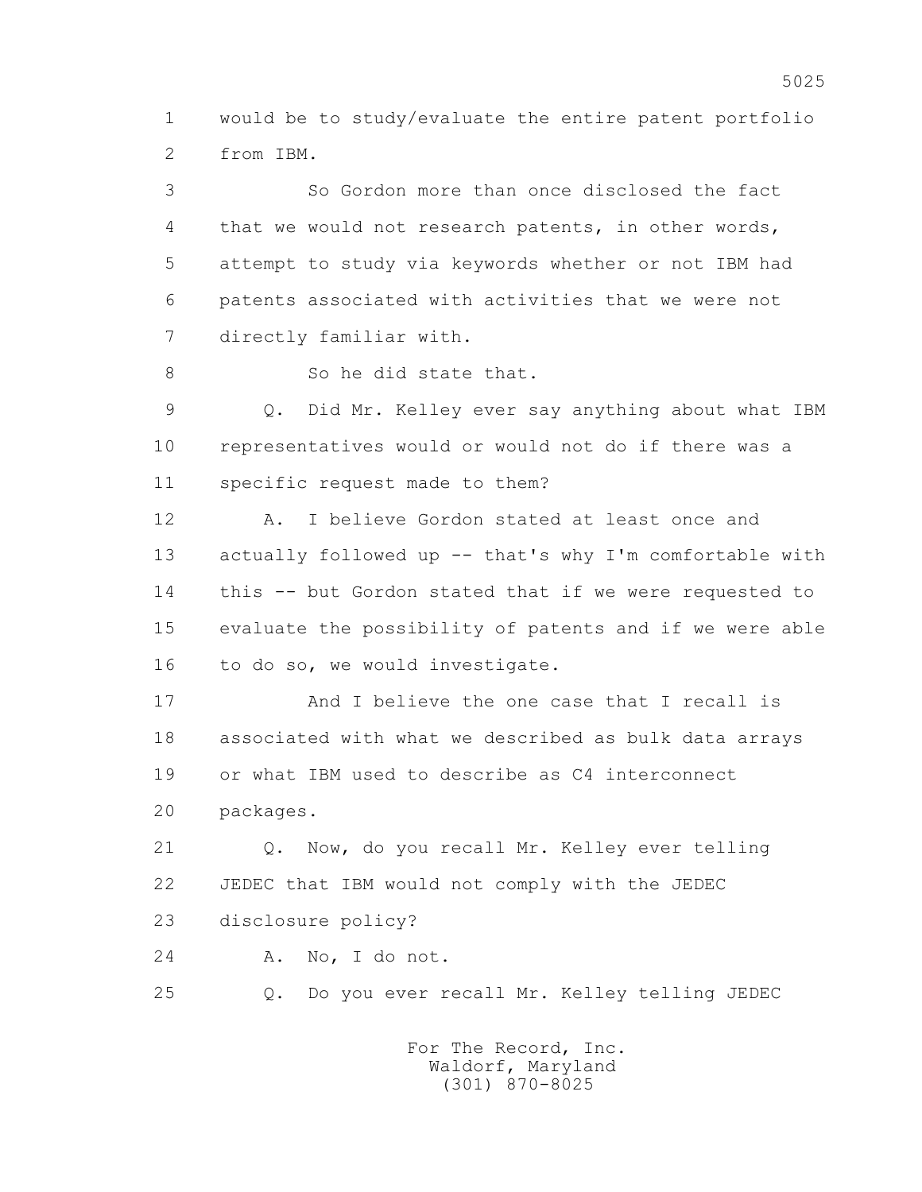1 would be to study/evaluate the entire patent portfolio
2 from IBM.

3 So Gordon more than once disclosed the fact
4 that we would not research patents, in other words,
5 attempt to study via keywords whether or not IBM had
6 patents associated with activities that we were not
7 directly familiar with.

8 So he did state that.

9 Q. Did Mr. Kelley ever say anything about what IBM
10 representatives would or would not do if there was a
11 specific request made to them?

12 A. I believe Gordon stated at least once and
13 actually followed up -- that's why I'm comfortable with
14 this -- but Gordon stated that if we were requested to
15 evaluate the possibility of patents and if we were able
16 to do so, we would investigate.

17 And I believe the one case that I recall is
18 associated with what we described as bulk data arrays
19 or what IBM used to describe as C4 interconnect
20 packages.

21 Q. Now, do you recall Mr. Kelley ever telling
22 JEDEC that IBM would not comply with the JEDEC
23 disclosure policy?

24 A. No, I do not.

25 Q. Do you ever recall Mr. Kelley telling JEDEC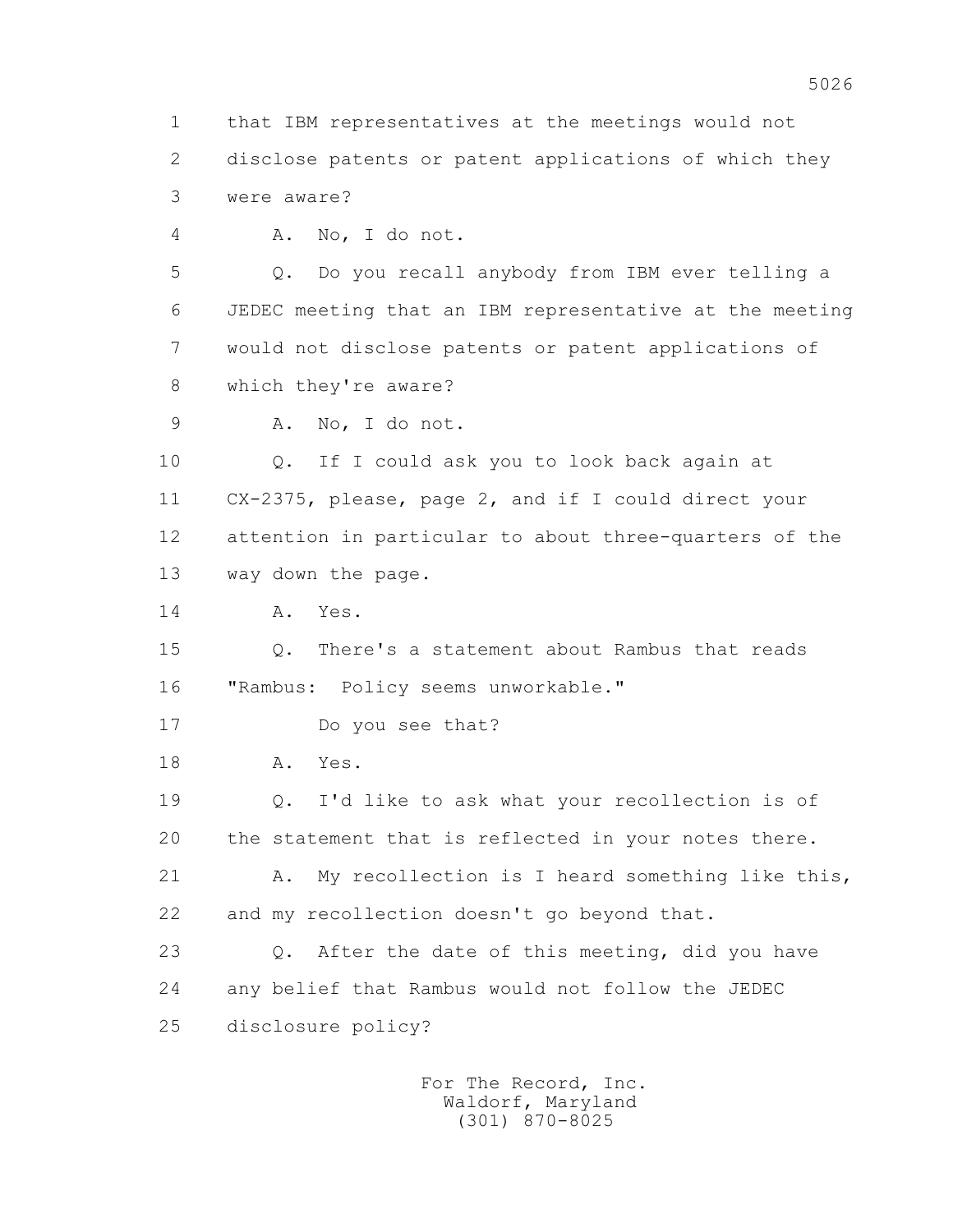1 that IBM representatives at the meetings would not
2 disclose patents or patent applications of which they
3 were aware?

4 A. No, I do not.

5 Q. Do you recall anybody from IBM ever telling a
6 JEDEC meeting that an IBM representative at the meeting
7 would not disclose patents or patent applications of
8 which they're aware?

9 A. No, I do not.

10 Q. If I could ask you to look back again at
11 CX-2375, please, page 2, and if I could direct your
12 attention in particular to about three-quarters of the
13 way down the page.

14 A. Yes.

15 Q. There's a statement about Rambus that reads
16 "Rambus: Policy seems unworkable."

17 Do you see that?

18 A. Yes.

19 Q. I'd like to ask what your recollection is of
20 the statement that is reflected in your notes there.

21 A. My recollection is I heard something like this,
22 and my recollection doesn't go beyond that.

23 Q. After the date of this meeting, did you have
24 any belief that Rambus would not follow the JEDEC
25 disclosure policy?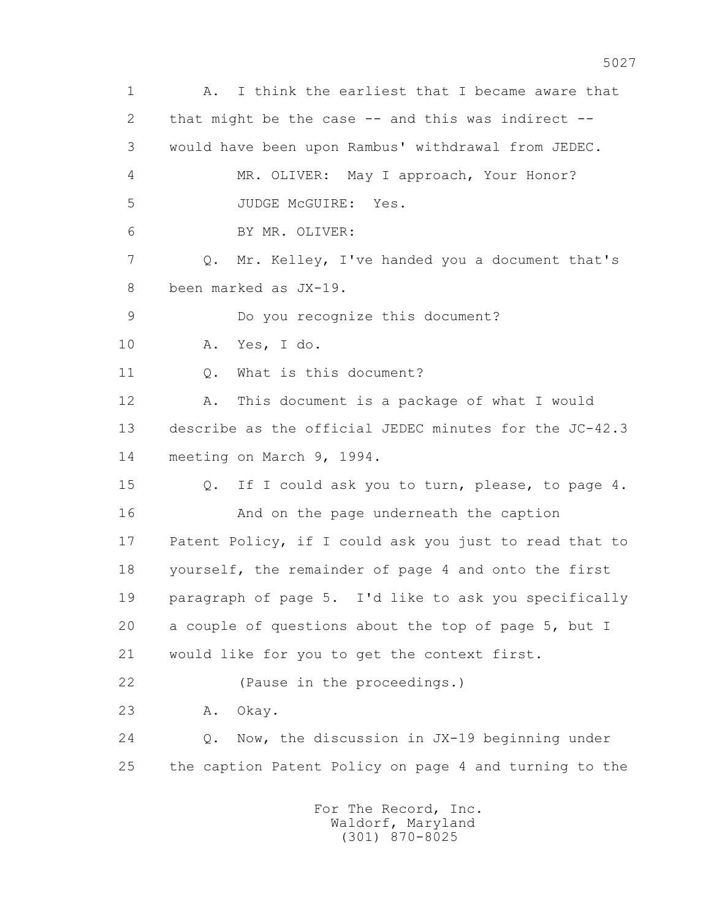1 A. I think the earliest that I became aware that
2 that might be the case -- and this was indirect --
3 would have been upon Rambus' withdrawal from JEDEC.
4 MR. OLIVER: May I approach, Your Honor?
5 JUDGE McGUIRE: Yes.
6 BY MR. OLIVER:
7 Q. Mr. Kelley, I've handed you a document that's
8 been marked as JX-19.
9 Do you recognize this document?
10 A. Yes, I do.
11 Q. What is this document?
12 A. This document is a package of what I would
13 describe as the official JEDEC minutes for the JC-42.3
14 meeting on March 9, 1994.
15 Q. If I could ask you to turn, please, to page 4.
16 And on the page underneath the caption
17 Patent Policy, if I could ask you just to read that to
18 yourself, the remainder of page 4 and onto the first
19 paragraph of page 5. I'd like to ask you specifically
20 a couple of questions about the top of page 5, but I
21 would like for you to get the context first.
22 (Pause in the proceedings.)
23 A. Okay.
24 Q. Now, the discussion in JX-19 beginning under
25 the caption Patent Policy on page 4 and turning to the

For The Record, Inc.
Waldorf, Maryland
(301) 870-8025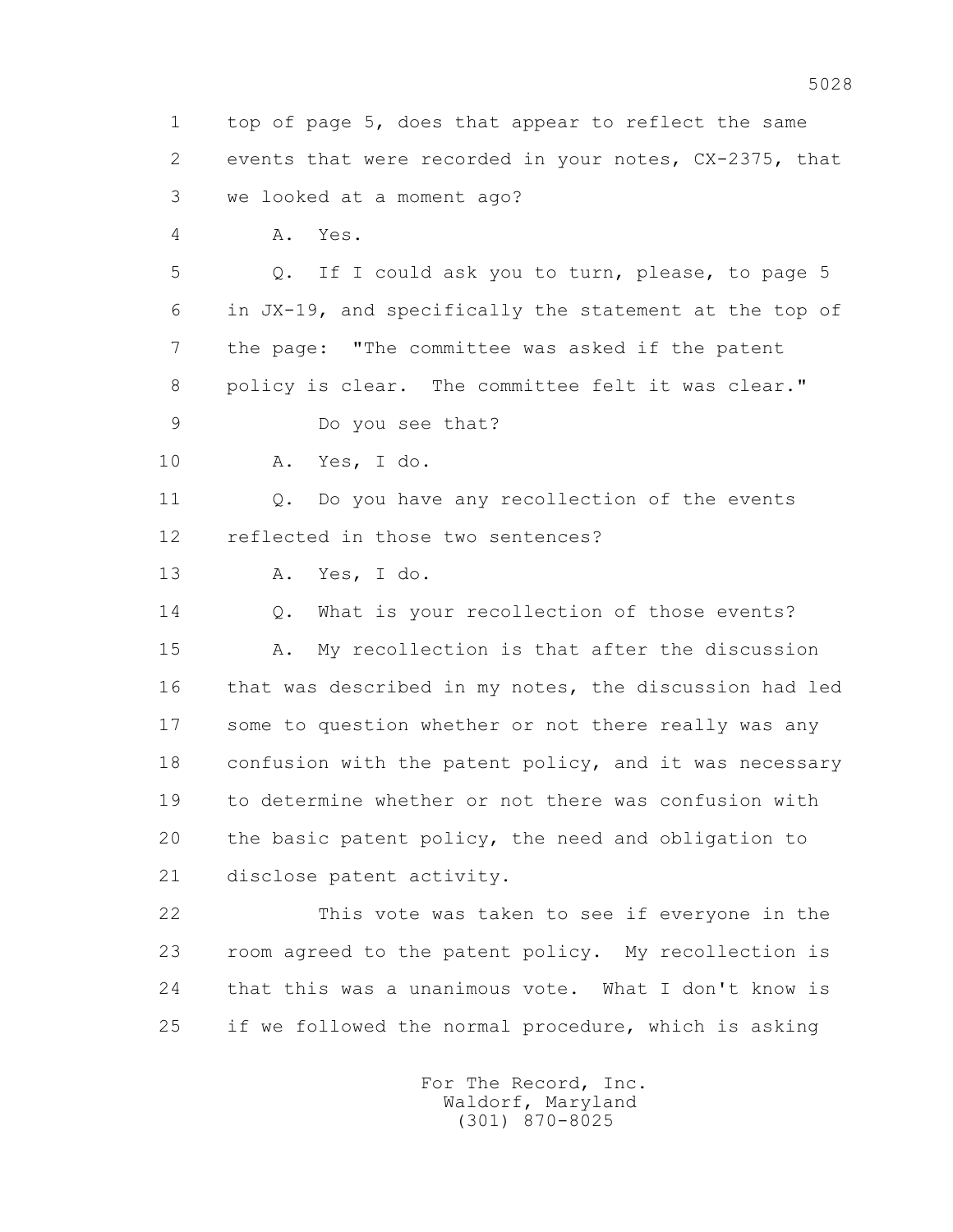1 top of page 5, does that appear to reflect the same
2 events that were recorded in your notes, CX-2375, that
3 we looked at a moment ago?
4 A. Yes.
5 Q. If I could ask you to turn, please, to page 5
6 in JX-19, and specifically the statement at the top of
7 the page: "The committee was asked if the patent
8 policy is clear. The committee felt it was clear."
9 Do you see that?
10 A. Yes, I do.
11 Q. Do you have any recollection of the events
12 reflected in those two sentences?
13 A. Yes, I do.
14 Q. What is your recollection of those events?
15 A. My recollection is that after the discussion
16 that was described in my notes, the discussion had led
17 some to question whether or not there really was any
18 confusion with the patent policy, and it was necessary
19 to determine whether or not there was confusion with
20 the basic patent policy, the need and obligation to
21 disclose patent activity.
22 This vote was taken to see if everyone in the
23 room agreed to the patent policy. My recollection is
24 that this was a unanimous vote. What I don't know is
25 if we followed the normal procedure, which is asking

For The Record, Inc.
Waldorf, Maryland
(301) 870-8025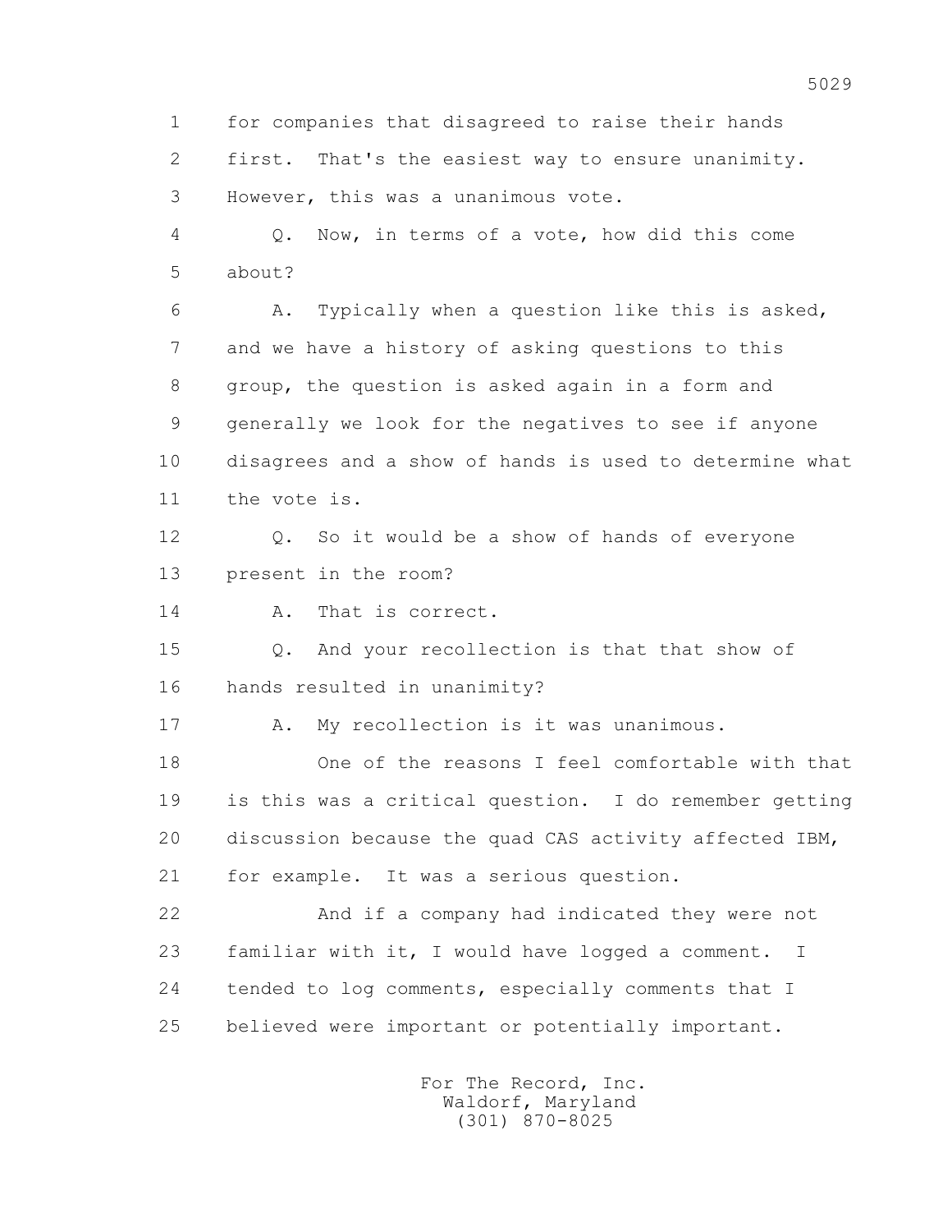1 for companies that disagreed to raise their hands
2 first. That's the easiest way to ensure unanimity.
3 However, this was a unanimous vote.

4 Q. Now, in terms of a vote, how did this come
5 about?

6 A. Typically when a question like this is asked,
7 and we have a history of asking questions to this
8 group, the question is asked again in a form and
9 generally we look for the negatives to see if anyone
10 disagrees and a show of hands is used to determine what
11 the vote is.

12 Q. So it would be a show of hands of everyone
13 present in the room?

14 A. That is correct.

15 Q. And your recollection is that that show of
16 hands resulted in unanimity?

17 A. My recollection is it was unanimous.

18 One of the reasons I feel comfortable with that
19 is this was a critical question. I do remember getting
20 discussion because the quad CAS activity affected IBM,
21 for example. It was a serious question.

22 And if a company had indicated they were not
23 familiar with it, I would have logged a comment. I
24 tended to log comments, especially comments that I
25 believed were important or potentially important.

For The Record, Inc.
Waldorf, Maryland
(301) 870-8025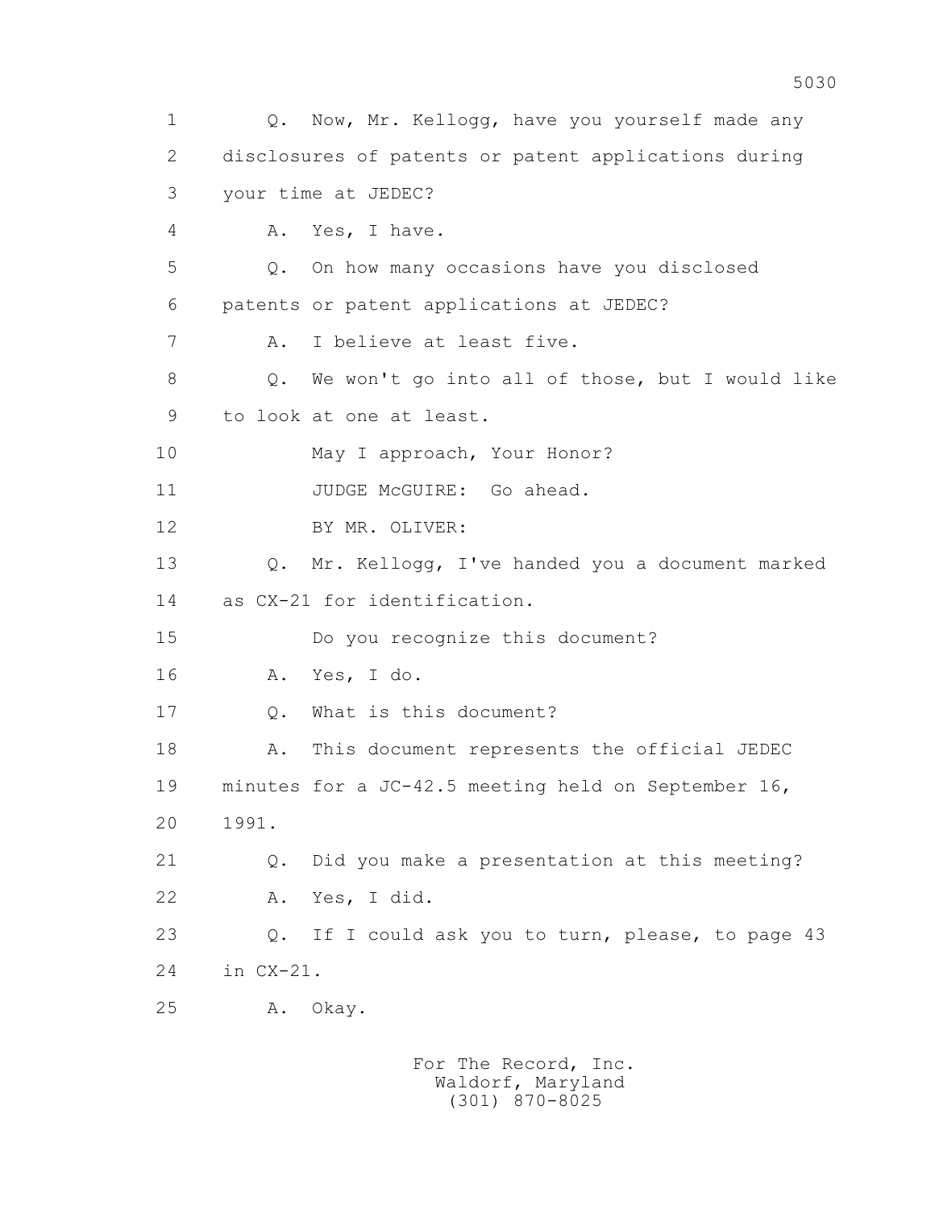1 Q. Now, Mr. Kellogg, have you yourself made any
2 disclosures of patents or patent applications during
3 your time at JEDEC?
4 A. Yes, I have.
5 Q. On how many occasions have you disclosed
6 patents or patent applications at JEDEC?
7 A. I believe at least five.
8 Q. We won't go into all of those, but I would like
9 to look at one at least.
10 May I approach, Your Honor?
11 JUDGE McGUIRE: Go ahead.
12 BY MR. OLIVER:
13 Q. Mr. Kellogg, I've handed you a document marked
14 as CX-21 for identification.
15 Do you recognize this document?
16 A. Yes, I do.
17 Q. What is this document?
18 A. This document represents the official JEDEC
19 minutes for a JC-42.5 meeting held on September 16,
20 1991.
21 Q. Did you make a presentation at this meeting?
22 A. Yes, I did.
23 Q. If I could ask you to turn, please, to page 43
24 in CX-21.
25 A. Okay.

For The Record, Inc.
Waldorf, Maryland
(301) 870-8025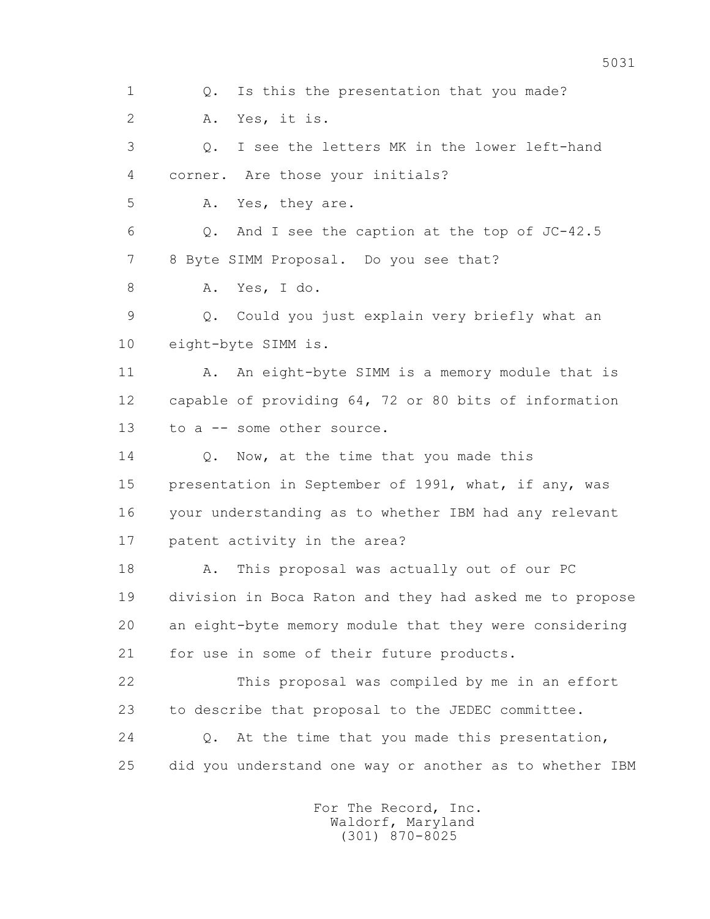1 Q. Is this the presentation that you made?

2 A. Yes, it is.

3 Q. I see the letters MK in the lower left-hand

4 corner. Are those your initials?

5 A. Yes, they are.

6 Q. And I see the caption at the top of JC-42.5

7 8 Byte SIMM Proposal. Do you see that?

8 A. Yes, I do.

9 Q. Could you just explain very briefly what an

10 eight-byte SIMM is.

11 A. An eight-byte SIMM is a memory module that is

12 capable of providing 64, 72 or 80 bits of information

13 to a -- some other source.

14 Q. Now, at the time that you made this

15 presentation in September of 1991, what, if any, was

16 your understanding as to whether IBM had any relevant

17 patent activity in the area?

18 A. This proposal was actually out of our PC

19 division in Boca Raton and they had asked me to propose

20 an eight-byte memory module that they were considering

21 for use in some of their future products.

22 This proposal was compiled by me in an effort

23 to describe that proposal to the JEDEC committee.

24 Q. At the time that you made this presentation,

25 did you understand one way or another as to whether IBM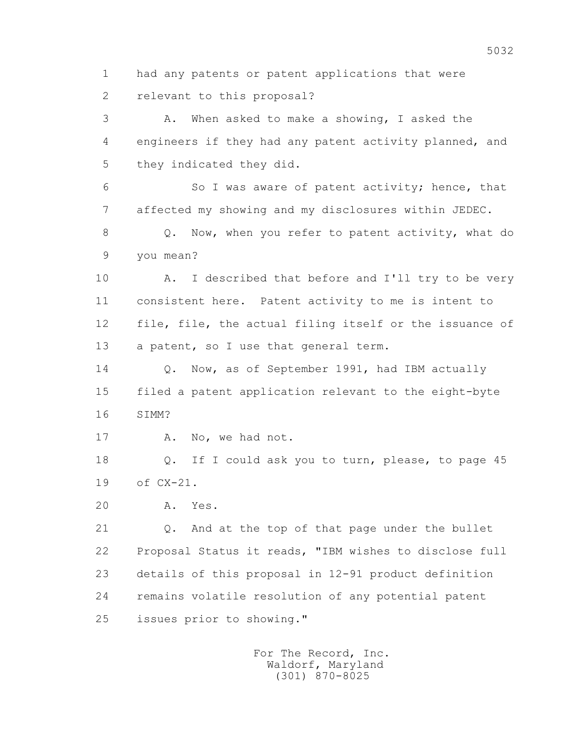1 had any patents or patent applications that were
2 relevant to this proposal?

3 A. When asked to make a showing, I asked the
4 engineers if they had any patent activity planned, and
5 they indicated they did.

6 So I was aware of patent activity; hence, that
7 affected my showing and my disclosures within JEDEC.

8 Q. Now, when you refer to patent activity, what do
9 you mean?

10 A. I described that before and I'll try to be very
11 consistent here. Patent activity to me is intent to
12 file, file, the actual filing itself or the issuance of
13 a patent, so I use that general term.

14 Q. Now, as of September 1991, had IBM actually
15 filed a patent application relevant to the eight-byte
16 SIMM?

17 A. No, we had not.

18 Q. If I could ask you to turn, please, to page 45
19 of CX-21.

20 A. Yes.

21 Q. And at the top of that page under the bullet
22 Proposal Status it reads, "IBM wishes to disclose full
23 details of this proposal in 12-91 product definition
24 remains volatile resolution of any potential patent
25 issues prior to showing."

For The Record, Inc.
Waldorf, Maryland
(301) 870-8025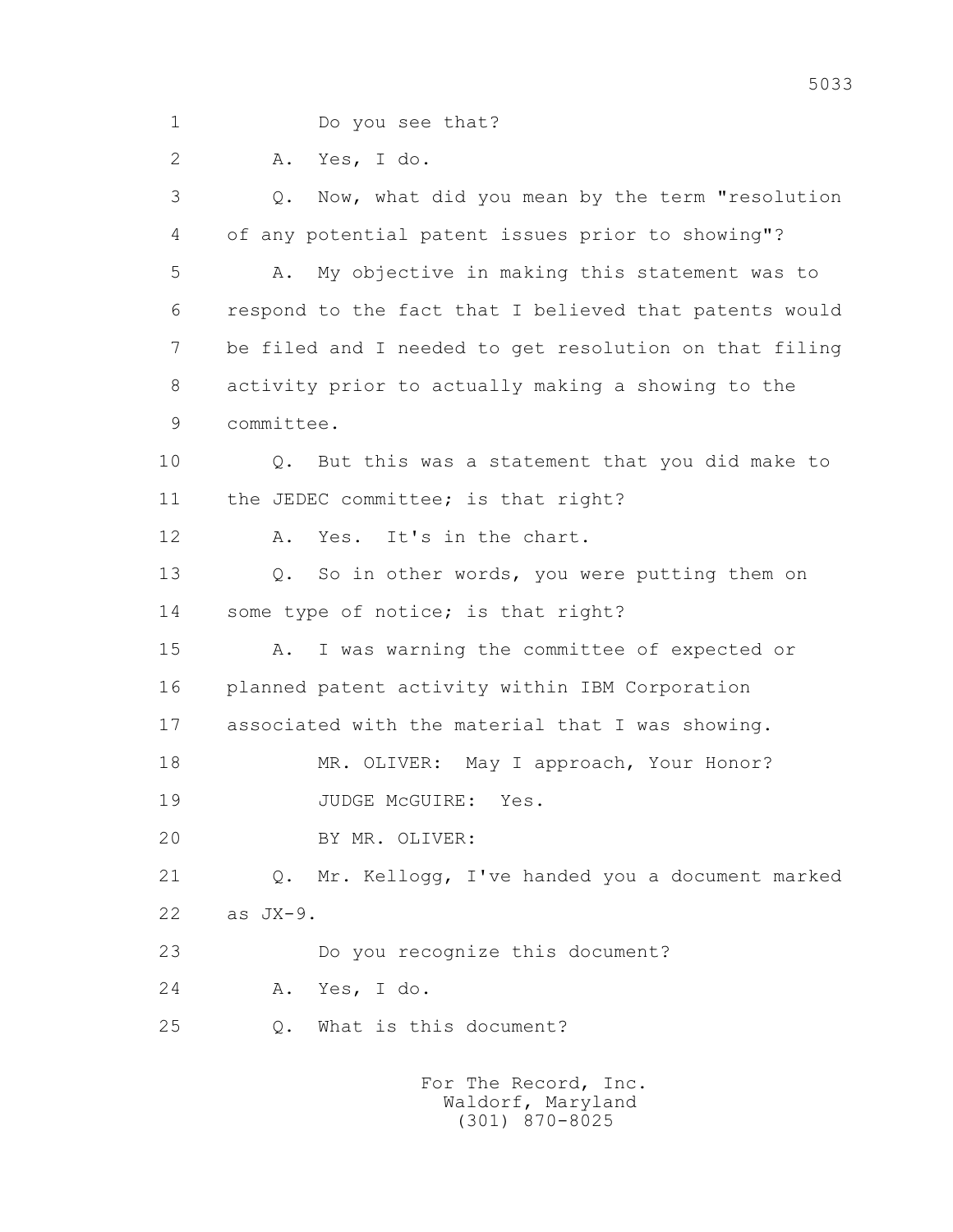1 Do you see that?

2 A. Yes, I do.

3 Q. Now, what did you mean by the term "resolution

4 of any potential patent issues prior to showing"?

5 A. My objective in making this statement was to

6 respond to the fact that I believed that patents would

7 be filed and I needed to get resolution on that filing

8 activity prior to actually making a showing to the

9 committee.

10 Q. But this was a statement that you did make to

11 the JEDEC committee; is that right?

12 A. Yes. It's in the chart.

13 Q. So in other words, you were putting them on

14 some type of notice; is that right?

15 A. I was warning the committee of expected or

16 planned patent activity within IBM Corporation

17 associated with the material that I was showing.

18 MR. OLIVER: May I approach, Your Honor?

19 JUDGE McGUIRE: Yes.

20 BY MR. OLIVER:

21 Q. Mr. Kellogg, I've handed you a document marked

22 as JX-9.

23 Do you recognize this document?

24 A. Yes, I do.

25 Q. What is this document?

For The Record, Inc.
Waldorf, Maryland
(301) 870-8025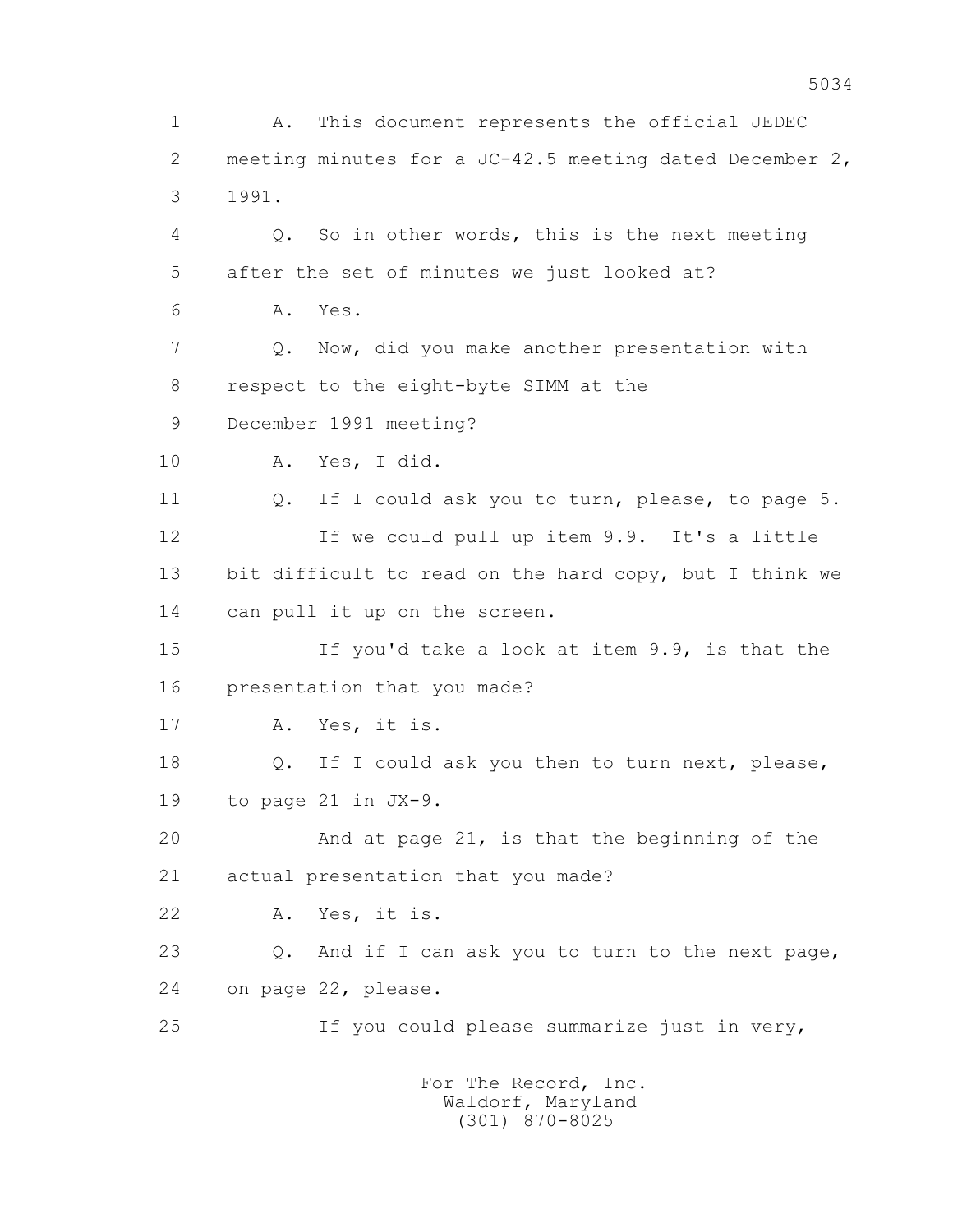1 A. This document represents the official JEDEC
2 meeting minutes for a JC-42.5 meeting dated December 2,
3 1991.
4 Q. So in other words, this is the next meeting
5 after the set of minutes we just looked at?
6 A. Yes.
7 Q. Now, did you make another presentation with
8 respect to the eight-byte SIMM at the
9 December 1991 meeting?
10 A. Yes, I did.
11 Q. If I could ask you to turn, please, to page 5.
12 If we could pull up item 9.9. It's a little
13 bit difficult to read on the hard copy, but I think we
14 can pull it up on the screen.
15 If you'd take a look at item 9.9, is that the
16 presentation that you made?
17 A. Yes, it is.
18 Q. If I could ask you then to turn next, please,
19 to page 21 in JX-9.
20 And at page 21, is that the beginning of the
21 actual presentation that you made?
22 A. Yes, it is.
23 Q. And if I can ask you to turn to the next page,
24 on page 22, please.
25 If you could please summarize just in very,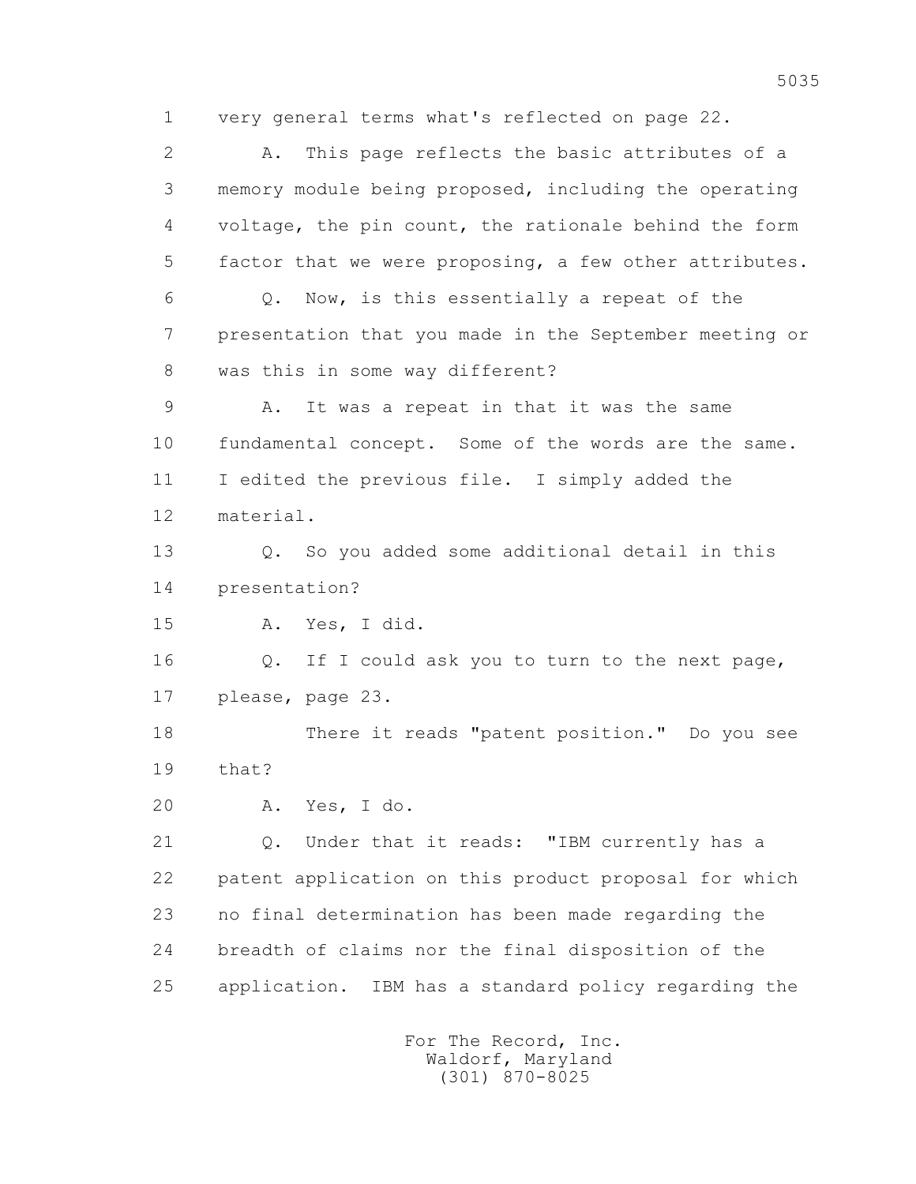1 very general terms what's reflected on page 22.

2 A. This page reflects the basic attributes of a

3 memory module being proposed, including the operating

4 voltage, the pin count, the rationale behind the form

5 factor that we were proposing, a few other attributes.

6 Q. Now, is this essentially a repeat of the

7 presentation that you made in the September meeting or

8 was this in some way different?

9 A. It was a repeat in that it was the same

10 fundamental concept. Some of the words are the same.

11 I edited the previous file. I simply added the

12 material.

13 Q. So you added some additional detail in this

14 presentation?

15 A. Yes, I did.

16 Q. If I could ask you to turn to the next page,

17 please, page 23.

18 There it reads "patent position." Do you see

19 that?

20 A. Yes, I do.

21 Q. Under that it reads: "IBM currently has a

22 patent application on this product proposal for which

23 no final determination has been made regarding the

24 breadth of claims nor the final disposition of the

25 application. IBM has a standard policy regarding the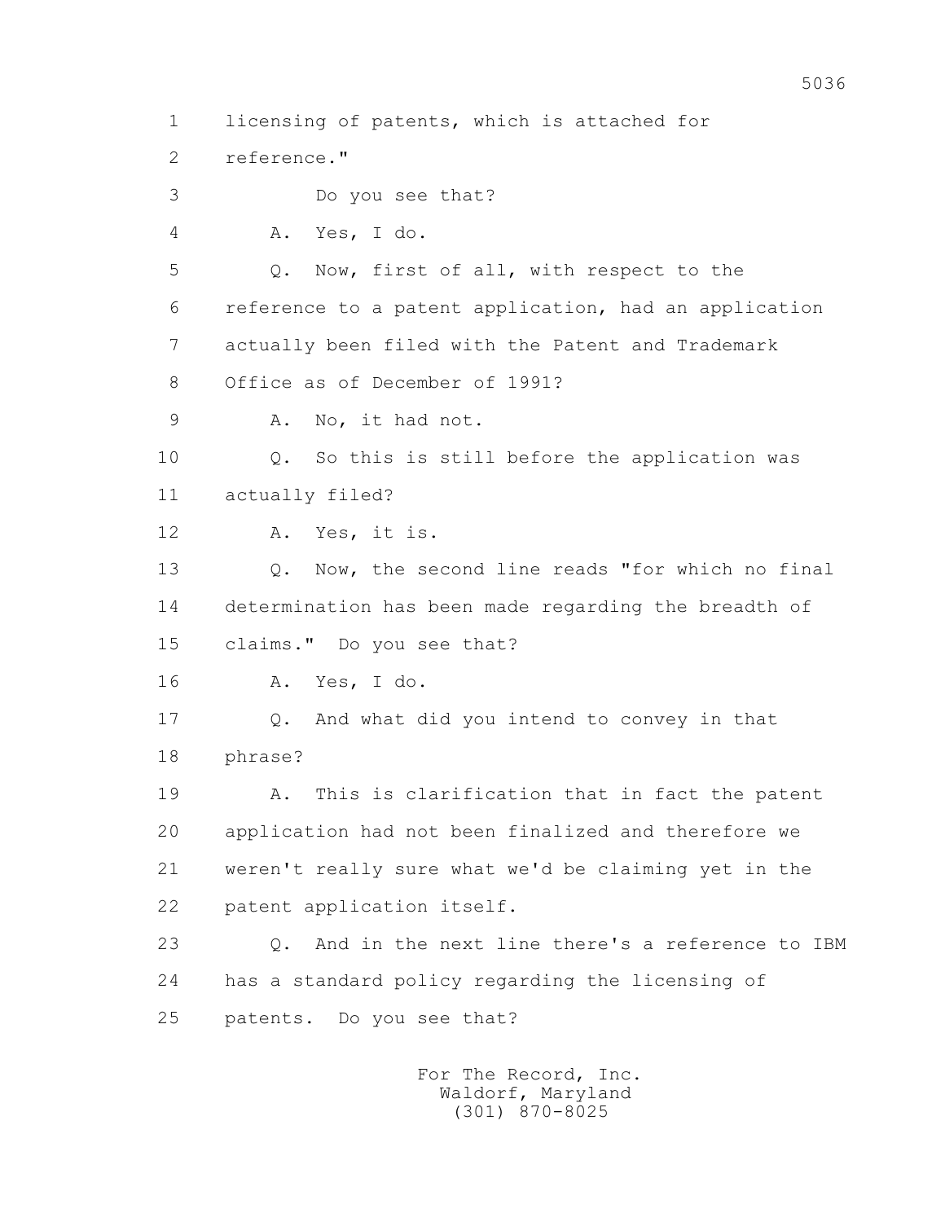1 licensing of patents, which is attached for

2 reference."

3 Do you see that?

4 A. Yes, I do.

5 Q. Now, first of all, with respect to the

6 reference to a patent application, had an application

7 actually been filed with the Patent and Trademark

8 Office as of December of 1991?

9 A. No, it had not.

10 Q. So this is still before the application was

11 actually filed?

12 A. Yes, it is.

13 Q. Now, the second line reads "for which no final

14 determination has been made regarding the breadth of

15 claims." Do you see that?

16 A. Yes, I do.

17 Q. And what did you intend to convey in that

18 phrase?

19 A. This is clarification that in fact the patent

20 application had not been finalized and therefore we

21 weren't really sure what we'd be claiming yet in the

22 patent application itself.

23 Q. And in the next line there's a reference to IBM

24 has a standard policy regarding the licensing of

25 patents. Do you see that?

For The Record, Inc.
Waldorf, Maryland
(301) 870-8025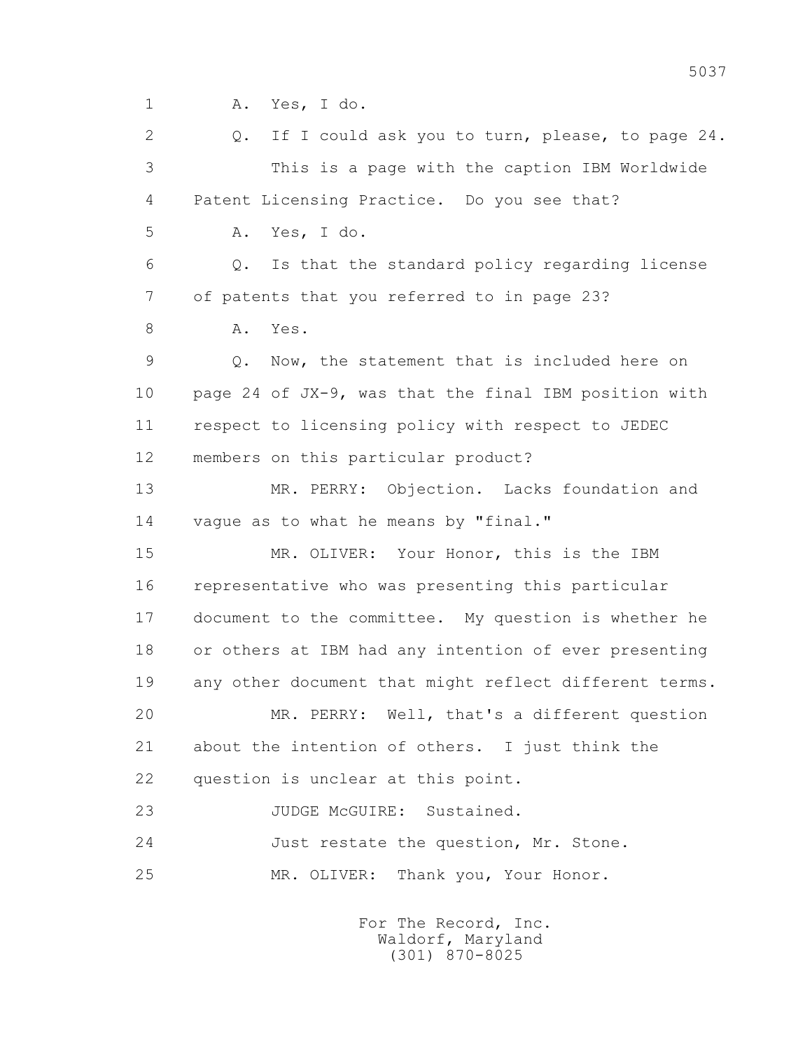1 A. Yes, I do.

2 Q. If I could ask you to turn, please, to page 24.

3 This is a page with the caption IBM Worldwide

4 Patent Licensing Practice. Do you see that?

5 A. Yes, I do.

6 Q. Is that the standard policy regarding license

7 of patents that you referred to in page 23?

8 A. Yes.

9 Q. Now, the statement that is included here on

10 page 24 of JX-9, was that the final IBM position with

11 respect to licensing policy with respect to JEDEC

12 members on this particular product?

13 MR. PERRY: Objection. Lacks foundation and

14 vague as to what he means by "final."

15 MR. OLIVER: Your Honor, this is the IBM

16 representative who was presenting this particular

17 document to the committee. My question is whether he

18 or others at IBM had any intention of ever presenting

19 any other document that might reflect different terms.

20 MR. PERRY: Well, that's a different question

21 about the intention of others. I just think the

22 question is unclear at this point.

23 JUDGE McGUIRE: Sustained.

24 Just restate the question, Mr. Stone.

25 MR. OLIVER: Thank you, Your Honor.

For The Record, Inc.
Waldorf, Maryland
(301) 870-8025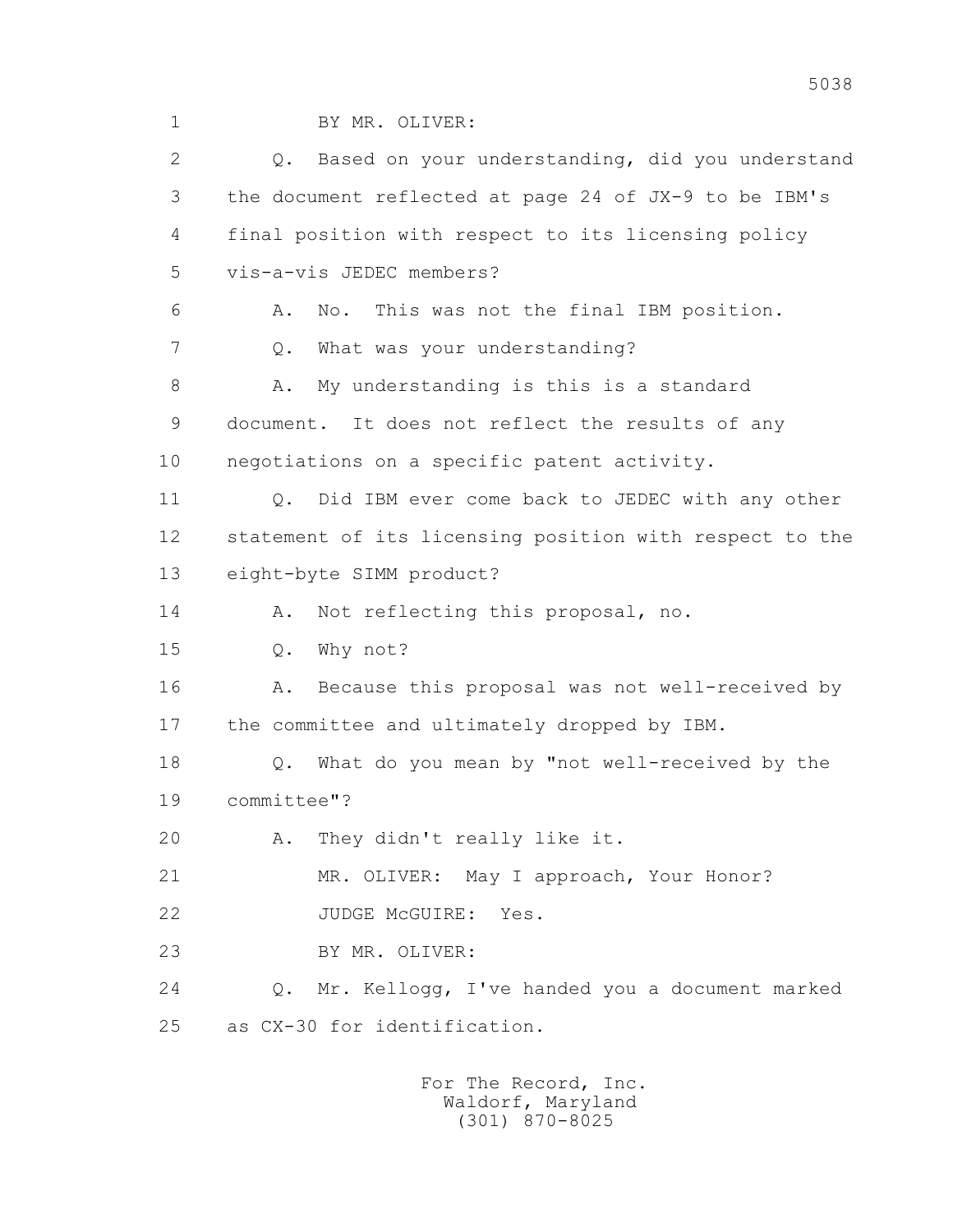BY MR. OLIVER:

Q. Based on your understanding, did you understand the document reflected at page 24 of JX-9 to be IBM's final position with respect to its licensing policy vis-a-vis JEDEC members?

A. No. This was not the final IBM position.

Q. What was your understanding?

A. My understanding is this is a standard document. It does not reflect the results of any negotiations on a specific patent activity.

Q. Did IBM ever come back to JEDEC with any other statement of its licensing position with respect to the eight-byte SIMM product?

A. Not reflecting this proposal, no.

Q. Why not?

A. Because this proposal was not well-received by the committee and ultimately dropped by IBM.

Q. What do you mean by "not well-received by the committee"?

A. They didn't really like it.

MR. OLIVER: May I approach, Your Honor?

JUDGE McGUIRE: Yes.

BY MR. OLIVER:

Q. Mr. Kellogg, I've handed you a document marked as CX-30 for identification.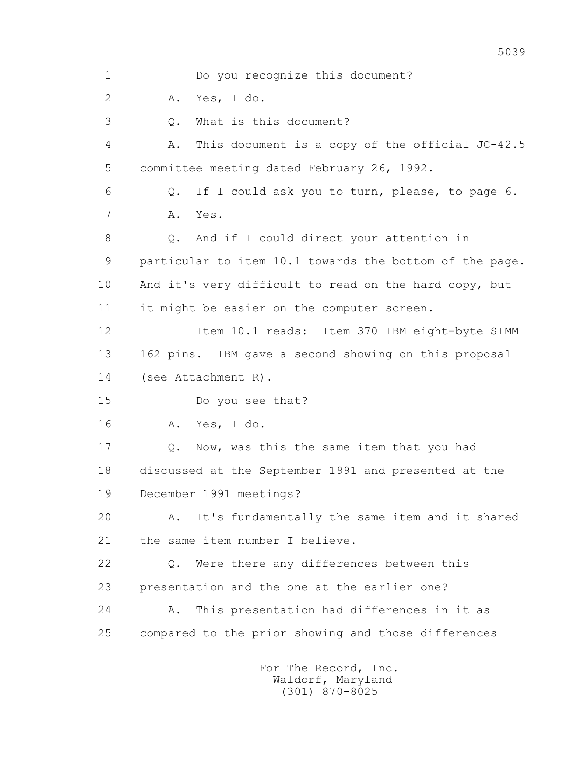1 Do you recognize this document?

2 A. Yes, I do.

3 Q. What is this document?

4 A. This document is a copy of the official JC-42.5

5 committee meeting dated February 26, 1992.

6 Q. If I could ask you to turn, please, to page 6.

7 A. Yes.

8 Q. And if I could direct your attention in

9 particular to item 10.1 towards the bottom of the page.

10 And it's very difficult to read on the hard copy, but

11 it might be easier on the computer screen.

12 Item 10.1 reads: Item 370 IBM eight-byte SIMM

13 162 pins. IBM gave a second showing on this proposal

14 (see Attachment R).

15 Do you see that?

16 A. Yes, I do.

17 Q. Now, was this the same item that you had

18 discussed at the September 1991 and presented at the

19 December 1991 meetings?

20 A. It's fundamentally the same item and it shared

21 the same item number I believe.

22 Q. Were there any differences between this

23 presentation and the one at the earlier one?

24 A. This presentation had differences in it as

25 compared to the prior showing and those differences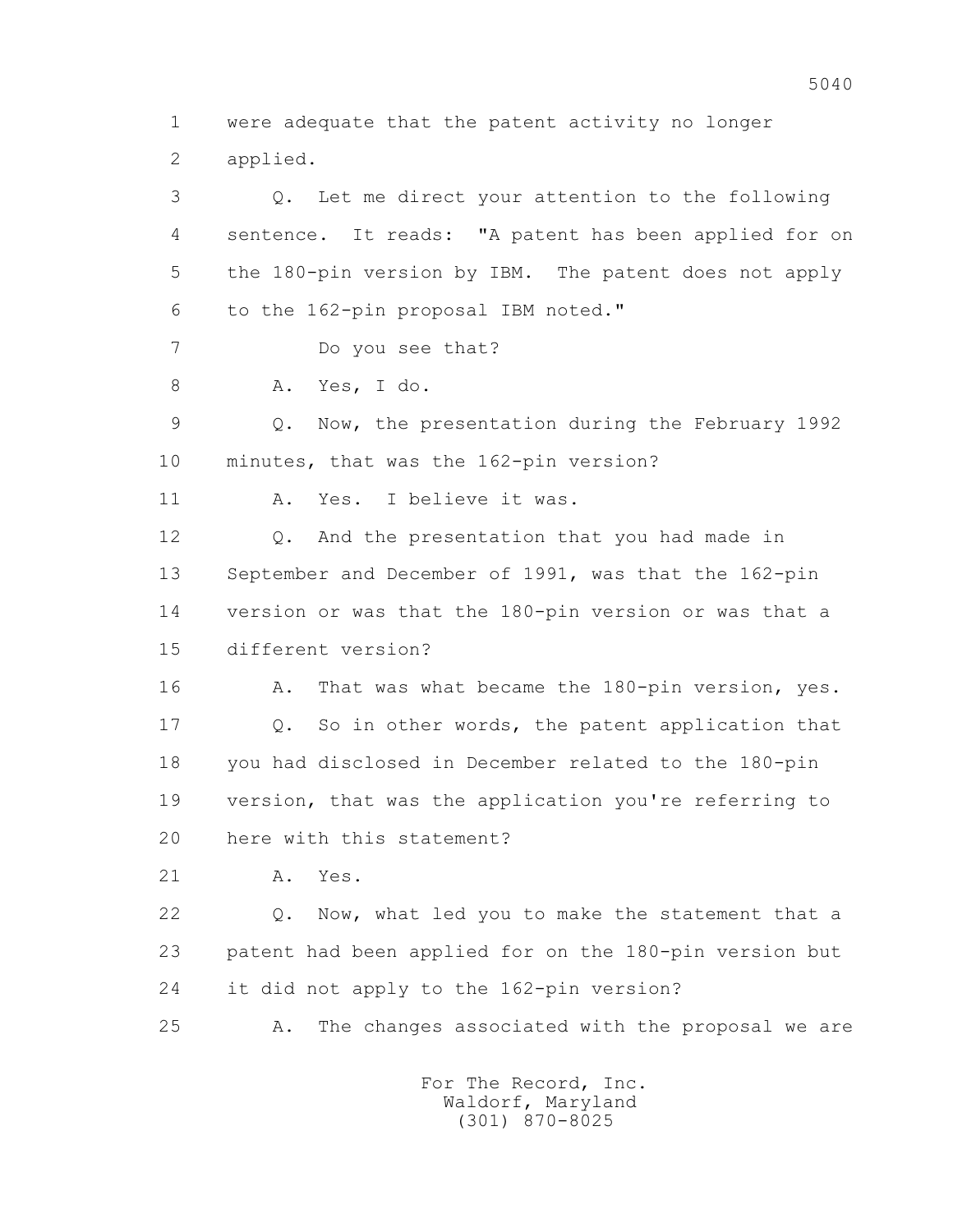1 were adequate that the patent activity no longer
2 applied.

3 Q. Let me direct your attention to the following
4 sentence. It reads: "A patent has been applied for on
5 the 180-pin version by IBM. The patent does not apply
6 to the 162-pin proposal IBM noted."

7 Do you see that?

8 A. Yes, I do.

9 Q. Now, the presentation during the February 1992
10 minutes, that was the 162-pin version?

11 A. Yes. I believe it was.

12 Q. And the presentation that you had made in
13 September and December of 1991, was that the 162-pin
14 version or was that the 180-pin version or was that a
15 different version?

16 A. That was what became the 180-pin version, yes.

17 Q. So in other words, the patent application that
18 you had disclosed in December related to the 180-pin
19 version, that was the application you're referring to
20 here with this statement?

21 A. Yes.

22 Q. Now, what led you to make the statement that a
23 patent had been applied for on the 180-pin version but
24 it did not apply to the 162-pin version?

25 A. The changes associated with the proposal we are

For The Record, Inc.
Waldorf, Maryland
(301) 870-8025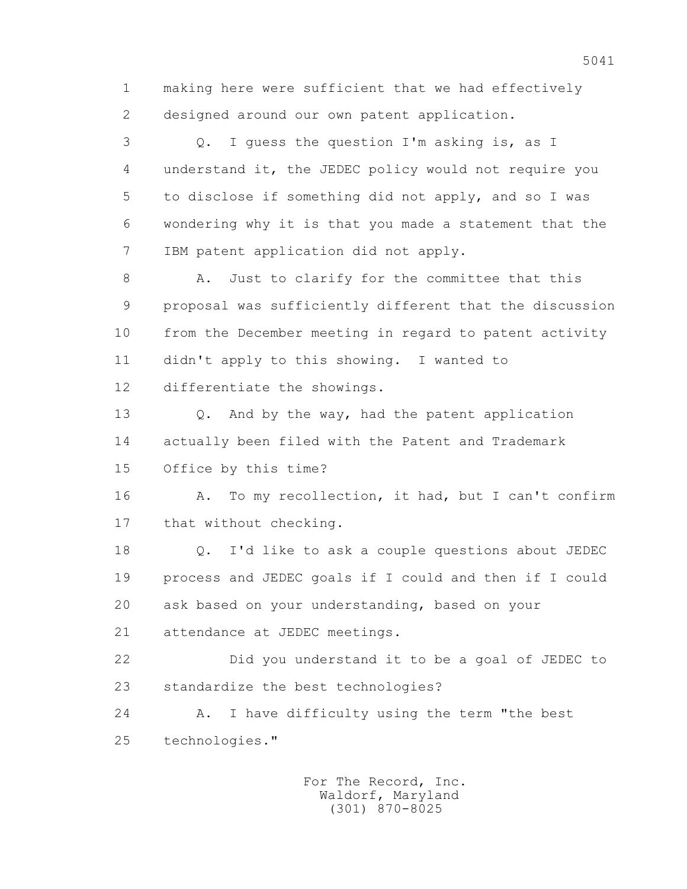1 making here were sufficient that we had effectively
2 designed around our own patent application.

3 Q. I guess the question I'm asking is, as I
4 understand it, the JEDEC policy would not require you
5 to disclose if something did not apply, and so I was
6 wondering why it is that you made a statement that the
7 IBM patent application did not apply.

8 A. Just to clarify for the committee that this
9 proposal was sufficiently different that the discussion
10 from the December meeting in regard to patent activity
11 didn't apply to this showing. I wanted to
12 differentiate the showings.

13 Q. And by the way, had the patent application
14 actually been filed with the Patent and Trademark
15 Office by this time?

16 A. To my recollection, it had, but I can't confirm
17 that without checking.

18 Q. I'd like to ask a couple questions about JEDEC
19 process and JEDEC goals if I could and then if I could
20 ask based on your understanding, based on your
21 attendance at JEDEC meetings.

22 Did you understand it to be a goal of JEDEC to
23 standardize the best technologies?

24 A. I have difficulty using the term "the best
25 technologies."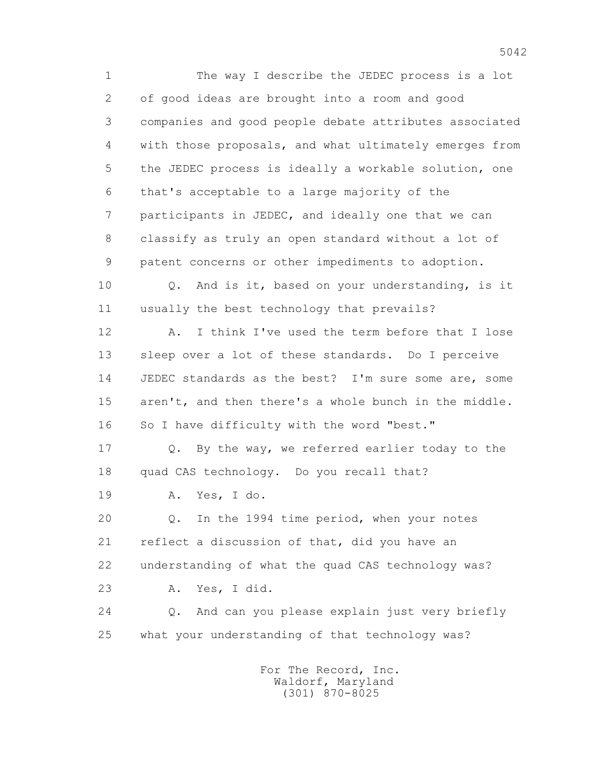1 The way I describe the JEDEC process is a lot
2 of good ideas are brought into a room and good
3 companies and good people debate attributes associated
4 with those proposals, and what ultimately emerges from
5 the JEDEC process is ideally a workable solution, one
6 that's acceptable to a large majority of the
7 participants in JEDEC, and ideally one that we can
8 classify as truly an open standard without a lot of
9 patent concerns or other impediments to adoption.
10 Q. And is it, based on your understanding, is it
11 usually the best technology that prevails?
12 A. I think I've used the term before that I lose
13 sleep over a lot of these standards. Do I perceive
14 JEDEC standards as the best? I'm sure some are, some
15 aren't, and then there's a whole bunch in the middle.
16 So I have difficulty with the word "best."
17 Q. By the way, we referred earlier today to the
18 quad CAS technology. Do you recall that?
19 A. Yes, I do.
20 Q. In the 1994 time period, when your notes
21 reflect a discussion of that, did you have an
22 understanding of what the quad CAS technology was?
23 A. Yes, I did.
24 Q. And can you please explain just very briefly
25 what your understanding of that technology was?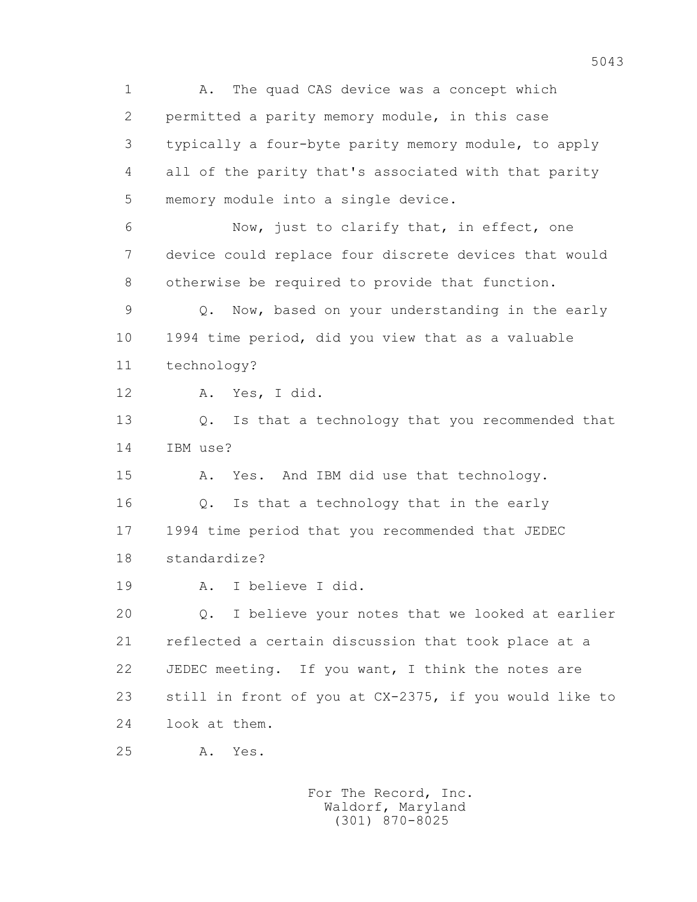A. The quad CAS device was a concept which permitted a parity memory module, in this case typically a four-byte parity memory module, to apply all of the parity that's associated with that parity memory module into a single device.

Now, just to clarify that, in effect, one device could replace four discrete devices that would otherwise be required to provide that function.

Q. Now, based on your understanding in the early 1994 time period, did you view that as a valuable technology?

A. Yes, I did.

Q. Is that a technology that you recommended that IBM use?

A. Yes. And IBM did use that technology.

Q. Is that a technology that in the early 1994 time period that you recommended that JEDEC standardize?

A. I believe I did.

Q. I believe your notes that we looked at earlier reflected a certain discussion that took place at a JEDEC meeting. If you want, I think the notes are still in front of you at CX-2375, if you would like to look at them.

A. Yes.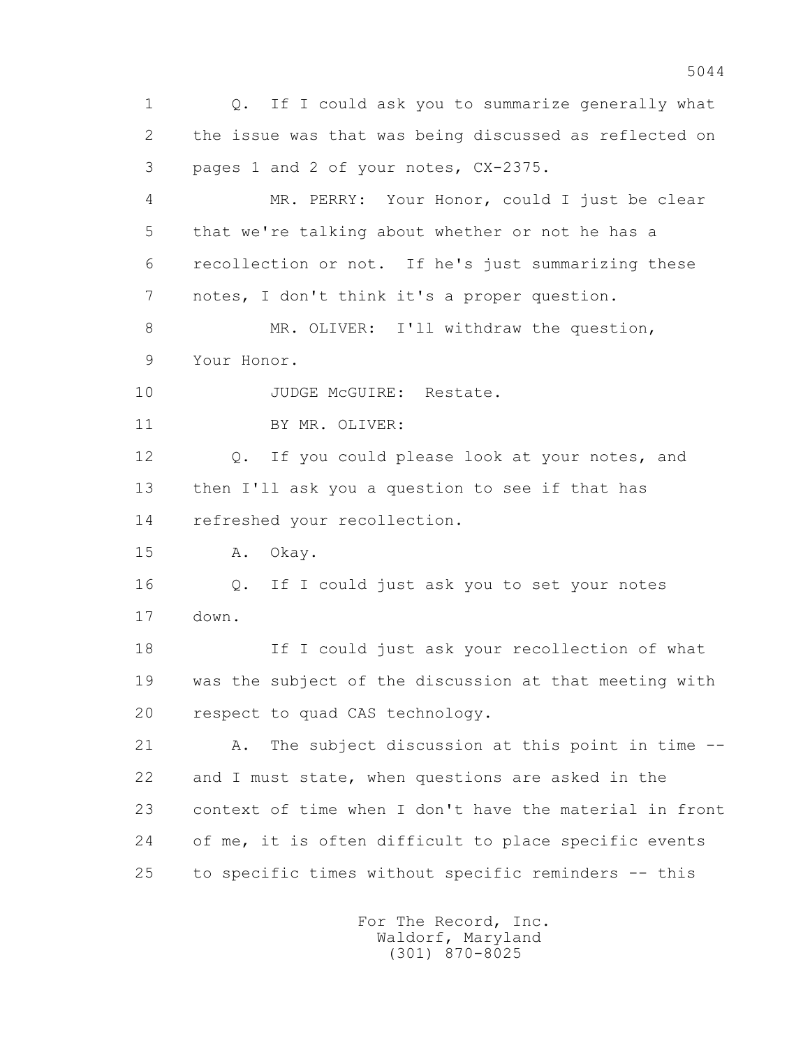1 Q. If I could ask you to summarize generally what
2 the issue was that was being discussed as reflected on
3 pages 1 and 2 of your notes, CX-2375.

4 MR. PERRY: Your Honor, could I just be clear
5 that we're talking about whether or not he has a
6 recollection or not. If he's just summarizing these
7 notes, I don't think it's a proper question.

8 MR. OLIVER: I'll withdraw the question,
9 Your Honor.

10 JUDGE McGUIRE: Restate.

11 BY MR. OLIVER:

12 Q. If you could please look at your notes, and
13 then I'll ask you a question to see if that has
14 refreshed your recollection.

15 A. Okay.

16 Q. If I could just ask you to set your notes
17 down.

18 If I could just ask your recollection of what
19 was the subject of the discussion at that meeting with
20 respect to quad CAS technology.

21 A. The subject discussion at this point in time --
22 and I must state, when questions are asked in the
23 context of time when I don't have the material in front
24 of me, it is often difficult to place specific events
25 to specific times without specific reminders -- this

For The Record, Inc.
Waldorf, Maryland
(301) 870-8025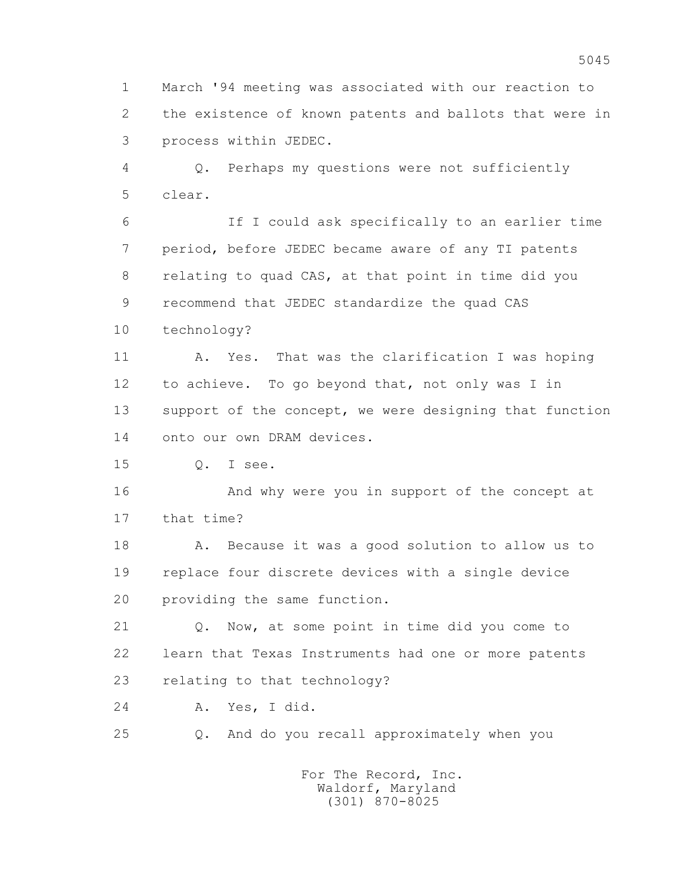1 March '94 meeting was associated with our reaction to
2 the existence of known patents and ballots that were in
3 process within JEDEC.

4 Q. Perhaps my questions were not sufficiently
5 clear.

6 If I could ask specifically to an earlier time
7 period, before JEDEC became aware of any TI patents
8 relating to quad CAS, at that point in time did you
9 recommend that JEDEC standardize the quad CAS
10 technology?

11 A. Yes. That was the clarification I was hoping
12 to achieve. To go beyond that, not only was I in
13 support of the concept, we were designing that function
14 onto our own DRAM devices.

15 Q. I see.

16 And why were you in support of the concept at
17 that time?

18 A. Because it was a good solution to allow us to
19 replace four discrete devices with a single device
20 providing the same function.

21 Q. Now, at some point in time did you come to
22 learn that Texas Instruments had one or more patents
23 relating to that technology?

24 A. Yes, I did.

25 Q. And do you recall approximately when you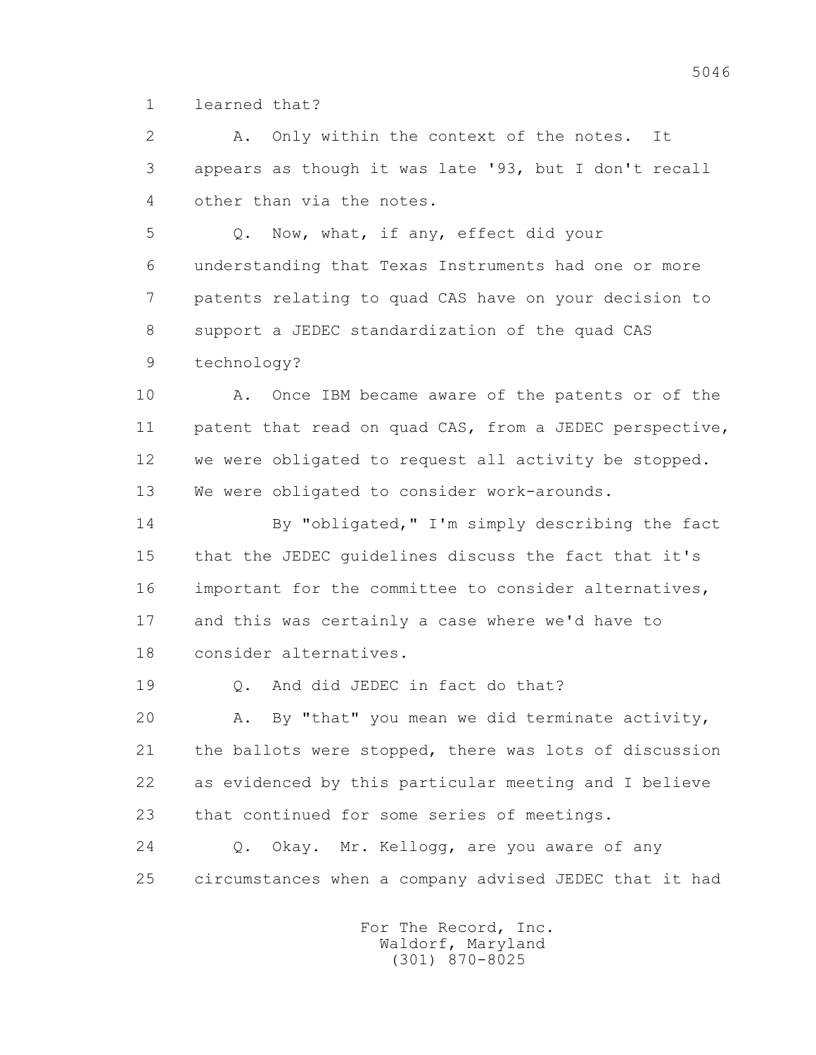1 learned that?

2 A. Only within the context of the notes. It
3 appears as though it was late '93, but I don't recall
4 other than via the notes.

5 Q. Now, what, if any, effect did your
6 understanding that Texas Instruments had one or more
7 patents relating to quad CAS have on your decision to
8 support a JEDEC standardization of the quad CAS
9 technology?

10 A. Once IBM became aware of the patents or of the
11 patent that read on quad CAS, from a JEDEC perspective,
12 we were obligated to request all activity be stopped.
13 We were obligated to consider work-arounds.

14 By "obligated," I'm simply describing the fact
15 that the JEDEC guidelines discuss the fact that it's
16 important for the committee to consider alternatives,
17 and this was certainly a case where we'd have to
18 consider alternatives.

19 Q. And did JEDEC in fact do that?

20 A. By "that" you mean we did terminate activity,
21 the ballots were stopped, there was lots of discussion
22 as evidenced by this particular meeting and I believe
23 that continued for some series of meetings.

24 Q. Okay. Mr. Kellogg, are you aware of any
25 circumstances when a company advised JEDEC that it had

For The Record, Inc.
Waldorf, Maryland
(301) 870-8025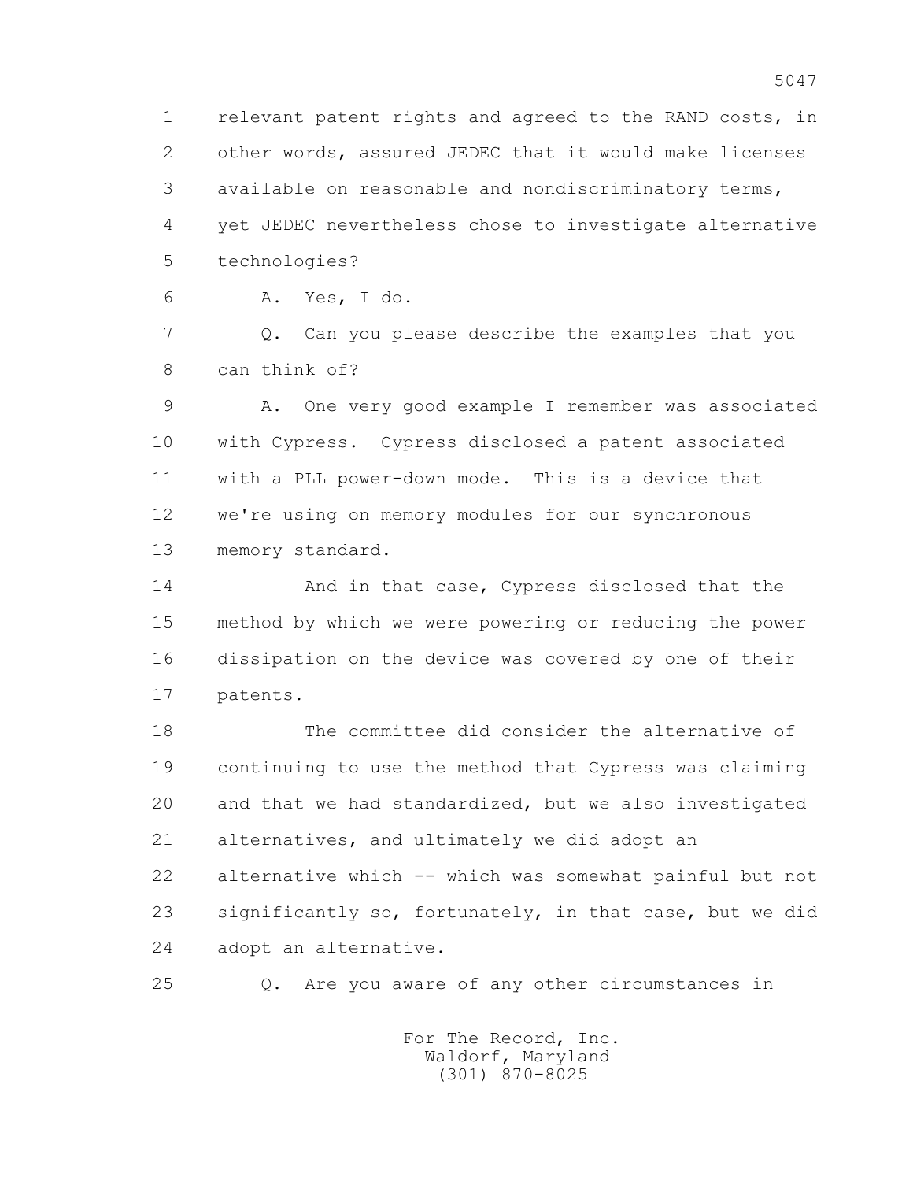1 relevant patent rights and agreed to the RAND costs, in
2 other words, assured JEDEC that it would make licenses
3 available on reasonable and nondiscriminatory terms,
4 yet JEDEC nevertheless chose to investigate alternative
5 technologies?

6 A. Yes, I do.

7 Q. Can you please describe the examples that you
8 can think of?

9 A. One very good example I remember was associated
10 with Cypress. Cypress disclosed a patent associated
11 with a PLL power-down mode. This is a device that
12 we're using on memory modules for our synchronous
13 memory standard.

14 And in that case, Cypress disclosed that the
15 method by which we were powering or reducing the power
16 dissipation on the device was covered by one of their
17 patents.

18 The committee did consider the alternative of
19 continuing to use the method that Cypress was claiming
20 and that we had standardized, but we also investigated
21 alternatives, and ultimately we did adopt an
22 alternative which -- which was somewhat painful but not
23 significantly so, fortunately, in that case, but we did
24 adopt an alternative.

25 Q. Are you aware of any other circumstances in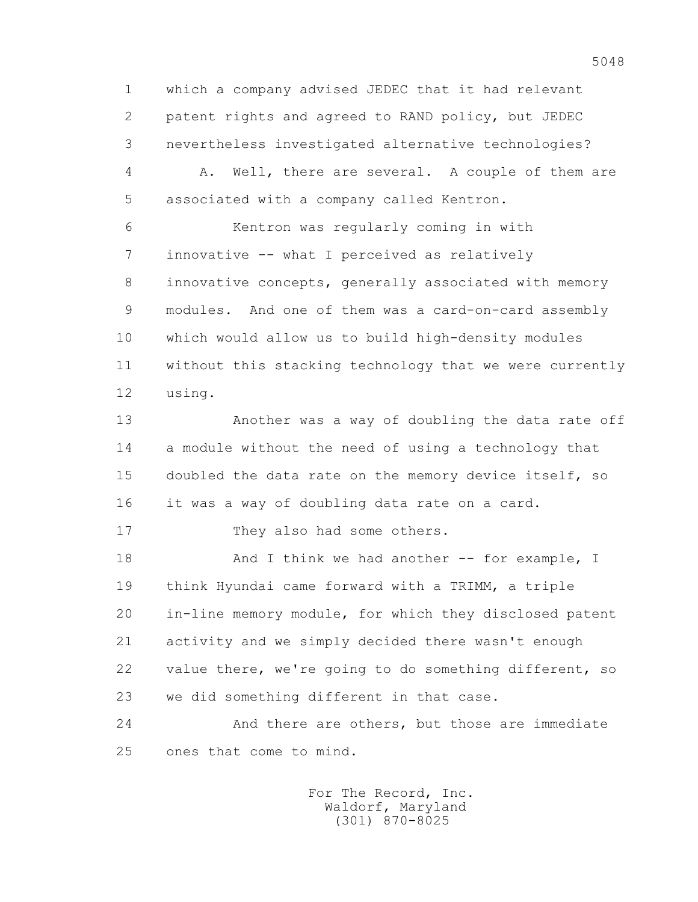1 which a company advised JEDEC that it had relevant
2 patent rights and agreed to RAND policy, but JEDEC
3 nevertheless investigated alternative technologies?
4 A. Well, there are several. A couple of them are
5 associated with a company called Kentron.
6 Kentron was regularly coming in with
7 innovative -- what I perceived as relatively
8 innovative concepts, generally associated with memory
9 modules. And one of them was a card-on-card assembly
10 which would allow us to build high-density modules
11 without this stacking technology that we were currently
12 using.
13 Another was a way of doubling the data rate off
14 a module without the need of using a technology that
15 doubled the data rate on the memory device itself, so
16 it was a way of doubling data rate on a card.
17 They also had some others.
18 And I think we had another -- for example, I
19 think Hyundai came forward with a TRIMM, a triple
20 in-line memory module, for which they disclosed patent
21 activity and we simply decided there wasn't enough
22 value there, we're going to do something different, so
23 we did something different in that case.
24 And there are others, but those are immediate
25 ones that come to mind.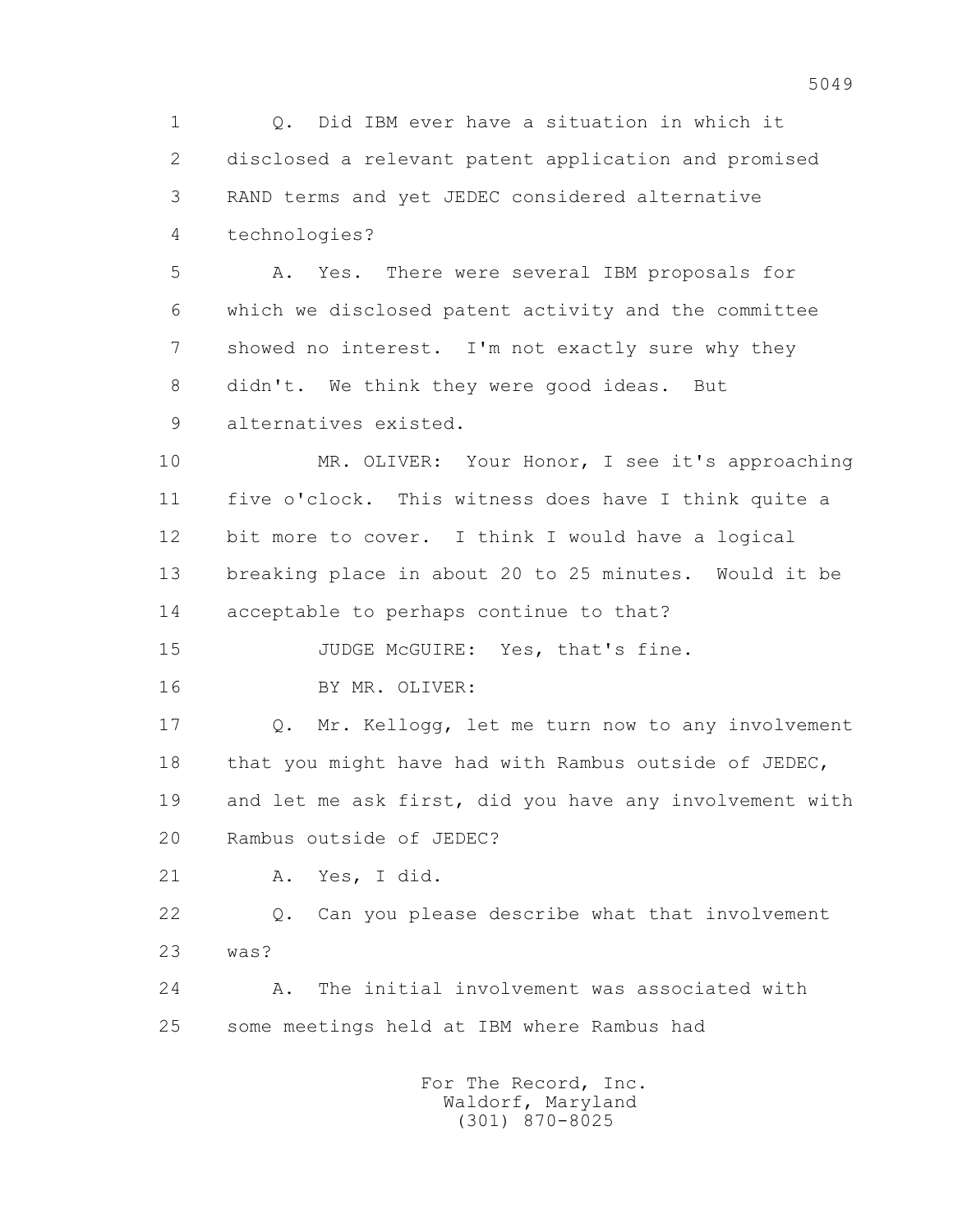1 Q. Did IBM ever have a situation in which it
2 disclosed a relevant patent application and promised
3 RAND terms and yet JEDEC considered alternative
4 technologies?

5 A. Yes. There were several IBM proposals for
6 which we disclosed patent activity and the committee
7 showed no interest. I'm not exactly sure why they
8 didn't. We think they were good ideas. But
9 alternatives existed.

10 MR. OLIVER: Your Honor, I see it's approaching
11 five o'clock. This witness does have I think quite a
12 bit more to cover. I think I would have a logical
13 breaking place in about 20 to 25 minutes. Would it be
14 acceptable to perhaps continue to that?

15 JUDGE McGUIRE: Yes, that's fine.

16 BY MR. OLIVER:

17 Q. Mr. Kellogg, let me turn now to any involvement
18 that you might have had with Rambus outside of JEDEC,
19 and let me ask first, did you have any involvement with
20 Rambus outside of JEDEC?

21 A. Yes, I did.

22 Q. Can you please describe what that involvement
23 was?

24 A. The initial involvement was associated with
25 some meetings held at IBM where Rambus had

For The Record, Inc.
Waldorf, Maryland
(301) 870-8025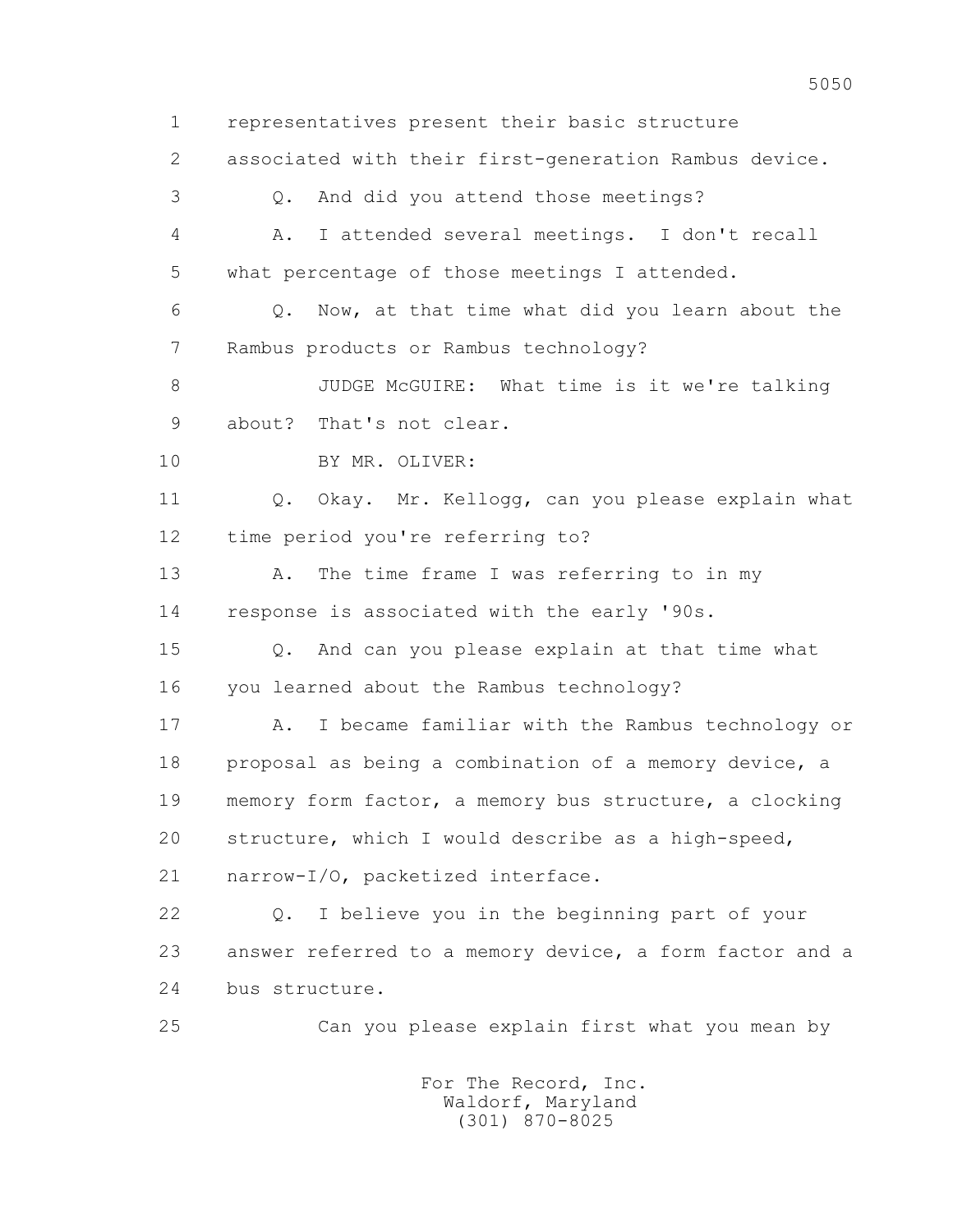1 representatives present their basic structure
2 associated with their first-generation Rambus device.
3 Q. And did you attend those meetings?
4 A. I attended several meetings. I don't recall
5 what percentage of those meetings I attended.
6 Q. Now, at that time what did you learn about the
7 Rambus products or Rambus technology?
8 JUDGE McGUIRE: What time is it we're talking
9 about? That's not clear.
10 BY MR. OLIVER:
11 Q. Okay. Mr. Kellogg, can you please explain what
12 time period you're referring to?
13 A. The time frame I was referring to in my
14 response is associated with the early '90s.
15 Q. And can you please explain at that time what
16 you learned about the Rambus technology?
17 A. I became familiar with the Rambus technology or
18 proposal as being a combination of a memory device, a
19 memory form factor, a memory bus structure, a clocking
20 structure, which I would describe as a high-speed,
21 narrow-I/O, packetized interface.
22 Q. I believe you in the beginning part of your
23 answer referred to a memory device, a form factor and a
24 bus structure.
25 Can you please explain first what you mean by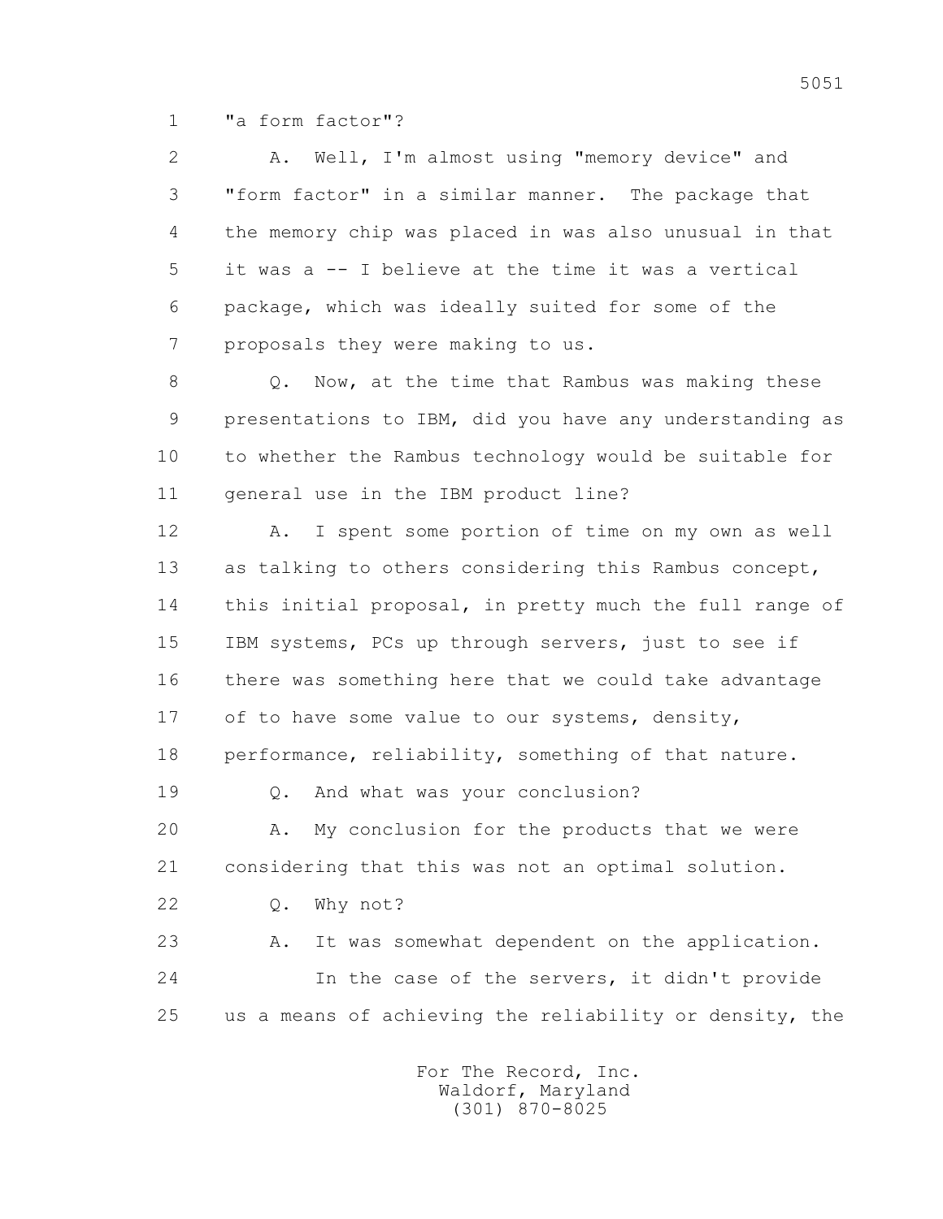1 "a form factor"?

2 A. Well, I'm almost using "memory device" and
3 "form factor" in a similar manner. The package that
4 the memory chip was placed in was also unusual in that
5 it was a -- I believe at the time it was a vertical
6 package, which was ideally suited for some of the
7 proposals they were making to us.

8 Q. Now, at the time that Rambus was making these
9 presentations to IBM, did you have any understanding as
10 to whether the Rambus technology would be suitable for
11 general use in the IBM product line?

12 A. I spent some portion of time on my own as well
13 as talking to others considering this Rambus concept,
14 this initial proposal, in pretty much the full range of
15 IBM systems, PCs up through servers, just to see if
16 there was something here that we could take advantage
17 of to have some value to our systems, density,
18 performance, reliability, something of that nature.

19 Q. And what was your conclusion?

20 A. My conclusion for the products that we were
21 considering that this was not an optimal solution.

22 Q. Why not?

23 A. It was somewhat dependent on the application.
24 In the case of the servers, it didn't provide
25 us a means of achieving the reliability or density, the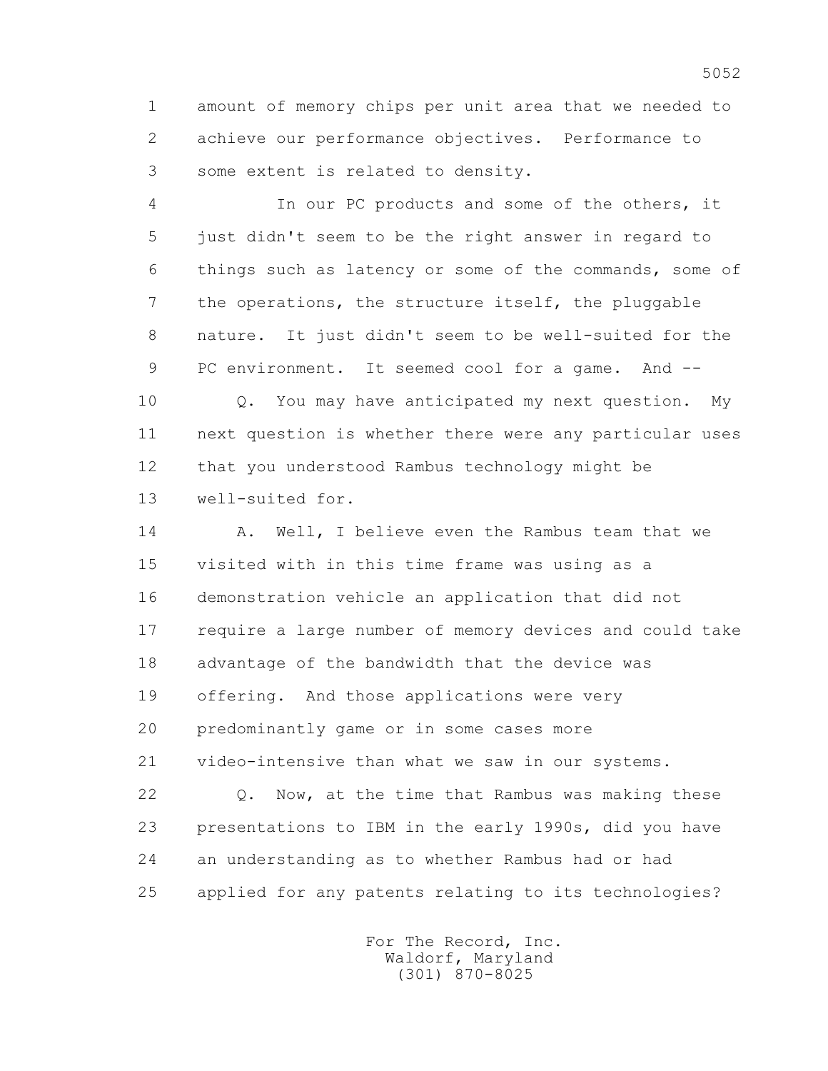amount of memory chips per unit area that we needed to achieve our performance objectives. Performance to some extent is related to density.

In our PC products and some of the others, it just didn't seem to be the right answer in regard to things such as latency or some of the commands, some of the operations, the structure itself, the pluggable nature. It just didn't seem to be well-suited for the PC environment. It seemed cool for a game. And --

Q. You may have anticipated my next question. My next question is whether there were any particular uses that you understood Rambus technology might be well-suited for.

A. Well, I believe even the Rambus team that we visited with in this time frame was using as a demonstration vehicle an application that did not require a large number of memory devices and could take advantage of the bandwidth that the device was offering. And those applications were very predominantly game or in some cases more video-intensive than what we saw in our systems.

Q. Now, at the time that Rambus was making these presentations to IBM in the early 1990s, did you have an understanding as to whether Rambus had or had applied for any patents relating to its technologies?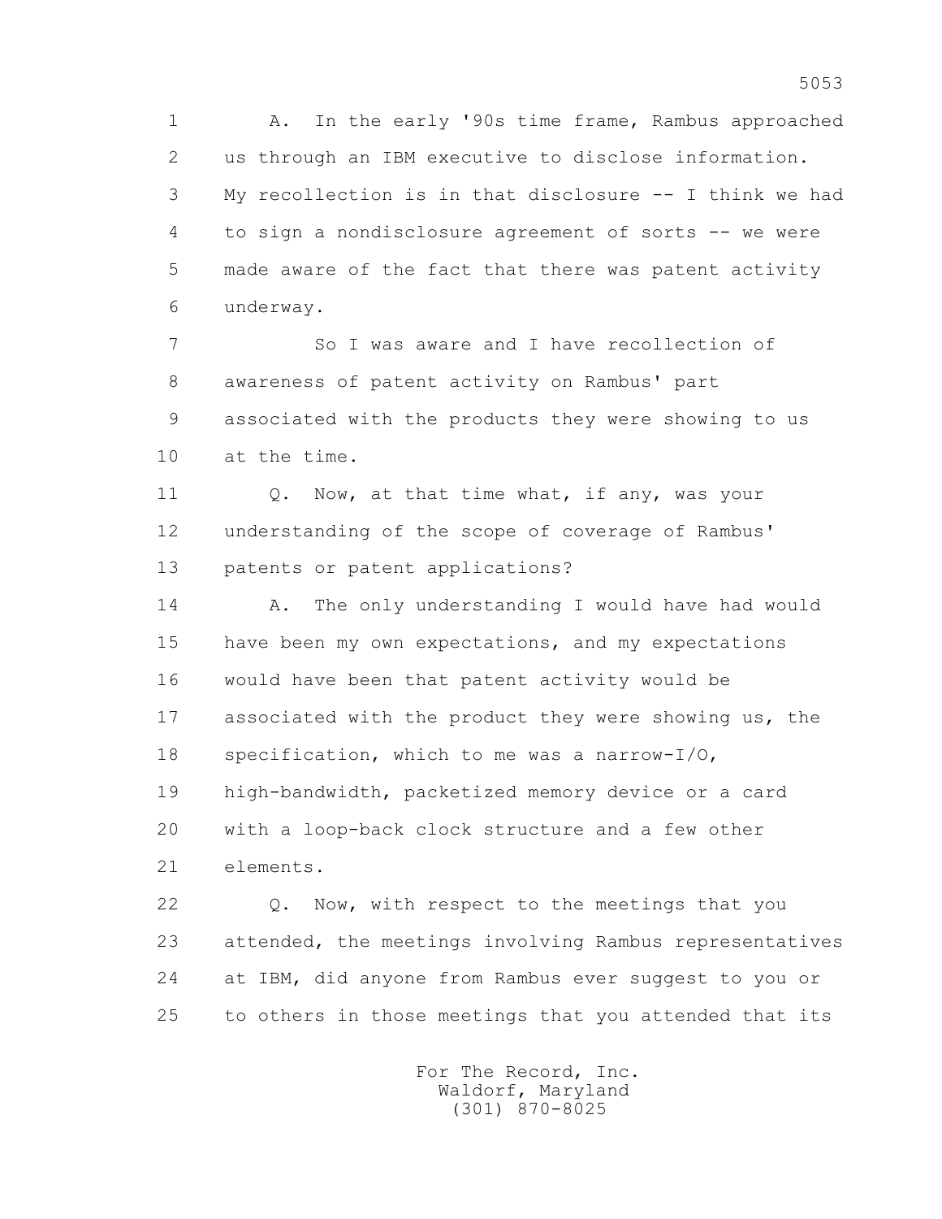A. In the early '90s time frame, Rambus approached us through an IBM executive to disclose information. My recollection is in that disclosure -- I think we had to sign a nondisclosure agreement of sorts -- we were made aware of the fact that there was patent activity underway.

So I was aware and I have recollection of awareness of patent activity on Rambus' part associated with the products they were showing to us at the time.

Q. Now, at that time what, if any, was your understanding of the scope of coverage of Rambus' patents or patent applications?

A. The only understanding I would have had would have been my own expectations, and my expectations would have been that patent activity would be associated with the product they were showing us, the specification, which to me was a narrow-I/O, high-bandwidth, packetized memory device or a card with a loop-back clock structure and a few other elements.

Q. Now, with respect to the meetings that you attended, the meetings involving Rambus representatives at IBM, did anyone from Rambus ever suggest to you or to others in those meetings that you attended that its

For The Record, Inc.
Waldorf, Maryland
(301) 870-8025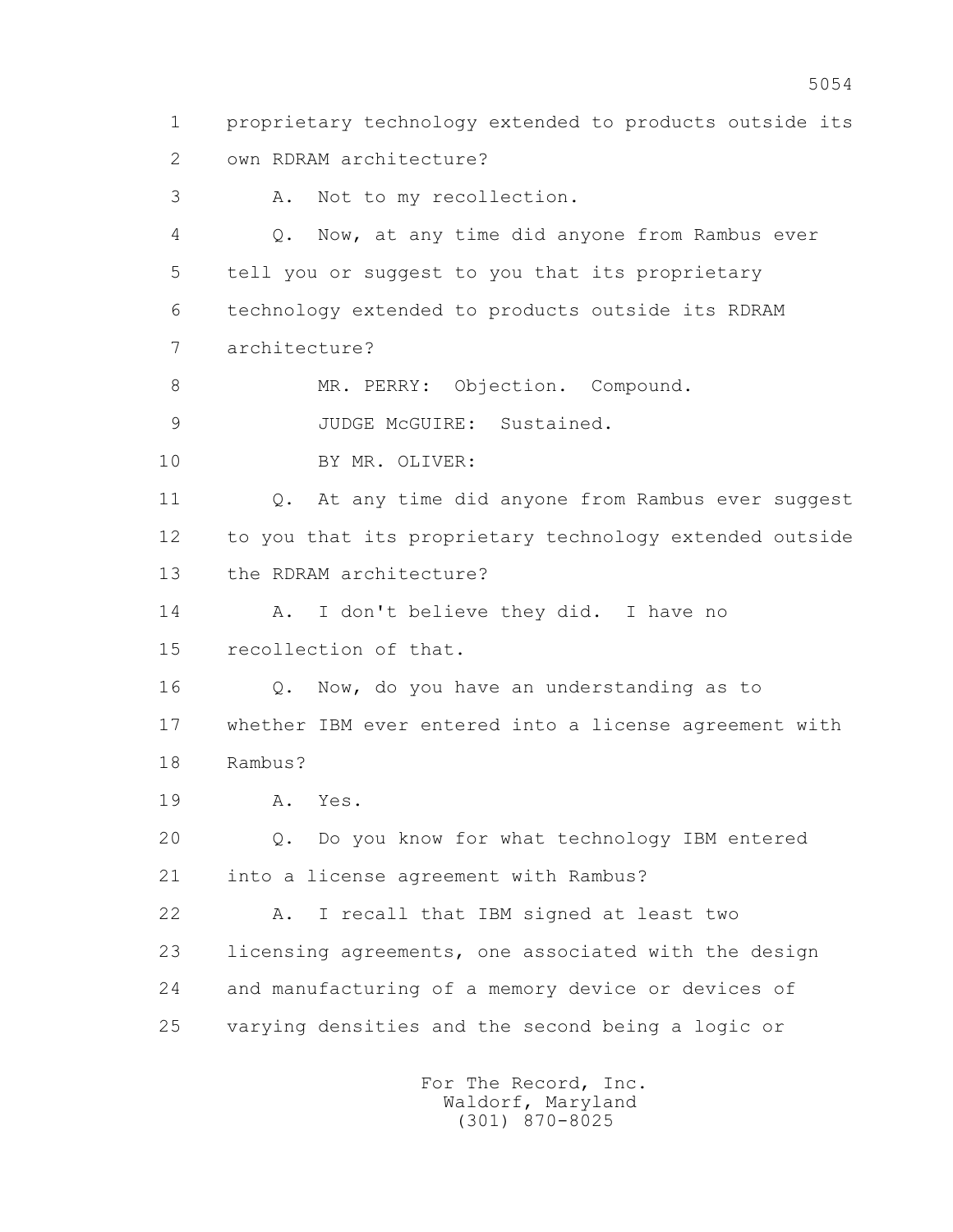1 proprietary technology extended to products outside its
2 own RDRAM architecture?
3 A. Not to my recollection.
4 Q. Now, at any time did anyone from Rambus ever
5 tell you or suggest to you that its proprietary
6 technology extended to products outside its RDRAM
7 architecture?
8 MR. PERRY: Objection. Compound.
9 JUDGE McGUIRE: Sustained.
10 BY MR. OLIVER:
11 Q. At any time did anyone from Rambus ever suggest
12 to you that its proprietary technology extended outside
13 the RDRAM architecture?
14 A. I don't believe they did. I have no
15 recollection of that.
16 Q. Now, do you have an understanding as to
17 whether IBM ever entered into a license agreement with
18 Rambus?
19 A. Yes.
20 Q. Do you know for what technology IBM entered
21 into a license agreement with Rambus?
22 A. I recall that IBM signed at least two
23 licensing agreements, one associated with the design
24 and manufacturing of a memory device or devices of
25 varying densities and the second being a logic or

For The Record, Inc.
Waldorf, Maryland
(301) 870-8025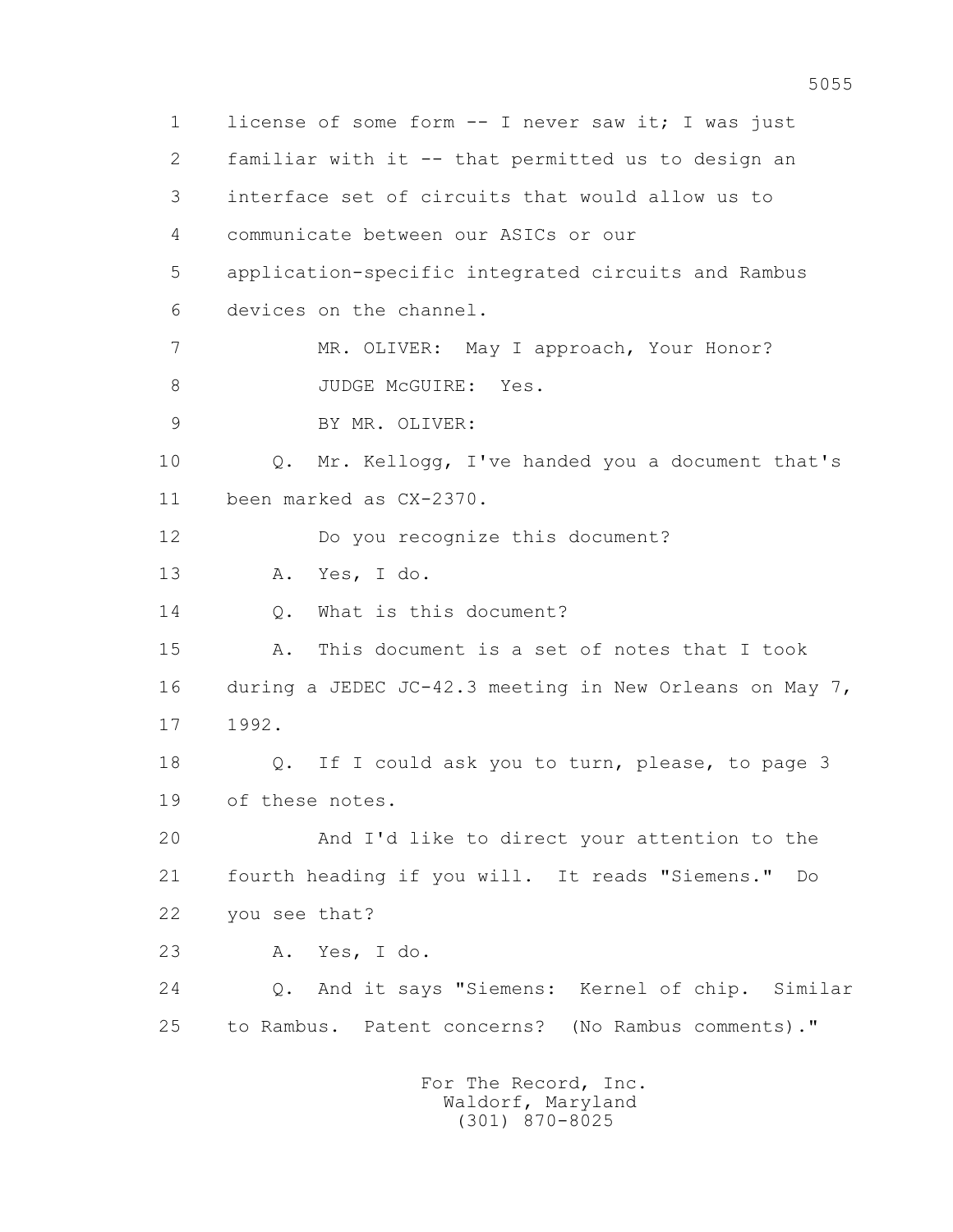1 license of some form -- I never saw it; I was just
2 familiar with it -- that permitted us to design an
3 interface set of circuits that would allow us to
4 communicate between our ASICs or our
5 application-specific integrated circuits and Rambus
6 devices on the channel.

7 MR. OLIVER: May I approach, Your Honor?

8 JUDGE McGUIRE: Yes.

9 BY MR. OLIVER:

10 Q. Mr. Kellogg, I've handed you a document that's
11 been marked as CX-2370.

12 Do you recognize this document?

13 A. Yes, I do.

14 Q. What is this document?

15 A. This document is a set of notes that I took
16 during a JEDEC JC-42.3 meeting in New Orleans on May 7,
17 1992.

18 Q. If I could ask you to turn, please, to page 3
19 of these notes.

20 And I'd like to direct your attention to the
21 fourth heading if you will. It reads "Siemens." Do
22 you see that?

23 A. Yes, I do.

24 Q. And it says "Siemens: Kernel of chip. Similar
25 to Rambus. Patent concerns? (No Rambus comments)."

For The Record, Inc.
Waldorf, Maryland
(301) 870-8025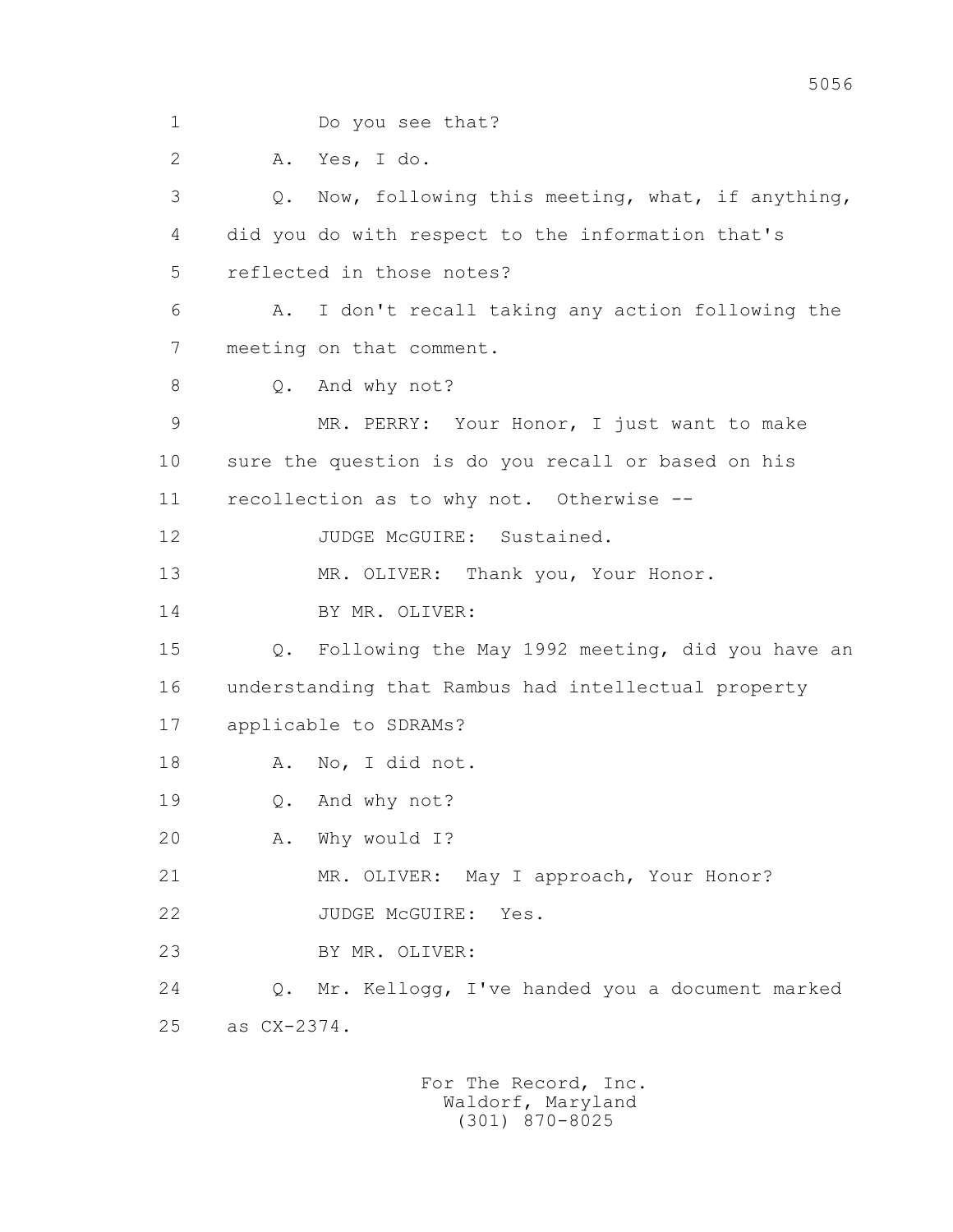1 Do you see that?

2 A. Yes, I do.

3 Q. Now, following this meeting, what, if anything,

4 did you do with respect to the information that's

5 reflected in those notes?

6 A. I don't recall taking any action following the

7 meeting on that comment.

8 Q. And why not?

9 MR. PERRY: Your Honor, I just want to make

10 sure the question is do you recall or based on his

11 recollection as to why not. Otherwise --

12 JUDGE McGUIRE: Sustained.

13 MR. OLIVER: Thank you, Your Honor.

14 BY MR. OLIVER:

15 Q. Following the May 1992 meeting, did you have an

16 understanding that Rambus had intellectual property

17 applicable to SDRAMs?

18 A. No, I did not.

19 Q. And why not?

20 A. Why would I?

21 MR. OLIVER: May I approach, Your Honor?

22 JUDGE McGUIRE: Yes.

23 BY MR. OLIVER:

24 Q. Mr. Kellogg, I've handed you a document marked

25 as CX-2374.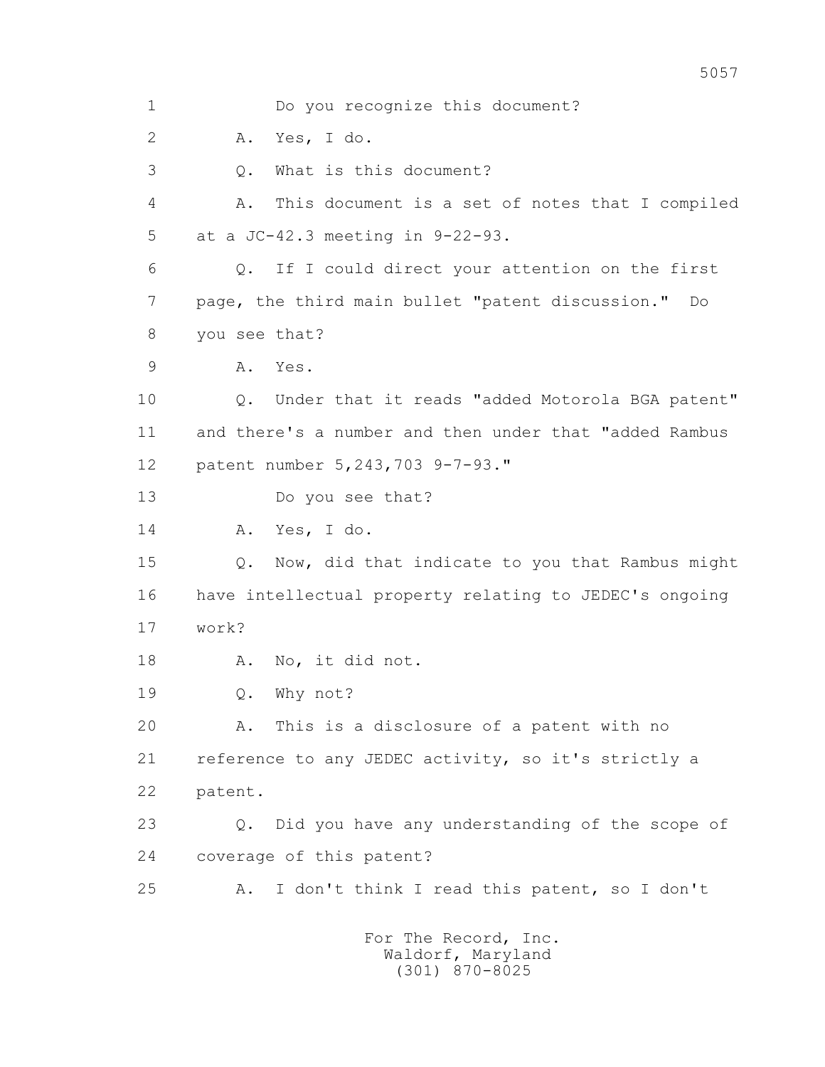1 Do you recognize this document?

2 A. Yes, I do.

3 Q. What is this document?

4 A. This document is a set of notes that I compiled

5 at a JC-42.3 meeting in 9-22-93.

6 Q. If I could direct your attention on the first

7 page, the third main bullet "patent discussion." Do

8 you see that?

9 A. Yes.

10 Q. Under that it reads "added Motorola BGA patent"

11 and there's a number and then under that "added Rambus

12 patent number 5,243,703 9-7-93."

13 Do you see that?

14 A. Yes, I do.

15 Q. Now, did that indicate to you that Rambus might

16 have intellectual property relating to JEDEC's ongoing

17 work?

18 A. No, it did not.

19 Q. Why not?

20 A. This is a disclosure of a patent with no

21 reference to any JEDEC activity, so it's strictly a

22 patent.

23 Q. Did you have any understanding of the scope of

24 coverage of this patent?

25 A. I don't think I read this patent, so I don't

For The Record, Inc.
Waldorf, Maryland
(301) 870-8025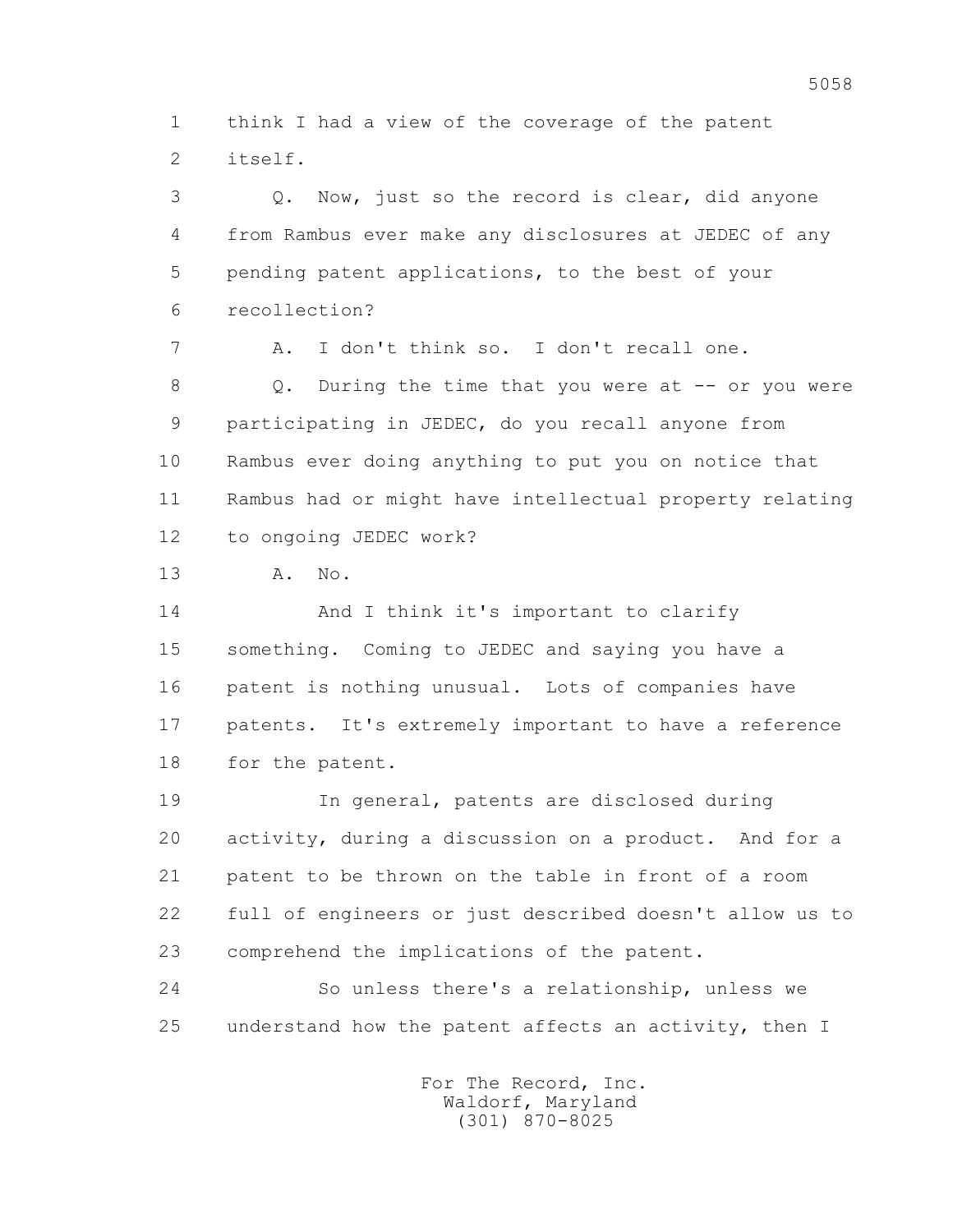1 think I had a view of the coverage of the patent
2 itself.

3 Q. Now, just so the record is clear, did anyone
4 from Rambus ever make any disclosures at JEDEC of any
5 pending patent applications, to the best of your
6 recollection?

7 A. I don't think so. I don't recall one.

8 Q. During the time that you were at -- or you were
9 participating in JEDEC, do you recall anyone from
10 Rambus ever doing anything to put you on notice that
11 Rambus had or might have intellectual property relating
12 to ongoing JEDEC work?

13 A. No.

14 And I think it's important to clarify
15 something. Coming to JEDEC and saying you have a
16 patent is nothing unusual. Lots of companies have
17 patents. It's extremely important to have a reference
18 for the patent.

19 In general, patents are disclosed during
20 activity, during a discussion on a product. And for a
21 patent to be thrown on the table in front of a room
22 full of engineers or just described doesn't allow us to
23 comprehend the implications of the patent.

24 So unless there's a relationship, unless we
25 understand how the patent affects an activity, then I

For The Record, Inc.
Waldorf, Maryland
(301) 870-8025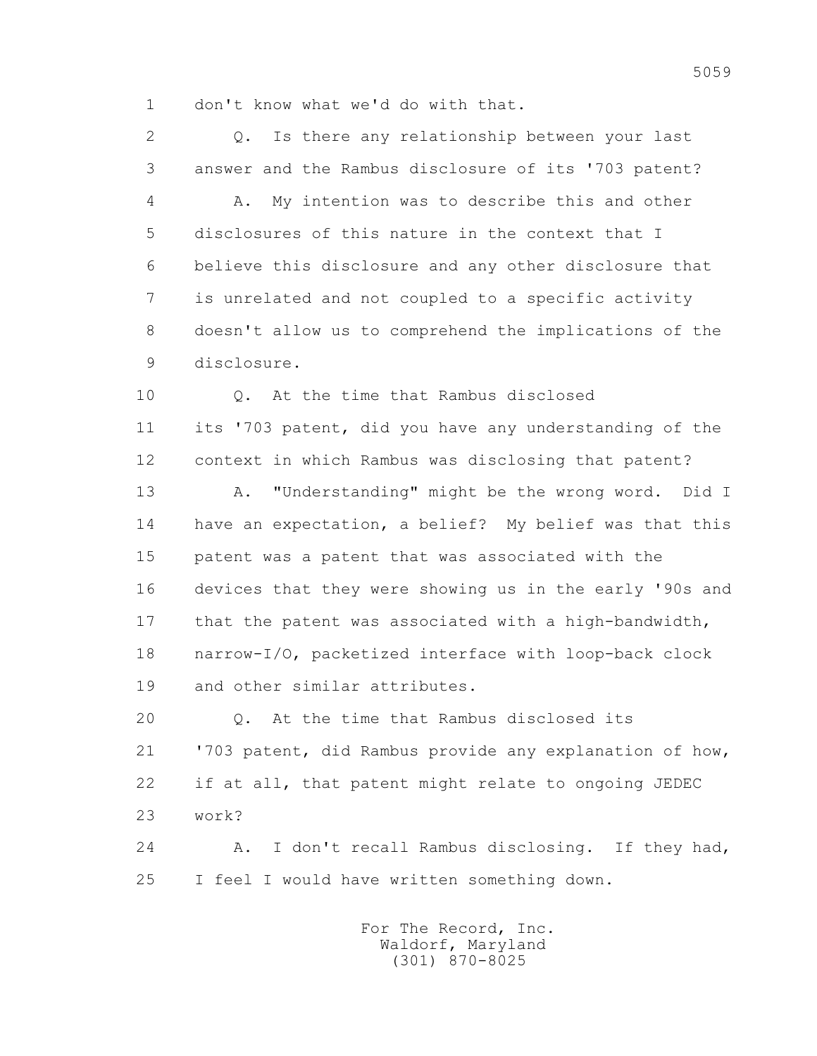1 don't know what we'd do with that.

2 Q. Is there any relationship between your last
3 answer and the Rambus disclosure of its '703 patent?

4 A. My intention was to describe this and other
5 disclosures of this nature in the context that I
6 believe this disclosure and any other disclosure that
7 is unrelated and not coupled to a specific activity
8 doesn't allow us to comprehend the implications of the
9 disclosure.

10 Q. At the time that Rambus disclosed
11 its '703 patent, did you have any understanding of the
12 context in which Rambus was disclosing that patent?

13 A. "Understanding" might be the wrong word. Did I
14 have an expectation, a belief? My belief was that this
15 patent was a patent that was associated with the
16 devices that they were showing us in the early '90s and
17 that the patent was associated with a high-bandwidth,
18 narrow-I/O, packetized interface with loop-back clock
19 and other similar attributes.

20 Q. At the time that Rambus disclosed its
21 '703 patent, did Rambus provide any explanation of how,
22 if at all, that patent might relate to ongoing JEDEC
23 work?

24 A. I don't recall Rambus disclosing. If they had,
25 I feel I would have written something down.

For The Record, Inc.
Waldorf, Maryland
(301) 870-8025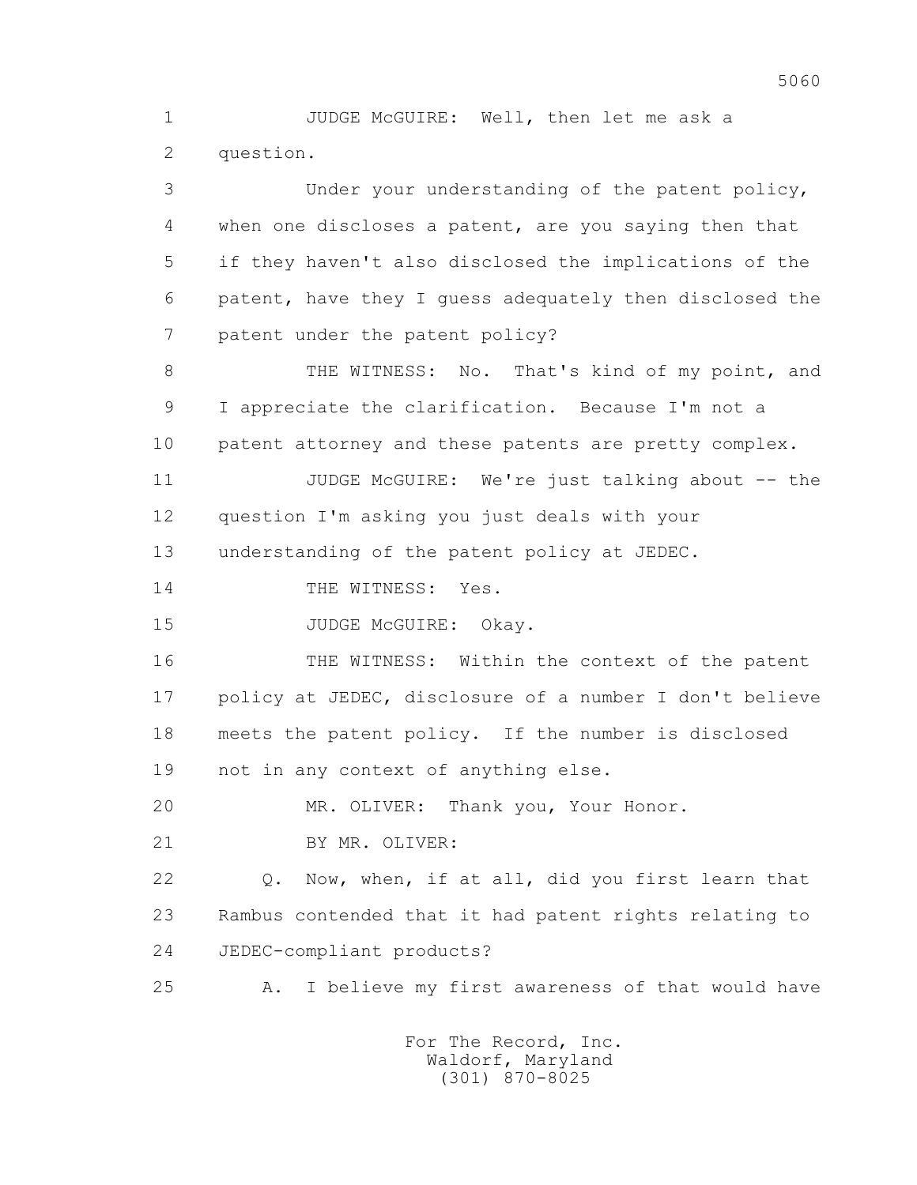1 JUDGE McGUIRE: Well, then let me ask a
2 question.

3 Under your understanding of the patent policy,
4 when one discloses a patent, are you saying then that
5 if they haven't also disclosed the implications of the
6 patent, have they I guess adequately then disclosed the
7 patent under the patent policy?

8 THE WITNESS: No. That's kind of my point, and
9 I appreciate the clarification. Because I'm not a
10 patent attorney and these patents are pretty complex.

11 JUDGE McGUIRE: We're just talking about -- the
12 question I'm asking you just deals with your
13 understanding of the patent policy at JEDEC.

14 THE WITNESS: Yes.

15 JUDGE McGUIRE: Okay.

16 THE WITNESS: Within the context of the patent
17 policy at JEDEC, disclosure of a number I don't believe
18 meets the patent policy. If the number is disclosed
19 not in any context of anything else.

20 MR. OLIVER: Thank you, Your Honor.

21 BY MR. OLIVER:

22 Q. Now, when, if at all, did you first learn that
23 Rambus contended that it had patent rights relating to
24 JEDEC-compliant products?

25 A. I believe my first awareness of that would have

For The Record, Inc.
Waldorf, Maryland
(301) 870-8025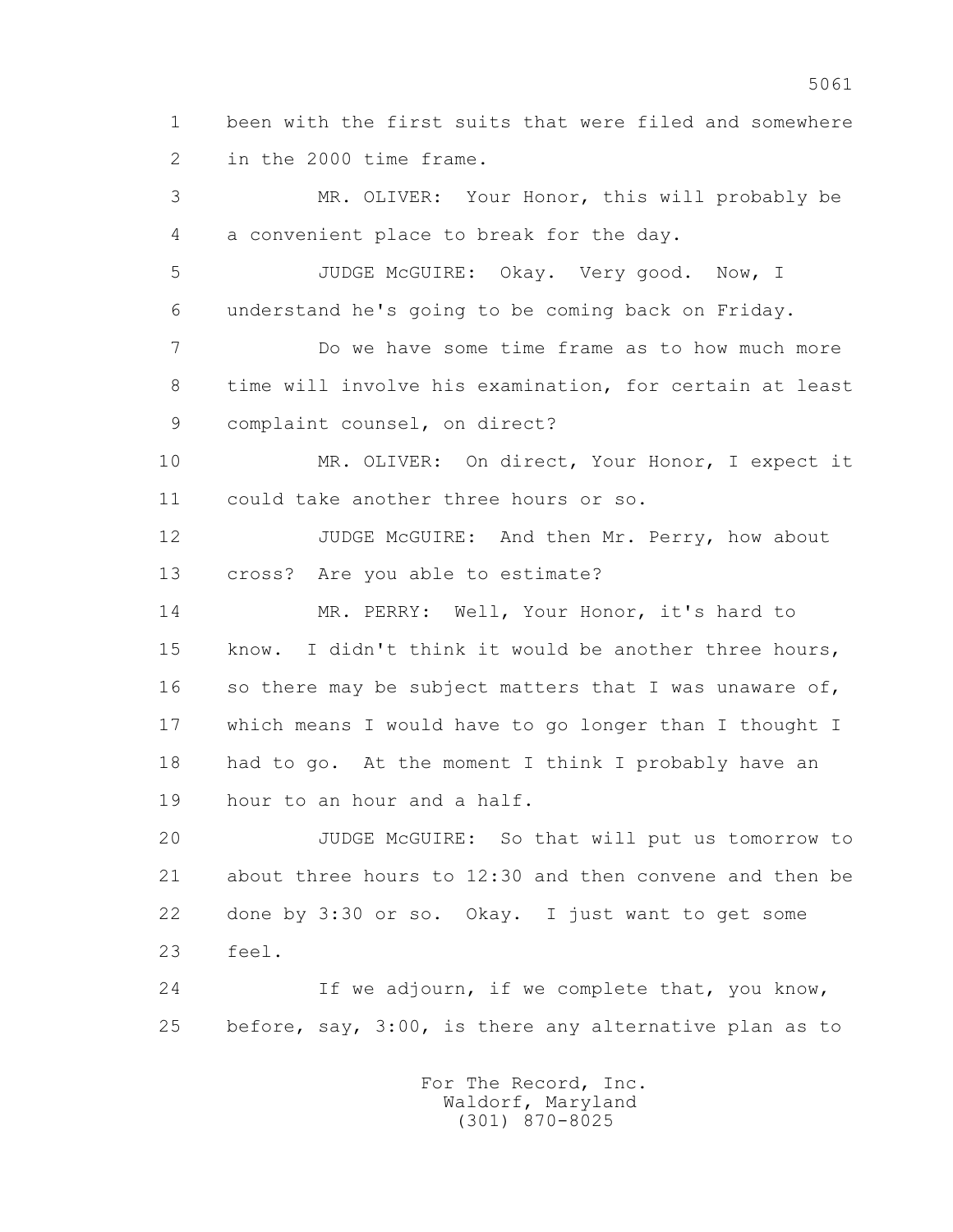1 been with the first suits that were filed and somewhere
2 in the 2000 time frame.

3 MR. OLIVER: Your Honor, this will probably be
4 a convenient place to break for the day.

5 JUDGE McGUIRE: Okay. Very good. Now, I
6 understand he's going to be coming back on Friday.

7 Do we have some time frame as to how much more
8 time will involve his examination, for certain at least
9 complaint counsel, on direct?

10 MR. OLIVER: On direct, Your Honor, I expect it
11 could take another three hours or so.

12 JUDGE McGUIRE: And then Mr. Perry, how about
13 cross? Are you able to estimate?

14 MR. PERRY: Well, Your Honor, it's hard to
15 know. I didn't think it would be another three hours,
16 so there may be subject matters that I was unaware of,
17 which means I would have to go longer than I thought I
18 had to go. At the moment I think I probably have an
19 hour to an hour and a half.

20 JUDGE McGUIRE: So that will put us tomorrow to
21 about three hours to 12:30 and then convene and then be
22 done by 3:30 or so. Okay. I just want to get some
23 feel.

24 If we adjourn, if we complete that, you know,
25 before, say, 3:00, is there any alternative plan as to

For The Record, Inc.
Waldorf, Maryland
(301) 870-8025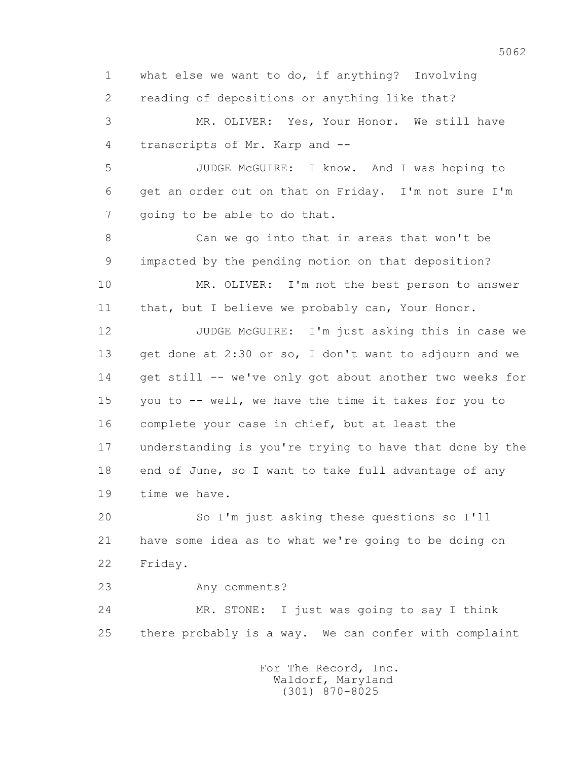1 what else we want to do, if anything? Involving
2 reading of depositions or anything like that?
3 MR. OLIVER: Yes, Your Honor. We still have
4 transcripts of Mr. Karp and --
5 JUDGE McGUIRE: I know. And I was hoping to
6 get an order out on that on Friday. I'm not sure I'm
7 going to be able to do that.
8 Can we go into that in areas that won't be
9 impacted by the pending motion on that deposition?
10 MR. OLIVER: I'm not the best person to answer
11 that, but I believe we probably can, Your Honor.
12 JUDGE McGUIRE: I'm just asking this in case we
13 get done at 2:30 or so, I don't want to adjourn and we
14 get still -- we've only got about another two weeks for
15 you to -- well, we have the time it takes for you to
16 complete your case in chief, but at least the
17 understanding is you're trying to have that done by the
18 end of June, so I want to take full advantage of any
19 time we have.
20 So I'm just asking these questions so I'll
21 have some idea as to what we're going to be doing on
22 Friday.
23 Any comments?
24 MR. STONE: I just was going to say I think
25 there probably is a way. We can confer with complaint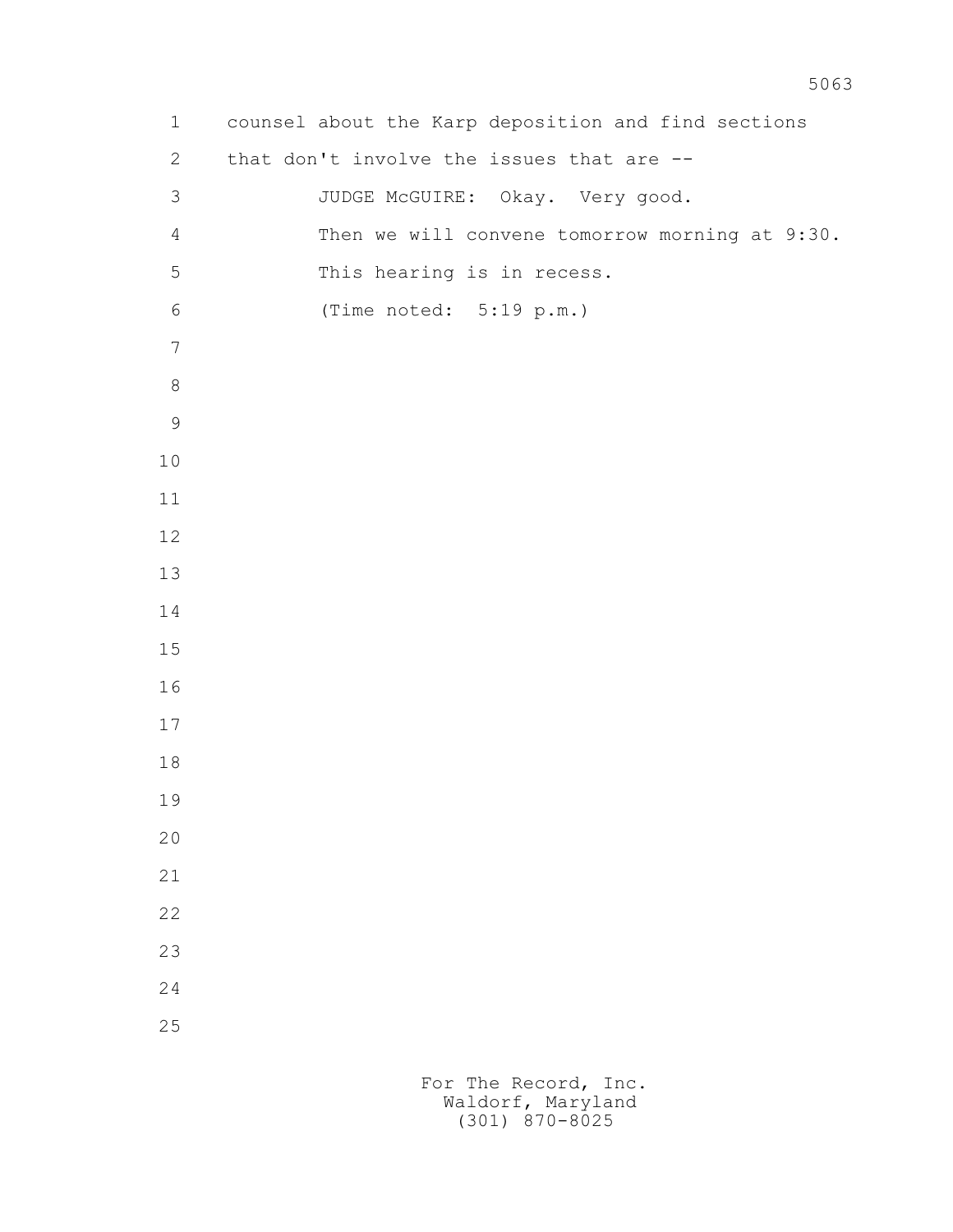counsel about the Karp deposition and find sections that don't involve the issues that are --

JUDGE McGUIRE: Okay. Very good.

Then we will convene tomorrow morning at 9:30.

This hearing is in recess.

(Time noted: 5:19 p.m.)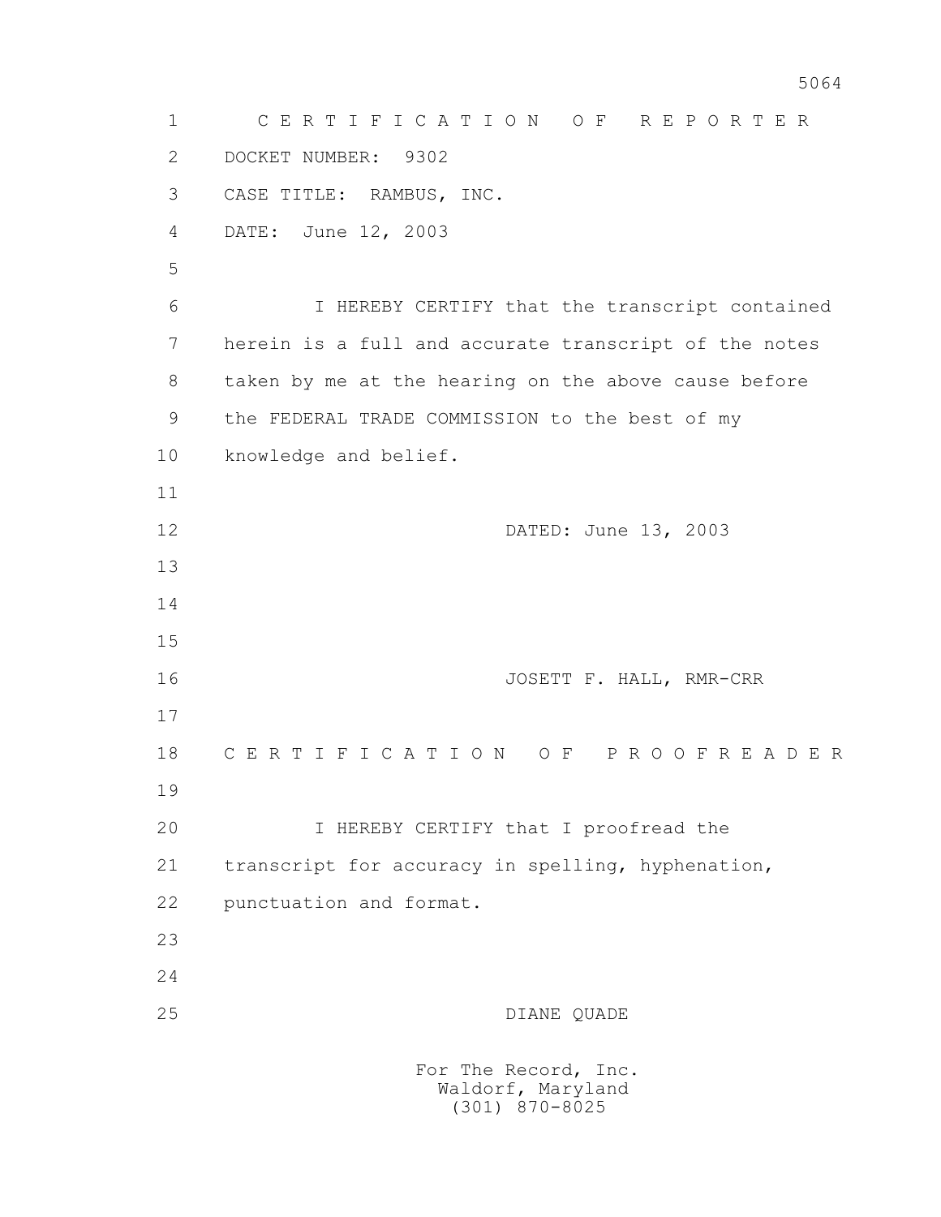# C E R T I F I C A T I O N   O F   R E P O R T E R

DOCKET NUMBER: 9302

CASE TITLE: RAMBUS, INC.

DATE: June 12, 2003

I HEREBY CERTIFY that the transcript contained herein is a full and accurate transcript of the notes taken by me at the hearing on the above cause before the FEDERAL TRADE COMMISSION to the best of my knowledge and belief.

DATED: June 13, 2003

JOSETT F. HALL, RMR-CRR

# C E R T I F I C A T I O N   O F   P R O O F R E A D E R

I HEREBY CERTIFY that I proofread the transcript for accuracy in spelling, hyphenation, punctuation and format.

DIANE QUADE

For The Record, Inc.
Waldorf, Maryland
(301) 870-8025